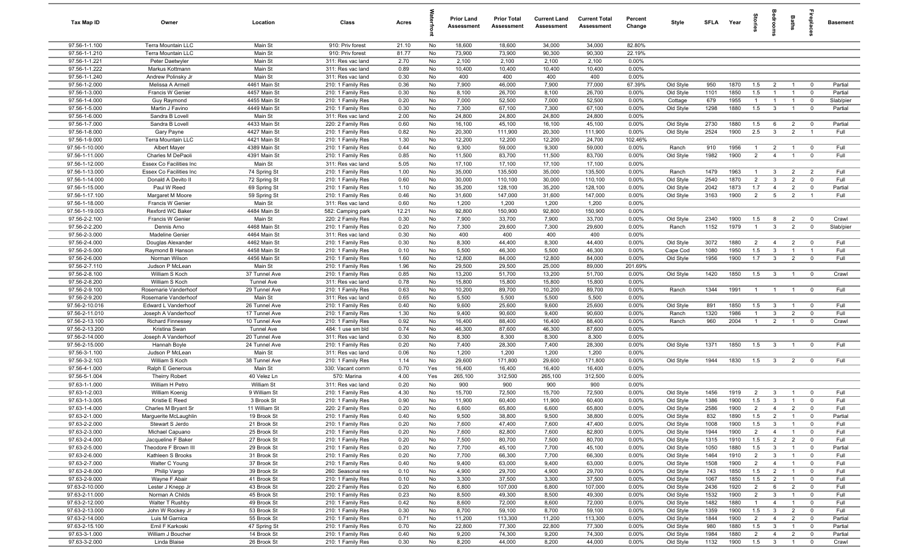| Tax Map ID | Owner | Location | Class | Acres | Waterfront | Prior Land Assessment | Prior Total Assessment | Current Land Assessment | Current Total Assessment | Percent Change | Style | SFLA | Year | Stories | Bedrooms | Baths | Fireplaces | Basement |
|---|---|---|---|---|---|---|---|---|---|---|---|---|---|---|---|---|---|---|
| 97.56-1-1.100 | Terra Mountain LLC | Main St | 910: Priv forest | 21.10 | No | 18,600 | 18,600 | 34,000 | 34,000 | 82.80% | | | | | | | | |
| 97.56-1-1.210 | Terra Mountain LLC | Main St | 910: Priv forest | 81.77 | No | 73,900 | 73,900 | 90,300 | 90,300 | 22.19% | | | | | | | | |
| 97.56-1-1.221 | Peter Daetwyler | Main St | 311: Res vac land | 2.70 | No | 2,100 | 2,100 | 2,100 | 2,100 | 0.00% | | | | | | | | |
| 97.56-1-1.222 | Markus Kottmann | Main St | 311: Res vac land | 0.89 | No | 10,400 | 10,400 | 10,400 | 10,400 | 0.00% | | | | | | | | |
| 97.56-1-1.240 | Andrew Polinsky Jr | Main St | 311: Res vac land | 0.30 | No | 400 | 400 | 400 | 400 | 0.00% | | | | | | | | |
| 97.56-1-2.000 | Melissa A Armell | 4461 Main St | 210: 1 Family Res | 0.36 | No | 7,900 | 46,000 | 7,900 | 77,000 | 67.39% | Old Style | 950 | 1870 | 1.5 | 2 | 1 | 0 | Partial |
| 97.56-1-3.000 | Francis W Genier | 4457 Main St | 210: 1 Family Res | 0.30 | No | 8,100 | 26,700 | 8,100 | 26,700 | 0.00% | Old Style | 1101 | 1850 | 1.5 | 1 | 1 | 0 | Partial |
| 97.56-1-4.000 | Guy Raymond | 4455 Main St | 210: 1 Family Res | 0.20 | No | 7,000 | 52,500 | 7,000 | 52,500 | 0.00% | Cottage | 679 | 1955 | 1 | 1 | 1 | 0 | Slab/pier |
| 97.56-1-5.000 | Martin J Favino | 4449 Main St | 210: 1 Family Res | 0.30 | No | 7,300 | 67,100 | 7,300 | 67,100 | 0.00% | Old Style | 1298 | 1880 | 1.5 | 3 | 1 | 0 | Partial |
| 97.56-1-6.000 | Sandra B Lovell | Main St | 311: Res vac land | 2.00 | No | 24,800 | 24,800 | 24,800 | 24,800 | 0.00% | | | | | | | | |
| 97.56-1-7.000 | Sandra B Lovell | 4433 Main St | 220: 2 Family Res | 0.60 | No | 16,100 | 45,100 | 16,100 | 45,100 | 0.00% | Old Style | 2730 | 1880 | 1.5 | 6 | 2 | 0 | Partial |
| 97.56-1-8.000 | Gary Payne | 4427 Main St | 210: 1 Family Res | 0.82 | No | 20,300 | 111,900 | 20,300 | 111,900 | 0.00% | Old Style | 2524 | 1900 | 2.5 | 3 | 2 | 1 | Full |
| 97.56-1-9.000 | Terra Mountain LLC | 4421 Main St | 210: 1 Family Res | 1.30 | No | 12,200 | 12,200 | 12,200 | 24,700 | 102.46% | | | | | | | | |
| 97.56-1-10.000 | Albert Mayer | 4389 Main St | 210: 1 Family Res | 0.44 | No | 9,300 | 59,000 | 9,300 | 59,000 | 0.00% | Ranch | 910 | 1956 | 1 | 2 | 1 | 0 | Full |
| 97.56-1-11.000 | Charles M DePaoli | 4391 Main St | 210: 1 Family Res | 0.85 | No | 11,500 | 83,700 | 11,500 | 83,700 | 0.00% | Old Style | 1982 | 1900 | 2 | 4 | 1 | 0 | Full |
| 97.56-1-12.000 | Essex Co Facilities Inc | Main St | 311: Res vac land | 5.05 | No | 17,100 | 17,100 | 17,100 | 17,100 | 0.00% | | | | | | | | |
| 97.56-1-13.000 | Essex Co Facilities Inc | 74 Spring St | 210: 1 Family Res | 1.00 | No | 35,000 | 135,500 | 35,000 | 135,500 | 0.00% | Ranch | 1479 | 1963 | 1 | 3 | 2 | 2 | Full |
| 97.56-1-14.000 | Donald A Devito II | 72 Spring St | 210: 1 Family Res | 0.60 | No | 30,000 | 110,100 | 30,000 | 110,100 | 0.00% | Old Style | 2540 | 1870 | 2 | 3 | 2 | 0 | Full |
| 97.56-1-15.000 | Paul W Reed | 69 Spring St | 210: 1 Family Res | 1.10 | No | 35,200 | 128,100 | 35,200 | 128,100 | 0.00% | Old Style | 2042 | 1873 | 1.7 | 4 | 2 | 0 | Partial |
| 97.56-1-17.100 | Margaret M Moore | 59 Spring St | 210: 1 Family Res | 0.46 | No | 31,600 | 147,000 | 31,600 | 147,000 | 0.00% | Old Style | 3163 | 1900 | 2 | 5 | 2 | 1 | Full |
| 97.56-1-18.000 | Francis W Genier | Main St | 311: Res vac land | 0.60 | No | 1,200 | 1,200 | 1,200 | 1,200 | 0.00% | | | | | | | | |
| 97.56-1-19.003 | Rexford WC Baker | 4484 Main St | 582: Camping park | 12.21 | No | 92,800 | 150,900 | 92,800 | 150,900 | 0.00% | | | | | | | | |
| 97.56-2-2.100 | Francis W Genier | Main St | 220: 2 Family Res | 0.30 | No | 7,900 | 33,700 | 7,900 | 33,700 | 0.00% | Old Style | 2340 | 1900 | 1.5 | 8 | 2 | 0 | Crawl |
| 97.56-2-2.200 | Dennis Arno | 4468 Main St | 210: 1 Family Res | 0.20 | No | 7,300 | 29,600 | 7,300 | 29,600 | 0.00% | Ranch | 1152 | 1979 | 1 | 3 | 2 | 0 | Slab/pier |
| 97.56-2-3.000 | Madeline Genier | 4464 Main St | 311: Res vac land | 0.30 | No | 400 | 400 | 400 | 400 | 0.00% | | | | | | | | |
| 97.56-2-4.000 | Douglas Alexander | 4462 Main St | 210: 1 Family Res | 0.30 | No | 8,300 | 44,400 | 8,300 | 44,400 | 0.00% | Old Style | 3072 | 1880 | 2 | 4 | 2 | 0 | Full |
| 97.56-2-5.000 | Raymond B Hanson | 4458 Main St | 210: 1 Family Res | 0.10 | No | 5,500 | 46,300 | 5,500 | 46,300 | 0.00% | Cape Cod | 1080 | 1950 | 1.5 | 3 | 1 | 1 | Full |
| 97.56-2-6.000 | Norman Wilson | 4456 Main St | 210: 1 Family Res | 1.60 | No | 12,800 | 84,000 | 12,800 | 84,000 | 0.00% | Old Style | 1956 | 1900 | 1.7 | 3 | 2 | 0 | Full |
| 97.56-2-7.110 | Judson P McLean | Main St | 210: 1 Family Res | 1.96 | No | 29,500 | 29,500 | 25,000 | 89,000 | 201.69% | | | | | | | | |
| 97.56-2-8.100 | William S Koch | 37 Tunnel Ave | 210: 1 Family Res | 0.85 | No | 13,200 | 51,700 | 13,200 | 51,700 | 0.00% | Old Style | 1420 | 1850 | 1.5 | 3 | 1 | 0 | Crawl |
| 97.56-2-8.200 | William S Koch | Tunnel Ave | 311: Res vac land | 0.78 | No | 15,800 | 15,800 | 15,800 | 15,800 | 0.00% | | | | | | | | |
| 97.56-2-9.100 | Rosemarie Vanderhoof | 29 Tunnel Ave | 210: 1 Family Res | 0.63 | No | 10,200 | 89,700 | 10,200 | 89,700 | 0.00% | Ranch | 1344 | 1991 | 1 | 1 | 1 | 0 | Full |
| 97.56-2-9.200 | Rosemarie Vanderhoof | Main St | 311: Res vac land | 0.65 | No | 5,500 | 5,500 | 5,500 | 5,500 | 0.00% | | | | | | | | |
| 97.56-2-10.016 | Edward L Vanderhoof | 26 Tunnel Ave | 210: 1 Family Res | 0.40 | No | 9,600 | 25,600 | 9,600 | 25,600 | 0.00% | Old Style | 891 | 1850 | 1.5 | 3 | 1 | 0 | Full |
| 97.56-2-11.010 | Joseph A Vanderhoof | 17 Tunnel Ave | 210: 1 Family Res | 1.30 | No | 9,400 | 90,600 | 9,400 | 90,600 | 0.00% | Ranch | 1320 | 1986 | 1 | 3 | 2 | 0 | Full |
| 97.56-2-13.100 | Richard Finnessey | 10 Tunnel Ave | 210: 1 Family Res | 0.92 | No | 16,400 | 88,400 | 16,400 | 88,400 | 0.00% | Ranch | 960 | 2004 | 1 | 2 | 1 | 0 | Crawl |
| 97.56-2-13.200 | Kristina Swan | Tunnel Ave | 484: 1 use sm bld | 0.74 | No | 46,300 | 87,600 | 46,300 | 87,600 | 0.00% | | | | | | | | |
| 97.56-2-14.000 | Joseph A Vanderhoof | 20 Tunnel Ave | 311: Res vac land | 0.30 | No | 8,300 | 8,300 | 8,300 | 8,300 | 0.00% | | | | | | | | |
| 97.56-2-15.000 | Hannah Boyle | 24 Tunnel Ave | 210: 1 Family Res | 0.20 | No | 7,400 | 28,300 | 7,400 | 28,300 | 0.00% | Old Style | 1371 | 1850 | 1.5 | 3 | 1 | 0 | Full |
| 97.56-3-1.100 | Judson P McLean | Main St | 311: Res vac land | 0.06 | No | 1,200 | 1,200 | 1,200 | 1,200 | 0.00% | | | | | | | | |
| 97.56-3-2.103 | William S Koch | 38 Tunnel Ave | 210: 1 Family Res | 1.14 | No | 29,600 | 171,800 | 29,600 | 171,800 | 0.00% | Old Style | 1944 | 1830 | 1.5 | 3 | 2 | 0 | Full |
| 97.56-4-1.000 | Ralph E Generous | Main St | 330: Vacant comm | 0.70 | Yes | 16,400 | 16,400 | 16,400 | 16,400 | 0.00% | | | | | | | | |
| 97.56-5-1.004 | Theirry Robert | 40 Velez Ln | 570: Marina | 4.00 | Yes | 265,100 | 312,500 | 265,100 | 312,500 | 0.00% | | | | | | | | |
| 97.63-1-1.000 | William H Petro | William St | 311: Res vac land | 0.20 | No | 900 | 900 | 900 | 900 | 0.00% | | | | | | | | |
| 97.63-1-2.003 | William Koenig | 9 William St | 210: 1 Family Res | 4.30 | No | 15,700 | 72,500 | 15,700 | 72,500 | 0.00% | Old Style | 1456 | 1919 | 2 | 3 | 1 | 0 | Full |
| 97.63-1-3.005 | Kristie E Reed | 3 Brook St | 210: 1 Family Res | 0.90 | No | 11,900 | 60,400 | 11,900 | 60,400 | 0.00% | Old Style | 1386 | 1900 | 1.5 | 3 | 1 | 0 | Full |
| 97.63-1-4.000 | Charles M Bryant Sr | 11 William St | 220: 2 Family Res | 0.20 | No | 6,600 | 65,800 | 6,600 | 65,800 | 0.00% | Old Style | 2586 | 1900 | 2 | 4 | 2 | 0 | Full |
| 97.63-2-1.000 | Marguerite McLaughlin | 19 Brook St | 210: 1 Family Res | 0.40 | No | 9,500 | 38,800 | 9,500 | 38,800 | 0.00% | Old Style | 832 | 1890 | 1.5 | 2 | 1 | 0 | Partial |
| 97.63-2-2.000 | Stewart S Jerdo | 21 Brook St | 210: 1 Family Res | 0.20 | No | 7,600 | 47,400 | 7,600 | 47,400 | 0.00% | Old Style | 1008 | 1900 | 1.5 | 3 | 1 | 0 | Full |
| 97.63-2-3.000 | Michael Capuano | 25 Brook St | 210: 1 Family Res | 0.20 | No | 7,600 | 82,800 | 7,600 | 82,800 | 0.00% | Old Style | 1944 | 1900 | 2 | 4 | 1 | 0 | Full |
| 97.63-2-4.000 | Jacqueline F Baker | 27 Brook St | 210: 1 Family Res | 0.20 | No | 7,500 | 80,700 | 7,500 | 80,700 | 0.00% | Old Style | 1315 | 1910 | 1.5 | 2 | 2 | 0 | Full |
| 97.63-2-5.000 | Theodore F Brown III | 29 Brook St | 210: 1 Family Res | 0.20 | No | 7,700 | 45,100 | 7,700 | 45,100 | 0.00% | Old Style | 1050 | 1880 | 1.5 | 3 | 1 | 0 | Partial |
| 97.63-2-6.000 | Kathleen S Brooks | 31 Brook St | 210: 1 Family Res | 0.20 | No | 7,700 | 66,300 | 7,700 | 66,300 | 0.00% | Old Style | 1464 | 1910 | 2 | 3 | 1 | 0 | Full |
| 97.63-2-7.000 | Walter C Young | 37 Brook St | 210: 1 Family Res | 0.40 | No | 9,400 | 63,000 | 9,400 | 63,000 | 0.00% | Old Style | 1508 | 1900 | 2 | 4 | 1 | 0 | Full |
| 97.63-2-8.000 | Philip Vargo | 39 Brook St | 260: Seasonal res | 0.10 | No | 4,900 | 29,700 | 4,900 | 29,700 | 0.00% | Old Style | 743 | 1850 | 1.5 | 2 | 1 | 0 | Full |
| 97.63-2-9.000 | Wayne F Abair | 41 Brook St | 210: 1 Family Res | 0.10 | No | 3,300 | 37,500 | 3,300 | 37,500 | 0.00% | Old Style | 1067 | 1850 | 1.5 | 2 | 1 | 0 | Full |
| 97.63-2-10.000 | Lester J Knepp Jr | 43 Brook St | 220: 2 Family Res | 0.20 | No | 6,800 | 107,000 | 6,800 | 107,000 | 0.00% | Old Style | 2436 | 1920 | 2 | 6 | 2 | 0 | Full |
| 97.63-2-11.000 | Norman A Childs | 45 Brook St | 210: 1 Family Res | 0.23 | No | 8,500 | 49,300 | 8,500 | 49,300 | 0.00% | Old Style | 1532 | 1900 | 2 | 3 | 1 | 0 | Full |
| 97.63-2-12.000 | Walter T Rushby | 49 Brook St | 210: 1 Family Res | 0.42 | No | 8,600 | 72,000 | 8,600 | 72,000 | 0.00% | Old Style | 1482 | 1880 | 1 | 4 | 1 | 0 | Full |
| 97.63-2-13.000 | John W Rockey Jr | 53 Brook St | 210: 1 Family Res | 0.30 | No | 8,700 | 59,100 | 8,700 | 59,100 | 0.00% | Old Style | 1359 | 1900 | 1.5 | 3 | 2 | 0 | Full |
| 97.63-2-14.000 | Luis M Garnica | 55 Brook St | 210: 1 Family Res | 0.71 | No | 11,200 | 113,300 | 11,200 | 113,300 | 0.00% | Old Style | 1844 | 1900 | 2 | 4 | 2 | 0 | Partial |
| 97.63-2-15.100 | Emil F Karkoski | 47 Spring St | 210: 1 Family Res | 0.70 | No | 22,800 | 77,300 | 22,800 | 77,300 | 0.00% | Old Style | 980 | 1880 | 1.5 | 3 | 1 | 0 | Partial |
| 97.63-3-1.000 | William J Boucher | 14 Brook St | 210: 1 Family Res | 0.40 | No | 9,200 | 74,300 | 9,200 | 74,300 | 0.00% | Old Style | 1984 | 1880 | 2 | 4 | 2 | 0 | Partial |
| 97.63-3-2.000 | Linda Blaise | 26 Brook St | 210: 1 Family Res | 0.30 | No | 8,200 | 44,000 | 8,200 | 44,000 | 0.00% | Old Style | 1132 | 1900 | 1.5 | 3 | 1 | 0 | Crawl |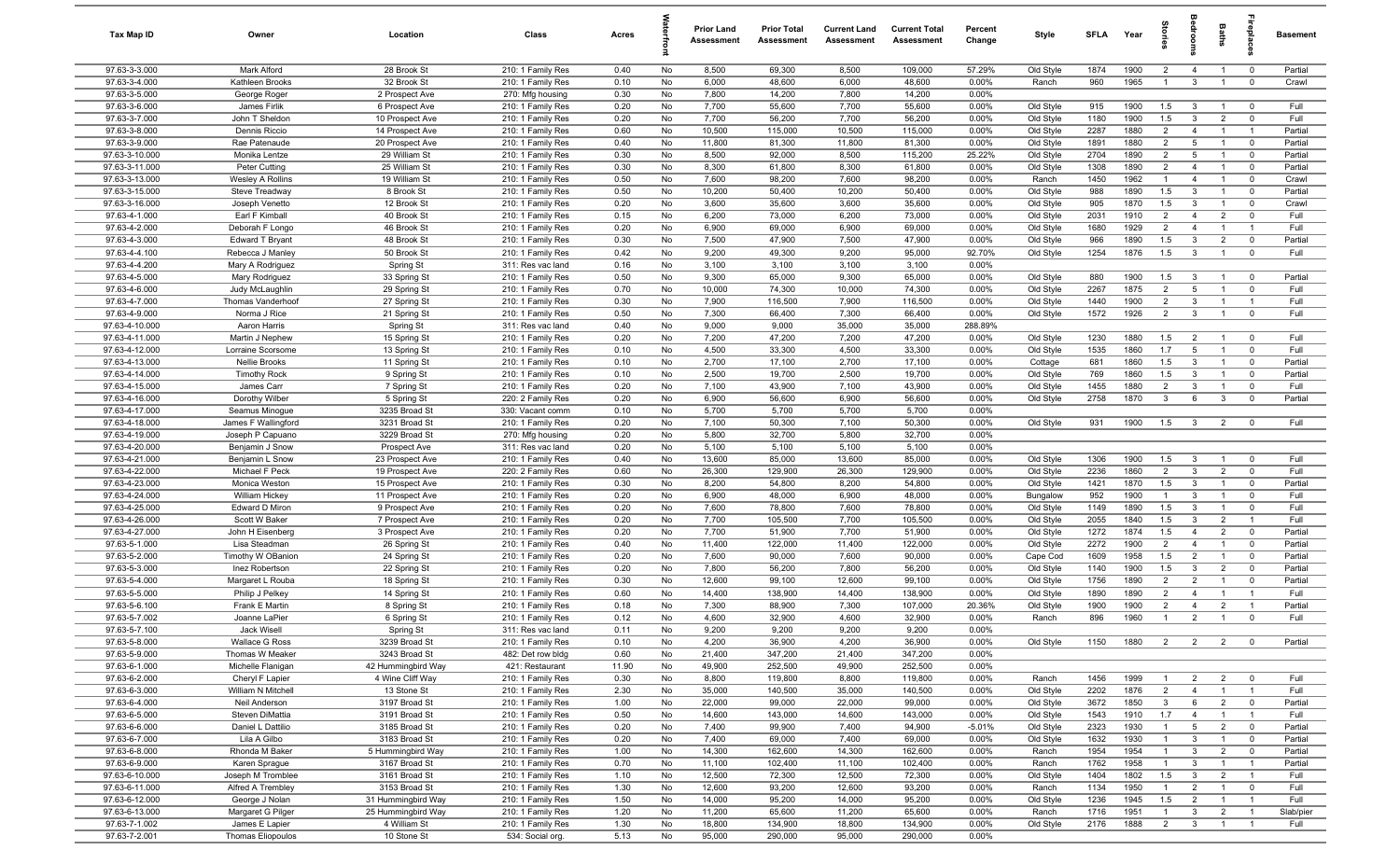| Tax Map ID | Owner | Location | Class | Acres | Waterfront | Prior Land Assessment | Prior Total Assessment | Current Land Assessment | Current Total Assessment | Percent Change | Style | SFLA | Year | Stories | Bedrooms | Baths | Fireplaces | Basement |
|---|---|---|---|---|---|---|---|---|---|---|---|---|---|---|---|---|---|---|
| 97.63-3-3.000 | Mark Alford | 28 Brook St | 210: 1 Family Res | 0.40 | No | 8,500 | 69,300 | 8,500 | 109,000 | 57.29% | Old Style | 1874 | 1900 | 2 | 4 | 1 | 0 | Partial |
| 97.63-3-4.000 | Kathleen Brooks | 32 Brook St | 210: 1 Family Res | 0.10 | No | 6,000 | 48,600 | 6,000 | 48,600 | 0.00% | Ranch | 960 | 1965 | 1 | 3 | 1 | 0 | Crawl |
| 97.63-3-5.000 | George Roger | 2 Prospect Ave | 270: Mfg housing | 0.30 | No | 7,800 | 14,200 | 7,800 | 14,200 | 0.00% | | | | | | | | |
| 97.63-3-6.000 | James Firlik | 6 Prospect Ave | 210: 1 Family Res | 0.20 | No | 7,700 | 55,600 | 7,700 | 55,600 | 0.00% | Old Style | 915 | 1900 | 1.5 | 3 | 1 | 0 | Full |
| 97.63-3-7.000 | John T Sheldon | 10 Prospect Ave | 210: 1 Family Res | 0.20 | No | 7,700 | 56,200 | 7,700 | 56,200 | 0.00% | Old Style | 1180 | 1900 | 1.5 | 3 | 2 | 0 | Full |
| 97.63-3-8.000 | Dennis Riccio | 14 Prospect Ave | 210: 1 Family Res | 0.60 | No | 10,500 | 115,000 | 10,500 | 115,000 | 0.00% | Old Style | 2287 | 1880 | 2 | 4 | 1 | 1 | Partial |
| 97.63-3-9.000 | Rae Patenaude | 20 Prospect Ave | 210: 1 Family Res | 0.40 | No | 11,800 | 81,300 | 11,800 | 81,300 | 0.00% | Old Style | 1891 | 1880 | 2 | 5 | 1 | 0 | Partial |
| 97.63-3-10.000 | Monika Lentze | 29 William St | 210: 1 Family Res | 0.30 | No | 8,500 | 92,000 | 8,500 | 115,200 | 25.22% | Old Style | 2704 | 1890 | 2 | 5 | 1 | 0 | Partial |
| 97.63-3-11.000 | Peter Cutting | 25 William St | 210: 1 Family Res | 0.30 | No | 8,300 | 61,800 | 8,300 | 61,800 | 0.00% | Old Style | 1308 | 1890 | 2 | 4 | 1 | 0 | Partial |
| 97.63-3-13.000 | Wesley A Rollins | 19 William St | 210: 1 Family Res | 0.50 | No | 7,600 | 98,200 | 7,600 | 98,200 | 0.00% | Ranch | 1450 | 1962 | 1 | 4 | 1 | 0 | Crawl |
| 97.63-3-15.000 | Steve Treadway | 8 Brook St | 210: 1 Family Res | 0.50 | No | 10,200 | 50,400 | 10,200 | 50,400 | 0.00% | Old Style | 988 | 1890 | 1.5 | 3 | 1 | 0 | Partial |
| 97.63-3-16.000 | Joseph Venetto | 12 Brook St | 210: 1 Family Res | 0.20 | No | 3,600 | 35,600 | 3,600 | 35,600 | 0.00% | Old Style | 905 | 1870 | 1.5 | 3 | 1 | 0 | Crawl |
| 97.63-4-1.000 | Earl F Kimball | 40 Brook St | 210: 1 Family Res | 0.15 | No | 6,200 | 73,000 | 6,200 | 73,000 | 0.00% | Old Style | 2031 | 1910 | 2 | 4 | 2 | 0 | Full |
| 97.63-4-2.000 | Deborah F Longo | 46 Brook St | 210: 1 Family Res | 0.20 | No | 6,900 | 69,000 | 6,900 | 69,000 | 0.00% | Old Style | 1680 | 1929 | 2 | 4 | 1 | 1 | Full |
| 97.63-4-3.000 | Edward T Bryant | 48 Brook St | 210: 1 Family Res | 0.30 | No | 7,500 | 47,900 | 7,500 | 47,900 | 0.00% | Old Style | 966 | 1890 | 1.5 | 3 | 2 | 0 | Partial |
| 97.63-4-4.100 | Rebecca J Manley | 50 Brook St | 210: 1 Family Res | 0.42 | No | 9,200 | 49,300 | 9,200 | 95,000 | 92.70% | Old Style | 1254 | 1876 | 1.5 | 3 | 1 | 0 | Full |
| 97.63-4-4.200 | Mary A Rodriguez | Spring St | 311: Res vac land | 0.16 | No | 3,100 | 3,100 | 3,100 | 3,100 | 0.00% | | | | | | | | |
| 97.63-4-5.000 | Mary Rodriguez | 33 Spring St | 210: 1 Family Res | 0.50 | No | 9,300 | 65,000 | 9,300 | 65,000 | 0.00% | Old Style | 880 | 1900 | 1.5 | 3 | 1 | 0 | Partial |
| 97.63-4-6.000 | Judy McLaughlin | 29 Spring St | 210: 1 Family Res | 0.70 | No | 10,000 | 74,300 | 10,000 | 74,300 | 0.00% | Old Style | 2267 | 1875 | 2 | 5 | 1 | 0 | Full |
| 97.63-4-7.000 | Thomas Vanderhoof | 27 Spring St | 210: 1 Family Res | 0.30 | No | 7,900 | 116,500 | 7,900 | 116,500 | 0.00% | Old Style | 1440 | 1900 | 2 | 3 | 1 | 1 | Full |
| 97.63-4-9.000 | Norma J Rice | 21 Spring St | 210: 1 Family Res | 0.50 | No | 7,300 | 66,400 | 7,300 | 66,400 | 0.00% | Old Style | 1572 | 1926 | 2 | 3 | 1 | 0 | Full |
| 97.63-4-10.000 | Aaron Harris | Spring St | 311: Res vac land | 0.40 | No | 9,000 | 9,000 | 35,000 | 35,000 | 288.89% | | | | | | | | |
| 97.63-4-11.000 | Martin J Nephew | 15 Spring St | 210: 1 Family Res | 0.20 | No | 7,200 | 47,200 | 7,200 | 47,200 | 0.00% | Old Style | 1230 | 1880 | 1.5 | 2 | 1 | 0 | Full |
| 97.63-4-12.000 | Lorraine Scorsome | 13 Spring St | 210: 1 Family Res | 0.10 | No | 4,500 | 33,300 | 4,500 | 33,300 | 0.00% | Old Style | 1535 | 1860 | 1.7 | 5 | 1 | 0 | Full |
| 97.63-4-13.000 | Nellie Brooks | 11 Spring St | 210: 1 Family Res | 0.10 | No | 2,700 | 17,100 | 2,700 | 17,100 | 0.00% | Cottage | 681 | 1860 | 1.5 | 3 | 1 | 0 | Partial |
| 97.63-4-14.000 | Timothy Rock | 9 Spring St | 210: 1 Family Res | 0.10 | No | 2,500 | 19,700 | 2,500 | 19,700 | 0.00% | Old Style | 769 | 1860 | 1.5 | 3 | 1 | 0 | Partial |
| 97.63-4-15.000 | James Carr | 7 Spring St | 210: 1 Family Res | 0.20 | No | 7,100 | 43,900 | 7,100 | 43,900 | 0.00% | Old Style | 1455 | 1880 | 2 | 3 | 1 | 0 | Full |
| 97.63-4-16.000 | Dorothy Wilber | 5 Spring St | 220: 2 Family Res | 0.20 | No | 6,900 | 56,600 | 6,900 | 56,600 | 0.00% | Old Style | 2758 | 1870 | 3 | 6 | 3 | 0 | Partial |
| 97.63-4-17.000 | Seamus Minogue | 3235 Broad St | 330: Vacant comm | 0.10 | No | 5,700 | 5,700 | 5,700 | 5,700 | 0.00% | | | | | | | | |
| 97.63-4-18.000 | James F Wallingford | 3231 Broad St | 210: 1 Family Res | 0.20 | No | 7,100 | 50,300 | 7,100 | 50,300 | 0.00% | Old Style | 931 | 1900 | 1.5 | 3 | 2 | 0 | Full |
| 97.63-4-19.000 | Joseph P Capuano | 3229 Broad St | 270: Mfg housing | 0.20 | No | 5,800 | 32,700 | 5,800 | 32,700 | 0.00% | | | | | | | | |
| 97.63-4-20.000 | Benjamin J Snow | Prospect Ave | 311: Res vac land | 0.20 | No | 5,100 | 5,100 | 5,100 | 5,100 | 0.00% | | | | | | | | |
| 97.63-4-21.000 | Benjamin L Snow | 23 Prospect Ave | 210: 1 Family Res | 0.40 | No | 13,600 | 85,000 | 13,600 | 85,000 | 0.00% | Old Style | 1306 | 1900 | 1.5 | 3 | 1 | 0 | Full |
| 97.63-4-22.000 | Michael F Peck | 19 Prospect Ave | 220: 2 Family Res | 0.60 | No | 26,300 | 129,900 | 26,300 | 129,900 | 0.00% | Old Style | 2236 | 1860 | 2 | 3 | 2 | 0 | Full |
| 97.63-4-23.000 | Monica Weston | 15 Prospect Ave | 210: 1 Family Res | 0.30 | No | 8,200 | 54,800 | 8,200 | 54,800 | 0.00% | Old Style | 1421 | 1870 | 1.5 | 3 | 1 | 0 | Partial |
| 97.63-4-24.000 | William Hickey | 11 Prospect Ave | 210: 1 Family Res | 0.20 | No | 6,900 | 48,000 | 6,900 | 48,000 | 0.00% | Bungalow | 952 | 1900 | 1 | 3 | 1 | 0 | Full |
| 97.63-4-25.000 | Edward D Miron | 9 Prospect Ave | 210: 1 Family Res | 0.20 | No | 7,600 | 78,800 | 7,600 | 78,800 | 0.00% | Old Style | 1149 | 1890 | 1.5 | 3 | 1 | 0 | Full |
| 97.63-4-26.000 | Scott W Baker | 7 Prospect Ave | 210: 1 Family Res | 0.20 | No | 7,700 | 105,500 | 7,700 | 105,500 | 0.00% | Old Style | 2055 | 1840 | 1.5 | 3 | 2 | 1 | Full |
| 97.63-4-27.000 | John H Eisenberg | 3 Prospect Ave | 210: 1 Family Res | 0.20 | No | 7,700 | 51,900 | 7,700 | 51,900 | 0.00% | Old Style | 1272 | 1874 | 1.5 | 4 | 2 | 0 | Partial |
| 97.63-5-1.000 | Lisa Steadman | 26 Spring St | 210: 1 Family Res | 0.40 | No | 11,400 | 122,000 | 11,400 | 122,000 | 0.00% | Old Style | 2272 | 1900 | 2 | 4 | 1 | 0 | Partial |
| 97.63-5-2.000 | Timothy W OBanion | 24 Spring St | 210: 1 Family Res | 0.20 | No | 7,600 | 90,000 | 7,600 | 90,000 | 0.00% | Cape Cod | 1609 | 1958 | 1.5 | 2 | 1 | 0 | Partial |
| 97.63-5-3.000 | Inez Robertson | 22 Spring St | 210: 1 Family Res | 0.20 | No | 7,800 | 56,200 | 7,800 | 56,200 | 0.00% | Old Style | 1140 | 1900 | 1.5 | 3 | 2 | 0 | Partial |
| 97.63-5-4.000 | Margaret L Rouba | 18 Spring St | 210: 1 Family Res | 0.30 | No | 12,600 | 99,100 | 12,600 | 99,100 | 0.00% | Old Style | 1756 | 1890 | 2 | 2 | 1 | 0 | Partial |
| 97.63-5-5.000 | Philip J Pelkey | 14 Spring St | 210: 1 Family Res | 0.60 | No | 14,400 | 138,900 | 14,400 | 138,900 | 0.00% | Old Style | 1890 | 1890 | 2 | 4 | 1 | 1 | Full |
| 97.63-5-6.100 | Frank E Martin | 8 Spring St | 210: 1 Family Res | 0.18 | No | 7,300 | 88,900 | 7,300 | 107,000 | 20.36% | Old Style | 1900 | 1900 | 2 | 4 | 2 | 1 | Partial |
| 97.63-5-7.002 | Joanne LaPier | 6 Spring St | 210: 1 Family Res | 0.12 | No | 4,600 | 32,900 | 4,600 | 32,900 | 0.00% | Ranch | 896 | 1960 | 1 | 2 | 1 | 0 | Full |
| 97.63-5-7.100 | Jack Wisell | Spring St | 311: Res vac land | 0.11 | No | 9,200 | 9,200 | 9,200 | 9,200 | 0.00% | | | | | | | | |
| 97.63-5-8.000 | Wallace G Ross | 3239 Broad St | 210: 1 Family Res | 0.10 | No | 4,200 | 36,900 | 4,200 | 36,900 | 0.00% | Old Style | 1150 | 1880 | 2 | 2 | 2 | 0 | Partial |
| 97.63-5-9.000 | Thomas W Meaker | 3243 Broad St | 482: Det row bldg | 0.60 | No | 21,400 | 347,200 | 21,400 | 347,200 | 0.00% | | | | | | | | |
| 97.63-6-1.000 | Michelle Flanigan | 42 Hummingbird Way | 421: Restaurant | 11.90 | No | 49,900 | 252,500 | 49,900 | 252,500 | 0.00% | | | | | | | | |
| 97.63-6-2.000 | Cheryl F Lapier | 4 Wine Cliff Way | 210: 1 Family Res | 0.30 | No | 8,800 | 119,800 | 8,800 | 119,800 | 0.00% | Ranch | 1456 | 1999 | 1 | 2 | 2 | 0 | Full |
| 97.63-6-3.000 | William N Mitchell | 13 Stone St | 210: 1 Family Res | 2.30 | No | 35,000 | 140,500 | 35,000 | 140,500 | 0.00% | Old Style | 2202 | 1876 | 2 | 4 | 1 | 1 | Full |
| 97.63-6-4.000 | Neil Anderson | 3197 Broad St | 210: 1 Family Res | 1.00 | No | 22,000 | 99,000 | 22,000 | 99,000 | 0.00% | Old Style | 3672 | 1850 | 3 | 6 | 2 | 0 | Partial |
| 97.63-6-5.000 | Steven DiMattia | 3191 Broad St | 210: 1 Family Res | 0.50 | No | 14,600 | 143,000 | 14,600 | 143,000 | 0.00% | Old Style | 1543 | 1910 | 1.7 | 4 | 1 | 1 | Full |
| 97.63-6-6.000 | Daniel L Dattilio | 3185 Broad St | 210: 1 Family Res | 0.20 | No | 7,400 | 99,900 | 7,400 | 94,900 | -5.01% | Old Style | 2323 | 1930 | 1 | 5 | 2 | 0 | Partial |
| 97.63-6-7.000 | Lila A Gilbo | 3183 Broad St | 210: 1 Family Res | 0.20 | No | 7,400 | 69,000 | 7,400 | 69,000 | 0.00% | Old Style | 1632 | 1930 | 1 | 3 | 1 | 0 | Partial |
| 97.63-6-8.000 | Rhonda M Baker | 5 Hummingbird Way | 210: 1 Family Res | 1.00 | No | 14,300 | 162,600 | 14,300 | 162,600 | 0.00% | Ranch | 1954 | 1954 | 1 | 3 | 2 | 0 | Partial |
| 97.63-6-9.000 | Karen Sprague | 3167 Broad St | 210: 1 Family Res | 0.70 | No | 11,100 | 102,400 | 11,100 | 102,400 | 0.00% | Ranch | 1762 | 1958 | 1 | 3 | 1 | 1 | Partial |
| 97.63-6-10.000 | Joseph M Tromblee | 3161 Broad St | 210: 1 Family Res | 1.10 | No | 12,500 | 72,300 | 12,500 | 72,300 | 0.00% | Old Style | 1404 | 1802 | 1.5 | 3 | 2 | 1 | Full |
| 97.63-6-11.000 | Alfred A Trembley | 3153 Broad St | 210: 1 Family Res | 1.30 | No | 12,600 | 93,200 | 12,600 | 93,200 | 0.00% | Ranch | 1134 | 1950 | 1 | 2 | 1 | 0 | Full |
| 97.63-6-12.000 | George J Nolan | 31 Hummingbird Way | 210: 1 Family Res | 1.50 | No | 14,000 | 95,200 | 14,000 | 95,200 | 0.00% | Old Style | 1236 | 1945 | 1.5 | 2 | 1 | 1 | Full |
| 97.63-6-13.000 | Margaret G Pilger | 25 Hummingbird Way | 210: 1 Family Res | 1.20 | No | 11,200 | 65,600 | 11,200 | 65,600 | 0.00% | Ranch | 1716 | 1951 | 1 | 3 | 2 | 1 | Slab/pier |
| 97.63-7-1.002 | James E Lapier | 4 William St | 210: 1 Family Res | 1.30 | No | 18,800 | 134,900 | 18,800 | 134,900 | 0.00% | Old Style | 2176 | 1888 | 2 | 3 | 1 | 1 | Full |
| 97.63-7-2.001 | Thomas Eliopoulos | 10 Stone St | 534: Social org. | 5.13 | No | 95,000 | 290,000 | 95,000 | 290,000 | 0.00% | | | | | | | | |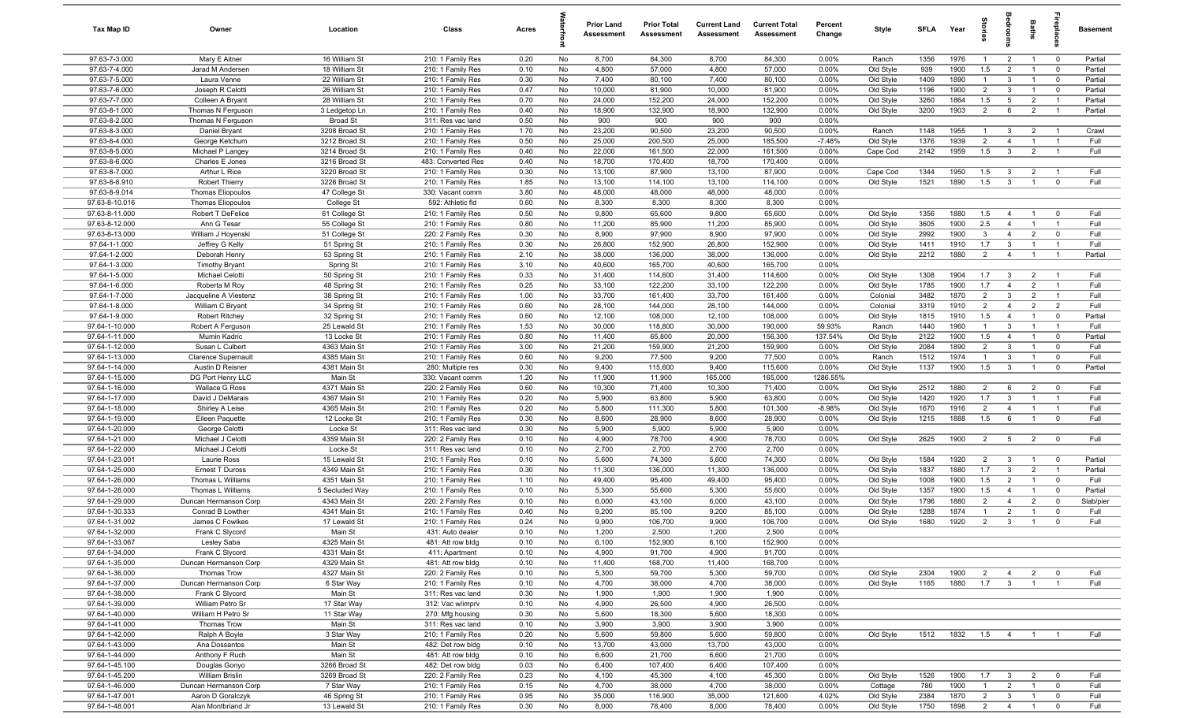| Tax Map ID | Owner | Location | Class | Acres | Waterfront | Prior Land Assessment | Prior Total Assessment | Current Land Assessment | Current Total Assessment | Percent Change | Style | SFLA | Year | Stories | Bedrooms | Baths | Fireplaces | Basement |
|---|---|---|---|---|---|---|---|---|---|---|---|---|---|---|---|---|---|---|
| 97.63-7-3.000 | Mary E Aitner | 16 William St | 210: 1 Family Res | 0.20 | No | 8,700 | 84,300 | 8,700 | 84,300 | 0.00% | Ranch | 1356 | 1976 | 1 | 2 | 1 | 0 | Partial |
| 97.63-7-4.000 | Jarad M Andersen | 18 William St | 210: 1 Family Res | 0.10 | No | 4,800 | 57,000 | 4,800 | 57,000 | 0.00% | Old Style | 939 | 1900 | 1.5 | 2 | 1 | 0 | Partial |
| 97.63-7-5.000 | Laura Venne | 22 William St | 210: 1 Family Res | 0.30 | No | 7,400 | 80,100 | 7,400 | 80,100 | 0.00% | Old Style | 1409 | 1890 | 1 | 3 | 1 | 0 | Partial |
| 97.63-7-6.000 | Joseph R Celotti | 26 William St | 210: 1 Family Res | 0.47 | No | 10,000 | 81,900 | 10,000 | 81,900 | 0.00% | Old Style | 1196 | 1900 | 2 | 3 | 1 | 0 | Partial |
| 97.63-7-7.000 | Colleen A Bryant | 28 William St | 210: 1 Family Res | 0.70 | No | 24,000 | 152,200 | 24,000 | 152,200 | 0.00% | Old Style | 3260 | 1864 | 1.5 | 5 | 2 | 1 | Partial |
| 97.63-8-1.000 | Thomas N Ferguson | 3 Ledgetop Ln | 210: 1 Family Res | 0.40 | No | 18,900 | 132,900 | 18,900 | 132,900 | 0.00% | Old Style | 3200 | 1903 | 2 | 6 | 2 | 1 | Partial |
| 97.63-8-2.000 | Thomas N Ferguson | Broad St | 311: Res vac land | 0.50 | No | 900 | 900 | 900 | 900 | 0.00% | | | | | | | | |
| 97.63-8-3.000 | Daniel Bryant | 3208 Broad St | 210: 1 Family Res | 1.70 | No | 23,200 | 90,500 | 23,200 | 90,500 | 0.00% | Ranch | 1148 | 1955 | 1 | 3 | 2 | 1 | Crawl |
| 97.63-8-4.000 | George Ketchum | 3212 Broad St | 210: 1 Family Res | 0.50 | No | 25,000 | 200,500 | 25,000 | 185,500 | -7.48% | Old Style | 1376 | 1939 | 2 | 4 | 1 | 1 | Full |
| 97.63-8-5.000 | Michael P Langey | 3214 Broad St | 210: 1 Family Res | 0.40 | No | 22,000 | 161,500 | 22,000 | 161,500 | 0.00% | Cape Cod | 2142 | 1959 | 1.5 | 3 | 2 | 1 | Full |
| 97.63-8-6.000 | Charles E Jones | 3216 Broad St | 483: Converted Res | 0.40 | No | 18,700 | 170,400 | 18,700 | 170,400 | 0.00% | | | | | | | | |
| 97.63-8-7.000 | Arthur L Rice | 3220 Broad St | 210: 1 Family Res | 0.30 | No | 13,100 | 87,900 | 13,100 | 87,900 | 0.00% | Cape Cod | 1344 | 1950 | 1.5 | 3 | 2 | 1 | Full |
| 97.63-8-8.910 | Robert Thierry | 3226 Broad St | 210: 1 Family Res | 1.85 | No | 13,100 | 114,100 | 13,100 | 114,100 | 0.00% | Old Style | 1521 | 1890 | 1.5 | 3 | 1 | 0 | Full |
| 97.63-8-9.014 | Thomas Eliopoulos | 47 College St | 330: Vacant comm | 3.80 | No | 48,000 | 48,000 | 48,000 | 48,000 | 0.00% | | | | | | | | |
| 97.63-8-10.016 | Thomas Eliopoulos | College St | 592: Athletic fld | 0.60 | No | 8,300 | 8,300 | 8,300 | 8,300 | 0.00% | | | | | | | | |
| 97.63-8-11.000 | Robert T DeFelice | 61 College St | 210: 1 Family Res | 0.50 | No | 9,800 | 65,600 | 9,800 | 65,600 | 0.00% | Old Style | 1356 | 1880 | 1.5 | 4 | 1 | 0 | Full |
| 97.63-8-12.000 | Ann G Tesar | 55 College St | 210: 1 Family Res | 0.80 | No | 11,200 | 85,900 | 11,200 | 85,900 | 0.00% | Old Style | 3605 | 1900 | 2.5 | 4 | 1 | 1 | Full |
| 97.63-8-13.000 | William J Hoyenski | 51 College St | 220: 2 Family Res | 0.30 | No | 8,900 | 97,900 | 8,900 | 97,900 | 0.00% | Old Style | 2992 | 1900 | 3 | 4 | 2 | 0 | Full |
| 97.64-1-1.000 | Jeffrey G Kelly | 51 Spring St | 210: 1 Family Res | 0.30 | No | 26,800 | 152,900 | 26,800 | 152,900 | 0.00% | Old Style | 1411 | 1910 | 1.7 | 3 | 1 | 1 | Full |
| 97.64-1-2.000 | Deborah Henry | 53 Spring St | 210: 1 Family Res | 2.10 | No | 38,000 | 136,000 | 38,000 | 136,000 | 0.00% | Old Style | 2212 | 1880 | 2 | 4 | 1 | 1 | Partial |
| 97.64-1-3.000 | Timothy Bryant | Spring St | 210: 1 Family Res | 3.10 | No | 40,600 | 165,700 | 40,600 | 165,700 | 0.00% | | | | | | | | |
| 97.64-1-5.000 | Michael Celotti | 50 Spring St | 210: 1 Family Res | 0.33 | No | 31,400 | 114,600 | 31,400 | 114,600 | 0.00% | Old Style | 1308 | 1904 | 1.7 | 3 | 2 | 1 | Full |
| 97.64-1-6.000 | Roberta M Roy | 48 Spring St | 210: 1 Family Res | 0.25 | No | 33,100 | 122,200 | 33,100 | 122,200 | 0.00% | Old Style | 1785 | 1900 | 1.7 | 4 | 2 | 1 | Full |
| 97.64-1-7.000 | Jacqueline A Viestenz | 38 Spring St | 210: 1 Family Res | 1.00 | No | 33,700 | 161,400 | 33,700 | 161,400 | 0.00% | Colonial | 3482 | 1870 | 2 | 3 | 2 | 1 | Full |
| 97.64-1-8.000 | William C Bryant | 34 Spring St | 210: 1 Family Res | 0.60 | No | 28,100 | 144,000 | 28,100 | 144,000 | 0.00% | Colonial | 3319 | 1910 | 2 | 4 | 2 | 2 | Full |
| 97.64-1-9.000 | Robert Ritchey | 32 Spring St | 210: 1 Family Res | 0.60 | No | 12,100 | 108,000 | 12,100 | 108,000 | 0.00% | Old Style | 1815 | 1910 | 1.5 | 4 | 1 | 0 | Partial |
| 97.64-1-10.000 | Robert A Ferguson | 25 Lewald St | 210: 1 Family Res | 1.53 | No | 30,000 | 118,800 | 30,000 | 190,000 | 59.93% | Ranch | 1440 | 1960 | 1 | 3 | 1 | 1 | Full |
| 97.64-1-11.000 | Mumin Kadric | 13 Locke St | 210: 1 Family Res | 0.80 | No | 11,400 | 65,800 | 20,000 | 156,300 | 137.54% | Old Style | 2122 | 1900 | 1.5 | 4 | 1 | 0 | Partial |
| 97.64-1-12.000 | Susan L Culbert | 4363 Main St | 210: 1 Family Res | 3.00 | No | 21,200 | 159,900 | 21,200 | 159,900 | 0.00% | Old Style | 2084 | 1890 | 2 | 3 | 1 | 0 | Full |
| 97.64-1-13.000 | Clarence Supernault | 4385 Main St | 210: 1 Family Res | 0.60 | No | 9,200 | 77,500 | 9,200 | 77,500 | 0.00% | Ranch | 1512 | 1974 | 1 | 3 | 1 | 0 | Full |
| 97.64-1-14.000 | Austin D Reisner | 4381 Main St | 280: Multiple res | 0.30 | No | 9,400 | 115,600 | 9,400 | 115,600 | 0.00% | Old Style | 1137 | 1900 | 1.5 | 3 | 1 | 0 | Partial |
| 97.64-1-15.000 | DG Port Henry LLC | Main St | 330: Vacant comm | 1.20 | No | 11,900 | 11,900 | 165,000 | 165,000 | 1286.55% | | | | | | | | |
| 97.64-1-16.000 | Wallace G Ross | 4371 Main St | 220: 2 Family Res | 0.60 | No | 10,300 | 71,400 | 10,300 | 71,400 | 0.00% | Old Style | 2512 | 1880 | 2 | 6 | 2 | 0 | Full |
| 97.64-1-17.000 | David J DeMarais | 4367 Main St | 210: 1 Family Res | 0.20 | No | 5,900 | 63,800 | 5,900 | 63,800 | 0.00% | Old Style | 1420 | 1920 | 1.7 | 3 | 1 | 1 | Full |
| 97.64-1-18.000 | Shirley A Leise | 4365 Main St | 210: 1 Family Res | 0.20 | No | 5,800 | 111,300 | 5,800 | 101,300 | -8.98% | Old Style | 1670 | 1916 | 2 | 4 | 1 | 1 | Full |
| 97.64-1-19.000 | Eileen Paquette | 12 Locke St | 210: 1 Family Res | 0.30 | No | 8,600 | 28,900 | 8,600 | 28,900 | 0.00% | Old Style | 1215 | 1888 | 1.5 | 6 | 1 | 0 | Full |
| 97.64-1-20.000 | George Celotti | Locke St | 311: Res vac land | 0.30 | No | 5,900 | 5,900 | 5,900 | 5,900 | 0.00% | | | | | | | | |
| 97.64-1-21.000 | Michael J Celotti | 4359 Main St | 220: 2 Family Res | 0.10 | No | 4,900 | 78,700 | 4,900 | 78,700 | 0.00% | Old Style | 2625 | 1900 | 2 | 5 | 2 | 0 | Full |
| 97.64-1-22.000 | Michael J Celotti | Locke St | 311: Res vac land | 0.10 | No | 2,700 | 2,700 | 2,700 | 2,700 | 0.00% | | | | | | | | |
| 97.64-1-23.001 | Laurie Ross | 15 Lewald St | 210: 1 Family Res | 0.10 | No | 5,600 | 74,300 | 5,600 | 74,300 | 0.00% | Old Style | 1584 | 1920 | 2 | 3 | 1 | 0 | Partial |
| 97.64-1-25.000 | Ernest T Duross | 4349 Main St | 210: 1 Family Res | 0.30 | No | 11,300 | 136,000 | 11,300 | 136,000 | 0.00% | Old Style | 1837 | 1880 | 1.7 | 3 | 2 | 1 | Partial |
| 97.64-1-26.000 | Thomas L Williams | 4351 Main St | 210: 1 Family Res | 1.10 | No | 49,400 | 95,400 | 49,400 | 95,400 | 0.00% | Old Style | 1008 | 1900 | 1.5 | 2 | 1 | 0 | Full |
| 97.64-1-28.000 | Thomas L Williams | 5 Secluded Way | 210: 1 Family Res | 0.10 | No | 5,300 | 55,600 | 5,300 | 55,600 | 0.00% | Old Style | 1357 | 1900 | 1.5 | 4 | 1 | 0 | Partial |
| 97.64-1-29.000 | Duncan Hermanson Corp | 4343 Main St | 220: 2 Family Res | 0.10 | No | 6,000 | 43,100 | 6,000 | 43,100 | 0.00% | Old Style | 1796 | 1880 | 2 | 4 | 2 | 0 | Slab/pier |
| 97.64-1-30.333 | Conrad B Lowther | 4341 Main St | 210: 1 Family Res | 0.40 | No | 9,200 | 85,100 | 9,200 | 85,100 | 0.00% | Old Style | 1288 | 1874 | 1 | 2 | 1 | 0 | Full |
| 97.64-1-31.002 | James C Fowlkes | 17 Lewald St | 210: 1 Family Res | 0.24 | No | 9,900 | 106,700 | 9,900 | 106,700 | 0.00% | Old Style | 1680 | 1920 | 2 | 3 | 1 | 0 | Full |
| 97.64-1-32.000 | Frank C Slycord | Main St | 431: Auto dealer | 0.10 | No | 1,200 | 2,500 | 1,200 | 2,500 | 0.00% | | | | | | | | |
| 97.64-1-33.067 | Lesley Saba | 4325 Main St | 481: Att row bldg | 0.10 | No | 6,100 | 152,900 | 6,100 | 152,900 | 0.00% | | | | | | | | |
| 97.64-1-34.000 | Frank C Slycord | 4331 Main St | 411: Apartment | 0.10 | No | 4,900 | 91,700 | 4,900 | 91,700 | 0.00% | | | | | | | | |
| 97.64-1-35.000 | Duncan Hermanson Corp | 4329 Main St | 481: Att row bldg | 0.10 | No | 11,400 | 168,700 | 11,400 | 168,700 | 0.00% | | | | | | | | |
| 97.64-1-36.000 | Thomas Trow | 4327 Main St | 220: 2 Family Res | 0.10 | No | 5,300 | 59,700 | 5,300 | 59,700 | 0.00% | Old Style | 2304 | 1900 | 2 | 4 | 2 | 0 | Full |
| 97.64-1-37.000 | Duncan Hermanson Corp | 6 Star Way | 210: 1 Family Res | 0.10 | No | 4,700 | 38,000 | 4,700 | 38,000 | 0.00% | Old Style | 1165 | 1880 | 1.7 | 3 | 1 | 1 | Full |
| 97.64-1-38.000 | Frank C Slycord | Main St | 311: Res vac land | 0.30 | No | 1,900 | 1,900 | 1,900 | 1,900 | 0.00% | | | | | | | | |
| 97.64-1-39.000 | William Petro Sr | 17 Star Way | 312: Vac w/imprv | 0.10 | No | 4,900 | 26,500 | 4,900 | 26,500 | 0.00% | | | | | | | | |
| 97.64-1-40.000 | William H Petro Sr | 11 Star Way | 270: Mfg housing | 0.30 | No | 5,600 | 18,300 | 5,600 | 18,300 | 0.00% | | | | | | | | |
| 97.64-1-41.000 | Thomas Trow | Main St | 311: Res vac land | 0.10 | No | 3,900 | 3,900 | 3,900 | 3,900 | 0.00% | | | | | | | | |
| 97.64-1-42.000 | Ralph A Boyle | 3 Star Way | 210: 1 Family Res | 0.20 | No | 5,600 | 59,800 | 5,600 | 59,800 | 0.00% | Old Style | 1512 | 1832 | 1.5 | 4 | 1 | 1 | Full |
| 97.64-1-43.000 | Ana Dossantos | Main St | 482: Det row bldg | 0.10 | No | 13,700 | 43,000 | 13,700 | 43,000 | 0.00% | | | | | | | | |
| 97.64-1-44.000 | Anthony F Ruch | Main St | 481: Att row bldg | 0.10 | No | 6,600 | 21,700 | 6,600 | 21,700 | 0.00% | | | | | | | | |
| 97.64-1-45.100 | Douglas Gonyo | 3266 Broad St | 482: Det row bldg | 0.03 | No | 6,400 | 107,400 | 6,400 | 107,400 | 0.00% | | | | | | | | |
| 97.64-1-45.200 | William Brislin | 3269 Broad St | 220: 2 Family Res | 0.23 | No | 4,100 | 45,300 | 4,100 | 45,300 | 0.00% | Old Style | 1526 | 1900 | 1.7 | 3 | 2 | 0 | Full |
| 97.64-1-46.000 | Duncan Hermanson Corp | 7 Star Way | 210: 1 Family Res | 0.15 | No | 4,700 | 38,000 | 4,700 | 38,000 | 0.00% | Cottage | 780 | 1900 | 1 | 2 | 1 | 0 | Full |
| 97.64-1-47.001 | Aaron D Goralczyk | 46 Spring St | 210: 1 Family Res | 0.95 | No | 35,000 | 116,900 | 35,000 | 121,600 | 4.02% | Old Style | 2384 | 1870 | 2 | 3 | 1 | 0 | Full |
| 97.64-1-48.001 | Alan Montbriand Jr | 13 Lewald St | 210: 1 Family Res | 0.30 | No | 8,000 | 78,400 | 8,000 | 78,400 | 0.00% | Old Style | 1750 | 1898 | 2 | 4 | 1 | 0 | Full |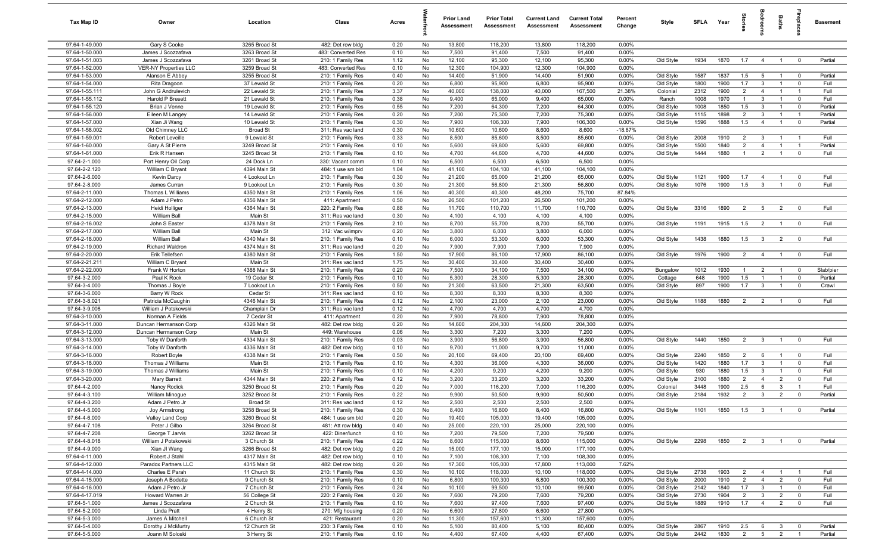| Tax Map ID | Owner | Location | Class | Acres | Waterfront | Prior Land Assessment | Prior Total Assessment | Current Land Assessment | Current Total Assessment | Percent Change | Style | SFLA | Year | Stories | Bedrooms | Baths | Fireplaces | Basement |
|---|---|---|---|---|---|---|---|---|---|---|---|---|---|---|---|---|---|---|
| 97.64-1-49.000 | Gary S Cooke | 3265 Broad St | 482: Det row bldg | 0.20 | No | 13,800 | 118,200 | 13,800 | 118,200 | 0.00% | | | | | | | | |
| 97.64-1-50.000 | James J Scozzafava | 3263 Broad St | 483: Converted Res | 0.10 | No | 7,500 | 91,400 | 7,500 | 91,400 | 0.00% | | | | | | | | |
| 97.64-1-51.003 | James J Scozzafava | 3261 Broad St | 210: 1 Family Res | 1.12 | No | 12,100 | 95,300 | 12,100 | 95,300 | 0.00% | Old Style | 1934 | 1870 | 1.7 | 4 | 1 | 0 | Partial |
| 97.64-1-52.000 | VER-NY Properties LLC | 3259 Broad St | 483: Converted Res | 0.10 | No | 12,300 | 104,900 | 12,300 | 104,900 | 0.00% | | | | | | | | |
| 97.64-1-53.000 | Alanson E Abbey | 3255 Broad St | 210: 1 Family Res | 0.40 | No | 14,400 | 51,900 | 14,400 | 51,900 | 0.00% | Old Style | 1587 | 1837 | 1.5 | 5 | 1 | 0 | Partial |
| 97.64-1-54.000 | Rita Dragoon | 37 Lewald St | 210: 1 Family Res | 0.20 | No | 6,800 | 95,900 | 6,800 | 95,900 | 0.00% | Old Style | 1800 | 1900 | 1.7 | 3 | 1 | 0 | Full |
| 97.64-1-55.111 | John G Andrulevich | 22 Lewald St | 210: 1 Family Res | 3.37 | No | 40,000 | 138,000 | 40,000 | 167,500 | 21.38% | Colonial | 2312 | 1900 | 2 | 4 | 1 | 1 | Full |
| 97.64-1-55.112 | Harold P Bresett | 21 Lewald St | 210: 1 Family Res | 0.38 | No | 9,400 | 65,000 | 9,400 | 65,000 | 0.00% | Ranch | 1008 | 1970 | 1 | 3 | 1 | 0 | Full |
| 97.64-1-55.120 | Brian J Venne | 19 Lewald St | 210: 1 Family Res | 0.55 | No | 7,200 | 64,300 | 7,200 | 64,300 | 0.00% | Old Style | 1008 | 1850 | 1.5 | 3 | 1 | 0 | Partial |
| 97.64-1-56.000 | Eileen M Langey | 14 Lewald St | 210: 1 Family Res | 0.20 | No | 7,200 | 75,300 | 7,200 | 75,300 | 0.00% | Old Style | 1115 | 1898 | 2 | 3 | 1 | 1 | Partial |
| 97.64-1-57.000 | Xian Ji Wang | 10 Lewald St | 210: 1 Family Res | 0.30 | No | 7,900 | 106,300 | 7,900 | 106,300 | 0.00% | Old Style | 1596 | 1888 | 1.5 | 4 | 1 | 0 | Partial |
| 97.64-1-58.002 | Old Chimney LLC | Broad St | 311: Res vac land | 0.30 | No | 10,600 | 10,600 | 8,600 | 8,600 | -18.87% | | | | | | | | |
| 97.64-1-59.001 | Robert Leveille | 9 Lewald St | 210: 1 Family Res | 0.33 | No | 8,500 | 85,600 | 8,500 | 85,600 | 0.00% | Old Style | 2008 | 1910 | 2 | 3 | 1 | 1 | Full |
| 97.64-1-60.000 | Gary A St Pierre | 3249 Broad St | 210: 1 Family Res | 0.10 | No | 5,600 | 69,800 | 5,600 | 69,800 | 0.00% | Old Style | 1500 | 1840 | 2 | 4 | 1 | 1 | Partial |
| 97.64-1-61.000 | Erik R Hansen | 3245 Broad St | 210: 1 Family Res | 0.10 | No | 4,700 | 44,600 | 4,700 | 44,600 | 0.00% | Old Style | 1444 | 1880 | 1 | 2 | 1 | 0 | Full |
| 97.64-2-1.000 | Port Henry Oil Corp | 24 Dock Ln | 330: Vacant comm | 0.10 | No | 6,500 | 6,500 | 6,500 | 6,500 | 0.00% | | | | | | | | |
| 97.64-2-2.120 | William C Bryant | 4394 Main St | 484: 1 use sm bld | 1.04 | No | 41,100 | 104,100 | 41,100 | 104,100 | 0.00% | | | | | | | | |
| 97.64-2-6.000 | Kevin Darcy | 4 Lookout Ln | 210: 1 Family Res | 0.30 | No | 21,200 | 65,000 | 21,200 | 65,000 | 0.00% | Old Style | 1121 | 1900 | 1.7 | 4 | 1 | 0 | Full |
| 97.64-2-8.000 | James Curran | 9 Lookout Ln | 210: 1 Family Res | 0.30 | No | 21,300 | 56,800 | 21,300 | 56,800 | 0.00% | Old Style | 1076 | 1900 | 1.5 | 3 | 1 | 0 | Full |
| 97.64-2-11.000 | Thomas L Williams | 4350 Main St | 210: 1 Family Res | 1.06 | No | 40,300 | 40,300 | 48,200 | 75,700 | 87.84% | | | | | | | | |
| 97.64-2-12.000 | Adam J Petro | 4356 Main St | 411: Apartment | 0.50 | No | 26,500 | 101,200 | 26,500 | 101,200 | 0.00% | | | | | | | | |
| 97.64-2-13.000 | Heidi Holliger | 4364 Main St | 220: 2 Family Res | 0.88 | No | 11,700 | 110,700 | 11,700 | 110,700 | 0.00% | Old Style | 3316 | 1890 | 2 | 5 | 2 | 0 | Full |
| 97.64-2-15.000 | William Ball | Main St | 311: Res vac land | 0.30 | No | 4,100 | 4,100 | 4,100 | 4,100 | 0.00% | | | | | | | | |
| 97.64-2-16.002 | John S Easter | 4378 Main St | 210: 1 Family Res | 2.10 | No | 8,700 | 55,700 | 8,700 | 55,700 | 0.00% | Old Style | 1191 | 1915 | 1.5 | 2 | 1 | 0 | Full |
| 97.64-2-17.000 | William Ball | Main St | 312: Vac w/imprv | 0.20 | No | 3,800 | 6,000 | 3,800 | 6,000 | 0.00% | | | | | | | | |
| 97.64-2-18.000 | William Ball | 4340 Main St | 210: 1 Family Res | 0.10 | No | 6,000 | 53,300 | 6,000 | 53,300 | 0.00% | Old Style | 1438 | 1880 | 1.5 | 3 | 2 | 0 | Full |
| 97.64-2-19.000 | Richard Waldron | 4374 Main St | 311: Res vac land | 0.20 | No | 7,900 | 7,900 | 7,900 | 7,900 | 0.00% | | | | | | | | |
| 97.64-2-20.000 | Erik Tellefsen | 4380 Main St | 210: 1 Family Res | 1.50 | No | 17,900 | 86,100 | 17,900 | 86,100 | 0.00% | Old Style | 1976 | 1900 | 2 | 4 | 1 | 0 | Full |
| 97.64-2-21.211 | William C Bryant | Main St | 311: Res vac land | 1.75 | No | 30,400 | 30,400 | 30,400 | 30,400 | 0.00% | | | | | | | | |
| 97.64-2-22.000 | Frank W Horton | 4388 Main St | 210: 1 Family Res | 0.20 | No | 7,500 | 34,100 | 7,500 | 34,100 | 0.00% | Bungalow | 1012 | 1930 | 1 | 2 | 1 | 0 | Slab/pier |
| 97.64-3-2.000 | Paul K Rock | 19 Cedar St | 210: 1 Family Res | 0.10 | No | 5,300 | 28,300 | 5,300 | 28,300 | 0.00% | Cottage | 648 | 1900 | 1.5 | 1 | 1 | 0 | Partial |
| 97.64-3-4.000 | Thomas J Boyle | 7 Lookout Ln | 210: 1 Family Res | 0.50 | No | 21,300 | 63,500 | 21,300 | 63,500 | 0.00% | Old Style | 897 | 1900 | 1.7 | 3 | 1 | 0 | Crawl |
| 97.64-3-6.000 | Barry W Rock | Cedar St | 311: Res vac land | 0.10 | No | 8,300 | 8,300 | 8,300 | 8,300 | 0.00% | | | | | | | | |
| 97.64-3-8.021 | Patricia McCaughin | 4346 Main St | 210: 1 Family Res | 0.12 | No | 2,100 | 23,000 | 2,100 | 23,000 | 0.00% | Old Style | 1188 | 1880 | 2 | 2 | 1 | 0 | Full |
| 97.64-3-9.008 | William J Potskowski | Champlain Dr | 311: Res vac land | 0.12 | No | 4,700 | 4,700 | 4,700 | 4,700 | 0.00% | | | | | | | | |
| 97.64-3-10.000 | Norman A Fields | 7 Cedar St | 411: Apartment | 0.20 | No | 7,900 | 78,800 | 7,900 | 78,800 | 0.00% | | | | | | | | |
| 97.64-3-11.000 | Duncan Hermanson Corp | 4326 Main St | 482: Det row bldg | 0.20 | No | 14,600 | 204,300 | 14,600 | 204,300 | 0.00% | | | | | | | | |
| 97.64-3-12.000 | Duncan Hermanson Corp | Main St | 449: Warehouse | 0.06 | No | 3,300 | 7,200 | 3,300 | 7,200 | 0.00% | | | | | | | | |
| 97.64-3-13.000 | Toby W Danforth | 4334 Main St | 210: 1 Family Res | 0.03 | No | 3,900 | 56,800 | 3,900 | 56,800 | 0.00% | Old Style | 1440 | 1850 | 2 | 3 | 1 | 0 | Full |
| 97.64-3-14.000 | Toby W Danforth | 4336 Main St | 482: Det row bldg | 0.10 | No | 9,700 | 11,000 | 9,700 | 11,000 | 0.00% | | | | | | | | |
| 97.64-3-16.000 | Robert Boyle | 4338 Main St | 210: 1 Family Res | 0.50 | No | 20,100 | 69,400 | 20,100 | 69,400 | 0.00% | Old Style | 2240 | 1850 | 2 | 6 | 1 | 0 | Full |
| 97.64-3-18.000 | Thomas J Williams | Main St | 210: 1 Family Res | 0.10 | No | 4,300 | 36,000 | 4,300 | 36,000 | 0.00% | Old Style | 1420 | 1880 | 1.7 | 3 | 1 | 0 | Full |
| 97.64-3-19.000 | Thomas J Williams | Main St | 210: 1 Family Res | 0.10 | No | 4,200 | 9,200 | 4,200 | 9,200 | 0.00% | Old Style | 930 | 1880 | 1.5 | 3 | 1 | 0 | Full |
| 97.64-3-20.000 | Mary Barrett | 4344 Main St | 220: 2 Family Res | 0.12 | No | 3,200 | 33,200 | 3,200 | 33,200 | 0.00% | Old Style | 2100 | 1880 | 2 | 4 | 2 | 0 | Full |
| 97.64-4-2.000 | Nancy Rodick | 3250 Broad St | 210: 1 Family Res | 0.20 | No | 7,000 | 116,200 | 7,000 | 116,200 | 0.00% | Colonial | 3448 | 1900 | 2.5 | 6 | 3 | 1 | Full |
| 97.64-4-3.100 | William Minogue | 3252 Broad St | 210: 1 Family Res | 0.22 | No | 9,900 | 50,500 | 9,900 | 50,500 | 0.00% | Old Style | 2184 | 1932 | 2 | 3 | 2 | 0 | Partial |
| 97.64-4-3.200 | Adam J Petro Jr | Broad St | 311: Res vac land | 0.12 | No | 2,500 | 2,500 | 2,500 | 2,500 | 0.00% | | | | | | | | |
| 97.64-4-5.000 | Joy Armstrong | 3258 Broad St | 210: 1 Family Res | 0.30 | No | 8,400 | 16,800 | 8,400 | 16,800 | 0.00% | Old Style | 1101 | 1850 | 1.5 | 3 | 1 | 0 | Partial |
| 97.64-4-6.000 | Valley Land Corp | 3260 Broad St | 484: 1 use sm bld | 0.20 | No | 19,400 | 105,000 | 19,400 | 105,000 | 0.00% | | | | | | | | |
| 97.64-4-7.108 | Peter J Gilbo | 3264 Broad St | 481: Att row bldg | 0.40 | No | 25,000 | 220,100 | 25,000 | 220,100 | 0.00% | | | | | | | | |
| 97.64-4-7.208 | George T Jarvis | 3262 Broad St | 422: Diner/lunch | 0.10 | No | 7,200 | 79,500 | 7,200 | 79,500 | 0.00% | | | | | | | | |
| 97.64-4-8.018 | William J Potskowski | 3 Church St | 210: 1 Family Res | 0.22 | No | 8,600 | 115,000 | 8,600 | 115,000 | 0.00% | Old Style | 2298 | 1850 | 2 | 3 | 1 | 0 | Partial |
| 97.64-4-9.000 | Xian JI Wang | 3266 Broad St | 482: Det row bldg | 0.20 | No | 15,000 | 177,100 | 15,000 | 177,100 | 0.00% | | | | | | | | |
| 97.64-4-11.000 | Robert J Stahl | 4317 Main St | 482: Det row bldg | 0.10 | No | 7,100 | 108,300 | 7,100 | 108,300 | 0.00% | | | | | | | | |
| 97.64-4-12.000 | Paradox Partners LLC | 4315 Main St | 482: Det row bldg | 0.20 | No | 17,300 | 105,000 | 17,800 | 113,000 | 7.62% | | | | | | | | |
| 97.64-4-14.000 | Charles E Parah | 11 Church St | 210: 1 Family Res | 0.30 | No | 10,100 | 118,000 | 10,100 | 118,000 | 0.00% | Old Style | 2738 | 1903 | 2 | 4 | 1 | 1 | Full |
| 97.64-4-15.000 | Joseph A Bodette | 9 Church St | 210: 1 Family Res | 0.10 | No | 6,800 | 100,300 | 6,800 | 100,300 | 0.00% | Old Style | 2000 | 1910 | 2 | 4 | 2 | 0 | Full |
| 97.64-4-16.000 | Adam J Petro Jr | 7 Church St | 210: 1 Family Res | 0.24 | No | 10,100 | 99,500 | 10,100 | 99,500 | 0.00% | Old Style | 2142 | 1840 | 1.7 | 3 | 1 | 0 | Full |
| 97.64-4-17.019 | Howard Warren Jr | 56 College St | 220: 2 Family Res | 0.20 | No | 7,600 | 79,200 | 7,600 | 79,200 | 0.00% | Old Style | 2730 | 1904 | 2 | 3 | 2 | 0 | Full |
| 97.64-5-1.000 | James J Scozzafava | 2 Church St | 210: 1 Family Res | 0.10 | No | 7,600 | 97,400 | 7,600 | 97,400 | 0.00% | Old Style | 1889 | 1910 | 1.7 | 4 | 2 | 0 | Full |
| 97.64-5-2.000 | Linda Pratt | 4 Henry St | 270: Mfg housing | 0.20 | No | 6,600 | 27,800 | 6,600 | 27,800 | 0.00% | | | | | | | | |
| 97.64-5-3.000 | James A Mitchell | 6 Church St | 421: Restaurant | 0.20 | No | 11,300 | 157,600 | 11,300 | 157,600 | 0.00% | | | | | | | | |
| 97.64-5-4.000 | Dorothy J McMurtry | 12 Church St | 230: 3 Family Res | 0.10 | No | 5,100 | 80,400 | 5,100 | 80,400 | 0.00% | Old Style | 2867 | 1910 | 2.5 | 6 | 3 | 0 | Partial |
| 97.64-5-5.000 | Joann M Soloski | 3 Henry St | 210: 1 Family Res | 0.10 | No | 4,400 | 67,400 | 4,400 | 67,400 | 0.00% | Old Style | 2442 | 1830 | 2 | 5 | 2 | 1 | Partial |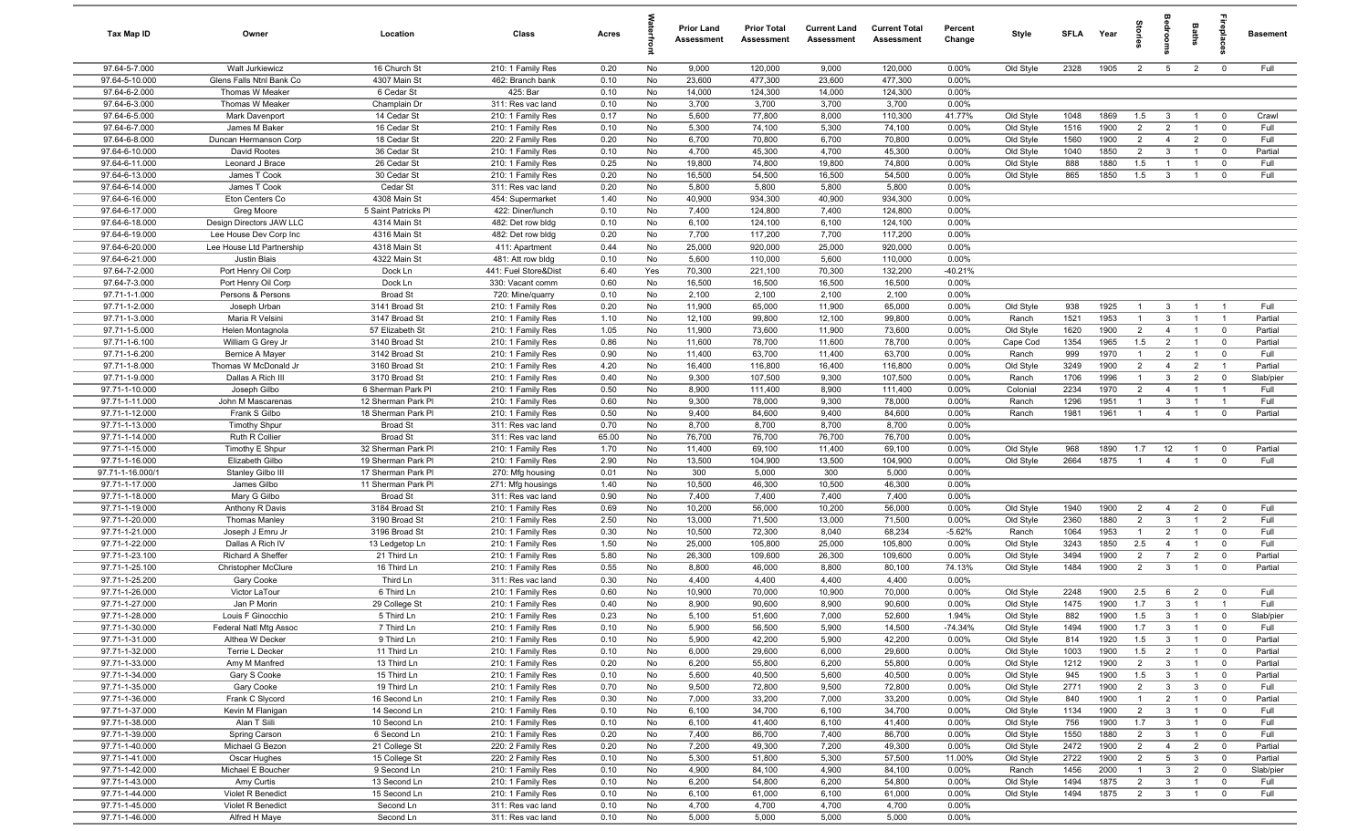| Tax Map ID | Owner | Location | Class | Acres | Waterfront | Prior Land Assessment | Prior Total Assessment | Current Land Assessment | Current Total Assessment | Percent Change | Style | SFLA | Year | Stories | Bedrooms | Baths | Fireplaces | Basement |
|---|---|---|---|---|---|---|---|---|---|---|---|---|---|---|---|---|---|---|
| 97.64-5-7.000 | Walt Jurkiewicz | 16 Church St | 210: 1 Family Res | 0.20 | No | 9,000 | 120,000 | 9,000 | 120,000 | 0.00% | Old Style | 2328 | 1905 | 2 | 5 | 2 | 0 | Full |
| 97.64-5-10.000 | Glens Falls Ntnl Bank Co | 4307 Main St | 462: Branch bank | 0.10 | No | 23,600 | 477,300 | 23,600 | 477,300 | 0.00% | | | | | | | | |
| 97.64-6-2.000 | Thomas W Meaker | 6 Cedar St | 425: Bar | 0.10 | No | 14,000 | 124,300 | 14,000 | 124,300 | 0.00% | | | | | | | | |
| 97.64-6-3.000 | Thomas W Meaker | Champlain Dr | 311: Res vac land | 0.10 | No | 3,700 | 3,700 | 3,700 | 3,700 | 0.00% | | | | | | | | |
| 97.64-6-5.000 | Mark Davenport | 14 Cedar St | 210: 1 Family Res | 0.17 | No | 5,600 | 77,800 | 8,000 | 110,300 | 41.77% | Old Style | 1048 | 1869 | 1.5 | 3 | 1 | 0 | Crawl |
| 97.64-6-7.000 | James M Baker | 16 Cedar St | 210: 1 Family Res | 0.10 | No | 5,300 | 74,100 | 5,300 | 74,100 | 0.00% | Old Style | 1516 | 1900 | 2 | 2 | 1 | 0 | Full |
| 97.64-6-8.000 | Duncan Hermanson Corp | 18 Cedar St | 220: 2 Family Res | 0.20 | No | 6,700 | 70,800 | 6,700 | 70,800 | 0.00% | Old Style | 1560 | 1900 | 2 | 4 | 2 | 0 | Full |
| 97.64-6-10.000 | David Rootes | 36 Cedar St | 210: 1 Family Res | 0.10 | No | 4,700 | 45,300 | 4,700 | 45,300 | 0.00% | Old Style | 1040 | 1850 | 2 | 3 | 1 | 0 | Partial |
| 97.64-6-11.000 | Leonard J Brace | 26 Cedar St | 210: 1 Family Res | 0.25 | No | 19,800 | 74,800 | 19,800 | 74,800 | 0.00% | Old Style | 888 | 1880 | 1.5 | 1 | 1 | 0 | Full |
| 97.64-6-13.000 | James T Cook | 30 Cedar St | 210: 1 Family Res | 0.20 | No | 16,500 | 54,500 | 16,500 | 54,500 | 0.00% | Old Style | 865 | 1850 | 1.5 | 3 | 1 | 0 | Full |
| 97.64-6-14.000 | James T Cook | Cedar St | 311: Res vac land | 0.20 | No | 5,800 | 5,800 | 5,800 | 5,800 | 0.00% | | | | | | | | |
| 97.64-6-16.000 | Eton Centers Co | 4308 Main St | 454: Supermarket | 1.40 | No | 40,900 | 934,300 | 40,900 | 934,300 | 0.00% | | | | | | | | |
| 97.64-6-17.000 | Greg Moore | 5 Saint Patricks Pl | 422: Diner/lunch | 0.10 | No | 7,400 | 124,800 | 7,400 | 124,800 | 0.00% | | | | | | | | |
| 97.64-6-18.000 | Design Directors JAW LLC | 4314 Main St | 482: Det row bldg | 0.10 | No | 6,100 | 124,100 | 6,100 | 124,100 | 0.00% | | | | | | | | |
| 97.64-6-19.000 | Lee House Dev Corp Inc | 4316 Main St | 482: Det row bldg | 0.20 | No | 7,700 | 117,200 | 7,700 | 117,200 | 0.00% | | | | | | | | |
| 97.64-6-20.000 | Lee House Ltd Partnership | 4318 Main St | 411: Apartment | 0.44 | No | 25,000 | 920,000 | 25,000 | 920,000 | 0.00% | | | | | | | | |
| 97.64-6-21.000 | Justin Blais | 4322 Main St | 481: Att row bldg | 0.10 | No | 5,600 | 110,000 | 5,600 | 110,000 | 0.00% | | | | | | | | |
| 97.64-7-2.000 | Port Henry Oil Corp | Dock Ln | 441: Fuel Store&Dist | 6.40 | Yes | 70,300 | 221,100 | 70,300 | 132,200 | -40.21% | | | | | | | | |
| 97.64-7-3.000 | Port Henry Oil Corp | Dock Ln | 330: Vacant comm | 0.60 | No | 16,500 | 16,500 | 16,500 | 16,500 | 0.00% | | | | | | | | |
| 97.71-1-1.000 | Persons & Persons | Broad St | 720: Mine/quarry | 0.10 | No | 2,100 | 2,100 | 2,100 | 2,100 | 0.00% | | | | | | | | |
| 97.71-1-2.000 | Joseph Urban | 3141 Broad St | 210: 1 Family Res | 0.20 | No | 11,900 | 65,000 | 11,900 | 65,000 | 0.00% | Old Style | 938 | 1925 | 1 | 3 | 1 | 1 | Full |
| 97.71-1-3.000 | Maria R Velsini | 3147 Broad St | 210: 1 Family Res | 1.10 | No | 12,100 | 99,800 | 12,100 | 99,800 | 0.00% | Ranch | 1521 | 1953 | 1 | 3 | 1 | 1 | Partial |
| 97.71-1-5.000 | Helen Montagnola | 57 Elizabeth St | 210: 1 Family Res | 1.05 | No | 11,900 | 73,600 | 11,900 | 73,600 | 0.00% | Old Style | 1620 | 1900 | 2 | 4 | 1 | 0 | Partial |
| 97.71-1-6.100 | William G Grey Jr | 3140 Broad St | 210: 1 Family Res | 0.86 | No | 11,600 | 78,700 | 11,600 | 78,700 | 0.00% | Cape Cod | 1354 | 1965 | 1.5 | 2 | 1 | 0 | Partial |
| 97.71-1-6.200 | Bernice A Mayer | 3142 Broad St | 210: 1 Family Res | 0.90 | No | 11,400 | 63,700 | 11,400 | 63,700 | 0.00% | Ranch | 999 | 1970 | 1 | 2 | 1 | 0 | Full |
| 97.71-1-8.000 | Thomas W McDonald Jr | 3160 Broad St | 210: 1 Family Res | 4.20 | No | 16,400 | 116,800 | 16,400 | 116,800 | 0.00% | Old Style | 3249 | 1900 | 2 | 4 | 2 | 1 | Partial |
| 97.71-1-9.000 | Dallas A Rich III | 3170 Broad St | 210: 1 Family Res | 0.40 | No | 9,300 | 107,500 | 9,300 | 107,500 | 0.00% | Ranch | 1706 | 1996 | 1 | 3 | 2 | 0 | Slab/pier |
| 97.71-1-10.000 | Joseph Gilbo | 6 Sherman Park Pl | 210: 1 Family Res | 0.50 | No | 8,900 | 111,400 | 8,900 | 111,400 | 0.00% | Colonial | 2234 | 1970 | 2 | 4 | 1 | 1 | Full |
| 97.71-1-11.000 | John M Mascarenas | 12 Sherman Park Pl | 210: 1 Family Res | 0.60 | No | 9,300 | 78,000 | 9,300 | 78,000 | 0.00% | Ranch | 1296 | 1951 | 1 | 3 | 1 | 1 | Full |
| 97.71-1-12.000 | Frank S Gilbo | 18 Sherman Park Pl | 210: 1 Family Res | 0.50 | No | 9,400 | 84,600 | 9,400 | 84,600 | 0.00% | Ranch | 1981 | 1961 | 1 | 4 | 1 | 0 | Partial |
| 97.71-1-13.000 | Timothy Shpur | Broad St | 311: Res vac land | 0.70 | No | 8,700 | 8,700 | 8,700 | 8,700 | 0.00% | | | | | | | | |
| 97.71-1-14.000 | Ruth R Collier | Broad St | 311: Res vac land | 65.00 | No | 76,700 | 76,700 | 76,700 | 76,700 | 0.00% | | | | | | | | |
| 97.71-1-15.000 | Timothy E Shpur | 32 Sherman Park Pl | 210: 1 Family Res | 1.70 | No | 11,400 | 69,100 | 11,400 | 69,100 | 0.00% | Old Style | 968 | 1890 | 1.7 | 12 | 1 | 0 | Partial |
| 97.71-1-16.000 | Elizabeth Gilbo | 19 Sherman Park Pl | 210: 1 Family Res | 2.90 | No | 13,500 | 104,900 | 13,500 | 104,900 | 0.00% | Old Style | 2664 | 1875 | 1 | 4 | 1 | 0 | Full |
| 97.71-1-16.000/1 | Stanley Gilbo III | 17 Sherman Park Pl | 270: Mfg housing | 0.01 | No | 300 | 5,000 | 300 | 5,000 | 0.00% | | | | | | | | |
| 97.71-1-17.000 | James Gilbo | 11 Sherman Park Pl | 271: Mfg housings | 1.40 | No | 10,500 | 46,300 | 10,500 | 46,300 | 0.00% | | | | | | | | |
| 97.71-1-18.000 | Mary G Gilbo | Broad St | 311: Res vac land | 0.90 | No | 7,400 | 7,400 | 7,400 | 7,400 | 0.00% | | | | | | | | |
| 97.71-1-19.000 | Anthony R Davis | 3184 Broad St | 210: 1 Family Res | 0.69 | No | 10,200 | 56,000 | 10,200 | 56,000 | 0.00% | Old Style | 1940 | 1900 | 2 | 4 | 2 | 0 | Full |
| 97.71-1-20.000 | Thomas Manley | 3190 Broad St | 210: 1 Family Res | 2.50 | No | 13,000 | 71,500 | 13,000 | 71,500 | 0.00% | Old Style | 2360 | 1880 | 2 | 3 | 1 | 2 | Full |
| 97.71-1-21.000 | Joseph J Emru Jr | 3196 Broad St | 210: 1 Family Res | 0.30 | No | 10,500 | 72,300 | 8,040 | 68,234 | -5.62% | Ranch | 1064 | 1953 | 1 | 2 | 1 | 0 | Full |
| 97.71-1-22.000 | Dallas A Rich IV | 13 Ledgetop Ln | 210: 1 Family Res | 1.50 | No | 25,000 | 105,800 | 25,000 | 105,800 | 0.00% | Old Style | 3243 | 1850 | 2.5 | 4 | 1 | 0 | Full |
| 97.71-1-23.100 | Richard A Sheffer | 21 Third Ln | 210: 1 Family Res | 5.80 | No | 26,300 | 109,600 | 26,300 | 109,600 | 0.00% | Old Style | 3494 | 1900 | 2 | 7 | 2 | 0 | Partial |
| 97.71-1-25.100 | Christopher McClure | 16 Third Ln | 210: 1 Family Res | 0.55 | No | 8,800 | 46,000 | 8,800 | 80,100 | 74.13% | Old Style | 1484 | 1900 | 2 | 3 | 1 | 0 | Partial |
| 97.71-1-25.200 | Gary Cooke | Third Ln | 311: Res vac land | 0.30 | No | 4,400 | 4,400 | 4,400 | 4,400 | 0.00% | | | | | | | | |
| 97.71-1-26.000 | Victor LaTour | 6 Third Ln | 210: 1 Family Res | 0.60 | No | 10,900 | 70,000 | 10,900 | 70,000 | 0.00% | Old Style | 2248 | 1900 | 2.5 | 6 | 2 | 0 | Full |
| 97.71-1-27.000 | Jan P Morin | 29 College St | 210: 1 Family Res | 0.40 | No | 8,900 | 90,600 | 8,900 | 90,600 | 0.00% | Old Style | 1475 | 1900 | 1.7 | 3 | 1 | 1 | Full |
| 97.71-1-28.000 | Louis F Ginocchio | 5 Third Ln | 210: 1 Family Res | 0.23 | No | 5,100 | 51,600 | 7,000 | 52,600 | 1.94% | Old Style | 882 | 1900 | 1.5 | 3 | 1 | 0 | Slab/pier |
| 97.71-1-30.000 | Federal Natl Mtg Assoc | 7 Third Ln | 210: 1 Family Res | 0.10 | No | 5,900 | 56,500 | 5,900 | 14,500 | -74.34% | Old Style | 1494 | 1900 | 1.7 | 3 | 1 | 0 | Full |
| 97.71-1-31.000 | Althea W Decker | 9 Third Ln | 210: 1 Family Res | 0.10 | No | 5,900 | 42,200 | 5,900 | 42,200 | 0.00% | Old Style | 814 | 1920 | 1.5 | 3 | 1 | 0 | Partial |
| 97.71-1-32.000 | Terrie L Decker | 11 Third Ln | 210: 1 Family Res | 0.10 | No | 6,000 | 29,600 | 6,000 | 29,600 | 0.00% | Old Style | 1003 | 1900 | 1.5 | 2 | 1 | 0 | Partial |
| 97.71-1-33.000 | Amy M Manfred | 13 Third Ln | 210: 1 Family Res | 0.20 | No | 6,200 | 55,800 | 6,200 | 55,800 | 0.00% | Old Style | 1212 | 1900 | 2 | 3 | 1 | 0 | Partial |
| 97.71-1-34.000 | Gary S Cooke | 15 Third Ln | 210: 1 Family Res | 0.10 | No | 5,600 | 40,500 | 5,600 | 40,500 | 0.00% | Old Style | 945 | 1900 | 1.5 | 3 | 1 | 0 | Partial |
| 97.71-1-35.000 | Gary Cooke | 19 Third Ln | 210: 1 Family Res | 0.70 | No | 9,500 | 72,800 | 9,500 | 72,800 | 0.00% | Old Style | 2771 | 1900 | 2 | 3 | 3 | 0 | Full |
| 97.71-1-36.000 | Frank C Slycord | 16 Second Ln | 210: 1 Family Res | 0.30 | No | 7,000 | 33,200 | 7,000 | 33,200 | 0.00% | Old Style | 840 | 1900 | 1 | 2 | 1 | 0 | Partial |
| 97.71-1-37.000 | Kevin M Flanigan | 14 Second Ln | 210: 1 Family Res | 0.10 | No | 6,100 | 34,700 | 6,100 | 34,700 | 0.00% | Old Style | 1134 | 1900 | 2 | 3 | 1 | 0 | Full |
| 97.71-1-38.000 | Alan T Siili | 10 Second Ln | 210: 1 Family Res | 0.10 | No | 6,100 | 41,400 | 6,100 | 41,400 | 0.00% | Old Style | 756 | 1900 | 1.7 | 3 | 1 | 0 | Full |
| 97.71-1-39.000 | Spring Carson | 6 Second Ln | 210: 1 Family Res | 0.20 | No | 7,400 | 86,700 | 7,400 | 86,700 | 0.00% | Old Style | 1550 | 1880 | 2 | 3 | 1 | 0 | Full |
| 97.71-1-40.000 | Michael G Bezon | 21 College St | 220: 2 Family Res | 0.20 | No | 7,200 | 49,300 | 7,200 | 49,300 | 0.00% | Old Style | 2472 | 1900 | 2 | 4 | 2 | 0 | Partial |
| 97.71-1-41.000 | Oscar Hughes | 15 College St | 220: 2 Family Res | 0.10 | No | 5,300 | 51,800 | 5,300 | 57,500 | 11.00% | Old Style | 2722 | 1900 | 2 | 5 | 3 | 0 | Partial |
| 97.71-1-42.000 | Michael E Boucher | 9 Second Ln | 210: 1 Family Res | 0.10 | No | 4,900 | 84,100 | 4,900 | 84,100 | 0.00% | Ranch | 1456 | 2000 | 1 | 3 | 2 | 0 | Slab/pier |
| 97.71-1-43.000 | Amy Curtis | 13 Second Ln | 210: 1 Family Res | 0.10 | No | 6,200 | 54,800 | 6,200 | 54,800 | 0.00% | Old Style | 1494 | 1875 | 2 | 3 | 1 | 0 | Full |
| 97.71-1-44.000 | Violet R Benedict | 15 Second Ln | 210: 1 Family Res | 0.10 | No | 6,100 | 61,000 | 6,100 | 61,000 | 0.00% | Old Style | 1494 | 1875 | 2 | 3 | 1 | 0 | Full |
| 97.71-1-45.000 | Violet R Benedict | Second Ln | 311: Res vac land | 0.10 | No | 4,700 | 4,700 | 4,700 | 4,700 | 0.00% | | | | | | | | |
| 97.71-1-46.000 | Alfred H Maye | Second Ln | 311: Res vac land | 0.10 | No | 5,000 | 5,000 | 5,000 | 5,000 | 0.00% | | | | | | | | |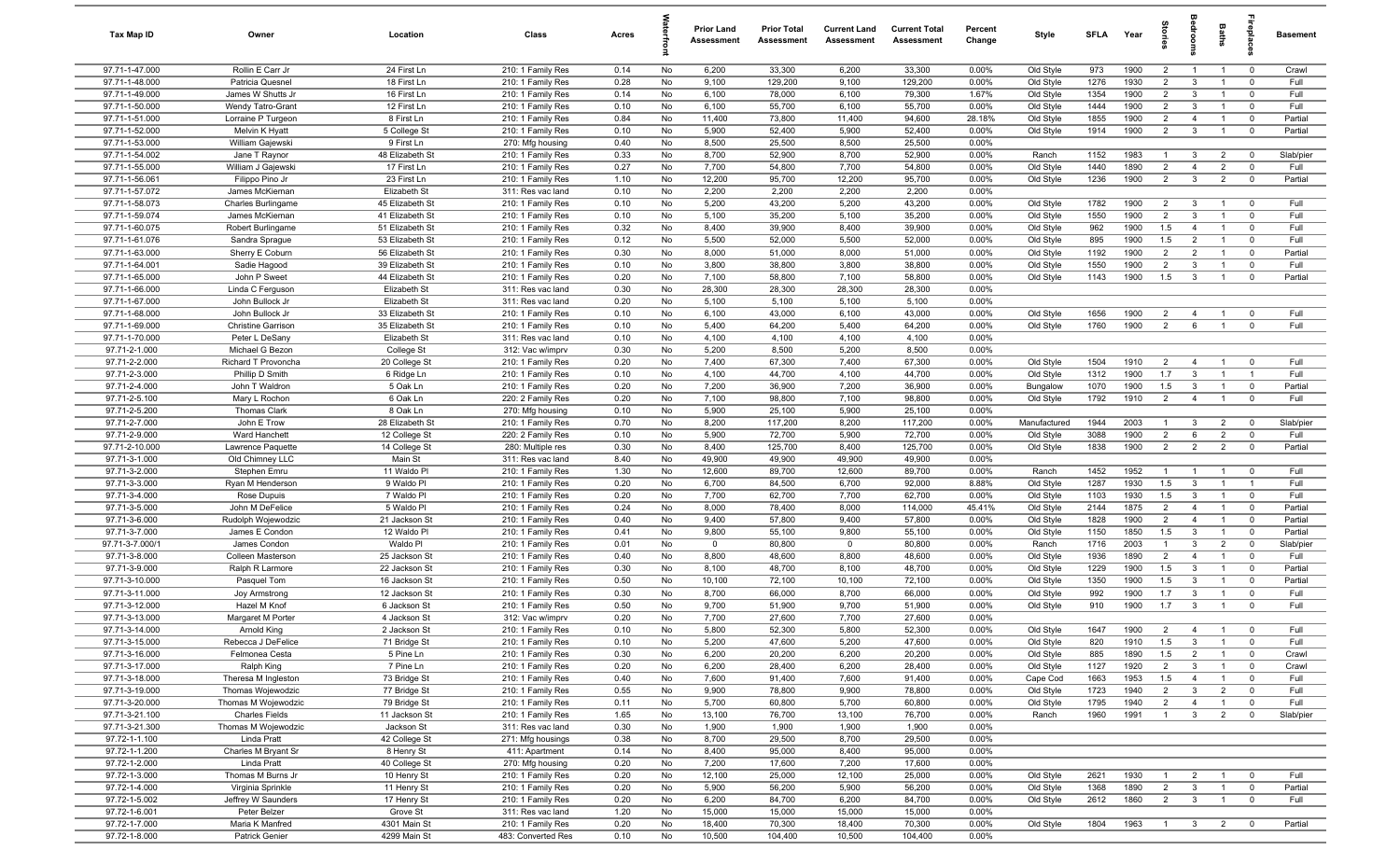| Tax Map ID | Owner | Location | Class | Acres | Waterfront | Prior Land Assessment | Prior Total Assessment | Current Land Assessment | Current Total Assessment | Percent Change | Style | SFLA | Year | Stories | Bedrooms | Baths | Fireplaces | Basement |
|---|---|---|---|---|---|---|---|---|---|---|---|---|---|---|---|---|---|---|
| 97.71-1-47.000 | Rollin E Carr Jr | 24 First Ln | 210: 1 Family Res | 0.14 | No | 6,200 | 33,300 | 6,200 | 33,300 | 0.00% | Old Style | 973 | 1900 | 2 | 1 | 1 | 0 | Crawl |
| 97.71-1-48.000 | Patricia Quesnel | 18 First Ln | 210: 1 Family Res | 0.28 | No | 9,100 | 129,200 | 9,100 | 129,200 | 0.00% | Old Style | 1276 | 1930 | 2 | 3 | 1 | 0 | Full |
| 97.71-1-49.000 | James W Shutts Jr | 16 First Ln | 210: 1 Family Res | 0.14 | No | 6,100 | 78,000 | 6,100 | 79,300 | 1.67% | Old Style | 1354 | 1900 | 2 | 3 | 1 | 0 | Full |
| 97.71-1-50.000 | Wendy Tatro-Grant | 12 First Ln | 210: 1 Family Res | 0.10 | No | 6,100 | 55,700 | 6,100 | 55,700 | 0.00% | Old Style | 1444 | 1900 | 2 | 3 | 1 | 0 | Full |
| 97.71-1-51.000 | Lorraine P Turgeon | 8 First Ln | 210: 1 Family Res | 0.84 | No | 11,400 | 73,800 | 11,400 | 94,600 | 28.18% | Old Style | 1855 | 1900 | 2 | 4 | 1 | 0 | Partial |
| 97.71-1-52.000 | Melvin K Hyatt | 5 College St | 210: 1 Family Res | 0.10 | No | 5,900 | 52,400 | 5,900 | 52,400 | 0.00% | Old Style | 1914 | 1900 | 2 | 3 | 1 | 0 | Partial |
| 97.71-1-53.000 | William Gajewski | 9 First Ln | 270: Mfg housing | 0.40 | No | 8,500 | 25,500 | 8,500 | 25,500 | 0.00% | | | | | | | | |
| 97.71-1-54.002 | Jane T Raynor | 48 Elizabeth St | 210: 1 Family Res | 0.33 | No | 8,700 | 52,900 | 8,700 | 52,900 | 0.00% | Ranch | 1152 | 1983 | 1 | 3 | 2 | 0 | Slab/pier |
| 97.71-1-55.000 | William J Gajewski | 17 First Ln | 210: 1 Family Res | 0.27 | No | 7,700 | 54,800 | 7,700 | 54,800 | 0.00% | Old Style | 1440 | 1890 | 2 | 4 | 2 | 0 | Full |
| 97.71-1-56.061 | Filippo Pino Jr | 23 First Ln | 210: 1 Family Res | 1.10 | No | 12,200 | 95,700 | 12,200 | 95,700 | 0.00% | Old Style | 1236 | 1900 | 2 | 3 | 2 | 0 | Partial |
| 97.71-1-57.072 | James McKiernan | Elizabeth St | 311: Res vac land | 0.10 | No | 2,200 | 2,200 | 2,200 | 2,200 | 0.00% | | | | | | | | |
| 97.71-1-58.073 | Charles Burlingame | 45 Elizabeth St | 210: 1 Family Res | 0.10 | No | 5,200 | 43,200 | 5,200 | 43,200 | 0.00% | Old Style | 1782 | 1900 | 2 | 3 | 1 | 0 | Full |
| 97.71-1-59.074 | James McKiernan | 41 Elizabeth St | 210: 1 Family Res | 0.10 | No | 5,100 | 35,200 | 5,100 | 35,200 | 0.00% | Old Style | 1550 | 1900 | 2 | 3 | 1 | 0 | Full |
| 97.71-1-60.075 | Robert Burlingame | 51 Elizabeth St | 210: 1 Family Res | 0.32 | No | 8,400 | 39,900 | 8,400 | 39,900 | 0.00% | Old Style | 962 | 1900 | 1.5 | 4 | 1 | 0 | Full |
| 97.71-1-61.076 | Sandra Sprague | 53 Elizabeth St | 210: 1 Family Res | 0.12 | No | 5,500 | 52,000 | 5,500 | 52,000 | 0.00% | Old Style | 895 | 1900 | 1.5 | 2 | 1 | 0 | Full |
| 97.71-1-63.000 | Sherry E Coburn | 56 Elizabeth St | 210: 1 Family Res | 0.30 | No | 8,000 | 51,000 | 8,000 | 51,000 | 0.00% | Old Style | 1192 | 1900 | 2 | 2 | 1 | 0 | Partial |
| 97.71-1-64.001 | Sadie Hagood | 39 Elizabeth St | 210: 1 Family Res | 0.10 | No | 3,800 | 38,800 | 3,800 | 38,800 | 0.00% | Old Style | 1550 | 1900 | 2 | 3 | 1 | 0 | Full |
| 97.71-1-65.000 | John P Sweet | 44 Elizabeth St | 210: 1 Family Res | 0.20 | No | 7,100 | 58,800 | 7,100 | 58,800 | 0.00% | Old Style | 1143 | 1900 | 1.5 | 3 | 1 | 0 | Partial |
| 97.71-1-66.000 | Linda C Ferguson | Elizabeth St | 311: Res vac land | 0.30 | No | 28,300 | 28,300 | 28,300 | 28,300 | 0.00% | | | | | | | | |
| 97.71-1-67.000 | John Bullock Jr | Elizabeth St | 311: Res vac land | 0.20 | No | 5,100 | 5,100 | 5,100 | 5,100 | 0.00% | | | | | | | | |
| 97.71-1-68.000 | John Bullock Jr | 33 Elizabeth St | 210: 1 Family Res | 0.10 | No | 6,100 | 43,000 | 6,100 | 43,000 | 0.00% | Old Style | 1656 | 1900 | 2 | 4 | 1 | 0 | Full |
| 97.71-1-69.000 | Christine Garrison | 35 Elizabeth St | 210: 1 Family Res | 0.10 | No | 5,400 | 64,200 | 5,400 | 64,200 | 0.00% | Old Style | 1760 | 1900 | 2 | 6 | 1 | 0 | Full |
| 97.71-1-70.000 | Peter L DeSany | Elizabeth St | 311: Res vac land | 0.10 | No | 4,100 | 4,100 | 4,100 | 4,100 | 0.00% | | | | | | | | |
| 97.71-2-1.000 | Michael G Bezon | College St | 312: Vac w/imprv | 0.30 | No | 5,200 | 8,500 | 5,200 | 8,500 | 0.00% | | | | | | | | |
| 97.71-2-2.000 | Richard T Provoncha | 20 College St | 210: 1 Family Res | 0.20 | No | 7,400 | 67,300 | 7,400 | 67,300 | 0.00% | Old Style | 1504 | 1910 | 2 | 4 | 1 | 0 | Full |
| 97.71-2-3.000 | Phillip D Smith | 6 Ridge Ln | 210: 1 Family Res | 0.10 | No | 4,100 | 44,700 | 4,100 | 44,700 | 0.00% | Old Style | 1312 | 1900 | 1.7 | 3 | 1 | 1 | Full |
| 97.71-2-4.000 | John T Waldron | 5 Oak Ln | 210: 1 Family Res | 0.20 | No | 7,200 | 36,900 | 7,200 | 36,900 | 0.00% | Bungalow | 1070 | 1900 | 1.5 | 3 | 1 | 0 | Partial |
| 97.71-2-5.100 | Mary L Rochon | 6 Oak Ln | 220: 2 Family Res | 0.20 | No | 7,100 | 98,800 | 7,100 | 98,800 | 0.00% | Old Style | 1792 | 1910 | 2 | 4 | 1 | 0 | Full |
| 97.71-2-5.200 | Thomas Clark | 8 Oak Ln | 270: Mfg housing | 0.10 | No | 5,900 | 25,100 | 5,900 | 25,100 | 0.00% | | | | | | | | |
| 97.71-2-7.000 | John E Trow | 28 Elizabeth St | 210: 1 Family Res | 0.70 | No | 8,200 | 117,200 | 8,200 | 117,200 | 0.00% | Manufactured | 1944 | 2003 | 1 | 3 | 2 | 0 | Slab/pier |
| 97.71-2-9.000 | Ward Hanchett | 12 College St | 220: 2 Family Res | 0.10 | No | 5,900 | 72,700 | 5,900 | 72,700 | 0.00% | Old Style | 3088 | 1900 | 2 | 6 | 2 | 0 | Full |
| 97.71-2-10.000 | Lawrence Paquette | 14 College St | 280: Multiple res | 0.30 | No | 8,400 | 125,700 | 8,400 | 125,700 | 0.00% | Old Style | 1838 | 1900 | 2 | 2 | 2 | 0 | Partial |
| 97.71-3-1.000 | Old Chimney LLC | Main St | 311: Res vac land | 8.40 | No | 49,900 | 49,900 | 49,900 | 49,900 | 0.00% | | | | | | | | |
| 97.71-3-2.000 | Stephen Emru | 11 Waldo Pl | 210: 1 Family Res | 1.30 | No | 12,600 | 89,700 | 12,600 | 89,700 | 0.00% | Ranch | 1452 | 1952 | 1 | 1 | 1 | 0 | Full |
| 97.71-3-3.000 | Ryan M Henderson | 9 Waldo Pl | 210: 1 Family Res | 0.20 | No | 6,700 | 84,500 | 6,700 | 92,000 | 8.88% | Old Style | 1287 | 1930 | 1.5 | 3 | 1 | 1 | Full |
| 97.71-3-4.000 | Rose Dupuis | 7 Waldo Pl | 210: 1 Family Res | 0.20 | No | 7,700 | 62,700 | 7,700 | 62,700 | 0.00% | Old Style | 1103 | 1930 | 1.5 | 3 | 1 | 0 | Full |
| 97.71-3-5.000 | John M DeFelice | 5 Waldo Pl | 210: 1 Family Res | 0.24 | No | 8,000 | 78,400 | 8,000 | 114,000 | 45.41% | Old Style | 2144 | 1875 | 2 | 4 | 1 | 0 | Partial |
| 97.71-3-6.000 | Rudolph Wojewodzic | 21 Jackson St | 210: 1 Family Res | 0.40 | No | 9,400 | 57,800 | 9,400 | 57,800 | 0.00% | Old Style | 1828 | 1900 | 2 | 4 | 1 | 0 | Partial |
| 97.71-3-7.000 | James E Condon | 12 Waldo Pl | 210: 1 Family Res | 0.41 | No | 9,800 | 55,100 | 9,800 | 55,100 | 0.00% | Old Style | 1150 | 1850 | 1.5 | 3 | 1 | 0 | Partial |
| 97.71-3-7.000/1 | James Condon | Waldo Pl | 210: 1 Family Res | 0.01 | No | 0 | 80,800 | 0 | 80,800 | 0.00% | Ranch | 1716 | 2003 | 1 | 3 | 2 | 0 | Slab/pier |
| 97.71-3-8.000 | Colleen Masterson | 25 Jackson St | 210: 1 Family Res | 0.40 | No | 8,800 | 48,600 | 8,800 | 48,600 | 0.00% | Old Style | 1936 | 1890 | 2 | 4 | 1 | 0 | Full |
| 97.71-3-9.000 | Ralph R Larmore | 22 Jackson St | 210: 1 Family Res | 0.30 | No | 8,100 | 48,700 | 8,100 | 48,700 | 0.00% | Old Style | 1229 | 1900 | 1.5 | 3 | 1 | 0 | Partial |
| 97.71-3-10.000 | Pasquel Tom | 16 Jackson St | 210: 1 Family Res | 0.50 | No | 10,100 | 72,100 | 10,100 | 72,100 | 0.00% | Old Style | 1350 | 1900 | 1.5 | 3 | 1 | 0 | Partial |
| 97.71-3-11.000 | Joy Armstrong | 12 Jackson St | 210: 1 Family Res | 0.30 | No | 8,700 | 66,000 | 8,700 | 66,000 | 0.00% | Old Style | 992 | 1900 | 1.7 | 3 | 1 | 0 | Full |
| 97.71-3-12.000 | Hazel M Knof | 6 Jackson St | 210: 1 Family Res | 0.50 | No | 9,700 | 51,900 | 9,700 | 51,900 | 0.00% | Old Style | 910 | 1900 | 1.7 | 3 | 1 | 0 | Full |
| 97.71-3-13.000 | Margaret M Porter | 4 Jackson St | 312: Vac w/imprv | 0.20 | No | 7,700 | 27,600 | 7,700 | 27,600 | 0.00% | | | | | | | | |
| 97.71-3-14.000 | Arnold King | 2 Jackson St | 210: 1 Family Res | 0.10 | No | 5,800 | 52,300 | 5,800 | 52,300 | 0.00% | Old Style | 1647 | 1900 | 2 | 4 | 1 | 0 | Full |
| 97.71-3-15.000 | Rebecca J DeFelice | 71 Bridge St | 210: 1 Family Res | 0.10 | No | 5,200 | 47,600 | 5,200 | 47,600 | 0.00% | Old Style | 820 | 1910 | 1.5 | 3 | 1 | 0 | Full |
| 97.71-3-16.000 | Felmonea Cesta | 5 Pine Ln | 210: 1 Family Res | 0.30 | No | 6,200 | 20,200 | 6,200 | 20,200 | 0.00% | Old Style | 885 | 1890 | 1.5 | 2 | 1 | 0 | Crawl |
| 97.71-3-17.000 | Ralph King | 7 Pine Ln | 210: 1 Family Res | 0.20 | No | 6,200 | 28,400 | 6,200 | 28,400 | 0.00% | Old Style | 1127 | 1920 | 2 | 3 | 1 | 0 | Crawl |
| 97.71-3-18.000 | Theresa M Ingleston | 73 Bridge St | 210: 1 Family Res | 0.40 | No | 7,600 | 91,400 | 7,600 | 91,400 | 0.00% | Cape Cod | 1663 | 1953 | 1.5 | 4 | 1 | 0 | Full |
| 97.71-3-19.000 | Thomas Wojewodzic | 77 Bridge St | 210: 1 Family Res | 0.55 | No | 9,900 | 78,800 | 9,900 | 78,800 | 0.00% | Old Style | 1723 | 1940 | 2 | 3 | 2 | 0 | Full |
| 97.71-3-20.000 | Thomas M Wojewodzic | 79 Bridge St | 210: 1 Family Res | 0.11 | No | 5,700 | 60,800 | 5,700 | 60,800 | 0.00% | Old Style | 1795 | 1940 | 2 | 4 | 1 | 0 | Full |
| 97.71-3-21.100 | Charles Fields | 11 Jackson St | 210: 1 Family Res | 1.65 | No | 13,100 | 76,700 | 13,100 | 76,700 | 0.00% | Ranch | 1960 | 1991 | 1 | 3 | 2 | 0 | Slab/pier |
| 97.71-3-21.300 | Thomas M Wojewodzic | Jackson St | 311: Res vac land | 0.30 | No | 1,900 | 1,900 | 1,900 | 1,900 | 0.00% | | | | | | | | |
| 97.72-1-1.100 | Linda Pratt | 42 College St | 271: Mfg housings | 0.38 | No | 8,700 | 29,500 | 8,700 | 29,500 | 0.00% | | | | | | | | |
| 97.72-1-1.200 | Charles M Bryant Sr | 8 Henry St | 411: Apartment | 0.14 | No | 8,400 | 95,000 | 8,400 | 95,000 | 0.00% | | | | | | | | |
| 97.72-1-2.000 | Linda Pratt | 40 College St | 270: Mfg housing | 0.20 | No | 7,200 | 17,600 | 7,200 | 17,600 | 0.00% | | | | | | | | |
| 97.72-1-3.000 | Thomas M Burns Jr | 10 Henry St | 210: 1 Family Res | 0.20 | No | 12,100 | 25,000 | 12,100 | 25,000 | 0.00% | Old Style | 2621 | 1930 | 1 | 2 | 1 | 0 | Full |
| 97.72-1-4.000 | Virginia Sprinkle | 11 Henry St | 210: 1 Family Res | 0.20 | No | 5,900 | 56,200 | 5,900 | 56,200 | 0.00% | Old Style | 1368 | 1890 | 2 | 3 | 1 | 0 | Partial |
| 97.72-1-5.002 | Jeffrey W Saunders | 17 Henry St | 210: 1 Family Res | 0.20 | No | 6,200 | 84,700 | 6,200 | 84,700 | 0.00% | Old Style | 2612 | 1860 | 2 | 3 | 1 | 0 | Full |
| 97.72-1-6.001 | Peter Belzer | Grove St | 311: Res vac land | 1.20 | No | 15,000 | 15,000 | 15,000 | 15,000 | 0.00% | | | | | | | | |
| 97.72-1-7.000 | Maria K Manfred | 4301 Main St | 210: 1 Family Res | 0.20 | No | 18,400 | 70,300 | 18,400 | 70,300 | 0.00% | Old Style | 1804 | 1963 | 1 | 3 | 2 | 0 | Partial |
| 97.72-1-8.000 | Patrick Genier | 4299 Main St | 483: Converted Res | 0.10 | No | 10,500 | 104,400 | 10,500 | 104,400 | 0.00% | | | | | | | | |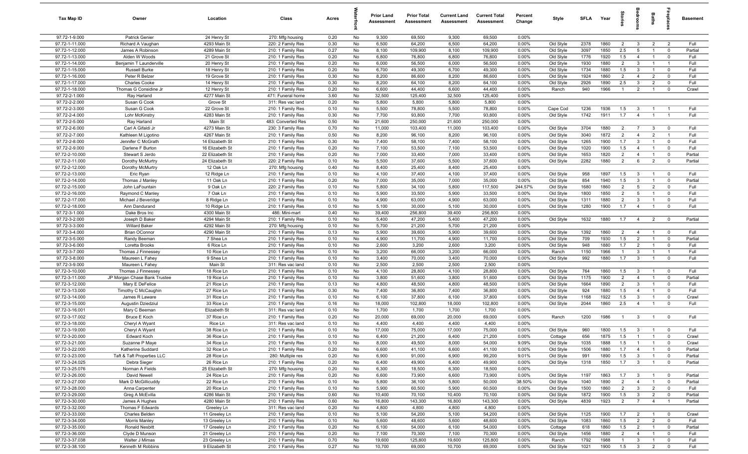| Tax Map ID | Owner | Location | Class | Acres | Waterfront | Prior Land Assessment | Prior Total Assessment | Current Land Assessment | Current Total Assessment | Percent Change | Style | SFLA | Year | Stories | Bedrooms | Baths | Fireplaces | Basement |
|---|---|---|---|---|---|---|---|---|---|---|---|---|---|---|---|---|---|---|
| 97.72-1-9.000 | Patrick Genier | 24 Henry St | 270: Mfg housing | 0.20 | No | 9,300 | 69,500 | 9,300 | 69,500 | 0.00% | | | | | | | | |
| 97.72-1-11.000 | Richard A Vaughan | 4293 Main St | 220: 2 Family Res | 0.30 | No | 6,500 | 64,200 | 6,500 | 64,200 | 0.00% | Old Style | 2378 | 1860 | 2 | 3 | 2 | 2 | Full |
| 97.72-1-12.000 | James A Robinson | 4289 Main St | 210: 1 Family Res | 0.27 | No | 8,100 | 109,900 | 8,100 | 109,900 | 0.00% | Old Style | 3097 | 1850 | 2.5 | 5 | 1 | 0 | Partial |
| 97.72-1-13.000 | Alden W Woods | 21 Grove St | 210: 1 Family Res | 0.20 | No | 6,800 | 76,800 | 6,800 | 76,800 | 0.00% | Old Style | 1776 | 1920 | 1.5 | 4 | 1 | 0 | Full |
| 97.72-1-14.000 | Benjamin T Launderville | 20 Henry St | 210: 1 Family Res | 0.20 | No | 6,000 | 56,500 | 6,000 | 56,500 | 0.00% | Old Style | 1930 | 1880 | 2 | 3 | 1 | 1 | Full |
| 97.72-1-15.000 | Russell Burke | 18 Henry St | 210: 1 Family Res | 0.20 | No | 6,700 | 49,300 | 6,700 | 49,300 | 0.00% | Old Style | 1734 | 1880 | 1.5 | 3 | 1 | 0 | Full |
| 97.72-1-16.000 | Peter R Belzer | 19 Grove St | 210: 1 Family Res | 0.30 | No | 8,200 | 86,600 | 8,200 | 86,600 | 0.00% | Old Style | 1924 | 1860 | 2 | 4 | 2 | 0 | Full |
| 97.72-1-17.000 | Charles Cooke | 14 Henry St | 210: 1 Family Res | 0.30 | No | 8,200 | 64,100 | 8,200 | 64,100 | 0.00% | Old Style | 2926 | 1890 | 2.5 | 3 | 2 | 0 | Full |
| 97.72-1-18.000 | Thomas G Considine Jr | 12 Henry St | 210: 1 Family Res | 0.20 | No | 6,600 | 44,400 | 6,600 | 44,400 | 0.00% | Ranch | 940 | 1966 | 1 | 2 | 1 | 0 | Crawl |
| 97.72-2-1.000 | Ray Harland | 4277 Main St | 471: Funeral home | 3.60 | No | 32,500 | 125,400 | 32,500 | 125,400 | 0.00% | | | | | | | | |
| 97.72-2-2.000 | Susan G Cook | Grove St | 311: Res vac land | 0.20 | No | 5,800 | 5,800 | 5,800 | 5,800 | 0.00% | | | | | | | | |
| 97.72-2-3.000 | Susan G Cook | 22 Grove St | 210: 1 Family Res | 0.10 | No | 5,500 | 78,800 | 5,500 | 78,800 | 0.00% | Cape Cod | 1236 | 1936 | 1.5 | 3 | 1 | 1 | Full |
| 97.72-2-4.000 | Lohr McKinstry | 4283 Main St | 210: 1 Family Res | 0.30 | No | 7,700 | 93,800 | 7,700 | 93,800 | 0.00% | Old Style | 1742 | 1911 | 1.7 | 4 | 1 | 1 | Full |
| 97.72-2-5.000 | Ray Harland | Main St | 483: Converted Res | 0.50 | No | 21,600 | 250,000 | 21,600 | 250,000 | 0.00% | | | | | | | | |
| 97.72-2-6.000 | Carl A Gifaldi Jr | 4273 Main St | 230: 3 Family Res | 0.70 | No | 11,000 | 103,400 | 11,000 | 103,400 | 0.00% | Old Style | 3704 | 1880 | 2 | 7 | 3 | 0 | Full |
| 97.72-2-7.000 | Kathleen M Ligotino | 4267 Main St | 210: 1 Family Res | 0.50 | No | 8,200 | 96,100 | 8,200 | 96,100 | 0.00% | Old Style | 3040 | 1872 | 2 | 4 | 2 | 1 | Full |
| 97.72-2-8.000 | Jennifer C McGrath | 14 Elizabeth St | 210: 1 Family Res | 0.30 | No | 7,400 | 58,100 | 7,400 | 58,100 | 0.00% | Old Style | 1265 | 1900 | 1.7 | 3 | 1 | 0 | Full |
| 97.72-2-9.000 | Darlene F Burton | 16 Elizabeth St | 210: 1 Family Res | 0.20 | No | 7,100 | 53,500 | 7,100 | 53,500 | 0.00% | Old Style | 1020 | 1900 | 1.5 | 4 | 1 | 0 | Full |
| 97.72-2-10.000 | Stewart S Jerdo | 22 Elizabeth St | 210: 1 Family Res | 0.20 | No | 7,000 | 33,400 | 7,000 | 33,400 | 0.00% | Old Style | 1653 | 1820 | 2 | 4 | 1 | 0 | Partial |
| 97.72-2-11.000 | Dorothy McMurtry | 24 Elizabeth St | 220: 2 Family Res | 0.10 | No | 5,500 | 37,600 | 5,500 | 37,600 | 0.00% | Old Style | 2282 | 1880 | 2 | 6 | 2 | 0 | Partial |
| 97.72-2-12.000 | Dorothy McMurtry | 12 Oak Ln | 270: Mfg housing | 0.40 | No | 8,400 | 25,400 | 8,400 | 25,400 | 0.00% | | | | | | | | |
| 97.72-2-13.000 | Eric Ryan | 12 Ridge Ln | 210: 1 Family Res | 0.10 | No | 4,100 | 37,400 | 4,100 | 37,400 | 0.00% | Old Style | 958 | 1897 | 1.5 | 3 | 1 | 0 | Full |
| 97.72-2-14.000 | Thomas J Manley | 11 Oak Ln | 210: 1 Family Res | 0.20 | No | 7,000 | 35,000 | 7,000 | 35,000 | 0.00% | Old Style | 854 | 1940 | 1.5 | 3 | 1 | 0 | Partial |
| 97.72-2-15.000 | John LaFountain | 9 Oak Ln | 220: 2 Family Res | 0.10 | No | 5,800 | 34,100 | 5,800 | 117,500 | 244.57% | Old Style | 1680 | 1860 | 2 | 5 | 2 | 0 | Full |
| 97.72-2-16.000 | Raymond C Manley | 7 Oak Ln | 210: 1 Family Res | 0.10 | No | 5,900 | 33,500 | 5,900 | 33,500 | 0.00% | Old Style | 1800 | 1850 | 2 | 5 | 1 | 0 | Full |
| 97.72-2-17.000 | Michael J Beveridge | 8 Ridge Ln | 210: 1 Family Res | 0.10 | No | 4,900 | 63,000 | 4,900 | 63,000 | 0.00% | Old Style | 1311 | 1880 | 2 | 3 | 1 | 0 | Full |
| 97.72-2-18.000 | Ann Dandurand | 10 Ridge Ln | 210: 1 Family Res | 0.10 | No | 5,100 | 30,000 | 5,100 | 30,000 | 0.00% | Old Style | 1280 | 1900 | 1.7 | 4 | 1 | 0 | Full |
| 97.72-3-1.000 | Dake Bros Inc | 4300 Main St | 486: Mini-mart | 0.40 | No | 39,400 | 256,800 | 39,400 | 256,800 | 0.00% | | | | | | | | |
| 97.72-3-2.000 | Joseph D Baker | 4294 Main St | 210: 1 Family Res | 0.10 | No | 5,400 | 47,200 | 5,400 | 47,200 | 0.00% | Old Style | 1632 | 1880 | 1.7 | 4 | 2 | 0 | Partial |
| 97.72-3-3.000 | Willard Baker | 4292 Main St | 270: Mfg housing | 0.10 | No | 5,700 | 21,200 | 5,700 | 21,200 | 0.00% | | | | | | | | |
| 97.72-3-4.000 | Brian OConnor | 4290 Main St | 210: 1 Family Res | 0.13 | No | 5,900 | 39,600 | 5,900 | 39,600 | 0.00% | Old Style | 1392 | 1860 | 2 | 4 | 1 | 0 | Full |
| 97.72-3-5.000 | Randy Beeman | 7 Shea Ln | 210: 1 Family Res | 0.10 | No | 4,900 | 11,700 | 4,900 | 11,700 | 0.00% | Old Style | 709 | 1930 | 1.5 | 2 | 1 | 0 | Partial |
| 97.72-3-6.000 | Loretta Brooks | 6 Rice Ln | 210: 1 Family Res | 0.10 | No | 2,600 | 3,200 | 2,600 | 3,200 | 0.00% | Old Style | 948 | 1880 | 1.7 | 2 | 1 | 0 | Full |
| 97.72-3-7.000 | Thomas J Finnessey | 10 Rice Ln | 210: 1 Family Res | 0.10 | No | 3,200 | 66,000 | 3,200 | 66,000 | 0.00% | Ranch | 1150 | 1966 | 1 | 3 | 1 | 1 | Full |
| 97.72-3-8.000 | Maureen L Fahey | 9 Shea Ln | 210: 1 Family Res | 0.10 | No | 3,400 | 70,000 | 3,400 | 70,000 | 0.00% | Old Style | 992 | 1880 | 1.7 | 3 | 1 | 0 | Full |
| 97.72-3-9.000 | Maureen L Fahey | Main St | 311: Res vac land | 0.10 | No | 2,500 | 2,500 | 2,500 | 2,500 | 0.00% | | | | | | | | |
| 97.72-3-10.000 | Thomas J Finnessey | 18 Rice Ln | 210: 1 Family Res | 0.10 | No | 4,100 | 28,800 | 4,100 | 28,800 | 0.00% | Old Style | 764 | 1860 | 1.5 | 3 | 1 | 0 | Full |
| 97.72-3-11.000 | JP Morgan Chase Bank Trustee | 19 Rice Ln | 210: 1 Family Res | 0.10 | No | 3,800 | 51,600 | 3,800 | 51,600 | 0.00% | Old Style | 1175 | 1900 | 2 | 4 | 1 | 0 | Partial |
| 97.72-3-12.000 | Mary E DeFelice | 21 Rice Ln | 210: 1 Family Res | 0.13 | No | 4,800 | 48,500 | 4,800 | 48,500 | 0.00% | Old Style | 1664 | 1890 | 2 | 3 | 1 | 0 | Full |
| 97.72-3-13.000 | Timothy C McCaughin | 27 Rice Ln | 210: 1 Family Res | 0.30 | No | 7,400 | 36,800 | 7,400 | 36,800 | 0.00% | Old Style | 924 | 1880 | 1.5 | 4 | 1 | 0 | Full |
| 97.72-3-14.000 | James R Laware | 31 Rice Ln | 210: 1 Family Res | 0.10 | No | 6,100 | 37,800 | 6,100 | 37,800 | 0.00% | Old Style | 1168 | 1922 | 1.5 | 3 | 1 | 0 | Crawl |
| 97.72-3-15.000 | Augustin Dziedziul | 33 Rice Ln | 210: 1 Family Res | 0.16 | No | 18,000 | 102,800 | 18,000 | 102,800 | 0.00% | Old Style | 2044 | 1860 | 2.5 | 4 | 1 | 0 | Full |
| 97.72-3-16.001 | Mary C Beeman | Elizabeth St | 311: Res vac land | 0.10 | No | 1,700 | 1,700 | 1,700 | 1,700 | 0.00% | | | | | | | | |
| 97.72-3-17.002 | Bruce E Koch | 37 Rice Ln | 210: 1 Family Res | 0.20 | No | 20,000 | 69,000 | 20,000 | 69,000 | 0.00% | Ranch | 1200 | 1986 | 1 | 3 | 1 | 0 | Full |
| 97.72-3-18.000 | Cheryl A Wyant | Rice Ln | 311: Res vac land | 0.10 | No | 4,400 | 4,400 | 4,400 | 4,400 | 0.00% | | | | | | | | |
| 97.72-3-19.000 | Cheryl A Wyant | 38 Rice Ln | 210: 1 Family Res | 0.10 | No | 17,000 | 75,000 | 17,000 | 75,000 | 0.00% | Old Style | 960 | 1800 | 1.5 | 3 | 1 | 0 | Full |
| 97.72-3-20.000 | Edward Koch | 36 Rice Ln | 210: 1 Family Res | 0.10 | No | 6,400 | 21,200 | 6,400 | 21,200 | 0.00% | Cottage | 656 | 1875 | 1.5 | 1 | 1 | 0 | Crawl |
| 97.72-3-21.000 | Suzanne P Maye | 34 Rice Ln | 210: 1 Family Res | 0.10 | No | 8,000 | 49,500 | 8,000 | 54,000 | 9.09% | Old Style | 1035 | 1888 | 1.5 | 1 | 1 | 0 | Crawl |
| 97.72-3-22.000 | Katherine Suddard | 32 Rice Ln | 210: 1 Family Res | 0.20 | No | 6,600 | 41,100 | 6,600 | 41,100 | 0.00% | Old Style | 1506 | 1880 | 1.7 | 4 | 1 | 0 | Partial |
| 97.72-3-23.000 | Taft & Taft Properties LLC | 28 Rice Ln | 280: Multiple res | 0.20 | No | 6,900 | 91,000 | 6,900 | 99,200 | 9.01% | Old Style | 991 | 1890 | 1.5 | 3 | 1 | 0 | Partial |
| 97.72-3-24.025 | Debra Sieger | 26 Rice Ln | 210: 1 Family Res | 0.20 | No | 6,400 | 49,900 | 6,400 | 49,900 | 0.00% | Old Style | 1318 | 1850 | 1.7 | 3 | 1 | 0 | Partial |
| 97.72-3-25.076 | Norman A Fields | 25 Elizabeth St | 270: Mfg housing | 0.20 | No | 6,300 | 18,500 | 6,300 | 18,500 | 0.00% | | | | | | | | |
| 97.72-3-26.000 | David Newell | 24 Rice Ln | 210: 1 Family Res | 0.20 | No | 6,600 | 73,900 | 6,600 | 73,900 | 0.00% | Old Style | 1197 | 1863 | 1.7 | 3 | 1 | 0 | Partial |
| 97.72-3-27.000 | Mark D McGillicuddy | 22 Rice Ln | 210: 1 Family Res | 0.10 | No | 5,800 | 36,100 | 5,800 | 50,000 | 38.50% | Old Style | 1040 | 1890 | 2 | 4 | 1 | 0 | Partial |
| 97.72-3-28.000 | Anna Carpenter | 20 Rice Ln | 210: 1 Family Res | 0.10 | No | 5,900 | 60,500 | 5,900 | 60,500 | 0.00% | Old Style | 1500 | 1860 | 2 | 3 | 2 | 0 | Full |
| 97.72-3-29.000 | Greg A McEvilla | 4286 Main St | 210: 1 Family Res | 0.60 | No | 10,400 | 70,100 | 10,400 | 70,100 | 0.00% | Old Style | 1872 | 1900 | 1.5 | 3 | 2 | 0 | Partial |
| 97.72-3-30.000 | James A Hughes | 4280 Main St | 210: 1 Family Res | 0.60 | No | 16,800 | 143,300 | 16,800 | 143,300 | 0.00% | Old Style | 4839 | 1923 | 2 | 7 | 4 | 1 | Partial |
| 97.72-3-32.000 | Thomas F Edwards | Greeley Ln | 311: Res vac land | 0.20 | No | 4,800 | 4,800 | 4,800 | 4,800 | 0.00% | | | | | | | | |
| 97.72-3-33.000 | Charles Belden | 11 Greeley Ln | 210: 1 Family Res | 0.10 | No | 5,100 | 54,200 | 5,100 | 54,200 | 0.00% | Old Style | 1125 | 1900 | 1.7 | 2 | 1 | 0 | Crawl |
| 97.72-3-34.000 | Morris Manley | 13 Greeley Ln | 210: 1 Family Res | 0.10 | No | 5,600 | 48,600 | 5,600 | 48,600 | 0.00% | Old Style | 1083 | 1860 | 1.5 | 2 | 2 | 0 | Full |
| 97.72-3-35.000 | Ronald Nesbitt | 17 Greeley Ln | 210: 1 Family Res | 0.20 | No | 6,100 | 54,000 | 6,100 | 54,000 | 0.00% | Cottage | 618 | 1860 | 1.5 | 2 | 1 | 0 | Partial |
| 97.72-3-36.000 | Clyde D Munson | 21 Greeley Ln | 210: 1 Family Res | 0.20 | No | 7,100 | 70,300 | 7,100 | 70,300 | 0.00% | Old Style | 1456 | 1880 | 2 | 4 | 1 | 0 | Full |
| 97.72-3-37.038 | Walter J Mimas | 23 Greeley Ln | 210: 1 Family Res | 0.70 | No | 19,600 | 125,800 | 19,600 | 125,800 | 0.00% | Ranch | 1792 | 1988 | 1 | 3 | 1 | 0 | Full |
| 97.72-3-38.100 | Kenneth M Robbins | 9 Elizabeth St | 210: 1 Family Res | 0.27 | No | 10,700 | 69,000 | 10,700 | 69,000 | 0.00% | Old Style | 1021 | 1900 | 1.5 | 3 | 2 | 0 | Full |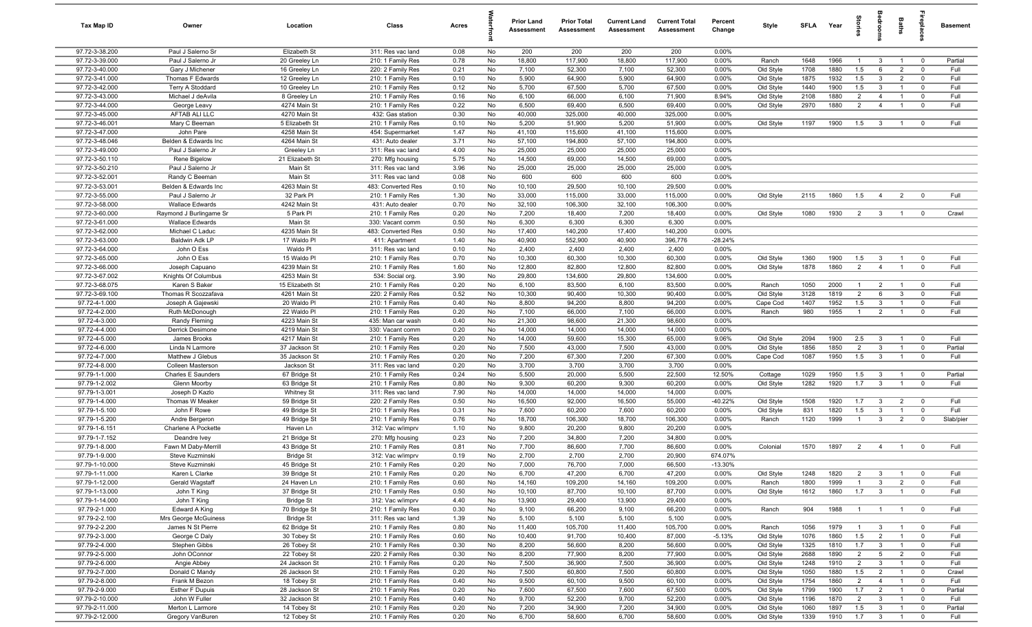| Tax Map ID | Owner | Location | Class | Acres | Waterfront | Prior Land Assessment | Prior Total Assessment | Current Land Assessment | Current Total Assessment | Percent Change | Style | SFLA | Year | Stories | Bedrooms | Baths | Fireplaces | Basement |
|---|---|---|---|---|---|---|---|---|---|---|---|---|---|---|---|---|---|---|
| 97.72-3-38.200 | Paul J Salerno Sr | Elizabeth St | 311: Res vac land | 0.08 | No | 200 | 200 | 200 | 200 | 0.00% | | | | | | | | |
| 97.72-3-39.000 | Paul J Salerno Jr | 20 Greeley Ln | 210: 1 Family Res | 0.78 | No | 18,800 | 117,900 | 18,800 | 117,900 | 0.00% | Ranch | 1648 | 1966 | 1 | 3 | 1 | 0 | Partial |
| 97.72-3-40.000 | Gary J Michener | 16 Greeley Ln | 220: 2 Family Res | 0.21 | No | 7,100 | 52,300 | 7,100 | 52,300 | 0.00% | Old Style | 1708 | 1880 | 1.5 | 6 | 2 | 0 | Full |
| 97.72-3-41.000 | Thomas F Edwards | 12 Greeley Ln | 210: 1 Family Res | 0.10 | No | 5,900 | 64,900 | 5,900 | 64,900 | 0.00% | Old Style | 1875 | 1932 | 1.5 | 3 | 2 | 0 | Full |
| 97.72-3-42.000 | Terry A Stoddard | 10 Greeley Ln | 210: 1 Family Res | 0.12 | No | 5,700 | 67,500 | 5,700 | 67,500 | 0.00% | Old Style | 1440 | 1900 | 1.5 | 3 | 1 | 0 | Full |
| 97.72-3-43.000 | Michael J deAvila | 8 Greeley Ln | 210: 1 Family Res | 0.16 | No | 6,100 | 66,000 | 6,100 | 71,900 | 8.94% | Old Style | 2108 | 1880 | 2 | 4 | 1 | 0 | Full |
| 97.72-3-44.000 | George Leavy | 4274 Main St | 210: 1 Family Res | 0.22 | No | 6,500 | 69,400 | 6,500 | 69,400 | 0.00% | Old Style | 2970 | 1880 | 2 | 4 | 1 | 0 | Full |
| 97.72-3-45.000 | AFTAB ALI LLC | 4270 Main St | 432: Gas station | 0.30 | No | 40,000 | 325,000 | 40,000 | 325,000 | 0.00% | | | | | | | | |
| 97.72-3-46.001 | Mary C Beeman | 5 Elizabeth St | 210: 1 Family Res | 0.10 | No | 5,200 | 51,900 | 5,200 | 51,900 | 0.00% | Old Style | 1197 | 1900 | 1.5 | 3 | 1 | 0 | Full |
| 97.72-3-47.000 | John Pare | 4258 Main St | 454: Supermarket | 1.47 | No | 41,100 | 115,600 | 41,100 | 115,600 | 0.00% | | | | | | | | |
| 97.72-3-48.046 | Belden & Edwards Inc | 4264 Main St | 431: Auto dealer | 3.71 | No | 57,100 | 194,800 | 57,100 | 194,800 | 0.00% | | | | | | | | |
| 97.72-3-49.000 | Paul J Salerno Jr | Greeley Ln | 311: Res vac land | 4.00 | No | 25,000 | 25,000 | 25,000 | 25,000 | 0.00% | | | | | | | | |
| 97.72-3-50.110 | Rene Bigelow | 21 Elizabeth St | 270: Mfg housing | 5.75 | No | 14,500 | 69,000 | 14,500 | 69,000 | 0.00% | | | | | | | | |
| 97.72-3-50.210 | Paul J Salerno Jr | Main St | 311: Res vac land | 3.96 | No | 25,000 | 25,000 | 25,000 | 25,000 | 0.00% | | | | | | | | |
| 97.72-3-52.001 | Randy C Beeman | Main St | 311: Res vac land | 0.08 | No | 600 | 600 | 600 | 600 | 0.00% | | | | | | | | |
| 97.72-3-53.001 | Belden & Edwards Inc | 4263 Main St | 483: Converted Res | 0.10 | No | 10,100 | 29,500 | 10,100 | 29,500 | 0.00% | | | | | | | | |
| 97.72-3-55.000 | Paul J Salerno Jr | 32 Park Pl | 210: 1 Family Res | 1.30 | No | 33,000 | 115,000 | 33,000 | 115,000 | 0.00% | Old Style | 2115 | 1860 | 1.5 | 4 | 2 | 0 | Full |
| 97.72-3-58.000 | Wallace Edwards | 4242 Main St | 431: Auto dealer | 0.70 | No | 32,100 | 106,300 | 32,100 | 106,300 | 0.00% | | | | | | | | |
| 97.72-3-60.000 | Raymond J Burlingame Sr | 5 Park Pl | 210: 1 Family Res | 0.20 | No | 7,200 | 18,400 | 7,200 | 18,400 | 0.00% | Old Style | 1080 | 1930 | 2 | 3 | 1 | 0 | Crawl |
| 97.72-3-61.000 | Wallace Edwards | Main St | 330: Vacant comm | 0.50 | No | 6,300 | 6,300 | 6,300 | 6,300 | 0.00% | | | | | | | | |
| 97.72-3-62.000 | Michael C Laduc | 4235 Main St | 483: Converted Res | 0.50 | No | 17,400 | 140,200 | 17,400 | 140,200 | 0.00% | | | | | | | | |
| 97.72-3-63.000 | Baldwin Adk LP | 17 Waldo Pl | 411: Apartment | 1.40 | No | 40,900 | 552,900 | 40,900 | 396,776 | -28.24% | | | | | | | | |
| 97.72-3-64.000 | John O Ess | Waldo Pl | 311: Res vac land | 0.10 | No | 2,400 | 2,400 | 2,400 | 2,400 | 0.00% | | | | | | | | |
| 97.72-3-65.000 | John O Ess | 15 Waldo Pl | 210: 1 Family Res | 0.70 | No | 10,300 | 60,300 | 10,300 | 60,300 | 0.00% | Old Style | 1360 | 1900 | 1.5 | 3 | 1 | 0 | Full |
| 97.72-3-66.000 | Joseph Capuano | 4239 Main St | 210: 1 Family Res | 1.60 | No | 12,800 | 82,800 | 12,800 | 82,800 | 0.00% | Old Style | 1878 | 1860 | 2 | 4 | 1 | 0 | Full |
| 97.72-3-67.002 | Knights Of Columbus | 4253 Main St | 534: Social org. | 3.90 | No | 29,800 | 134,600 | 29,800 | 134,600 | 0.00% | | | | | | | | |
| 97.72-3-68.075 | Karen S Baker | 15 Elizabeth St | 210: 1 Family Res | 0.20 | No | 6,100 | 83,500 | 6,100 | 83,500 | 0.00% | Ranch | 1050 | 2000 | 1 | 2 | 1 | 0 | Full |
| 97.72-3-69.100 | Thomas R Scozzafava | 4261 Main St | 220: 2 Family Res | 0.52 | No | 10,300 | 90,400 | 10,300 | 90,400 | 0.00% | Old Style | 3128 | 1819 | 2 | 6 | 3 | 0 | Full |
| 97.72-4-1.000 | Joseph A Gajewski | 20 Waldo Pl | 210: 1 Family Res | 0.40 | No | 8,800 | 94,200 | 8,800 | 94,200 | 0.00% | Cape Cod | 1407 | 1952 | 1.5 | 3 | 1 | 0 | Full |
| 97.72-4-2.000 | Ruth McDonough | 22 Waldo Pl | 210: 1 Family Res | 0.20 | No | 7,100 | 66,000 | 7,100 | 66,000 | 0.00% | Ranch | 980 | 1955 | 1 | 2 | 1 | 0 | Full |
| 97.72-4-3.000 | Randy Fleming | 4223 Main St | 435: Man car wash | 0.40 | No | 21,300 | 98,600 | 21,300 | 98,600 | 0.00% | | | | | | | | |
| 97.72-4-4.000 | Derrick Desimone | 4219 Main St | 330: Vacant comm | 0.20 | No | 14,000 | 14,000 | 14,000 | 14,000 | 0.00% | | | | | | | | |
| 97.72-4-5.000 | James Brooks | 4217 Main St | 210: 1 Family Res | 0.20 | No | 14,000 | 59,600 | 15,300 | 65,000 | 9.06% | Old Style | 2094 | 1900 | 2.5 | 3 | 1 | 0 | Full |
| 97.72-4-6.000 | Linda N Larmore | 37 Jackson St | 210: 1 Family Res | 0.20 | No | 7,500 | 43,000 | 7,500 | 43,000 | 0.00% | Old Style | 1856 | 1850 | 2 | 3 | 1 | 0 | Partial |
| 97.72-4-7.000 | Matthew J Glebus | 35 Jackson St | 210: 1 Family Res | 0.20 | No | 7,200 | 67,300 | 7,200 | 67,300 | 0.00% | Cape Cod | 1087 | 1950 | 1.5 | 3 | 1 | 0 | Full |
| 97.72-4-8.000 | Colleen Masterson | Jackson St | 311: Res vac land | 0.20 | No | 3,700 | 3,700 | 3,700 | 3,700 | 0.00% | | | | | | | | |
| 97.79-1-1.000 | Charles E Saunders | 67 Bridge St | 210: 1 Family Res | 0.24 | No | 5,500 | 20,000 | 5,500 | 22,500 | 12.50% | Cottage | 1029 | 1950 | 1.5 | 3 | 1 | 0 | Partial |
| 97.79-1-2.002 | Glenn Moorby | 63 Bridge St | 210: 1 Family Res | 0.80 | No | 9,300 | 60,200 | 9,300 | 60,200 | 0.00% | Old Style | 1282 | 1920 | 1.7 | 3 | 1 | 0 | Full |
| 97.79-1-3.001 | Joseph D Kazlo | Whitney St | 311: Res vac land | 7.90 | No | 14,000 | 14,000 | 14,000 | 14,000 | 0.00% | | | | | | | | |
| 97.79-1-4.000 | Thomas W Meaker | 59 Bridge St | 220: 2 Family Res | 0.50 | No | 16,500 | 92,000 | 16,500 | 55,000 | -40.22% | Old Style | 1508 | 1920 | 1.7 | 3 | 2 | 0 | Full |
| 97.79-1-5.100 | John F Rowe | 49 Bridge St | 210: 1 Family Res | 0.31 | No | 7,600 | 60,200 | 7,600 | 60,200 | 0.00% | Old Style | 831 | 1820 | 1.5 | 3 | 1 | 0 | Full |
| 97.79-1-5.200 | Andre Bergeron | 49 Bridge St | 210: 1 Family Res | 0.76 | No | 18,700 | 106,300 | 18,700 | 106,300 | 0.00% | Ranch | 1120 | 1999 | 1 | 3 | 2 | 0 | Slab/pier |
| 97.79-1-6.151 | Charlene A Pockette | Haven Ln | 312: Vac w/imprv | 1.10 | No | 9,800 | 20,200 | 9,800 | 20,200 | 0.00% | | | | | | | | |
| 97.79-1-7.152 | Deandre Ivey | 21 Bridge St | 270: Mfg housing | 0.23 | No | 7,200 | 34,800 | 7,200 | 34,800 | 0.00% | | | | | | | | |
| 97.79-1-8.000 | Fawn M Daby-Merrill | 43 Bridge St | 210: 1 Family Res | 0.81 | No | 7,700 | 86,600 | 7,700 | 86,600 | 0.00% | Colonial | 1570 | 1897 | 2 | 4 | 1 | 0 | Full |
| 97.79-1-9.000 | Steve Kuzminski | Bridge St | 312: Vac w/imprv | 0.19 | No | 2,700 | 2,700 | 2,700 | 20,900 | 674.07% | | | | | | | | |
| 97.79-1-10.000 | Steve Kuzminski | 45 Bridge St | 210: 1 Family Res | 0.20 | No | 7,000 | 76,700 | 7,000 | 66,500 | -13.30% | | | | | | | | |
| 97.79-1-11.000 | Karen L Clarke | 39 Bridge St | 210: 1 Family Res | 0.20 | No | 6,700 | 47,200 | 6,700 | 47,200 | 0.00% | Old Style | 1248 | 1820 | 2 | 3 | 1 | 0 | Full |
| 97.79-1-12.000 | Gerald Wagstaff | 24 Haven Ln | 210: 1 Family Res | 0.60 | No | 14,160 | 109,200 | 14,160 | 109,200 | 0.00% | Ranch | 1800 | 1999 | 1 | 3 | 2 | 0 | Full |
| 97.79-1-13.000 | John T King | 37 Bridge St | 210: 1 Family Res | 0.50 | No | 10,100 | 87,700 | 10,100 | 87,700 | 0.00% | Old Style | 1612 | 1860 | 1.7 | 3 | 1 | 0 | Full |
| 97.79-1-14.000 | John T King | Bridge St | 312: Vac w/imprv | 4.40 | No | 13,900 | 29,400 | 13,900 | 29,400 | 0.00% | | | | | | | | |
| 97.79-2-1.000 | Edward A King | 70 Bridge St | 210: 1 Family Res | 0.30 | No | 9,100 | 66,200 | 9,100 | 66,200 | 0.00% | Ranch | 904 | 1988 | 1 | 1 | 1 | 0 | Full |
| 97.79-2-2.100 | Mrs George McGuiness | Bridge St | 311: Res vac land | 1.39 | No | 5,100 | 5,100 | 5,100 | 5,100 | 0.00% | | | | | | | | |
| 97.79-2-2.200 | James N St Pierre | 62 Bridge St | 210: 1 Family Res | 0.80 | No | 11,400 | 105,700 | 11,400 | 105,700 | 0.00% | Ranch | 1056 | 1979 | 1 | 3 | 1 | 0 | Full |
| 97.79-2-3.000 | George C Daly | 30 Tobey St | 210: 1 Family Res | 0.60 | No | 10,400 | 91,700 | 10,400 | 87,000 | -5.13% | Old Style | 1076 | 1860 | 1.5 | 2 | 1 | 0 | Full |
| 97.79-2-4.000 | Stephen Gibbs | 26 Tobey St | 210: 1 Family Res | 0.30 | No | 8,200 | 56,600 | 8,200 | 56,600 | 0.00% | Old Style | 1325 | 1810 | 1.7 | 3 | 1 | 0 | Full |
| 97.79-2-5.000 | John OConnor | 22 Tobey St | 220: 2 Family Res | 0.30 | No | 8,200 | 77,900 | 8,200 | 77,900 | 0.00% | Old Style | 2688 | 1890 | 2 | 5 | 2 | 0 | Full |
| 97.79-2-6.000 | Angie Abbey | 24 Jackson St | 210: 1 Family Res | 0.20 | No | 7,500 | 36,900 | 7,500 | 36,900 | 0.00% | Old Style | 1248 | 1910 | 2 | 3 | 1 | 0 | Full |
| 97.79-2-7.000 | Donald C Mandy | 26 Jackson St | 210: 1 Family Res | 0.20 | No | 7,500 | 60,800 | 7,500 | 60,800 | 0.00% | Old Style | 1050 | 1880 | 1.5 | 2 | 1 | 0 | Crawl |
| 97.79-2-8.000 | Frank M Bezon | 18 Tobey St | 210: 1 Family Res | 0.40 | No | 9,500 | 60,100 | 9,500 | 60,100 | 0.00% | Old Style | 1754 | 1860 | 2 | 4 | 1 | 0 | Full |
| 97.79-2-9.000 | Esther F Dupuis | 28 Jackson St | 210: 1 Family Res | 0.20 | No | 7,600 | 67,500 | 7,600 | 67,500 | 0.00% | Old Style | 1799 | 1900 | 1.7 | 2 | 1 | 0 | Partial |
| 97.79-2-10.000 | John W Fuller | 32 Jackson St | 210: 1 Family Res | 0.40 | No | 9,700 | 52,200 | 9,700 | 52,200 | 0.00% | Old Style | 1196 | 1870 | 2 | 3 | 1 | 0 | Full |
| 97.79-2-11.000 | Merton L Larmore | 14 Tobey St | 210: 1 Family Res | 0.20 | No | 7,200 | 34,900 | 7,200 | 34,900 | 0.00% | Old Style | 1060 | 1897 | 1.5 | 3 | 1 | 0 | Partial |
| 97.79-2-12.000 | Gregory VanBuren | 12 Tobey St | 210: 1 Family Res | 0.20 | No | 6,700 | 58,600 | 6,700 | 58,600 | 0.00% | Old Style | 1339 | 1910 | 1.7 | 3 | 1 | 0 | Full |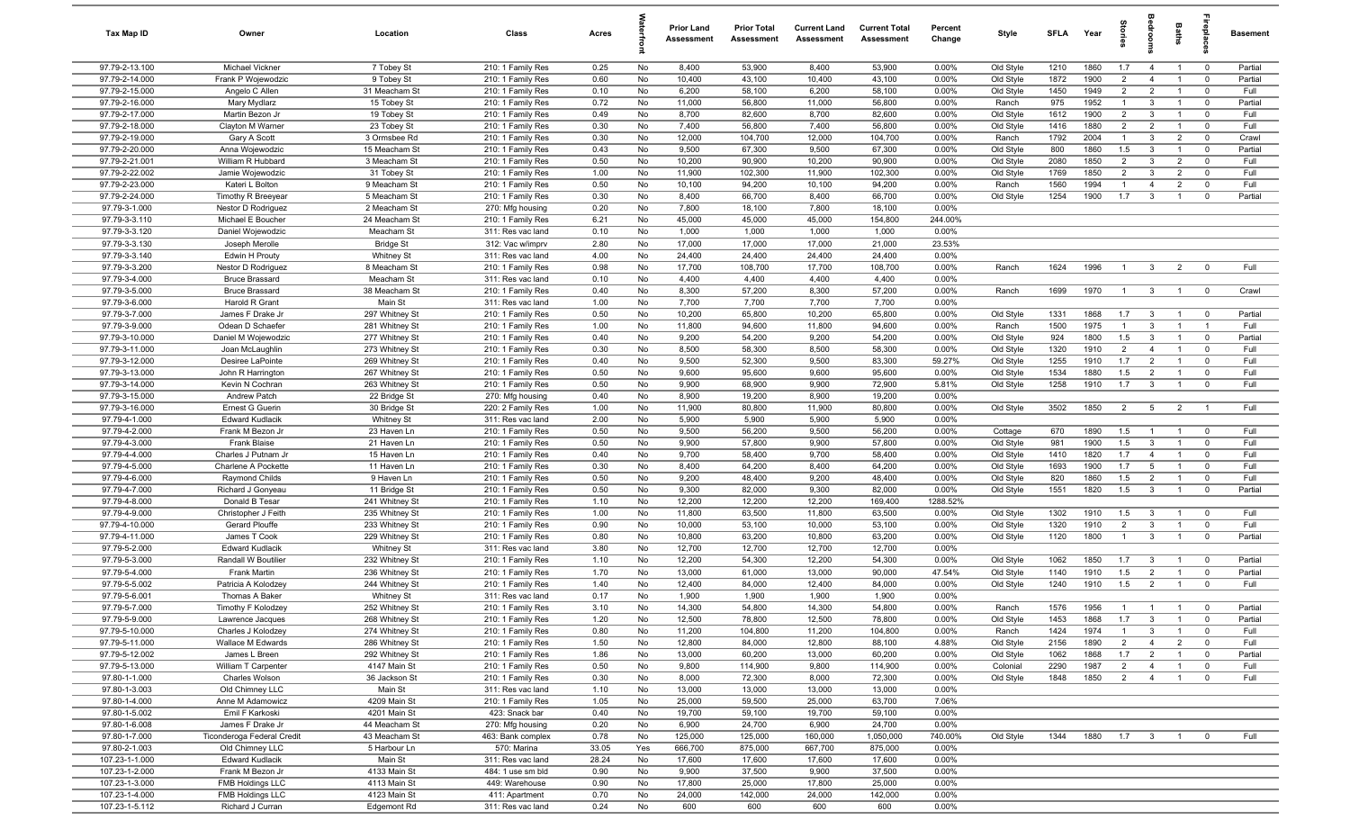| Tax Map ID | Owner | Location | Class | Acres | Waterfront | Prior Land Assessment | Prior Total Assessment | Current Land Assessment | Current Total Assessment | Percent Change | Style | SFLA | Year | Stories | Bedrooms | Baths | Fireplaces | Basement |
|---|---|---|---|---|---|---|---|---|---|---|---|---|---|---|---|---|---|---|
| 97.79-2-13.100 | Michael Vickner | 7 Tobey St | 210: 1 Family Res | 0.25 | No | 8,400 | 53,900 | 8,400 | 53,900 | 0.00% | Old Style | 1210 | 1860 | 1.7 | 4 | 1 | 0 | Partial |
| 97.79-2-14.000 | Frank P Wojewodzic | 9 Tobey St | 210: 1 Family Res | 0.60 | No | 10,400 | 43,100 | 10,400 | 43,100 | 0.00% | Old Style | 1872 | 1900 | 2 | 4 | 1 | 0 | Partial |
| 97.79-2-15.000 | Angelo C Allen | 31 Meacham St | 210: 1 Family Res | 0.10 | No | 6,200 | 58,100 | 6,200 | 58,100 | 0.00% | Old Style | 1450 | 1949 | 2 | 2 | 1 | 0 | Full |
| 97.79-2-16.000 | Mary Mydlarz | 15 Tobey St | 210: 1 Family Res | 0.72 | No | 11,000 | 56,800 | 11,000 | 56,800 | 0.00% | Ranch | 975 | 1952 | 1 | 3 | 1 | 0 | Partial |
| 97.79-2-17.000 | Martin Bezon Jr | 19 Tobey St | 210: 1 Family Res | 0.49 | No | 8,700 | 82,600 | 8,700 | 82,600 | 0.00% | Old Style | 1612 | 1900 | 2 | 3 | 1 | 0 | Full |
| 97.79-2-18.000 | Clayton M Warner | 23 Tobey St | 210: 1 Family Res | 0.30 | No | 7,400 | 56,800 | 7,400 | 56,800 | 0.00% | Old Style | 1416 | 1880 | 2 | 2 | 1 | 0 | Full |
| 97.79-2-19.000 | Gary A Scott | 3 Ormsbee Rd | 210: 1 Family Res | 0.30 | No | 12,000 | 104,700 | 12,000 | 104,700 | 0.00% | Ranch | 1792 | 2004 | 1 | 3 | 2 | 0 | Crawl |
| 97.79-2-20.000 | Anna Wojewodzic | 15 Meacham St | 210: 1 Family Res | 0.43 | No | 9,500 | 67,300 | 9,500 | 67,300 | 0.00% | Old Style | 800 | 1860 | 1.5 | 3 | 1 | 0 | Partial |
| 97.79-2-21.001 | William R Hubbard | 3 Meacham St | 210: 1 Family Res | 0.50 | No | 10,200 | 90,900 | 10,200 | 90,900 | 0.00% | Old Style | 2080 | 1850 | 2 | 3 | 2 | 0 | Full |
| 97.79-2-22.002 | Jamie Wojewodzic | 31 Tobey St | 210: 1 Family Res | 1.00 | No | 11,900 | 102,300 | 11,900 | 102,300 | 0.00% | Old Style | 1769 | 1850 | 2 | 3 | 2 | 0 | Full |
| 97.79-2-23.000 | Kateri L Bolton | 9 Meacham St | 210: 1 Family Res | 0.50 | No | 10,100 | 94,200 | 10,100 | 94,200 | 0.00% | Ranch | 1560 | 1994 | 1 | 4 | 2 | 0 | Full |
| 97.79-2-24.000 | Timothy R Breeyear | 5 Meacham St | 210: 1 Family Res | 0.30 | No | 8,400 | 66,700 | 8,400 | 66,700 | 0.00% | Old Style | 1254 | 1900 | 1.7 | 3 | 1 | 0 | Partial |
| 97.79-3-1.000 | Nestor D Rodriguez | 2 Meacham St | 270: Mfg housing | 0.20 | No | 7,800 | 18,100 | 7,800 | 18,100 | 0.00% | | | | | | | | |
| 97.79-3-3.110 | Michael E Boucher | 24 Meacham St | 210: 1 Family Res | 6.21 | No | 45,000 | 45,000 | 45,000 | 154,800 | 244.00% | | | | | | | | |
| 97.79-3-3.120 | Daniel Wojewodzic | Meacham St | 311: Res vac land | 0.10 | No | 1,000 | 1,000 | 1,000 | 1,000 | 0.00% | | | | | | | | |
| 97.79-3-3.130 | Joseph Merolle | Bridge St | 312: Vac w/imprv | 2.80 | No | 17,000 | 17,000 | 17,000 | 21,000 | 23.53% | | | | | | | | |
| 97.79-3-3.140 | Edwin H Prouty | Whitney St | 311: Res vac land | 4.00 | No | 24,400 | 24,400 | 24,400 | 24,400 | 0.00% | | | | | | | | |
| 97.79-3-3.200 | Nestor D Rodriguez | 8 Meacham St | 210: 1 Family Res | 0.98 | No | 17,700 | 108,700 | 17,700 | 108,700 | 0.00% | Ranch | 1624 | 1996 | 1 | 3 | 2 | 0 | Full |
| 97.79-3-4.000 | Bruce Brassard | Meacham St | 311: Res vac land | 0.10 | No | 4,400 | 4,400 | 4,400 | 4,400 | 0.00% | | | | | | | | |
| 97.79-3-5.000 | Bruce Brassard | 38 Meacham St | 210: 1 Family Res | 0.40 | No | 8,300 | 57,200 | 8,300 | 57,200 | 0.00% | Ranch | 1699 | 1970 | 1 | 3 | 1 | 0 | Crawl |
| 97.79-3-6.000 | Harold R Grant | Main St | 311: Res vac land | 1.00 | No | 7,700 | 7,700 | 7,700 | 7,700 | 0.00% | | | | | | | | |
| 97.79-3-7.000 | James F Drake Jr | 297 Whitney St | 210: 1 Family Res | 0.50 | No | 10,200 | 65,800 | 10,200 | 65,800 | 0.00% | Old Style | 1331 | 1868 | 1.7 | 3 | 1 | 0 | Partial |
| 97.79-3-9.000 | Odean D Schaefer | 281 Whitney St | 210: 1 Family Res | 1.00 | No | 11,800 | 94,600 | 11,800 | 94,600 | 0.00% | Ranch | 1500 | 1975 | 1 | 3 | 1 | 1 | Full |
| 97.79-3-10.000 | Daniel M Wojewodzic | 277 Whitney St | 210: 1 Family Res | 0.40 | No | 9,200 | 54,200 | 9,200 | 54,200 | 0.00% | Old Style | 924 | 1800 | 1.5 | 3 | 1 | 0 | Partial |
| 97.79-3-11.000 | Joan McLaughlin | 273 Whitney St | 210: 1 Family Res | 0.30 | No | 8,500 | 58,300 | 8,500 | 58,300 | 0.00% | Old Style | 1320 | 1910 | 2 | 4 | 1 | 0 | Full |
| 97.79-3-12.000 | Desiree LaPointe | 269 Whitney St | 210: 1 Family Res | 0.40 | No | 9,500 | 52,300 | 9,500 | 83,300 | 59.27% | Old Style | 1255 | 1910 | 1.7 | 2 | 1 | 0 | Full |
| 97.79-3-13.000 | John R Harrington | 267 Whitney St | 210: 1 Family Res | 0.50 | No | 9,600 | 95,600 | 9,600 | 95,600 | 0.00% | Old Style | 1534 | 1880 | 1.5 | 2 | 1 | 0 | Full |
| 97.79-3-14.000 | Kevin N Cochran | 263 Whitney St | 210: 1 Family Res | 0.50 | No | 9,900 | 68,900 | 9,900 | 72,900 | 5.81% | Old Style | 1258 | 1910 | 1.7 | 3 | 1 | 0 | Full |
| 97.79-3-15.000 | Andrew Patch | 22 Bridge St | 270: Mfg housing | 0.40 | No | 8,900 | 19,200 | 8,900 | 19,200 | 0.00% | | | | | | | | |
| 97.79-3-16.000 | Ernest G Guerin | 30 Bridge St | 220: 2 Family Res | 1.00 | No | 11,900 | 80,800 | 11,900 | 80,800 | 0.00% | Old Style | 3502 | 1850 | 2 | 5 | 2 | 1 | Full |
| 97.79-4-1.000 | Edward Kudlacik | Whitney St | 311: Res vac land | 2.00 | No | 5,900 | 5,900 | 5,900 | 5,900 | 0.00% | | | | | | | | |
| 97.79-4-2.000 | Frank M Bezon Jr | 23 Haven Ln | 210: 1 Family Res | 0.50 | No | 9,500 | 56,200 | 9,500 | 56,200 | 0.00% | Cottage | 670 | 1890 | 1.5 | 1 | 1 | 0 | Full |
| 97.79-4-3.000 | Frank Blaise | 21 Haven Ln | 210: 1 Family Res | 0.50 | No | 9,900 | 57,800 | 9,900 | 57,800 | 0.00% | Old Style | 981 | 1900 | 1.5 | 3 | 1 | 0 | Full |
| 97.79-4-4.000 | Charles J Putnam Jr | 15 Haven Ln | 210: 1 Family Res | 0.40 | No | 9,700 | 58,400 | 9,700 | 58,400 | 0.00% | Old Style | 1410 | 1820 | 1.7 | 4 | 1 | 0 | Full |
| 97.79-4-5.000 | Charlene A Pockette | 11 Haven Ln | 210: 1 Family Res | 0.30 | No | 8,400 | 64,200 | 8,400 | 64,200 | 0.00% | Old Style | 1693 | 1900 | 1.7 | 5 | 1 | 0 | Full |
| 97.79-4-6.000 | Raymond Childs | 9 Haven Ln | 210: 1 Family Res | 0.50 | No | 9,200 | 48,400 | 9,200 | 48,400 | 0.00% | Old Style | 820 | 1860 | 1.5 | 2 | 1 | 0 | Full |
| 97.79-4-7.000 | Richard J Gonyeau | 11 Bridge St | 210: 1 Family Res | 0.50 | No | 9,300 | 82,000 | 9,300 | 82,000 | 0.00% | Old Style | 1551 | 1820 | 1.5 | 3 | 1 | 0 | Partial |
| 97.79-4-8.000 | Donald B Tesar | 241 Whitney St | 210: 1 Family Res | 1.10 | No | 12,200 | 12,200 | 12,200 | 169,400 | 1288.52% | | | | | | | | |
| 97.79-4-9.000 | Christopher J Feith | 235 Whitney St | 210: 1 Family Res | 1.00 | No | 11,800 | 63,500 | 11,800 | 63,500 | 0.00% | Old Style | 1302 | 1910 | 1.5 | 3 | 1 | 0 | Full |
| 97.79-4-10.000 | Gerard Plouffe | 233 Whitney St | 210: 1 Family Res | 0.90 | No | 10,000 | 53,100 | 10,000 | 53,100 | 0.00% | Old Style | 1320 | 1910 | 2 | 3 | 1 | 0 | Full |
| 97.79-4-11.000 | James T Cook | 229 Whitney St | 210: 1 Family Res | 0.80 | No | 10,800 | 63,200 | 10,800 | 63,200 | 0.00% | Old Style | 1120 | 1800 | 1 | 3 | 1 | 0 | Partial |
| 97.79-5-2.000 | Edward Kudlacik | Whitney St | 311: Res vac land | 3.80 | No | 12,700 | 12,700 | 12,700 | 12,700 | 0.00% | | | | | | | | |
| 97.79-5-3.000 | Randall W Boutilier | 232 Whitney St | 210: 1 Family Res | 1.10 | No | 12,200 | 54,300 | 12,200 | 54,300 | 0.00% | Old Style | 1062 | 1850 | 1.7 | 3 | 1 | 0 | Partial |
| 97.79-5-4.000 | Frank Martin | 236 Whitney St | 210: 1 Family Res | 1.70 | No | 13,000 | 61,000 | 13,000 | 90,000 | 47.54% | Old Style | 1140 | 1910 | 1.5 | 2 | 1 | 0 | Partial |
| 97.79-5-5.002 | Patricia A Kolodzey | 244 Whitney St | 210: 1 Family Res | 1.40 | No | 12,400 | 84,000 | 12,400 | 84,000 | 0.00% | Old Style | 1240 | 1910 | 1.5 | 2 | 1 | 0 | Full |
| 97.79-5-6.001 | Thomas A Baker | Whitney St | 311: Res vac land | 0.17 | No | 1,900 | 1,900 | 1,900 | 1,900 | 0.00% | | | | | | | | |
| 97.79-5-7.000 | Timothy F Kolodzey | 252 Whitney St | 210: 1 Family Res | 3.10 | No | 14,300 | 54,800 | 14,300 | 54,800 | 0.00% | Ranch | 1576 | 1956 | 1 | 1 | 1 | 0 | Partial |
| 97.79-5-9.000 | Lawrence Jacques | 268 Whitney St | 210: 1 Family Res | 1.20 | No | 12,500 | 78,800 | 12,500 | 78,800 | 0.00% | Old Style | 1453 | 1868 | 1.7 | 3 | 1 | 0 | Partial |
| 97.79-5-10.000 | Charles J Kolodzey | 274 Whitney St | 210: 1 Family Res | 0.80 | No | 11,200 | 104,800 | 11,200 | 104,800 | 0.00% | Ranch | 1424 | 1974 | 1 | 3 | 1 | 0 | Full |
| 97.79-5-11.000 | Wallace M Edwards | 286 Whitney St | 210: 1 Family Res | 1.50 | No | 12,800 | 84,000 | 12,800 | 88,100 | 4.88% | Old Style | 2156 | 1890 | 2 | 4 | 2 | 0 | Full |
| 97.79-5-12.002 | James L Breen | 292 Whitney St | 210: 1 Family Res | 1.86 | No | 13,000 | 60,200 | 13,000 | 60,200 | 0.00% | Old Style | 1062 | 1868 | 1.7 | 2 | 1 | 0 | Partial |
| 97.79-5-13.000 | William T Carpenter | 4147 Main St | 210: 1 Family Res | 0.50 | No | 9,800 | 114,900 | 9,800 | 114,900 | 0.00% | Colonial | 2290 | 1987 | 2 | 4 | 1 | 0 | Full |
| 97.80-1-1.000 | Charles Wolson | 36 Jackson St | 210: 1 Family Res | 0.30 | No | 8,000 | 72,300 | 8,000 | 72,300 | 0.00% | Old Style | 1848 | 1850 | 2 | 4 | 1 | 0 | Full |
| 97.80-1-3.003 | Old Chimney LLC | Main St | 311: Res vac land | 1.10 | No | 13,000 | 13,000 | 13,000 | 13,000 | 0.00% | | | | | | | | |
| 97.80-1-4.000 | Anne M Adamowicz | 4209 Main St | 210: 1 Family Res | 1.05 | No | 25,000 | 59,500 | 25,000 | 63,700 | 7.06% | | | | | | | | |
| 97.80-1-5.002 | Emil F Karkoski | 4201 Main St | 423: Snack bar | 0.40 | No | 19,700 | 59,100 | 19,700 | 59,100 | 0.00% | | | | | | | | |
| 97.80-1-6.008 | James F Drake Jr | 44 Meacham St | 270: Mfg housing | 0.20 | No | 6,900 | 24,700 | 6,900 | 24,700 | 0.00% | | | | | | | | |
| 97.80-1-7.000 | Ticonderoga Federal Credit | 43 Meacham St | 463: Bank complex | 0.78 | No | 125,000 | 125,000 | 160,000 | 1,050,000 | 740.00% | Old Style | 1344 | 1880 | 1.7 | 3 | 1 | 0 | Full |
| 97.80-2-1.003 | Old Chimney LLC | 5 Harbour Ln | 570: Marina | 33.05 | Yes | 666,700 | 875,000 | 667,700 | 875,000 | 0.00% | | | | | | | | |
| 107.23-1-1.000 | Edward Kudlacik | Main St | 311: Res vac land | 28.24 | No | 17,600 | 17,600 | 17,600 | 17,600 | 0.00% | | | | | | | | |
| 107.23-1-2.000 | Frank M Bezon Jr | 4133 Main St | 484: 1 use sm bld | 0.90 | No | 9,900 | 37,500 | 9,900 | 37,500 | 0.00% | | | | | | | | |
| 107.23-1-3.000 | FMB Holdings LLC | 4113 Main St | 449: Warehouse | 0.90 | No | 17,800 | 25,000 | 17,800 | 25,000 | 0.00% | | | | | | | | |
| 107.23-1-4.000 | FMB Holdings LLC | 4123 Main St | 411: Apartment | 0.70 | No | 24,000 | 142,000 | 24,000 | 142,000 | 0.00% | | | | | | | | |
| 107.23-1-5.112 | Richard J Curran | Edgemont Rd | 311: Res vac land | 0.24 | No | 600 | 600 | 600 | 600 | 0.00% | | | | | | | | |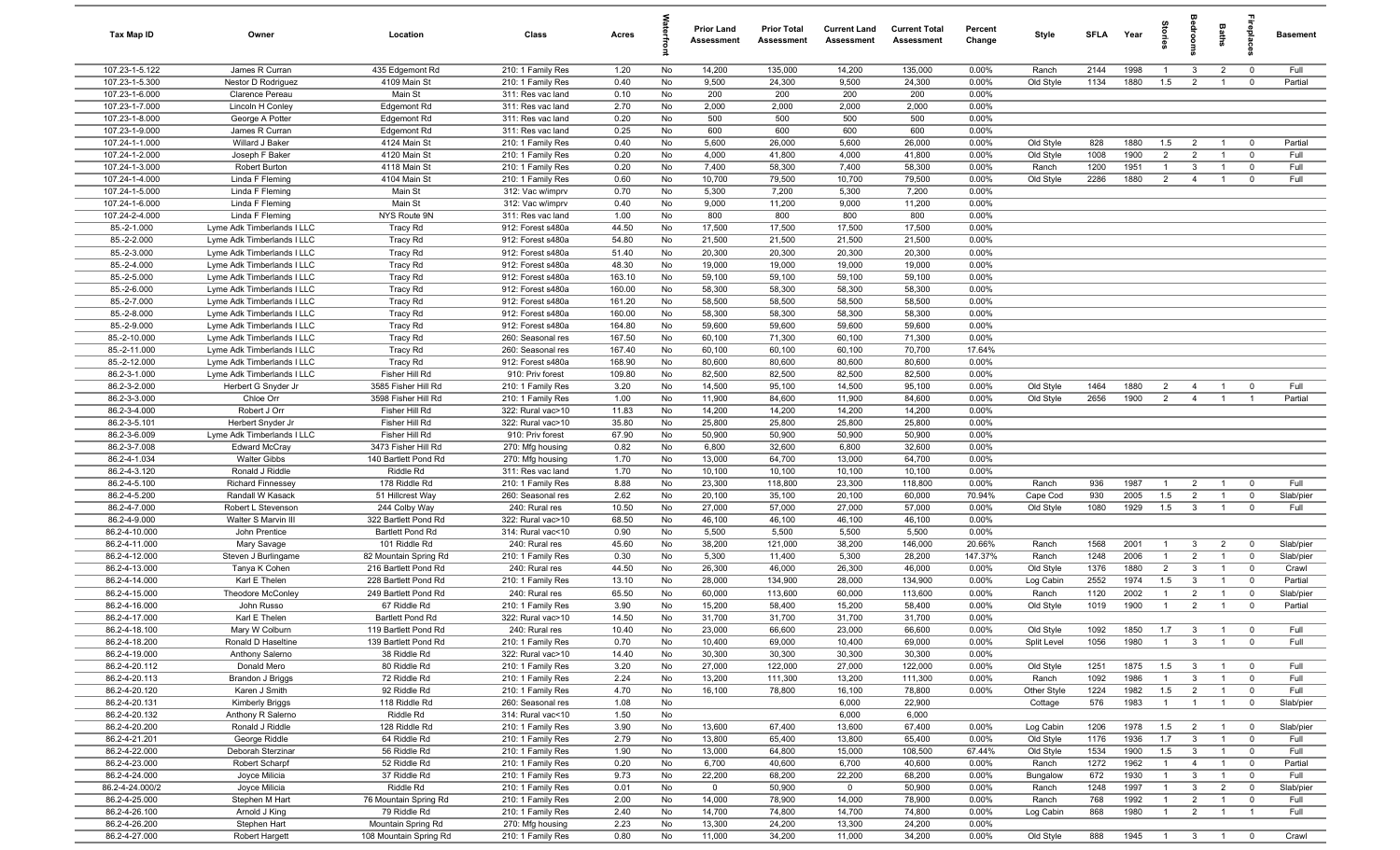| Tax Map ID | Owner | Location | Class | Acres | Waterfront | Prior Land Assessment | Prior Total Assessment | Current Land Assessment | Current Total Assessment | Percent Change | Style | SFLA | Year | Stories | Bedrooms | Baths | Fireplaces | Basement |
|---|---|---|---|---|---|---|---|---|---|---|---|---|---|---|---|---|---|---|
| 107.23-1-5.122 | James R Curran | 435 Edgemont Rd | 210: 1 Family Res | 1.20 | No | 14,200 | 135,000 | 14,200 | 135,000 | 0.00% | Ranch | 2144 | 1998 | 1 | 3 | 2 | 0 | Full |
| 107.23-1-5.300 | Nestor D Rodriguez | 4109 Main St | 210: 1 Family Res | 0.40 | No | 9,500 | 24,300 | 9,500 | 24,300 | 0.00% | Old Style | 1134 | 1880 | 1.5 | 2 | 1 | 0 | Partial |
| 107.23-1-6.000 | Clarence Pereau | Main St | 311: Res vac land | 0.10 | No | 200 | 200 | 200 | 200 | 0.00% | | | | | | | | |
| 107.23-1-7.000 | Lincoln H Conley | Edgemont Rd | 311: Res vac land | 2.70 | No | 2,000 | 2,000 | 2,000 | 2,000 | 0.00% | | | | | | | | |
| 107.23-1-8.000 | George A Potter | Edgemont Rd | 311: Res vac land | 0.20 | No | 500 | 500 | 500 | 500 | 0.00% | | | | | | | | |
| 107.23-1-9.000 | James R Curran | Edgemont Rd | 311: Res vac land | 0.25 | No | 600 | 600 | 600 | 600 | 0.00% | | | | | | | | |
| 107.24-1-1.000 | Willard J Baker | 4124 Main St | 210: 1 Family Res | 0.40 | No | 5,600 | 26,000 | 5,600 | 26,000 | 0.00% | Old Style | 828 | 1880 | 1.5 | 2 | 1 | 0 | Partial |
| 107.24-1-2.000 | Joseph F Baker | 4120 Main St | 210: 1 Family Res | 0.20 | No | 4,000 | 41,800 | 4,000 | 41,800 | 0.00% | Old Style | 1008 | 1900 | 2 | 2 | 1 | 0 | Full |
| 107.24-1-3.000 | Robert Burton | 4118 Main St | 210: 1 Family Res | 0.20 | No | 7,400 | 58,300 | 7,400 | 58,300 | 0.00% | Ranch | 1200 | 1951 | 1 | 3 | 1 | 0 | Full |
| 107.24-1-4.000 | Linda F Fleming | 4104 Main St | 210: 1 Family Res | 0.60 | No | 10,700 | 79,500 | 10,700 | 79,500 | 0.00% | Old Style | 2286 | 1880 | 2 | 4 | 1 | 0 | Full |
| 107.24-1-5.000 | Linda F Fleming | Main St | 312: Vac w/imprv | 0.70 | No | 5,300 | 7,200 | 5,300 | 7,200 | 0.00% | | | | | | | | |
| 107.24-1-6.000 | Linda F Fleming | Main St | 312: Vac w/imprv | 0.40 | No | 9,000 | 11,200 | 9,000 | 11,200 | 0.00% | | | | | | | | |
| 107.24-2-4.000 | Linda F Fleming | NYS Route 9N | 311: Res vac land | 1.00 | No | 800 | 800 | 800 | 800 | 0.00% | | | | | | | | |
| 85.-2-1.000 | Lyme Adk Timberlands I LLC | Tracy Rd | 912: Forest s480a | 44.50 | No | 17,500 | 17,500 | 17,500 | 17,500 | 0.00% | | | | | | | | |
| 85.-2-2.000 | Lyme Adk Timberlands I LLC | Tracy Rd | 912: Forest s480a | 54.80 | No | 21,500 | 21,500 | 21,500 | 21,500 | 0.00% | | | | | | | | |
| 85.-2-3.000 | Lyme Adk Timberlands I LLC | Tracy Rd | 912: Forest s480a | 51.40 | No | 20,300 | 20,300 | 20,300 | 20,300 | 0.00% | | | | | | | | |
| 85.-2-4.000 | Lyme Adk Timberlands I LLC | Tracy Rd | 912: Forest s480a | 48.30 | No | 19,000 | 19,000 | 19,000 | 19,000 | 0.00% | | | | | | | | |
| 85.-2-5.000 | Lyme Adk Timberlands I LLC | Tracy Rd | 912: Forest s480a | 163.10 | No | 59,100 | 59,100 | 59,100 | 59,100 | 0.00% | | | | | | | | |
| 85.-2-6.000 | Lyme Adk Timberlands I LLC | Tracy Rd | 912: Forest s480a | 160.00 | No | 58,300 | 58,300 | 58,300 | 58,300 | 0.00% | | | | | | | | |
| 85.-2-7.000 | Lyme Adk Timberlands I LLC | Tracy Rd | 912: Forest s480a | 161.20 | No | 58,500 | 58,500 | 58,500 | 58,500 | 0.00% | | | | | | | | |
| 85.-2-8.000 | Lyme Adk Timberlands I LLC | Tracy Rd | 912: Forest s480a | 160.00 | No | 58,300 | 58,300 | 58,300 | 58,300 | 0.00% | | | | | | | | |
| 85.-2-9.000 | Lyme Adk Timberlands I LLC | Tracy Rd | 912: Forest s480a | 164.80 | No | 59,600 | 59,600 | 59,600 | 59,600 | 0.00% | | | | | | | | |
| 85.-2-10.000 | Lyme Adk Timberlands I LLC | Tracy Rd | 260: Seasonal res | 167.50 | No | 60,100 | 71,300 | 60,100 | 71,300 | 0.00% | | | | | | | | |
| 85.-2-11.000 | Lyme Adk Timberlands I LLC | Tracy Rd | 260: Seasonal res | 167.40 | No | 60,100 | 60,100 | 60,100 | 70,700 | 17.64% | | | | | | | | |
| 85.-2-12.000 | Lyme Adk Timberlands I LLC | Tracy Rd | 912: Forest s480a | 168.90 | No | 80,600 | 80,600 | 80,600 | 80,600 | 0.00% | | | | | | | | |
| 86.2-3-1.000 | Lyme Adk Timberlands I LLC | Fisher Hill Rd | 910: Priv forest | 109.80 | No | 82,500 | 82,500 | 82,500 | 82,500 | 0.00% | | | | | | | | |
| 86.2-3-2.000 | Herbert G Snyder Jr | 3585 Fisher Hill Rd | 210: 1 Family Res | 3.20 | No | 14,500 | 95,100 | 14,500 | 95,100 | 0.00% | Old Style | 1464 | 1880 | 2 | 4 | 1 | 0 | Full |
| 86.2-3-3.000 | Chloe Orr | 3598 Fisher Hill Rd | 210: 1 Family Res | 1.00 | No | 11,900 | 84,600 | 11,900 | 84,600 | 0.00% | Old Style | 2656 | 1900 | 2 | 4 | 1 | 1 | Partial |
| 86.2-3-4.000 | Robert J Orr | Fisher Hill Rd | 322: Rural vac>10 | 11.83 | No | 14,200 | 14,200 | 14,200 | 14,200 | 0.00% | | | | | | | | |
| 86.2-3-5.101 | Herbert Snyder Jr | Fisher Hill Rd | 322: Rural vac>10 | 35.80 | No | 25,800 | 25,800 | 25,800 | 25,800 | 0.00% | | | | | | | | |
| 86.2-3-6.009 | Lyme Adk Timberlands I LLC | Fisher Hill Rd | 910: Priv forest | 67.90 | No | 50,900 | 50,900 | 50,900 | 50,900 | 0.00% | | | | | | | | |
| 86.2-3-7.008 | Edward McCray | 3473 Fisher Hill Rd | 270: Mfg housing | 0.82 | No | 6,800 | 32,600 | 6,800 | 32,600 | 0.00% | | | | | | | | |
| 86.2-4-1.034 | Walter Gibbs | 140 Bartlett Pond Rd | 270: Mfg housing | 1.70 | No | 13,000 | 64,700 | 13,000 | 64,700 | 0.00% | | | | | | | | |
| 86.2-4-3.120 | Ronald J Riddle | Riddle Rd | 311: Res vac land | 1.70 | No | 10,100 | 10,100 | 10,100 | 10,100 | 0.00% | | | | | | | | |
| 86.2-4-5.100 | Richard Finnessey | 178 Riddle Rd | 210: 1 Family Res | 8.88 | No | 23,300 | 118,800 | 23,300 | 118,800 | 0.00% | Ranch | 936 | 1987 | 1 | 2 | 1 | 0 | Full |
| 86.2-4-5.200 | Randall W Kasack | 51 Hillcrest Way | 260: Seasonal res | 2.62 | No | 20,100 | 35,100 | 20,100 | 60,000 | 70.94% | Cape Cod | 930 | 2005 | 1.5 | 2 | 1 | 0 | Slab/pier |
| 86.2-4-7.000 | Robert L Stevenson | 244 Colby Way | 240: Rural res | 10.50 | No | 27,000 | 57,000 | 27,000 | 57,000 | 0.00% | Old Style | 1080 | 1929 | 1.5 | 3 | 1 | 0 | Full |
| 86.2-4-9.000 | Walter S Marvin III | 322 Bartlett Pond Rd | 322: Rural vac>10 | 68.50 | No | 46,100 | 46,100 | 46,100 | 46,100 | 0.00% | | | | | | | | |
| 86.2-4-10.000 | John Prentice | Bartlett Pond Rd | 314: Rural vac<10 | 0.90 | No | 5,500 | 5,500 | 5,500 | 5,500 | 0.00% | | | | | | | | |
| 86.2-4-11.000 | Mary Savage | 101 Riddle Rd | 240: Rural res | 45.60 | No | 38,200 | 121,000 | 38,200 | 146,000 | 20.66% | Ranch | 1568 | 2001 | 1 | 3 | 2 | 0 | Slab/pier |
| 86.2-4-12.000 | Steven J Burlingame | 82 Mountain Spring Rd | 210: 1 Family Res | 0.30 | No | 5,300 | 11,400 | 5,300 | 28,200 | 147.37% | Ranch | 1248 | 2006 | 1 | 2 | 1 | 0 | Slab/pier |
| 86.2-4-13.000 | Tanya K Cohen | 216 Bartlett Pond Rd | 240: Rural res | 44.50 | No | 26,300 | 46,000 | 26,300 | 46,000 | 0.00% | Old Style | 1376 | 1880 | 2 | 3 | 1 | 0 | Crawl |
| 86.2-4-14.000 | Karl E Thelen | 228 Bartlett Pond Rd | 210: 1 Family Res | 13.10 | No | 28,000 | 134,900 | 28,000 | 134,900 | 0.00% | Log Cabin | 2552 | 1974 | 1.5 | 3 | 1 | 0 | Partial |
| 86.2-4-15.000 | Theodore McConley | 249 Bartlett Pond Rd | 240: Rural res | 65.50 | No | 60,000 | 113,600 | 60,000 | 113,600 | 0.00% | Ranch | 1120 | 2002 | 1 | 2 | 1 | 0 | Slab/pier |
| 86.2-4-16.000 | John Russo | 67 Riddle Rd | 210: 1 Family Res | 3.90 | No | 15,200 | 58,400 | 15,200 | 58,400 | 0.00% | Old Style | 1019 | 1900 | 1 | 2 | 1 | 0 | Partial |
| 86.2-4-17.000 | Karl E Thelen | Bartlett Pond Rd | 322: Rural vac>10 | 14.50 | No | 31,700 | 31,700 | 31,700 | 31,700 | 0.00% | | | | | | | | |
| 86.2-4-18.100 | Mary W Colburn | 119 Bartlett Pond Rd | 240: Rural res | 10.40 | No | 23,000 | 66,600 | 23,000 | 66,600 | 0.00% | Old Style | 1092 | 1850 | 1.7 | 3 | 1 | 0 | Full |
| 86.2-4-18.200 | Ronald D Haseltine | 139 Bartlett Pond Rd | 210: 1 Family Res | 0.70 | No | 10,400 | 69,000 | 10,400 | 69,000 | 0.00% | Split Level | 1056 | 1980 | 1 | 3 | 1 | 0 | Full |
| 86.2-4-19.000 | Anthony Salerno | 38 Riddle Rd | 322: Rural vac>10 | 14.40 | No | 30,300 | 30,300 | 30,300 | 30,300 | 0.00% | | | | | | | | |
| 86.2-4-20.112 | Donald Mero | 80 Riddle Rd | 210: 1 Family Res | 3.20 | No | 27,000 | 122,000 | 27,000 | 122,000 | 0.00% | Old Style | 1251 | 1875 | 1.5 | 3 | 1 | 0 | Full |
| 86.2-4-20.113 | Brandon J Briggs | 72 Riddle Rd | 210: 1 Family Res | 2.24 | No | 13,200 | 111,300 | 13,200 | 111,300 | 0.00% | Ranch | 1092 | 1986 | 1 | 3 | 1 | 0 | Full |
| 86.2-4-20.120 | Karen J Smith | 92 Riddle Rd | 210: 1 Family Res | 4.70 | No | 16,100 | 78,800 | 16,100 | 78,800 | 0.00% | Other Style | 1224 | 1982 | 1.5 | 2 | 1 | 0 | Full |
| 86.2-4-20.131 | Kimberly Briggs | 118 Riddle Rd | 260: Seasonal res | 1.08 | No | | | 6,000 | 22,900 | | Cottage | 576 | 1983 | 1 | 1 | 1 | 0 | Slab/pier |
| 86.2-4-20.132 | Anthony R Salerno | Riddle Rd | 314: Rural vac<10 | 1.50 | No | | | 6,000 | 6,000 | | | | | | | | | |
| 86.2-4-20.200 | Ronald J Riddle | 128 Riddle Rd | 210: 1 Family Res | 3.90 | No | 13,600 | 67,400 | 13,600 | 67,400 | 0.00% | Log Cabin | 1206 | 1978 | 1.5 | 2 | 1 | 0 | Slab/pier |
| 86.2-4-21.201 | George Riddle | 64 Riddle Rd | 210: 1 Family Res | 2.79 | No | 13,800 | 65,400 | 13,800 | 65,400 | 0.00% | Old Style | 1176 | 1936 | 1.7 | 3 | 1 | 0 | Full |
| 86.2-4-22.000 | Deborah Sterzinar | 56 Riddle Rd | 210: 1 Family Res | 1.90 | No | 13,000 | 64,800 | 15,000 | 108,500 | 67.44% | Old Style | 1534 | 1900 | 1.5 | 3 | 1 | 0 | Full |
| 86.2-4-23.000 | Robert Scharpf | 52 Riddle Rd | 210: 1 Family Res | 0.20 | No | 6,700 | 40,600 | 6,700 | 40,600 | 0.00% | Ranch | 1272 | 1962 | 1 | 4 | 1 | 0 | Partial |
| 86.2-4-24.000 | Joyce Milicia | 37 Riddle Rd | 210: 1 Family Res | 9.73 | No | 22,200 | 68,200 | 22,200 | 68,200 | 0.00% | Bungalow | 672 | 1930 | 1 | 3 | 1 | 0 | Full |
| 86.2-4-24.000/2 | Joyce Milicia | Riddle Rd | 210: 1 Family Res | 0.01 | No | 0 | 50,900 | 0 | 50,900 | 0.00% | Ranch | 1248 | 1997 | 1 | 3 | 2 | 0 | Slab/pier |
| 86.2-4-25.000 | Stephen M Hart | 76 Mountain Spring Rd | 210: 1 Family Res | 2.00 | No | 14,000 | 78,900 | 14,000 | 78,900 | 0.00% | Ranch | 768 | 1992 | 1 | 2 | 1 | 0 | Full |
| 86.2-4-26.100 | Arnold J King | 79 Riddle Rd | 210: 1 Family Res | 2.40 | No | 14,700 | 74,800 | 14,700 | 74,800 | 0.00% | Log Cabin | 868 | 1980 | 1 | 2 | 1 | 1 | Full |
| 86.2-4-26.200 | Stephen Hart | Mountain Spring Rd | 270: Mfg housing | 2.23 | No | 13,300 | 24,200 | 13,300 | 24,200 | 0.00% | | | | | | | | |
| 86.2-4-27.000 | Robert Hargett | 108 Mountain Spring Rd | 210: 1 Family Res | 0.80 | No | 11,000 | 34,200 | 11,000 | 34,200 | 0.00% | Old Style | 888 | 1945 | 1 | 3 | 1 | 0 | Crawl |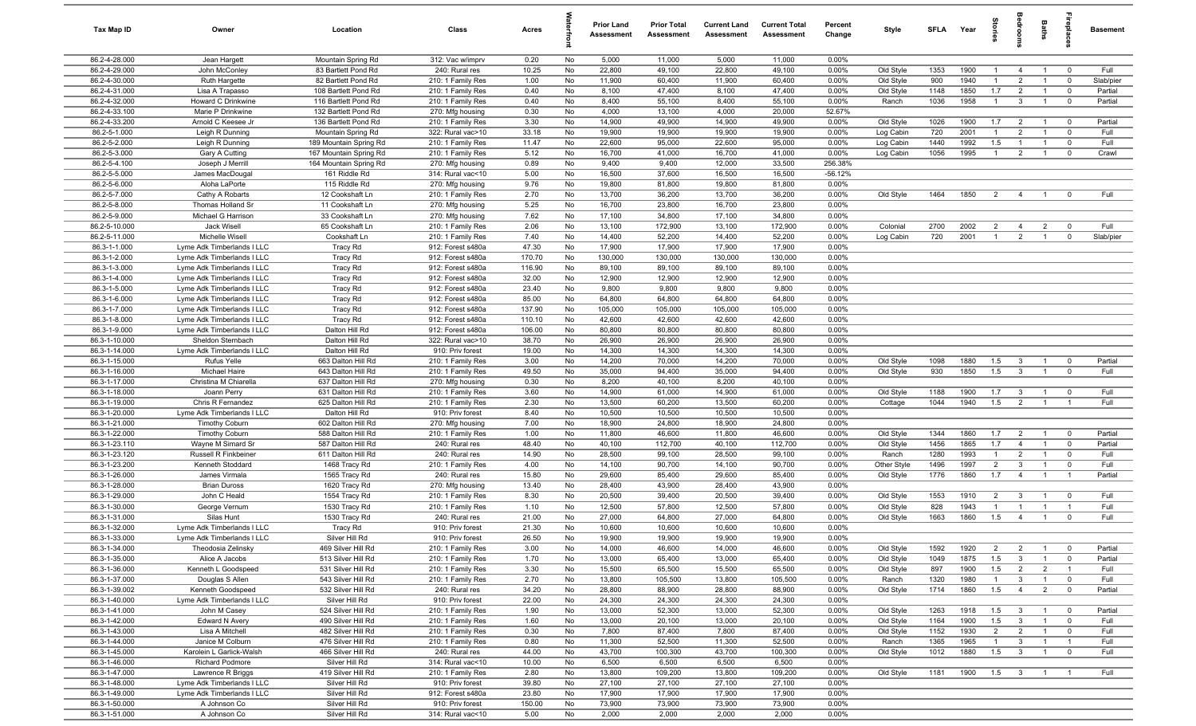| Tax Map ID | Owner | Location | Class | Acres | Waterfront | Prior Land Assessment | Prior Total Assessment | Current Land Assessment | Current Total Assessment | Percent Change | Style | SFLA | Year | Stories | Bedrooms | Baths | Fireplaces | Basement |
|---|---|---|---|---|---|---|---|---|---|---|---|---|---|---|---|---|---|---|
| 86.2-4-28.000 | Jean Hargett | Mountain Spring Rd | 312: Vac w/imprv | 0.20 | No | 5,000 | 11,000 | 5,000 | 11,000 | 0.00% | | | | | | | | |
| 86.2-4-29.000 | John McConley | 83 Bartlett Pond Rd | 240: Rural res | 10.25 | No | 22,800 | 49,100 | 22,800 | 49,100 | 0.00% | Old Style | 1353 | 1900 | 1 | 4 | 1 | 0 | Full |
| 86.2-4-30.000 | Ruth Hargette | 82 Bartlett Pond Rd | 210: 1 Family Res | 1.00 | No | 11,900 | 60,400 | 11,900 | 60,400 | 0.00% | Old Style | 900 | 1940 | 1 | 2 | 1 | 0 | Slab/pier |
| 86.2-4-31.000 | Lisa A Trapasso | 108 Bartlett Pond Rd | 210: 1 Family Res | 0.40 | No | 8,100 | 47,400 | 8,100 | 47,400 | 0.00% | Old Style | 1148 | 1850 | 1.7 | 2 | 1 | 0 | Partial |
| 86.2-4-32.000 | Howard C Drinkwine | 116 Bartlett Pond Rd | 210: 1 Family Res | 0.40 | No | 8,400 | 55,100 | 8,400 | 55,100 | 0.00% | Ranch | 1036 | 1958 | 1 | 3 | 1 | 0 | Partial |
| 86.2-4-33.100 | Marie P Drinkwine | 132 Bartlett Pond Rd | 270: Mfg housing | 0.30 | No | 4,000 | 13,100 | 4,000 | 20,000 | 52.67% | | | | | | | | |
| 86.2-4-33.200 | Arnold C Keesee Jr | 136 Bartlett Pond Rd | 210: 1 Family Res | 3.30 | No | 14,900 | 49,900 | 14,900 | 49,900 | 0.00% | Old Style | 1026 | 1900 | 1.7 | 2 | 1 | 0 | Partial |
| 86.2-5-1.000 | Leigh R Dunning | Mountain Spring Rd | 322: Rural vac>10 | 33.18 | No | 19,900 | 19,900 | 19,900 | 19,900 | 0.00% | Log Cabin | 720 | 2001 | 1 | 2 | 1 | 0 | Full |
| 86.2-5-2.000 | Leigh R Dunning | 189 Mountain Spring Rd | 210: 1 Family Res | 11.47 | No | 22,600 | 95,000 | 22,600 | 95,000 | 0.00% | Log Cabin | 1440 | 1992 | 1.5 | 1 | 1 | 0 | Full |
| 86.2-5-3.000 | Gary A Cutting | 167 Mountain Spring Rd | 210: 1 Family Res | 5.12 | No | 16,700 | 41,000 | 16,700 | 41,000 | 0.00% | Log Cabin | 1056 | 1995 | 1 | 2 | 1 | 0 | Crawl |
| 86.2-5-4.100 | Joseph J Merrill | 164 Mountain Spring Rd | 270: Mfg housing | 0.89 | No | 9,400 | 9,400 | 12,000 | 33,500 | 256.38% | | | | | | | | |
| 86.2-5-5.000 | James MacDougal | 161 Riddle Rd | 314: Rural vac<10 | 5.00 | No | 16,500 | 37,600 | 16,500 | 16,500 | -56.12% | | | | | | | | |
| 86.2-5-6.000 | Aloha LaPorte | 115 Riddle Rd | 270: Mfg housing | 9.76 | No | 19,800 | 81,800 | 19,800 | 81,800 | 0.00% | | | | | | | | |
| 86.2-5-7.000 | Cathy A Robarts | 12 Cookshaft Ln | 210: 1 Family Res | 2.70 | No | 13,700 | 36,200 | 13,700 | 36,200 | 0.00% | Old Style | 1464 | 1850 | 2 | 4 | 1 | 0 | Full |
| 86.2-5-8.000 | Thomas Holland Sr | 11 Cookshaft Ln | 270: Mfg housing | 5.25 | No | 16,700 | 23,800 | 16,700 | 23,800 | 0.00% | | | | | | | | |
| 86.2-5-9.000 | Michael G Harrison | 33 Cookshaft Ln | 270: Mfg housing | 7.62 | No | 17,100 | 34,800 | 17,100 | 34,800 | 0.00% | | | | | | | | |
| 86.2-5-10.000 | Jack Wisell | 65 Cookshaft Ln | 210: 1 Family Res | 2.06 | No | 13,100 | 172,900 | 13,100 | 172,900 | 0.00% | Colonial | 2700 | 2002 | 2 | 4 | 2 | 0 | Full |
| 86.2-5-11.000 | Michelle Wisell | Cookshaft Ln | 210: 1 Family Res | 7.40 | No | 14,400 | 52,200 | 14,400 | 52,200 | 0.00% | Log Cabin | 720 | 2001 | 1 | 2 | 1 | 0 | Slab/pier |
| 86.3-1-1.000 | Lyme Adk Timberlands I LLC | Tracy Rd | 912: Forest s480a | 47.30 | No | 17,900 | 17,900 | 17,900 | 17,900 | 0.00% | | | | | | | | |
| 86.3-1-2.000 | Lyme Adk Timberlands I LLC | Tracy Rd | 912: Forest s480a | 170.70 | No | 130,000 | 130,000 | 130,000 | 130,000 | 0.00% | | | | | | | | |
| 86.3-1-3.000 | Lyme Adk Timberlands I LLC | Tracy Rd | 912: Forest s480a | 116.90 | No | 89,100 | 89,100 | 89,100 | 89,100 | 0.00% | | | | | | | | |
| 86.3-1-4.000 | Lyme Adk Timberlands I LLC | Tracy Rd | 912: Forest s480a | 32.00 | No | 12,900 | 12,900 | 12,900 | 12,900 | 0.00% | | | | | | | | |
| 86.3-1-5.000 | Lyme Adk Timberlands I LLC | Tracy Rd | 912: Forest s480a | 23.40 | No | 9,800 | 9,800 | 9,800 | 9,800 | 0.00% | | | | | | | | |
| 86.3-1-6.000 | Lyme Adk Timberlands I LLC | Tracy Rd | 912: Forest s480a | 85.00 | No | 64,800 | 64,800 | 64,800 | 64,800 | 0.00% | | | | | | | | |
| 86.3-1-7.000 | Lyme Adk Timberlands I LLC | Tracy Rd | 912: Forest s480a | 137.90 | No | 105,000 | 105,000 | 105,000 | 105,000 | 0.00% | | | | | | | | |
| 86.3-1-8.000 | Lyme Adk Timberlands I LLC | Tracy Rd | 912: Forest s480a | 110.10 | No | 42,600 | 42,600 | 42,600 | 42,600 | 0.00% | | | | | | | | |
| 86.3-1-9.000 | Lyme Adk Timberlands I LLC | Dalton Hill Rd | 912: Forest s480a | 106.00 | No | 80,800 | 80,800 | 80,800 | 80,800 | 0.00% | | | | | | | | |
| 86.3-1-10.000 | Sheldon Sternbach | Dalton Hill Rd | 322: Rural vac>10 | 38.70 | No | 26,900 | 26,900 | 26,900 | 26,900 | 0.00% | | | | | | | | |
| 86.3-1-14.000 | Lyme Adk Timberlands I LLC | Dalton Hill Rd | 910: Priv forest | 19.00 | No | 14,300 | 14,300 | 14,300 | 14,300 | 0.00% | | | | | | | | |
| 86.3-1-15.000 | Rufus Yelle | 663 Dalton Hill Rd | 210: 1 Family Res | 3.00 | No | 14,200 | 70,000 | 14,200 | 70,000 | 0.00% | Old Style | 1098 | 1880 | 1.5 | 3 | 1 | 0 | Partial |
| 86.3-1-16.000 | Michael Haire | 643 Dalton Hill Rd | 210: 1 Family Res | 49.50 | No | 35,000 | 94,400 | 35,000 | 94,400 | 0.00% | Old Style | 930 | 1850 | 1.5 | 3 | 1 | 0 | Full |
| 86.3-1-17.000 | Christina M Chiarella | 637 Dalton Hill Rd | 270: Mfg housing | 0.30 | No | 8,200 | 40,100 | 8,200 | 40,100 | 0.00% | | | | | | | | |
| 86.3-1-18.000 | Joann Perry | 631 Dalton Hill Rd | 210: 1 Family Res | 3.60 | No | 14,900 | 61,000 | 14,900 | 61,000 | 0.00% | Old Style | 1188 | 1900 | 1.7 | 3 | 1 | 0 | Full |
| 86.3-1-19.000 | Chris R Fernandez | 625 Dalton Hill Rd | 210: 1 Family Res | 2.30 | No | 13,500 | 60,200 | 13,500 | 60,200 | 0.00% | Cottage | 1044 | 1940 | 1.5 | 2 | 1 | 1 | Full |
| 86.3-1-20.000 | Lyme Adk Timberlands I LLC | Dalton Hill Rd | 910: Priv forest | 8.40 | No | 10,500 | 10,500 | 10,500 | 10,500 | 0.00% | | | | | | | | |
| 86.3-1-21.000 | Timothy Coburn | 602 Dalton Hill Rd | 270: Mfg housing | 7.00 | No | 18,900 | 24,800 | 18,900 | 24,800 | 0.00% | | | | | | | | |
| 86.3-1-22.000 | Timothy Coburn | 588 Dalton Hill Rd | 210: 1 Family Res | 1.00 | No | 11,800 | 46,600 | 11,800 | 46,600 | 0.00% | Old Style | 1344 | 1860 | 1.7 | 2 | 1 | 0 | Partial |
| 86.3-1-23.110 | Wayne M Simard Sr | 587 Dalton Hill Rd | 240: Rural res | 48.40 | No | 40,100 | 112,700 | 40,100 | 112,700 | 0.00% | Old Style | 1456 | 1865 | 1.7 | 4 | 1 | 0 | Partial |
| 86.3-1-23.120 | Russell R Finkbeiner | 611 Dalton Hill Rd | 240: Rural res | 14.90 | No | 28,500 | 99,100 | 28,500 | 99,100 | 0.00% | Ranch | 1280 | 1993 | 1 | 2 | 1 | 0 | Full |
| 86.3-1-23.200 | Kenneth Stoddard | 1468 Tracy Rd | 210: 1 Family Res | 4.00 | No | 14,100 | 90,700 | 14,100 | 90,700 | 0.00% | Other Style | 1496 | 1997 | 2 | 3 | 1 | 0 | Full |
| 86.3-1-26.000 | James Virmala | 1565 Tracy Rd | 240: Rural res | 15.80 | No | 29,600 | 85,400 | 29,600 | 85,400 | 0.00% | Old Style | 1776 | 1860 | 1.7 | 4 | 1 | 1 | Partial |
| 86.3-1-28.000 | Brian Duross | 1620 Tracy Rd | 270: Mfg housing | 13.40 | No | 28,400 | 43,900 | 28,400 | 43,900 | 0.00% | | | | | | | | |
| 86.3-1-29.000 | John C Heald | 1554 Tracy Rd | 210: 1 Family Res | 8.30 | No | 20,500 | 39,400 | 20,500 | 39,400 | 0.00% | Old Style | 1553 | 1910 | 2 | 3 | 1 | 0 | Full |
| 86.3-1-30.000 | George Vernum | 1530 Tracy Rd | 210: 1 Family Res | 1.10 | No | 12,500 | 57,800 | 12,500 | 57,800 | 0.00% | Old Style | 828 | 1943 | 1 | 1 | 1 | 1 | Full |
| 86.3-1-31.000 | Silas Hunt | 1530 Tracy Rd | 240: Rural res | 21.00 | No | 27,000 | 64,800 | 27,000 | 64,800 | 0.00% | Old Style | 1663 | 1860 | 1.5 | 4 | 1 | 0 | Full |
| 86.3-1-32.000 | Lyme Adk Timberlands I LLC | Tracy Rd | 910: Priv forest | 21.30 | No | 10,600 | 10,600 | 10,600 | 10,600 | 0.00% | | | | | | | | |
| 86.3-1-33.000 | Lyme Adk Timberlands I LLC | Silver Hill Rd | 910: Priv forest | 26.50 | No | 19,900 | 19,900 | 19,900 | 19,900 | 0.00% | | | | | | | | |
| 86.3-1-34.000 | Theodosia Zelinsky | 469 Silver Hill Rd | 210: 1 Family Res | 3.00 | No | 14,000 | 46,600 | 14,000 | 46,600 | 0.00% | Old Style | 1592 | 1920 | 2 | 2 | 1 | 0 | Partial |
| 86.3-1-35.000 | Alice A Jacobs | 513 Silver Hill Rd | 210: 1 Family Res | 1.70 | No | 13,000 | 65,400 | 13,000 | 65,400 | 0.00% | Old Style | 1049 | 1875 | 1.5 | 3 | 1 | 0 | Partial |
| 86.3-1-36.000 | Kenneth L Goodspeed | 531 Silver Hill Rd | 210: 1 Family Res | 3.30 | No | 15,500 | 65,500 | 15,500 | 65,500 | 0.00% | Old Style | 897 | 1900 | 1.5 | 2 | 2 | 1 | Full |
| 86.3-1-37.000 | Douglas S Allen | 543 Silver Hill Rd | 210: 1 Family Res | 2.70 | No | 13,800 | 105,500 | 13,800 | 105,500 | 0.00% | Ranch | 1320 | 1980 | 1 | 3 | 1 | 0 | Full |
| 86.3-1-39.002 | Kenneth Goodspeed | 532 Silver Hill Rd | 240: Rural res | 34.20 | No | 28,800 | 88,900 | 28,800 | 88,900 | 0.00% | Old Style | 1714 | 1860 | 1.5 | 4 | 2 | 0 | Partial |
| 86.3-1-40.000 | Lyme Adk Timberlands I LLC | Silver Hill Rd | 910: Priv forest | 22.00 | No | 24,300 | 24,300 | 24,300 | 24,300 | 0.00% | | | | | | | | |
| 86.3-1-41.000 | John M Casey | 524 Silver Hill Rd | 210: 1 Family Res | 1.90 | No | 13,000 | 52,300 | 13,000 | 52,300 | 0.00% | Old Style | 1263 | 1918 | 1.5 | 3 | 1 | 0 | Partial |
| 86.3-1-42.000 | Edward N Avery | 490 Silver Hill Rd | 210: 1 Family Res | 1.60 | No | 13,000 | 20,100 | 13,000 | 20,100 | 0.00% | Old Style | 1164 | 1900 | 1.5 | 3 | 1 | 0 | Full |
| 86.3-1-43.000 | Lisa A Mitchell | 482 Silver Hill Rd | 210: 1 Family Res | 0.30 | No | 7,800 | 87,400 | 7,800 | 87,400 | 0.00% | Old Style | 1152 | 1930 | 2 | 2 | 1 | 0 | Full |
| 86.3-1-44.000 | Janice M Colburn | 476 Silver Hill Rd | 210: 1 Family Res | 0.80 | No | 11,300 | 52,500 | 11,300 | 52,500 | 0.00% | Ranch | 1365 | 1965 | 1 | 3 | 1 | 1 | Full |
| 86.3-1-45.000 | Karolein L Garlick-Walsh | 466 Silver Hill Rd | 240: Rural res | 44.00 | No | 43,700 | 100,300 | 43,700 | 100,300 | 0.00% | Old Style | 1012 | 1880 | 1.5 | 3 | 1 | 0 | Full |
| 86.3-1-46.000 | Richard Podmore | Silver Hill Rd | 314: Rural vac<10 | 10.00 | No | 6,500 | 6,500 | 6,500 | 6,500 | 0.00% | | | | | | | | |
| 86.3-1-47.000 | Lawrence R Briggs | 419 Silver Hill Rd | 210: 1 Family Res | 2.80 | No | 13,800 | 109,200 | 13,800 | 109,200 | 0.00% | Old Style | 1181 | 1900 | 1.5 | 3 | 1 | 1 | Full |
| 86.3-1-48.000 | Lyme Adk Timberlands I LLC | Silver Hill Rd | 910: Priv forest | 39.80 | No | 27,100 | 27,100 | 27,100 | 27,100 | 0.00% | | | | | | | | |
| 86.3-1-49.000 | Lyme Adk Timberlands I LLC | Silver Hill Rd | 912: Forest s480a | 23.80 | No | 17,900 | 17,900 | 17,900 | 17,900 | 0.00% | | | | | | | | |
| 86.3-1-50.000 | A Johnson Co | Silver Hill Rd | 910: Priv forest | 150.00 | No | 73,900 | 73,900 | 73,900 | 73,900 | 0.00% | | | | | | | | |
| 86.3-1-51.000 | A Johnson Co | Silver Hill Rd | 314: Rural vac<10 | 5.00 | No | 2,000 | 2,000 | 2,000 | 2,000 | 0.00% | | | | | | | | |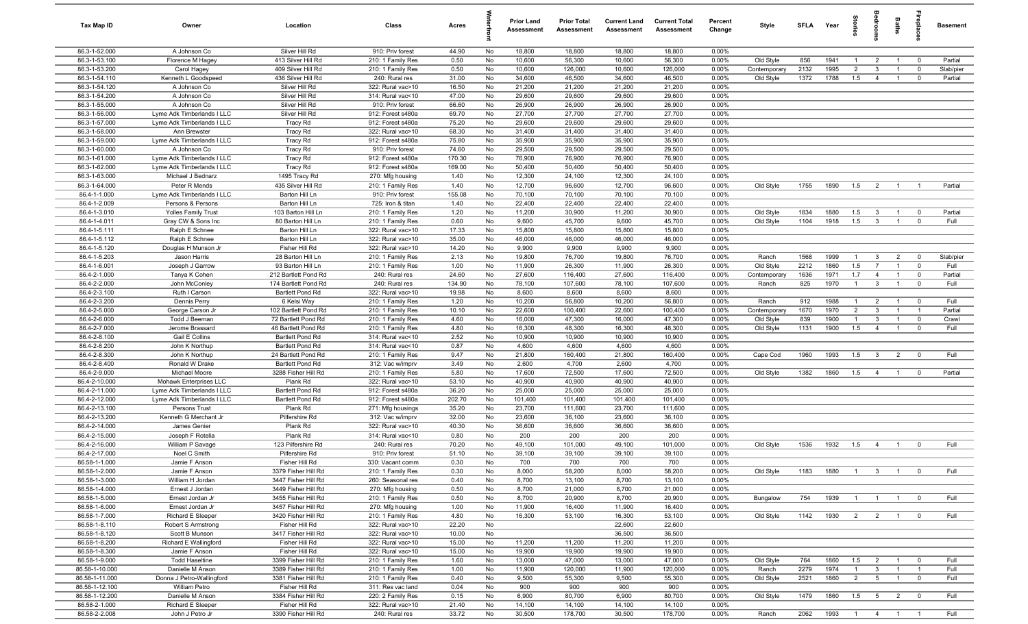| Tax Map ID | Owner | Location | Class | Acres | Waterfront | Prior Land Assessment | Prior Total Assessment | Current Land Assessment | Current Total Assessment | Percent Change | Style | SFLA | Year | Stories | Bedrooms | Baths | Fireplaces | Basement |
|---|---|---|---|---|---|---|---|---|---|---|---|---|---|---|---|---|---|---|
| 86.3-1-52.000 | A Johnson Co | Silver Hill Rd | 910: Priv forest | 44.90 | No | 18,800 | 18,800 | 18,800 | 18,800 | 0.00% | | | | | | | | |
| 86.3-1-53.100 | Florence M Hagey | 413 Silver Hill Rd | 210: 1 Family Res | 0.50 | No | 10,600 | 56,300 | 10,600 | 56,300 | 0.00% | Old Style | 856 | 1941 | 1 | 2 | 1 | 0 | Partial |
| 86.3-1-53.200 | Carol Hagey | 409 Silver Hill Rd | 210: 1 Family Res | 0.50 | No | 10,600 | 126,000 | 10,600 | 126,000 | 0.00% | Contemporary | 2132 | 1995 | 2 | 3 | 1 | 0 | Slab/pier |
| 86.3-1-54.110 | Kenneth L Goodspeed | 436 Silver Hill Rd | 240: Rural res | 31.00 | No | 34,600 | 46,500 | 34,600 | 46,500 | 0.00% | Old Style | 1372 | 1788 | 1.5 | 4 | 1 | 0 | Partial |
| 86.3-1-54.120 | A Johnson Co | Silver Hill Rd | 322: Rural vac>10 | 16.50 | No | 21,200 | 21,200 | 21,200 | 21,200 | 0.00% | | | | | | | | |
| 86.3-1-54.200 | A Johnson Co | Silver Hill Rd | 314: Rural vac<10 | 47.00 | No | 29,600 | 29,600 | 29,600 | 29,600 | 0.00% | | | | | | | | |
| 86.3-1-55.000 | A Johnson Co | Silver Hill Rd | 910: Priv forest | 66.60 | No | 26,900 | 26,900 | 26,900 | 26,900 | 0.00% | | | | | | | | |
| 86.3-1-56.000 | Lyme Adk Timberlands I LLC | Silver Hill Rd | 912: Forest s480a | 69.70 | No | 27,700 | 27,700 | 27,700 | 27,700 | 0.00% | | | | | | | | |
| 86.3-1-57.000 | Lyme Adk Timberlands I LLC | Tracy Rd | 912: Forest s480a | 75.20 | No | 29,600 | 29,600 | 29,600 | 29,600 | 0.00% | | | | | | | | |
| 86.3-1-58.000 | Ann Brewster | Tracy Rd | 322: Rural vac>10 | 68.30 | No | 31,400 | 31,400 | 31,400 | 31,400 | 0.00% | | | | | | | | |
| 86.3-1-59.000 | Lyme Adk Timberlands I LLC | Tracy Rd | 912: Forest s480a | 75.80 | No | 35,900 | 35,900 | 35,900 | 35,900 | 0.00% | | | | | | | | |
| 86.3-1-60.000 | A Johnson Co | Tracy Rd | 910: Priv forest | 74.60 | No | 29,500 | 29,500 | 29,500 | 29,500 | 0.00% | | | | | | | | |
| 86.3-1-61.000 | Lyme Adk Timberlands I LLC | Tracy Rd | 912: Forest s480a | 170.30 | No | 76,900 | 76,900 | 76,900 | 76,900 | 0.00% | | | | | | | | |
| 86.3-1-62.000 | Lyme Adk Timberlands I LLC | Tracy Rd | 912: Forest s480a | 169.00 | No | 50,400 | 50,400 | 50,400 | 50,400 | 0.00% | | | | | | | | |
| 86.3-1-63.000 | Michael J Bednarz | 1495 Tracy Rd | 270: Mfg housing | 1.40 | No | 12,300 | 24,100 | 12,300 | 24,100 | 0.00% | | | | | | | | |
| 86.3-1-64.000 | Peter R Mends | 435 Silver Hill Rd | 210: 1 Family Res | 1.40 | No | 12,700 | 96,600 | 12,700 | 96,600 | 0.00% | Old Style | 1755 | 1890 | 1.5 | 2 | 1 | 1 | Partial |
| 86.4-1-1.000 | Lyme Adk Timberlands I LLC | Barton Hill Ln | 910: Priv forest | 155.08 | No | 70,100 | 70,100 | 70,100 | 70,100 | 0.00% | | | | | | | | |
| 86.4-1-2.009 | Persons & Persons | Barton Hill Ln | 725: Iron & titan | 1.40 | No | 22,400 | 22,400 | 22,400 | 22,400 | 0.00% | | | | | | | | |
| 86.4-1-3.010 | Yolles Family Trust | 103 Barton Hill Ln | 210: 1 Family Res | 1.20 | No | 11,200 | 30,900 | 11,200 | 30,900 | 0.00% | Old Style | 1834 | 1880 | 1.5 | 3 | 1 | 0 | Partial |
| 86.4-1-4.011 | Gray CW & Sons Inc | 80 Barton Hill Ln | 210: 1 Family Res | 0.60 | No | 9,600 | 45,700 | 9,600 | 45,700 | 0.00% | Old Style | 1104 | 1918 | 1.5 | 3 | 1 | 0 | Full |
| 86.4-1-5.111 | Ralph E Schnee | Barton Hill Ln | 322: Rural vac>10 | 17.33 | No | 15,800 | 15,800 | 15,800 | 15,800 | 0.00% | | | | | | | | |
| 86.4-1-5.112 | Ralph E Schnee | Barton Hill Ln | 322: Rural vac>10 | 35.00 | No | 46,000 | 46,000 | 46,000 | 46,000 | 0.00% | | | | | | | | |
| 86.4-1-5.120 | Douglas H Munson Jr | Fisher Hill Rd | 322: Rural vac>10 | 14.20 | No | 9,900 | 9,900 | 9,900 | 9,900 | 0.00% | | | | | | | | |
| 86.4-1-5.203 | Jason Harris | 28 Barton Hill Ln | 210: 1 Family Res | 2.13 | No | 19,800 | 76,700 | 19,800 | 76,700 | 0.00% | Ranch | 1568 | 1999 | 1 | 3 | 2 | 0 | Slab/pier |
| 86.4-1-6.001 | Joseph J Garrow | 93 Barton Hill Ln | 210: 1 Family Res | 1.00 | No | 11,900 | 26,300 | 11,900 | 26,300 | 0.00% | Old Style | 2212 | 1860 | 1.5 | 7 | 1 | 0 | Full |
| 86.4-2-1.000 | Tanya K Cohen | 212 Bartlett Pond Rd | 240: Rural res | 24.60 | No | 27,600 | 116,400 | 27,600 | 116,400 | 0.00% | Contemporary | 1636 | 1971 | 1.7 | 4 | 1 | 0 | Partial |
| 86.4-2-2.000 | John McConley | 174 Bartlett Pond Rd | 240: Rural res | 134.90 | No | 78,100 | 107,600 | 78,100 | 107,600 | 0.00% | Ranch | 825 | 1970 | 1 | 3 | 1 | 0 | Full |
| 86.4-2-3.100 | Ruth I Carson | Bartlett Pond Rd | 322: Rural vac>10 | 19.98 | No | 8,600 | 8,600 | 8,600 | 8,600 | 0.00% | | | | | | | | |
| 86.4-2-3.200 | Dennis Perry | 6 Kelsi Way | 210: 1 Family Res | 1.20 | No | 10,200 | 56,800 | 10,200 | 56,800 | 0.00% | Ranch | 912 | 1988 | 1 | 2 | 1 | 0 | Full |
| 86.4-2-5.000 | George Carson Jr | 102 Bartlett Pond Rd | 210: 1 Family Res | 10.10 | No | 22,600 | 100,400 | 22,600 | 100,400 | 0.00% | Contemporary | 1670 | 1970 | 2 | 3 | 1 | 1 | Partial |
| 86.4-2-6.000 | Todd J Beeman | 72 Bartlett Pond Rd | 210: 1 Family Res | 4.60 | No | 16,000 | 47,300 | 16,000 | 47,300 | 0.00% | Old Style | 839 | 1900 | 1 | 3 | 1 | 0 | Crawl |
| 86.4-2-7.000 | Jerome Brassard | 46 Bartlett Pond Rd | 210: 1 Family Res | 4.80 | No | 16,300 | 48,300 | 16,300 | 48,300 | 0.00% | Old Style | 1131 | 1900 | 1.5 | 4 | 1 | 0 | Full |
| 86.4-2-8.100 | Gail E Collins | Bartlett Pond Rd | 314: Rural vac<10 | 2.52 | No | 10,900 | 10,900 | 10,900 | 10,900 | 0.00% | | | | | | | | |
| 86.4-2-8.200 | John K Northup | Bartlett Pond Rd | 314: Rural vac<10 | 0.87 | No | 4,600 | 4,600 | 4,600 | 4,600 | 0.00% | | | | | | | | |
| 86.4-2-8.300 | John K Northup | 24 Bartlett Pond Rd | 210: 1 Family Res | 9.47 | No | 21,800 | 160,400 | 21,800 | 160,400 | 0.00% | Cape Cod | 1960 | 1993 | 1.5 | 3 | 2 | 0 | Full |
| 86.4-2-8.400 | Ronald W Drake | Bartlett Pond Rd | 312: Vac w/imprv | 3.49 | No | 2,600 | 4,700 | 2,600 | 4,700 | 0.00% | | | | | | | | |
| 86.4-2-9.000 | Michael Moore | 3288 Fisher Hill Rd | 210: 1 Family Res | 5.80 | No | 17,600 | 72,500 | 17,600 | 72,500 | 0.00% | Old Style | 1382 | 1860 | 1.5 | 4 | 1 | 0 | Partial |
| 86.4-2-10.000 | Mohawk Enterprises LLC | Plank Rd | 322: Rural vac>10 | 53.10 | No | 40,900 | 40,900 | 40,900 | 40,900 | 0.00% | | | | | | | | |
| 86.4-2-11.000 | Lyme Adk Timberlands I LLC | Bartlett Pond Rd | 912: Forest s480a | 36.20 | No | 25,000 | 25,000 | 25,000 | 25,000 | 0.00% | | | | | | | | |
| 86.4-2-12.000 | Lyme Adk Timberlands I LLC | Bartlett Pond Rd | 912: Forest s480a | 202.70 | No | 101,400 | 101,400 | 101,400 | 101,400 | 0.00% | | | | | | | | |
| 86.4-2-13.100 | Persons Trust | Plank Rd | 271: Mfg housings | 35.20 | No | 23,700 | 111,600 | 23,700 | 111,600 | 0.00% | | | | | | | | |
| 86.4-2-13.200 | Kenneth G Merchant Jr | Pilfershire Rd | 312: Vac w/imprv | 32.00 | No | 23,600 | 36,100 | 23,600 | 36,100 | 0.00% | | | | | | | | |
| 86.4-2-14.000 | James Genier | Plank Rd | 322: Rural vac>10 | 40.30 | No | 36,600 | 36,600 | 36,600 | 36,600 | 0.00% | | | | | | | | |
| 86.4-2-15.000 | Joseph F Rotella | Plank Rd | 314: Rural vac<10 | 0.80 | No | 200 | 200 | 200 | 200 | 0.00% | | | | | | | | |
| 86.4-2-16.000 | William P Savage | 123 Pilfershire Rd | 240: Rural res | 70.20 | No | 49,100 | 101,000 | 49,100 | 101,000 | 0.00% | Old Style | 1536 | 1932 | 1.5 | 4 | 1 | 0 | Full |
| 86.4-2-17.000 | Noel C Smith | Pilfershire Rd | 910: Priv forest | 51.10 | No | 39,100 | 39,100 | 39,100 | 39,100 | 0.00% | | | | | | | | |
| 86.58-1-1.000 | Jamie F Anson | Fisher Hill Rd | 330: Vacant comm | 0.30 | No | 700 | 700 | 700 | 700 | 0.00% | | | | | | | | |
| 86.58-1-2.000 | Jamie F Anson | 3379 Fisher Hill Rd | 210: 1 Family Res | 0.30 | No | 8,000 | 58,200 | 8,000 | 58,200 | 0.00% | Old Style | 1183 | 1880 | 1 | 3 | 1 | 0 | Full |
| 86.58-1-3.000 | William H Jordan | 3447 Fisher Hill Rd | 260: Seasonal res | 0.40 | No | 8,700 | 13,100 | 8,700 | 13,100 | 0.00% | | | | | | | | |
| 86.58-1-4.000 | Ernest J Jordan | 3449 Fisher Hill Rd | 270: Mfg housing | 0.50 | No | 8,700 | 21,000 | 8,700 | 21,000 | 0.00% | | | | | | | | |
| 86.58-1-5.000 | Ernest Jordan Jr | 3455 Fisher Hill Rd | 210: 1 Family Res | 0.50 | No | 8,700 | 20,900 | 8,700 | 20,900 | 0.00% | Bungalow | 754 | 1939 | 1 | 1 | 1 | 0 | Full |
| 86.58-1-6.000 | Ernest Jordan Jr | 3457 Fisher Hill Rd | 270: Mfg housing | 1.00 | No | 11,900 | 16,400 | 11,900 | 16,400 | 0.00% | | | | | | | | |
| 86.58-1-7.000 | Richard E Sleeper | 3420 Fisher Hill Rd | 210: 1 Family Res | 4.80 | No | 16,300 | 53,100 | 16,300 | 53,100 | 0.00% | Old Style | 1142 | 1930 | 2 | 2 | 1 | 0 | Full |
| 86.58-1-8.110 | Robert S Armstrong | Fisher Hill Rd | 322: Rural vac>10 | 22.20 | No | | | 22,600 | 22,600 | | | | | | | | | |
| 86.58-1-8.120 | Scott B Munson | 3417 Fisher Hill Rd | 322: Rural vac>10 | 10.00 | No | | | 36,500 | 36,500 | | | | | | | | | |
| 86.58-1-8.200 | Richard E Wallingford | Fisher Hill Rd | 322: Rural vac>10 | 15.00 | No | 11,200 | 11,200 | 11,200 | 11,200 | 0.00% | | | | | | | | |
| 86.58-1-8.300 | Jamie F Anson | Fisher Hill Rd | 322: Rural vac>10 | 15.00 | No | 19,900 | 19,900 | 19,900 | 19,900 | 0.00% | | | | | | | | |
| 86.58-1-9.000 | Todd Haseltine | 3399 Fisher Hill Rd | 210: 1 Family Res | 1.60 | No | 13,000 | 47,000 | 13,000 | 47,000 | 0.00% | Old Style | 764 | 1860 | 1.5 | 2 | 1 | 0 | Full |
| 86.58-1-10.000 | Danielle M Anson | 3389 Fisher Hill Rd | 210: 1 Family Res | 1.00 | No | 11,900 | 120,000 | 11,900 | 120,000 | 0.00% | Ranch | 2279 | 1974 | 1 | 3 | 1 | 1 | Full |
| 86.58-1-11.000 | Donna J Petro-Wallingford | 3381 Fisher Hill Rd | 210: 1 Family Res | 0.40 | No | 9,500 | 55,300 | 9,500 | 55,300 | 0.00% | Old Style | 2521 | 1860 | 2 | 5 | 1 | 0 | Full |
| 86.58-1-12.100 | William Petro | Fisher Hill Rd | 311: Res vac land | 0.04 | No | 900 | 900 | 900 | 900 | 0.00% | | | | | | | | |
| 86.58-1-12.200 | Danielle M Anson | 3384 Fisher Hill Rd | 220: 2 Family Res | 0.15 | No | 6,900 | 80,700 | 6,900 | 80,700 | 0.00% | Old Style | 1479 | 1860 | 1.5 | 5 | 2 | 0 | Full |
| 86.58-2-1.000 | Richard E Sleeper | Fisher Hill Rd | 322: Rural vac>10 | 21.40 | No | 14,100 | 14,100 | 14,100 | 14,100 | 0.00% | | | | | | | | |
| 86.58-2-2.008 | John J Petro Jr | 3390 Fisher Hill Rd | 240: Rural res | 33.72 | No | 30,500 | 178,700 | 30,500 | 178,700 | 0.00% | Ranch | 2062 | 1993 | 1 | 4 | 1 | 1 | Full |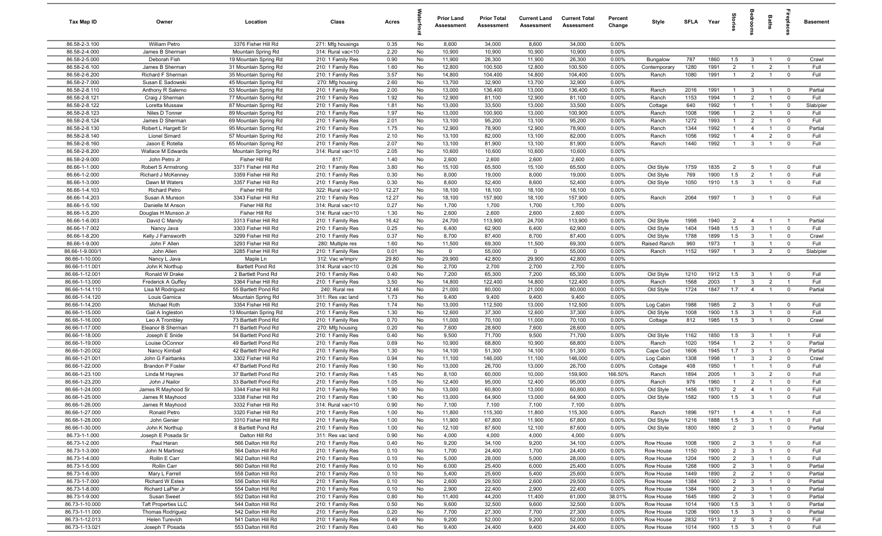| Tax Map ID | Owner | Location | Class | Acres | Waterfront | Prior Land Assessment | Prior Total Assessment | Current Land Assessment | Current Total Assessment | Percent Change | Style | SFLA | Year | Stories | Bedrooms | Baths | Fireplaces | Basement |
|---|---|---|---|---|---|---|---|---|---|---|---|---|---|---|---|---|---|---|
| 86.58-2-3.100 | William Petro | 3376 Fisher Hill Rd | 271: Mfg housings | 0.35 | No | 8,600 | 34,000 | 8,600 | 34,000 | 0.00% | | | | | | | | |
| 86.58-2-4.000 | James B Sherman | Mountain Spring Rd | 314: Rural vac<10 | 2.20 | No | 10,900 | 10,900 | 10,900 | 10,900 | 0.00% | | | | | | | | |
| 86.58-2-5.000 | Deborah Fish | 19 Mountain Spring Rd | 210: 1 Family Res | 0.90 | No | 11,900 | 26,300 | 11,900 | 26,300 | 0.00% | Bungalow | 787 | 1860 | 1.5 | 3 | 1 | 0 | Crawl |
| 86.58-2-6.100 | James B Sherman | 31 Mountain Spring Rd | 210: 1 Family Res | 1.60 | No | 12,800 | 100,500 | 12,800 | 100,500 | 0.00% | Contemporary | 1280 | 1991 | 2 | 1 | 2 | 1 | Full |
| 86.58-2-6.200 | Richard F Sherman | 35 Mountain Spring Rd | 210: 1 Family Res | 3.57 | No | 14,800 | 104,400 | 14,800 | 104,400 | 0.00% | Ranch | 1080 | 1991 | 1 | 2 | 1 | 0 | Full |
| 86.58-2-7.000 | Susan E Sadowski | 45 Mountain Spring Rd | 270: Mfg housing | 2.60 | No | 13,700 | 32,900 | 13,700 | 32,900 | 0.00% | | | | | | | | |
| 86.58-2-8.110 | Anthony R Salerno | 53 Mountain Spring Rd | 210: 1 Family Res | 2.00 | No | 13,000 | 136,400 | 13,000 | 136,400 | 0.00% | Ranch | 2016 | 1991 | 1 | 3 | 1 | 0 | Partial |
| 86.58-2-8.121 | Craig J Sherman | 77 Mountain Spring Rd | 210: 1 Family Res | 1.92 | No | 12,900 | 81,100 | 12,900 | 81,100 | 0.00% | Ranch | 1153 | 1994 | 1 | 2 | 1 | 0 | Full |
| 86.58-2-8.122 | Loretta Mussaw | 87 Mountain Spring Rd | 210: 1 Family Res | 1.81 | No | 13,000 | 33,500 | 13,000 | 33,500 | 0.00% | Cottage | 640 | 1992 | 1 | 1 | 1 | 0 | Slab/pier |
| 86.58-2-8.123 | Niles D Tonner | 89 Mountain Spring Rd | 210: 1 Family Res | 1.97 | No | 13,000 | 100,900 | 13,000 | 100,900 | 0.00% | Ranch | 1008 | 1996 | 1 | 2 | 1 | 0 | Full |
| 86.58-2-8.124 | James D Sherman | 69 Mountain Spring Rd | 210: 1 Family Res | 2.01 | No | 13,100 | 95,200 | 13,100 | 95,200 | 0.00% | Ranch | 1272 | 1993 | 1 | 2 | 1 | 0 | Full |
| 86.58-2-8.130 | Robert L Hargett Sr | 95 Mountain Spring Rd | 210: 1 Family Res | 1.75 | No | 12,900 | 78,900 | 12,900 | 78,900 | 0.00% | Ranch | 1344 | 1992 | 1 | 4 | 1 | 0 | Partial |
| 86.58-2-8.140 | Lionel Simard | 57 Mountain Spring Rd | 210: 1 Family Res | 2.10 | No | 13,100 | 82,000 | 13,100 | 82,000 | 0.00% | Ranch | 1056 | 1992 | 1 | 4 | 2 | 0 | Full |
| 86.58-2-8.160 | Jason E Rotella | 65 Mountain Spring Rd | 210: 1 Family Res | 2.07 | No | 13,100 | 81,900 | 13,100 | 81,900 | 0.00% | Ranch | 1440 | 1992 | 1 | 3 | 1 | 0 | Full |
| 86.58-2-8.200 | Wallace M Edwards | Mountain Spring Rd | 314: Rural vac<10 | 2.05 | No | 10,600 | 10,600 | 10,600 | 10,600 | 0.00% | | | | | | | | |
| 86.58-2-9.000 | John Petro Jr | Fisher Hill Rd | 817: | 1.40 | No | 2,600 | 2,600 | 2,600 | 2,600 | 0.00% | | | | | | | | |
| 86.66-1-1.000 | Robert S Armstrong | 3371 Fisher Hill Rd | 210: 1 Family Res | 3.80 | No | 15,100 | 65,500 | 15,100 | 65,500 | 0.00% | Old Style | 1759 | 1835 | 2 | 5 | 1 | 0 | Full |
| 86.66-1-2.000 | Richard J McKenney | 3359 Fisher Hill Rd | 210: 1 Family Res | 0.30 | No | 8,000 | 19,000 | 8,000 | 19,000 | 0.00% | Old Style | 769 | 1900 | 1.5 | 2 | 1 | 0 | Full |
| 86.66-1-3.000 | Dawn M Waters | 3357 Fisher Hill Rd | 210: 1 Family Res | 0.30 | No | 8,600 | 52,400 | 8,600 | 52,400 | 0.00% | Old Style | 1050 | 1910 | 1.5 | 3 | 1 | 0 | Full |
| 86.66-1-4.103 | Richard Petro | Fisher Hill Rd | 322: Rural vac>10 | 12.27 | No | 18,100 | 18,100 | 18,100 | 18,100 | 0.00% | | | | | | | | |
| 86.66-1-4.203 | Susan A Munson | 3343 Fisher Hill Rd | 210: 1 Family Res | 12.27 | No | 18,100 | 157,900 | 18,100 | 157,900 | 0.00% | Ranch | 2064 | 1997 | 1 | 3 | 1 | 0 | Full |
| 86.66-1-5.100 | Danielle M Anson | Fisher Hill Rd | 314: Rural vac<10 | 0.27 | No | 1,700 | 1,700 | 1,700 | 1,700 | 0.00% | | | | | | | | |
| 86.66-1-5.200 | Douglas H Munson Jr | Fisher Hill Rd | 314: Rural vac<10 | 1.30 | No | 2,600 | 2,600 | 2,600 | 2,600 | 0.00% | | | | | | | | |
| 86.66-1-6.003 | David C Mandy | 3313 Fisher Hill Rd | 210: 1 Family Res | 16.42 | No | 24,700 | 113,900 | 24,700 | 113,900 | 0.00% | Old Style | 1998 | 1940 | 2 | 4 | 1 | 1 | Partial |
| 86.66-1-7.002 | Nancy Java | 3303 Fisher Hill Rd | 210: 1 Family Res | 0.25 | No | 6,400 | 62,900 | 6,400 | 62,900 | 0.00% | Old Style | 1404 | 1948 | 1.5 | 3 | 1 | 0 | Full |
| 86.66-1-8.200 | Kelly J Farnsworth | 3299 Fisher Hill Rd | 210: 1 Family Res | 0.37 | No | 8,700 | 87,400 | 8,700 | 87,400 | 0.00% | Old Style | 1788 | 1899 | 1.5 | 3 | 1 | 0 | Crawl |
| 86.66-1-9.000 | John F Allen | 3293 Fisher Hill Rd | 280: Multiple res | 1.60 | No | 11,500 | 69,300 | 11,500 | 69,300 | 0.00% | Raised Ranch | 960 | 1973 | 1 | 3 | 1 | 0 | Full |
| 86.66-1-9.000/1 | John Allen | 3285 Fisher Hill Rd | 210: 1 Family Res | 0.01 | No | 0 | 55,000 | 0 | 55,000 | 0.00% | Ranch | 1152 | 1997 | 1 | 3 | 2 | 0 | Slab/pier |
| 86.66-1-10.000 | Nancy L Java | Maple Ln | 312: Vac w/imprv | 29.80 | No | 29,900 | 42,800 | 29,900 | 42,800 | 0.00% | | | | | | | | |
| 86.66-1-11.001 | John K Northup | Bartlett Pond Rd | 314: Rural vac<10 | 0.26 | No | 2,700 | 2,700 | 2,700 | 2,700 | 0.00% | | | | | | | | |
| 86.66-1-12.001 | Ronald W Drake | 2 Bartlett Pond Rd | 210: 1 Family Res | 0.40 | No | 7,200 | 65,300 | 7,200 | 65,300 | 0.00% | Old Style | 1210 | 1912 | 1.5 | 3 | 1 | 0 | Full |
| 86.66-1-13.000 | Frederick A Guffey | 3364 Fisher Hill Rd | 210: 1 Family Res | 3.50 | No | 14,800 | 122,400 | 14,800 | 122,400 | 0.00% | Ranch | 1568 | 2003 | 1 | 3 | 2 | 1 | Full |
| 86.66-1-14.110 | Lisa M Rodriguez | 55 Bartlett Pond Rd | 240: Rural res | 12.46 | No | 21,000 | 80,000 | 21,000 | 80,000 | 0.00% | Old Style | 1724 | 1847 | 1.7 | 4 | 1 | 0 | Partial |
| 86.66-1-14.120 | Louis Garnica | Mountain Spring Rd | 311: Res vac land | 1.73 | No | 9,400 | 9,400 | 9,400 | 9,400 | 0.00% | | | | | | | | |
| 86.66-1-14.200 | Michael Roth | 3354 Fisher Hill Rd | 210: 1 Family Res | 1.74 | No | 13,000 | 112,500 | 13,000 | 112,500 | 0.00% | Log Cabin | 1988 | 1985 | 2 | 3 | 1 | 0 | Full |
| 86.66-1-15.000 | Gail A Ingleston | 13 Mountain Spring Rd | 210: 1 Family Res | 1.30 | No | 12,600 | 37,300 | 12,600 | 37,300 | 0.00% | Old Style | 1008 | 1900 | 1.5 | 3 | 1 | 0 | Full |
| 86.66-1-16.000 | Leo A Trombley | 73 Bartlett Pond Rd | 210: 1 Family Res | 0.70 | No | 11,000 | 70,100 | 11,000 | 70,100 | 0.00% | Cottage | 812 | 1985 | 1.5 | 3 | 1 | 0 | Crawl |
| 86.66-1-17.000 | Eleanor B Sherman | 71 Bartlett Pond Rd | 270: Mfg housing | 0.20 | No | 7,600 | 28,600 | 7,600 | 28,600 | 0.00% | | | | | | | | |
| 86.66-1-18.000 | Joseph E Snide | 54 Bartlett Pond Rd | 210: 1 Family Res | 0.40 | No | 9,500 | 71,700 | 9,500 | 71,700 | 0.00% | Old Style | 1162 | 1850 | 1.5 | 3 | 1 | 1 | Full |
| 86.66-1-19.000 | Louise OConnor | 49 Bartlett Pond Rd | 210: 1 Family Res | 0.69 | No | 10,900 | 68,800 | 10,900 | 68,800 | 0.00% | Ranch | 1020 | 1954 | 1 | 2 | 1 | 0 | Partial |
| 86.66-1-20.002 | Nancy Kimball | 42 Bartlett Pond Rd | 210: 1 Family Res | 1.30 | No | 14,100 | 51,300 | 14,100 | 51,300 | 0.00% | Cape Cod | 1606 | 1945 | 1.7 | 3 | 1 | 0 | Partial |
| 86.66-1-21.001 | John G Fairbanks | 3302 Fisher Hill Rd | 210: 1 Family Res | 0.94 | No | 11,100 | 146,000 | 11,100 | 146,000 | 0.00% | Log Cabin | 1308 | 1998 | 1 | 3 | 2 | 0 | Crawl |
| 86.66-1-22.000 | Brandon P Foster | 47 Bartlett Pond Rd | 210: 1 Family Res | 1.90 | No | 13,000 | 26,700 | 13,000 | 26,700 | 0.00% | Cottage | 408 | 1950 | 1 | 1 | 1 | 0 | Full |
| 86.66-1-23.100 | Linda M Haynes | 37 Bartlett Pond Rd | 210: 1 Family Res | 1.45 | No | 8,100 | 60,000 | 10,000 | 159,900 | 166.50% | Ranch | 1894 | 2005 | 1 | 3 | 2 | 0 | Full |
| 86.66-1-23.200 | John J Nailor | 33 Bartlett Pond Rd | 210: 1 Family Res | 1.05 | No | 12,400 | 95,000 | 12,400 | 95,000 | 0.00% | Ranch | 976 | 1960 | 1 | 2 | 1 | 0 | Full |
| 86.66-1-24.000 | James R Mayhood Sr | 3344 Fisher Hill Rd | 210: 1 Family Res | 1.90 | No | 13,000 | 60,800 | 13,000 | 60,800 | 0.00% | Old Style | 1456 | 1870 | 2 | 4 | 1 | 0 | Full |
| 86.66-1-25.000 | James R Mayhood | 3338 Fisher Hill Rd | 210: 1 Family Res | 1.90 | No | 13,000 | 64,900 | 13,000 | 64,900 | 0.00% | Old Style | 1582 | 1900 | 1.5 | 3 | 1 | 0 | Full |
| 86.66-1-26.000 | James R Mayhood | 3332 Fisher Hill Rd | 314: Rural vac<10 | 0.90 | No | 7,100 | 7,100 | 7,100 | 7,100 | 0.00% | | | | | | | | |
| 86.66-1-27.000 | Ronald Petro | 3320 Fisher Hill Rd | 210: 1 Family Res | 1.00 | No | 11,800 | 115,300 | 11,800 | 115,300 | 0.00% | Ranch | 1896 | 1971 | 1 | 4 | 1 | 1 | Full |
| 86.66-1-28.000 | John Genier | 3310 Fisher Hill Rd | 210: 1 Family Res | 1.00 | No | 11,900 | 67,800 | 11,900 | 67,800 | 0.00% | Old Style | 1216 | 1888 | 1.5 | 3 | 1 | 0 | Full |
| 86.66-1-30.000 | John K Northup | 8 Bartlett Pond Rd | 210: 1 Family Res | 1.00 | No | 12,100 | 87,600 | 12,100 | 87,600 | 0.00% | Old Style | 1800 | 1890 | 2 | 3 | 1 | 0 | Partial |
| 86.73-1-1.000 | Joseph E Posada Sr | Dalton Hill Rd | 311: Res vac land | 0.90 | No | 4,000 | 4,000 | 4,000 | 4,000 | 0.00% | | | | | | | | |
| 86.73-1-2.000 | Paul Haran | 566 Dalton Hill Rd | 210: 1 Family Res | 0.40 | No | 9,200 | 34,100 | 9,200 | 34,100 | 0.00% | Row House | 1008 | 1900 | 2 | 3 | 1 | 0 | Full |
| 86.73-1-3.000 | John N Martinez | 564 Dalton Hill Rd | 210: 1 Family Res | 0.10 | No | 1,700 | 24,400 | 1,700 | 24,400 | 0.00% | Row House | 1150 | 1900 | 2 | 3 | 1 | 0 | Full |
| 86.73-1-4.000 | Rollin E Carr | 562 Dalton Hill Rd | 210: 1 Family Res | 0.10 | No | 5,000 | 28,000 | 5,000 | 28,000 | 0.00% | Row House | 1204 | 1900 | 2 | 3 | 1 | 0 | Full |
| 86.73-1-5.000 | Rollin Carr | 560 Dalton Hill Rd | 210: 1 Family Res | 0.10 | No | 6,000 | 25,400 | 6,000 | 25,400 | 0.00% | Row House | 1268 | 1900 | 2 | 3 | 1 | 0 | Partial |
| 86.73-1-6.000 | Mary L Farrell | 558 Dalton Hill Rd | 210: 1 Family Res | 0.10 | No | 5,400 | 25,600 | 5,400 | 25,600 | 0.00% | Row House | 1449 | 1890 | 2 | 2 | 1 | 0 | Partial |
| 86.73-1-7.000 | Richard W Estes | 556 Dalton Hill Rd | 210: 1 Family Res | 0.10 | No | 2,600 | 29,500 | 2,600 | 29,500 | 0.00% | Row House | 1384 | 1900 | 2 | 3 | 1 | 0 | Partial |
| 86.73-1-8.000 | Richard LaPier Jr | 554 Dalton Hill Rd | 210: 1 Family Res | 0.10 | No | 2,900 | 22,400 | 2,900 | 22,400 | 0.00% | Row House | 1384 | 1900 | 2 | 3 | 1 | 0 | Partial |
| 86.73-1-9.000 | Susan Sweet | 552 Dalton Hill Rd | 210: 1 Family Res | 0.80 | No | 11,400 | 44,200 | 11,400 | 61,000 | 38.01% | Row House | 1645 | 1890 | 2 | 3 | 1 | 0 | Partial |
| 86.73-1-10.000 | Taft Properties LLC | 544 Dalton Hill Rd | 210: 1 Family Res | 0.50 | No | 9,600 | 32,500 | 9,600 | 32,500 | 0.00% | Row House | 1014 | 1900 | 1.5 | 3 | 1 | 0 | Partial |
| 86.73-1-11.000 | Thomas Rodriguez | 542 Dalton Hill Rd | 210: 1 Family Res | 0.20 | No | 7,700 | 27,300 | 7,700 | 27,300 | 0.00% | Row House | 1206 | 1900 | 1.5 | 3 | 1 | 0 | Partial |
| 86.73-1-12.013 | Helen Turevich | 541 Dalton Hill Rd | 210: 1 Family Res | 0.49 | No | 9,200 | 52,000 | 9,200 | 52,000 | 0.00% | Row House | 2832 | 1913 | 2 | 5 | 2 | 0 | Full |
| 86.73-1-13.021 | Joseph T Posada | 553 Dalton Hill Rd | 210: 1 Family Res | 0.40 | No | 9,400 | 24,400 | 9,400 | 24,400 | 0.00% | Row House | 1014 | 1900 | 1.5 | 3 | 1 | 0 | Full |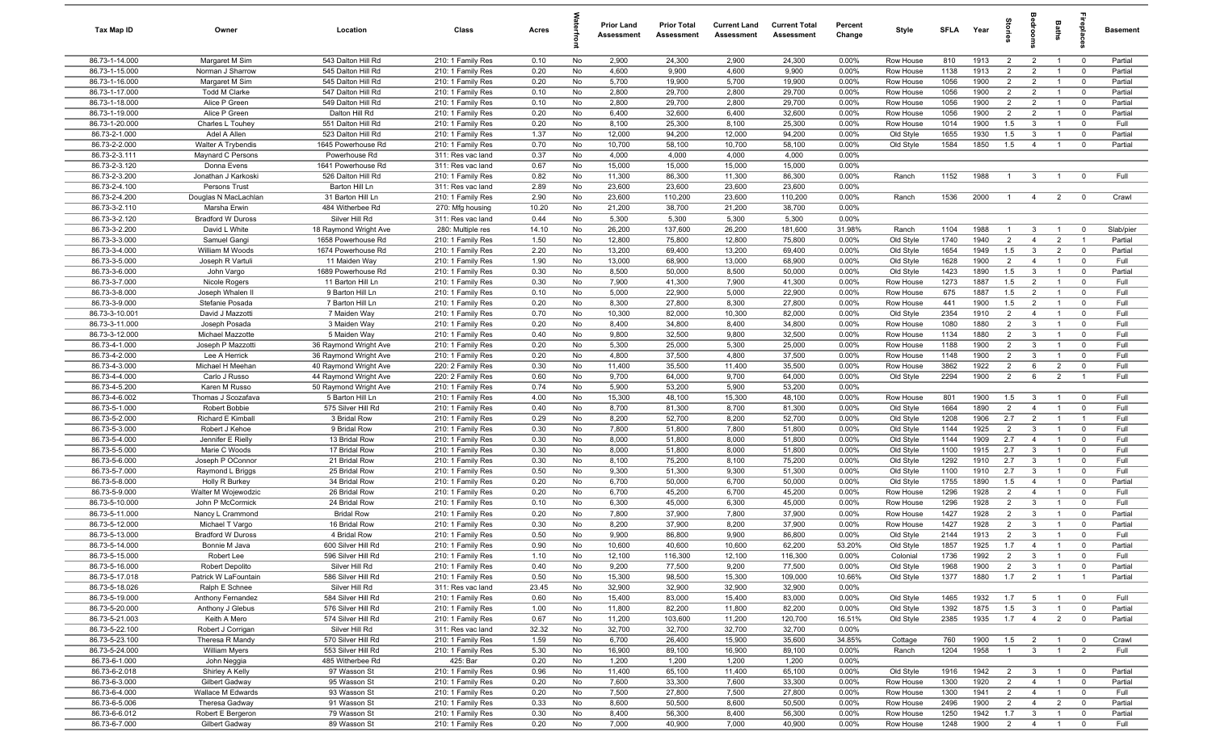| Tax Map ID | Owner | Location | Class | Acres | Waterfront | Prior Land Assessment | Prior Total Assessment | Current Land Assessment | Current Total Assessment | Percent Change | Style | SFLA | Year | Stories | Bedrooms | Baths | Fireplaces | Basement |
|---|---|---|---|---|---|---|---|---|---|---|---|---|---|---|---|---|---|---|
| 86.73-1-14.000 | Margaret M Sim | 543 Dalton Hill Rd | 210: 1 Family Res | 0.10 | No | 2,900 | 24,300 | 2,900 | 24,300 | 0.00% | Row House | 810 | 1913 | 2 | 2 | 1 | 0 | Partial |
| 86.73-1-15.000 | Norman J Sharrow | 545 Dalton Hill Rd | 210: 1 Family Res | 0.20 | No | 4,600 | 9,900 | 4,600 | 9,900 | 0.00% | Row House | 1138 | 1913 | 2 | 2 | 1 | 0 | Partial |
| 86.73-1-16.000 | Margaret M Sim | 545 Dalton Hill Rd | 210: 1 Family Res | 0.20 | No | 5,700 | 19,900 | 5,700 | 19,900 | 0.00% | Row House | 1056 | 1900 | 2 | 2 | 1 | 0 | Partial |
| 86.73-1-17.000 | Todd M Clarke | 547 Dalton Hill Rd | 210: 1 Family Res | 0.10 | No | 2,800 | 29,700 | 2,800 | 29,700 | 0.00% | Row House | 1056 | 1900 | 2 | 2 | 1 | 0 | Partial |
| 86.73-1-18.000 | Alice P Green | 549 Dalton Hill Rd | 210: 1 Family Res | 0.10 | No | 2,800 | 29,700 | 2,800 | 29,700 | 0.00% | Row House | 1056 | 1900 | 2 | 2 | 1 | 0 | Partial |
| 86.73-1-19.000 | Alice P Green | Dalton Hill Rd | 210: 1 Family Res | 0.20 | No | 6,400 | 32,600 | 6,400 | 32,600 | 0.00% | Row House | 1056 | 1900 | 2 | 2 | 1 | 0 | Partial |
| 86.73-1-20.000 | Charles L Touhey | 551 Dalton Hill Rd | 210: 1 Family Res | 0.20 | No | 8,100 | 25,300 | 8,100 | 25,300 | 0.00% | Row House | 1014 | 1900 | 1.5 | 3 | 1 | 0 | Full |
| 86.73-2-1.000 | Adel A Allen | 523 Dalton Hill Rd | 210: 1 Family Res | 1.37 | No | 12,000 | 94,200 | 12,000 | 94,200 | 0.00% | Old Style | 1655 | 1930 | 1.5 | 3 | 1 | 0 | Partial |
| 86.73-2-2.000 | Walter A Trybendis | 1645 Powerhouse Rd | 210: 1 Family Res | 0.70 | No | 10,700 | 58,100 | 10,700 | 58,100 | 0.00% | Old Style | 1584 | 1850 | 1.5 | 4 | 1 | 0 | Partial |
| 86.73-2-3.111 | Maynard C Persons | Powerhouse Rd | 311: Res vac land | 0.37 | No | 4,000 | 4,000 | 4,000 | 4,000 | 0.00% | | | | | | | | |
| 86.73-2-3.120 | Donna Evens | 1641 Powerhouse Rd | 311: Res vac land | 0.67 | No | 15,000 | 15,000 | 15,000 | 15,000 | 0.00% | | | | | | | | |
| 86.73-2-3.200 | Jonathan J Karkoski | 526 Dalton Hill Rd | 210: 1 Family Res | 0.82 | No | 11,300 | 86,300 | 11,300 | 86,300 | 0.00% | Ranch | 1152 | 1988 | 1 | 3 | 1 | 0 | Full |
| 86.73-2-4.100 | Persons Trust | Barton Hill Ln | 311: Res vac land | 2.89 | No | 23,600 | 23,600 | 23,600 | 23,600 | 0.00% | | | | | | | | |
| 86.73-2-4.200 | Douglas N MacLachlan | 31 Barton Hill Ln | 210: 1 Family Res | 2.90 | No | 23,600 | 110,200 | 23,600 | 110,200 | 0.00% | Ranch | 1536 | 2000 | 1 | 4 | 2 | 0 | Crawl |
| 86.73-3-2.110 | Marsha Erwin | 484 Witherbee Rd | 270: Mfg housing | 10.20 | No | 21,200 | 38,700 | 21,200 | 38,700 | 0.00% | | | | | | | | |
| 86.73-3-2.120 | Bradford W Duross | Silver Hill Rd | 311: Res vac land | 0.44 | No | 5,300 | 5,300 | 5,300 | 5,300 | 0.00% | | | | | | | | |
| 86.73-3-2.200 | David L White | 18 Raymond Wright Ave | 280: Multiple res | 14.10 | No | 26,200 | 137,600 | 26,200 | 181,600 | 31.98% | Ranch | 1104 | 1988 | 1 | 3 | 1 | 0 | Slab/pier |
| 86.73-3-3.000 | Samuel Gangi | 1658 Powerhouse Rd | 210: 1 Family Res | 1.50 | No | 12,800 | 75,800 | 12,800 | 75,800 | 0.00% | Old Style | 1740 | 1940 | 2 | 4 | 2 | 1 | Partial |
| 86.73-3-4.000 | William M Woods | 1674 Powerhouse Rd | 210: 1 Family Res | 2.20 | No | 13,200 | 69,400 | 13,200 | 69,400 | 0.00% | Old Style | 1654 | 1949 | 1.5 | 3 | 2 | 0 | Partial |
| 86.73-3-5.000 | Joseph R Vartuli | 11 Maiden Way | 210: 1 Family Res | 1.90 | No | 13,000 | 68,900 | 13,000 | 68,900 | 0.00% | Old Style | 1628 | 1900 | 2 | 4 | 1 | 0 | Full |
| 86.73-3-6.000 | John Vargo | 1689 Powerhouse Rd | 210: 1 Family Res | 0.30 | No | 8,500 | 50,000 | 8,500 | 50,000 | 0.00% | Old Style | 1423 | 1890 | 1.5 | 3 | 1 | 0 | Partial |
| 86.73-3-7.000 | Nicole Rogers | 11 Barton Hill Ln | 210: 1 Family Res | 0.30 | No | 7,900 | 41,300 | 7,900 | 41,300 | 0.00% | Row House | 1273 | 1887 | 1.5 | 2 | 1 | 0 | Full |
| 86.73-3-8.000 | Joseph Whalen II | 9 Barton Hill Ln | 210: 1 Family Res | 0.10 | No | 5,000 | 22,900 | 5,000 | 22,900 | 0.00% | Row House | 675 | 1887 | 1.5 | 2 | 1 | 0 | Full |
| 86.73-3-9.000 | Stefanie Posada | 7 Barton Hill Ln | 210: 1 Family Res | 0.20 | No | 8,300 | 27,800 | 8,300 | 27,800 | 0.00% | Row House | 441 | 1900 | 1.5 | 2 | 1 | 0 | Full |
| 86.73-3-10.001 | David J Mazzotti | 7 Maiden Way | 210: 1 Family Res | 0.70 | No | 10,300 | 82,000 | 10,300 | 82,000 | 0.00% | Old Style | 2354 | 1910 | 2 | 4 | 1 | 0 | Full |
| 86.73-3-11.000 | Joseph Posada | 3 Maiden Way | 210: 1 Family Res | 0.20 | No | 8,400 | 34,800 | 8,400 | 34,800 | 0.00% | Row House | 1080 | 1880 | 2 | 3 | 1 | 0 | Full |
| 86.73-3-12.000 | Michael Mazzotte | 5 Maiden Way | 210: 1 Family Res | 0.40 | No | 9,800 | 32,500 | 9,800 | 32,500 | 0.00% | Row House | 1134 | 1880 | 2 | 3 | 1 | 0 | Full |
| 86.73-4-1.000 | Joseph P Mazzotti | 36 Raymond Wright Ave | 210: 1 Family Res | 0.20 | No | 5,300 | 25,000 | 5,300 | 25,000 | 0.00% | Row House | 1188 | 1900 | 2 | 3 | 1 | 0 | Full |
| 86.73-4-2.000 | Lee A Herrick | 36 Raymond Wright Ave | 210: 1 Family Res | 0.20 | No | 4,800 | 37,500 | 4,800 | 37,500 | 0.00% | Row House | 1148 | 1900 | 2 | 3 | 1 | 0 | Full |
| 86.73-4-3.000 | Michael H Meehan | 40 Raymond Wright Ave | 220: 2 Family Res | 0.30 | No | 11,400 | 35,500 | 11,400 | 35,500 | 0.00% | Row House | 3862 | 1922 | 2 | 6 | 2 | 0 | Full |
| 86.73-4-4.000 | Carlo J Russo | 44 Raymond Wright Ave | 220: 2 Family Res | 0.60 | No | 9,700 | 64,000 | 9,700 | 64,000 | 0.00% | Old Style | 2294 | 1900 | 2 | 6 | 2 | 1 | Full |
| 86.73-4-5.200 | Karen M Russo | 50 Raymond Wright Ave | 210: 1 Family Res | 0.74 | No | 5,900 | 53,200 | 5,900 | 53,200 | 0.00% | | | | | | | | |
| 86.73-4-6.002 | Thomas J Scozafava | 5 Barton Hill Ln | 210: 1 Family Res | 4.00 | No | 15,300 | 48,100 | 15,300 | 48,100 | 0.00% | Row House | 801 | 1900 | 1.5 | 3 | 1 | 0 | Full |
| 86.73-5-1.000 | Robert Bobbie | 575 Silver Hill Rd | 210: 1 Family Res | 0.40 | No | 8,700 | 81,300 | 8,700 | 81,300 | 0.00% | Old Style | 1664 | 1890 | 2 | 4 | 1 | 0 | Full |
| 86.73-5-2.000 | Richard E Kimball | 3 Bridal Row | 210: 1 Family Res | 0.29 | No | 8,200 | 52,700 | 8,200 | 52,700 | 0.00% | Old Style | 1208 | 1906 | 2.7 | 2 | 1 | 1 | Full |
| 86.73-5-3.000 | Robert J Kehoe | 9 Bridal Row | 210: 1 Family Res | 0.30 | No | 7,800 | 51,800 | 7,800 | 51,800 | 0.00% | Old Style | 1144 | 1925 | 2 | 3 | 1 | 0 | Full |
| 86.73-5-4.000 | Jennifer E Rielly | 13 Bridal Row | 210: 1 Family Res | 0.30 | No | 8,000 | 51,800 | 8,000 | 51,800 | 0.00% | Old Style | 1144 | 1909 | 2.7 | 4 | 1 | 0 | Full |
| 86.73-5-5.000 | Marie C Woods | 17 Bridal Row | 210: 1 Family Res | 0.30 | No | 8,000 | 51,800 | 8,000 | 51,800 | 0.00% | Old Style | 1100 | 1915 | 2.7 | 3 | 1 | 0 | Full |
| 86.73-5-6.000 | Joseph P OConnor | 21 Bridal Row | 210: 1 Family Res | 0.30 | No | 8,100 | 75,200 | 8,100 | 75,200 | 0.00% | Old Style | 1292 | 1910 | 2.7 | 3 | 1 | 0 | Full |
| 86.73-5-7.000 | Raymond L Briggs | 25 Bridal Row | 210: 1 Family Res | 0.50 | No | 9,300 | 51,300 | 9,300 | 51,300 | 0.00% | Old Style | 1100 | 1910 | 2.7 | 3 | 1 | 0 | Full |
| 86.73-5-8.000 | Holly R Burkey | 34 Bridal Row | 210: 1 Family Res | 0.20 | No | 6,700 | 50,000 | 6,700 | 50,000 | 0.00% | Old Style | 1755 | 1890 | 1.5 | 4 | 1 | 0 | Partial |
| 86.73-5-9.000 | Walter M Wojewodzic | 26 Bridal Row | 210: 1 Family Res | 0.20 | No | 6,700 | 45,200 | 6,700 | 45,200 | 0.00% | Row House | 1296 | 1928 | 2 | 4 | 1 | 0 | Full |
| 86.73-5-10.000 | John P McCormick | 24 Bridal Row | 210: 1 Family Res | 0.10 | No | 6,300 | 45,000 | 6,300 | 45,000 | 0.00% | Row House | 1296 | 1928 | 2 | 3 | 1 | 0 | Full |
| 86.73-5-11.000 | Nancy L Crammond | Bridal Row | 210: 1 Family Res | 0.20 | No | 7,800 | 37,900 | 7,800 | 37,900 | 0.00% | Row House | 1427 | 1928 | 2 | 3 | 1 | 0 | Partial |
| 86.73-5-12.000 | Michael T Vargo | 16 Bridal Row | 210: 1 Family Res | 0.30 | No | 8,200 | 37,900 | 8,200 | 37,900 | 0.00% | Row House | 1427 | 1928 | 2 | 3 | 1 | 0 | Partial |
| 86.73-5-13.000 | Bradford W Duross | 4 Bridal Row | 210: 1 Family Res | 0.50 | No | 9,900 | 86,800 | 9,900 | 86,800 | 0.00% | Old Style | 2144 | 1913 | 2 | 3 | 1 | 0 | Full |
| 86.73-5-14.000 | Bonnie M Java | 600 Silver Hill Rd | 210: 1 Family Res | 0.90 | No | 10,600 | 40,600 | 10,600 | 62,200 | 53.20% | Old Style | 1857 | 1925 | 1.7 | 4 | 1 | 0 | Partial |
| 86.73-5-15.000 | Robert Lee | 596 Silver Hill Rd | 210: 1 Family Res | 1.10 | No | 12,100 | 116,300 | 12,100 | 116,300 | 0.00% | Colonial | 1736 | 1992 | 2 | 3 | 1 | 0 | Full |
| 86.73-5-16.000 | Robert Depolito | Silver Hill Rd | 210: 1 Family Res | 0.40 | No | 9,200 | 77,500 | 9,200 | 77,500 | 0.00% | Old Style | 1968 | 1900 | 2 | 3 | 1 | 0 | Partial |
| 86.73-5-17.018 | Patrick W LaFountain | 586 Silver Hill Rd | 210: 1 Family Res | 0.50 | No | 15,300 | 98,500 | 15,300 | 109,000 | 10.66% | Old Style | 1377 | 1880 | 1.7 | 2 | 1 | 1 | Partial |
| 86.73-5-18.026 | Ralph E Schnee | Silver Hill Rd | 311: Res vac land | 23.45 | No | 32,900 | 32,900 | 32,900 | 32,900 | 0.00% | | | | | | | | |
| 86.73-5-19.000 | Anthony Fernandez | 584 Silver Hill Rd | 210: 1 Family Res | 0.60 | No | 15,400 | 83,000 | 15,400 | 83,000 | 0.00% | Old Style | 1465 | 1932 | 1.7 | 5 | 1 | 0 | Full |
| 86.73-5-20.000 | Anthony J Glebus | 576 Silver Hill Rd | 210: 1 Family Res | 1.00 | No | 11,800 | 82,200 | 11,800 | 82,200 | 0.00% | Old Style | 1392 | 1875 | 1.5 | 3 | 1 | 0 | Partial |
| 86.73-5-21.003 | Keith A Mero | 574 Silver Hill Rd | 210: 1 Family Res | 0.67 | No | 11,200 | 103,600 | 11,200 | 120,700 | 16.51% | Old Style | 2385 | 1935 | 1.7 | 4 | 2 | 0 | Partial |
| 86.73-5-22.100 | Robert J Corrigan | Silver Hill Rd | 311: Res vac land | 32.32 | No | 32,700 | 32,700 | 32,700 | 32,700 | 0.00% | | | | | | | | |
| 86.73-5-23.100 | Theresa R Mandy | 570 Silver Hill Rd | 210: 1 Family Res | 1.59 | No | 6,700 | 26,400 | 15,900 | 35,600 | 34.85% | Cottage | 760 | 1900 | 1.5 | 2 | 1 | 0 | Crawl |
| 86.73-5-24.000 | William Myers | 553 Silver Hill Rd | 210: 1 Family Res | 5.30 | No | 16,900 | 89,100 | 16,900 | 89,100 | 0.00% | Ranch | 1204 | 1958 | 1 | 3 | 1 | 2 | Full |
| 86.73-6-1.000 | John Neggia | 485 Witherbee Rd | 425: Bar | 0.20 | No | 1,200 | 1,200 | 1,200 | 1,200 | 0.00% | | | | | | | | |
| 86.73-6-2.018 | Shirley A Kelly | 97 Wasson St | 210: 1 Family Res | 0.96 | No | 11,400 | 65,100 | 11,400 | 65,100 | 0.00% | Old Style | 1916 | 1942 | 2 | 3 | 1 | 0 | Partial |
| 86.73-6-3.000 | Gilbert Gadway | 95 Wasson St | 210: 1 Family Res | 0.20 | No | 7,600 | 33,300 | 7,600 | 33,300 | 0.00% | Row House | 1300 | 1920 | 2 | 4 | 1 | 0 | Partial |
| 86.73-6-4.000 | Wallace M Edwards | 93 Wasson St | 210: 1 Family Res | 0.20 | No | 7,500 | 27,800 | 7,500 | 27,800 | 0.00% | Row House | 1300 | 1941 | 2 | 4 | 1 | 0 | Full |
| 86.73-6-5.006 | Theresa Gadway | 91 Wasson St | 210: 1 Family Res | 0.33 | No | 8,600 | 50,500 | 8,600 | 50,500 | 0.00% | Row House | 2496 | 1900 | 2 | 4 | 2 | 0 | Partial |
| 86.73-6-6.012 | Robert E Bergeron | 79 Wasson St | 210: 1 Family Res | 0.30 | No | 8,400 | 56,300 | 8,400 | 56,300 | 0.00% | Row House | 1250 | 1942 | 1.7 | 3 | 1 | 0 | Partial |
| 86.73-6-7.000 | Gilbert Gadway | 89 Wasson St | 210: 1 Family Res | 0.20 | No | 7,000 | 40,900 | 7,000 | 40,900 | 0.00% | Row House | 1248 | 1900 | 2 | 4 | 1 | 0 | Full |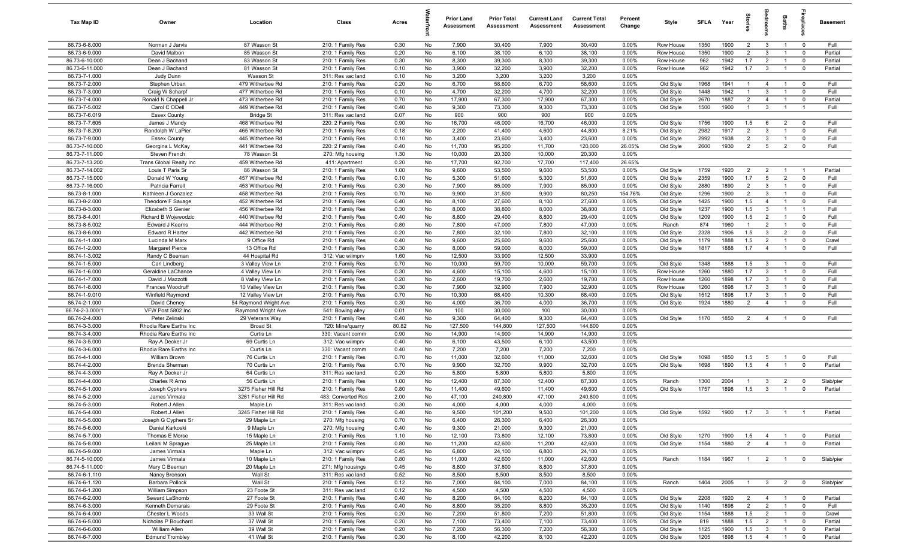| Tax Map ID | Owner | Location | Class | Acres | Waterfront | Prior Land Assessment | Prior Total Assessment | Current Land Assessment | Current Total Assessment | Percent Change | Style | SFLA | Year | Stories | Bedrooms | Baths | Fireplaces | Basement |
|---|---|---|---|---|---|---|---|---|---|---|---|---|---|---|---|---|---|---|
| 86.73-6-8.000 | Norman J Jarvis | 87 Wasson St | 210: 1 Family Res | 0.30 | No | 7,900 | 30,400 | 7,900 | 30,400 | 0.00% | Row House | 1350 | 1900 | 2 | 3 | 1 | 0 | Full |
| 86.73-6-9.000 | David Malbon | 85 Wasson St | 210: 1 Family Res | 0.20 | No | 6,100 | 38,100 | 6,100 | 38,100 | 0.00% | Row House | 1350 | 1900 | 2 | 3 | 1 | 0 | Partial |
| 86.73-6-10.000 | Dean J Bachand | 83 Wasson St | 210: 1 Family Res | 0.30 | No | 8,300 | 39,300 | 8,300 | 39,300 | 0.00% | Row House | 962 | 1942 | 1.7 | 2 | 1 | 0 | Partial |
| 86.73-6-11.000 | Dean J Bachand | 81 Wasson St | 210: 1 Family Res | 0.10 | No | 3,900 | 32,200 | 3,900 | 32,200 | 0.00% | Row House | 962 | 1942 | 1.7 | 3 | 1 | 0 | Partial |
| 86.73-7-1.000 | Judy Dunn | Wasson St | 311: Res vac land | 0.10 | No | 3,200 | 3,200 | 3,200 | 3,200 | 0.00% | | | | | | | | |
| 86.73-7-2.000 | Stephen Urban | 479 Witherbee Rd | 210: 1 Family Res | 0.20 | No | 6,700 | 58,600 | 6,700 | 58,600 | 0.00% | Old Style | 1968 | 1941 | 1 | 4 | 1 | 0 | Full |
| 86.73-7-3.000 | Craig W Scharpf | 477 Witherbee Rd | 210: 1 Family Res | 0.10 | No | 4,700 | 32,200 | 4,700 | 32,200 | 0.00% | Old Style | 1448 | 1942 | 1 | 3 | 1 | 0 | Full |
| 86.73-7-4.000 | Ronald N Chappell Jr | 473 Witherbee Rd | 210: 1 Family Res | 0.70 | No | 17,900 | 67,300 | 17,900 | 67,300 | 0.00% | Old Style | 2670 | 1887 | 2 | 4 | 1 | 0 | Partial |
| 86.73-7-5.002 | Carol C ODell | 449 Witherbee Rd | 210: 1 Family Res | 0.40 | No | 9,300 | 73,300 | 9,300 | 73,300 | 0.00% | Old Style | 1500 | 1900 | 1 | 3 | 1 | 1 | Full |
| 86.73-7-6.019 | Essex County | Bridge St | 311: Res vac land | 0.07 | No | 900 | 900 | 900 | 900 | 0.00% | | | | | | | | |
| 86.73-7-7.605 | James J Mandy | 468 Witherbee Rd | 220: 2 Family Res | 0.90 | No | 16,700 | 46,000 | 16,700 | 46,000 | 0.00% | Old Style | 1756 | 1900 | 1.5 | 6 | 2 | 0 | Full |
| 86.73-7-8.200 | Randolph W LaPier | 465 Witherbee Rd | 210: 1 Family Res | 0.18 | No | 2,200 | 41,400 | 4,600 | 44,800 | 8.21% | Old Style | 2982 | 1917 | 2 | 3 | 1 | 0 | Full |
| 86.73-7-9.000 | Essex County | 445 Witherbee Rd | 210: 1 Family Res | 0.10 | No | 3,400 | 23,600 | 3,400 | 23,600 | 0.00% | Old Style | 2992 | 1938 | 2 | 3 | 1 | 0 | Full |
| 86.73-7-10.000 | Georgina L McKay | 441 Witherbee Rd | 220: 2 Family Res | 0.40 | No | 11,700 | 95,200 | 11,700 | 120,000 | 26.05% | Old Style | 2600 | 1930 | 2 | 5 | 2 | 0 | Full |
| 86.73-7-11.000 | Steven French | 78 Wasson St | 270: Mfg housing | 1.30 | No | 10,000 | 20,300 | 10,000 | 20,300 | 0.00% | | | | | | | | |
| 86.73-7-13.200 | Trans Global Realty Inc | 459 Witherbee Rd | 411: Apartment | 0.20 | No | 17,700 | 92,700 | 17,700 | 117,400 | 26.65% | | | | | | | | |
| 86.73-7-14.002 | Louis T Paris Sr | 86 Wasson St | 210: 1 Family Res | 1.00 | No | 9,600 | 53,500 | 9,600 | 53,500 | 0.00% | Old Style | 1759 | 1920 | 2 | 2 | 1 | 1 | Partial |
| 86.73-7-15.000 | Donald W Young | 457 Witherbee Rd | 210: 1 Family Res | 0.10 | No | 5,300 | 51,600 | 5,300 | 51,600 | 0.00% | Old Style | 2359 | 1900 | 1.7 | 5 | 2 | 0 | Full |
| 86.73-7-16.000 | Patricia Farrell | 453 Witherbee Rd | 210: 1 Family Res | 0.30 | No | 7,900 | 85,000 | 7,900 | 85,000 | 0.00% | Old Style | 2880 | 1890 | 2 | 3 | 1 | 0 | Full |
| 86.73-8-1.000 | Kathleen J Gonzalez | 458 Witherbee Rd | 210: 1 Family Res | 0.70 | No | 9,900 | 31,500 | 9,900 | 80,250 | 154.76% | Old Style | 1296 | 1900 | 2 | 3 | 1 | 0 | Full |
| 86.73-8-2.000 | Theodore F Savage | 452 Witherbee Rd | 210: 1 Family Res | 0.40 | No | 8,100 | 27,600 | 8,100 | 27,600 | 0.00% | Old Style | 1425 | 1900 | 1.5 | 4 | 1 | 0 | Full |
| 86.73-8-3.000 | Elizabeth S Genier | 456 Witherbee Rd | 210: 1 Family Res | 0.30 | No | 8,000 | 38,800 | 8,000 | 38,800 | 0.00% | Old Style | 1237 | 1900 | 1.5 | 3 | 1 | 1 | Full |
| 86.73-8-4.001 | Richard B Wojewodzic | 440 Witherbee Rd | 210: 1 Family Res | 0.40 | No | 8,800 | 29,400 | 8,800 | 29,400 | 0.00% | Old Style | 1209 | 1900 | 1.5 | 2 | 1 | 0 | Full |
| 86.73-8-5.002 | Edward J Kearns | 444 Witherbee Rd | 210: 1 Family Res | 0.80 | No | 7,800 | 47,000 | 7,800 | 47,000 | 0.00% | Ranch | 874 | 1960 | 1 | 2 | 1 | 0 | Full |
| 86.73-8-6.000 | Edward R Harter | 442 Witherbee Rd | 210: 1 Family Res | 0.20 | No | 7,800 | 32,100 | 7,800 | 32,100 | 0.00% | Old Style | 2328 | 1906 | 1.5 | 3 | 2 | 0 | Full |
| 86.74-1-1.000 | Lucinda M Marx | 9 Office Rd | 210: 1 Family Res | 0.40 | No | 9,600 | 25,600 | 9,600 | 25,600 | 0.00% | Old Style | 1179 | 1888 | 1.5 | 2 | 1 | 0 | Crawl |
| 86.74-1-2.000 | Margaret Pierce | 13 Office Rd | 210: 1 Family Res | 0.30 | No | 8,000 | 59,000 | 8,000 | 59,000 | 0.00% | Old Style | 1817 | 1888 | 1.7 | 4 | 1 | 0 | Full |
| 86.74-1-3.002 | Randy C Beeman | 44 Hospital Rd | 312: Vac w/imprv | 1.60 | No | 12,500 | 33,900 | 12,500 | 33,900 | 0.00% | | | | | | | | |
| 86.74-1-5.000 | Carl Lindberg | 3 Valley View Ln | 210: 1 Family Res | 0.70 | No | 10,000 | 59,700 | 10,000 | 59,700 | 0.00% | Old Style | 1348 | 1888 | 1.5 | 3 | 1 | 0 | Full |
| 86.74-1-6.000 | Geraldine LaChance | 4 Valley View Ln | 210: 1 Family Res | 0.30 | No | 4,600 | 15,100 | 4,600 | 15,100 | 0.00% | Row House | 1260 | 1880 | 1.7 | 3 | 1 | 0 | Full |
| 86.74-1-7.000 | David J Mazzotti | 8 Valley View Ln | 210: 1 Family Res | 0.20 | No | 2,600 | 19,700 | 2,600 | 19,700 | 0.00% | Row House | 1260 | 1898 | 1.7 | 3 | 1 | 0 | Full |
| 86.74-1-8.000 | Frances Woodruff | 10 Valley View Ln | 210: 1 Family Res | 0.30 | No | 7,900 | 32,900 | 7,900 | 32,900 | 0.00% | Row House | 1260 | 1898 | 1.7 | 3 | 1 | 0 | Full |
| 86.74-1-9.010 | Winfield Raymond | 12 Valley View Ln | 210: 1 Family Res | 0.70 | No | 10,300 | 68,400 | 10,300 | 68,400 | 0.00% | Old Style | 1512 | 1898 | 1.7 | 3 | 1 | 0 | Full |
| 86.74-2-1.000 | David Cheney | 54 Raymond Wright Ave | 210: 1 Family Res | 0.30 | No | 4,000 | 36,700 | 4,000 | 36,700 | 0.00% | Old Style | 1924 | 1880 | 2 | 4 | 1 | 0 | Full |
| 86.74-2-3.000/1 | VFW Post 5802 Inc | Raymond Wright Ave | 541: Bowlng alley | 0.01 | No | 100 | 30,000 | 100 | 30,000 | 0.00% | | | | | | | | |
| 86.74-2-4.000 | Peter Zelinski | 29 Veterans Way | 210: 1 Family Res | 0.40 | No | 9,300 | 64,400 | 9,300 | 64,400 | 0.00% | Old Style | 1170 | 1850 | 2 | 4 | 1 | 0 | Full |
| 86.74-3-3.000 | Rhodia Rare Earths Inc | Broad St | 720: Mine/quarry | 80.82 | No | 127,500 | 144,800 | 127,500 | 144,800 | 0.00% | | | | | | | | |
| 86.74-3-4.000 | Rhodia Rare Earths Inc | Curtis Ln | 330: Vacant comm | 0.90 | No | 14,900 | 14,900 | 14,900 | 14,900 | 0.00% | | | | | | | | |
| 86.74-3-5.000 | Ray A Decker Jr | 69 Curtis Ln | 312: Vac w/imprv | 0.40 | No | 6,100 | 43,500 | 6,100 | 43,500 | 0.00% | | | | | | | | |
| 86.74-3-6.000 | Rhodia Rare Earths Inc | Curtis Ln | 330: Vacant comm | 0.40 | No | 7,200 | 7,200 | 7,200 | 7,200 | 0.00% | | | | | | | | |
| 86.74-4-1.000 | William Brown | 76 Curtis Ln | 210: 1 Family Res | 0.70 | No | 11,000 | 32,600 | 11,000 | 32,600 | 0.00% | Old Style | 1098 | 1850 | 1.5 | 5 | 1 | 0 | Full |
| 86.74-4-2.000 | Brenda Sherman | 70 Curtis Ln | 210: 1 Family Res | 0.70 | No | 9,900 | 32,700 | 9,900 | 32,700 | 0.00% | Old Style | 1698 | 1890 | 1.5 | 4 | 1 | 0 | Partial |
| 86.74-4-3.000 | Ray A Decker Jr | 64 Curtis Ln | 311: Res vac land | 0.20 | No | 5,800 | 5,800 | 5,800 | 5,800 | 0.00% | | | | | | | | |
| 86.74-4-4.000 | Charles R Arno | 56 Curtis Ln | 210: 1 Family Res | 1.00 | No | 12,400 | 87,300 | 12,400 | 87,300 | 0.00% | Ranch | 1300 | 2004 | 1 | 3 | 2 | 0 | Slab/pier |
| 86.74-5-1.000 | Joseph Cyphers | 3275 Fisher Hill Rd | 210: 1 Family Res | 0.80 | No | 11,400 | 49,600 | 11,400 | 49,600 | 0.00% | Old Style | 1757 | 1898 | 1.5 | 3 | 1 | 0 | Partial |
| 86.74-5-2.000 | James Virmala | 3261 Fisher Hill Rd | 483: Converted Res | 2.00 | No | 47,100 | 240,800 | 47,100 | 240,800 | 0.00% | | | | | | | | |
| 86.74-5-3.000 | Robert J Allen | Maple Ln | 311: Res vac land | 0.30 | No | 4,000 | 4,000 | 4,000 | 4,000 | 0.00% | | | | | | | | |
| 86.74-5-4.000 | Robert J Allen | 3245 Fisher Hill Rd | 210: 1 Family Res | 0.40 | No | 9,500 | 101,200 | 9,500 | 101,200 | 0.00% | Old Style | 1592 | 1900 | 1.7 | 3 | 1 | 1 | Partial |
| 86.74-5-5.000 | Joseph G Cyphers Sr | 29 Maple Ln | 270: Mfg housing | 0.70 | No | 6,400 | 26,300 | 6,400 | 26,300 | 0.00% | | | | | | | | |
| 86.74-5-6.000 | Daniel Karkoski | 9 Maple Ln | 270: Mfg housing | 0.40 | No | 9,300 | 21,000 | 9,300 | 21,000 | 0.00% | | | | | | | | |
| 86.74-5-7.000 | Thomas E Morse | 15 Maple Ln | 210: 1 Family Res | 1.10 | No | 12,100 | 73,800 | 12,100 | 73,800 | 0.00% | Old Style | 1270 | 1900 | 1.5 | 4 | 1 | 0 | Partial |
| 86.74-5-8.000 | Leilani M Sprague | 25 Maple Ln | 210: 1 Family Res | 0.80 | No | 11,200 | 42,600 | 11,200 | 42,600 | 0.00% | Old Style | 1154 | 1880 | 2 | 4 | 1 | 0 | Partial |
| 86.74-5-9.000 | James Virmala | Maple Ln | 312: Vac w/imprv | 0.45 | No | 6,800 | 24,100 | 6,800 | 24,100 | 0.00% | | | | | | | | |
| 86.74-5-10.000 | James Virmala | 10 Maple Ln | 210: 1 Family Res | 0.80 | No | 11,000 | 42,600 | 11,000 | 42,600 | 0.00% | Ranch | 1184 | 1967 | 1 | 2 | 1 | 0 | Slab/pier |
| 86.74-5-11.000 | Mary C Beeman | 20 Maple Ln | 271: Mfg housings | 0.45 | No | 8,800 | 37,800 | 8,800 | 37,800 | 0.00% | | | | | | | | |
| 86.74-6-1.110 | Nancy Bronson | Wall St | 311: Res vac land | 0.52 | No | 8,500 | 8,500 | 8,500 | 8,500 | 0.00% | | | | | | | | |
| 86.74-6-1.120 | Barbara Pollock | Wall St | 210: 1 Family Res | 0.12 | No | 7,000 | 84,100 | 7,000 | 84,100 | 0.00% | Ranch | 1404 | 2005 | 1 | 3 | 2 | 0 | Slab/pier |
| 86.74-6-1.200 | William Simpson | 23 Foote St | 311: Res vac land | 0.12 | No | 4,500 | 4,500 | 4,500 | 4,500 | 0.00% | | | | | | | | |
| 86.74-6-2.000 | Seward LaShomb | 27 Foote St | 210: 1 Family Res | 0.40 | No | 8,200 | 64,100 | 8,200 | 64,100 | 0.00% | Old Style | 2208 | 1920 | 2 | 4 | 1 | 0 | Partial |
| 86.74-6-3.000 | Kenneth Demarais | 29 Foote St | 210: 1 Family Res | 0.40 | No | 8,800 | 35,200 | 8,800 | 35,200 | 0.00% | Old Style | 1140 | 1898 | 2 | 2 | 1 | 0 | Full |
| 86.74-6-4.000 | Chester L Woods | 33 Wall St | 210: 1 Family Res | 0.20 | No | 7,200 | 51,800 | 7,200 | 51,800 | 0.00% | Old Style | 1154 | 1888 | 1.5 | 2 | 1 | 0 | Crawl |
| 86.74-6-5.000 | Nicholas P Bouchard | 37 Wall St | 210: 1 Family Res | 0.20 | No | 7,100 | 73,400 | 7,100 | 73,400 | 0.00% | Old Style | 819 | 1888 | 1.5 | 2 | 1 | 0 | Partial |
| 86.74-6-6.000 | William Allen | 39 Wall St | 210: 1 Family Res | 0.20 | No | 7,200 | 56,300 | 7,200 | 56,300 | 0.00% | Old Style | 1125 | 1900 | 1.5 | 3 | 1 | 0 | Partial |
| 86.74-6-7.000 | Edmund Trombley | 41 Wall St | 210: 1 Family Res | 0.30 | No | 8,100 | 42,200 | 8,100 | 42,200 | 0.00% | Old Style | 1205 | 1898 | 1.5 | 4 | 1 | 0 | Partial |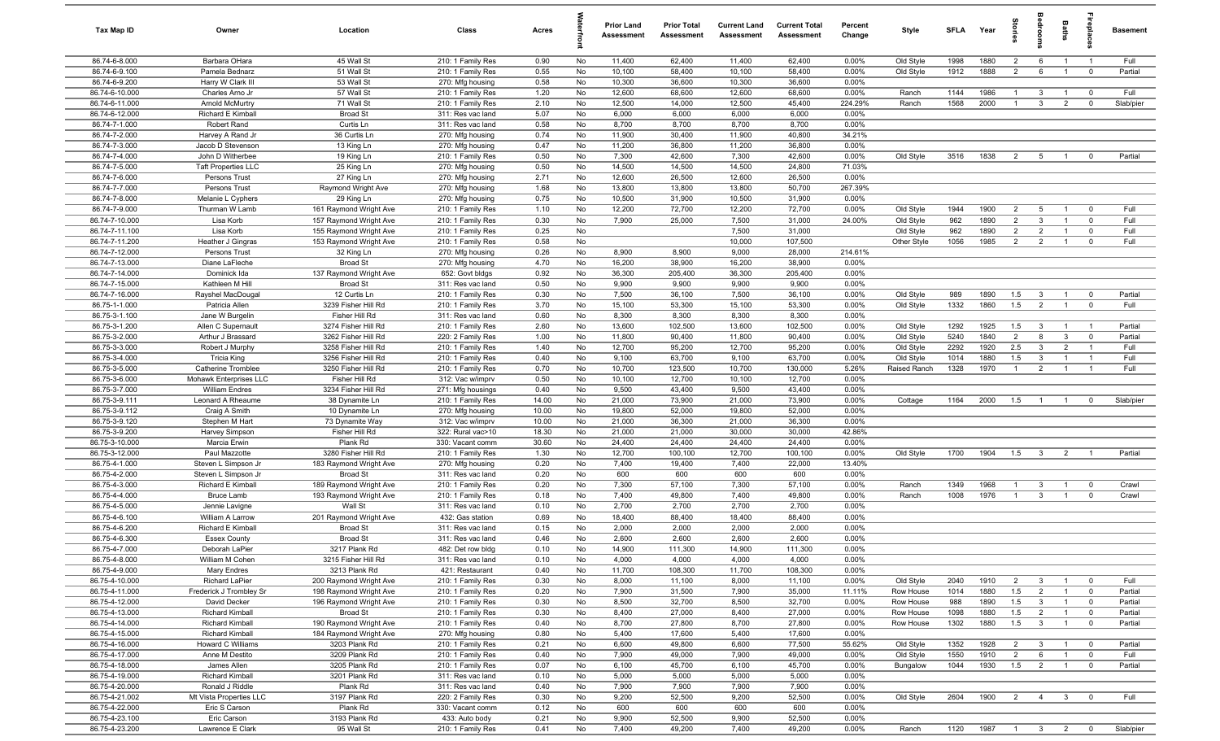| Tax Map ID | Owner | Location | Class | Acres | Waterfront | Prior Land Assessment | Prior Total Assessment | Current Land Assessment | Current Total Assessment | Percent Change | Style | SFLA | Year | Stories | Bedrooms | Baths | Fireplaces | Basement |
|---|---|---|---|---|---|---|---|---|---|---|---|---|---|---|---|---|---|---|
| 86.74-6-8.000 | Barbara OHara | 45 Wall St | 210: 1 Family Res | 0.90 | No | 11,400 | 62,400 | 11,400 | 62,400 | 0.00% | Old Style | 1998 | 1880 | 2 | 6 | 1 | 1 | Full |
| 86.74-6-9.100 | Pamela Bednarz | 51 Wall St | 210: 1 Family Res | 0.55 | No | 10,100 | 58,400 | 10,100 | 58,400 | 0.00% | Old Style | 1912 | 1888 | 2 | 6 | 1 | 0 | Partial |
| 86.74-6-9.200 | Harry W Clark III | 53 Wall St | 270: Mfg housing | 0.58 | No | 10,300 | 36,600 | 10,300 | 36,600 | 0.00% | | | | | | | | |
| 86.74-6-10.000 | Charles Arno Jr | 57 Wall St | 210: 1 Family Res | 1.20 | No | 12,600 | 68,600 | 12,600 | 68,600 | 0.00% | Ranch | 1144 | 1986 | 1 | 3 | 1 | 0 | Full |
| 86.74-6-11.000 | Arnold McMurtry | 71 Wall St | 210: 1 Family Res | 2.10 | No | 12,500 | 14,000 | 12,500 | 45,400 | 224.29% | Ranch | 1568 | 2000 | 1 | 3 | 2 | 0 | Slab/pier |
| 86.74-6-12.000 | Richard E Kimball | Broad St | 311: Res vac land | 5.07 | No | 6,000 | 6,000 | 6,000 | 6,000 | 0.00% | | | | | | | | |
| 86.74-7-1.000 | Robert Rand | Curtis Ln | 311: Res vac land | 0.58 | No | 8,700 | 8,700 | 8,700 | 8,700 | 0.00% | | | | | | | | |
| 86.74-7-2.000 | Harvey A Rand Jr | 36 Curtis Ln | 270: Mfg housing | 0.74 | No | 11,900 | 30,400 | 11,900 | 40,800 | 34.21% | | | | | | | | |
| 86.74-7-3.000 | Jacob D Stevenson | 13 King Ln | 270: Mfg housing | 0.47 | No | 11,200 | 36,800 | 11,200 | 36,800 | 0.00% | | | | | | | | |
| 86.74-7-4.000 | John D Witherbee | 19 King Ln | 210: 1 Family Res | 0.50 | No | 7,300 | 42,600 | 7,300 | 42,600 | 0.00% | Old Style | 3516 | 1838 | 2 | 5 | 1 | 0 | Partial |
| 86.74-7-5.000 | Taft Properties LLC | 25 King Ln | 270: Mfg housing | 0.50 | No | 14,500 | 14,500 | 14,500 | 24,800 | 71.03% | | | | | | | | |
| 86.74-7-6.000 | Persons Trust | 27 King Ln | 270: Mfg housing | 2.71 | No | 12,600 | 26,500 | 12,600 | 26,500 | 0.00% | | | | | | | | |
| 86.74-7-7.000 | Persons Trust | Raymond Wright Ave | 270: Mfg housing | 1.68 | No | 13,800 | 13,800 | 13,800 | 50,700 | 267.39% | | | | | | | | |
| 86.74-7-8.000 | Melanie L Cyphers | 29 King Ln | 270: Mfg housing | 0.75 | No | 10,500 | 31,900 | 10,500 | 31,900 | 0.00% | | | | | | | | |
| 86.74-7-9.000 | Thurman W Lamb | 161 Raymond Wright Ave | 210: 1 Family Res | 1.10 | No | 12,200 | 72,700 | 12,200 | 72,700 | 0.00% | Old Style | 1944 | 1900 | 2 | 5 | 1 | 0 | Full |
| 86.74-7-10.000 | Lisa Korb | 157 Raymond Wright Ave | 210: 1 Family Res | 0.30 | No | 7,900 | 25,000 | 7,500 | 31,000 | 24.00% | Old Style | 962 | 1890 | 2 | 3 | 1 | 0 | Full |
| 86.74-7-11.100 | Lisa Korb | 155 Raymond Wright Ave | 210: 1 Family Res | 0.25 | No | | | 7,500 | 31,000 | | Old Style | 962 | 1890 | 2 | 2 | 1 | 0 | Full |
| 86.74-7-11.200 | Heather J Gingras | 153 Raymond Wright Ave | 210: 1 Family Res | 0.58 | No | | | 10,000 | 107,500 | | Other Style | 1056 | 1985 | 2 | 2 | 1 | 0 | Full |
| 86.74-7-12.000 | Persons Trust | 32 King Ln | 270: Mfg housing | 0.26 | No | 8,900 | 8,900 | 9,000 | 28,000 | 214.61% | | | | | | | | |
| 86.74-7-13.000 | Diane LaFleche | Broad St | 270: Mfg housing | 4.70 | No | 16,200 | 38,900 | 16,200 | 38,900 | 0.00% | | | | | | | | |
| 86.74-7-14.000 | Dominick Ida | 137 Raymond Wright Ave | 652: Govt bldgs | 0.92 | No | 36,300 | 205,400 | 36,300 | 205,400 | 0.00% | | | | | | | | |
| 86.74-7-15.000 | Kathleen M Hill | Broad St | 311: Res vac land | 0.50 | No | 9,900 | 9,900 | 9,900 | 9,900 | 0.00% | | | | | | | | |
| 86.74-7-16.000 | Rayshel MacDougal | 12 Curtis Ln | 210: 1 Family Res | 0.30 | No | 7,500 | 36,100 | 7,500 | 36,100 | 0.00% | Old Style | 989 | 1890 | 1.5 | 3 | 1 | 0 | Partial |
| 86.75-1-1.000 | Patricia Allen | 3239 Fisher Hill Rd | 210: 1 Family Res | 3.70 | No | 15,100 | 53,300 | 15,100 | 53,300 | 0.00% | Old Style | 1332 | 1860 | 1.5 | 2 | 1 | 0 | Full |
| 86.75-3-1.100 | Jane W Burgelin | Fisher Hill Rd | 311: Res vac land | 0.60 | No | 8,300 | 8,300 | 8,300 | 8,300 | 0.00% | | | | | | | | |
| 86.75-3-1.200 | Allen C Supernault | 3274 Fisher Hill Rd | 210: 1 Family Res | 2.60 | No | 13,600 | 102,500 | 13,600 | 102,500 | 0.00% | Old Style | 1292 | 1925 | 1.5 | 3 | 1 | 1 | Partial |
| 86.75-3-2.000 | Arthur J Brassard | 3262 Fisher Hill Rd | 220: 2 Family Res | 1.00 | No | 11,800 | 90,400 | 11,800 | 90,400 | 0.00% | Old Style | 5240 | 1840 | 2 | 8 | 3 | 0 | Partial |
| 86.75-3-3.000 | Robert J Murphy | 3258 Fisher Hill Rd | 210: 1 Family Res | 1.40 | No | 12,700 | 95,200 | 12,700 | 95,200 | 0.00% | Old Style | 2292 | 1920 | 2.5 | 3 | 2 | 1 | Full |
| 86.75-3-4.000 | Tricia King | 3256 Fisher Hill Rd | 210: 1 Family Res | 0.40 | No | 9,100 | 63,700 | 9,100 | 63,700 | 0.00% | Old Style | 1014 | 1880 | 1.5 | 3 | 1 | 1 | Full |
| 86.75-3-5.000 | Catherine Tromblee | 3250 Fisher Hill Rd | 210: 1 Family Res | 0.70 | No | 10,700 | 123,500 | 10,700 | 130,000 | 5.26% | Raised Ranch | 1328 | 1970 | 1 | 2 | 1 | 1 | Full |
| 86.75-3-6.000 | Mohawk Enterprises LLC | Fisher Hill Rd | 312: Vac w/imprv | 0.50 | No | 10,100 | 12,700 | 10,100 | 12,700 | 0.00% | | | | | | | | |
| 86.75-3-7.000 | William Endres | 3234 Fisher Hill Rd | 271: Mfg housings | 0.40 | No | 9,500 | 43,400 | 9,500 | 43,400 | 0.00% | | | | | | | | |
| 86.75-3-9.111 | Leonard A Rheaume | 38 Dynamite Ln | 210: 1 Family Res | 14.00 | No | 21,000 | 73,900 | 21,000 | 73,900 | 0.00% | Cottage | 1164 | 2000 | 1.5 | 1 | 1 | 0 | Slab/pier |
| 86.75-3-9.112 | Craig A Smith | 10 Dynamite Ln | 270: Mfg housing | 10.00 | No | 19,800 | 52,000 | 19,800 | 52,000 | 0.00% | | | | | | | | |
| 86.75-3-9.120 | Stephen M Hart | 73 Dynamite Way | 312: Vac w/imprv | 10.00 | No | 21,000 | 36,300 | 21,000 | 36,300 | 0.00% | | | | | | | | |
| 86.75-3-9.200 | Harvey Simpson | Fisher Hill Rd | 322: Rural vac>10 | 18.30 | No | 21,000 | 21,000 | 30,000 | 30,000 | 42.86% | | | | | | | | |
| 86.75-3-10.000 | Marcia Erwin | Plank Rd | 330: Vacant comm | 30.60 | No | 24,400 | 24,400 | 24,400 | 24,400 | 0.00% | | | | | | | | |
| 86.75-3-12.000 | Paul Mazzotte | 3280 Fisher Hill Rd | 210: 1 Family Res | 1.30 | No | 12,700 | 100,100 | 12,700 | 100,100 | 0.00% | Old Style | 1700 | 1904 | 1.5 | 3 | 2 | 1 | Partial |
| 86.75-4-1.000 | Steven L Simpson Jr | 183 Raymond Wright Ave | 270: Mfg housing | 0.20 | No | 7,400 | 19,400 | 7,400 | 22,000 | 13.40% | | | | | | | | |
| 86.75-4-2.000 | Steven L Simpson Jr | Broad St | 311: Res vac land | 0.20 | No | 600 | 600 | 600 | 600 | 0.00% | | | | | | | | |
| 86.75-4-3.000 | Richard E Kimball | 189 Raymond Wright Ave | 210: 1 Family Res | 0.20 | No | 7,300 | 57,100 | 7,300 | 57,100 | 0.00% | Ranch | 1349 | 1968 | 1 | 3 | 1 | 0 | Crawl |
| 86.75-4-4.000 | Bruce Lamb | 193 Raymond Wright Ave | 210: 1 Family Res | 0.18 | No | 7,400 | 49,800 | 7,400 | 49,800 | 0.00% | Ranch | 1008 | 1976 | 1 | 3 | 1 | 0 | Crawl |
| 86.75-4-5.000 | Jennie Lavigne | Wall St | 311: Res vac land | 0.10 | No | 2,700 | 2,700 | 2,700 | 2,700 | 0.00% | | | | | | | | |
| 86.75-4-6.100 | William A Larrow | 201 Raymond Wright Ave | 432: Gas station | 0.69 | No | 18,400 | 88,400 | 18,400 | 88,400 | 0.00% | | | | | | | | |
| 86.75-4-6.200 | Richard E Kimball | Broad St | 311: Res vac land | 0.15 | No | 2,000 | 2,000 | 2,000 | 2,000 | 0.00% | | | | | | | | |
| 86.75-4-6.300 | Essex County | Broad St | 311: Res vac land | 0.46 | No | 2,600 | 2,600 | 2,600 | 2,600 | 0.00% | | | | | | | | |
| 86.75-4-7.000 | Deborah LaPier | 3217 Plank Rd | 482: Det row bldg | 0.10 | No | 14,900 | 111,300 | 14,900 | 111,300 | 0.00% | | | | | | | | |
| 86.75-4-8.000 | William M Cohen | 3215 Fisher Hill Rd | 311: Res vac land | 0.10 | No | 4,000 | 4,000 | 4,000 | 4,000 | 0.00% | | | | | | | | |
| 86.75-4-9.000 | Mary Endres | 3213 Plank Rd | 421: Restaurant | 0.40 | No | 11,700 | 108,300 | 11,700 | 108,300 | 0.00% | | | | | | | | |
| 86.75-4-10.000 | Richard LaPier | 200 Raymond Wright Ave | 210: 1 Family Res | 0.30 | No | 8,000 | 11,100 | 8,000 | 11,100 | 0.00% | Old Style | 2040 | 1910 | 2 | 3 | 1 | 0 | Full |
| 86.75-4-11.000 | Frederick J Trombley Sr | 198 Raymond Wright Ave | 210: 1 Family Res | 0.20 | No | 7,900 | 31,500 | 7,900 | 35,000 | 11.11% | Row House | 1014 | 1880 | 1.5 | 2 | 1 | 0 | Partial |
| 86.75-4-12.000 | David Decker | 196 Raymond Wright Ave | 210: 1 Family Res | 0.30 | No | 8,500 | 32,700 | 8,500 | 32,700 | 0.00% | Row House | 988 | 1890 | 1.5 | 3 | 1 | 0 | Partial |
| 86.75-4-13.000 | Richard Kimball | Broad St | 210: 1 Family Res | 0.30 | No | 8,400 | 27,000 | 8,400 | 27,000 | 0.00% | Row House | 1098 | 1880 | 1.5 | 2 | 1 | 0 | Partial |
| 86.75-4-14.000 | Richard Kimball | 190 Raymond Wright Ave | 210: 1 Family Res | 0.40 | No | 8,700 | 27,800 | 8,700 | 27,800 | 0.00% | Row House | 1302 | 1880 | 1.5 | 3 | 1 | 0 | Partial |
| 86.75-4-15.000 | Richard Kimball | 184 Raymond Wright Ave | 270: Mfg housing | 0.80 | No | 5,400 | 17,600 | 5,400 | 17,600 | 0.00% | | | | | | | | |
| 86.75-4-16.000 | Howard C Williams | 3203 Plank Rd | 210: 1 Family Res | 0.21 | No | 6,600 | 49,800 | 6,600 | 77,500 | 55.62% | Old Style | 1352 | 1928 | 2 | 3 | 1 | 0 | Partial |
| 86.75-4-17.000 | Anne M Destito | 3209 Plank Rd | 210: 1 Family Res | 0.40 | No | 7,900 | 49,000 | 7,900 | 49,000 | 0.00% | Old Style | 1550 | 1910 | 2 | 6 | 1 | 0 | Full |
| 86.75-4-18.000 | James Allen | 3205 Plank Rd | 210: 1 Family Res | 0.07 | No | 6,100 | 45,700 | 6,100 | 45,700 | 0.00% | Bungalow | 1044 | 1930 | 1.5 | 2 | 1 | 0 | Partial |
| 86.75-4-19.000 | Richard Kimball | 3201 Plank Rd | 311: Res vac land | 0.10 | No | 5,000 | 5,000 | 5,000 | 5,000 | 0.00% | | | | | | | | |
| 86.75-4-20.000 | Ronald J Riddle | Plank Rd | 311: Res vac land | 0.40 | No | 7,900 | 7,900 | 7,900 | 7,900 | 0.00% | | | | | | | | |
| 86.75-4-21.002 | Mt Vista Properties LLC | 3197 Plank Rd | 220: 2 Family Res | 0.30 | No | 9,200 | 52,500 | 9,200 | 52,500 | 0.00% | Old Style | 2604 | 1900 | 2 | 4 | 3 | 0 | Full |
| 86.75-4-22.000 | Eric S Carson | Plank Rd | 330: Vacant comm | 0.12 | No | 600 | 600 | 600 | 600 | 0.00% | | | | | | | | |
| 86.75-4-23.100 | Eric Carson | 3193 Plank Rd | 433: Auto body | 0.21 | No | 9,900 | 52,500 | 9,900 | 52,500 | 0.00% | | | | | | | | |
| 86.75-4-23.200 | Lawrence E Clark | 95 Wall St | 210: 1 Family Res | 0.41 | No | 7,400 | 49,200 | 7,400 | 49,200 | 0.00% | Ranch | 1120 | 1987 | 1 | 3 | 2 | 0 | Slab/pier |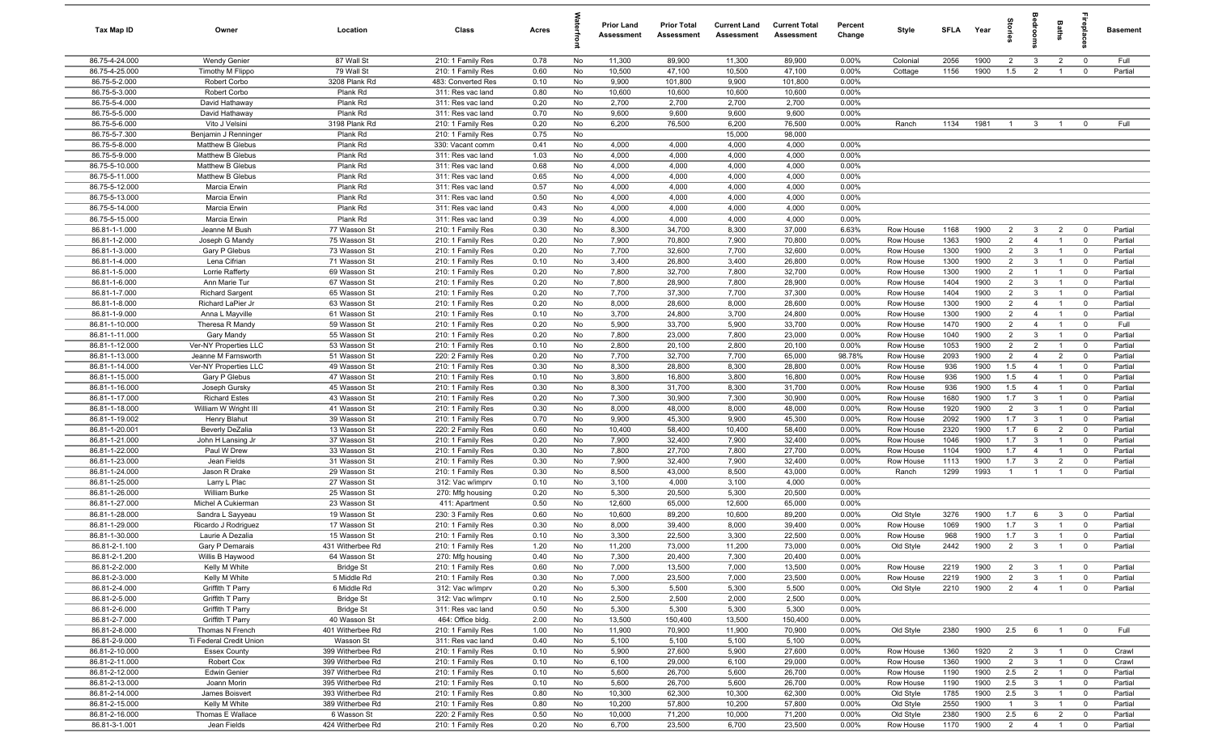| Tax Map ID | Owner | Location | Class | Acres | Waterfront | Prior Land Assessment | Prior Total Assessment | Current Land Assessment | Current Total Assessment | Percent Change | Style | SFLA | Year | Stories | Bedrooms | Baths | Fireplaces | Basement |
|---|---|---|---|---|---|---|---|---|---|---|---|---|---|---|---|---|---|---|
| 86.75-4-24.000 | Wendy Genier | 87 Wall St | 210: 1 Family Res | 0.78 | No | 11,300 | 89,900 | 11,300 | 89,900 | 0.00% | Colonial | 2056 | 1900 | 2 | 3 | 2 | 0 | Full |
| 86.75-4-25.000 | Timothy M Flippo | 79 Wall St | 210: 1 Family Res | 0.60 | No | 10,500 | 47,100 | 10,500 | 47,100 | 0.00% | Cottage | 1156 | 1900 | 1.5 | 2 | 1 | 0 | Partial |
| 86.75-5-2.000 | Robert Corbo | 3208 Plank Rd | 483: Converted Res | 0.10 | No | 9,900 | 101,800 | 9,900 | 101,800 | 0.00% | | | | | | | | |
| 86.75-5-3.000 | Robert Corbo | Plank Rd | 311: Res vac land | 0.80 | No | 10,600 | 10,600 | 10,600 | 10,600 | 0.00% | | | | | | | | |
| 86.75-5-4.000 | David Hathaway | Plank Rd | 311: Res vac land | 0.20 | No | 2,700 | 2,700 | 2,700 | 2,700 | 0.00% | | | | | | | | |
| 86.75-5-5.000 | David Hathaway | Plank Rd | 311: Res vac land | 0.70 | No | 9,600 | 9,600 | 9,600 | 9,600 | 0.00% | | | | | | | | |
| 86.75-5-6.000 | Vito J Velsini | 3198 Plank Rd | 210: 1 Family Res | 0.20 | No | 6,200 | 76,500 | 6,200 | 76,500 | 0.00% | Ranch | 1134 | 1981 | 1 | 3 | 1 | 0 | Full |
| 86.75-5-7.300 | Benjamin J Renninger | Plank Rd | 210: 1 Family Res | 0.75 | No | | | 15,000 | 98,000 | | | | | | | | | |
| 86.75-5-8.000 | Matthew B Glebus | Plank Rd | 330: Vacant comm | 0.41 | No | 4,000 | 4,000 | 4,000 | 4,000 | 0.00% | | | | | | | | |
| 86.75-5-9.000 | Matthew B Glebus | Plank Rd | 311: Res vac land | 1.03 | No | 4,000 | 4,000 | 4,000 | 4,000 | 0.00% | | | | | | | | |
| 86.75-5-10.000 | Matthew B Glebus | Plank Rd | 311: Res vac land | 0.68 | No | 4,000 | 4,000 | 4,000 | 4,000 | 0.00% | | | | | | | | |
| 86.75-5-11.000 | Matthew B Glebus | Plank Rd | 311: Res vac land | 0.65 | No | 4,000 | 4,000 | 4,000 | 4,000 | 0.00% | | | | | | | | |
| 86.75-5-12.000 | Marcia Erwin | Plank Rd | 311: Res vac land | 0.57 | No | 4,000 | 4,000 | 4,000 | 4,000 | 0.00% | | | | | | | | |
| 86.75-5-13.000 | Marcia Erwin | Plank Rd | 311: Res vac land | 0.50 | No | 4,000 | 4,000 | 4,000 | 4,000 | 0.00% | | | | | | | | |
| 86.75-5-14.000 | Marcia Erwin | Plank Rd | 311: Res vac land | 0.43 | No | 4,000 | 4,000 | 4,000 | 4,000 | 0.00% | | | | | | | | |
| 86.75-5-15.000 | Marcia Erwin | Plank Rd | 311: Res vac land | 0.39 | No | 4,000 | 4,000 | 4,000 | 4,000 | 0.00% | | | | | | | | |
| 86.81-1-1.000 | Jeanne M Bush | 77 Wasson St | 210: 1 Family Res | 0.30 | No | 8,300 | 34,700 | 8,300 | 37,000 | 6.63% | Row House | 1168 | 1900 | 2 | 3 | 2 | 0 | Partial |
| 86.81-1-2.000 | Joseph G Mandy | 75 Wasson St | 210: 1 Family Res | 0.20 | No | 7,900 | 70,800 | 7,900 | 70,800 | 0.00% | Row House | 1363 | 1900 | 2 | 4 | 1 | 0 | Partial |
| 86.81-1-3.000 | Gary P Glebus | 73 Wasson St | 210: 1 Family Res | 0.20 | No | 7,700 | 32,600 | 7,700 | 32,600 | 0.00% | Row House | 1300 | 1900 | 2 | 3 | 1 | 0 | Partial |
| 86.81-1-4.000 | Lena Cifrian | 71 Wasson St | 210: 1 Family Res | 0.10 | No | 3,400 | 26,800 | 3,400 | 26,800 | 0.00% | Row House | 1300 | 1900 | 2 | 3 | 1 | 0 | Partial |
| 86.81-1-5.000 | Lorrie Rafferty | 69 Wasson St | 210: 1 Family Res | 0.20 | No | 7,800 | 32,700 | 7,800 | 32,700 | 0.00% | Row House | 1300 | 1900 | 2 | 1 | 1 | 0 | Partial |
| 86.81-1-6.000 | Ann Marie Tur | 67 Wasson St | 210: 1 Family Res | 0.20 | No | 7,800 | 28,900 | 7,800 | 28,900 | 0.00% | Row House | 1404 | 1900 | 2 | 3 | 1 | 0 | Partial |
| 86.81-1-7.000 | Richard Sargent | 65 Wasson St | 210: 1 Family Res | 0.20 | No | 7,700 | 37,300 | 7,700 | 37,300 | 0.00% | Row House | 1404 | 1900 | 2 | 3 | 1 | 0 | Partial |
| 86.81-1-8.000 | Richard LaPier Jr | 63 Wasson St | 210: 1 Family Res | 0.20 | No | 8,000 | 28,600 | 8,000 | 28,600 | 0.00% | Row House | 1300 | 1900 | 2 | 4 | 1 | 0 | Partial |
| 86.81-1-9.000 | Anna L Mayville | 61 Wasson St | 210: 1 Family Res | 0.10 | No | 3,700 | 24,800 | 3,700 | 24,800 | 0.00% | Row House | 1300 | 1900 | 2 | 4 | 1 | 0 | Partial |
| 86.81-1-10.000 | Theresa R Mandy | 59 Wasson St | 210: 1 Family Res | 0.20 | No | 5,900 | 33,700 | 5,900 | 33,700 | 0.00% | Row House | 1470 | 1900 | 2 | 4 | 1 | 0 | Full |
| 86.81-1-11.000 | Gary Mandy | 55 Wasson St | 210: 1 Family Res | 0.20 | No | 7,800 | 23,000 | 7,800 | 23,000 | 0.00% | Row House | 1040 | 1900 | 2 | 3 | 1 | 0 | Partial |
| 86.81-1-12.000 | Ver-NY Properties LLC | 53 Wasson St | 210: 1 Family Res | 0.10 | No | 2,800 | 20,100 | 2,800 | 20,100 | 0.00% | Row House | 1053 | 1900 | 2 | 2 | 1 | 0 | Partial |
| 86.81-1-13.000 | Jeanne M Farnsworth | 51 Wasson St | 220: 2 Family Res | 0.20 | No | 7,700 | 32,700 | 7,700 | 65,000 | 98.78% | Row House | 2093 | 1900 | 2 | 4 | 2 | 0 | Partial |
| 86.81-1-14.000 | Ver-NY Properties LLC | 49 Wasson St | 210: 1 Family Res | 0.30 | No | 8,300 | 28,800 | 8,300 | 28,800 | 0.00% | Row House | 936 | 1900 | 1.5 | 4 | 1 | 0 | Partial |
| 86.81-1-15.000 | Gary P Glebus | 47 Wasson St | 210: 1 Family Res | 0.10 | No | 3,800 | 16,800 | 3,800 | 16,800 | 0.00% | Row House | 936 | 1900 | 1.5 | 4 | 1 | 0 | Partial |
| 86.81-1-16.000 | Joseph Gursky | 45 Wasson St | 210: 1 Family Res | 0.30 | No | 8,300 | 31,700 | 8,300 | 31,700 | 0.00% | Row House | 936 | 1900 | 1.5 | 4 | 1 | 0 | Partial |
| 86.81-1-17.000 | Richard Estes | 43 Wasson St | 210: 1 Family Res | 0.20 | No | 7,300 | 30,900 | 7,300 | 30,900 | 0.00% | Row House | 1680 | 1900 | 1.7 | 3 | 1 | 0 | Partial |
| 86.81-1-18.000 | William W Wright III | 41 Wasson St | 210: 1 Family Res | 0.30 | No | 8,000 | 48,000 | 8,000 | 48,000 | 0.00% | Row House | 1920 | 1900 | 2 | 3 | 1 | 0 | Partial |
| 86.81-1-19.002 | Henry Blahut | 39 Wasson St | 210: 1 Family Res | 0.70 | No | 9,900 | 45,300 | 9,900 | 45,300 | 0.00% | Row House | 2092 | 1900 | 1.7 | 3 | 1 | 0 | Partial |
| 86.81-1-20.001 | Beverly DeZalia | 13 Wasson St | 220: 2 Family Res | 0.60 | No | 10,400 | 58,400 | 10,400 | 58,400 | 0.00% | Row House | 2320 | 1900 | 1.7 | 6 | 2 | 0 | Partial |
| 86.81-1-21.000 | John H Lansing Jr | 37 Wasson St | 210: 1 Family Res | 0.20 | No | 7,900 | 32,400 | 7,900 | 32,400 | 0.00% | Row House | 1046 | 1900 | 1.7 | 3 | 1 | 0 | Partial |
| 86.81-1-22.000 | Paul W Drew | 33 Wasson St | 210: 1 Family Res | 0.30 | No | 7,800 | 27,700 | 7,800 | 27,700 | 0.00% | Row House | 1104 | 1900 | 1.7 | 4 | 1 | 0 | Partial |
| 86.81-1-23.000 | Jean Fields | 31 Wasson St | 210: 1 Family Res | 0.30 | No | 7,900 | 32,400 | 7,900 | 32,400 | 0.00% | Row House | 1113 | 1900 | 1.7 | 3 | 2 | 0 | Partial |
| 86.81-1-24.000 | Jason R Drake | 29 Wasson St | 210: 1 Family Res | 0.30 | No | 8,500 | 43,000 | 8,500 | 43,000 | 0.00% | Ranch | 1299 | 1993 | 1 | 1 | 1 | 0 | Partial |
| 86.81-1-25.000 | Larry L Plac | 27 Wasson St | 312: Vac w/imprv | 0.10 | No | 3,100 | 4,000 | 3,100 | 4,000 | 0.00% | | | | | | | | |
| 86.81-1-26.000 | William Burke | 25 Wasson St | 270: Mfg housing | 0.20 | No | 5,300 | 20,500 | 5,300 | 20,500 | 0.00% | | | | | | | | |
| 86.81-1-27.000 | Michel A Cukierman | 23 Wasson St | 411: Apartment | 0.50 | No | 12,600 | 65,000 | 12,600 | 65,000 | 0.00% | | | | | | | | |
| 86.81-1-28.000 | Sandra L Sayyeau | 19 Wasson St | 230: 3 Family Res | 0.60 | No | 10,600 | 89,200 | 10,600 | 89,200 | 0.00% | Old Style | 3276 | 1900 | 1.7 | 6 | 3 | 0 | Partial |
| 86.81-1-29.000 | Ricardo J Rodriguez | 17 Wasson St | 210: 1 Family Res | 0.30 | No | 8,000 | 39,400 | 8,000 | 39,400 | 0.00% | Row House | 1069 | 1900 | 1.7 | 3 | 1 | 0 | Partial |
| 86.81-1-30.000 | Laurie A Dezalia | 15 Wasson St | 210: 1 Family Res | 0.10 | No | 3,300 | 22,500 | 3,300 | 22,500 | 0.00% | Row House | 968 | 1900 | 1.7 | 3 | 1 | 0 | Partial |
| 86.81-2-1.100 | Gary P Demarais | 431 Witherbee Rd | 210: 1 Family Res | 1.20 | No | 11,200 | 73,000 | 11,200 | 73,000 | 0.00% | Old Style | 2442 | 1900 | 2 | 3 | 1 | 0 | Partial |
| 86.81-2-1.200 | Willis B Haywood | 64 Wasson St | 270: Mfg housing | 0.40 | No | 7,300 | 20,400 | 7,300 | 20,400 | 0.00% | | | | | | | | |
| 86.81-2-2.000 | Kelly M White | Bridge St | 210: 1 Family Res | 0.60 | No | 7,000 | 13,500 | 7,000 | 13,500 | 0.00% | Row House | 2219 | 1900 | 2 | 3 | 1 | 0 | Partial |
| 86.81-2-3.000 | Kelly M White | 5 Middle Rd | 210: 1 Family Res | 0.30 | No | 7,000 | 23,500 | 7,000 | 23,500 | 0.00% | Row House | 2219 | 1900 | 2 | 3 | 1 | 0 | Partial |
| 86.81-2-4.000 | Griffith T Parry | 6 Middle Rd | 312: Vac w/imprv | 0.20 | No | 5,300 | 5,500 | 5,300 | 5,500 | 0.00% | Old Style | 2210 | 1900 | 2 | 4 | 1 | 0 | Partial |
| 86.81-2-5.000 | Griffith T Parry | Bridge St | 312: Vac w/imprv | 0.10 | No | 2,500 | 2,500 | 2,000 | 2,500 | 0.00% | | | | | | | | |
| 86.81-2-6.000 | Griffith T Parry | Bridge St | 311: Res vac land | 0.50 | No | 5,300 | 5,300 | 5,300 | 5,300 | 0.00% | | | | | | | | |
| 86.81-2-7.000 | Griffith T Parry | 40 Wasson St | 464: Office bldg. | 2.00 | No | 13,500 | 150,400 | 13,500 | 150,400 | 0.00% | | | | | | | | |
| 86.81-2-8.000 | Thomas N French | 401 Witherbee Rd | 210: 1 Family Res | 1.00 | No | 11,900 | 70,900 | 11,900 | 70,900 | 0.00% | Old Style | 2380 | 1900 | 2.5 | 6 | 1 | 0 | Full |
| 86.81-2-9.000 | Ti Federal Credit Union | Wasson St | 311: Res vac land | 0.40 | No | 5,100 | 5,100 | 5,100 | 5,100 | 0.00% | | | | | | | | |
| 86.81-2-10.000 | Essex County | 399 Witherbee Rd | 210: 1 Family Res | 0.10 | No | 5,900 | 27,600 | 5,900 | 27,600 | 0.00% | Row House | 1360 | 1920 | 2 | 3 | 1 | 0 | Crawl |
| 86.81-2-11.000 | Robert Cox | 399 Witherbee Rd | 210: 1 Family Res | 0.10 | No | 6,100 | 29,000 | 6,100 | 29,000 | 0.00% | Row House | 1360 | 1900 | 2 | 3 | 1 | 0 | Crawl |
| 86.81-2-12.000 | Edwin Genier | 397 Witherbee Rd | 210: 1 Family Res | 0.10 | No | 5,600 | 26,700 | 5,600 | 26,700 | 0.00% | Row House | 1190 | 1900 | 2.5 | 2 | 1 | 0 | Partial |
| 86.81-2-13.000 | Joann Morin | 395 Witherbee Rd | 210: 1 Family Res | 0.10 | No | 5,600 | 26,700 | 5,600 | 26,700 | 0.00% | Row House | 1190 | 1900 | 2.5 | 3 | 1 | 0 | Partial |
| 86.81-2-14.000 | James Boisvert | 393 Witherbee Rd | 210: 1 Family Res | 0.80 | No | 10,300 | 62,300 | 10,300 | 62,300 | 0.00% | Old Style | 1785 | 1900 | 2.5 | 3 | 1 | 0 | Partial |
| 86.81-2-15.000 | Kelly M White | 389 Witherbee Rd | 210: 1 Family Res | 0.80 | No | 10,200 | 57,800 | 10,200 | 57,800 | 0.00% | Old Style | 2550 | 1900 | 1 | 3 | 1 | 0 | Partial |
| 86.81-2-16.000 | Thomas E Wallace | 6 Wasson St | 220: 2 Family Res | 0.50 | No | 10,000 | 71,200 | 10,000 | 71,200 | 0.00% | Old Style | 2380 | 1900 | 2.5 | 6 | 2 | 0 | Partial |
| 86.81-3-1.001 | Jean Fields | 424 Witherbee Rd | 210: 1 Family Res | 0.20 | No | 6,700 | 23,500 | 6,700 | 23,500 | 0.00% | Row House | 1170 | 1900 | 2 | 4 | 1 | 0 | Partial |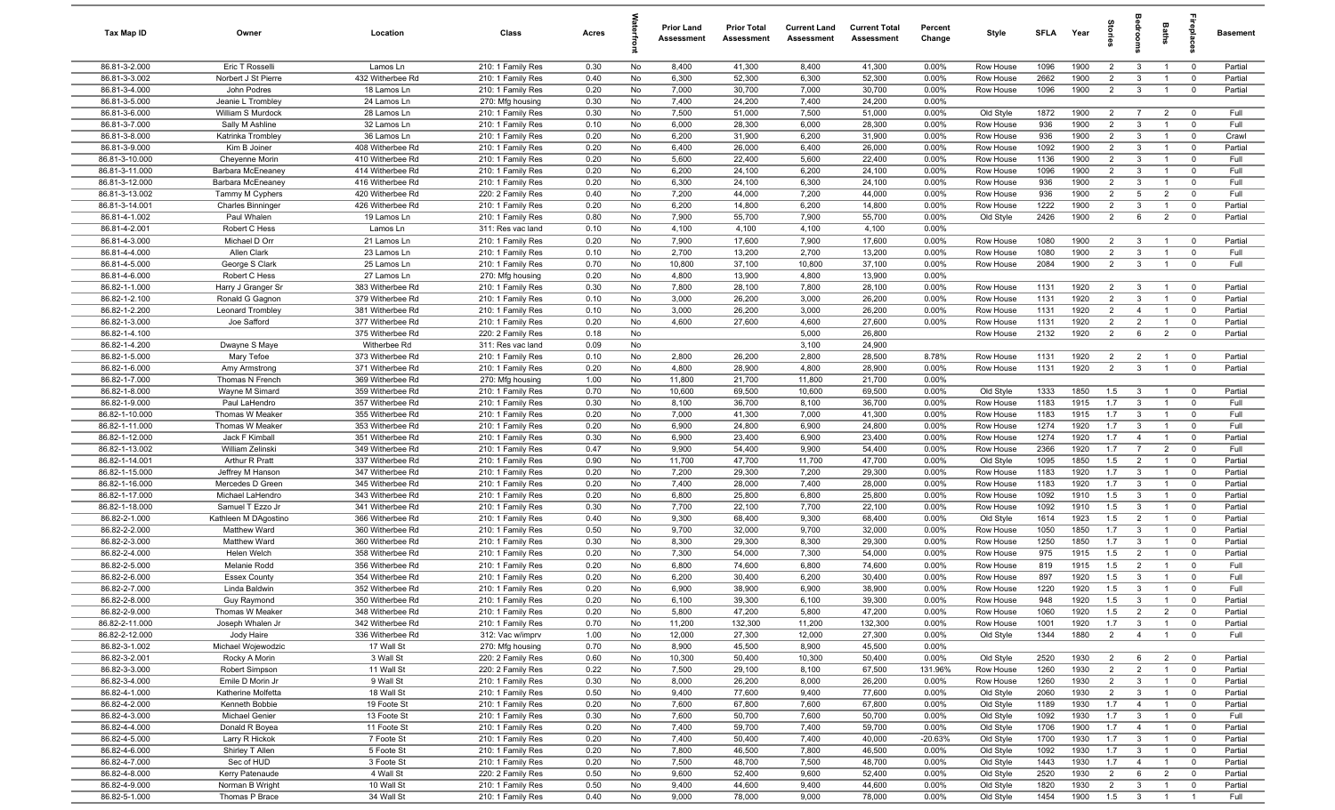| Tax Map ID | Owner | Location | Class | Acres | Waterfront | Prior Land Assessment | Prior Total Assessment | Current Land Assessment | Current Total Assessment | Percent Change | Style | SFLA | Year | Stories | Bedrooms | Baths | Fireplaces | Basement |
|---|---|---|---|---|---|---|---|---|---|---|---|---|---|---|---|---|---|---|
| 86.81-3-2.000 | Eric T Rosselli | Lamos Ln | 210: 1 Family Res | 0.30 | No | 8,400 | 41,300 | 8,400 | 41,300 | 0.00% | Row House | 1096 | 1900 | 2 | 3 | 1 | 0 | Partial |
| 86.81-3-3.002 | Norbert J St Pierre | 432 Witherbee Rd | 210: 1 Family Res | 0.40 | No | 6,300 | 52,300 | 6,300 | 52,300 | 0.00% | Row House | 2662 | 1900 | 2 | 3 | 1 | 0 | Partial |
| 86.81-3-4.000 | John Podres | 18 Lamos Ln | 210: 1 Family Res | 0.20 | No | 7,000 | 30,700 | 7,000 | 30,700 | 0.00% | Row House | 1096 | 1900 | 2 | 3 | 1 | 0 | Partial |
| 86.81-3-5.000 | Jeanie L Trombley | 24 Lamos Ln | 270: Mfg housing | 0.30 | No | 7,400 | 24,200 | 7,400 | 24,200 | 0.00% | | | | | | | | |
| 86.81-3-6.000 | William S Murdock | 28 Lamos Ln | 210: 1 Family Res | 0.30 | No | 7,500 | 51,000 | 7,500 | 51,000 | 0.00% | Old Style | 1872 | 1900 | 2 | 7 | 2 | 0 | Full |
| 86.81-3-7.000 | Sally M Ashline | 32 Lamos Ln | 210: 1 Family Res | 0.10 | No | 6,000 | 28,300 | 6,000 | 28,300 | 0.00% | Row House | 936 | 1900 | 2 | 3 | 1 | 0 | Full |
| 86.81-3-8.000 | Katrinka Trombley | 36 Lamos Ln | 210: 1 Family Res | 0.20 | No | 6,200 | 31,900 | 6,200 | 31,900 | 0.00% | Row House | 936 | 1900 | 2 | 3 | 1 | 0 | Crawl |
| 86.81-3-9.000 | Kim B Joiner | 408 Witherbee Rd | 210: 1 Family Res | 0.20 | No | 6,400 | 26,000 | 6,400 | 26,000 | 0.00% | Row House | 1092 | 1900 | 2 | 3 | 1 | 0 | Partial |
| 86.81-3-10.000 | Cheyenne Morin | 410 Witherbee Rd | 210: 1 Family Res | 0.20 | No | 5,600 | 22,400 | 5,600 | 22,400 | 0.00% | Row House | 1136 | 1900 | 2 | 3 | 1 | 0 | Full |
| 86.81-3-11.000 | Barbara McEneaney | 414 Witherbee Rd | 210: 1 Family Res | 0.20 | No | 6,200 | 24,100 | 6,200 | 24,100 | 0.00% | Row House | 1096 | 1900 | 2 | 3 | 1 | 0 | Full |
| 86.81-3-12.000 | Barbara McEneaney | 416 Witherbee Rd | 210: 1 Family Res | 0.20 | No | 6,300 | 24,100 | 6,300 | 24,100 | 0.00% | Row House | 936 | 1900 | 2 | 3 | 1 | 0 | Full |
| 86.81-3-13.002 | Tammy M Cyphers | 420 Witherbee Rd | 220: 2 Family Res | 0.40 | No | 7,200 | 44,000 | 7,200 | 44,000 | 0.00% | Row House | 936 | 1900 | 2 | 5 | 2 | 0 | Full |
| 86.81-3-14.001 | Charles Binninger | 426 Witherbee Rd | 210: 1 Family Res | 0.20 | No | 6,200 | 14,800 | 6,200 | 14,800 | 0.00% | Row House | 1222 | 1900 | 2 | 3 | 1 | 0 | Partial |
| 86.81-4-1.002 | Paul Whalen | 19 Lamos Ln | 210: 1 Family Res | 0.80 | No | 7,900 | 55,700 | 7,900 | 55,700 | 0.00% | Old Style | 2426 | 1900 | 2 | 6 | 2 | 0 | Partial |
| 86.81-4-2.001 | Robert C Hess | Lamos Ln | 311: Res vac land | 0.10 | No | 4,100 | 4,100 | 4,100 | 4,100 | 0.00% | | | | | | | | |
| 86.81-4-3.000 | Michael D Orr | 21 Lamos Ln | 210: 1 Family Res | 0.20 | No | 7,900 | 17,600 | 7,900 | 17,600 | 0.00% | Row House | 1080 | 1900 | 2 | 3 | 1 | 0 | Partial |
| 86.81-4-4.000 | Allen Clark | 23 Lamos Ln | 210: 1 Family Res | 0.10 | No | 2,700 | 13,200 | 2,700 | 13,200 | 0.00% | Row House | 1080 | 1900 | 2 | 3 | 1 | 0 | Full |
| 86.81-4-5.000 | George S Clark | 25 Lamos Ln | 210: 1 Family Res | 0.70 | No | 10,800 | 37,100 | 10,800 | 37,100 | 0.00% | Row House | 2084 | 1900 | 2 | 3 | 1 | 0 | Full |
| 86.81-4-6.000 | Robert C Hess | 27 Lamos Ln | 270: Mfg housing | 0.20 | No | 4,800 | 13,900 | 4,800 | 13,900 | 0.00% | | | | | | | | |
| 86.82-1-1.000 | Harry J Granger Sr | 383 Witherbee Rd | 210: 1 Family Res | 0.30 | No | 7,800 | 28,100 | 7,800 | 28,100 | 0.00% | Row House | 1131 | 1920 | 2 | 3 | 1 | 0 | Partial |
| 86.82-1-2.100 | Ronald G Gagnon | 379 Witherbee Rd | 210: 1 Family Res | 0.10 | No | 3,000 | 26,200 | 3,000 | 26,200 | 0.00% | Row House | 1131 | 1920 | 2 | 3 | 1 | 0 | Partial |
| 86.82-1-2.200 | Leonard Trombley | 381 Witherbee Rd | 210: 1 Family Res | 0.10 | No | 3,000 | 26,200 | 3,000 | 26,200 | 0.00% | Row House | 1131 | 1920 | 2 | 4 | 1 | 0 | Partial |
| 86.82-1-3.000 | Joe Safford | 377 Witherbee Rd | 210: 1 Family Res | 0.20 | No | 4,600 | 27,600 | 4,600 | 27,600 | 0.00% | Row House | 1131 | 1920 | 2 | 2 | 1 | 0 | Partial |
| 86.82-1-4.100 | | 375 Witherbee Rd | 220: 2 Family Res | 0.18 | No | | | 5,000 | 26,800 | | Row House | 2132 | 1920 | 2 | 6 | 2 | 0 | Partial |
| 86.82-1-4.200 | Dwayne S Maye | Witherbee Rd | 311: Res vac land | 0.09 | No | | | 3,100 | 24,900 | | | | | | | | | |
| 86.82-1-5.000 | Mary Tefoe | 373 Witherbee Rd | 210: 1 Family Res | 0.10 | No | 2,800 | 26,200 | 2,800 | 28,500 | 8.78% | Row House | 1131 | 1920 | 2 | 2 | 1 | 0 | Partial |
| 86.82-1-6.000 | Amy Armstrong | 371 Witherbee Rd | 210: 1 Family Res | 0.20 | No | 4,800 | 28,900 | 4,800 | 28,900 | 0.00% | Row House | 1131 | 1920 | 2 | 3 | 1 | 0 | Partial |
| 86.82-1-7.000 | Thomas N French | 369 Witherbee Rd | 270: Mfg housing | 1.00 | No | 11,800 | 21,700 | 11,800 | 21,700 | 0.00% | | | | | | | | |
| 86.82-1-8.000 | Wayne M Simard | 359 Witherbee Rd | 210: 1 Family Res | 0.70 | No | 10,600 | 69,500 | 10,600 | 69,500 | 0.00% | Old Style | 1333 | 1850 | 1.5 | 3 | 1 | 0 | Partial |
| 86.82-1-9.000 | Paul LaHendro | 357 Witherbee Rd | 210: 1 Family Res | 0.30 | No | 8,100 | 36,700 | 8,100 | 36,700 | 0.00% | Row House | 1183 | 1915 | 1.7 | 3 | 1 | 0 | Full |
| 86.82-1-10.000 | Thomas W Meaker | 355 Witherbee Rd | 210: 1 Family Res | 0.20 | No | 7,000 | 41,300 | 7,000 | 41,300 | 0.00% | Row House | 1183 | 1915 | 1.7 | 3 | 1 | 0 | Full |
| 86.82-1-11.000 | Thomas W Meaker | 353 Witherbee Rd | 210: 1 Family Res | 0.20 | No | 6,900 | 24,800 | 6,900 | 24,800 | 0.00% | Row House | 1274 | 1920 | 1.7 | 3 | 1 | 0 | Full |
| 86.82-1-12.000 | Jack F Kimball | 351 Witherbee Rd | 210: 1 Family Res | 0.30 | No | 6,900 | 23,400 | 6,900 | 23,400 | 0.00% | Row House | 1274 | 1920 | 1.7 | 4 | 1 | 0 | Partial |
| 86.82-1-13.002 | William Zelinski | 349 Witherbee Rd | 210: 1 Family Res | 0.47 | No | 9,900 | 54,400 | 9,900 | 54,400 | 0.00% | Row House | 2366 | 1920 | 1.7 | 7 | 2 | 0 | Full |
| 86.82-1-14.001 | Arthur R Pratt | 337 Witherbee Rd | 210: 1 Family Res | 0.90 | No | 11,700 | 47,700 | 11,700 | 47,700 | 0.00% | Old Style | 1095 | 1850 | 1.5 | 2 | 1 | 0 | Partial |
| 86.82-1-15.000 | Jeffrey M Hanson | 347 Witherbee Rd | 210: 1 Family Res | 0.20 | No | 7,200 | 29,300 | 7,200 | 29,300 | 0.00% | Row House | 1183 | 1920 | 1.7 | 3 | 1 | 0 | Partial |
| 86.82-1-16.000 | Mercedes D Green | 345 Witherbee Rd | 210: 1 Family Res | 0.20 | No | 7,400 | 28,000 | 7,400 | 28,000 | 0.00% | Row House | 1183 | 1920 | 1.7 | 3 | 1 | 0 | Partial |
| 86.82-1-17.000 | Michael LaHendro | 343 Witherbee Rd | 210: 1 Family Res | 0.20 | No | 6,800 | 25,800 | 6,800 | 25,800 | 0.00% | Row House | 1092 | 1910 | 1.5 | 3 | 1 | 0 | Partial |
| 86.82-1-18.000 | Samuel T Ezzo Jr | 341 Witherbee Rd | 210: 1 Family Res | 0.30 | No | 7,700 | 22,100 | 7,700 | 22,100 | 0.00% | Row House | 1092 | 1910 | 1.5 | 3 | 1 | 0 | Partial |
| 86.82-2-1.000 | Kathleen M DAgostino | 366 Witherbee Rd | 210: 1 Family Res | 0.40 | No | 9,300 | 68,400 | 9,300 | 68,400 | 0.00% | Old Style | 1614 | 1923 | 1.5 | 2 | 1 | 0 | Partial |
| 86.82-2-2.000 | Matthew Ward | 360 Witherbee Rd | 210: 1 Family Res | 0.50 | No | 9,700 | 32,000 | 9,700 | 32,000 | 0.00% | Row House | 1050 | 1850 | 1.7 | 3 | 1 | 0 | Partial |
| 86.82-2-3.000 | Matthew Ward | 360 Witherbee Rd | 210: 1 Family Res | 0.30 | No | 8,300 | 29,300 | 8,300 | 29,300 | 0.00% | Row House | 1250 | 1850 | 1.7 | 3 | 1 | 0 | Partial |
| 86.82-2-4.000 | Helen Welch | 358 Witherbee Rd | 210: 1 Family Res | 0.20 | No | 7,300 | 54,000 | 7,300 | 54,000 | 0.00% | Row House | 975 | 1915 | 1.5 | 2 | 1 | 0 | Partial |
| 86.82-2-5.000 | Melanie Rodd | 356 Witherbee Rd | 210: 1 Family Res | 0.20 | No | 6,800 | 74,600 | 6,800 | 74,600 | 0.00% | Row House | 819 | 1915 | 1.5 | 2 | 1 | 0 | Full |
| 86.82-2-6.000 | Essex County | 354 Witherbee Rd | 210: 1 Family Res | 0.20 | No | 6,200 | 30,400 | 6,200 | 30,400 | 0.00% | Row House | 897 | 1920 | 1.5 | 3 | 1 | 0 | Full |
| 86.82-2-7.000 | Linda Baldwin | 352 Witherbee Rd | 210: 1 Family Res | 0.20 | No | 6,900 | 38,900 | 6,900 | 38,900 | 0.00% | Row House | 1220 | 1920 | 1.5 | 3 | 1 | 0 | Full |
| 86.82-2-8.000 | Guy Raymond | 350 Witherbee Rd | 210: 1 Family Res | 0.20 | No | 6,100 | 39,300 | 6,100 | 39,300 | 0.00% | Row House | 948 | 1920 | 1.5 | 3 | 1 | 0 | Partial |
| 86.82-2-9.000 | Thomas W Meaker | 348 Witherbee Rd | 210: 1 Family Res | 0.20 | No | 5,800 | 47,200 | 5,800 | 47,200 | 0.00% | Row House | 1060 | 1920 | 1.5 | 2 | 2 | 0 | Partial |
| 86.82-2-11.000 | Joseph Whalen Jr | 342 Witherbee Rd | 210: 1 Family Res | 0.70 | No | 11,200 | 132,300 | 11,200 | 132,300 | 0.00% | Row House | 1001 | 1920 | 1.7 | 3 | 1 | 0 | Partial |
| 86.82-2-12.000 | Jody Haire | 336 Witherbee Rd | 312: Vac w/imprv | 1.00 | No | 12,000 | 27,300 | 12,000 | 27,300 | 0.00% | Old Style | 1344 | 1880 | 2 | 4 | 1 | 0 | Full |
| 86.82-3-1.002 | Michael Wojewodzic | 17 Wall St | 270: Mfg housing | 0.70 | No | 8,900 | 45,500 | 8,900 | 45,500 | 0.00% | | | | | | | | |
| 86.82-3-2.001 | Rocky A Morin | 3 Wall St | 220: 2 Family Res | 0.60 | No | 10,300 | 50,400 | 10,300 | 50,400 | 0.00% | Old Style | 2520 | 1930 | 2 | 6 | 2 | 0 | Partial |
| 86.82-3-3.000 | Robert Simpson | 11 Wall St | 220: 2 Family Res | 0.22 | No | 7,500 | 29,100 | 8,100 | 67,500 | 131.96% | Row House | 1260 | 1930 | 2 | 2 | 1 | 0 | Partial |
| 86.82-3-4.000 | Emile D Morin Jr | 9 Wall St | 210: 1 Family Res | 0.30 | No | 8,000 | 26,200 | 8,000 | 26,200 | 0.00% | Row House | 1260 | 1930 | 2 | 3 | 1 | 0 | Partial |
| 86.82-4-1.000 | Katherine Molfetta | 18 Wall St | 210: 1 Family Res | 0.50 | No | 9,400 | 77,600 | 9,400 | 77,600 | 0.00% | Old Style | 2060 | 1930 | 2 | 3 | 1 | 0 | Partial |
| 86.82-4-2.000 | Kenneth Bobbie | 19 Foote St | 210: 1 Family Res | 0.20 | No | 7,600 | 67,800 | 7,600 | 67,800 | 0.00% | Old Style | 1189 | 1930 | 1.7 | 4 | 1 | 0 | Partial |
| 86.82-4-3.000 | Michael Genier | 13 Foote St | 210: 1 Family Res | 0.30 | No | 7,600 | 50,700 | 7,600 | 50,700 | 0.00% | Old Style | 1092 | 1930 | 1.7 | 3 | 1 | 0 | Full |
| 86.82-4-4.000 | Donald R Boyea | 11 Foote St | 210: 1 Family Res | 0.20 | No | 7,400 | 59,700 | 7,400 | 59,700 | 0.00% | Old Style | 1706 | 1900 | 1.7 | 4 | 1 | 0 | Partial |
| 86.82-4-5.000 | Larry R Hickok | 7 Foote St | 210: 1 Family Res | 0.20 | No | 7,400 | 50,400 | 7,400 | 40,000 | -20.63% | Old Style | 1700 | 1930 | 1.7 | 3 | 1 | 0 | Partial |
| 86.82-4-6.000 | Shirley T Allen | 5 Foote St | 210: 1 Family Res | 0.20 | No | 7,800 | 46,500 | 7,800 | 46,500 | 0.00% | Old Style | 1092 | 1930 | 1.7 | 3 | 1 | 0 | Partial |
| 86.82-4-7.000 | Sec of HUD | 3 Foote St | 210: 1 Family Res | 0.20 | No | 7,500 | 48,700 | 7,500 | 48,700 | 0.00% | Old Style | 1443 | 1930 | 1.7 | 4 | 1 | 0 | Partial |
| 86.82-4-8.000 | Kerry Patenaude | 4 Wall St | 220: 2 Family Res | 0.50 | No | 9,600 | 52,400 | 9,600 | 52,400 | 0.00% | Old Style | 2520 | 1930 | 2 | 6 | 2 | 0 | Partial |
| 86.82-4-9.000 | Norman B Wright | 10 Wall St | 210: 1 Family Res | 0.50 | No | 9,400 | 44,600 | 9,400 | 44,600 | 0.00% | Old Style | 1820 | 1930 | 2 | 3 | 1 | 0 | Partial |
| 86.82-5-1.000 | Thomas P Brace | 34 Wall St | 210: 1 Family Res | 0.40 | No | 9,000 | 78,000 | 9,000 | 78,000 | 0.00% | Old Style | 1454 | 1900 | 1.5 | 3 | 1 | 1 | Full |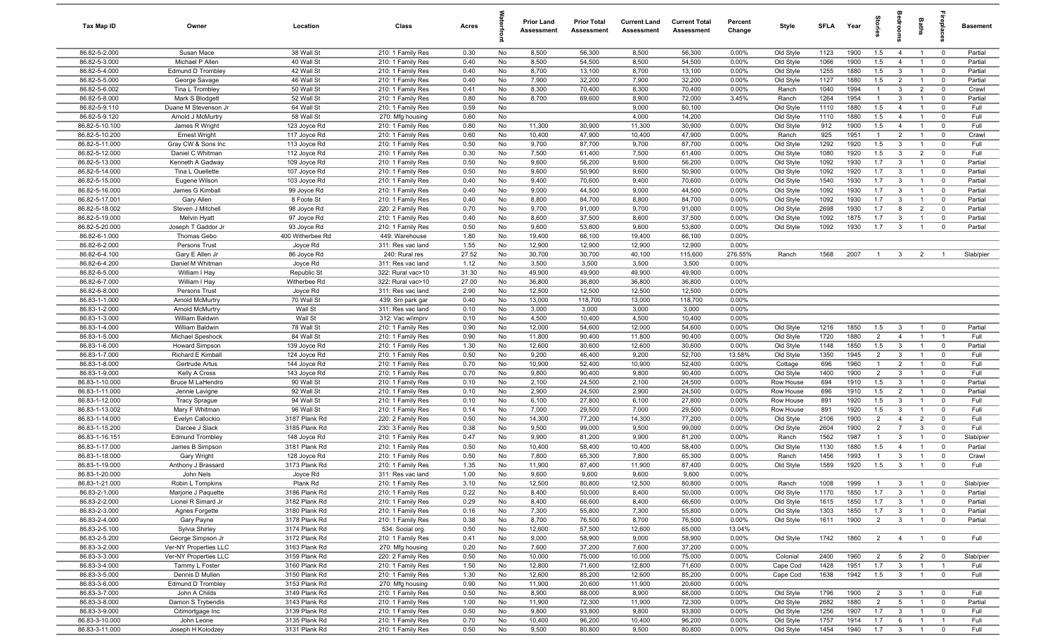| Tax Map ID | Owner | Location | Class | Acres | Waterfront | Prior Land Assessment | Prior Total Assessment | Current Land Assessment | Current Total Assessment | Percent Change | Style | SFLA | Year | Stories | Bedrooms | Baths | Fireplaces | Basement |
|---|---|---|---|---|---|---|---|---|---|---|---|---|---|---|---|---|---|---|
| 86.82-5-2.000 | Susan Mace | 38 Wall St | 210: 1 Family Res | 0.30 | No | 8,500 | 56,300 | 8,500 | 56,300 | 0.00% | Old Style | 1123 | 1900 | 1.5 | 4 | 1 | 0 | Partial |
| 86.82-5-3.000 | Michael P Allen | 40 Wall St | 210: 1 Family Res | 0.40 | No | 8,500 | 54,500 | 8,500 | 54,500 | 0.00% | Old Style | 1066 | 1900 | 1.5 | 4 | 1 | 0 | Partial |
| 86.82-5-4.000 | Edmund D Trombley | 42 Wall St | 210: 1 Family Res | 0.40 | No | 8,700 | 13,100 | 8,700 | 13,100 | 0.00% | Old Style | 1255 | 1880 | 1.5 | 3 | 1 | 0 | Partial |
| 86.82-5-5.000 | George Savage | 46 Wall St | 210: 1 Family Res | 0.40 | No | 7,900 | 32,200 | 7,900 | 32,200 | 0.00% | Old Style | 1127 | 1880 | 1.5 | 2 | 1 | 0 | Partial |
| 86.82-5-6.002 | Tina L Trombley | 50 Wall St | 210: 1 Family Res | 0.41 | No | 8,300 | 70,400 | 8,300 | 70,400 | 0.00% | Ranch | 1040 | 1994 | 1 | 3 | 2 | 0 | Crawl |
| 86.82-5-8.000 | Mark S Blodgett | 52 Wall St | 210: 1 Family Res | 0.80 | No | 8,700 | 69,600 | 8,900 | 72,000 | 3.45% | Ranch | 1264 | 1954 | 1 | 3 | 1 | 0 | Partial |
| 86.82-5-9.110 | Duane M Stevenson Jr | 64 Wall St | 210: 1 Family Res | 0.59 | No | | | 9,000 | 60,100 | | Old Style | 1110 | 1880 | 1.5 | 4 | 1 | 0 | Full |
| 86.82-5-9.120 | Arnold J McMurtry | 58 Wall St | 270: Mfg housing | 0.60 | No | | | 4,000 | 14,200 | | Old Style | 1110 | 1880 | 1.5 | 4 | 1 | 0 | Full |
| 86.82-5-10.100 | James R Wright | 123 Joyce Rd | 210: 1 Family Res | 0.80 | No | 11,300 | 30,900 | 11,300 | 30,900 | 0.00% | Old Style | 912 | 1900 | 1.5 | 4 | 1 | 0 | Full |
| 86.82-5-10.200 | Ernest Wright | 117 Joyce Rd | 210: 1 Family Res | 0.60 | No | 10,400 | 47,900 | 10,400 | 47,900 | 0.00% | Ranch | 925 | 1951 | 1 | 2 | 1 | 0 | Crawl |
| 86.82-5-11.000 | Gray CW & Sons Inc | 113 Joyce Rd | 210: 1 Family Res | 0.50 | No | 9,700 | 87,700 | 9,700 | 87,700 | 0.00% | Old Style | 1292 | 1920 | 1.5 | 3 | 1 | 0 | Full |
| 86.82-5-12.000 | Daniel C Whitman | 112 Joyce Rd | 210: 1 Family Res | 0.30 | No | 7,500 | 61,400 | 7,500 | 61,400 | 0.00% | Old Style | 1080 | 1920 | 1.5 | 3 | 2 | 0 | Full |
| 86.82-5-13.000 | Kenneth A Gadway | 109 Joyce Rd | 210: 1 Family Res | 0.50 | No | 9,600 | 56,200 | 9,600 | 56,200 | 0.00% | Old Style | 1092 | 1930 | 1.7 | 3 | 1 | 0 | Partial |
| 86.82-5-14.000 | Tina L Ouellette | 107 Joyce Rd | 210: 1 Family Res | 0.50 | No | 9,600 | 50,900 | 9,600 | 50,900 | 0.00% | Old Style | 1092 | 1920 | 1.7 | 3 | 1 | 0 | Partial |
| 86.82-5-15.000 | Eugene Wilson | 103 Joyce Rd | 210: 1 Family Res | 0.40 | No | 9,400 | 70,600 | 9,400 | 70,600 | 0.00% | Old Style | 1540 | 1930 | 1.7 | 3 | 1 | 0 | Partial |
| 86.82-5-16.000 | James G Kimball | 99 Joyce Rd | 210: 1 Family Res | 0.40 | No | 9,000 | 44,500 | 9,000 | 44,500 | 0.00% | Old Style | 1092 | 1930 | 1.7 | 3 | 1 | 0 | Partial |
| 86.82-5-17.001 | Gary Allen | 8 Foote St | 210: 1 Family Res | 0.40 | No | 8,800 | 84,700 | 8,800 | 84,700 | 0.00% | Old Style | 1092 | 1930 | 1.7 | 3 | 1 | 0 | Partial |
| 86.82-5-18.002 | Steven J Mitchell | 98 Joyce Rd | 220: 2 Family Res | 0.70 | No | 9,700 | 91,000 | 9,700 | 91,000 | 0.00% | Old Style | 2698 | 1930 | 1.7 | 8 | 2 | 0 | Partial |
| 86.82-5-19.000 | Melvin Hyatt | 97 Joyce Rd | 210: 1 Family Res | 0.40 | No | 8,600 | 37,500 | 8,600 | 37,500 | 0.00% | Old Style | 1092 | 1875 | 1.7 | 3 | 1 | 0 | Partial |
| 86.82-5-20.000 | Joseph T Gaddor Jr | 93 Joyce Rd | 210: 1 Family Res | 0.50 | No | 9,600 | 53,800 | 9,600 | 53,800 | 0.00% | Old Style | 1092 | 1930 | 1.7 | 3 | 1 | 0 | Partial |
| 86.82-6-1.000 | Thomas Gebo | 400 Witherbee Rd | 449: Warehouse | 1.80 | No | 19,400 | 66,100 | 19,400 | 66,100 | 0.00% | | | | | | | | |
| 86.82-6-2.000 | Persons Trust | Joyce Rd | 311: Res vac land | 1.55 | No | 12,900 | 12,900 | 12,900 | 12,900 | 0.00% | | | | | | | | |
| 86.82-6-4.100 | Gary E Allen Jr | 86 Joyce Rd | 240: Rural res | 27.52 | No | 30,700 | 30,700 | 40,100 | 115,600 | 276.55% | Ranch | 1568 | 2007 | 1 | 3 | 2 | 1 | Slab/pier |
| 86.82-6-4.200 | Daniel M Whitman | Joyce Rd | 311: Res vac land | 1.12 | No | 3,500 | 3,500 | 3,500 | 3,500 | 0.00% | | | | | | | | |
| 86.82-6-5.000 | William I Hay | Republic St | 322: Rural vac>10 | 31.30 | No | 49,900 | 49,900 | 49,900 | 49,900 | 0.00% | | | | | | | | |
| 86.82-6-7.000 | William I Hay | Witherbee Rd | 322: Rural vac>10 | 27.00 | No | 36,800 | 36,800 | 36,800 | 36,800 | 0.00% | | | | | | | | |
| 86.82-6-8.000 | Persons Trust | Joyce Rd | 311: Res vac land | 2.90 | No | 12,500 | 12,500 | 12,500 | 12,500 | 0.00% | | | | | | | | |
| 86.83-1-1.000 | Arnold McMurtry | 70 Wall St | 439: Sm park gar | 0.40 | No | 13,000 | 118,700 | 13,000 | 118,700 | 0.00% | | | | | | | | |
| 86.83-1-2.000 | Arnold McMurtry | Wall St | 311: Res vac land | 0.10 | No | 3,000 | 3,000 | 3,000 | 3,000 | 0.00% | | | | | | | | |
| 86.83-1-3.000 | William Baldwin | Wall St | 312: Vac w/imprv | 0.10 | No | 4,500 | 10,400 | 4,500 | 10,400 | 0.00% | | | | | | | | |
| 86.83-1-4.000 | William Baldwin | 78 Wall St | 210: 1 Family Res | 0.90 | No | 12,000 | 54,600 | 12,000 | 54,600 | 0.00% | Old Style | 1216 | 1850 | 1.5 | 3 | 1 | 0 | Partial |
| 86.83-1-5.000 | Michael Speshock | 84 Wall St | 210: 1 Family Res | 0.90 | No | 11,800 | 90,400 | 11,800 | 90,400 | 0.00% | Old Style | 1720 | 1880 | 2 | 4 | 1 | 1 | Full |
| 86.83-1-6.000 | Howard Simpson | 139 Joyce Rd | 210: 1 Family Res | 1.30 | No | 12,600 | 30,600 | 12,600 | 30,600 | 0.00% | Old Style | 1148 | 1850 | 1.5 | 3 | 1 | 0 | Partial |
| 86.83-1-7.000 | Richard E Kimball | 124 Joyce Rd | 210: 1 Family Res | 0.50 | No | 9,200 | 46,400 | 9,200 | 52,700 | 13.58% | Old Style | 1350 | 1945 | 2 | 3 | 1 | 0 | Full |
| 86.83-1-8.000 | Gertrude Artus | 144 Joyce Rd | 210: 1 Family Res | 0.70 | No | 10,900 | 52,400 | 10,900 | 52,400 | 0.00% | Cottage | 696 | 1960 | 1 | 2 | 1 | 0 | Full |
| 86.83-1-9.000 | Kelly A Cross | 143 Joyce Rd | 210: 1 Family Res | 0.70 | No | 9,800 | 90,400 | 9,800 | 90,400 | 0.00% | Old Style | 1400 | 1900 | 2 | 3 | 1 | 0 | Full |
| 86.83-1-10.000 | Bruce M LaHendro | 90 Wall St | 210: 1 Family Res | 0.10 | No | 2,100 | 24,500 | 2,100 | 24,500 | 0.00% | Row House | 694 | 1910 | 1.5 | 3 | 1 | 0 | Partial |
| 86.83-1-11.000 | Jennie Lavigne | 92 Wall St | 210: 1 Family Res | 0.10 | No | 2,900 | 24,500 | 2,900 | 24,500 | 0.00% | Row House | 696 | 1910 | 1.5 | 2 | 1 | 0 | Partial |
| 86.83-1-12.000 | Tracy Sprague | 94 Wall St | 210: 1 Family Res | 0.10 | No | 6,100 | 27,800 | 6,100 | 27,800 | 0.00% | Row House | 891 | 1920 | 1.5 | 3 | 1 | 0 | Full |
| 86.83-1-13.002 | Mary F Whitman | 96 Wall St | 210: 1 Family Res | 0.14 | No | 7,000 | 29,500 | 7,000 | 29,500 | 0.00% | Row House | 891 | 1920 | 1.5 | 3 | 1 | 0 | Full |
| 86.83-1-14.000 | Evelyn Callockio | 3187 Plank Rd | 220: 2 Family Res | 0.50 | No | 14,300 | 77,200 | 14,300 | 77,200 | 0.00% | Old Style | 2106 | 1900 | 2 | 4 | 2 | 0 | Full |
| 86.83-1-15.200 | Darcee J Slack | 3185 Plank Rd | 230: 3 Family Res | 0.38 | No | 9,500 | 99,000 | 9,500 | 99,000 | 0.00% | Old Style | 2604 | 1900 | 2 | 7 | 3 | 0 | Full |
| 86.83-1-16.151 | Edmund Trombley | 148 Joyce Rd | 210: 1 Family Res | 0.47 | No | 9,900 | 81,200 | 9,900 | 81,200 | 0.00% | Ranch | 1562 | 1987 | 1 | 3 | 1 | 0 | Slab/pier |
| 86.83-1-17.000 | James B Simpson | 3181 Plank Rd | 210: 1 Family Res | 0.50 | No | 10,400 | 58,400 | 10,400 | 58,400 | 0.00% | Old Style | 1130 | 1880 | 1.5 | 4 | 1 | 0 | Partial |
| 86.83-1-18.000 | Gary Wright | 128 Joyce Rd | 210: 1 Family Res | 0.50 | No | 7,800 | 65,300 | 7,800 | 65,300 | 0.00% | Ranch | 1456 | 1993 | 1 | 3 | 1 | 0 | Crawl |
| 86.83-1-19.000 | Anthony J Brassard | 3173 Plank Rd | 210: 1 Family Res | 1.35 | No | 11,900 | 87,400 | 11,900 | 87,400 | 0.00% | Old Style | 1589 | 1920 | 1.5 | 3 | 1 | 0 | Full |
| 86.83-1-20.000 | John Nels | Joyce Rd | 311: Res vac land | 1.00 | No | 9,600 | 9,600 | 9,600 | 9,600 | 0.00% | | | | | | | | |
| 86.83-1-21.000 | Robin L Tompkins | Plank Rd | 210: 1 Family Res | 3.10 | No | 12,500 | 80,800 | 12,500 | 80,800 | 0.00% | Ranch | 1008 | 1999 | 1 | 3 | 1 | 0 | Slab/pier |
| 86.83-2-1.000 | Marjorie J Paquette | 3186 Plank Rd | 210: 1 Family Res | 0.22 | No | 8,400 | 50,000 | 8,400 | 50,000 | 0.00% | Old Style | 1170 | 1850 | 1.7 | 3 | 1 | 0 | Partial |
| 86.83-2-2.000 | Lionel R Simard Jr | 3182 Plank Rd | 210: 1 Family Res | 0.29 | No | 8,400 | 66,600 | 8,400 | 66,600 | 0.00% | Old Style | 1615 | 1850 | 1.7 | 3 | 1 | 0 | Partial |
| 86.83-2-3.000 | Agnes Forgette | 3180 Plank Rd | 210: 1 Family Res | 0.16 | No | 7,300 | 55,800 | 7,300 | 55,800 | 0.00% | Old Style | 1303 | 1850 | 1.7 | 3 | 1 | 0 | Partial |
| 86.83-2-4.000 | Gary Payne | 3178 Plank Rd | 210: 1 Family Res | 0.38 | No | 8,700 | 76,500 | 8,700 | 76,500 | 0.00% | Old Style | 1611 | 1900 | 2 | 3 | 1 | 0 | Partial |
| 86.83-2-5.100 | Sylvia Shirley | 3174 Plank Rd | 534: Social org. | 0.50 | No | 12,600 | 57,500 | 12,600 | 65,000 | 13.04% | | | | | | | | |
| 86.83-2-5.200 | George Simpson Jr | 3172 Plank Rd | 210: 1 Family Res | 0.41 | No | 9,000 | 58,900 | 9,000 | 58,900 | 0.00% | Old Style | 1742 | 1860 | 2 | 4 | 1 | 0 | Full |
| 86.83-3-2.000 | Ver-NY Properties LLC | 3163 Plank Rd | 270: Mfg housing | 0.20 | No | 7,600 | 37,200 | 7,600 | 37,200 | 0.00% | | | | | | | | |
| 86.83-3-3.000 | Ver-NY Properties LLC | 3159 Plank Rd | 220: 2 Family Res | 0.50 | No | 10,000 | 75,000 | 10,000 | 75,000 | 0.00% | Colonial | 2400 | 1960 | 2 | 5 | 2 | 0 | Slab/pier |
| 86.83-3-4.000 | Tammy L Foster | 3160 Plank Rd | 210: 1 Family Res | 1.50 | No | 12,800 | 71,600 | 12,800 | 71,600 | 0.00% | Cape Cod | 1428 | 1951 | 1.7 | 3 | 1 | 1 | Full |
| 86.83-3-5.000 | Dennis D Mullen | 3150 Plank Rd | 210: 1 Family Res | 1.30 | No | 12,600 | 85,200 | 12,600 | 85,200 | 0.00% | Cape Cod | 1638 | 1942 | 1.5 | 3 | 1 | 0 | Full |
| 86.83-3-6.000 | Edmund D Trombley | 3153 Plank Rd | 270: Mfg housing | 0.90 | No | 11,900 | 20,600 | 11,900 | 20,600 | 0.00% | | | | | | | | |
| 86.83-3-7.000 | John A Childs | 3149 Plank Rd | 210: 1 Family Res | 0.50 | No | 8,900 | 88,000 | 8,900 | 88,000 | 0.00% | Old Style | 1796 | 1900 | 2 | 3 | 1 | 0 | Full |
| 86.83-3-8.000 | Damon S Trybendis | 3143 Plank Rd | 210: 1 Family Res | 1.00 | No | 11,900 | 72,300 | 11,900 | 72,300 | 0.00% | Old Style | 2682 | 1880 | 2 | 5 | 1 | 0 | Partial |
| 86.83-3-9.000 | Citimortgage Inc | 3139 Plank Rd | 210: 1 Family Res | 0.50 | No | 9,800 | 93,800 | 9,800 | 93,800 | 0.00% | Old Style | 1256 | 1907 | 1.7 | 3 | 1 | 0 | Full |
| 86.83-3-10.000 | John Leone | 3135 Plank Rd | 210: 1 Family Res | 0.70 | No | 10,400 | 96,200 | 10,400 | 96,200 | 0.00% | Old Style | 1757 | 1914 | 1.7 | 6 | 1 | 1 | Full |
| 86.83-3-11.000 | Joseph H Kolodzey | 3131 Plank Rd | 210: 1 Family Res | 0.50 | No | 9,500 | 80,800 | 9,500 | 80,800 | 0.00% | Old Style | 1454 | 1940 | 1.7 | 3 | 1 | 0 | Full |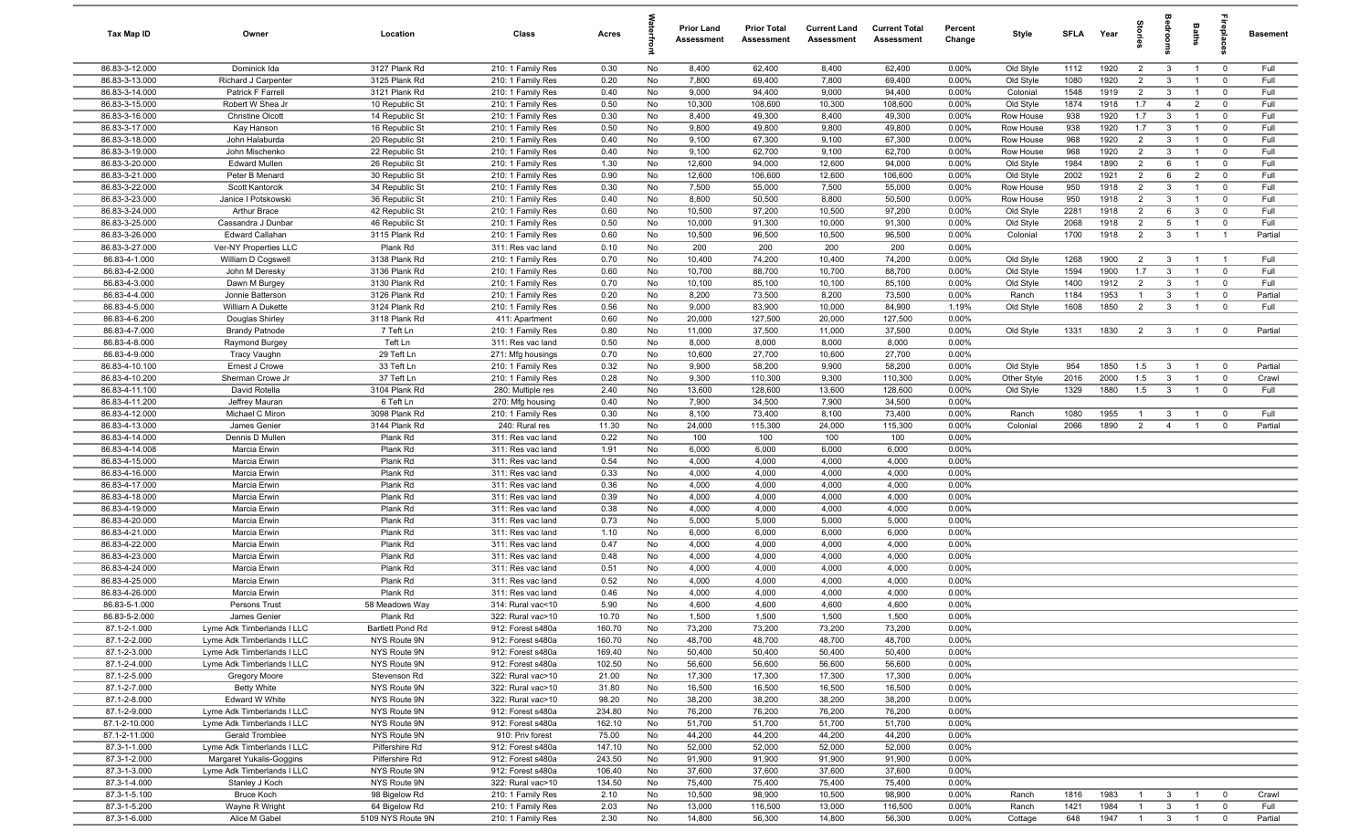| Tax Map ID | Owner | Location | Class | Acres | Waterfront | Prior Land Assessment | Prior Total Assessment | Current Land Assessment | Current Total Assessment | Percent Change | Style | SFLA | Year | Stories | Bedrooms | Baths | Fireplaces | Basement |
|---|---|---|---|---|---|---|---|---|---|---|---|---|---|---|---|---|---|---|
| 86.83-3-12.000 | Dominick Ida | 3127 Plank Rd | 210: 1 Family Res | 0.30 | No | 8,400 | 62,400 | 8,400 | 62,400 | 0.00% | Old Style | 1112 | 1920 | 2 | 3 | 1 | 0 | Full |
| 86.83-3-13.000 | Richard J Carpenter | 3125 Plank Rd | 210: 1 Family Res | 0.20 | No | 7,800 | 69,400 | 7,800 | 69,400 | 0.00% | Old Style | 1080 | 1920 | 2 | 3 | 1 | 0 | Full |
| 86.83-3-14.000 | Patrick F Farrell | 3121 Plank Rd | 210: 1 Family Res | 0.40 | No | 9,000 | 94,400 | 9,000 | 94,400 | 0.00% | Colonial | 1548 | 1919 | 2 | 3 | 1 | 0 | Full |
| 86.83-3-15.000 | Robert W Shea Jr | 10 Republic St | 210: 1 Family Res | 0.50 | No | 10,300 | 108,600 | 10,300 | 108,600 | 0.00% | Old Style | 1874 | 1918 | 1.7 | 4 | 2 | 0 | Full |
| 86.83-3-16.000 | Christine Olcott | 14 Republic St | 210: 1 Family Res | 0.30 | No | 8,400 | 49,300 | 8,400 | 49,300 | 0.00% | Row House | 938 | 1920 | 1.7 | 3 | 1 | 0 | Full |
| 86.83-3-17.000 | Kay Hanson | 16 Republic St | 210: 1 Family Res | 0.50 | No | 9,800 | 49,800 | 9,800 | 49,800 | 0.00% | Row House | 938 | 1920 | 1.7 | 3 | 1 | 0 | Full |
| 86.83-3-18.000 | John Halaburda | 20 Republic St | 210: 1 Family Res | 0.40 | No | 9,100 | 67,300 | 9,100 | 67,300 | 0.00% | Row House | 968 | 1920 | 2 | 3 | 1 | 0 | Full |
| 86.83-3-19.000 | John Mischenko | 22 Republic St | 210: 1 Family Res | 0.40 | No | 9,100 | 62,700 | 9,100 | 62,700 | 0.00% | Row House | 968 | 1920 | 2 | 3 | 1 | 0 | Full |
| 86.83-3-20.000 | Edward Mullen | 26 Republic St | 210: 1 Family Res | 1.30 | No | 12,600 | 94,000 | 12,600 | 94,000 | 0.00% | Old Style | 1984 | 1890 | 2 | 6 | 1 | 0 | Full |
| 86.83-3-21.000 | Peter B Menard | 30 Republic St | 210: 1 Family Res | 0.90 | No | 12,600 | 106,600 | 12,600 | 106,600 | 0.00% | Old Style | 2002 | 1921 | 2 | 6 | 2 | 0 | Full |
| 86.83-3-22.000 | Scott Kantorcik | 34 Republic St | 210: 1 Family Res | 0.30 | No | 7,500 | 55,000 | 7,500 | 55,000 | 0.00% | Row House | 950 | 1918 | 2 | 3 | 1 | 0 | Full |
| 86.83-3-23.000 | Janice I Potskowski | 36 Republic St | 210: 1 Family Res | 0.40 | No | 8,800 | 50,500 | 8,800 | 50,500 | 0.00% | Row House | 950 | 1918 | 2 | 3 | 1 | 0 | Full |
| 86.83-3-24.000 | Arthur Brace | 42 Republic St | 210: 1 Family Res | 0.60 | No | 10,500 | 97,200 | 10,500 | 97,200 | 0.00% | Old Style | 2281 | 1918 | 2 | 6 | 3 | 0 | Full |
| 86.83-3-25.000 | Cassandra J Dunbar | 46 Republic St | 210: 1 Family Res | 0.50 | No | 10,000 | 91,300 | 10,000 | 91,300 | 0.00% | Old Style | 2068 | 1918 | 2 | 5 | 1 | 0 | Full |
| 86.83-3-26.000 | Edward Callahan | 3115 Plank Rd | 210: 1 Family Res | 0.60 | No | 10,500 | 96,500 | 10,500 | 96,500 | 0.00% | Colonial | 1700 | 1918 | 2 | 3 | 1 | 1 | Partial |
| 86.83-3-27.000 | Ver-NY Properties LLC | Plank Rd | 311: Res vac land | 0.10 | No | 200 | 200 | 200 | 200 | 0.00% | | | | | | | | |
| 86.83-4-1.000 | William D Cogswell | 3138 Plank Rd | 210: 1 Family Res | 0.70 | No | 10,400 | 74,200 | 10,400 | 74,200 | 0.00% | Old Style | 1268 | 1900 | 2 | 3 | 1 | 1 | Full |
| 86.83-4-2.000 | John M Deresky | 3136 Plank Rd | 210: 1 Family Res | 0.60 | No | 10,700 | 88,700 | 10,700 | 88,700 | 0.00% | Old Style | 1594 | 1900 | 1.7 | 3 | 1 | 0 | Full |
| 86.83-4-3.000 | Dawn M Burgey | 3130 Plank Rd | 210: 1 Family Res | 0.70 | No | 10,100 | 85,100 | 10,100 | 85,100 | 0.00% | Old Style | 1400 | 1912 | 2 | 3 | 1 | 0 | Full |
| 86.83-4-4.000 | Jonnie Batterson | 3126 Plank Rd | 210: 1 Family Res | 0.20 | No | 8,200 | 73,500 | 8,200 | 73,500 | 0.00% | Ranch | 1184 | 1953 | 1 | 3 | 1 | 0 | Partial |
| 86.83-4-5.000 | William A Dukette | 3124 Plank Rd | 210: 1 Family Res | 0.56 | No | 9,000 | 83,900 | 10,000 | 84,900 | 1.19% | Old Style | 1608 | 1850 | 2 | 3 | 1 | 0 | Full |
| 86.83-4-6.200 | Douglas Shirley | 3118 Plank Rd | 411: Apartment | 0.60 | No | 20,000 | 127,500 | 20,000 | 127,500 | 0.00% | | | | | | | | |
| 86.83-4-7.000 | Brandy Patnode | 7 Teft Ln | 210: 1 Family Res | 0.80 | No | 11,000 | 37,500 | 11,000 | 37,500 | 0.00% | Old Style | 1331 | 1830 | 2 | 3 | 1 | 0 | Partial |
| 86.83-4-8.000 | Raymond Burgey | Teft Ln | 311: Res vac land | 0.50 | No | 8,000 | 8,000 | 8,000 | 8,000 | 0.00% | | | | | | | | |
| 86.83-4-9.000 | Tracy Vaughn | 29 Teft Ln | 271: Mfg housings | 0.70 | No | 10,600 | 27,700 | 10,600 | 27,700 | 0.00% | | | | | | | | |
| 86.83-4-10.100 | Ernest J Crowe | 33 Teft Ln | 210: 1 Family Res | 0.32 | No | 9,900 | 58,200 | 9,900 | 58,200 | 0.00% | Old Style | 954 | 1850 | 1.5 | 3 | 1 | 0 | Partial |
| 86.83-4-10.200 | Sherman Crowe Jr | 37 Teft Ln | 210: 1 Family Res | 0.28 | No | 9,300 | 110,300 | 9,300 | 110,300 | 0.00% | Other Style | 2016 | 2000 | 1.5 | 3 | 1 | 0 | Crawl |
| 86.83-4-11.100 | David Rotella | 3104 Plank Rd | 280: Multiple res | 2.40 | No | 13,600 | 128,600 | 13,600 | 128,600 | 0.00% | Old Style | 1329 | 1880 | 1.5 | 3 | 1 | 0 | Full |
| 86.83-4-11.200 | Jeffrey Mauran | 6 Teft Ln | 270: Mfg housing | 0.40 | No | 7,900 | 34,500 | 7,900 | 34,500 | 0.00% | | | | | | | | |
| 86.83-4-12.000 | Michael C Miron | 3098 Plank Rd | 210: 1 Family Res | 0.30 | No | 8,100 | 73,400 | 8,100 | 73,400 | 0.00% | Ranch | 1080 | 1955 | 1 | 3 | 1 | 0 | Full |
| 86.83-4-13.000 | James Genier | 3144 Plank Rd | 240: Rural res | 11.30 | No | 24,000 | 115,300 | 24,000 | 115,300 | 0.00% | Colonial | 2066 | 1890 | 2 | 4 | 1 | 0 | Partial |
| 86.83-4-14.000 | Dennis D Mullen | Plank Rd | 311: Res vac land | 0.22 | No | 100 | 100 | 100 | 100 | 0.00% | | | | | | | | |
| 86.83-4-14.008 | Marcia Erwin | Plank Rd | 311: Res vac land | 1.91 | No | 6,000 | 6,000 | 6,000 | 6,000 | 0.00% | | | | | | | | |
| 86.83-4-15.000 | Marcia Erwin | Plank Rd | 311: Res vac land | 0.54 | No | 4,000 | 4,000 | 4,000 | 4,000 | 0.00% | | | | | | | | |
| 86.83-4-16.000 | Marcia Erwin | Plank Rd | 311: Res vac land | 0.33 | No | 4,000 | 4,000 | 4,000 | 4,000 | 0.00% | | | | | | | | |
| 86.83-4-17.000 | Marcia Erwin | Plank Rd | 311: Res vac land | 0.36 | No | 4,000 | 4,000 | 4,000 | 4,000 | 0.00% | | | | | | | | |
| 86.83-4-18.000 | Marcia Erwin | Plank Rd | 311: Res vac land | 0.39 | No | 4,000 | 4,000 | 4,000 | 4,000 | 0.00% | | | | | | | | |
| 86.83-4-19.000 | Marcia Erwin | Plank Rd | 311: Res vac land | 0.38 | No | 4,000 | 4,000 | 4,000 | 4,000 | 0.00% | | | | | | | | |
| 86.83-4-20.000 | Marcia Erwin | Plank Rd | 311: Res vac land | 0.73 | No | 5,000 | 5,000 | 5,000 | 5,000 | 0.00% | | | | | | | | |
| 86.83-4-21.000 | Marcia Erwin | Plank Rd | 311: Res vac land | 1.10 | No | 6,000 | 6,000 | 6,000 | 6,000 | 0.00% | | | | | | | | |
| 86.83-4-22.000 | Marcia Erwin | Plank Rd | 311: Res vac land | 0.47 | No | 4,000 | 4,000 | 4,000 | 4,000 | 0.00% | | | | | | | | |
| 86.83-4-23.000 | Marcia Erwin | Plank Rd | 311: Res vac land | 0.48 | No | 4,000 | 4,000 | 4,000 | 4,000 | 0.00% | | | | | | | | |
| 86.83-4-24.000 | Marcia Erwin | Plank Rd | 311: Res vac land | 0.51 | No | 4,000 | 4,000 | 4,000 | 4,000 | 0.00% | | | | | | | | |
| 86.83-4-25.000 | Marcia Erwin | Plank Rd | 311: Res vac land | 0.52 | No | 4,000 | 4,000 | 4,000 | 4,000 | 0.00% | | | | | | | | |
| 86.83-4-26.000 | Marcia Erwin | Plank Rd | 311: Res vac land | 0.46 | No | 4,000 | 4,000 | 4,000 | 4,000 | 0.00% | | | | | | | | |
| 86.83-5-1.000 | Persons Trust | 58 Meadows Way | 314: Rural vac<10 | 5.90 | No | 4,600 | 4,600 | 4,600 | 4,600 | 0.00% | | | | | | | | |
| 86.83-5-2.000 | James Genier | Plank Rd | 322: Rural vac>10 | 10.70 | No | 1,500 | 1,500 | 1,500 | 1,500 | 0.00% | | | | | | | | |
| 87.1-2-1.000 | Lyme Adk Timberlands I LLC | Bartlett Pond Rd | 912: Forest s480a | 160.70 | No | 73,200 | 73,200 | 73,200 | 73,200 | 0.00% | | | | | | | | |
| 87.1-2-2.000 | Lyme Adk Timberlands I LLC | NYS Route 9N | 912: Forest s480a | 160.70 | No | 48,700 | 48,700 | 48,700 | 48,700 | 0.00% | | | | | | | | |
| 87.1-2-3.000 | Lyme Adk Timberlands I LLC | NYS Route 9N | 912: Forest s480a | 169.40 | No | 50,400 | 50,400 | 50,400 | 50,400 | 0.00% | | | | | | | | |
| 87.1-2-4.000 | Lyme Adk Timberlands I LLC | NYS Route 9N | 912: Forest s480a | 102.50 | No | 56,600 | 56,600 | 56,600 | 56,600 | 0.00% | | | | | | | | |
| 87.1-2-5.000 | Gregory Moore | Stevenson Rd | 322: Rural vac>10 | 21.00 | No | 17,300 | 17,300 | 17,300 | 17,300 | 0.00% | | | | | | | | |
| 87.1-2-7.000 | Betty White | NYS Route 9N | 322: Rural vac>10 | 31.80 | No | 16,500 | 16,500 | 16,500 | 16,500 | 0.00% | | | | | | | | |
| 87.1-2-8.000 | Edward W White | NYS Route 9N | 322: Rural vac>10 | 98.20 | No | 38,200 | 38,200 | 38,200 | 38,200 | 0.00% | | | | | | | | |
| 87.1-2-9.000 | Lyme Adk Timberlands I LLC | NYS Route 9N | 912: Forest s480a | 234.80 | No | 76,200 | 76,200 | 76,200 | 76,200 | 0.00% | | | | | | | | |
| 87.1-2-10.000 | Lyme Adk Timberlands I LLC | NYS Route 9N | 912: Forest s480a | 162.10 | No | 51,700 | 51,700 | 51,700 | 51,700 | 0.00% | | | | | | | | |
| 87.1-2-11.000 | Gerald Tromblee | NYS Route 9N | 910: Priv forest | 75.00 | No | 44,200 | 44,200 | 44,200 | 44,200 | 0.00% | | | | | | | | |
| 87.3-1-1.000 | Lyme Adk Timberlands I LLC | Pilfershire Rd | 912: Forest s480a | 147.10 | No | 52,000 | 52,000 | 52,000 | 52,000 | 0.00% | | | | | | | | |
| 87.3-1-2.000 | Margaret Yukalis-Goggins | Pilfershire Rd | 912: Forest s480a | 243.50 | No | 91,900 | 91,900 | 91,900 | 91,900 | 0.00% | | | | | | | | |
| 87.3-1-3.000 | Lyme Adk Timberlands I LLC | NYS Route 9N | 912: Forest s480a | 106.40 | No | 37,600 | 37,600 | 37,600 | 37,600 | 0.00% | | | | | | | | |
| 87.3-1-4.000 | Stanley J Koch | NYS Route 9N | 322: Rural vac>10 | 134.50 | No | 75,400 | 75,400 | 75,400 | 75,400 | 0.00% | | | | | | | | |
| 87.3-1-5.100 | Bruce Koch | 98 Bigelow Rd | 210: 1 Family Res | 2.10 | No | 10,500 | 98,900 | 10,500 | 98,900 | 0.00% | Ranch | 1816 | 1983 | 1 | 3 | 1 | 0 | Crawl |
| 87.3-1-5.200 | Wayne R Wright | 64 Bigelow Rd | 210: 1 Family Res | 2.03 | No | 13,000 | 116,500 | 13,000 | 116,500 | 0.00% | Ranch | 1421 | 1984 | 1 | 3 | 1 | 0 | Full |
| 87.3-1-6.000 | Alice M Gabel | 5109 NYS Route 9N | 210: 1 Family Res | 2.30 | No | 14,800 | 56,300 | 14,800 | 56,300 | 0.00% | Cottage | 648 | 1947 | 1 | 3 | 1 | 0 | Partial |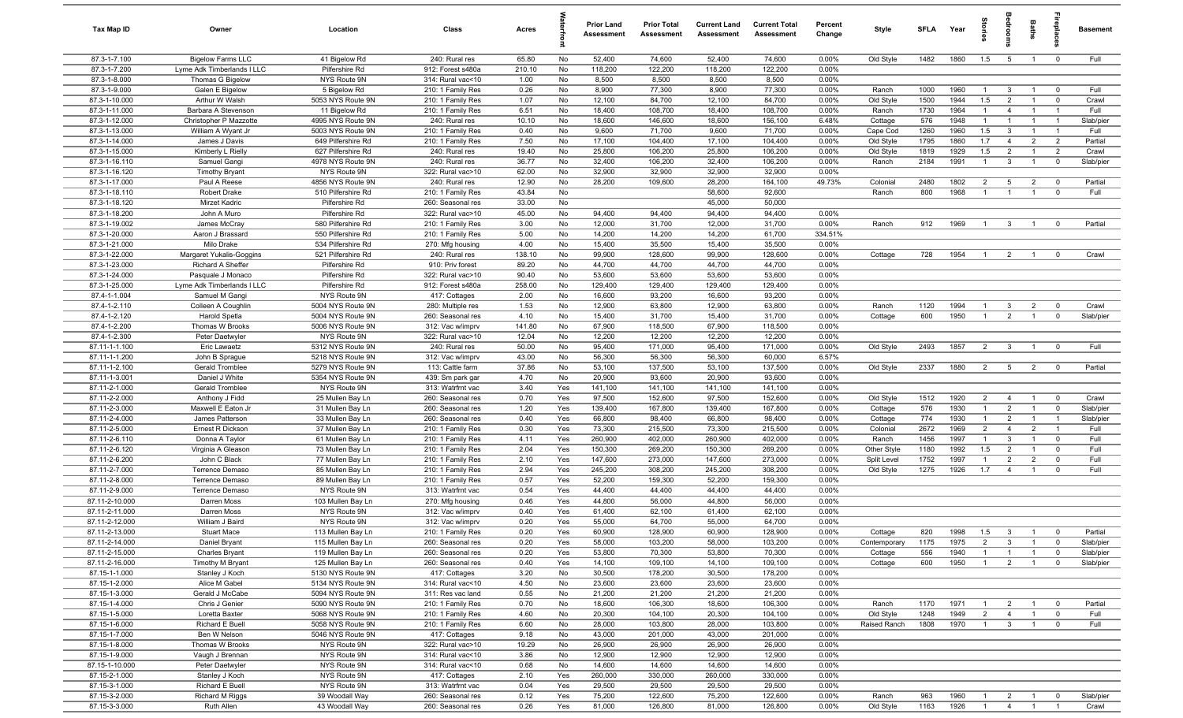| Tax Map ID | Owner | Location | Class | Acres | Waterfront | Prior Land Assessment | Prior Total Assessment | Current Land Assessment | Current Total Assessment | Percent Change | Style | SFLA | Year | Stories | Bedrooms | Baths | Fireplaces | Basement |
|---|---|---|---|---|---|---|---|---|---|---|---|---|---|---|---|---|---|---|
| 87.3-1-7.100 | Bigelow Farms LLC | 41 Bigelow Rd | 240: Rural res | 65.80 | No | 52,400 | 74,600 | 52,400 | 74,600 | 0.00% | Old Style | 1482 | 1860 | 1.5 | 5 | 1 | 0 | Full |
| 87.3-1-7.200 | Lyme Adk Timberlands I LLC | Pilfershire Rd | 912: Forest s480a | 210.10 | No | 118,200 | 122,200 | 118,200 | 122,200 | 0.00% | | | | | | | | |
| 87.3-1-8.000 | Thomas G Bigelow | NYS Route 9N | 314: Rural vac<10 | 1.00 | No | 8,500 | 8,500 | 8,500 | 8,500 | 0.00% | | | | | | | | |
| 87.3-1-9.000 | Galen E Bigelow | 5 Bigelow Rd | 210: 1 Family Res | 0.26 | No | 8,900 | 77,300 | 8,900 | 77,300 | 0.00% | Ranch | 1000 | 1960 | 1 | 3 | 1 | 0 | Full |
| 87.3-1-10.000 | Arthur W Walsh | 5053 NYS Route 9N | 210: 1 Family Res | 1.07 | No | 12,100 | 84,700 | 12,100 | 84,700 | 0.00% | Old Style | 1500 | 1944 | 1.5 | 2 | 1 | 0 | Crawl |
| 87.3-1-11.000 | Barbara A Stevenson | 11 Bigelow Rd | 210: 1 Family Res | 6.51 | No | 18,400 | 108,700 | 18,400 | 108,700 | 0.00% | Ranch | 1730 | 1964 | 1 | 4 | 1 | 1 | Full |
| 87.3-1-12.000 | Christopher P Mazzotte | 4995 NYS Route 9N | 240: Rural res | 10.10 | No | 18,600 | 146,600 | 18,600 | 156,100 | 6.48% | Cottage | 576 | 1948 | 1 | 1 | 1 | 1 | Slab/pier |
| 87.3-1-13.000 | William A Wyant Jr | 5003 NYS Route 9N | 210: 1 Family Res | 0.40 | No | 9,600 | 71,700 | 9,600 | 71,700 | 0.00% | Cape Cod | 1260 | 1960 | 1.5 | 3 | 1 | 1 | Full |
| 87.3-1-14.000 | James J Davis | 649 Pilfershire Rd | 210: 1 Family Res | 7.50 | No | 17,100 | 104,400 | 17,100 | 104,400 | 0.00% | Old Style | 1795 | 1860 | 1.7 | 4 | 2 | 2 | Partial |
| 87.3-1-15.000 | Kimberly L Rielly | 627 Pilfershire Rd | 240: Rural res | 19.40 | No | 25,800 | 106,200 | 25,800 | 106,200 | 0.00% | Old Style | 1819 | 1929 | 1.5 | 2 | 1 | 2 | Crawl |
| 87.3-1-16.110 | Samuel Gangi | 4978 NYS Route 9N | 240: Rural res | 36.77 | No | 32,400 | 106,200 | 32,400 | 106,200 | 0.00% | Ranch | 2184 | 1991 | 1 | 3 | 1 | 0 | Slab/pier |
| 87.3-1-16.120 | Timothy Bryant | NYS Route 9N | 322: Rural vac>10 | 62.00 | No | 32,900 | 32,900 | 32,900 | 32,900 | 0.00% | | | | | | | | |
| 87.3-1-17.000 | Paul A Reese | 4856 NYS Route 9N | 240: Rural res | 12.90 | No | 28,200 | 109,600 | 28,200 | 164,100 | 49.73% | Colonial | 2480 | 1802 | 2 | 5 | 2 | 0 | Partial |
| 87.3-1-18.110 | Robert Drake | 510 Pilfershire Rd | 210: 1 Family Res | 43.84 | No | | | 58,600 | 92,600 | | Ranch | 800 | 1968 | 1 | 1 | 1 | 0 | Full |
| 87.3-1-18.120 | Mirzet Kadric | Pilfershire Rd | 260: Seasonal res | 33.00 | No | | | 45,000 | 50,000 | | | | | | | | | |
| 87.3-1-18.200 | John A Muro | Pilfershire Rd | 322: Rural vac>10 | 45.00 | No | 94,400 | 94,400 | 94,400 | 94,400 | 0.00% | | | | | | | | |
| 87.3-1-19.002 | James McCray | 580 Pilfershire Rd | 210: 1 Family Res | 3.00 | No | 12,000 | 31,700 | 12,000 | 31,700 | 0.00% | Ranch | 912 | 1969 | 1 | 3 | 1 | 0 | Partial |
| 87.3-1-20.000 | Aaron J Brassard | 550 Pilfershire Rd | 210: 1 Family Res | 5.00 | No | 14,200 | 14,200 | 14,200 | 61,700 | 334.51% | | | | | | | | |
| 87.3-1-21.000 | Milo Drake | 534 Pilfershire Rd | 270: Mfg housing | 4.00 | No | 15,400 | 35,500 | 15,400 | 35,500 | 0.00% | | | | | | | | |
| 87.3-1-22.000 | Margaret Yukalis-Goggins | 521 Pilfershire Rd | 240: Rural res | 138.10 | No | 99,900 | 128,600 | 99,900 | 128,600 | 0.00% | Cottage | 728 | 1954 | 1 | 2 | 1 | 0 | Crawl |
| 87.3-1-23.000 | Richard A Sheffer | Pilfershire Rd | 910: Priv forest | 89.20 | No | 44,700 | 44,700 | 44,700 | 44,700 | 0.00% | | | | | | | | |
| 87.3-1-24.000 | Pasquale J Monaco | Pilfershire Rd | 322: Rural vac>10 | 90.40 | No | 53,600 | 53,600 | 53,600 | 53,600 | 0.00% | | | | | | | | |
| 87.3-1-25.000 | Lyme Adk Timberlands I LLC | Pilfershire Rd | 912: Forest s480a | 258.00 | No | 129,400 | 129,400 | 129,400 | 129,400 | 0.00% | | | | | | | | |
| 87.4-1-1.004 | Samuel M Gangi | NYS Route 9N | 417: Cottages | 2.00 | No | 16,600 | 93,200 | 16,600 | 93,200 | 0.00% | | | | | | | | |
| 87.4-1-2.110 | Colleen A Coughlin | 5004 NYS Route 9N | 280: Multiple res | 1.53 | No | 12,900 | 63,800 | 12,900 | 63,800 | 0.00% | Ranch | 1120 | 1994 | 1 | 3 | 2 | 0 | Crawl |
| 87.4-1-2.120 | Harold Spetla | 5004 NYS Route 9N | 260: Seasonal res | 4.10 | No | 15,400 | 31,700 | 15,400 | 31,700 | 0.00% | Cottage | 600 | 1950 | 1 | 2 | 1 | 0 | Slab/pier |
| 87.4-1-2.200 | Thomas W Brooks | 5006 NYS Route 9N | 312: Vac w/imprv | 141.80 | No | 67,900 | 118,500 | 67,900 | 118,500 | 0.00% | | | | | | | | |
| 87.4-1-2.300 | Peter Daetwyler | NYS Route 9N | 322: Rural vac>10 | 12.04 | No | 12,200 | 12,200 | 12,200 | 12,200 | 0.00% | | | | | | | | |
| 87.11-1-1.100 | Eric Lawaetz | 5312 NYS Route 9N | 240: Rural res | 50.00 | No | 95,400 | 171,000 | 95,400 | 171,000 | 0.00% | Old Style | 2493 | 1857 | 2 | 3 | 1 | 0 | Full |
| 87.11-1-1.200 | John B Sprague | 5218 NYS Route 9N | 312: Vac w/imprv | 43.00 | No | 56,300 | 56,300 | 56,300 | 60,000 | 6.57% | | | | | | | | |
| 87.11-1-2.100 | Gerald Tromblee | 5279 NYS Route 9N | 113: Cattle farm | 37.86 | No | 53,100 | 137,500 | 53,100 | 137,500 | 0.00% | Old Style | 2337 | 1880 | 2 | 5 | 2 | 0 | Partial |
| 87.11-1-3.001 | Daniel J White | 5354 NYS Route 9N | 439: Sm park gar | 4.70 | No | 20,900 | 93,600 | 20,900 | 93,600 | 0.00% | | | | | | | | |
| 87.11-2-1.000 | Gerald Tromblee | NYS Route 9N | 313: Watrfrnt vac | 3.40 | Yes | 141,100 | 141,100 | 141,100 | 141,100 | 0.00% | | | | | | | | |
| 87.11-2-2.000 | Anthony J Fidd | 25 Mullen Bay Ln | 260: Seasonal res | 0.70 | Yes | 97,500 | 152,600 | 97,500 | 152,600 | 0.00% | Old Style | 1512 | 1920 | 2 | 4 | 1 | 0 | Crawl |
| 87.11-2-3.000 | Maxwell E Eaton Jr | 31 Mullen Bay Ln | 260: Seasonal res | 1.20 | Yes | 139,400 | 167,800 | 139,400 | 167,800 | 0.00% | Cottage | 576 | 1930 | 1 | 2 | 1 | 0 | Slab/pier |
| 87.11-2-4.000 | James Patterson | 33 Mullen Bay Ln | 260: Seasonal res | 0.40 | Yes | 66,800 | 98,400 | 66,800 | 98,400 | 0.00% | Cottage | 774 | 1930 | 1 | 2 | 1 | 1 | Slab/pier |
| 87.11-2-5.000 | Ernest R Dickson | 37 Mullen Bay Ln | 210: 1 Family Res | 0.30 | Yes | 73,300 | 215,500 | 73,300 | 215,500 | 0.00% | Colonial | 2672 | 1969 | 2 | 4 | 2 | 1 | Full |
| 87.11-2-6.110 | Donna A Taylor | 61 Mullen Bay Ln | 210: 1 Family Res | 4.11 | Yes | 260,900 | 402,000 | 260,900 | 402,000 | 0.00% | Ranch | 1456 | 1997 | 1 | 3 | 1 | 0 | Full |
| 87.11-2-6.120 | Virginia A Gleason | 73 Mullen Bay Ln | 210: 1 Family Res | 2.04 | Yes | 150,300 | 269,200 | 150,300 | 269,200 | 0.00% | Other Style | 1180 | 1992 | 1.5 | 2 | 1 | 0 | Full |
| 87.11-2-6.200 | John C Black | 77 Mullen Bay Ln | 210: 1 Family Res | 2.10 | Yes | 147,600 | 273,000 | 147,600 | 273,000 | 0.00% | Split Level | 1752 | 1997 | 1 | 2 | 2 | 0 | Full |
| 87.11-2-7.000 | Terrence Demaso | 85 Mullen Bay Ln | 210: 1 Family Res | 2.94 | Yes | 245,200 | 308,200 | 245,200 | 308,200 | 0.00% | Old Style | 1275 | 1926 | 1.7 | 4 | 1 | 0 | Full |
| 87.11-2-8.000 | Terrence Demaso | 89 Mullen Bay Ln | 210: 1 Family Res | 0.57 | Yes | 52,200 | 159,300 | 52,200 | 159,300 | 0.00% | | | | | | | | |
| 87.11-2-9.000 | Terrence Demaso | NYS Route 9N | 313: Watrfrnt vac | 0.54 | Yes | 44,400 | 44,400 | 44,400 | 44,400 | 0.00% | | | | | | | | |
| 87.11-2-10.000 | Darren Moss | 103 Mullen Bay Ln | 270: Mfg housing | 0.46 | Yes | 44,800 | 56,000 | 44,800 | 56,000 | 0.00% | | | | | | | | |
| 87.11-2-11.000 | Darren Moss | NYS Route 9N | 312: Vac w/imprv | 0.40 | Yes | 61,400 | 62,100 | 61,400 | 62,100 | 0.00% | | | | | | | | |
| 87.11-2-12.000 | William J Baird | NYS Route 9N | 312: Vac w/imprv | 0.20 | Yes | 55,000 | 64,700 | 55,000 | 64,700 | 0.00% | | | | | | | | |
| 87.11-2-13.000 | Stuart Mace | 113 Mullen Bay Ln | 210: 1 Family Res | 0.20 | Yes | 60,900 | 128,900 | 60,900 | 128,900 | 0.00% | Cottage | 820 | 1998 | 1.5 | 3 | 1 | 0 | Partial |
| 87.11-2-14.000 | Daniel Bryant | 115 Mullen Bay Ln | 260: Seasonal res | 0.20 | Yes | 58,000 | 103,200 | 58,000 | 103,200 | 0.00% | Contemporary | 1175 | 1975 | 2 | 3 | 1 | 0 | Slab/pier |
| 87.11-2-15.000 | Charles Bryant | 119 Mullen Bay Ln | 260: Seasonal res | 0.20 | Yes | 53,800 | 70,300 | 53,800 | 70,300 | 0.00% | Cottage | 556 | 1940 | 1 | 1 | 1 | 0 | Slab/pier |
| 87.11-2-16.000 | Timothy M Bryant | 125 Mullen Bay Ln | 260: Seasonal res | 0.40 | Yes | 14,100 | 109,100 | 14,100 | 109,100 | 0.00% | Cottage | 600 | 1950 | 1 | 2 | 1 | 0 | Slab/pier |
| 87.15-1-1.000 | Stanley J Koch | 5130 NYS Route 9N | 417: Cottages | 3.20 | No | 30,500 | 178,200 | 30,500 | 178,200 | 0.00% | | | | | | | | |
| 87.15-1-2.000 | Alice M Gabel | 5134 NYS Route 9N | 314: Rural vac<10 | 4.50 | No | 23,600 | 23,600 | 23,600 | 23,600 | 0.00% | | | | | | | | |
| 87.15-1-3.000 | Gerald J McCabe | 5094 NYS Route 9N | 311: Res vac land | 0.55 | No | 21,200 | 21,200 | 21,200 | 21,200 | 0.00% | | | | | | | | |
| 87.15-1-4.000 | Chris J Genier | 5090 NYS Route 9N | 210: 1 Family Res | 0.70 | No | 18,600 | 106,300 | 18,600 | 106,300 | 0.00% | Ranch | 1170 | 1971 | 1 | 2 | 1 | 0 | Partial |
| 87.15-1-5.000 | Loretta Baxter | 5068 NYS Route 9N | 210: 1 Family Res | 4.60 | No | 20,300 | 104,100 | 20,300 | 104,100 | 0.00% | Old Style | 1248 | 1949 | 2 | 4 | 1 | 0 | Full |
| 87.15-1-6.000 | Richard E Buell | 5058 NYS Route 9N | 210: 1 Family Res | 6.60 | No | 28,000 | 103,800 | 28,000 | 103,800 | 0.00% | Raised Ranch | 1808 | 1970 | 1 | 3 | 1 | 0 | Full |
| 87.15-1-7.000 | Ben W Nelson | 5046 NYS Route 9N | 417: Cottages | 9.18 | No | 43,000 | 201,000 | 43,000 | 201,000 | 0.00% | | | | | | | | |
| 87.15-1-8.000 | Thomas W Brooks | NYS Route 9N | 322: Rural vac>10 | 19.29 | No | 26,900 | 26,900 | 26,900 | 26,900 | 0.00% | | | | | | | | |
| 87.15-1-9.000 | Vaugh J Brennan | NYS Route 9N | 314: Rural vac<10 | 3.86 | No | 12,900 | 12,900 | 12,900 | 12,900 | 0.00% | | | | | | | | |
| 87.15-1-10.000 | Peter Daetwyler | NYS Route 9N | 314: Rural vac<10 | 0.68 | No | 14,600 | 14,600 | 14,600 | 14,600 | 0.00% | | | | | | | | |
| 87.15-2-1.000 | Stanley J Koch | NYS Route 9N | 417: Cottages | 2.10 | Yes | 260,000 | 330,000 | 260,000 | 330,000 | 0.00% | | | | | | | | |
| 87.15-3-1.000 | Richard E Buell | NYS Route 9N | 313: Watrfrnt vac | 0.04 | Yes | 29,500 | 29,500 | 29,500 | 29,500 | 0.00% | | | | | | | | |
| 87.15-3-2.000 | Richard M Riggs | 39 Woodall Way | 260: Seasonal res | 0.12 | Yes | 75,200 | 122,600 | 75,200 | 122,600 | 0.00% | Ranch | 963 | 1960 | 1 | 2 | 1 | 0 | Slab/pier |
| 87.15-3-3.000 | Ruth Allen | 43 Woodall Way | 260: Seasonal res | 0.26 | Yes | 81,000 | 126,800 | 81,000 | 126,800 | 0.00% | Old Style | 1163 | 1926 | 1 | 4 | 1 | 1 | Crawl |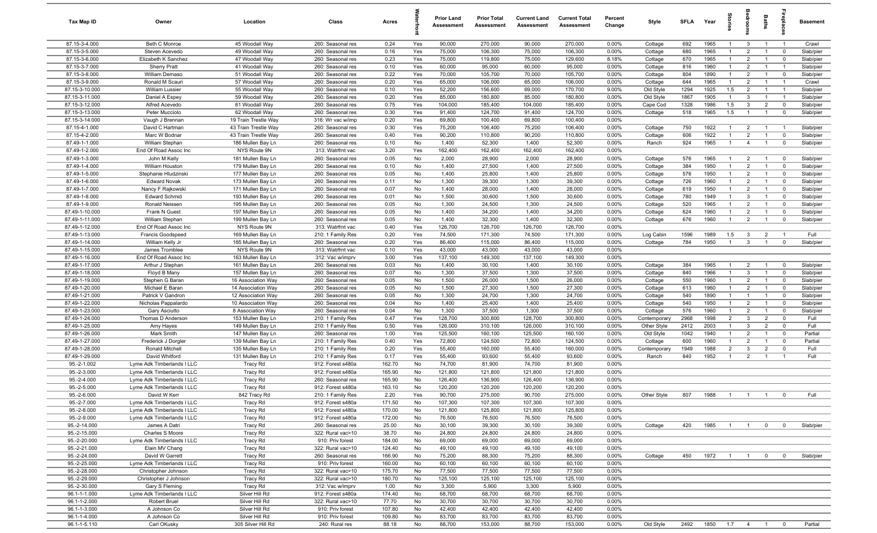| Tax Map ID | Owner | Location | Class | Acres | Waterfront | Prior Land Assessment | Prior Total Assessment | Current Land Assessment | Current Total Assessment | Percent Change | Style | SFLA | Year | Stories | Bedrooms | Baths | Fireplaces | Basement |
|---|---|---|---|---|---|---|---|---|---|---|---|---|---|---|---|---|---|---|
| 87.15-3-4.000 | Beth C Monroe | 45 Woodall Way | 260: Seasonal res | 0.24 | Yes | 90,000 | 270,000 | 90,000 | 270,000 | 0.00% | Cottage | 692 | 1965 | 1 | 3 | 1 | 1 | Crawl |
| 87.15-3-5.000 | Steven Acevedo | 49 Woodall Way | 260: Seasonal res | 0.16 | Yes | 75,000 | 106,300 | 75,000 | 106,300 | 0.00% | Cottage | 680 | 1965 | 1 | 2 | 1 | 0 | Slab/pier |
| 87.15-3-6.000 | Elizabeth K Sanchez | 47 Woodall Way | 260: Seasonal res | 0.23 | Yes | 75,000 | 119,800 | 75,000 | 129,600 | 8.18% | Cottage | 670 | 1965 | 1 | 2 | 1 | 0 | Slab/pier |
| 87.15-3-7.000 | Sherry Pratt | 41 Woodall Way | 260: Seasonal res | 0.10 | Yes | 60,000 | 95,000 | 60,000 | 95,000 | 0.00% | Cottage | 816 | 1960 | 1 | 2 | 1 | 1 | Slab/pier |
| 87.15-3-8.000 | William Demaso | 51 Woodall Way | 260: Seasonal res | 0.22 | Yes | 70,000 | 105,700 | 70,000 | 105,700 | 0.00% | Cottage | 804 | 1890 | 1 | 2 | 1 | 0 | Slab/pier |
| 87.15-3-9.000 | Ronald M Scauri | 57 Woodall Way | 260: Seasonal res | 0.20 | Yes | 65,000 | 106,000 | 65,000 | 106,000 | 0.00% | Cottage | 644 | 1965 | 1 | 2 | 1 | 1 | Crawl |
| 87.15-3-10.000 | William Lussier | 55 Woodall Way | 260: Seasonal res | 0.10 | Yes | 52,200 | 156,600 | 69,000 | 170,700 | 9.00% | Old Style | 1294 | 1925 | 1.5 | 2 | 1 | 1 | Slab/pier |
| 87.15-3-11.000 | Daniel A Espey | 59 Woodall Way | 260: Seasonal res | 0.20 | Yes | 85,000 | 180,800 | 85,000 | 180,800 | 0.00% | Old Style | 1867 | 1905 | 1 | 3 | 1 | 1 | Slab/pier |
| 87.15-3-12.000 | Alfred Acevedo | 61 Woodall Way | 260: Seasonal res | 0.75 | Yes | 104,000 | 185,400 | 104,000 | 185,400 | 0.00% | Cape Cod | 1328 | 1986 | 1.5 | 3 | 2 | 0 | Slab/pier |
| 87.15-3-13.000 | Peter Mucciolo | 62 Woodall Way | 260: Seasonal res | 0.30 | Yes | 91,400 | 124,700 | 91,400 | 124,700 | 0.00% | Cottage | 518 | 1965 | 1.5 | 1 | 1 | 0 | Slab/pier |
| 87.15-3-14.000 | Vaugh J Brennan | 19 Train Trestle Way | 316: Wr vac w/imp | 0.20 | Yes | 69,800 | 100,400 | 69,800 | 100,400 | 0.00% | | | | | | | | |
| 87.15-4-1.000 | David C Hartman | 43 Train Trestle Way | 260: Seasonal res | 0.30 | Yes | 75,200 | 106,400 | 75,200 | 106,400 | 0.00% | Cottage | 750 | 1922 | 1 | 2 | 1 | 1 | Slab/pier |
| 87.15-4-2.000 | Marc W Bodnar | 43 Train Trestle Way | 260: Seasonal res | 0.40 | Yes | 90,200 | 110,800 | 90,200 | 110,800 | 0.00% | Cottage | 606 | 1922 | 1 | 2 | 1 | 0 | Slab/pier |
| 87.49-1-1.000 | William Stephan | 186 Mullen Bay Ln | 260: Seasonal res | 0.10 | No | 1,400 | 52,300 | 1,400 | 52,300 | 0.00% | Ranch | 924 | 1965 | 1 | 4 | 1 | 0 | Slab/pier |
| 87.49-1-2.000 | End Of Road Assoc Inc | NYS Route 9N | 313: Watrfrnt vac | 3.20 | Yes | 162,400 | 162,400 | 162,400 | 162,400 | 0.00% | | | | | | | | |
| 87.49-1-3.000 | John M Kelly | 181 Mullen Bay Ln | 260: Seasonal res | 0.05 | No | 2,000 | 28,900 | 2,000 | 28,900 | 0.00% | Cottage | 576 | 1965 | 1 | 2 | 1 | 0 | Slab/pier |
| 87.49-1-4.000 | William Houston | 179 Mullen Bay Ln | 260: Seasonal res | 0.10 | No | 1,400 | 27,500 | 1,400 | 27,500 | 0.00% | Cottage | 384 | 1950 | 1 | 2 | 1 | 0 | Slab/pier |
| 87.49-1-5.000 | Stephanie Hludzinski | 177 Mullen Bay Ln | 260: Seasonal res | 0.05 | No | 1,400 | 25,800 | 1,400 | 25,800 | 0.00% | Cottage | 576 | 1950 | 1 | 2 | 1 | 0 | Slab/pier |
| 87.49-1-6.000 | Edward Novak | 173 Mullen Bay Ln | 260: Seasonal res | 0.11 | No | 1,300 | 39,300 | 1,300 | 39,300 | 0.00% | Cottage | 726 | 1960 | 1 | 2 | 1 | 0 | Slab/pier |
| 87.49-1-7.000 | Nancy F Rajkowski | 171 Mullen Bay Ln | 260: Seasonal res | 0.07 | No | 1,400 | 28,000 | 1,400 | 28,000 | 0.00% | Cottage | 619 | 1950 | 1 | 2 | 1 | 0 | Slab/pier |
| 87.49-1-8.000 | Edward Schmid | 193 Mullen Bay Ln | 260: Seasonal res | 0.01 | No | 1,500 | 30,600 | 1,500 | 30,600 | 0.00% | Cottage | 780 | 1949 | 1 | 3 | 1 | 0 | Slab/pier |
| 87.49-1-9.000 | Ronald Neissen | 195 Mullen Bay Ln | 260: Seasonal res | 0.05 | No | 1,300 | 24,500 | 1,300 | 24,500 | 0.00% | Cottage | 520 | 1965 | 1 | 2 | 1 | 0 | Slab/pier |
| 87.49-1-10.000 | Frank N Guest | 197 Mullen Bay Ln | 260: Seasonal res | 0.05 | No | 1,400 | 34,200 | 1,400 | 34,200 | 0.00% | Cottage | 624 | 1960 | 1 | 2 | 1 | 0 | Slab/pier |
| 87.49-1-11.000 | William Stephan | 199 Mullen Bay Ln | 260: Seasonal res | 0.05 | No | 1,400 | 32,300 | 1,400 | 32,300 | 0.00% | Cottage | 676 | 1960 | 1 | 2 | 1 | 0 | Slab/pier |
| 87.49-1-12.000 | End Of Road Assoc Inc | NYS Route 9N | 313: Watrfrnt vac | 0.40 | Yes | 126,700 | 126,700 | 126,700 | 126,700 | 0.00% | | | | | | | | |
| 87.49-1-13.000 | Francis Goodspeed | 169 Mullen Bay Ln | 210: 1 Family Res | 0.20 | Yes | 74,500 | 171,300 | 74,500 | 171,300 | 0.00% | Log Cabin | 1596 | 1989 | 1.5 | 3 | 2 | 1 | Full |
| 87.49-1-14.000 | William Kelly Jr | 165 Mullen Bay Ln | 260: Seasonal res | 0.20 | Yes | 86,400 | 115,000 | 86,400 | 115,000 | 0.00% | Cottage | 784 | 1950 | 1 | 3 | 1 | 0 | Slab/pier |
| 87.49-1-15.000 | James Tromblee | NYS Route 9N | 313: Watrfrnt vac | 0.10 | Yes | 43,000 | 43,000 | 43,000 | 43,000 | 0.00% | | | | | | | | |
| 87.49-1-16.000 | End Of Road Assoc Inc | 163 Mullen Bay Ln | 312: Vac w/imprv | 3.00 | Yes | 137,100 | 149,300 | 137,100 | 149,300 | 0.00% | | | | | | | | |
| 87.49-1-17.000 | Arthur J Stephan | 161 Mullen Bay Ln | 260: Seasonal res | 0.03 | No | 1,400 | 30,100 | 1,400 | 30,100 | 0.00% | Cottage | 384 | 1965 | 1 | 2 | 1 | 0 | Slab/pier |
| 87.49-1-18.000 | Floyd B Many | 157 Mullen Bay Ln | 260: Seasonal res | 0.07 | No | 1,300 | 37,500 | 1,300 | 37,500 | 0.00% | Cottage | 840 | 1966 | 1 | 3 | 1 | 0 | Slab/pier |
| 87.49-1-19.000 | Stephen G Baran | 16 Association Way | 260: Seasonal res | 0.05 | No | 1,500 | 26,000 | 1,500 | 26,000 | 0.00% | Cottage | 550 | 1960 | 1 | 2 | 1 | 0 | Slab/pier |
| 87.49-1-20.000 | Michael E Baran | 14 Association Way | 260: Seasonal res | 0.05 | No | 1,500 | 27,300 | 1,500 | 27,300 | 0.00% | Cottage | 613 | 1960 | 1 | 2 | 1 | 0 | Slab/pier |
| 87.49-1-21.000 | Patrick V Gandron | 12 Association Way | 260: Seasonal res | 0.05 | No | 1,300 | 24,700 | 1,300 | 24,700 | 0.00% | Cottage | 540 | 1890 | 1 | 1 | 1 | 0 | Slab/pier |
| 87.49-1-22.000 | Nicholas Pappalardo | 10 Association Way | 260: Seasonal res | 0.04 | No | 1,400 | 25,400 | 1,400 | 25,400 | 0.00% | Cottage | 540 | 1950 | 1 | 2 | 1 | 0 | Slab/pier |
| 87.49-1-23.000 | Gary Asciutto | 8 Association Way | 260: Seasonal res | 0.04 | No | 1,300 | 37,500 | 1,300 | 37,500 | 0.00% | Cottage | 576 | 1960 | 1 | 2 | 1 | 0 | Slab/pier |
| 87.49-1-24.000 | Thomas D Anderson | 153 Mullen Bay Ln | 210: 1 Family Res | 0.47 | Yes | 128,700 | 300,800 | 128,700 | 300,800 | 0.00% | Contemporary | 2968 | 1998 | 2 | 3 | 2 | 0 | Full |
| 87.49-1-25.000 | Amy Hayes | 149 Mullen Bay Ln | 210: 1 Family Res | 0.50 | Yes | 126,000 | 310,100 | 126,000 | 310,100 | 0.00% | Other Style | 2412 | 2003 | 1 | 3 | 2 | 0 | Full |
| 87.49-1-26.000 | Mark Smith | 147 Mullen Bay Ln | 260: Seasonal res | 1.00 | Yes | 125,500 | 160,100 | 125,500 | 160,100 | 0.00% | Old Style | 1042 | 1940 | 1 | 2 | 1 | 0 | Partial |
| 87.49-1-27.000 | Frederick J Dorgler | 139 Mullen Bay Ln | 210: 1 Family Res | 0.40 | Yes | 72,800 | 124,500 | 72,800 | 124,500 | 0.00% | Cottage | 600 | 1960 | 1 | 2 | 1 | 0 | Partial |
| 87.49-1-28.000 | Ronald Mitchell | 135 Mullen Bay Ln | 210: 1 Family Res | 0.20 | Yes | 55,400 | 160,000 | 55,400 | 160,000 | 0.00% | Contemporary | 1949 | 1988 | 2 | 3 | 2 | 0 | Full |
| 87.49-1-29.000 | David Whitford | 131 Mullen Bay Ln | 210: 1 Family Res | 0.17 | Yes | 55,400 | 93,600 | 55,400 | 93,600 | 0.00% | Ranch | 840 | 1952 | 1 | 2 | 1 | 1 | Full |
| 95.-2-1.002 | Lyme Adk Timberlands I LLC | Tracy Rd | 912: Forest s480a | 162.70 | No | 74,700 | 81,900 | 74,700 | 81,900 | 0.00% | | | | | | | | |
| 95.-2-3.000 | Lyme Adk Timberlands I LLC | Tracy Rd | 912: Forest s480a | 165.90 | No | 121,800 | 121,800 | 121,800 | 121,800 | 0.00% | | | | | | | | |
| 95.-2-4.000 | Lyme Adk Timberlands I LLC | Tracy Rd | 260: Seasonal res | 165.90 | No | 126,400 | 136,900 | 126,400 | 136,900 | 0.00% | | | | | | | | |
| 95.-2-5.000 | Lyme Adk Timberlands I LLC | Tracy Rd | 912: Forest s480a | 163.10 | No | 120,200 | 120,200 | 120,200 | 120,200 | 0.00% | | | | | | | | |
| 95.-2-6.000 | David W Kerr | 842 Tracy Rd | 210: 1 Family Res | 2.20 | Yes | 90,700 | 275,000 | 90,700 | 275,000 | 0.00% | Other Style | 807 | 1988 | 1 | 1 | 1 | 0 | Full |
| 95.-2-7.000 | Lyme Adk Timberlands I LLC | Tracy Rd | 912: Forest s480a | 171.50 | No | 107,300 | 107,300 | 107,300 | 107,300 | 0.00% | | | | | | | | |
| 95.-2-8.000 | Lyme Adk Timberlands I LLC | Tracy Rd | 912: Forest s480a | 170.00 | No | 121,800 | 125,800 | 121,800 | 125,800 | 0.00% | | | | | | | | |
| 95.-2-9.000 | Lyme Adk Timberlands I LLC | Tracy Rd | 912: Forest s480a | 172.00 | No | 76,500 | 76,500 | 76,500 | 76,500 | 0.00% | | | | | | | | |
| 95.-2-14.000 | James A Datri | Tracy Rd | 260: Seasonal res | 25.00 | No | 30,100 | 39,300 | 30,100 | 39,300 | 0.00% | Cottage | 420 | 1985 | 1 | 1 | 0 | 0 | Slab/pier |
| 95.-2-15.000 | Charles S Moore | Tracy Rd | 322: Rural vac>10 | 38.70 | No | 24,800 | 24,800 | 24,800 | 24,800 | 0.00% | | | | | | | | |
| 95.-2-20.000 | Lyme Adk Timberlands I LLC | Tracy Rd | 910: Priv forest | 184.00 | No | 69,000 | 69,000 | 69,000 | 69,000 | 0.00% | | | | | | | | |
| 95.-2-21.000 | Elain MV Chang | Tracy Rd | 322: Rural vac>10 | 124.40 | No | 49,100 | 49,100 | 49,100 | 49,100 | 0.00% | | | | | | | | |
| 95.-2-24.000 | David W Garrett | Tracy Rd | 260: Seasonal res | 166.90 | No | 75,200 | 88,300 | 75,200 | 88,300 | 0.00% | Cottage | 450 | 1972 | 1 | 1 | 0 | 0 | Slab/pier |
| 95.-2-25.000 | Lyme Adk Timberlands I LLC | Tracy Rd | 910: Priv forest | 160.00 | No | 60,100 | 60,100 | 60,100 | 60,100 | 0.00% | | | | | | | | |
| 95.-2-28.000 | Christopher Johnson | Tracy Rd | 322: Rural vac>10 | 175.70 | No | 77,500 | 77,500 | 77,500 | 77,500 | 0.00% | | | | | | | | |
| 95.-2-29.000 | Christopher J Johnson | Tracy Rd | 322: Rural vac>10 | 180.70 | No | 125,100 | 125,100 | 125,100 | 125,100 | 0.00% | | | | | | | | |
| 95.-2-30.000 | Gary S Fleming | Tracy Rd | 312: Vac w/imprv | 1.00 | No | 3,300 | 5,900 | 3,300 | 5,900 | 0.00% | | | | | | | | |
| 96.1-1-1.000 | Lyme Adk Timberlands I LLC | Silver Hill Rd | 912: Forest s480a | 174.40 | No | 68,700 | 68,700 | 68,700 | 68,700 | 0.00% | | | | | | | | |
| 96.1-1-2.000 | Robert Bruel | Silver Hill Rd | 322: Rural vac>10 | 77.70 | No | 30,700 | 30,700 | 30,700 | 30,700 | 0.00% | | | | | | | | |
| 96.1-1-3.000 | A Johnson Co | Silver Hill Rd | 910: Priv forest | 107.80 | No | 42,400 | 42,400 | 42,400 | 42,400 | 0.00% | | | | | | | | |
| 96.1-1-4.000 | A Johnson Co | Silver Hill Rd | 910: Priv forest | 109.80 | No | 83,700 | 83,700 | 83,700 | 83,700 | 0.00% | | | | | | | | |
| 96.1-1-5.110 | Carl OKusky | 305 Silver Hill Rd | 240: Rural res | 88.18 | No | 88,700 | 153,000 | 88,700 | 153,000 | 0.00% | Old Style | 2492 | 1850 | 1.7 | 4 | 1 | 0 | Partial |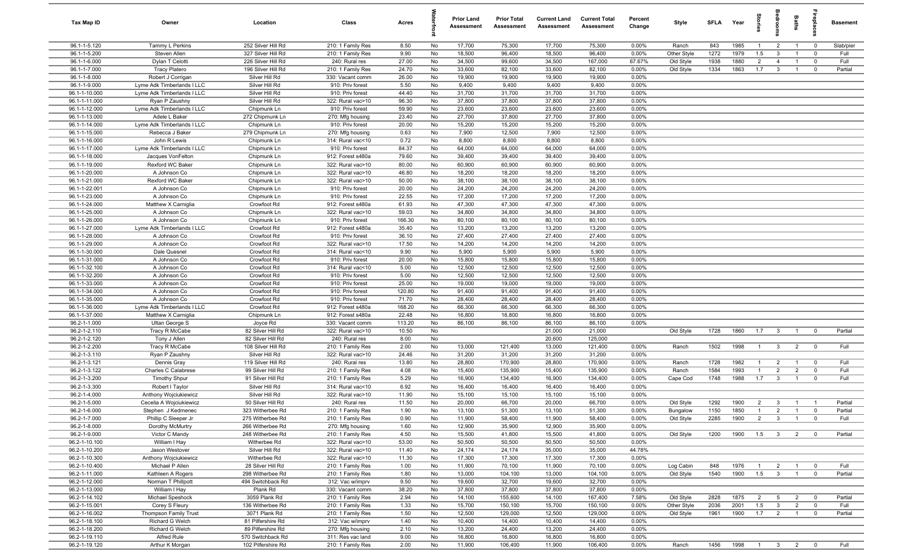| Tax Map ID | Owner | Location | Class | Acres | Waterfront | Prior Land Assessment | Prior Total Assessment | Current Land Assessment | Current Total Assessment | Percent Change | Style | SFLA | Year | Stories | Bedrooms | Baths | Fireplaces | Basement |
|---|---|---|---|---|---|---|---|---|---|---|---|---|---|---|---|---|---|---|
| 96.1-1-5.120 | Tammy L Perkins | 252 Silver Hill Rd | 210: 1 Family Res | 8.50 | No | 17,700 | 75,300 | 17,700 | 75,300 | 0.00% | Ranch | 843 | 1985 | 1 | 2 | 1 | 0 | Slab/pier |
| 96.1-1-5.200 | Steven Allen | 327 Silver Hill Rd | 210: 1 Family Res | 9.90 | No | 18,500 | 96,400 | 18,500 | 96,400 | 0.00% | Other Style | 1272 | 1979 | 1.5 | 3 | 1 | 0 | Full |
| 96.1-1-6.000 | Dylan T Celotti | 226 Silver Hill Rd | 240: Rural res | 27.00 | No | 34,500 | 99,600 | 34,500 | 167,000 | 67.67% | Old Style | 1938 | 1880 | 2 | 4 | 1 | 0 | Full |
| 96.1-1-7.000 | Tracy Platero | 196 Silver Hill Rd | 210: 1 Family Res | 24.70 | No | 33,600 | 82,100 | 33,600 | 82,100 | 0.00% | Old Style | 1334 | 1863 | 1.7 | 3 | 1 | 0 | Partial |
| 96.1-1-8.000 | Robert J Corrigan | Silver Hill Rd | 330: Vacant comm | 26.00 | No | 19,900 | 19,900 | 19,900 | 19,900 | 0.00% | | | | | | | | |
| 96.1-1-9.000 | Lyme Adk Timberlands I LLC | Silver Hill Rd | 910: Priv forest | 5.50 | No | 9,400 | 9,400 | 9,400 | 9,400 | 0.00% | | | | | | | | |
| 96.1-1-10.000 | Lyme Adk Timberlands I LLC | Silver Hill Rd | 910: Priv forest | 44.40 | No | 31,700 | 31,700 | 31,700 | 31,700 | 0.00% | | | | | | | | |
| 96.1-1-11.000 | Ryan P Zaushny | Silver Hill Rd | 322: Rural vac>10 | 96.30 | No | 37,800 | 37,800 | 37,800 | 37,800 | 0.00% | | | | | | | | |
| 96.1-1-12.000 | Lyme Adk Timberlands I LLC | Chipmunk Ln | 910: Priv forest | 59.90 | No | 23,600 | 23,600 | 23,600 | 23,600 | 0.00% | | | | | | | | |
| 96.1-1-13.000 | Adele L Baker | 272 Chipmunk Ln | 270: Mfg housing | 23.40 | No | 27,700 | 37,800 | 27,700 | 37,800 | 0.00% | | | | | | | | |
| 96.1-1-14.000 | Lyme Adk Timberlands I LLC | Chipmunk Ln | 910: Priv forest | 20.00 | No | 15,200 | 15,200 | 15,200 | 15,200 | 0.00% | | | | | | | | |
| 96.1-1-15.000 | Rebecca J Baker | 279 Chipmunk Ln | 270: Mfg housing | 0.63 | No | 7,900 | 12,500 | 7,900 | 12,500 | 0.00% | | | | | | | | |
| 96.1-1-16.000 | John R Lewis | Chipmunk Ln | 314: Rural vac<10 | 0.72 | No | 8,800 | 8,800 | 8,800 | 8,800 | 0.00% | | | | | | | | |
| 96.1-1-17.000 | Lyme Adk Timberlands I LLC | Chipmunk Ln | 910: Priv forest | 84.37 | No | 64,000 | 64,000 | 64,000 | 64,000 | 0.00% | | | | | | | | |
| 96.1-1-18.000 | Jacques VonFelton | Chipmunk Ln | 912: Forest s480a | 79.60 | No | 39,400 | 39,400 | 39,400 | 39,400 | 0.00% | | | | | | | | |
| 96.1-1-19.000 | Rexford WC Baker | Chipmunk Ln | 322: Rural vac>10 | 80.00 | No | 60,900 | 60,900 | 60,900 | 60,900 | 0.00% | | | | | | | | |
| 96.1-1-20.000 | A Johnson Co | Chipmunk Ln | 322: Rural vac>10 | 46.80 | No | 18,200 | 18,200 | 18,200 | 18,200 | 0.00% | | | | | | | | |
| 96.1-1-21.000 | Rexford WC Baker | Chipmunk Ln | 322: Rural vac>10 | 50.00 | No | 38,100 | 38,100 | 38,100 | 38,100 | 0.00% | | | | | | | | |
| 96.1-1-22.001 | A Johnson Co | Chipmunk Ln | 910: Priv forest | 20.00 | No | 24,200 | 24,200 | 24,200 | 24,200 | 0.00% | | | | | | | | |
| 96.1-1-23.000 | A Johnson Co | Chipmunk Ln | 910: Priv forest | 22.55 | No | 17,200 | 17,200 | 17,200 | 17,200 | 0.00% | | | | | | | | |
| 96.1-1-24.000 | Matthew X Carniglia | Crowfoot Rd | 912: Forest s480a | 61.93 | No | 47,300 | 47,300 | 47,300 | 47,300 | 0.00% | | | | | | | | |
| 96.1-1-25.000 | A Johnson Co | Chipmunk Ln | 322: Rural vac>10 | 59.03 | No | 34,800 | 34,800 | 34,800 | 34,800 | 0.00% | | | | | | | | |
| 96.1-1-26.000 | A Johnson Co | Chipmunk Ln | 910: Priv forest | 166.30 | No | 80,100 | 80,100 | 80,100 | 80,100 | 0.00% | | | | | | | | |
| 96.1-1-27.000 | Lyme Adk Timberlands I LLC | Crowfoot Rd | 912: Forest s480a | 35.40 | No | 13,200 | 13,200 | 13,200 | 13,200 | 0.00% | | | | | | | | |
| 96.1-1-28.000 | A Johnson Co | Crowfoot Rd | 910: Priv forest | 36.10 | No | 27,400 | 27,400 | 27,400 | 27,400 | 0.00% | | | | | | | | |
| 96.1-1-29.000 | A Johnson Co | Crowfoot Rd | 322: Rural vac>10 | 17.50 | No | 14,200 | 14,200 | 14,200 | 14,200 | 0.00% | | | | | | | | |
| 96.1-1-30.000 | Dale Quesnel | Crowfoot Rd | 314: Rural vac<10 | 9.90 | No | 5,900 | 5,900 | 5,900 | 5,900 | 0.00% | | | | | | | | |
| 96.1-1-31.000 | A Johnson Co | Crowfoot Rd | 910: Priv forest | 20.00 | No | 15,800 | 15,800 | 15,800 | 15,800 | 0.00% | | | | | | | | |
| 96.1-1-32.100 | A Johnson Co | Crowfoot Rd | 314: Rural vac<10 | 5.00 | No | 12,500 | 12,500 | 12,500 | 12,500 | 0.00% | | | | | | | | |
| 96.1-1-32.200 | A Johnson Co | Crowfoot Rd | 910: Priv forest | 5.00 | No | 12,500 | 12,500 | 12,500 | 12,500 | 0.00% | | | | | | | | |
| 96.1-1-33.000 | A Johnson Co | Crowfoot Rd | 910: Priv forest | 25.00 | No | 19,000 | 19,000 | 19,000 | 19,000 | 0.00% | | | | | | | | |
| 96.1-1-34.000 | A Johnson Co | Crowfoot Rd | 910: Priv forest | 120.80 | No | 91,400 | 91,400 | 91,400 | 91,400 | 0.00% | | | | | | | | |
| 96.1-1-35.000 | A Johnson Co | Crowfoot Rd | 910: Priv forest | 71.70 | No | 28,400 | 28,400 | 28,400 | 28,400 | 0.00% | | | | | | | | |
| 96.1-1-36.000 | Lyme Adk Timberlands I LLC | Crowfoot Rd | 912: Forest s480a | 168.20 | No | 66,300 | 66,300 | 66,300 | 66,300 | 0.00% | | | | | | | | |
| 96.1-1-37.000 | Matthew X Carniglia | Chipmunk Ln | 912: Forest s480a | 22.48 | No | 16,800 | 16,800 | 16,800 | 16,800 | 0.00% | | | | | | | | |
| 96.2-1-1.000 | Ultan George S | Joyce Rd | 330: Vacant comm | 113.20 | No | 86,100 | 86,100 | 86,100 | 86,100 | 0.00% | | | | | | | | |
| 96.2-1-2.110 | Tracy R McCabe | 82 Silver Hill Rd | 322: Rural vac>10 | 10.50 | No | | | 21,000 | 21,000 | | Old Style | 1728 | 1860 | 1.7 | 3 | 1 | 0 | Partial |
| 96.2-1-2.120 | Tony J Allen | 82 Silver Hill Rd | 240: Rural res | 8.00 | No | | | 20,600 | 125,000 | | | | | | | | | |
| 96.2-1-2.200 | Tracy R McCabe | 108 Silver Hill Rd | 210: 1 Family Res | 2.00 | No | 13,000 | 121,400 | 13,000 | 121,400 | 0.00% | Ranch | 1502 | 1998 | 1 | 3 | 2 | 0 | Full |
| 96.2-1-3.110 | Ryan P Zaushny | Silver Hill Rd | 322: Rural vac>10 | 24.46 | No | 31,200 | 31,200 | 31,200 | 31,200 | 0.00% | | | | | | | | |
| 96.2-1-3.121 | Dennis Gray | 119 Silver Hill Rd | 240: Rural res | 13.80 | No | 28,800 | 170,900 | 28,800 | 170,900 | 0.00% | Ranch | 1728 | 1982 | 1 | 2 | 1 | 0 | Full |
| 96.2-1-3.122 | Charles C Calabrese | 99 Silver Hill Rd | 210: 1 Family Res | 4.08 | No | 15,400 | 135,900 | 15,400 | 135,900 | 0.00% | Ranch | 1584 | 1993 | 1 | 2 | 2 | 0 | Full |
| 96.2-1-3.200 | Timothy Shpur | 91 Silver Hill Rd | 210: 1 Family Res | 5.29 | No | 16,900 | 134,400 | 16,900 | 134,400 | 0.00% | Cape Cod | 1748 | 1988 | 1.7 | 3 | 1 | 0 | Full |
| 96.2-1-3.300 | Robert I Taylor | Silver Hill Rd | 314: Rural vac<10 | 6.92 | No | 16,400 | 16,400 | 16,400 | 16,400 | 0.00% | | | | | | | | |
| 96.2-1-4.000 | Anthony Wojciukiewicz | Silver Hill Rd | 322: Rural vac>10 | 11.90 | No | 15,100 | 15,100 | 15,100 | 15,100 | 0.00% | | | | | | | | |
| 96.2-1-5.000 | Cecelia A Wojciukiewicz | 50 Silver Hill Rd | 240: Rural res | 11.50 | No | 20,000 | 66,700 | 20,000 | 66,700 | 0.00% | Old Style | 1292 | 1900 | 2 | 3 | 1 | 1 | Partial |
| 96.2-1-6.000 | Stephen J Kedmenec | 323 Witherbee Rd | 210: 1 Family Res | 1.90 | No | 13,100 | 51,300 | 13,100 | 51,300 | 0.00% | Bungalow | 1150 | 1850 | 1 | 2 | 1 | 0 | Partial |
| 96.2-1-7.000 | Phillip C Sleeper Jr | 275 Witherbee Rd | 210: 1 Family Res | 0.90 | No | 11,900 | 58,400 | 11,900 | 58,400 | 0.00% | Old Style | 2285 | 1900 | 2 | 3 | 1 | 0 | Full |
| 96.2-1-8.000 | Dorothy McMurtry | 266 Witherbee Rd | 270: Mfg housing | 1.60 | No | 12,900 | 35,900 | 12,900 | 35,900 | 0.00% | | | | | | | | |
| 96.2-1-9.000 | Victor C Mandy | 248 Witherbee Rd | 210: 1 Family Res | 4.50 | No | 15,500 | 41,800 | 15,500 | 41,800 | 0.00% | Old Style | 1200 | 1900 | 1.5 | 3 | 2 | 0 | Partial |
| 96.2-1-10.100 | William I Hay | Witherbee Rd | 322: Rural vac>10 | 53.00 | No | 50,500 | 50,500 | 50,500 | 50,500 | 0.00% | | | | | | | | |
| 96.2-1-10.200 | Jason Westover | Silver Hill Rd | 322: Rural vac>10 | 11.40 | No | 24,174 | 24,174 | 35,000 | 35,000 | 44.78% | | | | | | | | |
| 96.2-1-10.300 | Anthony Wojciukiewicz | Witherbee Rd | 322: Rural vac>10 | 11.30 | No | 17,300 | 17,300 | 17,300 | 17,300 | 0.00% | | | | | | | | |
| 96.2-1-10.400 | Michael P Allen | 28 Silver Hill Rd | 210: 1 Family Res | 1.00 | No | 11,900 | 70,100 | 11,900 | 70,100 | 0.00% | Log Cabin | 848 | 1976 | 1 | 2 | 1 | 0 | Full |
| 96.2-1-11.000 | Kathleen A Rogers | 298 Witherbee Rd | 210: 1 Family Res | 1.80 | No | 13,000 | 104,100 | 13,000 | 104,100 | 0.00% | Old Style | 1540 | 1900 | 1.5 | 3 | 1 | 0 | Partial |
| 96.2-1-12.000 | Norman T Phillpott | 494 Switchback Rd | 312: Vac w/imprv | 9.50 | No | 19,600 | 32,700 | 19,600 | 32,700 | 0.00% | | | | | | | | |
| 96.2-1-13.000 | William I Hay | Plank Rd | 330: Vacant comm | 38.20 | No | 37,800 | 37,800 | 37,800 | 37,800 | 0.00% | | | | | | | | |
| 96.2-1-14.102 | Michael Speshock | 3059 Plank Rd | 210: 1 Family Res | 2.94 | No | 14,100 | 155,600 | 14,100 | 167,400 | 7.58% | Old Style | 2828 | 1875 | 2 | 5 | 2 | 0 | Partial |
| 96.2-1-15.001 | Corey S Fleury | 136 Witherbee Rd | 210: 1 Family Res | 1.33 | No | 15,700 | 150,100 | 15,700 | 150,100 | 0.00% | Other Style | 2036 | 2001 | 1.5 | 3 | 2 | 0 | Full |
| 96.2-1-16.002 | Thompson Family Trust | 3071 Plank Rd | 210: 1 Family Res | 1.50 | No | 12,500 | 129,000 | 12,500 | 129,000 | 0.00% | Old Style | 1961 | 1900 | 1.7 | 2 | 1 | 0 | Partial |
| 96.2-1-18.100 | Richard G Welch | 81 Pilfershire Rd | 312: Vac w/imprv | 1.40 | No | 10,400 | 14,400 | 10,400 | 14,400 | 0.00% | | | | | | | | |
| 96.2-1-18.200 | Richard G Welch | 89 Pilfershire Rd | 270: Mfg housing | 2.10 | No | 13,200 | 24,400 | 13,200 | 24,400 | 0.00% | | | | | | | | |
| 96.2-1-19.110 | Alfred Rule | 570 Switchback Rd | 311: Res vac land | 9.00 | No | 16,800 | 16,800 | 16,800 | 16,800 | 0.00% | | | | | | | | |
| 96.2-1-19.120 | Arthur K Morgan | 102 Pilfershire Rd | 210: 1 Family Res | 2.00 | No | 11,900 | 106,400 | 11,900 | 106,400 | 0.00% | Ranch | 1456 | 1998 | 1 | 3 | 2 | 0 | Full |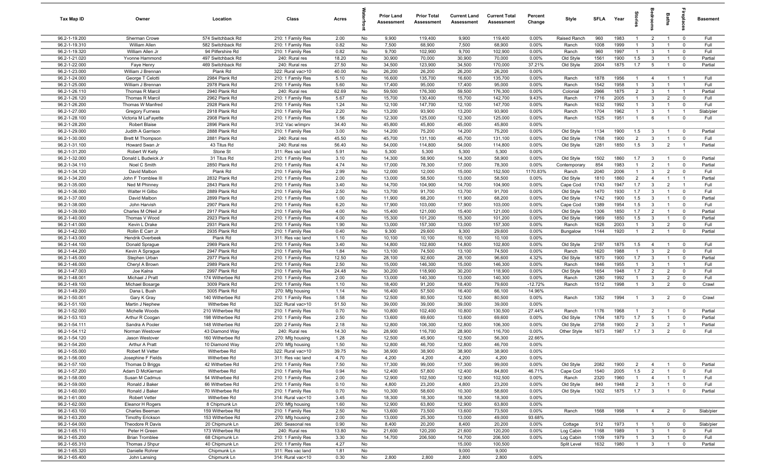| Tax Map ID | Owner | Location | Class | Acres | Waterfront | Prior Land Assessment | Prior Total Assessment | Current Land Assessment | Current Total Assessment | Percent Change | Style | SFLA | Year | Stories | Bedrooms | Baths | Fireplaces | Basement |
|---|---|---|---|---|---|---|---|---|---|---|---|---|---|---|---|---|---|---|
| 96.2-1-19.200 | Sherman Crowe | 574 Switchback Rd | 210: 1 Family Res | 2.00 | No | 9,900 | 119,400 | 9,900 | 119,400 | 0.00% | Raised Ranch | 960 | 1983 | 1 | 2 | 1 | 0 | Full |
| 96.2-1-19.310 | William Allen | 582 Switchback Rd | 210: 1 Family Res | 0.82 | No | 7,500 | 68,900 | 7,500 | 68,900 | 0.00% | Ranch | 1008 | 1999 | 1 | 3 | 1 | 0 | Full |
| 96.2-1-19.320 | William Allen Jr | 94 Pilfershire Rd | 210: 1 Family Res | 0.82 | No | 9,700 | 102,900 | 9,700 | 102,900 | 0.00% | Ranch | 960 | 1997 | 1 | 3 | 1 | 0 | Full |
| 96.2-1-21.020 | Yvonne Hammond | 497 Switchback Rd | 240: Rural res | 18.20 | No | 30,900 | 70,000 | 30,900 | 70,000 | 0.00% | Old Style | 1561 | 1900 | 1.5 | 3 | 1 | 0 | Partial |
| 96.2-1-22.000 | Faye Henry | 469 Switchback Rd | 240: Rural res | 27.50 | No | 34,500 | 123,900 | 34,500 | 170,000 | 37.21% | Old Style | 2004 | 1875 | 1.7 | 5 | 1 | 0 | Partial |
| 96.2-1-23.000 | William J Brennan | Plank Rd | 322: Rural vac>10 | 40.00 | No | 26,200 | 26,200 | 26,200 | 26,200 | 0.00% | | | | | | | | |
| 96.2-1-24.000 | George T Celotti | 2984 Plank Rd | 210: 1 Family Res | 5.10 | No | 16,600 | 135,700 | 16,600 | 135,700 | 0.00% | Ranch | 1878 | 1956 | 1 | 4 | 1 | 1 | Full |
| 96.2-1-25.000 | William J Brennan | 2978 Plank Rd | 210: 1 Family Res | 5.60 | No | 17,400 | 95,000 | 17,400 | 95,000 | 0.00% | Ranch | 1542 | 1958 | 1 | 3 | 1 | 1 | Full |
| 96.2-1-26.110 | Thomas R Marcil | 2940 Plank Rd | 240: Rural res | 62.69 | No | 59,500 | 176,300 | 59,500 | 176,300 | 0.00% | Colonial | 2966 | 1875 | 2 | 3 | 1 | 1 | Partial |
| 96.2-1-26.120 | Thomas R Marcil | 2962 Plank Rd | 210: 1 Family Res | 5.67 | No | 15,700 | 130,400 | 15,700 | 142,700 | 9.43% | Ranch | 1716 | 2005 | 1 | 3 | 2 | 0 | Full |
| 96.2-1-26.200 | Thomas W Manfred | 2928 Plank Rd | 210: 1 Family Res | 1.24 | No | 12,100 | 147,700 | 12,100 | 147,700 | 0.00% | Ranch | 1632 | 1992 | 1 | 3 | 1 | 0 | Full |
| 96.2-1-27.000 | Gregory Furness | 2918 Plank Rd | 210: 1 Family Res | 2.20 | No | 13,200 | 93,900 | 13,200 | 93,900 | 0.00% | Ranch | 1704 | 1962 | 1 | 3 | 1 | 1 | Slab/pier |
| 96.2-1-28.100 | Victoria M LaFayette | 2908 Plank Rd | 210: 1 Family Res | 1.56 | No | 12,300 | 125,000 | 12,300 | 125,000 | 0.00% | Ranch | 1525 | 1951 | 1 | 6 | 1 | 0 | Full |
| 96.2-1-28.200 | Robert Blaise | 2896 Plank Rd | 312: Vac w/imprv | 34.40 | No | 45,800 | 45,800 | 45,000 | 45,800 | 0.00% | | | | | | | | |
| 96.2-1-29.000 | Judith A Garrison | 2888 Plank Rd | 210: 1 Family Res | 3.00 | No | 14,200 | 75,200 | 14,200 | 75,200 | 0.00% | Old Style | 1134 | 1900 | 1.5 | 3 | 1 | 0 | Partial |
| 96.2-1-30.000 | Brett M Thompson | 2881 Plank Rd | 240: Rural res | 45.50 | No | 45,700 | 131,100 | 45,700 | 131,100 | 0.00% | Old Style | 1768 | 1900 | 2 | 3 | 1 | 0 | Full |
| 96.2-1-31.100 | Howard Swan Jr | 43 Titus Rd | 240: Rural res | 56.40 | No | 54,000 | 114,800 | 54,000 | 114,800 | 0.00% | Old Style | 1281 | 1850 | 1.5 | 3 | 2 | 1 | Partial |
| 96.2-1-31.200 | Robert W Kelly | Stone St | 311: Res vac land | 5.91 | No | 5,300 | 5,300 | 5,300 | 5,300 | 0.00% | | | | | | | | |
| 96.2-1-32.000 | Donald L Budwick Jr | 31 Titus Rd | 210: 1 Family Res | 3.10 | No | 14,300 | 58,900 | 14,300 | 58,900 | 0.00% | Old Style | 1502 | 1860 | 1.7 | 3 | 1 | 0 | Partial |
| 96.2-1-34.110 | Noel C Smith | 2850 Plank Rd | 210: 1 Family Res | 4.74 | No | 17,000 | 78,300 | 17,000 | 78,300 | 0.00% | Contemporary | 854 | 1983 | 1 | 2 | 1 | 0 | Partial |
| 96.2-1-34.120 | David Malbon | Plank Rd | 210: 1 Family Res | 2.99 | No | 12,000 | 12,000 | 15,000 | 152,500 | 1170.83% | Ranch | 2040 | 2006 | 1 | 3 | 2 | 0 | Full |
| 96.2-1-34.200 | John F Tromblee III | 2832 Plank Rd | 210: 1 Family Res | 2.00 | No | 13,000 | 58,500 | 13,000 | 58,500 | 0.00% | Old Style | 1810 | 1860 | 2 | 4 | 1 | 1 | Partial |
| 96.2-1-35.000 | Ned M Phinney | 2843 Plank Rd | 210: 1 Family Res | 3.40 | No | 14,700 | 104,900 | 14,700 | 104,900 | 0.00% | Cape Cod | 1743 | 1947 | 1.7 | 3 | 2 | 1 | Full |
| 96.2-1-36.000 | Walter H Gilbo | 2889 Plank Rd | 210: 1 Family Res | 2.50 | No | 13,700 | 91,700 | 13,700 | 91,700 | 0.00% | Old Style | 1470 | 1930 | 1.7 | 3 | 1 | 0 | Full |
| 96.2-1-37.000 | David Malbon | 2899 Plank Rd | 210: 1 Family Res | 1.00 | No | 11,900 | 68,200 | 11,900 | 68,200 | 0.00% | Old Style | 1742 | 1900 | 1.5 | 3 | 1 | 0 | Partial |
| 96.2-1-38.000 | John Harvish | 2907 Plank Rd | 210: 1 Family Res | 6.20 | No | 17,900 | 103,000 | 17,900 | 103,000 | 0.00% | Cape Cod | 1389 | 1954 | 1.5 | 3 | 1 | 0 | Full |
| 96.2-1-39.000 | Charles M ONeil Jr | 2917 Plank Rd | 210: 1 Family Res | 4.00 | No | 15,400 | 121,000 | 15,400 | 121,000 | 0.00% | Old Style | 1306 | 1850 | 1.7 | 2 | 1 | 0 | Partial |
| 96.2-1-40.000 | Thomas V Wood | 2923 Plank Rd | 210: 1 Family Res | 4.00 | No | 15,300 | 101,200 | 15,300 | 101,200 | 0.00% | Old Style | 1969 | 1850 | 1.5 | 3 | 1 | 0 | Partial |
| 96.2-1-41.000 | Kevin L Drake | 2931 Plank Rd | 210: 1 Family Res | 1.90 | No | 13,000 | 157,300 | 13,000 | 157,300 | 0.00% | Ranch | 1626 | 2003 | 1 | 3 | 2 | 0 | Full |
| 96.2-1-42.000 | Rollin E Carr Jr | 2935 Plank Rd | 210: 1 Family Res | 0.40 | No | 9,300 | 29,600 | 9,300 | 29,600 | 0.00% | Bungalow | 1144 | 1920 | 1 | 2 | 1 | 0 | Partial |
| 96.2-1-43.000 | Hendrik Overbeek | Plank Rd | 311: Res vac land | 1.10 | No | 10,100 | 10,100 | 10,100 | 10,100 | 0.00% | | | | | | | | |
| 96.2-1-44.100 | Donald Sprague | 2969 Plank Rd | 210: 1 Family Res | 3.40 | No | 14,800 | 102,800 | 14,800 | 102,800 | 0.00% | Old Style | 2187 | 1875 | 1.5 | 4 | 1 | 0 | Full |
| 96.2-1-44.200 | Kevin A Sprague | 2947 Plank Rd | 210: 1 Family Res | 1.84 | No | 13,100 | 74,500 | 13,100 | 74,500 | 0.00% | Ranch | 1620 | 1988 | 1 | 3 | 2 | 0 | Full |
| 96.2-1-45.000 | Stephen Urban | 2977 Plank Rd | 210: 1 Family Res | 12.50 | No | 28,100 | 92,600 | 28,100 | 96,600 | 4.32% | Old Style | 1870 | 1900 | 1.7 | 3 | 1 | 0 | Partial |
| 96.2-1-46.000 | Cheryl A Brown | 2989 Plank Rd | 210: 1 Family Res | 2.50 | No | 15,000 | 146,300 | 15,000 | 146,300 | 0.00% | Ranch | 1846 | 1955 | 1 | 3 | 1 | 1 | Full |
| 96.2-1-47.003 | Joe Kalna | 2997 Plank Rd | 210: 1 Family Res | 24.48 | No | 30,200 | 118,900 | 30,200 | 118,900 | 0.00% | Old Style | 1654 | 1948 | 1.7 | 2 | 2 | 0 | Full |
| 96.2-1-48.001 | Michael J Pratt | 174 Witherbee Rd | 210: 1 Family Res | 2.00 | No | 13,000 | 140,300 | 13,000 | 140,300 | 0.00% | Ranch | 1280 | 1992 | 1 | 3 | 2 | 0 | Full |
| 96.2-1-49.100 | Michael Bosarge | 3009 Plank Rd | 210: 1 Family Res | 1.10 | No | 18,400 | 91,200 | 18,400 | 79,600 | -12.72% | Ranch | 1512 | 1998 | 1 | 3 | 2 | 0 | Crawl |
| 96.2-1-49.200 | Dana L Bush | 3005 Plank Rd | 270: Mfg housing | 1.14 | No | 16,400 | 57,500 | 16,400 | 66,100 | 14.96% | | | | | | | | |
| 96.2-1-50.001 | Gary K Gray | 140 Witherbee Rd | 210: 1 Family Res | 1.58 | No | 12,500 | 80,500 | 12,500 | 80,500 | 0.00% | Ranch | 1352 | 1994 | 1 | 3 | 2 | 0 | Crawl |
| 96.2-1-51.100 | Martin J Nephew | Witherbee Rd | 322: Rural vac>10 | 51.50 | No | 39,000 | 39,000 | 39,000 | 39,000 | 0.00% | | | | | | | | |
| 96.2-1-52.000 | Michelle Woods | 210 Witherbee Rd | 210: 1 Family Res | 0.70 | No | 10,800 | 102,400 | 10,800 | 130,500 | 27.44% | Ranch | 1176 | 1968 | 1 | 2 | 1 | 0 | Partial |
| 96.2-1-53.103 | Arthur R Coogan | 198 Witherbee Rd | 210: 1 Family Res | 2.50 | No | 13,600 | 69,600 | 13,600 | 69,600 | 0.00% | Old Style | 1764 | 1870 | 1.7 | 5 | 1 | 0 | Partial |
| 96.2-1-54.111 | Sandra A Pooler | 148 Witherbee Rd | 220: 2 Family Res | 2.18 | No | 12,800 | 106,300 | 12,800 | 106,300 | 0.00% | Old Style | 2758 | 1900 | 2 | 3 | 2 | 1 | Partial |
| 96.2-1-54.112 | Norman Westover | 43 Diamond Way | 240: Rural res | 14.30 | No | 28,900 | 116,700 | 28,900 | 116,700 | 0.00% | Other Style | 1673 | 1987 | 1.7 | 3 | 2 | 0 | Full |
| 96.2-1-54.120 | Jason Westover | 160 Witherbee Rd | 270: Mfg housing | 1.28 | No | 12,500 | 45,900 | 12,500 | 56,300 | 22.66% | | | | | | | | |
| 96.2-1-54.200 | Arthur A Pratt | 10 Diamond Way | 270: Mfg housing | 1.50 | No | 12,800 | 46,700 | 12,800 | 46,700 | 0.00% | | | | | | | | |
| 96.2-1-55.000 | Robert M Vetter | Witherbee Rd | 322: Rural vac>10 | 39.75 | No | 38,900 | 38,900 | 38,900 | 38,900 | 0.00% | | | | | | | | |
| 96.2-1-56.000 | Josephine F Fields | Witherbee Rd | 311: Res vac land | 4.70 | No | 4,200 | 4,200 | 4,200 | 4,200 | 0.00% | | | | | | | | |
| 96.2-1-57.100 | Thomas D Briggs | 42 Witherbee Rd | 210: 1 Family Res | 7.50 | No | 17,300 | 99,000 | 17,300 | 99,000 | 0.00% | Old Style | 2082 | 1900 | 2 | 4 | 1 | 0 | Partial |
| 96.2-1-57.200 | Adam D McKiernan | Witherbee Rd | 210: 1 Family Res | 0.94 | No | 12,400 | 57,800 | 12,400 | 84,800 | 46.71% | Cape Cod | 1540 | 2005 | 1.5 | 2 | 1 | 0 | Full |
| 96.2-1-58.000 | Susan M Cadmus | 54 Witherbee Rd | 210: 1 Family Res | 2.00 | No | 12,900 | 102,500 | 12,900 | 102,500 | 0.00% | Ranch | 2320 | 1960 | 1 | 4 | 1 | 1 | Full |
| 96.2-1-59.000 | Ronald J Baker | 66 Witherbee Rd | 210: 1 Family Res | 0.10 | No | 4,800 | 23,200 | 4,800 | 23,200 | 0.00% | Old Style | 840 | 1948 | 2 | 3 | 1 | 0 | Full |
| 96.2-1-60.000 | Ronald J Baker | 70 Witherbee Rd | 210: 1 Family Res | 0.70 | No | 10,300 | 58,600 | 10,300 | 58,600 | 0.00% | Old Style | 1302 | 1875 | 1.7 | 3 | 1 | 0 | Partial |
| 96.2-1-61.000 | Robert Vetter | Witherbee Rd | 314: Rural vac<10 | 3.45 | No | 18,300 | 18,300 | 18,300 | 18,300 | 0.00% | | | | | | | | |
| 96.2-1-62.000 | Eleanor H Rogers | 8 Chipmunk Ln | 270: Mfg housing | 1.60 | No | 12,900 | 63,800 | 12,900 | 63,800 | 0.00% | | | | | | | | |
| 96.2-1-63.100 | Charles Beeman | 159 Witherbee Rd | 210: 1 Family Res | 2.50 | No | 13,600 | 73,500 | 13,600 | 73,500 | 0.00% | Ranch | 1568 | 1998 | 1 | 4 | 2 | 0 | Slab/pier |
| 96.2-1-63.200 | Timothy Erickson | 153 Witherbee Rd | 270: Mfg housing | 2.00 | No | 13,000 | 25,300 | 13,000 | 49,000 | 93.68% | | | | | | | | |
| 96.2-1-64.000 | Theodore R Davis | 20 Chipmunk Ln | 260: Seasonal res | 0.90 | No | 8,400 | 20,200 | 8,400 | 20,200 | 0.00% | Cottage | 512 | 1973 | 1 | 1 | 0 | 0 | Slab/pier |
| 96.2-1-65.110 | Peter H Green | 173 Witherbee Rd | 240: Rural res | 13.80 | No | 21,600 | 120,200 | 21,600 | 120,200 | 0.00% | Log Cabin | 1168 | 1989 | 1 | 3 | 1 | 0 | Full |
| 96.2-1-65.200 | Brian Tromblee | 68 Chipmunk Ln | 210: 1 Family Res | 3.30 | No | 14,700 | 206,500 | 14,700 | 206,500 | 0.00% | Log Cabin | 1109 | 1979 | 1 | 3 | 1 | 0 | Full |
| 96.2-1-65.310 | Thomas J Shpur | 40 Chipmunk Ln | 210: 1 Family Res | 4.27 | No | | | 15,000 | 100,500 | | Split Level | 1632 | 1980 | 1 | 3 | 1 | 0 | Partial |
| 96.2-1-65.320 | Danielle Rohrer | Chipmunk Ln | 311: Res vac land | 1.81 | No | | | 9,000 | 9,000 | | | | | | | | | |
| 96.2-1-65.400 | John Lansing | Chipmunk Ln | 314: Rural vac<10 | 0.30 | No | 2,800 | 2,800 | 2,800 | 2,800 | 0.00% | | | | | | | | |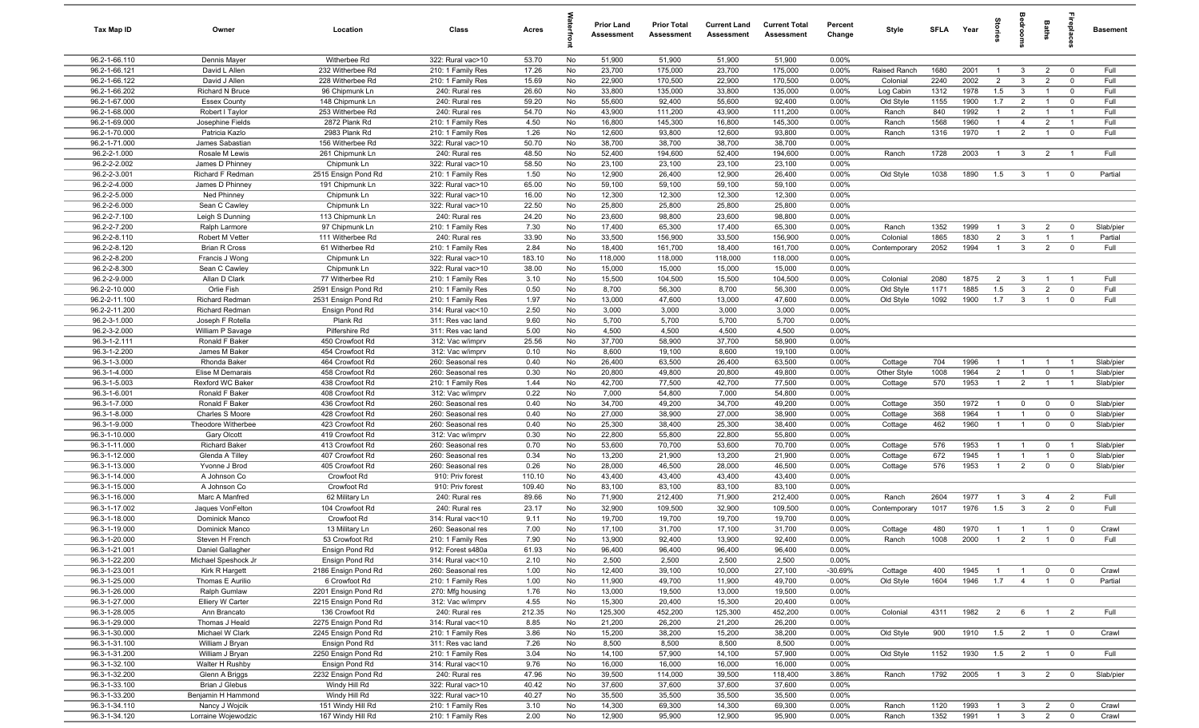| Tax Map ID | Owner | Location | Class | Acres | Waterfront | Prior Land Assessment | Prior Total Assessment | Current Land Assessment | Current Total Assessment | Percent Change | Style | SFLA | Year | Stories | Bedrooms | Baths | Fireplaces | Basement |
|---|---|---|---|---|---|---|---|---|---|---|---|---|---|---|---|---|---|---|
| 96.2-1-66.110 | Dennis Mayer | Witherbee Rd | 322: Rural vac>10 | 53.70 | No | 51,900 | 51,900 | 51,900 | 51,900 | 0.00% | | | | | | | | |
| 96.2-1-66.121 | David L Allen | 232 Witherbee Rd | 210: 1 Family Res | 17.26 | No | 23,700 | 175,000 | 23,700 | 175,000 | 0.00% | Raised Ranch | 1680 | 2001 | 1 | 3 | 2 | 0 | Full |
| 96.2-1-66.122 | David J Allen | 228 Witherbee Rd | 210: 1 Family Res | 15.69 | No | 22,900 | 170,500 | 22,900 | 170,500 | 0.00% | Colonial | 2240 | 2002 | 2 | 3 | 2 | 0 | Full |
| 96.2-1-66.202 | Richard N Bruce | 96 Chipmunk Ln | 240: Rural res | 26.60 | No | 33,800 | 135,000 | 33,800 | 135,000 | 0.00% | Log Cabin | 1312 | 1978 | 1.5 | 3 | 1 | 0 | Full |
| 96.2-1-67.000 | Essex County | 148 Chipmunk Ln | 240: Rural res | 59.20 | No | 55,600 | 92,400 | 55,600 | 92,400 | 0.00% | Old Style | 1155 | 1900 | 1.7 | 2 | 1 | 0 | Full |
| 96.2-1-68.000 | Robert I Taylor | 253 Witherbee Rd | 240: Rural res | 54.70 | No | 43,900 | 111,200 | 43,900 | 111,200 | 0.00% | Ranch | 840 | 1992 | 1 | 2 | 1 | 1 | Full |
| 96.2-1-69.000 | Josephine Fields | 2872 Plank Rd | 210: 1 Family Res | 4.50 | No | 16,800 | 145,300 | 16,800 | 145,300 | 0.00% | Ranch | 1568 | 1960 | 1 | 4 | 2 | 1 | Full |
| 96.2-1-70.000 | Patricia Kazlo | 2983 Plank Rd | 210: 1 Family Res | 1.26 | No | 12,600 | 93,800 | 12,600 | 93,800 | 0.00% | Ranch | 1316 | 1970 | 1 | 2 | 1 | 0 | Full |
| 96.2-1-71.000 | James Sabastian | 156 Witherbee Rd | 322: Rural vac>10 | 50.70 | No | 38,700 | 38,700 | 38,700 | 38,700 | 0.00% | | | | | | | | |
| 96.2-2-1.000 | Rosale M Lewis | 261 Chipmunk Ln | 240: Rural res | 48.50 | No | 52,400 | 194,600 | 52,400 | 194,600 | 0.00% | Ranch | 1728 | 2003 | 1 | 3 | 2 | 1 | Full |
| 96.2-2-2.002 | James D Phinney | Chipmunk Ln | 322: Rural vac>10 | 58.50 | No | 23,100 | 23,100 | 23,100 | 23,100 | 0.00% | | | | | | | | |
| 96.2-2-3.001 | Richard F Redman | 2515 Ensign Pond Rd | 210: 1 Family Res | 1.50 | No | 12,900 | 26,400 | 12,900 | 26,400 | 0.00% | Old Style | 1038 | 1890 | 1.5 | 3 | 1 | 0 | Partial |
| 96.2-2-4.000 | James D Phinney | 191 Chipmunk Ln | 322: Rural vac>10 | 65.00 | No | 59,100 | 59,100 | 59,100 | 59,100 | 0.00% | | | | | | | | |
| 96.2-2-5.000 | Ned Phinney | Chipmunk Ln | 322: Rural vac>10 | 16.00 | No | 12,300 | 12,300 | 12,300 | 12,300 | 0.00% | | | | | | | | |
| 96.2-2-6.000 | Sean C Cawley | Chipmunk Ln | 322: Rural vac>10 | 22.50 | No | 25,800 | 25,800 | 25,800 | 25,800 | 0.00% | | | | | | | | |
| 96.2-2-7.100 | Leigh S Dunning | 113 Chipmunk Ln | 240: Rural res | 24.20 | No | 23,600 | 98,800 | 23,600 | 98,800 | 0.00% | | | | | | | | |
| 96.2-2-7.200 | Ralph Larmore | 97 Chipmunk Ln | 210: 1 Family Res | 7.30 | No | 17,400 | 65,300 | 17,400 | 65,300 | 0.00% | Ranch | 1352 | 1999 | 1 | 3 | 2 | 0 | Slab/pier |
| 96.2-2-8.110 | Robert M Vetter | 111 Witherbee Rd | 240: Rural res | 33.90 | No | 33,500 | 156,900 | 33,500 | 156,900 | 0.00% | Colonial | 1865 | 1830 | 2 | 3 | 1 | 1 | Partial |
| 96.2-2-8.120 | Brian R Cross | 61 Witherbee Rd | 210: 1 Family Res | 2.84 | No | 18,400 | 161,700 | 18,400 | 161,700 | 0.00% | Contemporary | 2052 | 1994 | 1 | 3 | 2 | 0 | Full |
| 96.2-2-8.200 | Francis J Wong | Chipmunk Ln | 322: Rural vac>10 | 183.10 | No | 118,000 | 118,000 | 118,000 | 118,000 | 0.00% | | | | | | | | |
| 96.2-2-8.300 | Sean C Cawley | Chipmunk Ln | 322: Rural vac>10 | 38.00 | No | 15,000 | 15,000 | 15,000 | 15,000 | 0.00% | | | | | | | | |
| 96.2-2-9.000 | Allan D Clark | 77 Witherbee Rd | 210: 1 Family Res | 3.10 | No | 15,500 | 104,500 | 15,500 | 104,500 | 0.00% | Colonial | 2080 | 1875 | 2 | 3 | 1 | 1 | Full |
| 96.2-2-10.000 | Orlie Fish | 2591 Ensign Pond Rd | 210: 1 Family Res | 0.50 | No | 8,700 | 56,300 | 8,700 | 56,300 | 0.00% | Old Style | 1171 | 1885 | 1.5 | 3 | 2 | 0 | Full |
| 96.2-2-11.100 | Richard Redman | 2531 Ensign Pond Rd | 210: 1 Family Res | 1.97 | No | 13,000 | 47,600 | 13,000 | 47,600 | 0.00% | Old Style | 1092 | 1900 | 1.7 | 3 | 1 | 0 | Full |
| 96.2-2-11.200 | Richard Redman | Ensign Pond Rd | 314: Rural vac<10 | 2.50 | No | 3,000 | 3,000 | 3,000 | 3,000 | 0.00% | | | | | | | | |
| 96.2-3-1.000 | Joseph F Rotella | Plank Rd | 311: Res vac land | 9.60 | No | 5,700 | 5,700 | 5,700 | 5,700 | 0.00% | | | | | | | | |
| 96.2-3-2.000 | William P Savage | Pilfershire Rd | 311: Res vac land | 5.00 | No | 4,500 | 4,500 | 4,500 | 4,500 | 0.00% | | | | | | | | |
| 96.3-1-2.111 | Ronald F Baker | 450 Crowfoot Rd | 312: Vac w/imprv | 25.56 | No | 37,700 | 58,900 | 37,700 | 58,900 | 0.00% | | | | | | | | |
| 96.3-1-2.200 | James M Baker | 454 Crowfoot Rd | 312: Vac w/imprv | 0.10 | No | 8,600 | 19,100 | 8,600 | 19,100 | 0.00% | | | | | | | | |
| 96.3-1-3.000 | Rhonda Baker | 464 Crowfoot Rd | 260: Seasonal res | 0.40 | No | 26,400 | 63,500 | 26,400 | 63,500 | 0.00% | Cottage | 704 | 1996 | 1 | 1 | 1 | 1 | Slab/pier |
| 96.3-1-4.000 | Elise M Demarais | 458 Crowfoot Rd | 260: Seasonal res | 0.30 | No | 20,800 | 49,800 | 20,800 | 49,800 | 0.00% | Other Style | 1008 | 1964 | 2 | 1 | 0 | 1 | Slab/pier |
| 96.3-1-5.003 | Rexford WC Baker | 438 Crowfoot Rd | 210: 1 Family Res | 1.44 | No | 42,700 | 77,500 | 42,700 | 77,500 | 0.00% | Cottage | 570 | 1953 | 1 | 2 | 1 | 1 | Slab/pier |
| 96.3-1-6.001 | Ronald F Baker | 408 Crowfoot Rd | 312: Vac w/imprv | 0.22 | No | 7,000 | 54,800 | 7,000 | 54,800 | 0.00% | | | | | | | | |
| 96.3-1-7.000 | Ronald F Baker | 436 Crowfoot Rd | 260: Seasonal res | 0.40 | No | 34,700 | 49,200 | 34,700 | 49,200 | 0.00% | Cottage | 350 | 1972 | 1 | 0 | 0 | 0 | Slab/pier |
| 96.3-1-8.000 | Charles S Moore | 428 Crowfoot Rd | 260: Seasonal res | 0.40 | No | 27,000 | 38,900 | 27,000 | 38,900 | 0.00% | Cottage | 368 | 1964 | 1 | 1 | 0 | 0 | Slab/pier |
| 96.3-1-9.000 | Theodore Witherbee | 423 Crowfoot Rd | 260: Seasonal res | 0.40 | No | 25,300 | 38,400 | 25,300 | 38,400 | 0.00% | Cottage | 462 | 1960 | 1 | 1 | 0 | 0 | Slab/pier |
| 96.3-1-10.000 | Gary Olcott | 419 Crowfoot Rd | 312: Vac w/imprv | 0.30 | No | 22,800 | 55,800 | 22,800 | 55,800 | 0.00% | | | | | | | | |
| 96.3-1-11.000 | Richard Baker | 413 Crowfoot Rd | 260: Seasonal res | 0.40 | No | 53,600 | 70,700 | 53,600 | 70,700 | 0.00% | Cottage | 576 | 1953 | 1 | 1 | 0 | 1 | Slab/pier |
| 96.3-1-12.000 | Glenda A Tilley | 407 Crowfoot Rd | 260: Seasonal res | 0.34 | No | 13,200 | 21,900 | 13,200 | 21,900 | 0.00% | Cottage | 672 | 1945 | 1 | 1 | 1 | 0 | Slab/pier |
| 96.3-1-13.000 | Yvonne J Brod | 405 Crowfoot Rd | 260: Seasonal res | 0.26 | No | 28,000 | 46,500 | 28,000 | 46,500 | 0.00% | Cottage | 576 | 1953 | 1 | 2 | 0 | 0 | Slab/pier |
| 96.3-1-14.000 | A Johnson Co | Crowfoot Rd | 910: Priv forest | 110.10 | No | 43,400 | 43,400 | 43,400 | 43,400 | 0.00% | | | | | | | | |
| 96.3-1-15.000 | A Johnson Co | Crowfoot Rd | 910: Priv forest | 109.40 | No | 83,100 | 83,100 | 83,100 | 83,100 | 0.00% | | | | | | | | |
| 96.3-1-16.000 | Marc A Manfred | 62 Military Ln | 240: Rural res | 89.66 | No | 71,900 | 212,400 | 71,900 | 212,400 | 0.00% | Ranch | 2604 | 1977 | 1 | 3 | 4 | 2 | Full |
| 96.3-1-17.002 | Jaques VonFelton | 104 Crowfoot Rd | 240: Rural res | 23.17 | No | 32,900 | 109,500 | 32,900 | 109,500 | 0.00% | Contemporary | 1017 | 1976 | 1.5 | 3 | 2 | 0 | Full |
| 96.3-1-18.000 | Dominick Manco | Crowfoot Rd | 314: Rural vac<10 | 9.11 | No | 19,700 | 19,700 | 19,700 | 19,700 | 0.00% | | | | | | | | |
| 96.3-1-19.000 | Dominick Manco | 13 Military Ln | 260: Seasonal res | 7.00 | No | 17,100 | 31,700 | 17,100 | 31,700 | 0.00% | Cottage | 480 | 1970 | 1 | 1 | 1 | 0 | Crawl |
| 96.3-1-20.000 | Steven H French | 53 Crowfoot Rd | 210: 1 Family Res | 7.90 | No | 13,900 | 92,400 | 13,900 | 92,400 | 0.00% | Ranch | 1008 | 2000 | 1 | 2 | 1 | 0 | Full |
| 96.3-1-21.001 | Daniel Gallagher | Ensign Pond Rd | 912: Forest s480a | 61.93 | No | 96,400 | 96,400 | 96,400 | 96,400 | 0.00% | | | | | | | | |
| 96.3-1-22.200 | Michael Speshock Jr | Ensign Pond Rd | 314: Rural vac<10 | 2.10 | No | 2,500 | 2,500 | 2,500 | 2,500 | 0.00% | | | | | | | | |
| 96.3-1-23.001 | Kirk R Hargett | 2186 Ensign Pond Rd | 260: Seasonal res | 1.00 | No | 12,400 | 39,100 | 10,000 | 27,100 | -30.69% | Cottage | 400 | 1945 | 1 | 1 | 0 | 0 | Crawl |
| 96.3-1-25.000 | Thomas E Aurilio | 6 Crowfoot Rd | 210: 1 Family Res | 1.00 | No | 11,900 | 49,700 | 11,900 | 49,700 | 0.00% | Old Style | 1604 | 1946 | 1.7 | 4 | 1 | 0 | Partial |
| 96.3-1-26.000 | Ralph Gumlaw | 2201 Ensign Pond Rd | 270: Mfg housing | 1.76 | No | 13,000 | 19,500 | 13,000 | 19,500 | 0.00% | | | | | | | | |
| 96.3-1-27.000 | Elliery W Carter | 2215 Ensign Pond Rd | 312: Vac w/imprv | 4.55 | No | 15,300 | 20,400 | 15,300 | 20,400 | 0.00% | | | | | | | | |
| 96.3-1-28.005 | Ann Brancato | 136 Crowfoot Rd | 240: Rural res | 212.35 | No | 125,300 | 452,200 | 125,300 | 452,200 | 0.00% | Colonial | 4311 | 1982 | 2 | 6 | 1 | 2 | Full |
| 96.3-1-29.000 | Thomas J Heald | 2275 Ensign Pond Rd | 314: Rural vac<10 | 8.85 | No | 21,200 | 26,200 | 21,200 | 26,200 | 0.00% | | | | | | | | |
| 96.3-1-30.000 | Michael W Clark | 2245 Ensign Pond Rd | 210: 1 Family Res | 3.86 | No | 15,200 | 38,200 | 15,200 | 38,200 | 0.00% | Old Style | 900 | 1910 | 1.5 | 2 | 1 | 0 | Crawl |
| 96.3-1-31.100 | William J Bryan | Ensign Pond Rd | 311: Res vac land | 7.26 | No | 8,500 | 8,500 | 8,500 | 8,500 | 0.00% | | | | | | | | |
| 96.3-1-31.200 | William J Bryan | 2250 Ensign Pond Rd | 210: 1 Family Res | 3.04 | No | 14,100 | 57,900 | 14,100 | 57,900 | 0.00% | Old Style | 1152 | 1930 | 1.5 | 2 | 1 | 0 | Full |
| 96.3-1-32.100 | Walter H Rushby | Ensign Pond Rd | 314: Rural vac<10 | 9.76 | No | 16,000 | 16,000 | 16,000 | 16,000 | 0.00% | | | | | | | | |
| 96.3-1-32.200 | Glenn A Briggs | 2232 Ensign Pond Rd | 240: Rural res | 47.96 | No | 39,500 | 114,000 | 39,500 | 118,400 | 3.86% | Ranch | 1792 | 2005 | 1 | 3 | 2 | 0 | Slab/pier |
| 96.3-1-33.100 | Brian J Glebus | Windy Hill Rd | 322: Rural vac>10 | 40.42 | No | 37,600 | 37,600 | 37,600 | 37,600 | 0.00% | | | | | | | | |
| 96.3-1-33.200 | Benjamin H Hammond | Windy Hill Rd | 322: Rural vac>10 | 40.27 | No | 35,500 | 35,500 | 35,500 | 35,500 | 0.00% | | | | | | | | |
| 96.3-1-34.110 | Nancy J Wojcik | 151 Windy Hill Rd | 210: 1 Family Res | 3.10 | No | 14,300 | 69,300 | 14,300 | 69,300 | 0.00% | Ranch | 1120 | 1993 | 1 | 3 | 2 | 0 | Crawl |
| 96.3-1-34.120 | Lorraine Wojewodzic | 167 Windy Hill Rd | 210: 1 Family Res | 2.00 | No | 12,900 | 95,900 | 12,900 | 95,900 | 0.00% | Ranch | 1352 | 1991 | 1 | 3 | 2 | 0 | Crawl |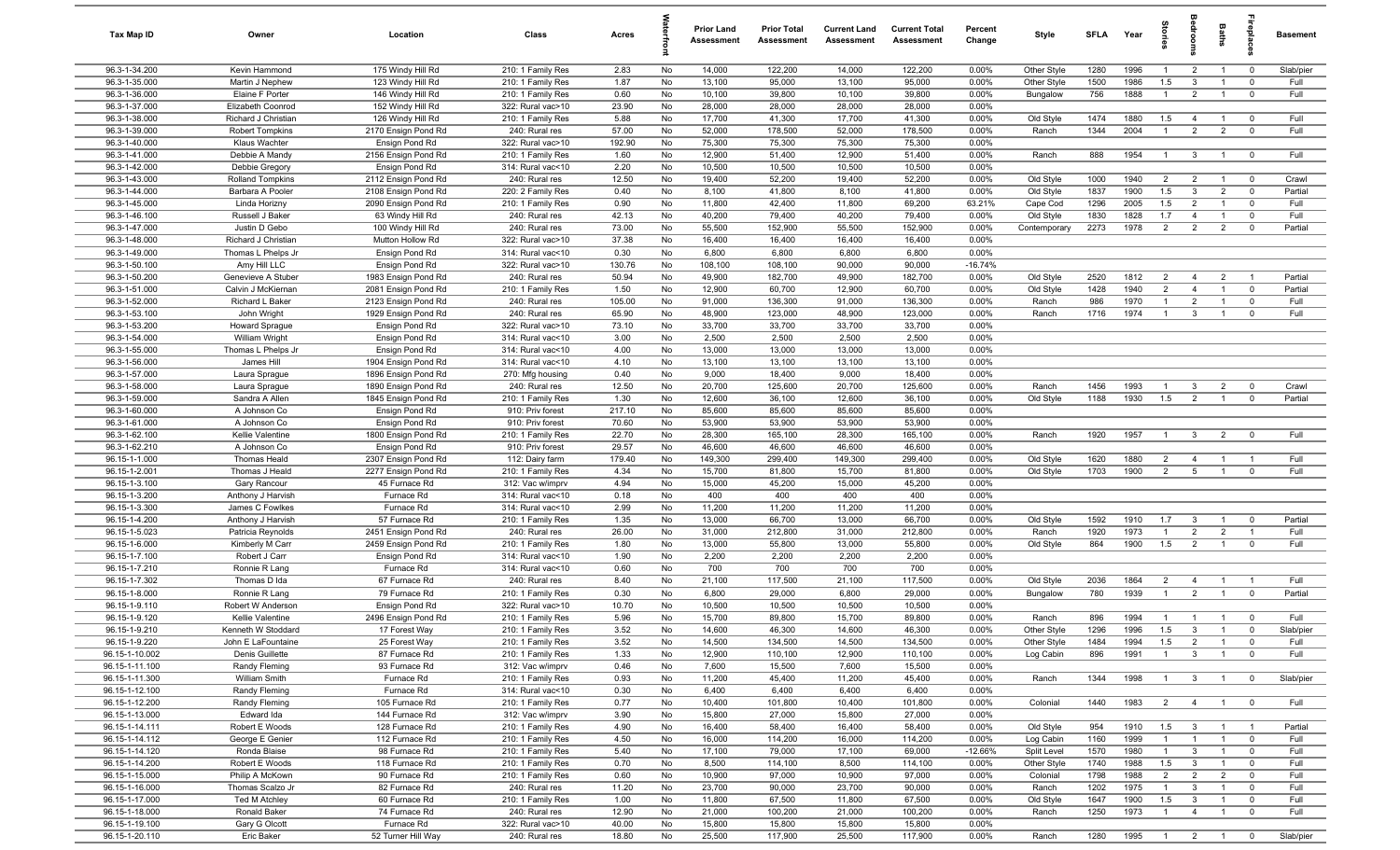| Tax Map ID | Owner | Location | Class | Acres | Waterfront | Prior Land Assessment | Prior Total Assessment | Current Land Assessment | Current Total Assessment | Percent Change | Style | SFLA | Year | Stories | Bedrooms | Baths | Fireplaces | Basement |
|---|---|---|---|---|---|---|---|---|---|---|---|---|---|---|---|---|---|---|
| 96.3-1-34.200 | Kevin Hammond | 175 Windy Hill Rd | 210: 1 Family Res | 2.83 | No | 14,000 | 122,200 | 14,000 | 122,200 | 0.00% | Other Style | 1280 | 1996 | 1 | 2 | 1 | 0 | Slab/pier |
| 96.3-1-35.000 | Martin J Nephew | 123 Windy Hill Rd | 210: 1 Family Res | 1.87 | No | 13,100 | 95,000 | 13,100 | 95,000 | 0.00% | Other Style | 1500 | 1986 | 1.5 | 3 | 1 | 0 | Full |
| 96.3-1-36.000 | Elaine F Porter | 146 Windy Hill Rd | 210: 1 Family Res | 0.60 | No | 10,100 | 39,800 | 10,100 | 39,800 | 0.00% | Bungalow | 756 | 1888 | 1 | 2 | 1 | 0 | Full |
| 96.3-1-37.000 | Elizabeth Coonrod | 152 Windy Hill Rd | 322: Rural vac>10 | 23.90 | No | 28,000 | 28,000 | 28,000 | 28,000 | 0.00% | | | | | | | | |
| 96.3-1-38.000 | Richard J Christian | 126 Windy Hill Rd | 210: 1 Family Res | 5.88 | No | 17,700 | 41,300 | 17,700 | 41,300 | 0.00% | Old Style | 1474 | 1880 | 1.5 | 4 | 1 | 0 | Full |
| 96.3-1-39.000 | Robert Tompkins | 2170 Ensign Pond Rd | 240: Rural res | 57.00 | No | 52,000 | 178,500 | 52,000 | 178,500 | 0.00% | Ranch | 1344 | 2004 | 1 | 2 | 2 | 0 | Full |
| 96.3-1-40.000 | Klaus Wachter | Ensign Pond Rd | 322: Rural vac>10 | 192.90 | No | 75,300 | 75,300 | 75,300 | 75,300 | 0.00% | | | | | | | | |
| 96.3-1-41.000 | Debbie A Mandy | 2156 Ensign Pond Rd | 210: 1 Family Res | 1.60 | No | 12,900 | 51,400 | 12,900 | 51,400 | 0.00% | Ranch | 888 | 1954 | 1 | 3 | 1 | 0 | Full |
| 96.3-1-42.000 | Debbie Gregory | Ensign Pond Rd | 314: Rural vac<10 | 2.20 | No | 10,500 | 10,500 | 10,500 | 10,500 | 0.00% | | | | | | | | |
| 96.3-1-43.000 | Rolland Tompkins | 2112 Ensign Pond Rd | 240: Rural res | 12.50 | No | 19,400 | 52,200 | 19,400 | 52,200 | 0.00% | Old Style | 1000 | 1940 | 2 | 2 | 1 | 0 | Crawl |
| 96.3-1-44.000 | Barbara A Pooler | 2108 Ensign Pond Rd | 220: 2 Family Res | 0.40 | No | 8,100 | 41,800 | 8,100 | 41,800 | 0.00% | Old Style | 1837 | 1900 | 1.5 | 3 | 2 | 0 | Partial |
| 96.3-1-45.000 | Linda Horizny | 2090 Ensign Pond Rd | 210: 1 Family Res | 0.90 | No | 11,800 | 42,400 | 11,800 | 69,200 | 63.21% | Cape Cod | 1296 | 2005 | 1.5 | 2 | 1 | 0 | Full |
| 96.3-1-46.100 | Russell J Baker | 63 Windy Hill Rd | 240: Rural res | 42.13 | No | 40,200 | 79,400 | 40,200 | 79,400 | 0.00% | Old Style | 1830 | 1828 | 1.7 | 4 | 1 | 0 | Full |
| 96.3-1-47.000 | Justin D Gebo | 100 Windy Hill Rd | 240: Rural res | 73.00 | No | 55,500 | 152,900 | 55,500 | 152,900 | 0.00% | Contemporary | 2273 | 1978 | 2 | 2 | 2 | 0 | Partial |
| 96.3-1-48.000 | Richard J Christian | Mutton Hollow Rd | 322: Rural vac>10 | 37.38 | No | 16,400 | 16,400 | 16,400 | 16,400 | 0.00% | | | | | | | | |
| 96.3-1-49.000 | Thomas L Phelps Jr | Ensign Pond Rd | 314: Rural vac<10 | 0.30 | No | 6,800 | 6,800 | 6,800 | 6,800 | 0.00% | | | | | | | | |
| 96.3-1-50.100 | Amy Hill LLC | Ensign Pond Rd | 322: Rural vac>10 | 130.76 | No | 108,100 | 108,100 | 90,000 | 90,000 | -16.74% | | | | | | | | |
| 96.3-1-50.200 | Genevieve A Stuber | 1983 Ensign Pond Rd | 240: Rural res | 50.94 | No | 49,900 | 182,700 | 49,900 | 182,700 | 0.00% | Old Style | 2520 | 1812 | 2 | 4 | 2 | 1 | Partial |
| 96.3-1-51.000 | Calvin J McKiernan | 2081 Ensign Pond Rd | 210: 1 Family Res | 1.50 | No | 12,900 | 60,700 | 12,900 | 60,700 | 0.00% | Old Style | 1428 | 1940 | 2 | 4 | 1 | 0 | Partial |
| 96.3-1-52.000 | Richard L Baker | 2123 Ensign Pond Rd | 240: Rural res | 105.00 | No | 91,000 | 136,300 | 91,000 | 136,300 | 0.00% | Ranch | 986 | 1970 | 1 | 2 | 1 | 0 | Full |
| 96.3-1-53.100 | John Wright | 1929 Ensign Pond Rd | 240: Rural res | 65.90 | No | 48,900 | 123,000 | 48,900 | 123,000 | 0.00% | Ranch | 1716 | 1974 | 1 | 3 | 1 | 0 | Full |
| 96.3-1-53.200 | Howard Sprague | Ensign Pond Rd | 322: Rural vac>10 | 73.10 | No | 33,700 | 33,700 | 33,700 | 33,700 | 0.00% | | | | | | | | |
| 96.3-1-54.000 | William Wright | Ensign Pond Rd | 314: Rural vac<10 | 3.00 | No | 2,500 | 2,500 | 2,500 | 2,500 | 0.00% | | | | | | | | |
| 96.3-1-55.000 | Thomas L Phelps Jr | Ensign Pond Rd | 314: Rural vac<10 | 4.00 | No | 13,000 | 13,000 | 13,000 | 13,000 | 0.00% | | | | | | | | |
| 96.3-1-56.000 | James Hill | 1904 Ensign Pond Rd | 314: Rural vac<10 | 4.10 | No | 13,100 | 13,100 | 13,100 | 13,100 | 0.00% | | | | | | | | |
| 96.3-1-57.000 | Laura Sprague | 1896 Ensign Pond Rd | 270: Mfg housing | 0.40 | No | 9,000 | 18,400 | 9,000 | 18,400 | 0.00% | | | | | | | | |
| 96.3-1-58.000 | Laura Sprague | 1890 Ensign Pond Rd | 240: Rural res | 12.50 | No | 20,700 | 125,600 | 20,700 | 125,600 | 0.00% | Ranch | 1456 | 1993 | 1 | 3 | 2 | 0 | Crawl |
| 96.3-1-59.000 | Sandra A Allen | 1845 Ensign Pond Rd | 210: 1 Family Res | 1.30 | No | 12,600 | 36,100 | 12,600 | 36,100 | 0.00% | Old Style | 1188 | 1930 | 1.5 | 2 | 1 | 0 | Partial |
| 96.3-1-60.000 | A Johnson Co | Ensign Pond Rd | 910: Priv forest | 217.10 | No | 85,600 | 85,600 | 85,600 | 85,600 | 0.00% | | | | | | | | |
| 96.3-1-61.000 | A Johnson Co | Ensign Pond Rd | 910: Priv forest | 70.60 | No | 53,900 | 53,900 | 53,900 | 53,900 | 0.00% | | | | | | | | |
| 96.3-1-62.100 | Kellie Valentine | 1800 Ensign Pond Rd | 210: 1 Family Res | 22.70 | No | 28,300 | 165,100 | 28,300 | 165,100 | 0.00% | Ranch | 1920 | 1957 | 1 | 3 | 2 | 0 | Full |
| 96.3-1-62.210 | A Johnson Co | Ensign Pond Rd | 910: Priv forest | 29.57 | No | 46,600 | 46,600 | 46,600 | 46,600 | 0.00% | | | | | | | | |
| 96.15-1-1.000 | Thomas Heald | 2307 Ensign Pond Rd | 112: Dairy farm | 179.40 | No | 149,300 | 299,400 | 149,300 | 299,400 | 0.00% | Old Style | 1620 | 1880 | 2 | 4 | 1 | 1 | Full |
| 96.15-1-2.001 | Thomas J Heald | 2277 Ensign Pond Rd | 210: 1 Family Res | 4.34 | No | 15,700 | 81,800 | 15,700 | 81,800 | 0.00% | Old Style | 1703 | 1900 | 2 | 5 | 1 | 0 | Full |
| 96.15-1-3.100 | Gary Rancour | 45 Furnace Rd | 312: Vac w/imprv | 4.94 | No | 15,000 | 45,200 | 15,000 | 45,200 | 0.00% | | | | | | | | |
| 96.15-1-3.200 | Anthony J Harvish | Furnace Rd | 314: Rural vac<10 | 0.18 | No | 400 | 400 | 400 | 400 | 0.00% | | | | | | | | |
| 96.15-1-3.300 | James C Fowlkes | Furnace Rd | 314: Rural vac<10 | 2.99 | No | 11,200 | 11,200 | 11,200 | 11,200 | 0.00% | | | | | | | | |
| 96.15-1-4.200 | Anthony J Harvish | 57 Furnace Rd | 210: 1 Family Res | 1.35 | No | 13,000 | 66,700 | 13,000 | 66,700 | 0.00% | Old Style | 1592 | 1910 | 1.7 | 3 | 1 | 0 | Partial |
| 96.15-1-5.023 | Patricia Reynolds | 2451 Ensign Pond Rd | 240: Rural res | 26.00 | No | 31,000 | 212,800 | 31,000 | 212,800 | 0.00% | Ranch | 1920 | 1973 | 1 | 2 | 2 | 1 | Full |
| 96.15-1-6.000 | Kimberly M Carr | 2459 Ensign Pond Rd | 210: 1 Family Res | 1.80 | No | 13,000 | 55,800 | 13,000 | 55,800 | 0.00% | Old Style | 864 | 1900 | 1.5 | 2 | 1 | 0 | Full |
| 96.15-1-7.100 | Robert J Carr | Ensign Pond Rd | 314: Rural vac<10 | 1.90 | No | 2,200 | 2,200 | 2,200 | 2,200 | 0.00% | | | | | | | | |
| 96.15-1-7.210 | Ronnie R Lang | Furnace Rd | 314: Rural vac<10 | 0.60 | No | 700 | 700 | 700 | 700 | 0.00% | | | | | | | | |
| 96.15-1-7.302 | Thomas D Ida | 67 Furnace Rd | 240: Rural res | 8.40 | No | 21,100 | 117,500 | 21,100 | 117,500 | 0.00% | Old Style | 2036 | 1864 | 2 | 4 | 1 | 1 | Full |
| 96.15-1-8.000 | Ronnie R Lang | 79 Furnace Rd | 210: 1 Family Res | 0.30 | No | 6,800 | 29,000 | 6,800 | 29,000 | 0.00% | Bungalow | 780 | 1939 | 1 | 2 | 1 | 0 | Partial |
| 96.15-1-9.110 | Robert W Anderson | Ensign Pond Rd | 322: Rural vac>10 | 10.70 | No | 10,500 | 10,500 | 10,500 | 10,500 | 0.00% | | | | | | | | |
| 96.15-1-9.120 | Kellie Valentine | 2496 Ensign Pond Rd | 210: 1 Family Res | 5.96 | No | 15,700 | 89,800 | 15,700 | 89,800 | 0.00% | Ranch | 896 | 1994 | 1 | 1 | 1 | 0 | Full |
| 96.15-1-9.210 | Kenneth W Stoddard | 17 Forest Way | 210: 1 Family Res | 3.52 | No | 14,600 | 46,300 | 14,600 | 46,300 | 0.00% | Other Style | 1296 | 1996 | 1.5 | 3 | 1 | 0 | Slab/pier |
| 96.15-1-9.220 | John E LaFountaine | 25 Forest Way | 210: 1 Family Res | 3.52 | No | 14,500 | 134,500 | 14,500 | 134,500 | 0.00% | Other Style | 1484 | 1994 | 1.5 | 2 | 1 | 0 | Full |
| 96.15-1-10.002 | Denis Guillette | 87 Furnace Rd | 210: 1 Family Res | 1.33 | No | 12,900 | 110,100 | 12,900 | 110,100 | 0.00% | Log Cabin | 896 | 1991 | 1 | 3 | 1 | 0 | Full |
| 96.15-1-11.100 | Randy Fleming | 93 Furnace Rd | 312: Vac w/imprv | 0.46 | No | 7,600 | 15,500 | 7,600 | 15,500 | 0.00% | | | | | | | | |
| 96.15-1-11.300 | William Smith | Furnace Rd | 210: 1 Family Res | 0.93 | No | 11,200 | 45,400 | 11,200 | 45,400 | 0.00% | Ranch | 1344 | 1998 | 1 | 3 | 1 | 0 | Slab/pier |
| 96.15-1-12.100 | Randy Fleming | Furnace Rd | 314: Rural vac<10 | 0.30 | No | 6,400 | 6,400 | 6,400 | 6,400 | 0.00% | | | | | | | | |
| 96.15-1-12.200 | Randy Fleming | 105 Furnace Rd | 210: 1 Family Res | 0.77 | No | 10,400 | 101,800 | 10,400 | 101,800 | 0.00% | Colonial | 1440 | 1983 | 2 | 4 | 1 | 0 | Full |
| 96.15-1-13.000 | Edward Ida | 144 Furnace Rd | 312: Vac w/imprv | 3.90 | No | 15,800 | 27,000 | 15,800 | 27,000 | 0.00% | | | | | | | | |
| 96.15-1-14.111 | Robert E Woods | 128 Furnace Rd | 210: 1 Family Res | 4.90 | No | 16,400 | 58,400 | 16,400 | 58,400 | 0.00% | Old Style | 954 | 1910 | 1.5 | 3 | 1 | 1 | Partial |
| 96.15-1-14.112 | George E Genier | 112 Furnace Rd | 210: 1 Family Res | 4.50 | No | 16,000 | 114,200 | 16,000 | 114,200 | 0.00% | Log Cabin | 1160 | 1999 | 1 | 1 | 1 | 0 | Full |
| 96.15-1-14.120 | Ronda Blaise | 98 Furnace Rd | 210: 1 Family Res | 5.40 | No | 17,100 | 79,000 | 17,100 | 69,000 | -12.66% | Split Level | 1570 | 1980 | 1 | 3 | 1 | 0 | Full |
| 96.15-1-14.200 | Robert E Woods | 118 Furnace Rd | 210: 1 Family Res | 0.70 | No | 8,500 | 114,100 | 8,500 | 114,100 | 0.00% | Other Style | 1740 | 1988 | 1.5 | 3 | 1 | 0 | Full |
| 96.15-1-15.000 | Philip A McKown | 90 Furnace Rd | 210: 1 Family Res | 0.60 | No | 10,900 | 97,000 | 10,900 | 97,000 | 0.00% | Colonial | 1798 | 1988 | 2 | 2 | 2 | 0 | Full |
| 96.15-1-16.000 | Thomas Scalzo Jr | 82 Furnace Rd | 240: Rural res | 11.20 | No | 23,700 | 90,000 | 23,700 | 90,000 | 0.00% | Ranch | 1202 | 1975 | 1 | 3 | 1 | 0 | Full |
| 96.15-1-17.000 | Ted M Atchley | 60 Furnace Rd | 210: 1 Family Res | 1.00 | No | 11,800 | 67,500 | 11,800 | 67,500 | 0.00% | Old Style | 1647 | 1900 | 1.5 | 3 | 1 | 0 | Full |
| 96.15-1-18.000 | Ronald Baker | 74 Furnace Rd | 240: Rural res | 12.90 | No | 21,000 | 100,200 | 21,000 | 100,200 | 0.00% | Ranch | 1250 | 1973 | 1 | 4 | 1 | 0 | Full |
| 96.15-1-19.100 | Gary G Olcott | Furnace Rd | 322: Rural vac>10 | 40.00 | No | 15,800 | 15,800 | 15,800 | 15,800 | 0.00% | | | | | | | | |
| 96.15-1-20.110 | Eric Baker | 52 Turner Hill Way | 240: Rural res | 18.80 | No | 25,500 | 117,900 | 25,500 | 117,900 | 0.00% | Ranch | 1280 | 1995 | 1 | 2 | 1 | 0 | Slab/pier |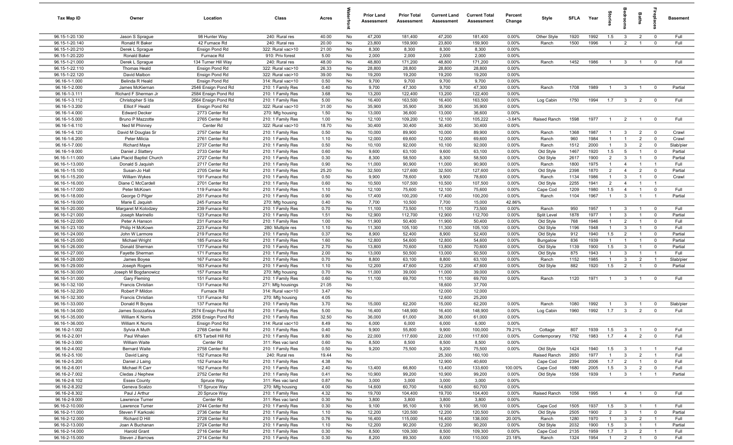| Tax Map ID | Owner | Location | Class | Acres | Waterfront | Prior Land Assessment | Prior Total Assessment | Current Land Assessment | Current Total Assessment | Percent Change | Style | SFLA | Year | Stories | Bedrooms | Baths | Fireplaces | Basement |
|---|---|---|---|---|---|---|---|---|---|---|---|---|---|---|---|---|---|---|
| 96.15-1-20.130 | Jason S Sprague | 98 Hunter Way | 240: Rural res | 40.00 | No | 47,200 | 181,400 | 47,200 | 181,400 | 0.00% | Other Style | 1920 | 1992 | 1.5 | 3 | 2 | 0 | Full |
| 96.15-1-20.140 | Ronald R Baker | 42 Furnace Rd | 240: Rural res | 20.00 | No | 23,800 | 159,900 | 23,800 | 159,900 | 0.00% | Ranch | 1500 | 1996 | 1 | 2 | 1 | 0 | Full |
| 96.15-1-20.210 | Derek L Sprague | Ensign Pond Rd | 322: Rural vac>10 | 21.00 | No | 8,300 | 8,300 | 8,300 | 8,300 | 0.00% | | | | | | | | |
| 96.15-1-20.220 | Ronald Baker | Furnace Rd | 910: Priv forest | 5.00 | No | 2,000 | 2,000 | 2,000 | 2,000 | 0.00% | | | | | | | | |
| 96.15-1-21.000 | Derek L Sprague | 134 Turner Hill Way | 240: Rural res | 48.00 | No | 48,800 | 171,200 | 48,800 | 171,200 | 0.00% | Ranch | 1452 | 1986 | 1 | 3 | 1 | 0 | Full |
| 96.15-1-22.110 | Thomas Heald | Ensign Pond Rd | 322: Rural vac>10 | 26.33 | No | 28,800 | 28,800 | 28,800 | 28,800 | 0.00% | | | | | | | | |
| 96.15-1-22.120 | David Malbon | Ensign Pond Rd | 322: Rural vac>10 | 39.00 | No | 19,200 | 19,200 | 19,200 | 19,200 | 0.00% | | | | | | | | |
| 96.16-1-1.000 | Belinda R Heald | Ensign Pond Rd | 314: Rural vac<10 | 0.50 | No | 9,700 | 9,700 | 9,700 | 9,700 | 0.00% | | | | | | | | |
| 96.16-1-2.000 | James McKiernan | 2546 Ensign Pond Rd | 210: 1 Family Res | 0.40 | No | 9,700 | 47,300 | 9,700 | 47,300 | 0.00% | Ranch | 1708 | 1989 | 1 | 3 | 1 | 0 | Partial |
| 96.16-1-3.111 | Richard F Sherman Jr | 2584 Ensign Pond Rd | 210: 1 Family Res | 3.68 | No | 13,200 | 122,400 | 13,200 | 122,400 | 0.00% | | | | | | | | |
| 96.16-1-3.112 | Christopher S Ida | 2564 Ensign Pond Rd | 210: 1 Family Res | 5.00 | No | 16,400 | 163,500 | 16,400 | 163,500 | 0.00% | Log Cabin | 1750 | 1994 | 1.7 | 3 | 2 | 0 | Full |
| 96.16-1-3.200 | Elliot F Heald | Ensign Pond Rd | 322: Rural vac>10 | 31.00 | No | 35,900 | 35,900 | 35,900 | 35,900 | 0.00% | | | | | | | | |
| 96.16-1-4.000 | Edward Decker | 2773 Center Rd | 270: Mfg housing | 1.50 | No | 13,000 | 36,600 | 13,000 | 36,600 | 0.00% | | | | | | | | |
| 96.16-1-5.000 | Bruno P Mazzotte | 2765 Center Rd | 210: 1 Family Res | 1.00 | No | 12,100 | 109,200 | 12,100 | 105,222 | -3.64% | Raised Ranch | 1598 | 1977 | 1 | 2 | 1 | 0 | Full |
| 96.16-1-6.110 | Ned M Phinney | Center Rd | 322: Rural vac>10 | 18.70 | No | 30,400 | 30,400 | 30,400 | 30,400 | 0.00% | | | | | | | | |
| 96.16-1-6.120 | David M Douglas Sr | 2757 Center Rd | 210: 1 Family Res | 0.50 | No | 10,000 | 89,900 | 10,000 | 89,900 | 0.00% | Ranch | 1368 | 1987 | 1 | 3 | 2 | 0 | Crawl |
| 96.16-1-6.200 | Peter Milicia | 2761 Center Rd | 210: 1 Family Res | 1.10 | No | 12,000 | 69,600 | 12,000 | 69,600 | 0.00% | Ranch | 960 | 1984 | 1 | 1 | 2 | 0 | Crawl |
| 96.16-1-7.000 | Richard Maye | 2737 Center Rd | 210: 1 Family Res | 0.50 | No | 10,100 | 92,000 | 10,100 | 92,000 | 0.00% | Ranch | 1512 | 2000 | 1 | 3 | 2 | 0 | Slab/pier |
| 96.16-1-9.000 | Daniel J Slattery | 2733 Center Rd | 210: 1 Family Res | 0.60 | No | 9,600 | 63,100 | 9,600 | 63,100 | 0.00% | Old Style | 1467 | 1920 | 1.5 | 5 | 1 | 0 | Partial |
| 96.16-1-11.000 | Lake Placid Baptist Church | 2727 Center Rd | 210: 1 Family Res | 0.30 | No | 8,300 | 58,500 | 8,300 | 58,500 | 0.00% | Old Style | 2617 | 1900 | 2 | 3 | 1 | 0 | Partial |
| 96.16-1-13.000 | Donald S Jaquish | 2717 Center Rd | 210: 1 Family Res | 0.90 | No | 11,000 | 90,900 | 11,000 | 90,900 | 0.00% | Ranch | 1800 | 1975 | 1 | 4 | 1 | 1 | Full |
| 96.16-1-15.100 | Susan-Jo Hall | 2705 Center Rd | 210: 1 Family Res | 25.20 | No | 32,500 | 127,600 | 32,500 | 127,600 | 0.00% | Old Style | 2398 | 1870 | 2 | 4 | 2 | 0 | Partial |
| 96.16-1-15.200 | William Wykes | 191 Furnace Rd | 210: 1 Family Res | 0.50 | No | 9,900 | 78,600 | 9,900 | 78,600 | 0.00% | Ranch | 1134 | 1986 | 1 | 3 | 1 | 0 | Crawl |
| 96.16-1-16.000 | Diane C McCardell | 2701 Center Rd | 210: 1 Family Res | 0.60 | No | 10,500 | 107,500 | 10,500 | 107,500 | 0.00% | Old Style | 2255 | 1941 | 2 | 4 | 1 | 1 | |
| 96.16-1-17.000 | Peter McKown | 119 Furnace Rd | 210: 1 Family Res | 1.10 | No | 12,100 | 75,600 | 12,100 | 75,600 | 0.00% | Cape Cod | 1209 | 1980 | 1.5 | 4 | 1 | 0 | Full |
| 96.16-1-18.000 | George O Pilger | 251 Furnace Rd | 210: 1 Family Res | 0.90 | No | 17,400 | 100,200 | 17,400 | 100,200 | 0.00% | Ranch | 1104 | 1967 | 1 | 3 | 1 | 1 | Partial |
| 96.16-1-19.000 | Marie E Jaquish | 245 Furnace Rd | 270: Mfg housing | 0.40 | No | 7,700 | 10,500 | 7,700 | 15,000 | 42.86% | | | | | | | | |
| 96.16-1-20.000 | Margaret M Kolodzey | 239 Furnace Rd | 210: 1 Family Res | 0.70 | No | 11,100 | 73,500 | 11,100 | 73,500 | 0.00% | Ranch | 950 | 1957 | 1 | 3 | 1 | 0 | Full |
| 96.16-1-21.000 | Joseph Marinello | 123 Furnace Rd | 210: 1 Family Res | 1.51 | No | 12,900 | 112,700 | 12,900 | 112,700 | 0.00% | Split Level | 1878 | 1977 | 1 | 3 | 1 | 0 | Partial |
| 96.16-1-22.000 | Peter A Hanson | 231 Furnace Rd | 210: 1 Family Res | 1.00 | No | 11,900 | 50,400 | 11,900 | 50,400 | 0.00% | Old Style | 768 | 1946 | 1 | 2 | 1 | 0 | Full |
| 96.16-1-23.100 | Philip H McKown | 223 Furnace Rd | 280: Multiple res | 1.10 | No | 11,300 | 105,100 | 11,300 | 105,100 | 0.00% | Old Style | 1196 | 1948 | 1 | 3 | 1 | 0 | Full |
| 96.16-1-24.000 | John W Larmore | 219 Furnace Rd | 210: 1 Family Res | 0.37 | No | 8,900 | 52,400 | 8,900 | 52,400 | 0.00% | Old Style | 912 | 1940 | 1.5 | 2 | 1 | 0 | Partial |
| 96.16-1-25.000 | Michael Wright | 185 Furnace Rd | 210: 1 Family Res | 1.60 | No | 12,800 | 54,600 | 12,800 | 54,600 | 0.00% | Bungalow | 836 | 1939 | 1 | 1 | 1 | 0 | Partial |
| 96.16-1-26.000 | Donald Sherman | 177 Furnace Rd | 210: 1 Family Res | 2.70 | No | 13,800 | 70,600 | 13,800 | 70,600 | 0.00% | Old Style | 1139 | 1900 | 1.5 | 3 | 1 | 0 | Partial |
| 96.16-1-27.000 | Fayette Sherman | 171 Furnace Rd | 210: 1 Family Res | 2.00 | No | 13,000 | 50,500 | 13,000 | 50,500 | 0.00% | Old Style | 875 | 1943 | 1 | 3 | 1 | 1 | Full |
| 96.16-1-28.000 | James Boyea | 167 Furnace Rd | 210: 1 Family Res | 0.70 | No | 8,800 | 63,100 | 8,800 | 63,100 | 0.00% | Ranch | 1152 | 1985 | 1 | 3 | 2 | 1 | Slab/pier |
| 96.16-1-29.000 | Joseph Rogers | 163 Furnace Rd | 210: 1 Family Res | 1.10 | No | 12,200 | 47,600 | 12,200 | 47,600 | 0.00% | Old Style | 882 | 1920 | 1.5 | 2 | 1 | 0 | Partial |
| 96.16-1-30.000 | Joseph M Bogdanowicz | 157 Furnace Rd | 270: Mfg housing | 0.70 | No | 11,000 | 39,000 | 11,000 | 39,000 | 0.00% | | | | | | | | |
| 96.16-1-31.000 | Gary Fleming | 151 Furnace Rd | 210: 1 Family Res | 0.60 | No | 11,100 | 69,700 | 11,100 | 69,700 | 0.00% | Ranch | 1120 | 1971 | 1 | 3 | 1 | 0 | Full |
| 96.16-1-32.100 | Francis Christian | 131 Furnace Rd | 271: Mfg housings | 21.05 | No | | | 18,600 | 37,700 | | | | | | | | | |
| 96.16-1-32.200 | Robert P Mildon | Furnace Rd | 314: Rural vac<10 | 3.47 | No | | | 12,000 | 12,000 | | | | | | | | | |
| 96.16-1-32.300 | Francis Christian | 131 Furnace Rd | 270: Mfg housing | 4.05 | No | | | 12,600 | 25,200 | | | | | | | | | |
| 96.16-1-33.000 | Donald R Boyea | 137 Furnace Rd | 210: 1 Family Res | 3.70 | No | 15,000 | 62,200 | 15,000 | 62,200 | 0.00% | Ranch | 1080 | 1992 | 1 | 3 | 1 | 0 | Slab/pier |
| 96.16-1-34.000 | James Scozzafava | 2574 Ensign Pond Rd | 210: 1 Family Res | 5.00 | No | 16,400 | 148,900 | 16,400 | 148,900 | 0.00% | Log Cabin | 1960 | 1992 | 1.7 | 3 | 2 | 0 | Full |
| 96.16-1-35.000 | William K Norris | 2556 Ensign Pond Rd | 210: 1 Family Res | 32.50 | No | 36,000 | 61,000 | 36,000 | 61,000 | 0.00% | | | | | | | | |
| 96.16-1-36.000 | William K Norris | Ensign Pond Rd | 314: Rural vac<10 | 8.49 | No | 6,000 | 6,000 | 6,000 | 6,000 | 0.00% | | | | | | | | |
| 96.16-2-1.002 | Sylvia A Muth | 2768 Center Rd | 210: 1 Family Res | 0.40 | No | 9,900 | 55,800 | 9,900 | 100,000 | 79.21% | Cottage | 807 | 1939 | 1.5 | 3 | 1 | 0 | Full |
| 96.16-2-2.001 | Paul Whalen | 675 Tarbell Hill Rd | 210: 1 Family Res | 9.80 | No | 22,000 | 117,600 | 22,000 | 117,600 | 0.00% | Contemporary | 1792 | 1983 | 1.7 | 4 | 2 | 0 | Full |
| 96.16-2-3.000 | William Waite | Center Rd | 311: Res vac land | 0.60 | No | 8,500 | 8,500 | 8,500 | 8,500 | 0.00% | | | | | | | | |
| 96.16-2-4.002 | Bernard Waite | 2758 Center Rd | 210: 1 Family Res | 0.50 | No | 9,200 | 75,500 | 9,200 | 75,500 | 0.00% | Old Style | 1424 | 1940 | 1.5 | 3 | 1 | 1 | Full |
| 96.16-2-5.100 | David Laing | 152 Furnace Rd | 240: Rural res | 19.44 | No | | | 25,300 | 160,100 | | Raised Ranch | 2650 | 1977 | 1 | 3 | 2 | 1 | Full |
| 96.16-2-5.200 | Daniel J Laing | 152 Furnace Rd | 210: 1 Family Res | 4.38 | No | | | 12,900 | 40,600 | | Cape Cod | 2394 | 2006 | 1.7 | 2 | 1 | 0 | Full |
| 96.16-2-6.001 | Michael R Carr | 162 Furnace Rd | 210: 1 Family Res | 2.40 | No | 13,400 | 66,800 | 13,400 | 133,600 | 100.00% | Cape Cod | 1680 | 2005 | 1.5 | 3 | 2 | 0 | Full |
| 96.16-2-7.002 | Cledas J Nephew | 2752 Center Rd | 210: 1 Family Res | 0.41 | No | 10,900 | 99,200 | 10,900 | 99,200 | 0.00% | Old Style | 1556 | 1939 | 1 | 3 | 1 | 1 | Partial |
| 96.16-2-8.102 | Essex County | Spruce Way | 311: Res vac land | 0.87 | No | 3,000 | 3,000 | 3,000 | 3,000 | 0.00% | | | | | | | | |
| 96.16-2-8.202 | Geneva Scalzo | 17 Spruce Way | 270: Mfg housing | 4.00 | No | 14,600 | 60,700 | 14,600 | 60,700 | 0.00% | | | | | | | | |
| 96.16-2-8.302 | Paul J Arthur | 20 Spruce Way | 210: 1 Family Res | 4.32 | No | 19,700 | 104,400 | 19,700 | 104,400 | 0.00% | Raised Ranch | 1056 | 1995 | 1 | 4 | 1 | 0 | Full |
| 96.16-2-9.000 | Lawrence Turner | Center Rd | 311: Res vac land | 0.30 | No | 3,800 | 3,800 | 3,800 | 3,800 | 0.00% | | | | | | | | |
| 96.16-2-10.000 | Lawrence Turner | 2744 Center Rd | 210: 1 Family Res | 0.30 | No | 9,100 | 95,100 | 9,100 | 95,100 | 0.00% | Cape Cod | 1505 | 1937 | 1.5 | 3 | 1 | 1 | Full |
| 96.16-2-11.000 | Steven F Karkoski | 2736 Center Rd | 210: 1 Family Res | 1.10 | No | 12,200 | 120,500 | 12,200 | 120,500 | 0.00% | Old Style | 2505 | 1900 | 2 | 3 | 1 | 0 | Partial |
| 96.16-2-12.000 | Richard D Hill | 2728 Center Rd | 210: 1 Family Res | 0.76 | No | 16,400 | 115,000 | 16,400 | 138,000 | 20.00% | Ranch | 1280 | 1970 | 1 | 3 | 2 | 1 | Full |
| 96.16-2-13.000 | Joan A Buchanan | 2724 Center Rd | 210: 1 Family Res | 1.10 | No | 12,200 | 90,200 | 12,200 | 90,200 | 0.00% | Old Style | 2032 | 1900 | 1.5 | 3 | 1 | 1 | Partial |
| 96.16-2-14.000 | Harold Grant | 2716 Center Rd | 210: 1 Family Res | 0.30 | No | 8,500 | 109,300 | 8,500 | 109,300 | 0.00% | Cape Cod | 2135 | 1959 | 1.7 | 3 | 2 | 1 | Full |
| 96.16-2-15.000 | Steven J Barrows | 2714 Center Rd | 210: 1 Family Res | 0.30 | No | 8,200 | 89,300 | 8,000 | 110,000 | 23.18% | Ranch | 1324 | 1954 | 1 | 2 | 1 | 0 | Full |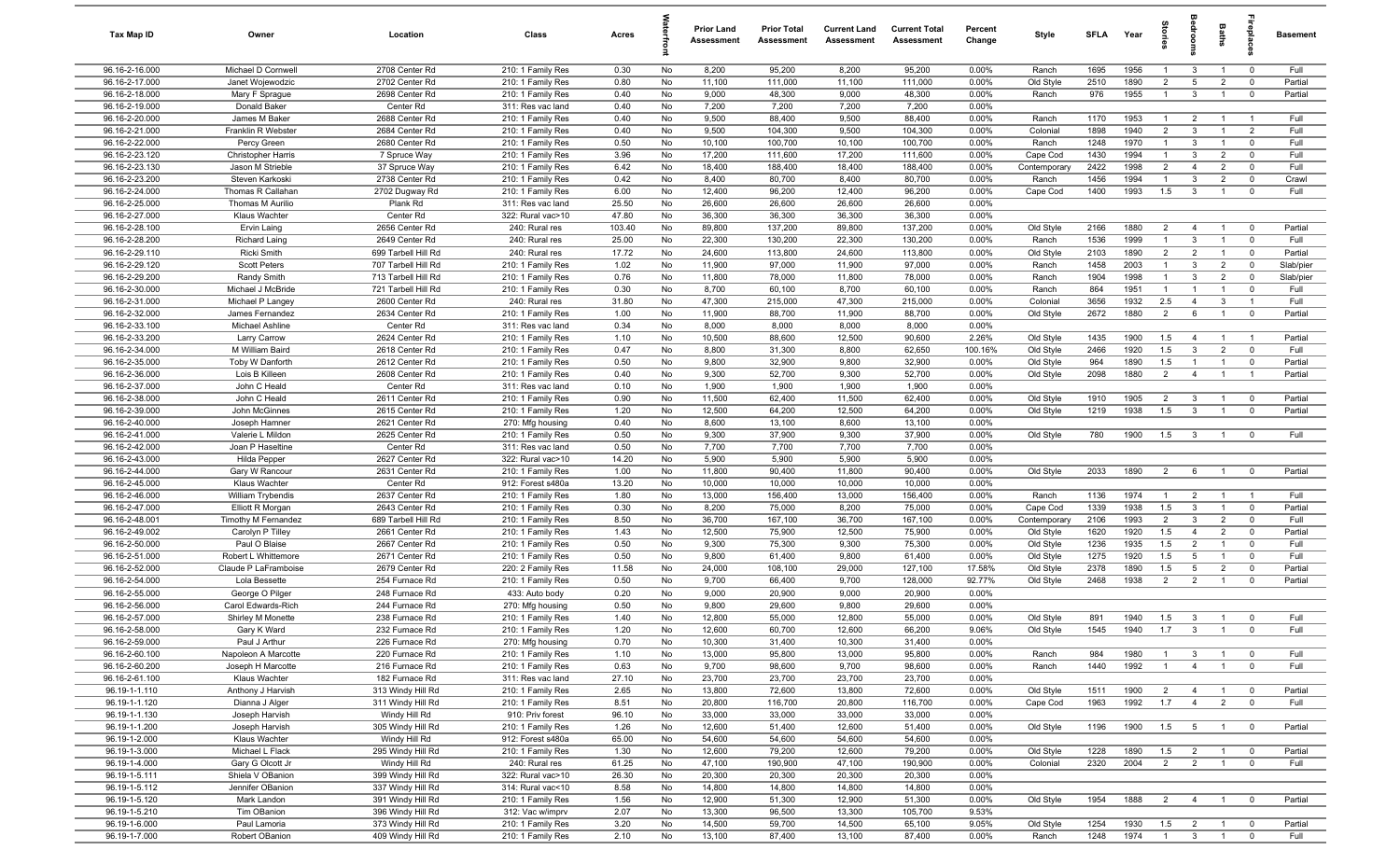| Tax Map ID | Owner | Location | Class | Acres | Waterfront | Prior Land Assessment | Prior Total Assessment | Current Land Assessment | Current Total Assessment | Percent Change | Style | SFLA | Year | Stories | Bedrooms | Baths | Fireplaces | Basement |
|---|---|---|---|---|---|---|---|---|---|---|---|---|---|---|---|---|---|---|
| 96.16-2-16.000 | Michael D Cornwell | 2708 Center Rd | 210: 1 Family Res | 0.30 | No | 8,200 | 95,200 | 8,200 | 95,200 | 0.00% | Ranch | 1695 | 1956 | 1 | 3 | 1 | 0 | Full |
| 96.16-2-17.000 | Janet Wojewodzic | 2702 Center Rd | 210: 1 Family Res | 0.80 | No | 11,100 | 111,000 | 11,100 | 111,000 | 0.00% | Old Style | 2510 | 1890 | 2 | 5 | 2 | 0 | Partial |
| 96.16-2-18.000 | Mary F Sprague | 2698 Center Rd | 210: 1 Family Res | 0.40 | No | 9,000 | 48,300 | 9,000 | 48,300 | 0.00% | Ranch | 976 | 1955 | 1 | 3 | 1 | 0 | Partial |
| 96.16-2-19.000 | Donald Baker | Center Rd | 311: Res vac land | 0.40 | No | 7,200 | 7,200 | 7,200 | 7,200 | 0.00% | | | | | | | | |
| 96.16-2-20.000 | James M Baker | 2688 Center Rd | 210: 1 Family Res | 0.40 | No | 9,500 | 88,400 | 9,500 | 88,400 | 0.00% | Ranch | 1170 | 1953 | 1 | 2 | 1 | 1 | Full |
| 96.16-2-21.000 | Franklin R Webster | 2684 Center Rd | 210: 1 Family Res | 0.40 | No | 9,500 | 104,300 | 9,500 | 104,300 | 0.00% | Colonial | 1898 | 1940 | 2 | 3 | 1 | 2 | Full |
| 96.16-2-22.000 | Percy Green | 2680 Center Rd | 210: 1 Family Res | 0.50 | No | 10,100 | 100,700 | 10,100 | 100,700 | 0.00% | Ranch | 1248 | 1970 | 1 | 3 | 1 | 0 | Full |
| 96.16-2-23.120 | Christopher Harris | 7 Spruce Way | 210: 1 Family Res | 3.96 | No | 17,200 | 111,600 | 17,200 | 111,600 | 0.00% | Cape Cod | 1430 | 1994 | 1 | 3 | 2 | 0 | Full |
| 96.16-2-23.130 | Jason M Strieble | 37 Spruce Way | 210: 1 Family Res | 6.42 | No | 18,400 | 188,400 | 18,400 | 188,400 | 0.00% | Contemporary | 2422 | 1998 | 2 | 4 | 2 | 0 | Full |
| 96.16-2-23.200 | Steven Karkoski | 2738 Center Rd | 210: 1 Family Res | 0.42 | No | 8,400 | 80,700 | 8,400 | 80,700 | 0.00% | Ranch | 1456 | 1994 | 1 | 3 | 2 | 0 | Crawl |
| 96.16-2-24.000 | Thomas R Callahan | 2702 Dugway Rd | 210: 1 Family Res | 6.00 | No | 12,400 | 96,200 | 12,400 | 96,200 | 0.00% | Cape Cod | 1400 | 1993 | 1.5 | 3 | 1 | 0 | Full |
| 96.16-2-25.000 | Thomas M Aurilio | Plank Rd | 311: Res vac land | 25.50 | No | 26,600 | 26,600 | 26,600 | 26,600 | 0.00% | | | | | | | | |
| 96.16-2-27.000 | Klaus Wachter | Center Rd | 322: Rural vac>10 | 47.80 | No | 36,300 | 36,300 | 36,300 | 36,300 | 0.00% | | | | | | | | |
| 96.16-2-28.100 | Ervin Laing | 2656 Center Rd | 240: Rural res | 103.40 | No | 89,800 | 137,200 | 89,800 | 137,200 | 0.00% | Old Style | 2166 | 1880 | 2 | 4 | 1 | 0 | Partial |
| 96.16-2-28.200 | Richard Laing | 2649 Center Rd | 240: Rural res | 25.00 | No | 22,300 | 130,200 | 22,300 | 130,200 | 0.00% | Ranch | 1536 | 1999 | 1 | 3 | 1 | 0 | Full |
| 96.16-2-29.110 | Ricki Smith | 699 Tarbell Hill Rd | 240: Rural res | 17.72 | No | 24,600 | 113,800 | 24,600 | 113,800 | 0.00% | Old Style | 2103 | 1890 | 2 | 2 | 1 | 0 | Partial |
| 96.16-2-29.120 | Scott Peters | 707 Tarbell Hill Rd | 210: 1 Family Res | 1.02 | No | 11,900 | 97,000 | 11,900 | 97,000 | 0.00% | Ranch | 1458 | 2003 | 1 | 3 | 2 | 0 | Slab/pier |
| 96.16-2-29.200 | Randy Smith | 713 Tarbell Hill Rd | 210: 1 Family Res | 0.76 | No | 11,800 | 78,000 | 11,800 | 78,000 | 0.00% | Ranch | 1904 | 1998 | 1 | 3 | 2 | 0 | Slab/pier |
| 96.16-2-30.000 | Michael J McBride | 721 Tarbell Hill Rd | 210: 1 Family Res | 0.30 | No | 8,700 | 60,100 | 8,700 | 60,100 | 0.00% | Ranch | 864 | 1951 | 1 | 1 | 1 | 0 | Full |
| 96.16-2-31.000 | Michael P Langey | 2600 Center Rd | 240: Rural res | 31.80 | No | 47,300 | 215,000 | 47,300 | 215,000 | 0.00% | Colonial | 3656 | 1932 | 2.5 | 4 | 3 | 1 | Full |
| 96.16-2-32.000 | James Fernandez | 2634 Center Rd | 210: 1 Family Res | 1.00 | No | 11,900 | 88,700 | 11,900 | 88,700 | 0.00% | Old Style | 2672 | 1880 | 2 | 6 | 1 | 0 | Partial |
| 96.16-2-33.100 | Michael Ashline | Center Rd | 311: Res vac land | 0.34 | No | 8,000 | 8,000 | 8,000 | 8,000 | 0.00% | | | | | | | | |
| 96.16-2-33.200 | Larry Carrow | 2624 Center Rd | 210: 1 Family Res | 1.10 | No | 10,500 | 88,600 | 12,500 | 90,600 | 2.26% | Old Style | 1435 | 1900 | 1.5 | 4 | 1 | 1 | Partial |
| 96.16-2-34.000 | M William Baird | 2618 Center Rd | 210: 1 Family Res | 0.47 | No | 8,800 | 31,300 | 8,800 | 62,650 | 100.16% | Old Style | 2466 | 1920 | 1.5 | 3 | 2 | 0 | Full |
| 96.16-2-35.000 | Toby W Danforth | 2612 Center Rd | 210: 1 Family Res | 0.50 | No | 9,800 | 32,900 | 9,800 | 32,900 | 0.00% | Old Style | 964 | 1890 | 1.5 | 1 | 1 | 0 | Partial |
| 96.16-2-36.000 | Lois B Killeen | 2608 Center Rd | 210: 1 Family Res | 0.40 | No | 9,300 | 52,700 | 9,300 | 52,700 | 0.00% | Old Style | 2098 | 1880 | 2 | 4 | 1 | 1 | Partial |
| 96.16-2-37.000 | John C Heald | Center Rd | 311: Res vac land | 0.10 | No | 1,900 | 1,900 | 1,900 | 1,900 | 0.00% | | | | | | | | |
| 96.16-2-38.000 | John C Heald | 2611 Center Rd | 210: 1 Family Res | 0.90 | No | 11,500 | 62,400 | 11,500 | 62,400 | 0.00% | Old Style | 1910 | 1905 | 2 | 3 | 1 | 0 | Partial |
| 96.16-2-39.000 | John McGinnes | 2615 Center Rd | 210: 1 Family Res | 1.20 | No | 12,500 | 64,200 | 12,500 | 64,200 | 0.00% | Old Style | 1219 | 1938 | 1.5 | 3 | 1 | 0 | Partial |
| 96.16-2-40.000 | Joseph Hamner | 2621 Center Rd | 270: Mfg housing | 0.40 | No | 8,600 | 13,100 | 8,600 | 13,100 | 0.00% | | | | | | | | |
| 96.16-2-41.000 | Valerie L Mildon | 2625 Center Rd | 210: 1 Family Res | 0.50 | No | 9,300 | 37,900 | 9,300 | 37,900 | 0.00% | Old Style | 780 | 1900 | 1.5 | 3 | 1 | 0 | Full |
| 96.16-2-42.000 | Joan P Haseltine | Center Rd | 311: Res vac land | 0.50 | No | 7,700 | 7,700 | 7,700 | 7,700 | 0.00% | | | | | | | | |
| 96.16-2-43.000 | Hilda Pepper | 2627 Center Rd | 322: Rural vac>10 | 14.20 | No | 5,900 | 5,900 | 5,900 | 5,900 | 0.00% | | | | | | | | |
| 96.16-2-44.000 | Gary W Rancour | 2631 Center Rd | 210: 1 Family Res | 1.00 | No | 11,800 | 90,400 | 11,800 | 90,400 | 0.00% | Old Style | 2033 | 1890 | 2 | 6 | 1 | 0 | Partial |
| 96.16-2-45.000 | Klaus Wachter | Center Rd | 912: Forest s480a | 13.20 | No | 10,000 | 10,000 | 10,000 | 10,000 | 0.00% | | | | | | | | |
| 96.16-2-46.000 | William Trybendis | 2637 Center Rd | 210: 1 Family Res | 1.80 | No | 13,000 | 156,400 | 13,000 | 156,400 | 0.00% | Ranch | 1136 | 1974 | 1 | 2 | 1 | 1 | Full |
| 96.16-2-47.000 | Elliott R Morgan | 2643 Center Rd | 210: 1 Family Res | 0.30 | No | 8,200 | 75,000 | 8,200 | 75,000 | 0.00% | Cape Cod | 1339 | 1938 | 1.5 | 3 | 1 | 0 | Partial |
| 96.16-2-48.001 | Timothy M Fernandez | 689 Tarbell Hill Rd | 210: 1 Family Res | 8.50 | No | 36,700 | 167,100 | 36,700 | 167,100 | 0.00% | Contemporary | 2106 | 1993 | 2 | 3 | 2 | 0 | Full |
| 96.16-2-49.002 | Carolyn P Tilley | 2661 Center Rd | 210: 1 Family Res | 1.43 | No | 12,500 | 75,900 | 12,500 | 75,900 | 0.00% | Old Style | 1620 | 1920 | 1.5 | 4 | 2 | 0 | Partial |
| 96.16-2-50.000 | Paul O Blaise | 2667 Center Rd | 210: 1 Family Res | 0.50 | No | 9,300 | 75,300 | 9,300 | 75,300 | 0.00% | Old Style | 1236 | 1935 | 1.5 | 2 | 1 | 0 | Full |
| 96.16-2-51.000 | Robert L Whittemore | 2671 Center Rd | 210: 1 Family Res | 0.50 | No | 9,800 | 61,400 | 9,800 | 61,400 | 0.00% | Old Style | 1275 | 1920 | 1.5 | 5 | 1 | 0 | Full |
| 96.16-2-52.000 | Claude P LaFramboise | 2679 Center Rd | 220: 2 Family Res | 11.58 | No | 24,000 | 108,100 | 29,000 | 127,100 | 17.58% | Old Style | 2378 | 1890 | 1.5 | 5 | 2 | 0 | Partial |
| 96.16-2-54.000 | Lola Bessette | 254 Furnace Rd | 210: 1 Family Res | 0.50 | No | 9,700 | 66,400 | 9,700 | 128,000 | 92.77% | Old Style | 2468 | 1938 | 2 | 2 | 1 | 0 | Partial |
| 96.16-2-55.000 | George O Pilger | 248 Furnace Rd | 433: Auto body | 0.20 | No | 9,000 | 20,900 | 9,000 | 20,900 | 0.00% | | | | | | | | |
| 96.16-2-56.000 | Carol Edwards-Rich | 244 Furnace Rd | 270: Mfg housing | 0.50 | No | 9,800 | 29,600 | 9,800 | 29,600 | 0.00% | | | | | | | | |
| 96.16-2-57.000 | Shirley M Monette | 238 Furnace Rd | 210: 1 Family Res | 1.40 | No | 12,800 | 55,000 | 12,800 | 55,000 | 0.00% | Old Style | 891 | 1940 | 1.5 | 3 | 1 | 0 | Full |
| 96.16-2-58.000 | Gary K Ward | 232 Furnace Rd | 210: 1 Family Res | 1.20 | No | 12,600 | 60,700 | 12,600 | 66,200 | 9.06% | Old Style | 1545 | 1940 | 1.7 | 3 | 1 | 0 | Full |
| 96.16-2-59.000 | Paul J Arthur | 226 Furnace Rd | 270: Mfg housing | 0.70 | No | 10,300 | 31,400 | 10,300 | 31,400 | 0.00% | | | | | | | | |
| 96.16-2-60.100 | Napoleon A Marcotte | 220 Furnace Rd | 210: 1 Family Res | 1.10 | No | 13,000 | 95,800 | 13,000 | 95,800 | 0.00% | Ranch | 984 | 1980 | 1 | 3 | 1 | 0 | Full |
| 96.16-2-60.200 | Joseph H Marcotte | 216 Furnace Rd | 210: 1 Family Res | 0.63 | No | 9,700 | 98,600 | 9,700 | 98,600 | 0.00% | Ranch | 1440 | 1992 | 1 | 4 | 1 | 0 | Full |
| 96.16-2-61.100 | Klaus Wachter | 182 Furnace Rd | 311: Res vac land | 27.10 | No | 23,700 | 23,700 | 23,700 | 23,700 | 0.00% | | | | | | | | |
| 96.19-1-1.110 | Anthony J Harvish | 313 Windy Hill Rd | 210: 1 Family Res | 2.65 | No | 13,800 | 72,600 | 13,800 | 72,600 | 0.00% | Old Style | 1511 | 1900 | 2 | 4 | 1 | 0 | Partial |
| 96.19-1-1.120 | Dianna J Alger | 311 Windy Hill Rd | 210: 1 Family Res | 8.51 | No | 20,800 | 116,700 | 20,800 | 116,700 | 0.00% | Cape Cod | 1963 | 1992 | 1.7 | 4 | 2 | 0 | Full |
| 96.19-1-1.130 | Joseph Harvish | Windy Hill Rd | 910: Priv forest | 96.10 | No | 33,000 | 33,000 | 33,000 | 33,000 | 0.00% | | | | | | | | |
| 96.19-1-1.200 | Joseph Harvish | 305 Windy Hill Rd | 210: 1 Family Res | 1.26 | No | 12,600 | 51,400 | 12,600 | 51,400 | 0.00% | Old Style | 1196 | 1900 | 1.5 | 5 | 1 | 0 | Partial |
| 96.19-1-2.000 | Klaus Wachter | Windy Hill Rd | 912: Forest s480a | 65.00 | No | 54,600 | 54,600 | 54,600 | 54,600 | 0.00% | | | | | | | | |
| 96.19-1-3.000 | Michael L Flack | 295 Windy Hill Rd | 210: 1 Family Res | 1.30 | No | 12,600 | 79,200 | 12,600 | 79,200 | 0.00% | Old Style | 1228 | 1890 | 1.5 | 2 | 1 | 0 | Partial |
| 96.19-1-4.000 | Gary G Olcott Jr | Windy Hill Rd | 240: Rural res | 61.25 | No | 47,100 | 190,900 | 47,100 | 190,900 | 0.00% | Colonial | 2320 | 2004 | 2 | 2 | 1 | 0 | Full |
| 96.19-1-5.111 | Shiela V OBanion | 399 Windy Hill Rd | 322: Rural vac>10 | 26.30 | No | 20,300 | 20,300 | 20,300 | 20,300 | 0.00% | | | | | | | | |
| 96.19-1-5.112 | Jennifer OBanion | 337 Windy Hill Rd | 314: Rural vac<10 | 8.58 | No | 14,800 | 14,800 | 14,800 | 14,800 | 0.00% | | | | | | | | |
| 96.19-1-5.120 | Mark Landon | 391 Windy Hill Rd | 210: 1 Family Res | 1.56 | No | 12,900 | 51,300 | 12,900 | 51,300 | 0.00% | Old Style | 1954 | 1888 | 2 | 4 | 1 | 0 | Partial |
| 96.19-1-5.210 | Tim OBanion | 396 Windy Hill Rd | 312: Vac w/imprv | 2.07 | No | 13,300 | 96,500 | 13,300 | 105,700 | 9.53% | | | | | | | | |
| 96.19-1-6.000 | Paul Lamoria | 373 Windy Hill Rd | 210: 1 Family Res | 3.20 | No | 14,500 | 59,700 | 14,500 | 65,100 | 9.05% | Old Style | 1254 | 1930 | 1.5 | 2 | 1 | 0 | Partial |
| 96.19-1-7.000 | Robert OBanion | 409 Windy Hill Rd | 210: 1 Family Res | 2.10 | No | 13,100 | 87,400 | 13,100 | 87,400 | 0.00% | Ranch | 1248 | 1974 | 1 | 3 | 1 | 0 | Full |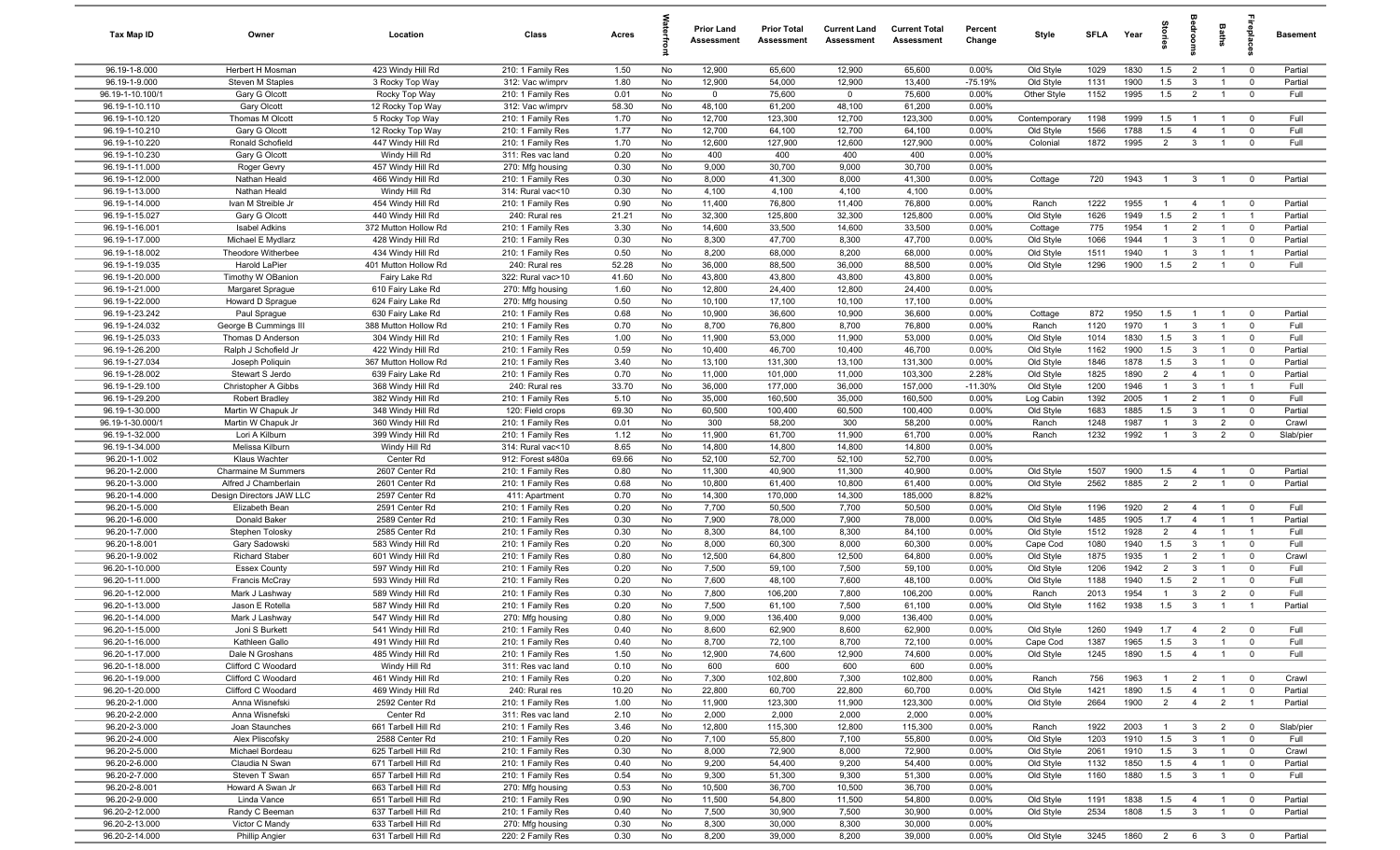| Tax Map ID | Owner | Location | Class | Acres | Waterfront | Prior Land Assessment | Prior Total Assessment | Current Land Assessment | Current Total Assessment | Percent Change | Style | SFLA | Year | Stories | Bedrooms | Baths | Fireplaces | Basement |
|---|---|---|---|---|---|---|---|---|---|---|---|---|---|---|---|---|---|---|
| 96.19-1-8.000 | Herbert H Mosman | 423 Windy Hill Rd | 210: 1 Family Res | 1.50 | No | 12,900 | 65,600 | 12,900 | 65,600 | 0.00% | Old Style | 1029 | 1830 | 1.5 | 2 | 1 | 0 | Partial |
| 96.19-1-9.000 | Steven M Staples | 3 Rocky Top Way | 312: Vac w/imprv | 1.80 | No | 12,900 | 54,000 | 12,900 | 13,400 | -75.19% | Old Style | 1131 | 1900 | 1.5 | 3 | 1 | 0 | Partial |
| 96.19-1-10.100/1 | Gary G Olcott | Rocky Top Way | 210: 1 Family Res | 0.01 | No | 0 | 75,600 | 0 | 75,600 | 0.00% | Other Style | 1152 | 1995 | 1.5 | 2 | 1 | 0 | Full |
| 96.19-1-10.110 | Gary Olcott | 12 Rocky Top Way | 312: Vac w/imprv | 58.30 | No | 48,100 | 61,200 | 48,100 | 61,200 | 0.00% | | | | | | | | |
| 96.19-1-10.120 | Thomas M Olcott | 5 Rocky Top Way | 210: 1 Family Res | 1.70 | No | 12,700 | 123,300 | 12,700 | 123,300 | 0.00% | Contemporary | 1198 | 1999 | 1.5 | 1 | 1 | 0 | Full |
| 96.19-1-10.210 | Gary G Olcott | 12 Rocky Top Way | 210: 1 Family Res | 1.77 | No | 12,700 | 64,100 | 12,700 | 64,100 | 0.00% | Old Style | 1566 | 1788 | 1.5 | 4 | 1 | 0 | Full |
| 96.19-1-10.220 | Ronald Schofield | 447 Windy Hill Rd | 210: 1 Family Res | 1.70 | No | 12,600 | 127,900 | 12,600 | 127,900 | 0.00% | Colonial | 1872 | 1995 | 2 | 3 | 1 | 0 | Full |
| 96.19-1-10.230 | Gary G Olcott | Windy Hill Rd | 311: Res vac land | 0.20 | No | 400 | 400 | 400 | 400 | 0.00% | | | | | | | | |
| 96.19-1-11.000 | Roger Gevry | 457 Windy Hill Rd | 270: Mfg housing | 0.30 | No | 9,000 | 30,700 | 9,000 | 30,700 | 0.00% | | | | | | | | |
| 96.19-1-12.000 | Nathan Heald | 466 Windy Hill Rd | 210: 1 Family Res | 0.30 | No | 8,000 | 41,300 | 8,000 | 41,300 | 0.00% | Cottage | 720 | 1943 | 1 | 3 | 1 | 0 | Partial |
| 96.19-1-13.000 | Nathan Heald | Windy Hill Rd | 314: Rural vac<10 | 0.30 | No | 4,100 | 4,100 | 4,100 | 4,100 | 0.00% | | | | | | | | |
| 96.19-1-14.000 | Ivan M Streible Jr | 454 Windy Hill Rd | 210: 1 Family Res | 0.90 | No | 11,400 | 76,800 | 11,400 | 76,800 | 0.00% | Ranch | 1222 | 1955 | 1 | 4 | 1 | 0 | Partial |
| 96.19-1-15.027 | Gary G Olcott | 440 Windy Hill Rd | 240: Rural res | 21.21 | No | 32,300 | 125,800 | 32,300 | 125,800 | 0.00% | Old Style | 1626 | 1949 | 1.5 | 2 | 1 | 1 | Partial |
| 96.19-1-16.001 | Isabel Adkins | 372 Mutton Hollow Rd | 210: 1 Family Res | 3.30 | No | 14,600 | 33,500 | 14,600 | 33,500 | 0.00% | Cottage | 775 | 1954 | 1 | 2 | 1 | 0 | Partial |
| 96.19-1-17.000 | Michael E Mydlarz | 428 Windy Hill Rd | 210: 1 Family Res | 0.30 | No | 8,300 | 47,700 | 8,300 | 47,700 | 0.00% | Old Style | 1066 | 1944 | 1 | 3 | 1 | 0 | Partial |
| 96.19-1-18.002 | Theodore Witherbee | 434 Windy Hill Rd | 210: 1 Family Res | 0.50 | No | 8,200 | 68,000 | 8,200 | 68,000 | 0.00% | Old Style | 1511 | 1940 | 1 | 3 | 1 | 1 | Partial |
| 96.19-1-19.035 | Harold LaPier | 401 Mutton Hollow Rd | 240: Rural res | 52.28 | No | 36,000 | 88,500 | 36,000 | 88,500 | 0.00% | Old Style | 1296 | 1900 | 1.5 | 2 | 1 | 0 | Full |
| 96.19-1-20.000 | Timothy W OBanion | Fairy Lake Rd | 322: Rural vac>10 | 41.60 | No | 43,800 | 43,800 | 43,800 | 43,800 | 0.00% | | | | | | | | |
| 96.19-1-21.000 | Margaret Sprague | 610 Fairy Lake Rd | 270: Mfg housing | 1.60 | No | 12,800 | 24,400 | 12,800 | 24,400 | 0.00% | | | | | | | | |
| 96.19-1-22.000 | Howard D Sprague | 624 Fairy Lake Rd | 270: Mfg housing | 0.50 | No | 10,100 | 17,100 | 10,100 | 17,100 | 0.00% | | | | | | | | |
| 96.19-1-23.242 | Paul Sprague | 630 Fairy Lake Rd | 210: 1 Family Res | 0.68 | No | 10,900 | 36,600 | 10,900 | 36,600 | 0.00% | Cottage | 872 | 1950 | 1.5 | 1 | 1 | 0 | Partial |
| 96.19-1-24.032 | George B Cummings III | 388 Mutton Hollow Rd | 210: 1 Family Res | 0.70 | No | 8,700 | 76,800 | 8,700 | 76,800 | 0.00% | Ranch | 1120 | 1970 | 1 | 3 | 1 | 0 | Full |
| 96.19-1-25.033 | Thomas D Anderson | 304 Windy Hill Rd | 210: 1 Family Res | 1.00 | No | 11,900 | 53,000 | 11,900 | 53,000 | 0.00% | Old Style | 1014 | 1830 | 1.5 | 3 | 1 | 0 | Full |
| 96.19-1-26.200 | Ralph J Schofield Jr | 422 Windy Hill Rd | 210: 1 Family Res | 0.59 | No | 10,400 | 46,700 | 10,400 | 46,700 | 0.00% | Old Style | 1162 | 1900 | 1.5 | 3 | 1 | 0 | Partial |
| 96.19-1-27.034 | Joseph Poliquin | 367 Mutton Hollow Rd | 210: 1 Family Res | 3.40 | No | 13,100 | 131,300 | 13,100 | 131,300 | 0.00% | Old Style | 1846 | 1878 | 1.5 | 3 | 1 | 0 | Partial |
| 96.19-1-28.002 | Stewart S Jerdo | 639 Fairy Lake Rd | 210: 1 Family Res | 0.70 | No | 11,000 | 101,000 | 11,000 | 103,300 | 2.28% | Old Style | 1825 | 1890 | 2 | 4 | 1 | 0 | Partial |
| 96.19-1-29.100 | Christopher A Gibbs | 368 Windy Hill Rd | 240: Rural res | 33.70 | No | 36,000 | 177,000 | 36,000 | 157,000 | -11.30% | Old Style | 1200 | 1946 | 1 | 3 | 1 | 1 | Full |
| 96.19-1-29.200 | Robert Bradley | 382 Windy Hill Rd | 210: 1 Family Res | 5.10 | No | 35,000 | 160,500 | 35,000 | 160,500 | 0.00% | Log Cabin | 1392 | 2005 | 1 | 2 | 1 | 0 | Full |
| 96.19-1-30.000 | Martin W Chapuk Jr | 348 Windy Hill Rd | 120: Field crops | 69.30 | No | 60,500 | 100,400 | 60,500 | 100,400 | 0.00% | Old Style | 1683 | 1885 | 1.5 | 3 | 1 | 0 | Partial |
| 96.19-1-30.000/1 | Martin W Chapuk Jr | 360 Windy Hill Rd | 210: 1 Family Res | 0.01 | No | 300 | 58,200 | 300 | 58,200 | 0.00% | Ranch | 1248 | 1987 | 1 | 3 | 2 | 0 | Crawl |
| 96.19-1-32.000 | Lori A Kilburn | 399 Windy Hill Rd | 210: 1 Family Res | 1.12 | No | 11,900 | 61,700 | 11,900 | 61,700 | 0.00% | Ranch | 1232 | 1992 | 1 | 3 | 2 | 0 | Slab/pier |
| 96.19-1-34.000 | Melissa Kilburn | Windy Hill Rd | 314: Rural vac<10 | 8.65 | No | 14,800 | 14,800 | 14,800 | 14,800 | 0.00% | | | | | | | | |
| 96.20-1-1.002 | Klaus Wachter | Center Rd | 912: Forest s480a | 69.66 | No | 52,100 | 52,700 | 52,100 | 52,700 | 0.00% | | | | | | | | |
| 96.20-1-2.000 | Charmaine M Summers | 2607 Center Rd | 210: 1 Family Res | 0.80 | No | 11,300 | 40,900 | 11,300 | 40,900 | 0.00% | Old Style | 1507 | 1900 | 1.5 | 4 | 1 | 0 | Partial |
| 96.20-1-3.000 | Alfred J Chamberlain | 2601 Center Rd | 210: 1 Family Res | 0.68 | No | 10,800 | 61,400 | 10,800 | 61,400 | 0.00% | Old Style | 2562 | 1885 | 2 | 2 | 1 | 0 | Partial |
| 96.20-1-4.000 | Design Directors JAW LLC | 2597 Center Rd | 411: Apartment | 0.70 | No | 14,300 | 170,000 | 14,300 | 185,000 | 8.82% | | | | | | | | |
| 96.20-1-5.000 | Elizabeth Bean | 2591 Center Rd | 210: 1 Family Res | 0.20 | No | 7,700 | 50,500 | 7,700 | 50,500 | 0.00% | Old Style | 1196 | 1920 | 2 | 4 | 1 | 0 | Full |
| 96.20-1-6.000 | Donald Baker | 2589 Center Rd | 210: 1 Family Res | 0.30 | No | 7,900 | 78,000 | 7,900 | 78,000 | 0.00% | Old Style | 1485 | 1905 | 1.7 | 4 | 1 | 1 | Partial |
| 96.20-1-7.000 | Stephen Tolosky | 2585 Center Rd | 210: 1 Family Res | 0.30 | No | 8,300 | 84,100 | 8,300 | 84,100 | 0.00% | Old Style | 1512 | 1928 | 2 | 4 | 1 | 1 | Full |
| 96.20-1-8.001 | Gary Sadowski | 583 Windy Hill Rd | 210: 1 Family Res | 0.20 | No | 8,000 | 60,300 | 8,000 | 60,300 | 0.00% | Cape Cod | 1080 | 1940 | 1.5 | 3 | 1 | 0 | Full |
| 96.20-1-9.002 | Richard Staber | 601 Windy Hill Rd | 210: 1 Family Res | 0.80 | No | 12,500 | 64,800 | 12,500 | 64,800 | 0.00% | Old Style | 1875 | 1935 | 1 | 2 | 1 | 0 | Crawl |
| 96.20-1-10.000 | Essex County | 597 Windy Hill Rd | 210: 1 Family Res | 0.20 | No | 7,500 | 59,100 | 7,500 | 59,100 | 0.00% | Old Style | 1206 | 1942 | 2 | 3 | 1 | 0 | Full |
| 96.20-1-11.000 | Francis McCray | 593 Windy Hill Rd | 210: 1 Family Res | 0.20 | No | 7,600 | 48,100 | 7,600 | 48,100 | 0.00% | Old Style | 1188 | 1940 | 1.5 | 2 | 1 | 0 | Full |
| 96.20-1-12.000 | Mark J Lashway | 589 Windy Hill Rd | 210: 1 Family Res | 0.30 | No | 7,800 | 106,200 | 7,800 | 106,200 | 0.00% | Ranch | 2013 | 1954 | 1 | 3 | 2 | 0 | Full |
| 96.20-1-13.000 | Jason E Rotella | 587 Windy Hill Rd | 210: 1 Family Res | 0.20 | No | 7,500 | 61,100 | 7,500 | 61,100 | 0.00% | Old Style | 1162 | 1938 | 1.5 | 3 | 1 | 1 | Partial |
| 96.20-1-14.000 | Mark J Lashway | 547 Windy Hill Rd | 270: Mfg housing | 0.80 | No | 9,000 | 136,400 | 9,000 | 136,400 | 0.00% | | | | | | | | |
| 96.20-1-15.000 | Joni S Burkett | 503 Windy Hill Rd | 210: 1 Family Res | 0.40 | No | 8,600 | 62,900 | 8,600 | 62,900 | 0.00% | Old Style | 1260 | 1949 | 1.7 | 4 | 2 | 0 | Full |
| 96.20-1-16.000 | Kathleen Gallo | 491 Windy Hill Rd | 210: 1 Family Res | 0.40 | No | 8,700 | 72,100 | 8,700 | 72,100 | 0.00% | Cape Cod | 1387 | 1965 | 1.5 | 3 | 1 | 0 | Full |
| 96.20-1-17.000 | Dale N Groshans | 485 Windy Hill Rd | 210: 1 Family Res | 1.50 | No | 12,900 | 74,600 | 12,900 | 74,600 | 0.00% | Old Style | 1245 | 1890 | 1.5 | 4 | 1 | 0 | Full |
| 96.20-1-18.000 | Clifford C Woodard | Windy Hill Rd | 311: Res vac land | 0.10 | No | 600 | 600 | 600 | 600 | 0.00% | | | | | | | | |
| 96.20-1-19.000 | Clifford C Woodard | 461 Windy Hill Rd | 210: 1 Family Res | 0.20 | No | 7,300 | 102,800 | 7,300 | 102,800 | 0.00% | Ranch | 756 | 1963 | 1 | 2 | 1 | 0 | Crawl |
| 96.20-1-20.000 | Clifford C Woodard | 469 Windy Hill Rd | 240: Rural res | 10.20 | No | 22,800 | 60,700 | 22,800 | 60,700 | 0.00% | Old Style | 1421 | 1890 | 1.5 | 4 | 1 | 0 | Partial |
| 96.20-2-1.000 | Anna Wisnefski | 2592 Center Rd | 210: 1 Family Res | 1.00 | No | 11,900 | 123,300 | 11,900 | 123,300 | 0.00% | Old Style | 2664 | 1900 | 2 | 4 | 2 | 1 | Partial |
| 96.20-2-2.000 | Anna Wisnefski | Center Rd | 311: Res vac land | 2.10 | No | 2,000 | 2,000 | 2,000 | 2,000 | 0.00% | | | | | | | | |
| 96.20-2-3.000 | Joan Staunches | 661 Tarbell Hill Rd | 210: 1 Family Res | 3.46 | No | 12,800 | 115,300 | 12,800 | 115,300 | 0.00% | Ranch | 1922 | 2003 | 1 | 3 | 2 | 0 | Slab/pier |
| 96.20-2-4.000 | Alex Pliscofsky | 2588 Center Rd | 210: 1 Family Res | 0.20 | No | 7,100 | 55,800 | 7,100 | 55,800 | 0.00% | Old Style | 1203 | 1910 | 1.5 | 3 | 1 | 0 | Full |
| 96.20-2-5.000 | Michael Bordeau | 625 Tarbell Hill Rd | 210: 1 Family Res | 0.30 | No | 8,000 | 72,900 | 8,000 | 72,900 | 0.00% | Old Style | 2061 | 1910 | 1.5 | 3 | 1 | 0 | Crawl |
| 96.20-2-6.000 | Claudia N Swan | 671 Tarbell Hill Rd | 210: 1 Family Res | 0.40 | No | 9,200 | 54,400 | 9,200 | 54,400 | 0.00% | Old Style | 1132 | 1850 | 1.5 | 4 | 1 | 0 | Partial |
| 96.20-2-7.000 | Steven T Swan | 657 Tarbell Hill Rd | 210: 1 Family Res | 0.54 | No | 9,300 | 51,300 | 9,300 | 51,300 | 0.00% | Old Style | 1160 | 1880 | 1.5 | 3 | 1 | 0 | Full |
| 96.20-2-8.001 | Howard A Swan Jr | 663 Tarbell Hill Rd | 270: Mfg housing | 0.53 | No | 10,500 | 36,700 | 10,500 | 36,700 | 0.00% | | | | | | | | |
| 96.20-2-9.000 | Linda Vance | 651 Tarbell Hill Rd | 210: 1 Family Res | 0.90 | No | 11,500 | 54,800 | 11,500 | 54,800 | 0.00% | Old Style | 1191 | 1838 | 1.5 | 4 | 1 | 0 | Partial |
| 96.20-2-12.000 | Randy C Beeman | 637 Tarbell Hill Rd | 210: 1 Family Res | 0.40 | No | 7,500 | 30,900 | 7,500 | 30,900 | 0.00% | Old Style | 2534 | 1808 | 1.5 | 3 | 1 | 0 | Partial |
| 96.20-2-13.000 | Victor C Mandy | 633 Tarbell Hill Rd | 270: Mfg housing | 0.30 | No | 8,300 | 30,000 | 8,300 | 30,000 | 0.00% | | | | | | | | |
| 96.20-2-14.000 | Phillip Angier | 631 Tarbell Hill Rd | 220: 2 Family Res | 0.30 | No | 8,200 | 39,000 | 8,200 | 39,000 | 0.00% | Old Style | 3245 | 1860 | 2 | 6 | 3 | 0 | Partial |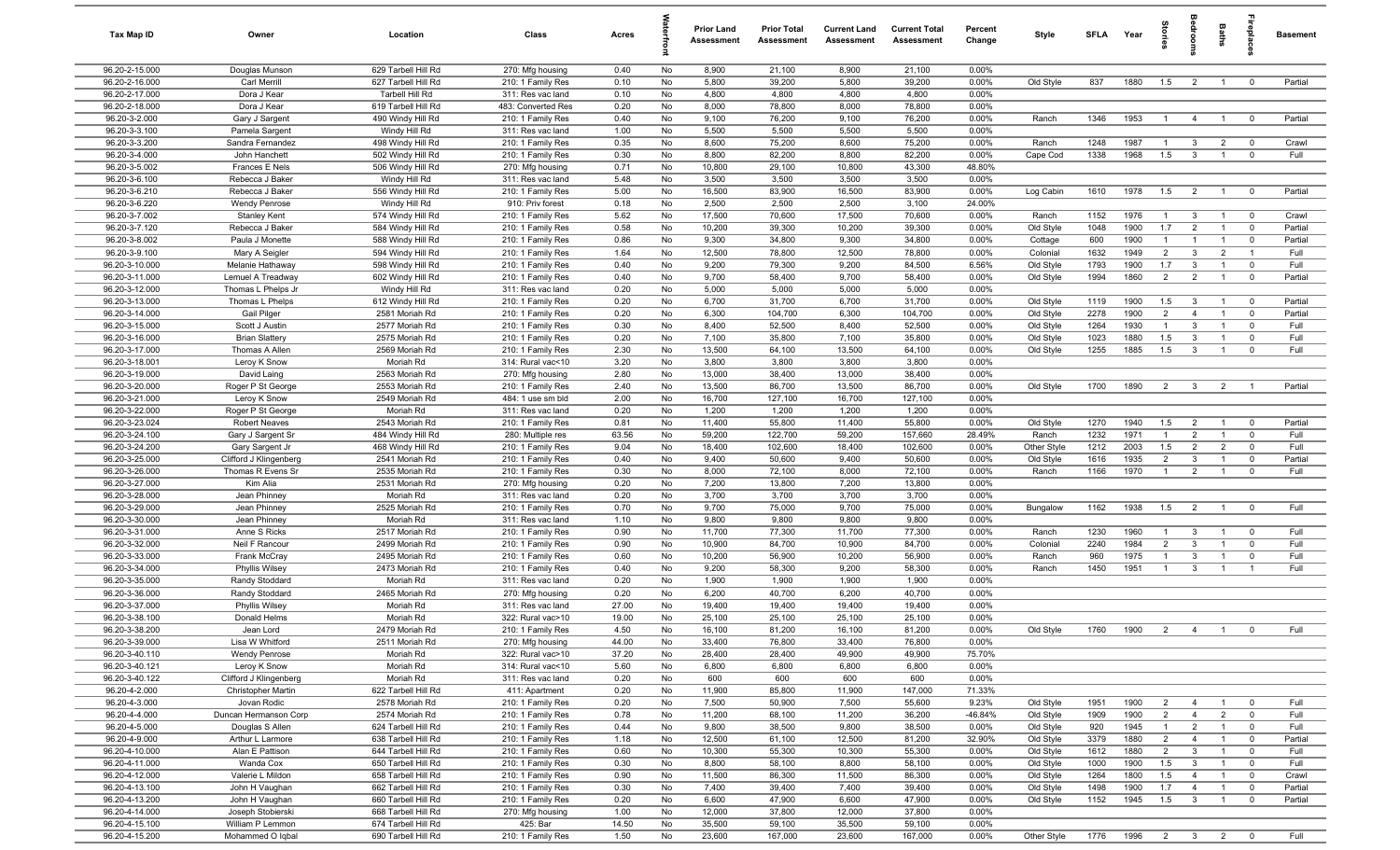| Tax Map ID | Owner | Location | Class | Acres | Waterfront | Prior Land Assessment | Prior Total Assessment | Current Land Assessment | Current Total Assessment | Percent Change | Style | SFLA | Year | Stories | Bedrooms | Baths | Fireplaces | Basement |
|---|---|---|---|---|---|---|---|---|---|---|---|---|---|---|---|---|---|---|
| 96.20-2-15.000 | Douglas Munson | 629 Tarbell Hill Rd | 270: Mfg housing | 0.40 | No | 8,900 | 21,100 | 8,900 | 21,100 | 0.00% | | | | | | | | |
| 96.20-2-16.000 | Carl Merrill | 627 Tarbell Hill Rd | 210: 1 Family Res | 0.10 | No | 5,800 | 39,200 | 5,800 | 39,200 | 0.00% | Old Style | 837 | 1880 | 1.5 | 2 | 1 | 0 | Partial |
| 96.20-2-17.000 | Dora J Kear | Tarbell Hill Rd | 311: Res vac land | 0.10 | No | 4,800 | 4,800 | 4,800 | 4,800 | 0.00% | | | | | | | | |
| 96.20-2-18.000 | Dora J Kear | 619 Tarbell Hill Rd | 483: Converted Res | 0.20 | No | 8,000 | 78,800 | 8,000 | 78,800 | 0.00% | | | | | | | | |
| 96.20-3-2.000 | Gary J Sargent | 490 Windy Hill Rd | 210: 1 Family Res | 0.40 | No | 9,100 | 76,200 | 9,100 | 76,200 | 0.00% | Ranch | 1346 | 1953 | 1 | 4 | 1 | 0 | Partial |
| 96.20-3-3.100 | Pamela Sargent | Windy Hill Rd | 311: Res vac land | 1.00 | No | 5,500 | 5,500 | 5,500 | 5,500 | 0.00% | | | | | | | | |
| 96.20-3-3.200 | Sandra Fernandez | 498 Windy Hill Rd | 210: 1 Family Res | 0.35 | No | 8,600 | 75,200 | 8,600 | 75,200 | 0.00% | Ranch | 1248 | 1987 | 1 | 3 | 2 | 0 | Crawl |
| 96.20-3-4.000 | John Hanchett | 502 Windy Hill Rd | 210: 1 Family Res | 0.30 | No | 8,800 | 82,200 | 8,800 | 82,200 | 0.00% | Cape Cod | 1338 | 1968 | 1.5 | 3 | 1 | 0 | Full |
| 96.20-3-5.002 | Frances E Nels | 506 Windy Hill Rd | 270: Mfg housing | 0.71 | No | 10,800 | 29,100 | 10,800 | 43,300 | 48.80% | | | | | | | | |
| 96.20-3-6.100 | Rebecca J Baker | Windy Hill Rd | 311: Res vac land | 5.48 | No | 3,500 | 3,500 | 3,500 | 3,500 | 0.00% | | | | | | | | |
| 96.20-3-6.210 | Rebecca J Baker | 556 Windy Hill Rd | 210: 1 Family Res | 5.00 | No | 16,500 | 83,900 | 16,500 | 83,900 | 0.00% | Log Cabin | 1610 | 1978 | 1.5 | 2 | 1 | 0 | Partial |
| 96.20-3-6.220 | Wendy Penrose | Windy Hill Rd | 910: Priv forest | 0.18 | No | 2,500 | 2,500 | 2,500 | 3,100 | 24.00% | | | | | | | | |
| 96.20-3-7.002 | Stanley Kent | 574 Windy Hill Rd | 210: 1 Family Res | 5.62 | No | 17,500 | 70,600 | 17,500 | 70,600 | 0.00% | Ranch | 1152 | 1976 | 1 | 3 | 1 | 0 | Crawl |
| 96.20-3-7.120 | Rebecca J Baker | 584 Windy Hill Rd | 210: 1 Family Res | 0.58 | No | 10,200 | 39,300 | 10,200 | 39,300 | 0.00% | Old Style | 1048 | 1900 | 1.7 | 2 | 1 | 0 | Partial |
| 96.20-3-8.002 | Paula J Monette | 588 Windy Hill Rd | 210: 1 Family Res | 0.86 | No | 9,300 | 34,800 | 9,300 | 34,800 | 0.00% | Cottage | 600 | 1900 | 1 | 1 | 1 | 0 | Partial |
| 96.20-3-9.100 | Mary A Seigler | 594 Windy Hill Rd | 210: 1 Family Res | 1.64 | No | 12,500 | 78,800 | 12,500 | 78,800 | 0.00% | Colonial | 1632 | 1949 | 2 | 3 | 2 | 1 | Full |
| 96.20-3-10.000 | Melanie Hathaway | 598 Windy Hill Rd | 210: 1 Family Res | 0.40 | No | 9,200 | 79,300 | 9,200 | 84,500 | 6.56% | Old Style | 1793 | 1900 | 1.7 | 3 | 1 | 0 | Full |
| 96.20-3-11.000 | Lemuel A Treadway | 602 Windy Hill Rd | 210: 1 Family Res | 0.40 | No | 9,700 | 58,400 | 9,700 | 58,400 | 0.00% | Old Style | 1994 | 1860 | 2 | 2 | 1 | 0 | Partial |
| 96.20-3-12.000 | Thomas L Phelps Jr | Windy Hill Rd | 311: Res vac land | 0.20 | No | 5,000 | 5,000 | 5,000 | 5,000 | 0.00% | | | | | | | | |
| 96.20-3-13.000 | Thomas L Phelps | 612 Windy Hill Rd | 210: 1 Family Res | 0.20 | No | 6,700 | 31,700 | 6,700 | 31,700 | 0.00% | Old Style | 1119 | 1900 | 1.5 | 3 | 1 | 0 | Partial |
| 96.20-3-14.000 | Gail Pilger | 2581 Moriah Rd | 210: 1 Family Res | 0.20 | No | 6,300 | 104,700 | 6,300 | 104,700 | 0.00% | Old Style | 2278 | 1900 | 2 | 4 | 1 | 0 | Partial |
| 96.20-3-15.000 | Scott J Austin | 2577 Moriah Rd | 210: 1 Family Res | 0.30 | No | 8,400 | 52,500 | 8,400 | 52,500 | 0.00% | Old Style | 1264 | 1930 | 1 | 3 | 1 | 0 | Full |
| 96.20-3-16.000 | Brian Slattery | 2575 Moriah Rd | 210: 1 Family Res | 0.20 | No | 7,100 | 35,800 | 7,100 | 35,800 | 0.00% | Old Style | 1023 | 1880 | 1.5 | 3 | 1 | 0 | Full |
| 96.20-3-17.000 | Thomas A Allen | 2569 Moriah Rd | 210: 1 Family Res | 2.30 | No | 13,500 | 64,100 | 13,500 | 64,100 | 0.00% | Old Style | 1255 | 1885 | 1.5 | 3 | 1 | 0 | Full |
| 96.20-3-18.001 | Leroy K Snow | Moriah Rd | 314: Rural vac<10 | 3.20 | No | 3,800 | 3,800 | 3,800 | 3,800 | 0.00% | | | | | | | | |
| 96.20-3-19.000 | David Laing | 2563 Moriah Rd | 270: Mfg housing | 2.80 | No | 13,000 | 38,400 | 13,000 | 38,400 | 0.00% | | | | | | | | |
| 96.20-3-20.000 | Roger P St George | 2553 Moriah Rd | 210: 1 Family Res | 2.40 | No | 13,500 | 86,700 | 13,500 | 86,700 | 0.00% | Old Style | 1700 | 1890 | 2 | 3 | 2 | 1 | Partial |
| 96.20-3-21.000 | Leroy K Snow | 2549 Moriah Rd | 484: 1 use sm bld | 2.00 | No | 16,700 | 127,100 | 16,700 | 127,100 | 0.00% | | | | | | | | |
| 96.20-3-22.000 | Roger P St George | Moriah Rd | 311: Res vac land | 0.20 | No | 1,200 | 1,200 | 1,200 | 1,200 | 0.00% | | | | | | | | |
| 96.20-3-23.024 | Robert Neaves | 2543 Moriah Rd | 210: 1 Family Res | 0.81 | No | 11,400 | 55,800 | 11,400 | 55,800 | 0.00% | Old Style | 1270 | 1940 | 1.5 | 2 | 1 | 0 | Partial |
| 96.20-3-24.100 | Gary J Sargent Sr | 484 Windy Hill Rd | 280: Multiple res | 63.56 | No | 59,200 | 122,700 | 59,200 | 157,660 | 28.49% | Ranch | 1232 | 1971 | 1 | 2 | 1 | 0 | Full |
| 96.20-3-24.200 | Gary Sargent Jr | 468 Windy Hill Rd | 210: 1 Family Res | 9.04 | No | 18,400 | 102,600 | 18,400 | 102,600 | 0.00% | Other Style | 1212 | 2003 | 1.5 | 2 | 2 | 0 | Full |
| 96.20-3-25.000 | Clifford J Klingenberg | 2541 Moriah Rd | 210: 1 Family Res | 0.40 | No | 9,400 | 50,600 | 9,400 | 50,600 | 0.00% | Old Style | 1616 | 1935 | 2 | 3 | 1 | 0 | Partial |
| 96.20-3-26.000 | Thomas R Evens Sr | 2535 Moriah Rd | 210: 1 Family Res | 0.30 | No | 8,000 | 72,100 | 8,000 | 72,100 | 0.00% | Ranch | 1166 | 1970 | 1 | 2 | 1 | 0 | Full |
| 96.20-3-27.000 | Kim Alia | 2531 Moriah Rd | 270: Mfg housing | 0.20 | No | 7,200 | 13,800 | 7,200 | 13,800 | 0.00% | | | | | | | | |
| 96.20-3-28.000 | Jean Phinney | Moriah Rd | 311: Res vac land | 0.20 | No | 3,700 | 3,700 | 3,700 | 3,700 | 0.00% | | | | | | | | |
| 96.20-3-29.000 | Jean Phinney | 2525 Moriah Rd | 210: 1 Family Res | 0.70 | No | 9,700 | 75,000 | 9,700 | 75,000 | 0.00% | Bungalow | 1162 | 1938 | 1.5 | 2 | 1 | 0 | Full |
| 96.20-3-30.000 | Jean Phinney | Moriah Rd | 311: Res vac land | 1.10 | No | 9,800 | 9,800 | 9,800 | 9,800 | 0.00% | | | | | | | | |
| 96.20-3-31.000 | Anne S Ricks | 2517 Moriah Rd | 210: 1 Family Res | 0.90 | No | 11,700 | 77,300 | 11,700 | 77,300 | 0.00% | Ranch | 1230 | 1960 | 1 | 3 | 1 | 0 | Full |
| 96.20-3-32.000 | Neil F Rancour | 2499 Moriah Rd | 210: 1 Family Res | 0.90 | No | 10,900 | 84,700 | 10,900 | 84,700 | 0.00% | Colonial | 2240 | 1984 | 2 | 3 | 1 | 0 | Full |
| 96.20-3-33.000 | Frank McCray | 2495 Moriah Rd | 210: 1 Family Res | 0.60 | No | 10,200 | 56,900 | 10,200 | 56,900 | 0.00% | Ranch | 960 | 1975 | 1 | 3 | 1 | 0 | Full |
| 96.20-3-34.000 | Phyllis Wilsey | 2473 Moriah Rd | 210: 1 Family Res | 0.40 | No | 9,200 | 58,300 | 9,200 | 58,300 | 0.00% | Ranch | 1450 | 1951 | 1 | 3 | 1 | 1 | Full |
| 96.20-3-35.000 | Randy Stoddard | Moriah Rd | 311: Res vac land | 0.20 | No | 1,900 | 1,900 | 1,900 | 1,900 | 0.00% | | | | | | | | |
| 96.20-3-36.000 | Randy Stoddard | 2465 Moriah Rd | 270: Mfg housing | 0.20 | No | 6,200 | 40,700 | 6,200 | 40,700 | 0.00% | | | | | | | | |
| 96.20-3-37.000 | Phyllis Wilsey | Moriah Rd | 311: Res vac land | 27.00 | No | 19,400 | 19,400 | 19,400 | 19,400 | 0.00% | | | | | | | | |
| 96.20-3-38.100 | Donald Helms | Moriah Rd | 322: Rural vac>10 | 19.00 | No | 25,100 | 25,100 | 25,100 | 25,100 | 0.00% | | | | | | | | |
| 96.20-3-38.200 | Jean Lord | 2479 Moriah Rd | 210: 1 Family Res | 4.50 | No | 16,100 | 81,200 | 16,100 | 81,200 | 0.00% | Old Style | 1760 | 1900 | 2 | 4 | 1 | 0 | Full |
| 96.20-3-39.000 | Lisa W Whitford | 2511 Moriah Rd | 270: Mfg housing | 44.00 | No | 33,400 | 76,800 | 33,400 | 76,800 | 0.00% | | | | | | | | |
| 96.20-3-40.110 | Wendy Penrose | Moriah Rd | 322: Rural vac>10 | 37.20 | No | 28,400 | 28,400 | 49,900 | 49,900 | 75.70% | | | | | | | | |
| 96.20-3-40.121 | Leroy K Snow | Moriah Rd | 314: Rural vac<10 | 5.60 | No | 6,800 | 6,800 | 6,800 | 6,800 | 0.00% | | | | | | | | |
| 96.20-3-40.122 | Clifford J Klingenberg | Moriah Rd | 311: Res vac land | 0.20 | No | 600 | 600 | 600 | 600 | 0.00% | | | | | | | | |
| 96.20-4-2.000 | Christopher Martin | 622 Tarbell Hill Rd | 411: Apartment | 0.20 | No | 11,900 | 85,800 | 11,900 | 147,000 | 71.33% | | | | | | | | |
| 96.20-4-3.000 | Jovan Rodic | 2578 Moriah Rd | 210: 1 Family Res | 0.20 | No | 7,500 | 50,900 | 7,500 | 55,600 | 9.23% | Old Style | 1951 | 1900 | 2 | 4 | 1 | 0 | Full |
| 96.20-4-4.000 | Duncan Hermanson Corp | 2574 Moriah Rd | 210: 1 Family Res | 0.78 | No | 11,200 | 68,100 | 11,200 | 36,200 | -46.84% | Old Style | 1909 | 1900 | 2 | 4 | 2 | 0 | Full |
| 96.20-4-5.000 | Douglas S Allen | 624 Tarbell Hill Rd | 210: 1 Family Res | 0.44 | No | 9,800 | 38,500 | 9,800 | 38,500 | 0.00% | Old Style | 920 | 1945 | 1 | 2 | 1 | 0 | Full |
| 96.20-4-9.000 | Arthur L Larmore | 638 Tarbell Hill Rd | 210: 1 Family Res | 1.18 | No | 12,500 | 61,100 | 12,500 | 81,200 | 32.90% | Old Style | 3379 | 1880 | 2 | 4 | 1 | 0 | Partial |
| 96.20-4-10.000 | Alan E Pattison | 644 Tarbell Hill Rd | 210: 1 Family Res | 0.60 | No | 10,300 | 55,300 | 10,300 | 55,300 | 0.00% | Old Style | 1612 | 1880 | 2 | 3 | 1 | 0 | Full |
| 96.20-4-11.000 | Wanda Cox | 650 Tarbell Hill Rd | 210: 1 Family Res | 0.30 | No | 8,800 | 58,100 | 8,800 | 58,100 | 0.00% | Old Style | 1000 | 1900 | 1.5 | 3 | 1 | 0 | Full |
| 96.20-4-12.000 | Valerie L Mildon | 658 Tarbell Hill Rd | 210: 1 Family Res | 0.90 | No | 11,500 | 86,300 | 11,500 | 86,300 | 0.00% | Old Style | 1264 | 1800 | 1.5 | 4 | 1 | 0 | Crawl |
| 96.20-4-13.100 | John H Vaughan | 662 Tarbell Hill Rd | 210: 1 Family Res | 0.30 | No | 7,400 | 39,400 | 7,400 | 39,400 | 0.00% | Old Style | 1498 | 1900 | 1.7 | 4 | 1 | 0 | Partial |
| 96.20-4-13.200 | John H Vaughan | 660 Tarbell Hill Rd | 210: 1 Family Res | 0.20 | No | 6,600 | 47,900 | 6,600 | 47,900 | 0.00% | Old Style | 1152 | 1945 | 1.5 | 3 | 1 | 0 | Partial |
| 96.20-4-14.000 | Joseph Stobierski | 668 Tarbell Hill Rd | 270: Mfg housing | 1.00 | No | 12,000 | 37,800 | 12,000 | 37,800 | 0.00% | | | | | | | | |
| 96.20-4-15.100 | William P Lemmon | 674 Tarbell Hill Rd | 425: Bar | 14.50 | No | 35,500 | 59,100 | 35,500 | 59,100 | 0.00% | | | | | | | | |
| 96.20-4-15.200 | Mohammed O Iqbal | 690 Tarbell Hill Rd | 210: 1 Family Res | 1.50 | No | 23,600 | 167,000 | 23,600 | 167,000 | 0.00% | Other Style | 1776 | 1996 | 2 | 3 | 2 | 0 | Full |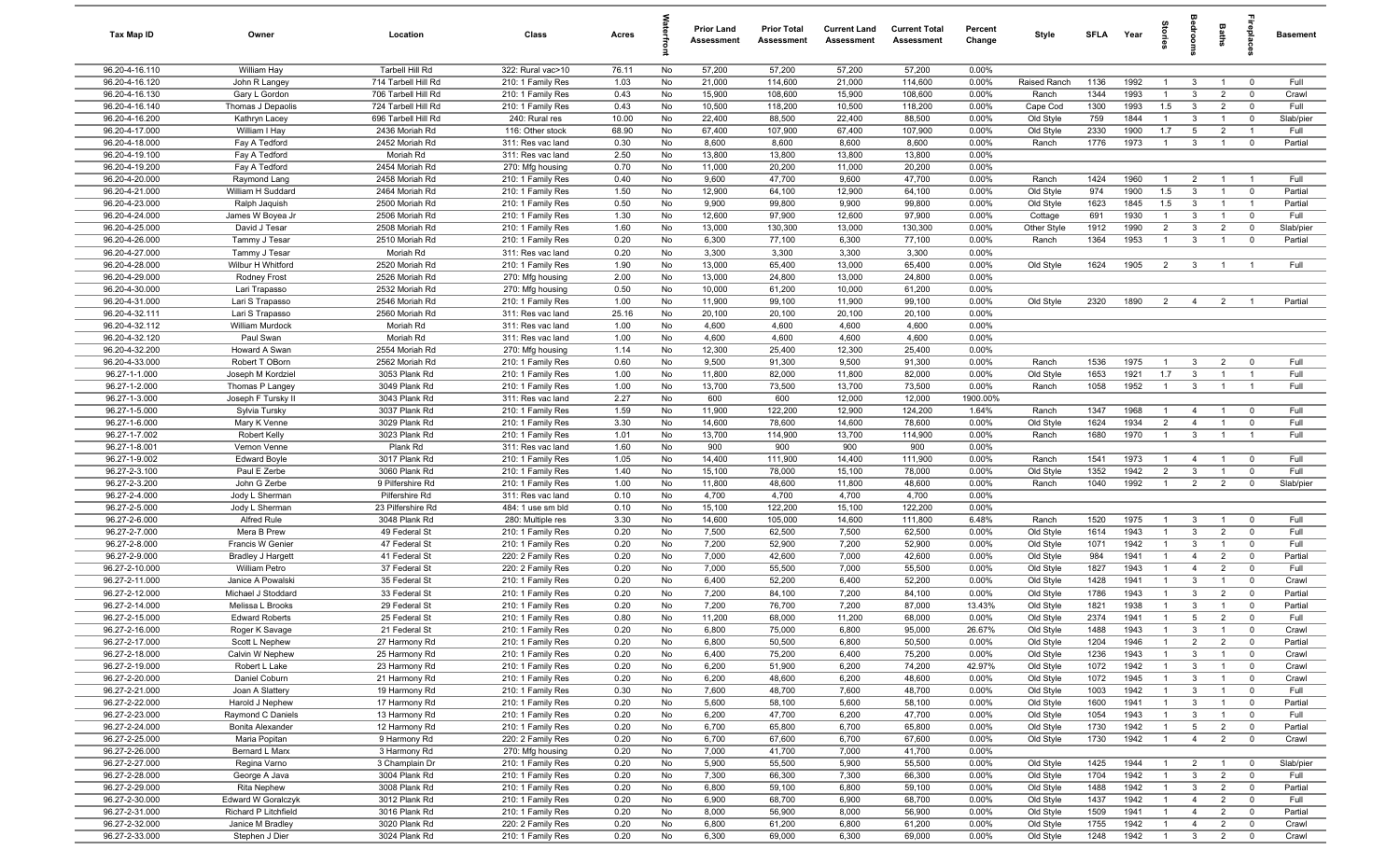| Tax Map ID | Owner | Location | Class | Acres | Waterfront | Prior Land Assessment | Prior Total Assessment | Current Land Assessment | Current Total Assessment | Percent Change | Style | SFLA | Year | Stories | Bedrooms | Baths | Fireplaces | Basement |
|---|---|---|---|---|---|---|---|---|---|---|---|---|---|---|---|---|---|---|
| 96.20-4-16.110 | William Hay | Tarbell Hill Rd | 322: Rural vac>10 | 76.11 | No | 57,200 | 57,200 | 57,200 | 57,200 | 0.00% | | | | | | | | |
| 96.20-4-16.120 | John R Langey | 714 Tarbell Hill Rd | 210: 1 Family Res | 1.03 | No | 21,000 | 114,600 | 21,000 | 114,600 | 0.00% | Raised Ranch | 1136 | 1992 | 1 | 3 | 1 | 0 | Full |
| 96.20-4-16.130 | Gary L Gordon | 706 Tarbell Hill Rd | 210: 1 Family Res | 0.43 | No | 15,900 | 108,600 | 15,900 | 108,600 | 0.00% | Ranch | 1344 | 1993 | 1 | 3 | 2 | 0 | Crawl |
| 96.20-4-16.140 | Thomas J Depaolis | 724 Tarbell Hill Rd | 210: 1 Family Res | 0.43 | No | 10,500 | 118,200 | 10,500 | 118,200 | 0.00% | Cape Cod | 1300 | 1993 | 1.5 | 3 | 2 | 0 | Full |
| 96.20-4-16.200 | Kathryn Lacey | 696 Tarbell Hill Rd | 240: Rural res | 10.00 | No | 22,400 | 88,500 | 22,400 | 88,500 | 0.00% | Old Style | 759 | 1844 | 1 | 3 | 1 | 0 | Slab/pier |
| 96.20-4-17.000 | William I Hay | 2436 Moriah Rd | 116: Other stock | 68.90 | No | 67,400 | 107,900 | 67,400 | 107,900 | 0.00% | Old Style | 2330 | 1900 | 1.7 | 5 | 2 | 1 | Full |
| 96.20-4-18.000 | Fay A Tedford | 2452 Moriah Rd | 311: Res vac land | 0.30 | No | 8,600 | 8,600 | 8,600 | 8,600 | 0.00% | Ranch | 1776 | 1973 | 1 | 3 | 1 | 0 | Partial |
| 96.20-4-19.100 | Fay A Tedford | Moriah Rd | 311: Res vac land | 2.50 | No | 13,800 | 13,800 | 13,800 | 13,800 | 0.00% | | | | | | | | |
| 96.20-4-19.200 | Fay A Tedford | 2454 Moriah Rd | 270: Mfg housing | 0.70 | No | 11,000 | 20,200 | 11,000 | 20,200 | 0.00% | | | | | | | | |
| 96.20-4-20.000 | Raymond Lang | 2458 Moriah Rd | 210: 1 Family Res | 0.40 | No | 9,600 | 47,700 | 9,600 | 47,700 | 0.00% | Ranch | 1424 | 1960 | 1 | 2 | 1 | 1 | Full |
| 96.20-4-21.000 | William H Suddard | 2464 Moriah Rd | 210: 1 Family Res | 1.50 | No | 12,900 | 64,100 | 12,900 | 64,100 | 0.00% | Old Style | 974 | 1900 | 1.5 | 3 | 1 | 0 | Partial |
| 96.20-4-23.000 | Ralph Jaquish | 2500 Moriah Rd | 210: 1 Family Res | 0.50 | No | 9,900 | 99,800 | 9,900 | 99,800 | 0.00% | Old Style | 1623 | 1845 | 1.5 | 3 | 1 | 1 | Partial |
| 96.20-4-24.000 | James W Boyea Jr | 2506 Moriah Rd | 210: 1 Family Res | 1.30 | No | 12,600 | 97,900 | 12,600 | 97,900 | 0.00% | Cottage | 691 | 1930 | 1 | 3 | 1 | 0 | Full |
| 96.20-4-25.000 | David J Tesar | 2508 Moriah Rd | 210: 1 Family Res | 1.60 | No | 13,000 | 130,300 | 13,000 | 130,300 | 0.00% | Other Style | 1912 | 1990 | 2 | 3 | 2 | 0 | Slab/pier |
| 96.20-4-26.000 | Tammy J Tesar | 2510 Moriah Rd | 210: 1 Family Res | 0.20 | No | 6,300 | 77,100 | 6,300 | 77,100 | 0.00% | Ranch | 1364 | 1953 | 1 | 3 | 1 | 0 | Partial |
| 96.20-4-27.000 | Tammy J Tesar | Moriah Rd | 311: Res vac land | 0.20 | No | 3,300 | 3,300 | 3,300 | 3,300 | 0.00% | | | | | | | | |
| 96.20-4-28.000 | Wilbur H Whitford | 2520 Moriah Rd | 210: 1 Family Res | 1.90 | No | 13,000 | 65,400 | 13,000 | 65,400 | 0.00% | Old Style | 1624 | 1905 | 2 | 3 | 1 | 1 | Full |
| 96.20-4-29.000 | Rodney Frost | 2526 Moriah Rd | 270: Mfg housing | 2.00 | No | 13,000 | 24,800 | 13,000 | 24,800 | 0.00% | | | | | | | | |
| 96.20-4-30.000 | Lari Trapasso | 2532 Moriah Rd | 270: Mfg housing | 0.50 | No | 10,000 | 61,200 | 10,000 | 61,200 | 0.00% | | | | | | | | |
| 96.20-4-31.000 | Lari S Trapasso | 2546 Moriah Rd | 210: 1 Family Res | 1.00 | No | 11,900 | 99,100 | 11,900 | 99,100 | 0.00% | Old Style | 2320 | 1890 | 2 | 4 | 2 | 1 | Partial |
| 96.20-4-32.111 | Lari S Trapasso | 2560 Moriah Rd | 311: Res vac land | 25.16 | No | 20,100 | 20,100 | 20,100 | 20,100 | 0.00% | | | | | | | | |
| 96.20-4-32.112 | William Murdock | Moriah Rd | 311: Res vac land | 1.00 | No | 4,600 | 4,600 | 4,600 | 4,600 | 0.00% | | | | | | | | |
| 96.20-4-32.120 | Paul Swan | Moriah Rd | 311: Res vac land | 1.00 | No | 4,600 | 4,600 | 4,600 | 4,600 | 0.00% | | | | | | | | |
| 96.20-4-32.200 | Howard A Swan | 2554 Moriah Rd | 270: Mfg housing | 1.14 | No | 12,300 | 25,400 | 12,300 | 25,400 | 0.00% | | | | | | | | |
| 96.20-4-33.000 | Robert T OBorn | 2562 Moriah Rd | 210: 1 Family Res | 0.60 | No | 9,500 | 91,300 | 9,500 | 91,300 | 0.00% | Ranch | 1536 | 1975 | 1 | 3 | 2 | 0 | Full |
| 96.27-1-1.000 | Joseph M Kordziel | 3053 Plank Rd | 210: 1 Family Res | 1.00 | No | 11,800 | 82,000 | 11,800 | 82,000 | 0.00% | Old Style | 1653 | 1921 | 1.7 | 3 | 1 | 1 | Full |
| 96.27-1-2.000 | Thomas P Langey | 3049 Plank Rd | 210: 1 Family Res | 1.00 | No | 13,700 | 73,500 | 13,700 | 73,500 | 0.00% | Ranch | 1058 | 1952 | 1 | 3 | 1 | 1 | Full |
| 96.27-1-3.000 | Joseph F Tursky II | 3043 Plank Rd | 311: Res vac land | 2.27 | No | 600 | 600 | 12,000 | 12,000 | 1900.00% | | | | | | | | |
| 96.27-1-5.000 | Sylvia Tursky | 3037 Plank Rd | 210: 1 Family Res | 1.59 | No | 11,900 | 122,200 | 12,900 | 124,200 | 1.64% | Ranch | 1347 | 1968 | 1 | 4 | 1 | 0 | Full |
| 96.27-1-6.000 | Mary K Venne | 3029 Plank Rd | 210: 1 Family Res | 3.30 | No | 14,600 | 78,600 | 14,600 | 78,600 | 0.00% | Old Style | 1624 | 1934 | 2 | 4 | 1 | 0 | Full |
| 96.27-1-7.002 | Robert Kelly | 3023 Plank Rd | 210: 1 Family Res | 1.01 | No | 13,700 | 114,900 | 13,700 | 114,900 | 0.00% | Ranch | 1680 | 1970 | 1 | 3 | 1 | 1 | Full |
| 96.27-1-8.001 | Vernon Venne | Plank Rd | 311: Res vac land | 1.60 | No | 900 | 900 | 900 | 900 | 0.00% | | | | | | | | |
| 96.27-1-9.002 | Edward Boyle | 3017 Plank Rd | 210: 1 Family Res | 1.05 | No | 14,400 | 111,900 | 14,400 | 111,900 | 0.00% | Ranch | 1541 | 1973 | 1 | 4 | 1 | 0 | Full |
| 96.27-2-3.100 | Paul E Zerbe | 3060 Plank Rd | 210: 1 Family Res | 1.40 | No | 15,100 | 78,000 | 15,100 | 78,000 | 0.00% | Old Style | 1352 | 1942 | 2 | 3 | 1 | 0 | Full |
| 96.27-2-3.200 | John G Zerbe | 9 Pilfershire Rd | 210: 1 Family Res | 1.00 | No | 11,800 | 48,600 | 11,800 | 48,600 | 0.00% | Ranch | 1040 | 1992 | 1 | 2 | 2 | 0 | Slab/pier |
| 96.27-2-4.000 | Jody L Sherman | Pilfershire Rd | 311: Res vac land | 0.10 | No | 4,700 | 4,700 | 4,700 | 4,700 | 0.00% | | | | | | | | |
| 96.27-2-5.000 | Jody L Sherman | 23 Pilfershire Rd | 484: 1 use sm bld | 0.10 | No | 15,100 | 122,200 | 15,100 | 122,200 | 0.00% | | | | | | | | |
| 96.27-2-6.000 | Alfred Rule | 3048 Plank Rd | 280: Multiple res | 3.30 | No | 14,600 | 105,000 | 14,600 | 111,800 | 6.48% | Ranch | 1520 | 1975 | 1 | 3 | 1 | 0 | Full |
| 96.27-2-7.000 | Mera B Prew | 49 Federal St | 210: 1 Family Res | 0.20 | No | 7,500 | 62,500 | 7,500 | 62,500 | 0.00% | Old Style | 1614 | 1943 | 1 | 3 | 2 | 0 | Full |
| 96.27-2-8.000 | Francis W Genier | 47 Federal St | 210: 1 Family Res | 0.20 | No | 7,200 | 52,900 | 7,200 | 52,900 | 0.00% | Old Style | 1071 | 1942 | 1 | 3 | 1 | 0 | Full |
| 96.27-2-9.000 | Bradley J Hargett | 41 Federal St | 220: 2 Family Res | 0.20 | No | 7,000 | 42,600 | 7,000 | 42,600 | 0.00% | Old Style | 984 | 1941 | 1 | 4 | 2 | 0 | Partial |
| 96.27-2-10.000 | William Petro | 37 Federal St | 220: 2 Family Res | 0.20 | No | 7,000 | 55,500 | 7,000 | 55,500 | 0.00% | Old Style | 1827 | 1943 | 1 | 4 | 2 | 0 | Full |
| 96.27-2-11.000 | Janice A Powalski | 35 Federal St | 210: 1 Family Res | 0.20 | No | 6,400 | 52,200 | 6,400 | 52,200 | 0.00% | Old Style | 1428 | 1941 | 1 | 3 | 1 | 0 | Crawl |
| 96.27-2-12.000 | Michael J Stoddard | 33 Federal St | 210: 1 Family Res | 0.20 | No | 7,200 | 84,100 | 7,200 | 84,100 | 0.00% | Old Style | 1786 | 1943 | 1 | 3 | 2 | 0 | Partial |
| 96.27-2-14.000 | Melissa L Brooks | 29 Federal St | 210: 1 Family Res | 0.20 | No | 7,200 | 76,700 | 7,200 | 87,000 | 13.43% | Old Style | 1821 | 1938 | 1 | 3 | 1 | 0 | Partial |
| 96.27-2-15.000 | Edward Roberts | 25 Federal St | 210: 1 Family Res | 0.80 | No | 11,200 | 68,000 | 11,200 | 68,000 | 0.00% | Old Style | 2374 | 1941 | 1 | 5 | 2 | 0 | Full |
| 96.27-2-16.000 | Roger K Savage | 21 Federal St | 210: 1 Family Res | 0.20 | No | 6,800 | 75,000 | 6,800 | 95,000 | 26.67% | Old Style | 1488 | 1943 | 1 | 3 | 1 | 0 | Crawl |
| 96.27-2-17.000 | Scott L Nephew | 27 Harmony Rd | 210: 1 Family Res | 0.20 | No | 6,800 | 50,500 | 6,800 | 50,500 | 0.00% | Old Style | 1204 | 1946 | 1 | 2 | 2 | 0 | Partial |
| 96.27-2-18.000 | Calvin W Nephew | 25 Harmony Rd | 210: 1 Family Res | 0.20 | No | 6,400 | 75,200 | 6,400 | 75,200 | 0.00% | Old Style | 1236 | 1943 | 1 | 3 | 1 | 0 | Crawl |
| 96.27-2-19.000 | Robert L Lake | 23 Harmony Rd | 210: 1 Family Res | 0.20 | No | 6,200 | 51,900 | 6,200 | 74,200 | 42.97% | Old Style | 1072 | 1942 | 1 | 3 | 1 | 0 | Crawl |
| 96.27-2-20.000 | Daniel Coburn | 21 Harmony Rd | 210: 1 Family Res | 0.20 | No | 6,200 | 48,600 | 6,200 | 48,600 | 0.00% | Old Style | 1072 | 1945 | 1 | 3 | 1 | 0 | Crawl |
| 96.27-2-21.000 | Joan A Slattery | 19 Harmony Rd | 210: 1 Family Res | 0.30 | No | 7,600 | 48,700 | 7,600 | 48,700 | 0.00% | Old Style | 1003 | 1942 | 1 | 3 | 1 | 0 | Full |
| 96.27-2-22.000 | Harold J Nephew | 17 Harmony Rd | 210: 1 Family Res | 0.20 | No | 5,600 | 58,100 | 5,600 | 58,100 | 0.00% | Old Style | 1600 | 1941 | 1 | 3 | 1 | 0 | Partial |
| 96.27-2-23.000 | Raymond C Daniels | 13 Harmony Rd | 210: 1 Family Res | 0.20 | No | 6,200 | 47,700 | 6,200 | 47,700 | 0.00% | Old Style | 1054 | 1943 | 1 | 3 | 1 | 0 | Full |
| 96.27-2-24.000 | Bonita Alexander | 12 Harmony Rd | 210: 1 Family Res | 0.20 | No | 6,700 | 65,800 | 6,700 | 65,800 | 0.00% | Old Style | 1730 | 1942 | 1 | 5 | 2 | 0 | Partial |
| 96.27-2-25.000 | Maria Popitan | 9 Harmony Rd | 220: 2 Family Res | 0.20 | No | 6,700 | 67,600 | 6,700 | 67,600 | 0.00% | Old Style | 1730 | 1942 | 1 | 4 | 2 | 0 | Crawl |
| 96.27-2-26.000 | Bernard L Marx | 3 Harmony Rd | 270: Mfg housing | 0.20 | No | 7,000 | 41,700 | 7,000 | 41,700 | 0.00% | | | | | | | | |
| 96.27-2-27.000 | Regina Varno | 3 Champlain Dr | 210: 1 Family Res | 0.20 | No | 5,900 | 55,500 | 5,900 | 55,500 | 0.00% | Old Style | 1425 | 1944 | 1 | 2 | 1 | 0 | Slab/pier |
| 96.27-2-28.000 | George A Java | 3004 Plank Rd | 210: 1 Family Res | 0.20 | No | 7,300 | 66,300 | 7,300 | 66,300 | 0.00% | Old Style | 1704 | 1942 | 1 | 3 | 2 | 0 | Full |
| 96.27-2-29.000 | Rita Nephew | 3008 Plank Rd | 210: 1 Family Res | 0.20 | No | 6,800 | 59,100 | 6,800 | 59,100 | 0.00% | Old Style | 1488 | 1942 | 1 | 3 | 2 | 0 | Partial |
| 96.27-2-30.000 | Edward W Goralczyk | 3012 Plank Rd | 210: 1 Family Res | 0.20 | No | 6,900 | 68,700 | 6,900 | 68,700 | 0.00% | Old Style | 1437 | 1942 | 1 | 4 | 2 | 0 | Full |
| 96.27-2-31.000 | Richard P Litchfield | 3016 Plank Rd | 210: 1 Family Res | 0.20 | No | 8,000 | 56,900 | 8,000 | 56,900 | 0.00% | Old Style | 1509 | 1941 | 1 | 4 | 2 | 0 | Partial |
| 96.27-2-32.000 | Janice M Bradley | 3020 Plank Rd | 220: 2 Family Res | 0.20 | No | 6,800 | 61,200 | 6,800 | 61,200 | 0.00% | Old Style | 1755 | 1942 | 1 | 4 | 2 | 0 | Crawl |
| 96.27-2-33.000 | Stephen J Dier | 3024 Plank Rd | 210: 1 Family Res | 0.20 | No | 6,300 | 69,000 | 6,300 | 69,000 | 0.00% | Old Style | 1248 | 1942 | 1 | 3 | 2 | 0 | Crawl |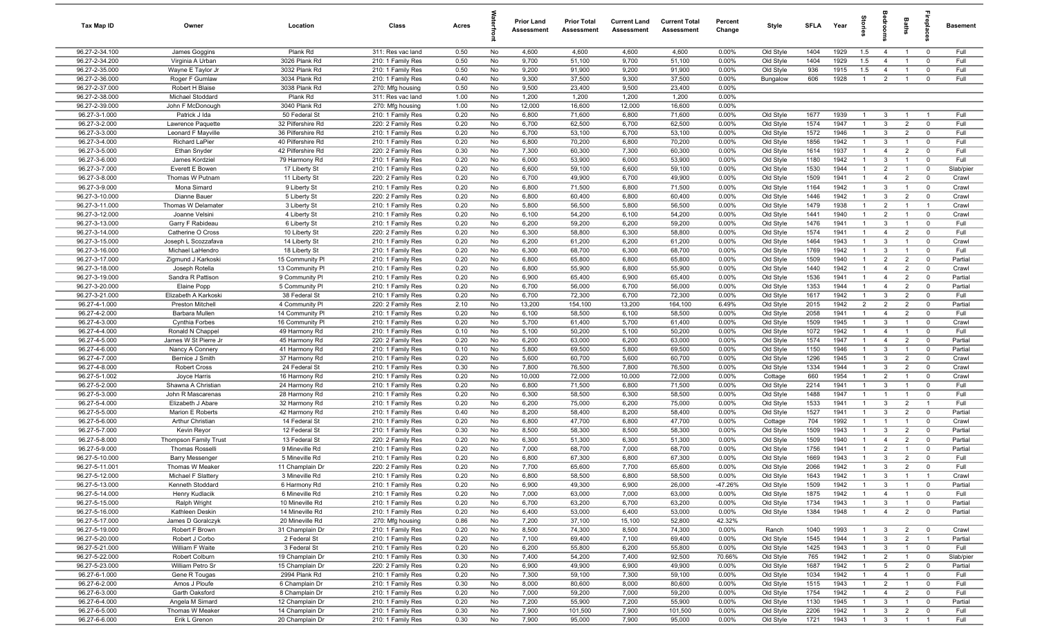| Tax Map ID | Owner | Location | Class | Acres | Waterfront | Prior Land Assessment | Prior Total Assessment | Current Land Assessment | Current Total Assessment | Percent Change | Style | SFLA | Year | Stories | Bedrooms | Baths | Fireplaces | Basement |
|---|---|---|---|---|---|---|---|---|---|---|---|---|---|---|---|---|---|---|
| 96.27-2-34.100 | James Goggins | Plank Rd | 311: Res vac land | 0.50 | No | 4,600 | 4,600 | 4,600 | 4,600 | 0.00% | Old Style | 1404 | 1929 | 1.5 | 4 | 1 | 0 | Full |
| 96.27-2-34.200 | Virginia A Urban | 3026 Plank Rd | 210: 1 Family Res | 0.50 | No | 9,700 | 51,100 | 9,700 | 51,100 | 0.00% | Old Style | 1404 | 1929 | 1.5 | 4 | 1 | 0 | Full |
| 96.27-2-35.000 | Wayne E Taylor Jr | 3032 Plank Rd | 210: 1 Family Res | 0.50 | No | 9,200 | 91,900 | 9,200 | 91,900 | 0.00% | Old Style | 936 | 1915 | 1.5 | 4 | 1 | 0 | Full |
| 96.27-2-36.000 | Roger F Gumlaw | 3034 Plank Rd | 210: 1 Family Res | 0.40 | No | 9,300 | 37,500 | 9,300 | 37,500 | 0.00% | Bungalow | 606 | 1928 | 1 | 2 | 1 | 0 | Full |
| 96.27-2-37.000 | Robert H Blaise | 3038 Plank Rd | 270: Mfg housing | 0.50 | No | 9,500 | 23,400 | 9,500 | 23,400 | 0.00% | | | | | | | | |
| 96.27-2-38.000 | Michael Stoddard | Plank Rd | 311: Res vac land | 1.00 | No | 1,200 | 1,200 | 1,200 | 1,200 | 0.00% | | | | | | | | |
| 96.27-2-39.000 | John F McDonough | 3040 Plank Rd | 270: Mfg housing | 1.00 | No | 12,000 | 16,600 | 12,000 | 16,600 | 0.00% | | | | | | | | |
| 96.27-3-1.000 | Patrick J Ida | 50 Federal St | 210: 1 Family Res | 0.20 | No | 6,800 | 71,600 | 6,800 | 71,600 | 0.00% | Old Style | 1677 | 1939 | 1 | 3 | 1 | 1 | Full |
| 96.27-3-2.000 | Lawrence Paquette | 32 Pilfershire Rd | 220: 2 Family Res | 0.20 | No | 6,700 | 62,500 | 6,700 | 62,500 | 0.00% | Old Style | 1574 | 1947 | 1 | 3 | 2 | 0 | Full |
| 96.27-3-3.000 | Leonard F Mayville | 36 Pilfershire Rd | 210: 1 Family Res | 0.20 | No | 6,700 | 53,100 | 6,700 | 53,100 | 0.00% | Old Style | 1572 | 1946 | 1 | 3 | 2 | 0 | Full |
| 96.27-3-4.000 | Richard LaPier | 40 Pilfershire Rd | 210: 1 Family Res | 0.20 | No | 6,800 | 70,200 | 6,800 | 70,200 | 0.00% | Old Style | 1856 | 1942 | 1 | 3 | 1 | 0 | Full |
| 96.27-3-5.000 | Ethan Snyder | 42 Pilfershire Rd | 220: 2 Family Res | 0.30 | No | 7,300 | 60,300 | 7,300 | 60,300 | 0.00% | Old Style | 1614 | 1937 | 1 | 4 | 2 | 0 | Full |
| 96.27-3-6.000 | James Kordziel | 79 Harmony Rd | 210: 1 Family Res | 0.20 | No | 6,000 | 53,900 | 6,000 | 53,900 | 0.00% | Old Style | 1180 | 1942 | 1 | 3 | 1 | 0 | Full |
| 96.27-3-7.000 | Everett E Bowen | 17 Liberty St | 210: 1 Family Res | 0.20 | No | 6,600 | 59,100 | 6,600 | 59,100 | 0.00% | Old Style | 1530 | 1944 | 1 | 2 | 1 | 0 | Slab/pier |
| 96.27-3-8.000 | Thomas W Putnam | 11 Liberty St | 220: 2 Family Res | 0.20 | No | 6,700 | 49,900 | 6,700 | 49,900 | 0.00% | Old Style | 1509 | 1941 | 1 | 4 | 2 | 0 | Crawl |
| 96.27-3-9.000 | Mona Simard | 9 Liberty St | 210: 1 Family Res | 0.20 | No | 6,800 | 71,500 | 6,800 | 71,500 | 0.00% | Old Style | 1164 | 1942 | 1 | 3 | 1 | 0 | Crawl |
| 96.27-3-10.000 | Dianne Bauer | 5 Liberty St | 220: 2 Family Res | 0.20 | No | 6,800 | 60,400 | 6,800 | 60,400 | 0.00% | Old Style | 1446 | 1942 | 1 | 3 | 2 | 0 | Crawl |
| 96.27-3-11.000 | Thomas W Delamater | 3 Liberty St | 210: 1 Family Res | 0.20 | No | 5,800 | 56,500 | 5,800 | 56,500 | 0.00% | Old Style | 1479 | 1938 | 1 | 2 | 1 | 1 | Crawl |
| 96.27-3-12.000 | Joanne Velsini | 4 Liberty St | 210: 1 Family Res | 0.20 | No | 6,100 | 54,200 | 6,100 | 54,200 | 0.00% | Old Style | 1441 | 1940 | 1 | 2 | 1 | 0 | Crawl |
| 96.27-3-13.000 | Garry F Rabideau | 6 Liberty St | 210: 1 Family Res | 0.20 | No | 6,200 | 59,200 | 6,200 | 59,200 | 0.00% | Old Style | 1476 | 1941 | 1 | 3 | 1 | 0 | Full |
| 96.27-3-14.000 | Catherine O Cross | 10 Liberty St | 220: 2 Family Res | 0.20 | No | 6,300 | 58,800 | 6,300 | 58,800 | 0.00% | Old Style | 1574 | 1941 | 1 | 4 | 2 | 0 | Full |
| 96.27-3-15.000 | Joseph L Scozzafava | 14 Liberty St | 210: 1 Family Res | 0.20 | No | 6,200 | 61,200 | 6,200 | 61,200 | 0.00% | Old Style | 1464 | 1943 | 1 | 3 | 1 | 0 | Crawl |
| 96.27-3-16.000 | Michael LaHendro | 18 Liberty St | 210: 1 Family Res | 0.20 | No | 6,300 | 68,700 | 6,300 | 68,700 | 0.00% | Old Style | 1769 | 1942 | 1 | 3 | 1 | 0 | Full |
| 96.27-3-17.000 | Zigmund J Karkoski | 15 Community Pl | 210: 1 Family Res | 0.20 | No | 6,800 | 65,800 | 6,800 | 65,800 | 0.00% | Old Style | 1509 | 1940 | 1 | 2 | 2 | 0 | Partial |
| 96.27-3-18.000 | Joseph Rotella | 13 Community Pl | 210: 1 Family Res | 0.20 | No | 6,800 | 55,900 | 6,800 | 55,900 | 0.00% | Old Style | 1440 | 1942 | 1 | 4 | 2 | 0 | Crawl |
| 96.27-3-19.000 | Sandra R Pattison | 9 Community Pl | 210: 1 Family Res | 0.20 | No | 6,900 | 65,400 | 6,900 | 65,400 | 0.00% | Old Style | 1536 | 1941 | 1 | 4 | 2 | 0 | Partial |
| 96.27-3-20.000 | Elaine Popp | 5 Community Pl | 210: 1 Family Res | 0.20 | No | 6,700 | 56,000 | 6,700 | 56,000 | 0.00% | Old Style | 1353 | 1944 | 1 | 4 | 2 | 0 | Partial |
| 96.27-3-21.000 | Elizabeth A Karkoski | 38 Federal St | 210: 1 Family Res | 0.20 | No | 6,700 | 72,300 | 6,700 | 72,300 | 0.00% | Old Style | 1617 | 1942 | 1 | 3 | 2 | 0 | Full |
| 96.27-4-1.000 | Preston Mitchell | 4 Community Pl | 220: 2 Family Res | 2.10 | No | 13,200 | 154,100 | 13,200 | 164,100 | 6.49% | Old Style | 2015 | 1942 | 2 | 2 | 2 | 0 | Partial |
| 96.27-4-2.000 | Barbara Mullen | 14 Community Pl | 210: 1 Family Res | 0.20 | No | 6,100 | 58,500 | 6,100 | 58,500 | 0.00% | Old Style | 2058 | 1941 | 1 | 4 | 2 | 0 | Full |
| 96.27-4-3.000 | Cynthia Forbes | 16 Community Pl | 210: 1 Family Res | 0.20 | No | 5,700 | 61,400 | 5,700 | 61,400 | 0.00% | Old Style | 1509 | 1945 | 1 | 3 | 1 | 0 | Crawl |
| 96.27-4-4.000 | Ronald N Chappel | 49 Harmony Rd | 210: 1 Family Res | 0.10 | No | 5,100 | 50,200 | 5,100 | 50,200 | 0.00% | Old Style | 1072 | 1942 | 1 | 4 | 1 | 0 | Full |
| 96.27-4-5.000 | James W St Pierre Jr | 45 Harmony Rd | 220: 2 Family Res | 0.20 | No | 6,200 | 63,000 | 6,200 | 63,000 | 0.00% | Old Style | 1574 | 1947 | 1 | 4 | 2 | 0 | Partial |
| 96.27-4-6.000 | Nancy A Connery | 41 Harmony Rd | 210: 1 Family Res | 0.10 | No | 5,800 | 69,500 | 5,800 | 69,500 | 0.00% | Old Style | 1150 | 1946 | 1 | 3 | 1 | 0 | Partial |
| 96.27-4-7.000 | Bernice J Smith | 37 Harmony Rd | 210: 1 Family Res | 0.20 | No | 5,600 | 60,700 | 5,600 | 60,700 | 0.00% | Old Style | 1296 | 1945 | 1 | 3 | 2 | 0 | Crawl |
| 96.27-4-8.000 | Robert Cross | 24 Federal St | 210: 1 Family Res | 0.30 | No | 7,800 | 76,500 | 7,800 | 76,500 | 0.00% | Old Style | 1334 | 1944 | 1 | 3 | 2 | 0 | Crawl |
| 96.27-5-1.002 | Joyce Harris | 16 Harmony Rd | 210: 1 Family Res | 0.20 | No | 10,000 | 72,000 | 10,000 | 72,000 | 0.00% | Cottage | 660 | 1954 | 1 | 2 | 1 | 0 | Crawl |
| 96.27-5-2.000 | Shawna A Christian | 24 Harmony Rd | 210: 1 Family Res | 0.20 | No | 6,800 | 71,500 | 6,800 | 71,500 | 0.00% | Old Style | 2214 | 1941 | 1 | 3 | 1 | 0 | Full |
| 96.27-5-3.000 | John R Mascarenas | 28 Harmony Rd | 210: 1 Family Res | 0.20 | No | 6,300 | 58,500 | 6,300 | 58,500 | 0.00% | Old Style | 1488 | 1947 | 1 | 1 | 1 | 0 | Full |
| 96.27-5-4.000 | Elizabeth J Abare | 32 Harmony Rd | 210: 1 Family Res | 0.20 | No | 6,200 | 75,000 | 6,200 | 75,000 | 0.00% | Old Style | 1533 | 1941 | 1 | 3 | 2 | 1 | Full |
| 96.27-5-5.000 | Marion E Roberts | 42 Harmony Rd | 210: 1 Family Res | 0.40 | No | 8,200 | 58,400 | 8,200 | 58,400 | 0.00% | Old Style | 1527 | 1941 | 1 | 3 | 2 | 0 | Partial |
| 96.27-5-6.000 | Arthur Christian | 14 Federal St | 210: 1 Family Res | 0.20 | No | 6,800 | 47,700 | 6,800 | 47,700 | 0.00% | Cottage | 704 | 1992 | 1 | 1 | 1 | 0 | Crawl |
| 96.27-5-7.000 | Kevin Reyor | 12 Federal St | 210: 1 Family Res | 0.30 | No | 8,500 | 58,300 | 8,500 | 58,300 | 0.00% | Old Style | 1509 | 1943 | 1 | 3 | 2 | 0 | Partial |
| 96.27-5-8.000 | Thompson Family Trust | 13 Federal St | 220: 2 Family Res | 0.20 | No | 6,300 | 51,300 | 6,300 | 51,300 | 0.00% | Old Style | 1509 | 1940 | 1 | 4 | 2 | 0 | Partial |
| 96.27-5-9.000 | Thomas Rosselli | 9 Mineville Rd | 210: 1 Family Res | 0.20 | No | 7,000 | 68,700 | 7,000 | 68,700 | 0.00% | Old Style | 1756 | 1941 | 1 | 2 | 1 | 0 | Partial |
| 96.27-5-10.000 | Barry Messenger | 5 Mineville Rd | 210: 1 Family Res | 0.20 | No | 6,800 | 67,300 | 6,800 | 67,300 | 0.00% | Old Style | 1669 | 1943 | 1 | 3 | 2 | 0 | Full |
| 96.27-5-11.001 | Thomas W Meaker | 11 Champlain Dr | 220: 2 Family Res | 0.20 | No | 7,700 | 65,600 | 7,700 | 65,600 | 0.00% | Old Style | 2066 | 1942 | 1 | 3 | 2 | 0 | Full |
| 96.27-5-12.000 | Michael F Slattery | 3 Mineville Rd | 210: 1 Family Res | 0.20 | No | 6,800 | 58,500 | 6,800 | 58,500 | 0.00% | Old Style | 1643 | 1942 | 1 | 3 | 1 | 1 | Crawl |
| 96.27-5-13.000 | Kenneth Stoddard | 6 Harmony Rd | 210: 1 Family Res | 0.20 | No | 6,900 | 49,300 | 6,900 | 26,000 | -47.26% | Old Style | 1509 | 1942 | 1 | 3 | 1 | 0 | Partial |
| 96.27-5-14.000 | Henry Kudlacik | 6 Mineville Rd | 210: 1 Family Res | 0.20 | No | 7,000 | 63,000 | 7,000 | 63,000 | 0.00% | Old Style | 1875 | 1942 | 1 | 4 | 1 | 0 | Full |
| 96.27-5-15.000 | Ralph Wright | 10 Mineville Rd | 210: 1 Family Res | 0.20 | No | 6,700 | 63,200 | 6,700 | 63,200 | 0.00% | Old Style | 1734 | 1943 | 1 | 3 | 1 | 0 | Partial |
| 96.27-5-16.000 | Kathleen Deskin | 14 Mineville Rd | 210: 1 Family Res | 0.20 | No | 6,400 | 53,000 | 6,400 | 53,000 | 0.00% | Old Style | 1384 | 1948 | 1 | 4 | 2 | 0 | Partial |
| 96.27-5-17.000 | James D Goralczyk | 20 Mineville Rd | 270: Mfg housing | 0.86 | No | 7,200 | 37,100 | 15,100 | 52,800 | 42.32% | | | | | | | | |
| 96.27-5-19.000 | Robert F Brown | 31 Champlain Dr | 210: 1 Family Res | 0.20 | No | 8,500 | 74,300 | 8,500 | 74,300 | 0.00% | Ranch | 1040 | 1993 | 1 | 3 | 2 | 0 | Crawl |
| 96.27-5-20.000 | Robert J Corbo | 2 Federal St | 210: 1 Family Res | 0.20 | No | 7,100 | 69,400 | 7,100 | 69,400 | 0.00% | Old Style | 1545 | 1944 | 1 | 3 | 2 | 1 | Partial |
| 96.27-5-21.000 | William F Waite | 3 Federal St | 210: 1 Family Res | 0.20 | No | 6,200 | 55,800 | 6,200 | 55,800 | 0.00% | Old Style | 1425 | 1943 | 1 | 3 | 1 | 0 | Full |
| 96.27-5-22.000 | Robert Colburn | 19 Champlain Dr | 210: 1 Family Res | 0.30 | No | 7,400 | 54,200 | 7,400 | 92,500 | 70.66% | Old Style | 765 | 1942 | 1 | 2 | 1 | 0 | Slab/pier |
| 96.27-5-23.000 | William Petro Sr | 15 Champlain Dr | 220: 2 Family Res | 0.20 | No | 6,900 | 49,900 | 6,900 | 49,900 | 0.00% | Old Style | 1687 | 1942 | 1 | 5 | 2 | 0 | Partial |
| 96.27-6-1.000 | Gene R Tougas | 2994 Plank Rd | 210: 1 Family Res | 0.20 | No | 7,300 | 59,100 | 7,300 | 59,100 | 0.00% | Old Style | 1034 | 1942 | 1 | 4 | 1 | 0 | Full |
| 96.27-6-2.000 | Amos J Ploufe | 6 Champlain Dr | 210: 1 Family Res | 0.30 | No | 8,000 | 80,600 | 8,000 | 80,600 | 0.00% | Old Style | 1515 | 1943 | 1 | 2 | 1 | 0 | Full |
| 96.27-6-3.000 | Garth Oaksford | 8 Champlain Dr | 210: 1 Family Res | 0.20 | No | 7,000 | 59,200 | 7,000 | 59,200 | 0.00% | Old Style | 1754 | 1942 | 1 | 4 | 2 | 0 | Full |
| 96.27-6-4.000 | Angela M Simard | 12 Champlain Dr | 210: 1 Family Res | 0.20 | No | 7,200 | 55,900 | 7,200 | 55,900 | 0.00% | Old Style | 1130 | 1945 | 1 | 3 | 1 | 0 | Partial |
| 96.27-6-5.000 | Thomas W Meaker | 14 Champlain Dr | 210: 1 Family Res | 0.30 | No | 7,900 | 101,500 | 7,900 | 101,500 | 0.00% | Old Style | 2206 | 1942 | 1 | 3 | 2 | 0 | Full |
| 96.27-6-6.000 | Erik L Grenon | 20 Champlain Dr | 210: 1 Family Res | 0.30 | No | 7,900 | 95,000 | 7,900 | 95,000 | 0.00% | Old Style | 1721 | 1943 | 1 | 3 | 1 | 1 | Full |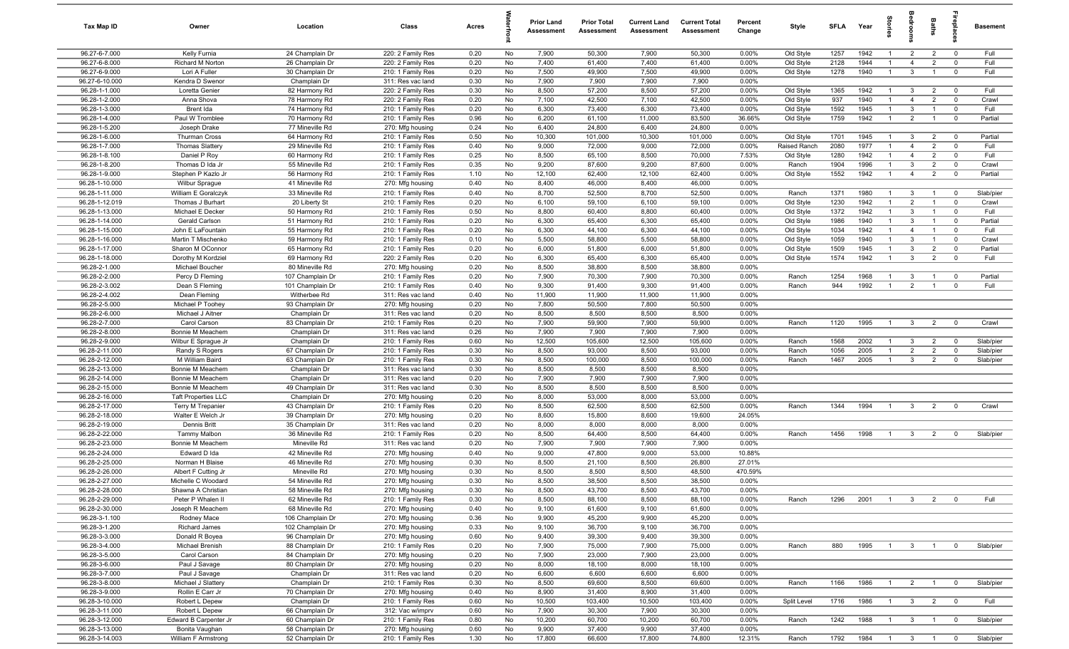| Tax Map ID | Owner | Location | Class | Acres | Waterfront | Prior Land Assessment | Prior Total Assessment | Current Land Assessment | Current Total Assessment | Percent Change | Style | SFLA | Year | Stories | Bedrooms | Baths | Fireplaces | Basement |
|---|---|---|---|---|---|---|---|---|---|---|---|---|---|---|---|---|---|---|
| 96.27-6-7.000 | Kelly Furnia | 24 Champlain Dr | 220: 2 Family Res | 0.20 | No | 7,900 | 50,300 | 7,900 | 50,300 | 0.00% | Old Style | 1257 | 1942 | 1 | 2 | 2 | 0 | Full |
| 96.27-6-8.000 | Richard M Norton | 26 Champlain Dr | 220: 2 Family Res | 0.20 | No | 7,400 | 61,400 | 7,400 | 61,400 | 0.00% | Old Style | 2128 | 1944 | 1 | 4 | 2 | 0 | Full |
| 96.27-6-9.000 | Lori A Fuller | 30 Champlain Dr | 210: 1 Family Res | 0.20 | No | 7,500 | 49,900 | 7,500 | 49,900 | 0.00% | Old Style | 1278 | 1940 | 1 | 3 | 1 | 0 | Full |
| 96.27-6-10.000 | Kendra D Swenor | Champlain Dr | 311: Res vac land | 0.30 | No | 7,900 | 7,900 | 7,900 | 7,900 | 0.00% | | | | | | | | |
| 96.28-1-1.000 | Loretta Genier | 82 Harmony Rd | 220: 2 Family Res | 0.30 | No | 8,500 | 57,200 | 8,500 | 57,200 | 0.00% | Old Style | 1365 | 1942 | 1 | 3 | 2 | 0 | Full |
| 96.28-1-2.000 | Anna Shova | 78 Harmony Rd | 220: 2 Family Res | 0.20 | No | 7,100 | 42,500 | 7,100 | 42,500 | 0.00% | Old Style | 937 | 1940 | 1 | 4 | 2 | 0 | Crawl |
| 96.28-1-3.000 | Brent Ida | 74 Harmony Rd | 210: 1 Family Res | 0.20 | No | 6,300 | 73,400 | 6,300 | 73,400 | 0.00% | Old Style | 1592 | 1945 | 1 | 3 | 1 | 0 | Full |
| 96.28-1-4.000 | Paul W Tromblee | 70 Harmony Rd | 210: 1 Family Res | 0.96 | No | 6,200 | 61,100 | 11,000 | 83,500 | 36.66% | Old Style | 1759 | 1942 | 1 | 2 | 1 | 0 | Partial |
| 96.28-1-5.200 | Joseph Drake | 77 Mineville Rd | 270: Mfg housing | 0.24 | No | 6,400 | 24,800 | 6,400 | 24,800 | 0.00% | | | | | | | | |
| 96.28-1-6.000 | Thurman Cross | 64 Harmony Rd | 210: 1 Family Res | 0.50 | No | 10,300 | 101,000 | 10,300 | 101,000 | 0.00% | Old Style | 1701 | 1945 | 1 | 3 | 2 | 0 | Partial |
| 96.28-1-7.000 | Thomas Slattery | 29 Mineville Rd | 210: 1 Family Res | 0.40 | No | 9,000 | 72,000 | 9,000 | 72,000 | 0.00% | Raised Ranch | 2080 | 1977 | 1 | 4 | 2 | 0 | Full |
| 96.28-1-8.100 | Daniel P Roy | 60 Harmony Rd | 210: 1 Family Res | 0.25 | No | 8,500 | 65,100 | 8,500 | 70,000 | 7.53% | Old Style | 1280 | 1942 | 1 | 4 | 2 | 0 | Full |
| 96.28-1-8.200 | Thomas D Ida Jr | 55 Mineville Rd | 210: 1 Family Res | 0.35 | No | 9,200 | 87,600 | 9,200 | 87,600 | 0.00% | Ranch | 1904 | 1996 | 1 | 3 | 2 | 0 | Crawl |
| 96.28-1-9.000 | Stephen P Kazlo Jr | 56 Harmony Rd | 210: 1 Family Res | 1.10 | No | 12,100 | 62,400 | 12,100 | 62,400 | 0.00% | Old Style | 1552 | 1942 | 1 | 4 | 2 | 0 | Partial |
| 96.28-1-10.000 | Wilbur Sprague | 41 Mineville Rd | 270: Mfg housing | 0.40 | No | 8,400 | 46,000 | 8,400 | 46,000 | 0.00% | | | | | | | | |
| 96.28-1-11.000 | William E Goralczyk | 33 Mineville Rd | 210: 1 Family Res | 0.40 | No | 8,700 | 52,500 | 8,700 | 52,500 | 0.00% | Ranch | 1371 | 1980 | 1 | 3 | 1 | 0 | Slab/pier |
| 96.28-1-12.019 | Thomas J Burhart | 20 Liberty St | 210: 1 Family Res | 0.20 | No | 6,100 | 59,100 | 6,100 | 59,100 | 0.00% | Old Style | 1230 | 1942 | 1 | 2 | 1 | 0 | Crawl |
| 96.28-1-13.000 | Michael E Decker | 50 Harmony Rd | 210: 1 Family Res | 0.50 | No | 8,800 | 60,400 | 8,800 | 60,400 | 0.00% | Old Style | 1372 | 1942 | 1 | 3 | 1 | 0 | Full |
| 96.28-1-14.000 | Gerald Carlson | 51 Harmony Rd | 210: 1 Family Res | 0.20 | No | 6,300 | 65,400 | 6,300 | 65,400 | 0.00% | Old Style | 1986 | 1940 | 1 | 3 | 1 | 0 | Partial |
| 96.28-1-15.000 | John E LaFountain | 55 Harmony Rd | 210: 1 Family Res | 0.20 | No | 6,300 | 44,100 | 6,300 | 44,100 | 0.00% | Old Style | 1034 | 1942 | 1 | 4 | 1 | 0 | Full |
| 96.28-1-16.000 | Martin T Mischenko | 59 Harmony Rd | 210: 1 Family Res | 0.10 | No | 5,500 | 58,800 | 5,500 | 58,800 | 0.00% | Old Style | 1059 | 1940 | 1 | 3 | 1 | 0 | Crawl |
| 96.28-1-17.000 | Sharon M OConnor | 65 Harmony Rd | 210: 1 Family Res | 0.20 | No | 6,000 | 51,800 | 6,000 | 51,800 | 0.00% | Old Style | 1509 | 1945 | 1 | 3 | 2 | 0 | Partial |
| 96.28-1-18.000 | Dorothy M Kordziel | 69 Harmony Rd | 220: 2 Family Res | 0.20 | No | 6,300 | 65,400 | 6,300 | 65,400 | 0.00% | Old Style | 1574 | 1942 | 1 | 3 | 2 | 0 | Full |
| 96.28-2-1.000 | Michael Boucher | 80 Mineville Rd | 270: Mfg housing | 0.20 | No | 8,500 | 38,800 | 8,500 | 38,800 | 0.00% | | | | | | | | |
| 96.28-2-2.000 | Percy D Fleming | 107 Champlain Dr | 210: 1 Family Res | 0.20 | No | 7,900 | 70,300 | 7,900 | 70,300 | 0.00% | Ranch | 1254 | 1968 | 1 | 3 | 1 | 0 | Partial |
| 96.28-2-3.002 | Dean S Fleming | 101 Champlain Dr | 210: 1 Family Res | 0.40 | No | 9,300 | 91,400 | 9,300 | 91,400 | 0.00% | Ranch | 944 | 1992 | 1 | 2 | 1 | 0 | Full |
| 96.28-2-4.002 | Dean Fleming | Witherbee Rd | 311: Res vac land | 0.40 | No | 11,900 | 11,900 | 11,900 | 11,900 | 0.00% | | | | | | | | |
| 96.28-2-5.000 | Michael P Toohey | 93 Champlain Dr | 270: Mfg housing | 0.20 | No | 7,800 | 50,500 | 7,800 | 50,500 | 0.00% | | | | | | | | |
| 96.28-2-6.000 | Michael J Aitner | Champlain Dr | 311: Res vac land | 0.20 | No | 8,500 | 8,500 | 8,500 | 8,500 | 0.00% | | | | | | | | |
| 96.28-2-7.000 | Carol Carson | 83 Champlain Dr | 210: 1 Family Res | 0.20 | No | 7,900 | 59,900 | 7,900 | 59,900 | 0.00% | Ranch | 1120 | 1995 | 1 | 3 | 2 | 0 | Crawl |
| 96.28-2-8.000 | Bonnie M Meachem | Champlain Dr | 311: Res vac land | 0.26 | No | 7,900 | 7,900 | 7,900 | 7,900 | 0.00% | | | | | | | | |
| 96.28-2-9.000 | Wilbur E Sprague Jr | Champlain Dr | 210: 1 Family Res | 0.60 | No | 12,500 | 105,600 | 12,500 | 105,600 | 0.00% | Ranch | 1568 | 2002 | 1 | 3 | 2 | 0 | Slab/pier |
| 96.28-2-11.000 | Randy S Rogers | 67 Champlain Dr | 210: 1 Family Res | 0.30 | No | 8,500 | 93,000 | 8,500 | 93,000 | 0.00% | Ranch | 1056 | 2005 | 1 | 2 | 2 | 0 | Slab/pier |
| 96.28-2-12.000 | M William Baird | 63 Champlain Dr | 210: 1 Family Res | 0.30 | No | 8,500 | 100,000 | 8,500 | 100,000 | 0.00% | Ranch | 1467 | 2005 | 1 | 3 | 2 | 0 | Slab/pier |
| 96.28-2-13.000 | Bonnie M Meachem | Champlain Dr | 311: Res vac land | 0.30 | No | 8,500 | 8,500 | 8,500 | 8,500 | 0.00% | | | | | | | | |
| 96.28-2-14.000 | Bonnie M Meachem | Champlain Dr | 311: Res vac land | 0.20 | No | 7,900 | 7,900 | 7,900 | 7,900 | 0.00% | | | | | | | | |
| 96.28-2-15.000 | Bonnie M Meachem | 49 Champlain Dr | 311: Res vac land | 0.30 | No | 8,500 | 8,500 | 8,500 | 8,500 | 0.00% | | | | | | | | |
| 96.28-2-16.000 | Taft Properties LLC | Champlain Dr | 270: Mfg housing | 0.20 | No | 8,000 | 53,000 | 8,000 | 53,000 | 0.00% | | | | | | | | |
| 96.28-2-17.000 | Terry M Trepanier | 43 Champlain Dr | 210: 1 Family Res | 0.20 | No | 8,500 | 62,500 | 8,500 | 62,500 | 0.00% | Ranch | 1344 | 1994 | 1 | 3 | 2 | 0 | Crawl |
| 96.28-2-18.000 | Walter E Welch Jr | 39 Champlain Dr | 270: Mfg housing | 0.20 | No | 8,600 | 15,800 | 8,600 | 19,600 | 24.05% | | | | | | | | |
| 96.28-2-19.000 | Dennis Britt | 35 Champlain Dr | 311: Res vac land | 0.20 | No | 8,000 | 8,000 | 8,000 | 8,000 | 0.00% | | | | | | | | |
| 96.28-2-22.000 | Tammy Malbon | 36 Mineville Rd | 210: 1 Family Res | 0.20 | No | 8,500 | 64,400 | 8,500 | 64,400 | 0.00% | Ranch | 1456 | 1998 | 1 | 3 | 2 | 0 | Slab/pier |
| 96.28-2-23.000 | Bonnie M Meachem | Mineville Rd | 311: Res vac land | 0.20 | No | 7,900 | 7,900 | 7,900 | 7,900 | 0.00% | | | | | | | | |
| 96.28-2-24.000 | Edward D Ida | 42 Mineville Rd | 270: Mfg housing | 0.40 | No | 9,000 | 47,800 | 9,000 | 53,000 | 10.88% | | | | | | | | |
| 96.28-2-25.000 | Norman H Blaise | 46 Mineville Rd | 270: Mfg housing | 0.30 | No | 8,500 | 21,100 | 8,500 | 26,800 | 27.01% | | | | | | | | |
| 96.28-2-26.000 | Albert F Cutting Jr | Mineville Rd | 270: Mfg housing | 0.30 | No | 8,500 | 8,500 | 8,500 | 48,500 | 470.59% | | | | | | | | |
| 96.28-2-27.000 | Michelle C Woodard | 54 Mineville Rd | 270: Mfg housing | 0.30 | No | 8,500 | 38,500 | 8,500 | 38,500 | 0.00% | | | | | | | | |
| 96.28-2-28.000 | Shawna A Christian | 58 Mineville Rd | 270: Mfg housing | 0.30 | No | 8,500 | 43,700 | 8,500 | 43,700 | 0.00% | | | | | | | | |
| 96.28-2-29.000 | Peter P Whalen II | 62 Mineville Rd | 210: 1 Family Res | 0.30 | No | 8,500 | 88,100 | 8,500 | 88,100 | 0.00% | Ranch | 1296 | 2001 | 1 | 3 | 2 | 0 | Full |
| 96.28-2-30.000 | Joseph R Meachem | 68 Mineville Rd | 270: Mfg housing | 0.40 | No | 9,100 | 61,600 | 9,100 | 61,600 | 0.00% | | | | | | | | |
| 96.28-3-1.100 | Rodney Mace | 106 Champlain Dr | 270: Mfg housing | 0.36 | No | 9,900 | 45,200 | 9,900 | 45,200 | 0.00% | | | | | | | | |
| 96.28-3-1.200 | Richard James | 102 Champlain Dr | 270: Mfg housing | 0.33 | No | 9,100 | 36,700 | 9,100 | 36,700 | 0.00% | | | | | | | | |
| 96.28-3-3.000 | Donald R Boyea | 96 Champlain Dr | 270: Mfg housing | 0.60 | No | 9,400 | 39,300 | 9,400 | 39,300 | 0.00% | | | | | | | | |
| 96.28-3-4.000 | Michael Brenish | 88 Champlain Dr | 210: 1 Family Res | 0.20 | No | 7,900 | 75,000 | 7,900 | 75,000 | 0.00% | Ranch | 880 | 1995 | 1 | 3 | 1 | 0 | Slab/pier |
| 96.28-3-5.000 | Carol Carson | 84 Champlain Dr | 270: Mfg housing | 0.20 | No | 7,900 | 23,000 | 7,900 | 23,000 | 0.00% | | | | | | | | |
| 96.28-3-6.000 | Paul J Savage | 80 Champlain Dr | 270: Mfg housing | 0.20 | No | 8,000 | 18,100 | 8,000 | 18,100 | 0.00% | | | | | | | | |
| 96.28-3-7.000 | Paul J Savage | Champlain Dr | 311: Res vac land | 0.20 | No | 6,600 | 6,600 | 6,600 | 6,600 | 0.00% | | | | | | | | |
| 96.28-3-8.000 | Michael J Slattery | Champlain Dr | 210: 1 Family Res | 0.30 | No | 8,500 | 69,600 | 8,500 | 69,600 | 0.00% | Ranch | 1166 | 1986 | 1 | 2 | 1 | 0 | Slab/pier |
| 96.28-3-9.000 | Rollin E Carr Jr | 70 Champlain Dr | 270: Mfg housing | 0.40 | No | 8,900 | 31,400 | 8,900 | 31,400 | 0.00% | | | | | | | | |
| 96.28-3-10.000 | Robert L Depew | Champlain Dr | 210: 1 Family Res | 0.60 | No | 10,500 | 103,400 | 10,500 | 103,400 | 0.00% | Split Level | 1716 | 1986 | 1 | 3 | 2 | 0 | Full |
| 96.28-3-11.000 | Robert L Depew | 66 Champlain Dr | 312: Vac w/imprv | 0.60 | No | 7,900 | 30,300 | 7,900 | 30,300 | 0.00% | | | | | | | | |
| 96.28-3-12.000 | Edward B Carpenter Jr | 60 Champlain Dr | 210: 1 Family Res | 0.80 | No | 10,200 | 60,700 | 10,200 | 60,700 | 0.00% | Ranch | 1242 | 1988 | 1 | 3 | 1 | 0 | Slab/pier |
| 96.28-3-13.000 | Bonita Vaughan | 58 Champlain Dr | 270: Mfg housing | 0.60 | No | 9,900 | 37,400 | 9,900 | 37,400 | 0.00% | | | | | | | | |
| 96.28-3-14.003 | William F Armstrong | 52 Champlain Dr | 210: 1 Family Res | 1.30 | No | 17,800 | 66,600 | 17,800 | 74,800 | 12.31% | Ranch | 1792 | 1984 | 1 | 3 | 1 | 0 | Slab/pier |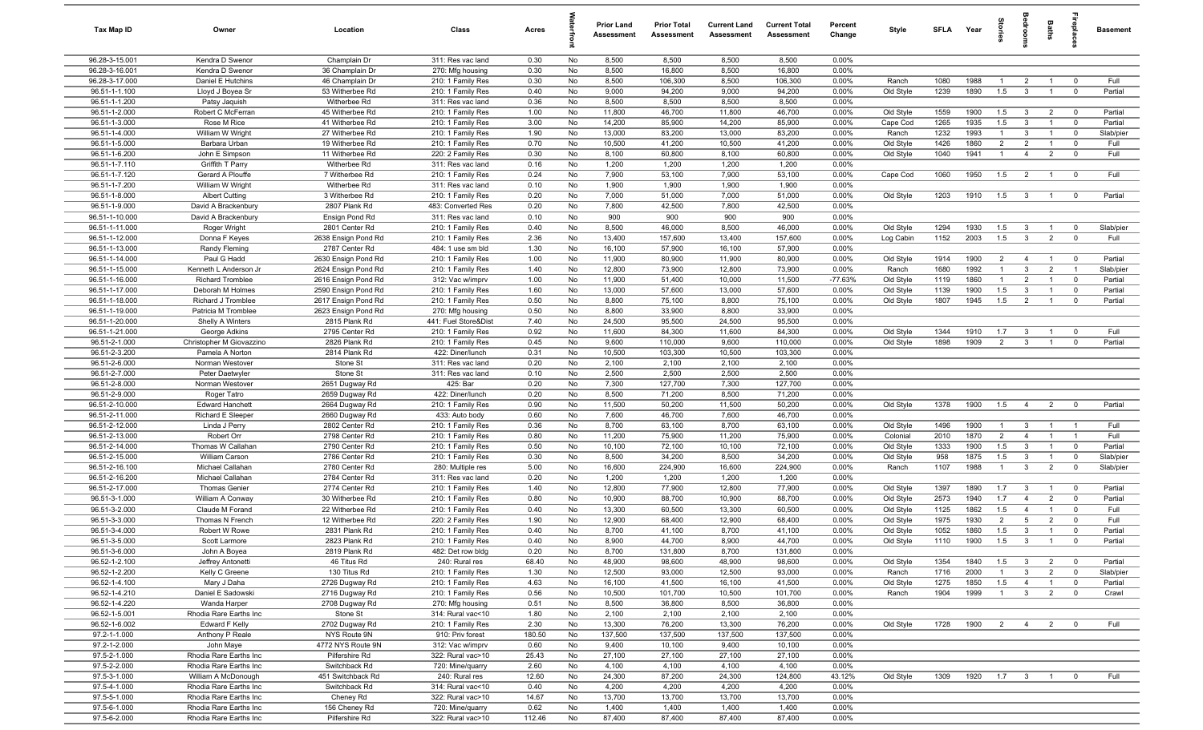| Tax Map ID | Owner | Location | Class | Acres | Waterfront | Prior Land Assessment | Prior Total Assessment | Current Land Assessment | Current Total Assessment | Percent Change | Style | SFLA | Year | Stories | Bedrooms | Baths | Fireplaces | Basement |
|---|---|---|---|---|---|---|---|---|---|---|---|---|---|---|---|---|---|---|
| 96.28-3-15.001 | Kendra D Swenor | Champlain Dr | 311: Res vac land | 0.30 | No | 8,500 | 8,500 | 8,500 | 8,500 | 0.00% | | | | | | | | |
| 96.28-3-16.001 | Kendra D Swenor | 36 Champlain Dr | 270: Mfg housing | 0.30 | No | 8,500 | 16,800 | 8,500 | 16,800 | 0.00% | | | | | | | | |
| 96.28-3-17.000 | Daniel E Hutchins | 46 Champlain Dr | 210: 1 Family Res | 0.30 | No | 8,500 | 106,300 | 8,500 | 106,300 | 0.00% | Ranch | 1080 | 1988 | 1 | 2 | 1 | 0 | Full |
| 96.51-1-1.100 | Lloyd J Boyea Sr | 53 Witherbee Rd | 210: 1 Family Res | 0.40 | No | 9,000 | 94,200 | 9,000 | 94,200 | 0.00% | Old Style | 1239 | 1890 | 1.5 | 3 | 1 | 0 | Partial |
| 96.51-1-1.200 | Patsy Jaquish | Witherbee Rd | 311: Res vac land | 0.36 | No | 8,500 | 8,500 | 8,500 | 8,500 | 0.00% | | | | | | | | |
| 96.51-1-2.000 | Robert C McFerran | 45 Witherbee Rd | 210: 1 Family Res | 1.00 | No | 11,800 | 46,700 | 11,800 | 46,700 | 0.00% | Old Style | 1559 | 1900 | 1.5 | 3 | 2 | 0 | Partial |
| 96.51-1-3.000 | Rose M Rice | 41 Witherbee Rd | 210: 1 Family Res | 3.00 | No | 14,200 | 85,900 | 14,200 | 85,900 | 0.00% | Cape Cod | 1265 | 1935 | 1.5 | 3 | 1 | 0 | Partial |
| 96.51-1-4.000 | William W Wright | 27 Witherbee Rd | 210: 1 Family Res | 1.90 | No | 13,000 | 83,200 | 13,000 | 83,200 | 0.00% | Ranch | 1232 | 1993 | 1 | 3 | 1 | 0 | Slab/pier |
| 96.51-1-5.000 | Barbara Urban | 19 Witherbee Rd | 210: 1 Family Res | 0.70 | No | 10,500 | 41,200 | 10,500 | 41,200 | 0.00% | Old Style | 1426 | 1860 | 2 | 2 | 1 | 0 | Full |
| 96.51-1-6.200 | John E Simpson | 11 Witherbee Rd | 220: 2 Family Res | 0.30 | No | 8,100 | 60,800 | 8,100 | 60,800 | 0.00% | Old Style | 1040 | 1941 | 1 | 4 | 2 | 0 | Full |
| 96.51-1-7.110 | Griffith T Parry | Witherbee Rd | 311: Res vac land | 0.16 | No | 1,200 | 1,200 | 1,200 | 1,200 | 0.00% | | | | | | | | |
| 96.51-1-7.120 | Gerard A Plouffe | 7 Witherbee Rd | 210: 1 Family Res | 0.24 | No | 7,900 | 53,100 | 7,900 | 53,100 | 0.00% | Cape Cod | 1060 | 1950 | 1.5 | 2 | 1 | 0 | Full |
| 96.51-1-7.200 | William W Wright | Witherbee Rd | 311: Res vac land | 0.10 | No | 1,900 | 1,900 | 1,900 | 1,900 | 0.00% | | | | | | | | |
| 96.51-1-8.000 | Albert Cutting | 3 Witherbee Rd | 210: 1 Family Res | 0.20 | No | 7,000 | 51,000 | 7,000 | 51,000 | 0.00% | Old Style | 1203 | 1910 | 1.5 | 3 | 1 | 0 | Partial |
| 96.51-1-9.000 | David A Brackenbury | 2807 Plank Rd | 483: Converted Res | 0.20 | No | 7,800 | 42,500 | 7,800 | 42,500 | 0.00% | | | | | | | | |
| 96.51-1-10.000 | David A Brackenbury | Ensign Pond Rd | 311: Res vac land | 0.10 | No | 900 | 900 | 900 | 900 | 0.00% | | | | | | | | |
| 96.51-1-11.000 | Roger Wright | 2801 Center Rd | 210: 1 Family Res | 0.40 | No | 8,500 | 46,000 | 8,500 | 46,000 | 0.00% | Old Style | 1294 | 1930 | 1.5 | 3 | 1 | 0 | Slab/pier |
| 96.51-1-12.000 | Donna F Keyes | 2638 Ensign Pond Rd | 210: 1 Family Res | 2.36 | No | 13,400 | 157,600 | 13,400 | 157,600 | 0.00% | Log Cabin | 1152 | 2003 | 1.5 | 3 | 2 | 0 | Full |
| 96.51-1-13.000 | Randy Fleming | 2787 Center Rd | 484: 1 use sm bld | 1.30 | No | 16,100 | 57,900 | 16,100 | 57,900 | 0.00% | | | | | | | | |
| 96.51-1-14.000 | Paul G Hadd | 2630 Ensign Pond Rd | 210: 1 Family Res | 1.00 | No | 11,900 | 80,900 | 11,900 | 80,900 | 0.00% | Old Style | 1914 | 1900 | 2 | 4 | 1 | 0 | Partial |
| 96.51-1-15.000 | Kenneth L Anderson Jr | 2624 Ensign Pond Rd | 210: 1 Family Res | 1.40 | No | 12,800 | 73,900 | 12,800 | 73,900 | 0.00% | Ranch | 1680 | 1992 | 1 | 3 | 2 | 1 | Slab/pier |
| 96.51-1-16.000 | Richard Tromblee | 2616 Ensign Pond Rd | 312: Vac w/imprv | 1.00 | No | 11,900 | 51,400 | 10,000 | 11,500 | -77.63% | Old Style | 1119 | 1860 | 1 | 2 | 1 | 0 | Partial |
| 96.51-1-17.000 | Deborah M Holmes | 2590 Ensign Pond Rd | 210: 1 Family Res | 1.60 | No | 13,000 | 57,600 | 13,000 | 57,600 | 0.00% | Old Style | 1139 | 1900 | 1.5 | 3 | 1 | 0 | Partial |
| 96.51-1-18.000 | Richard J Tromblee | 2617 Ensign Pond Rd | 210: 1 Family Res | 0.50 | No | 8,800 | 75,100 | 8,800 | 75,100 | 0.00% | Old Style | 1807 | 1945 | 1.5 | 2 | 1 | 0 | Partial |
| 96.51-1-19.000 | Patricia M Tromblee | 2623 Ensign Pond Rd | 270: Mfg housing | 0.50 | No | 8,800 | 33,900 | 8,800 | 33,900 | 0.00% | | | | | | | | |
| 96.51-1-20.000 | Shelly A Winters | 2815 Plank Rd | 441: Fuel Store&Dist | 7.40 | No | 24,500 | 95,500 | 24,500 | 95,500 | 0.00% | | | | | | | | |
| 96.51-1-21.000 | George Adkins | 2795 Center Rd | 210: 1 Family Res | 0.92 | No | 11,600 | 84,300 | 11,600 | 84,300 | 0.00% | Old Style | 1344 | 1910 | 1.7 | 3 | 1 | 0 | Full |
| 96.51-2-1.000 | Christopher M Giovazzino | 2826 Plank Rd | 210: 1 Family Res | 0.45 | No | 9,600 | 110,000 | 9,600 | 110,000 | 0.00% | Old Style | 1898 | 1909 | 2 | 3 | 1 | 0 | Partial |
| 96.51-2-3.200 | Pamela A Norton | 2814 Plank Rd | 422: Diner/lunch | 0.31 | No | 10,500 | 103,300 | 10,500 | 103,300 | 0.00% | | | | | | | | |
| 96.51-2-6.000 | Norman Westover | Stone St | 311: Res vac land | 0.20 | No | 2,100 | 2,100 | 2,100 | 2,100 | 0.00% | | | | | | | | |
| 96.51-2-7.000 | Peter Daetwyler | Stone St | 311: Res vac land | 0.10 | No | 2,500 | 2,500 | 2,500 | 2,500 | 0.00% | | | | | | | | |
| 96.51-2-8.000 | Norman Westover | 2651 Dugway Rd | 425: Bar | 0.20 | No | 7,300 | 127,700 | 7,300 | 127,700 | 0.00% | | | | | | | | |
| 96.51-2-9.000 | Roger Tatro | 2659 Dugway Rd | 422: Diner/lunch | 0.20 | No | 8,500 | 71,200 | 8,500 | 71,200 | 0.00% | | | | | | | | |
| 96.51-2-10.000 | Edward Hanchett | 2664 Dugway Rd | 210: 1 Family Res | 0.90 | No | 11,500 | 50,200 | 11,500 | 50,200 | 0.00% | Old Style | 1378 | 1900 | 1.5 | 4 | 2 | 0 | Partial |
| 96.51-2-11.000 | Richard E Sleeper | 2660 Dugway Rd | 433: Auto body | 0.60 | No | 7,600 | 46,700 | 7,600 | 46,700 | 0.00% | | | | | | | | |
| 96.51-2-12.000 | Linda J Perry | 2802 Center Rd | 210: 1 Family Res | 0.36 | No | 8,700 | 63,100 | 8,700 | 63,100 | 0.00% | Old Style | 1496 | 1900 | 1 | 3 | 1 | 1 | Full |
| 96.51-2-13.000 | Robert Orr | 2798 Center Rd | 210: 1 Family Res | 0.80 | No | 11,200 | 75,900 | 11,200 | 75,900 | 0.00% | Colonial | 2010 | 1870 | 2 | 4 | 1 | 1 | Full |
| 96.51-2-14.000 | Thomas W Callahan | 2790 Center Rd | 210: 1 Family Res | 0.50 | No | 10,100 | 72,100 | 10,100 | 72,100 | 0.00% | Old Style | 1333 | 1900 | 1.5 | 3 | 1 | 0 | Partial |
| 96.51-2-15.000 | William Carson | 2786 Center Rd | 210: 1 Family Res | 0.30 | No | 8,500 | 34,200 | 8,500 | 34,200 | 0.00% | Old Style | 958 | 1875 | 1.5 | 3 | 1 | 0 | Slab/pier |
| 96.51-2-16.100 | Michael Callahan | 2780 Center Rd | 280: Multiple res | 5.00 | No | 16,600 | 224,900 | 16,600 | 224,900 | 0.00% | Ranch | 1107 | 1988 | 1 | 3 | 2 | 0 | Slab/pier |
| 96.51-2-16.200 | Michael Callahan | 2784 Center Rd | 311: Res vac land | 0.20 | No | 1,200 | 1,200 | 1,200 | 1,200 | 0.00% | | | | | | | | |
| 96.51-2-17.000 | Thomas Genier | 2774 Center Rd | 210: 1 Family Res | 1.40 | No | 12,800 | 77,900 | 12,800 | 77,900 | 0.00% | Old Style | 1397 | 1890 | 1.7 | 3 | 1 | 0 | Partial |
| 96.51-3-1.000 | William A Conway | 30 Witherbee Rd | 210: 1 Family Res | 0.80 | No | 10,900 | 88,700 | 10,900 | 88,700 | 0.00% | Old Style | 2573 | 1940 | 1.7 | 4 | 2 | 0 | Partial |
| 96.51-3-2.000 | Claude M Forand | 22 Witherbee Rd | 210: 1 Family Res | 0.40 | No | 13,300 | 60,500 | 13,300 | 60,500 | 0.00% | Old Style | 1125 | 1862 | 1.5 | 4 | 1 | 0 | Full |
| 96.51-3-3.000 | Thomas N French | 12 Witherbee Rd | 220: 2 Family Res | 1.90 | No | 12,900 | 68,400 | 12,900 | 68,400 | 0.00% | Old Style | 1975 | 1930 | 2 | 5 | 2 | 0 | Full |
| 96.51-3-4.000 | Robert W Rowe | 2831 Plank Rd | 210: 1 Family Res | 0.40 | No | 8,700 | 41,100 | 8,700 | 41,100 | 0.00% | Old Style | 1052 | 1860 | 1.5 | 3 | 1 | 0 | Partial |
| 96.51-3-5.000 | Scott Larmore | 2823 Plank Rd | 210: 1 Family Res | 0.40 | No | 8,900 | 44,700 | 8,900 | 44,700 | 0.00% | Old Style | 1110 | 1900 | 1.5 | 3 | 1 | 0 | Partial |
| 96.51-3-6.000 | John A Boyea | 2819 Plank Rd | 482: Det row bldg | 0.20 | No | 8,700 | 131,800 | 8,700 | 131,800 | 0.00% | | | | | | | | |
| 96.52-1-2.100 | Jeffrey Antonetti | 46 Titus Rd | 240: Rural res | 68.40 | No | 48,900 | 98,600 | 48,900 | 98,600 | 0.00% | Old Style | 1354 | 1840 | 1.5 | 3 | 2 | 0 | Partial |
| 96.52-1-2.200 | Kelly C Greene | 130 Titus Rd | 210: 1 Family Res | 1.30 | No | 12,500 | 93,000 | 12,500 | 93,000 | 0.00% | Ranch | 1716 | 2000 | 1 | 3 | 2 | 0 | Slab/pier |
| 96.52-1-4.100 | Mary J Daha | 2726 Dugway Rd | 210: 1 Family Res | 4.63 | No | 16,100 | 41,500 | 16,100 | 41,500 | 0.00% | Old Style | 1275 | 1850 | 1.5 | 4 | 1 | 0 | Partial |
| 96.52-1-4.210 | Daniel E Sadowski | 2716 Dugway Rd | 210: 1 Family Res | 0.56 | No | 10,500 | 101,700 | 10,500 | 101,700 | 0.00% | Ranch | 1904 | 1999 | 1 | 3 | 2 | 0 | Crawl |
| 96.52-1-4.220 | Wanda Harper | 2708 Dugway Rd | 270: Mfg housing | 0.51 | No | 8,500 | 36,800 | 8,500 | 36,800 | 0.00% | | | | | | | | |
| 96.52-1-5.001 | Rhodia Rare Earths Inc | Stone St | 314: Rural vac<10 | 1.80 | No | 2,100 | 2,100 | 2,100 | 2,100 | 0.00% | | | | | | | | |
| 96.52-1-6.002 | Edward F Kelly | 2702 Dugway Rd | 210: 1 Family Res | 2.30 | No | 13,300 | 76,200 | 13,300 | 76,200 | 0.00% | Old Style | 1728 | 1900 | 2 | 4 | 2 | 0 | Full |
| 97.2-1-1.000 | Anthony P Reale | NYS Route 9N | 910: Priv forest | 180.50 | No | 137,500 | 137,500 | 137,500 | 137,500 | 0.00% | | | | | | | | |
| 97.2-1-2.000 | John Maye | 4772 NYS Route 9N | 312: Vac w/imprv | 0.60 | No | 9,400 | 10,100 | 9,400 | 10,100 | 0.00% | | | | | | | | |
| 97.5-2-1.000 | Rhodia Rare Earths Inc | Pilfershire Rd | 322: Rural vac>10 | 25.43 | No | 27,100 | 27,100 | 27,100 | 27,100 | 0.00% | | | | | | | | |
| 97.5-2-2.000 | Rhodia Rare Earths Inc | Switchback Rd | 720: Mine/quarry | 2.60 | No | 4,100 | 4,100 | 4,100 | 4,100 | 0.00% | | | | | | | | |
| 97.5-3-1.000 | William A McDonough | 451 Switchback Rd | 240: Rural res | 12.60 | No | 24,300 | 87,200 | 24,300 | 124,800 | 43.12% | Old Style | 1309 | 1920 | 1.7 | 3 | 1 | 0 | Full |
| 97.5-4-1.000 | Rhodia Rare Earths Inc | Switchback Rd | 314: Rural vac<10 | 0.40 | No | 4,200 | 4,200 | 4,200 | 4,200 | 0.00% | | | | | | | | |
| 97.5-5-1.000 | Rhodia Rare Earths Inc | Cheney Rd | 322: Rural vac>10 | 14.67 | No | 13,700 | 13,700 | 13,700 | 13,700 | 0.00% | | | | | | | | |
| 97.5-6-1.000 | Rhodia Rare Earths Inc | 156 Cheney Rd | 720: Mine/quarry | 0.62 | No | 1,400 | 1,400 | 1,400 | 1,400 | 0.00% | | | | | | | | |
| 97.5-6-2.000 | Rhodia Rare Earths Inc | Pilfershire Rd | 322: Rural vac>10 | 112.46 | No | 87,400 | 87,400 | 87,400 | 87,400 | 0.00% | | | | | | | | |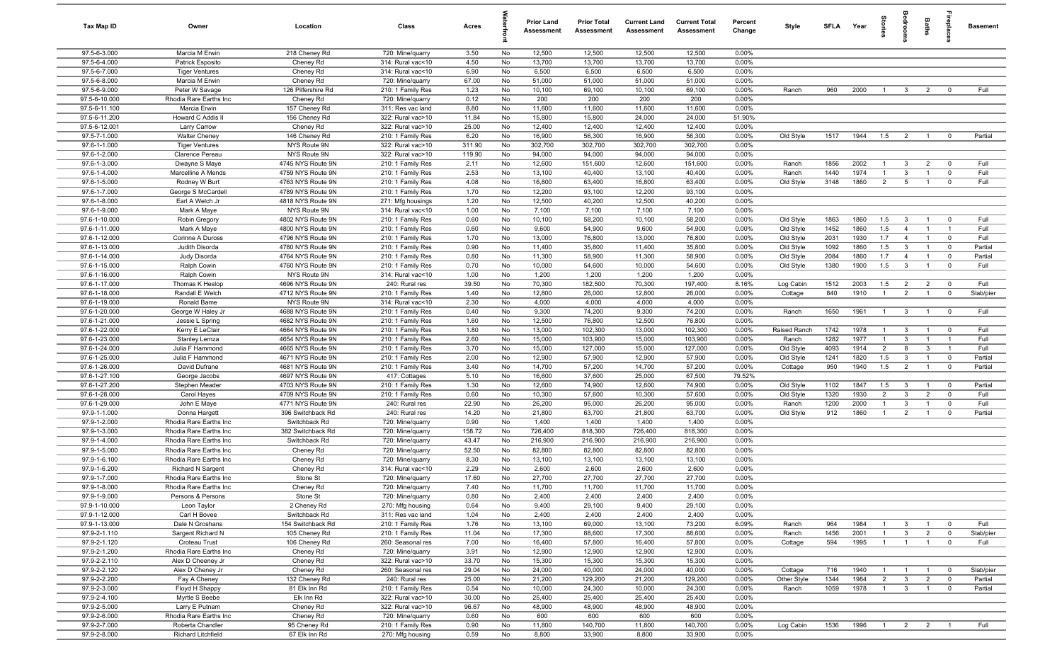| Tax Map ID | Owner | Location | Class | Acres | Waterfront | Prior Land Assessment | Prior Total Assessment | Current Land Assessment | Current Total Assessment | Percent Change | Style | SFLA | Year | Stories | Bedrooms | Baths | Fireplaces | Basement |
|---|---|---|---|---|---|---|---|---|---|---|---|---|---|---|---|---|---|---|
| 97.5-6-3.000 | Marcia M Erwin | 218 Cheney Rd | 720: Mine/quarry | 3.50 | No | 12,500 | 12,500 | 12,500 | 12,500 | 0.00% | | | | | | | | |
| 97.5-6-4.000 | Patrick Esposito | Cheney Rd | 314: Rural vac<10 | 4.50 | No | 13,700 | 13,700 | 13,700 | 13,700 | 0.00% | | | | | | | | |
| 97.5-6-7.000 | Tiger Ventures | Cheney Rd | 314: Rural vac<10 | 6.90 | No | 6,500 | 6,500 | 6,500 | 6,500 | 0.00% | | | | | | | | |
| 97.5-6-8.000 | Marcia M Erwin | Cheney Rd | 720: Mine/quarry | 67.00 | No | 51,000 | 51,000 | 51,000 | 51,000 | 0.00% | | | | | | | | |
| 97.5-6-9.000 | Peter W Savage | 126 Pilfershire Rd | 210: 1 Family Res | 1.23 | No | 10,100 | 69,100 | 10,100 | 69,100 | 0.00% | Ranch | 960 | 2000 | 1 | 3 | 2 | 0 | Full |
| 97.5-6-10.000 | Rhodia Rare Earths Inc | Cheney Rd | 720: Mine/quarry | 0.12 | No | 200 | 200 | 200 | 200 | 0.00% | | | | | | | | |
| 97.5-6-11.100 | Marcia Erwin | 157 Cheney Rd | 311: Res vac land | 8.80 | No | 11,600 | 11,600 | 11,600 | 11,600 | 0.00% | | | | | | | | |
| 97.5-6-11.200 | Howard C Addis II | 156 Cheney Rd | 322: Rural vac>10 | 11.84 | No | 15,800 | 15,800 | 24,000 | 24,000 | 51.90% | | | | | | | | |
| 97.5-6-12.001 | Larry Carrow | Cheney Rd | 322: Rural vac>10 | 25.00 | No | 12,400 | 12,400 | 12,400 | 12,400 | 0.00% | | | | | | | | |
| 97.5-7-1.000 | Walter Cheney | 146 Cheney Rd | 210: 1 Family Res | 6.20 | No | 16,900 | 56,300 | 16,900 | 56,300 | 0.00% | Old Style | 1517 | 1944 | 1.5 | 2 | 1 | 0 | Partial |
| 97.6-1-1.000 | Tiger Ventures | NYS Route 9N | 322: Rural vac>10 | 311.90 | No | 302,700 | 302,700 | 302,700 | 302,700 | 0.00% | | | | | | | | |
| 97.6-1-2.000 | Clarence Pereau | NYS Route 9N | 322: Rural vac>10 | 119.90 | No | 94,000 | 94,000 | 94,000 | 94,000 | 0.00% | | | | | | | | |
| 97.6-1-3.000 | Dwayne S Maye | 4745 NYS Route 9N | 210: 1 Family Res | 2.11 | No | 12,600 | 151,600 | 12,600 | 151,600 | 0.00% | Ranch | 1856 | 2002 | 1 | 3 | 2 | 0 | Full |
| 97.6-1-4.000 | Marcelline A Mends | 4759 NYS Route 9N | 210: 1 Family Res | 2.53 | No | 13,100 | 40,400 | 13,100 | 40,400 | 0.00% | Ranch | 1440 | 1974 | 1 | 3 | 1 | 0 | Full |
| 97.6-1-5.000 | Rodney W Burt | 4763 NYS Route 9N | 210: 1 Family Res | 4.08 | No | 16,800 | 63,400 | 16,800 | 63,400 | 0.00% | Old Style | 3148 | 1860 | 2 | 5 | 1 | 0 | Full |
| 97.6-1-7.000 | George S McCardell | 4789 NYS Route 9N | 210: 1 Family Res | 1.70 | No | 12,200 | 93,100 | 12,200 | 93,100 | 0.00% | | | | | | | | |
| 97.6-1-8.000 | Earl A Welch Jr | 4818 NYS Route 9N | 271: Mfg housings | 1.20 | No | 12,500 | 40,200 | 12,500 | 40,200 | 0.00% | | | | | | | | |
| 97.6-1-9.000 | Mark A Maye | NYS Route 9N | 314: Rural vac<10 | 1.00 | No | 7,100 | 7,100 | 7,100 | 7,100 | 0.00% | | | | | | | | |
| 97.6-1-10.000 | Robin Gregory | 4802 NYS Route 9N | 210: 1 Family Res | 0.60 | No | 10,100 | 58,200 | 10,100 | 58,200 | 0.00% | Old Style | 1863 | 1860 | 1.5 | 3 | 1 | 0 | Full |
| 97.6-1-11.000 | Mark A Maye | 4800 NYS Route 9N | 210: 1 Family Res | 0.60 | No | 9,600 | 54,900 | 9,600 | 54,900 | 0.00% | Old Style | 1452 | 1860 | 1.5 | 4 | 1 | 1 | Full |
| 97.6-1-12.000 | Corinne A Duross | 4796 NYS Route 9N | 210: 1 Family Res | 1.70 | No | 13,000 | 76,800 | 13,000 | 76,800 | 0.00% | Old Style | 2031 | 1930 | 1.7 | 4 | 1 | 0 | Full |
| 97.6-1-13.000 | Judith Disorda | 4780 NYS Route 9N | 210: 1 Family Res | 0.90 | No | 11,400 | 35,800 | 11,400 | 35,800 | 0.00% | Old Style | 1092 | 1860 | 1.5 | 3 | 1 | 0 | Partial |
| 97.6-1-14.000 | Judy Disorda | 4764 NYS Route 9N | 210: 1 Family Res | 0.80 | No | 11,300 | 58,900 | 11,300 | 58,900 | 0.00% | Old Style | 2084 | 1860 | 1.7 | 4 | 1 | 0 | Partial |
| 97.6-1-15.000 | Ralph Cowin | 4760 NYS Route 9N | 210: 1 Family Res | 0.70 | No | 10,000 | 54,600 | 10,000 | 54,600 | 0.00% | Old Style | 1380 | 1900 | 1.5 | 3 | 1 | 0 | Full |
| 97.6-1-16.000 | Ralph Cowin | NYS Route 9N | 314: Rural vac<10 | 1.00 | No | 1,200 | 1,200 | 1,200 | 1,200 | 0.00% | | | | | | | | |
| 97.6-1-17.000 | Thomas K Heslop | 4696 NYS Route 9N | 240: Rural res | 39.50 | No | 70,300 | 182,500 | 70,300 | 197,400 | 8.16% | Log Cabin | 1512 | 2003 | 1.5 | 2 | 2 | 0 | Full |
| 97.6-1-18.000 | Randall E Welch | 4712 NYS Route 9N | 210: 1 Family Res | 1.40 | No | 12,800 | 26,000 | 12,800 | 26,000 | 0.00% | Cottage | 840 | 1910 | 1 | 2 | 1 | 0 | Slab/pier |
| 97.6-1-19.000 | Ronald Bame | NYS Route 9N | 314: Rural vac<10 | 2.30 | No | 4,000 | 4,000 | 4,000 | 4,000 | 0.00% | | | | | | | | |
| 97.6-1-20.000 | George W Haley Jr | 4688 NYS Route 9N | 210: 1 Family Res | 0.40 | No | 9,300 | 74,200 | 9,300 | 74,200 | 0.00% | Ranch | 1650 | 1961 | 1 | 3 | 1 | 0 | Full |
| 97.6-1-21.000 | Jessie L Spring | 4682 NYS Route 9N | 210: 1 Family Res | 1.60 | No | 12,500 | 76,800 | 12,500 | 76,800 | 0.00% | | | | | | | | |
| 97.6-1-22.000 | Kerry E LeClair | 4664 NYS Route 9N | 210: 1 Family Res | 1.80 | No | 13,000 | 102,300 | 13,000 | 102,300 | 0.00% | Raised Ranch | 1742 | 1978 | 1 | 3 | 1 | 0 | Full |
| 97.6-1-23.000 | Stanley Lemza | 4654 NYS Route 9N | 210: 1 Family Res | 2.60 | No | 15,000 | 103,900 | 15,000 | 103,900 | 0.00% | Ranch | 1282 | 1977 | 1 | 3 | 1 | 1 | Full |
| 97.6-1-24.000 | Julia F Hammond | 4665 NYS Route 9N | 210: 1 Family Res | 3.70 | No | 15,000 | 127,000 | 15,000 | 127,000 | 0.00% | Old Style | 4093 | 1914 | 2 | 8 | 3 | 1 | Full |
| 97.6-1-25.000 | Julia F Hammond | 4671 NYS Route 9N | 210: 1 Family Res | 2.00 | No | 12,900 | 57,900 | 12,900 | 57,900 | 0.00% | Old Style | 1241 | 1820 | 1.5 | 3 | 1 | 0 | Partial |
| 97.6-1-26.000 | David Dufrane | 4681 NYS Route 9N | 210: 1 Family Res | 3.40 | No | 14,700 | 57,200 | 14,700 | 57,200 | 0.00% | Cottage | 950 | 1940 | 1.5 | 2 | 1 | 0 | Partial |
| 97.6-1-27.100 | George Jacobs | 4697 NYS Route 9N | 417: Cottages | 5.10 | No | 16,600 | 37,600 | 25,000 | 67,500 | 79.52% | | | | | | | | |
| 97.6-1-27.200 | Stephen Meader | 4703 NYS Route 9N | 210: 1 Family Res | 1.30 | No | 12,600 | 74,900 | 12,600 | 74,900 | 0.00% | Old Style | 1102 | 1847 | 1.5 | 3 | 1 | 0 | Partial |
| 97.6-1-28.000 | Carol Hayes | 4709 NYS Route 9N | 210: 1 Family Res | 0.60 | No | 10,300 | 57,600 | 10,300 | 57,600 | 0.00% | Old Style | 1320 | 1930 | 2 | 3 | 2 | 0 | Full |
| 97.6-1-29.000 | John E Maye | 4771 NYS Route 9N | 240: Rural res | 22.90 | No | 26,200 | 95,000 | 26,200 | 95,000 | 0.00% | Ranch | 1200 | 2000 | 1 | 3 | 1 | 0 | Full |
| 97.9-1-1.000 | Donna Hargett | 396 Switchback Rd | 240: Rural res | 14.20 | No | 21,800 | 63,700 | 21,800 | 63,700 | 0.00% | Old Style | 912 | 1860 | 1 | 2 | 1 | 0 | Partial |
| 97.9-1-2.000 | Rhodia Rare Earths Inc | Switchback Rd | 720: Mine/quarry | 0.90 | No | 1,400 | 1,400 | 1,400 | 1,400 | 0.00% | | | | | | | | |
| 97.9-1-3.000 | Rhodia Rare Earths Inc | 382 Switchback Rd | 720: Mine/quarry | 158.72 | No | 726,400 | 818,300 | 726,400 | 818,300 | 0.00% | | | | | | | | |
| 97.9-1-4.000 | Rhodia Rare Earths Inc | Switchback Rd | 720: Mine/quarry | 43.47 | No | 216,900 | 216,900 | 216,900 | 216,900 | 0.00% | | | | | | | | |
| 97.9-1-5.000 | Rhodia Rare Earths Inc | Cheney Rd | 720: Mine/quarry | 52.50 | No | 82,800 | 82,800 | 82,800 | 82,800 | 0.00% | | | | | | | | |
| 97.9-1-6.100 | Rhodia Rare Earths Inc | Cheney Rd | 720: Mine/quarry | 8.30 | No | 13,100 | 13,100 | 13,100 | 13,100 | 0.00% | | | | | | | | |
| 97.9-1-6.200 | Richard N Sargent | Cheney Rd | 314: Rural vac<10 | 2.29 | No | 2,600 | 2,600 | 2,600 | 2,600 | 0.00% | | | | | | | | |
| 97.9-1-7.000 | Rhodia Rare Earths Inc | Stone St | 720: Mine/quarry | 17.60 | No | 27,700 | 27,700 | 27,700 | 27,700 | 0.00% | | | | | | | | |
| 97.9-1-8.000 | Rhodia Rare Earths Inc | Cheney Rd | 720: Mine/quarry | 7.40 | No | 11,700 | 11,700 | 11,700 | 11,700 | 0.00% | | | | | | | | |
| 97.9-1-9.000 | Persons & Persons | Stone St | 720: Mine/quarry | 0.80 | No | 2,400 | 2,400 | 2,400 | 2,400 | 0.00% | | | | | | | | |
| 97.9-1-10.000 | Leon Taylor | 2 Cheney Rd | 270: Mfg housing | 0.64 | No | 9,400 | 29,100 | 9,400 | 29,100 | 0.00% | | | | | | | | |
| 97.9-1-12.000 | Carl H Bovee | Switchback Rd | 311: Res vac land | 1.04 | No | 2,400 | 2,400 | 2,400 | 2,400 | 0.00% | | | | | | | | |
| 97.9-1-13.000 | Dale N Groshans | 154 Switchback Rd | 210: 1 Family Res | 1.76 | No | 13,100 | 69,000 | 13,100 | 73,200 | 6.09% | Ranch | 964 | 1984 | 1 | 3 | 1 | 0 | Full |
| 97.9-2-1.110 | Sargent Richard N | 105 Cheney Rd | 210: 1 Family Res | 11.04 | No | 17,300 | 88,600 | 17,300 | 88,600 | 0.00% | Ranch | 1456 | 2001 | 1 | 3 | 2 | 0 | Slab/pier |
| 97.9-2-1.120 | Croteau Trust | 106 Cheney Rd | 260: Seasonal res | 7.00 | No | 16,400 | 57,800 | 16,400 | 57,800 | 0.00% | Cottage | 594 | 1995 | 1 | 1 | 1 | 0 | Full |
| 97.9-2-1.200 | Rhodia Rare Earths Inc | Cheney Rd | 720: Mine/quarry | 3.91 | No | 12,900 | 12,900 | 12,900 | 12,900 | 0.00% | | | | | | | | |
| 97.9-2-2.110 | Alex D Cheeney Jr | Cheney Rd | 322: Rural vac>10 | 33.70 | No | 15,300 | 15,300 | 15,300 | 15,300 | 0.00% | | | | | | | | |
| 97.9-2-2.120 | Alex D Cheney Jr | Cheney Rd | 260: Seasonal res | 29.04 | No | 24,000 | 40,000 | 24,000 | 40,000 | 0.00% | Cottage | 716 | 1940 | 1 | 1 | 1 | 0 | Slab/pier |
| 97.9-2-2.200 | Fay A Cheney | 132 Cheney Rd | 240: Rural res | 25.00 | No | 21,200 | 129,200 | 21,200 | 129,200 | 0.00% | Other Style | 1344 | 1984 | 2 | 3 | 2 | 0 | Partial |
| 97.9-2-3.000 | Floyd H Shappy | 81 Elk Inn Rd | 210: 1 Family Res | 0.54 | No | 10,000 | 24,300 | 10,000 | 24,300 | 0.00% | Ranch | 1059 | 1978 | 1 | 3 | 1 | 0 | Partial |
| 97.9-2-4.100 | Myrtle S Beebe | Elk Inn Rd | 322: Rural vac>10 | 30.00 | No | 25,400 | 25,400 | 25,400 | 25,400 | 0.00% | | | | | | | | |
| 97.9-2-5.000 | Larry E Putnam | Cheney Rd | 322: Rural vac>10 | 96.67 | No | 48,900 | 48,900 | 48,900 | 48,900 | 0.00% | | | | | | | | |
| 97.9-2-6.000 | Rhodia Rare Earths Inc | Cheney Rd | 720: Mine/quarry | 0.60 | No | 600 | 600 | 600 | 600 | 0.00% | | | | | | | | |
| 97.9-2-7.000 | Roberta Chandler | 95 Cheney Rd | 210: 1 Family Res | 0.90 | No | 11,800 | 140,700 | 11,800 | 140,700 | 0.00% | Log Cabin | 1536 | 1996 | 1 | 2 | 2 | 1 | Full |
| 97.9-2-8.000 | Richard Litchfield | 67 Elk Inn Rd | 270: Mfg housing | 0.59 | No | 8,800 | 33,900 | 8,800 | 33,900 | 0.00% | | | | | | | | |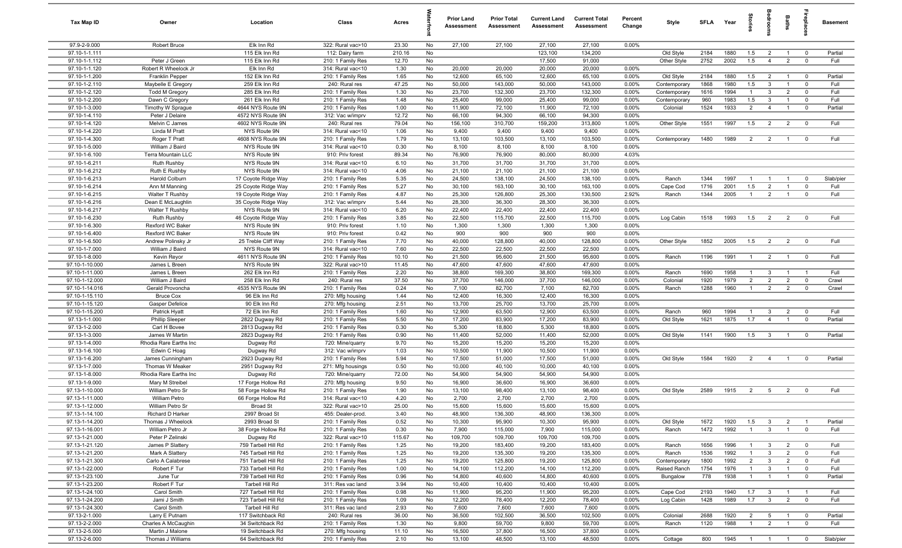| Tax Map ID | Owner | Location | Class | Acres | Waterfront | Prior Land Assessment | Prior Total Assessment | Current Land Assessment | Current Total Assessment | Percent Change | Style | SFLA | Year | Stories | Bedrooms | Baths | Fireplaces | Basement |
|---|---|---|---|---|---|---|---|---|---|---|---|---|---|---|---|---|---|---|
| 97.9-2-9.000 | Robert Bruce | Elk Inn Rd | 322: Rural vac>10 | 23.30 | No | 27,100 | 27,100 | 27,100 | 27,100 | 0.00% | | | | | | | | |
| 97.10-1-1.111 | | 115 Elk Inn Rd | 112: Dairy farm | 210.16 | No | | | 123,100 | 134,200 | | Old Style | 2184 | 1880 | 1.5 | 2 | 1 | 0 | Partial |
| 97.10-1-1.112 | Peter J Green | 115 Elk Inn Rd | 210: 1 Family Res | 12.70 | No | | | 17,500 | 91,000 | | Other Style | 2752 | 2002 | 1.5 | 4 | 2 | 0 | Full |
| 97.10-1-1.120 | Robert R Wheelock Jr | Elk Inn Rd | 314: Rural vac<10 | 1.30 | No | 20,000 | 20,000 | 20,000 | 20,000 | 0.00% | | | | | | | | |
| 97.10-1-1.200 | Franklin Pepper | 152 Elk Inn Rd | 210: 1 Family Res | 1.65 | No | 12,600 | 65,100 | 12,600 | 65,100 | 0.00% | Old Style | 2184 | 1880 | 1.5 | 2 | 1 | 0 | Partial |
| 97.10-1-2.110 | Maybelle E Gregory | 259 Elk Inn Rd | 240: Rural res | 47.25 | No | 50,000 | 143,000 | 50,000 | 143,000 | 0.00% | Contemporary | 1868 | 1980 | 1.5 | 3 | 1 | 0 | Full |
| 97.10-1-2.120 | Todd M Gregory | 285 Elk Inn Rd | 210: 1 Family Res | 1.30 | No | 23,700 | 132,300 | 23,700 | 132,300 | 0.00% | Contemporary | 1616 | 1994 | 1 | 3 | 2 | 0 | Full |
| 97.10-1-2.200 | Dawn C Gregory | 261 Elk Inn Rd | 210: 1 Family Res | 1.48 | No | 25,400 | 99,000 | 25,400 | 99,000 | 0.00% | Contemporary | 960 | 1983 | 1.5 | 3 | 1 | 0 | Full |
| 97.10-1-3.000 | Timothy W Sprague | 4644 NYS Route 9N | 210: 1 Family Res | 1.00 | No | 11,900 | 72,100 | 11,900 | 72,100 | 0.00% | Colonial | 1524 | 1933 | 2 | 4 | 1 | 0 | Partial |
| 97.10-1-4.110 | Peter J Delaire | 4572 NYS Route 9N | 312: Vac w/imprv | 12.72 | No | 66,100 | 94,300 | 66,100 | 94,300 | 0.00% | | | | | | | | |
| 97.10-1-4.120 | Melvin C James | 4602 NYS Route 9N | 240: Rural res | 79.04 | No | 156,100 | 310,700 | 159,200 | 313,800 | 1.00% | Other Style | 1551 | 1997 | 1.5 | 2 | 2 | 0 | Full |
| 97.10-1-4.220 | Linda M Pratt | NYS Route 9N | 314: Rural vac<10 | 1.06 | No | 9,400 | 9,400 | 9,400 | 9,400 | 0.00% | | | | | | | | |
| 97.10-1-4.300 | Roger T Pratt | 4608 NYS Route 9N | 210: 1 Family Res | 1.79 | No | 13,100 | 103,500 | 13,100 | 103,500 | 0.00% | Contemporary | 1480 | 1989 | 2 | 2 | 1 | 0 | Full |
| 97.10-1-5.000 | William J Baird | NYS Route 9N | 314: Rural vac<10 | 0.30 | No | 8,100 | 8,100 | 8,100 | 8,100 | 0.00% | | | | | | | | |
| 97.10-1-6.100 | Terra Mountain LLC | NYS Route 9N | 910: Priv forest | 89.34 | No | 76,900 | 76,900 | 80,000 | 80,000 | 4.03% | | | | | | | | |
| 97.10-1-6.211 | Ruth Rushby | NYS Route 9N | 314: Rural vac<10 | 6.10 | No | 31,700 | 31,700 | 31,700 | 31,700 | 0.00% | | | | | | | | |
| 97.10-1-6.212 | Ruth E Rushby | NYS Route 9N | 314: Rural vac<10 | 4.06 | No | 21,100 | 21,100 | 21,100 | 21,100 | 0.00% | | | | | | | | |
| 97.10-1-6.213 | Harold Colburn | 17 Coyote Ridge Way | 210: 1 Family Res | 5.35 | No | 24,500 | 138,100 | 24,500 | 138,100 | 0.00% | Ranch | 1344 | 1997 | 1 | 1 | 1 | 0 | Slab/pier |
| 97.10-1-6.214 | Ann M Manning | 25 Coyote Ridge Way | 210: 1 Family Res | 5.27 | No | 30,100 | 163,100 | 30,100 | 163,100 | 0.00% | Cape Cod | 1716 | 2001 | 1.5 | 2 | 1 | 0 | Full |
| 97.10-1-6.215 | Walter T Rushby | 19 Coyote Ridge Way | 210: 1 Family Res | 4.87 | No | 25,300 | 126,800 | 25,300 | 130,500 | 2.92% | Ranch | 1344 | 2005 | 1 | 2 | 1 | 0 | Full |
| 97.10-1-6.216 | Dean E McLaughlin | 35 Coyote Ridge Way | 312: Vac w/imprv | 5.44 | No | 28,300 | 36,300 | 28,300 | 36,300 | 0.00% | | | | | | | | |
| 97.10-1-6.217 | Walter T Rushby | NYS Route 9N | 314: Rural vac<10 | 6.20 | No | 22,400 | 22,400 | 22,400 | 22,400 | 0.00% | | | | | | | | |
| 97.10-1-6.230 | Ruth Rushby | 46 Coyote Ridge Way | 210: 1 Family Res | 3.85 | No | 22,500 | 115,700 | 22,500 | 115,700 | 0.00% | Log Cabin | 1518 | 1993 | 1.5 | 2 | 2 | 0 | Full |
| 97.10-1-6.300 | Rexford WC Baker | NYS Route 9N | 910: Priv forest | 1.10 | No | 1,300 | 1,300 | 1,300 | 1,300 | 0.00% | | | | | | | | |
| 97.10-1-6.400 | Rexford WC Baker | NYS Route 9N | 910: Priv forest | 0.42 | No | 900 | 900 | 900 | 900 | 0.00% | | | | | | | | |
| 97.10-1-6.500 | Andrew Polinsky Jr | 25 Treble Cliff Way | 210: 1 Family Res | 7.70 | No | 40,000 | 128,800 | 40,000 | 128,800 | 0.00% | Other Style | 1852 | 2005 | 1.5 | 2 | 2 | 0 | Full |
| 97.10-1-7.000 | William J Baird | NYS Route 9N | 314: Rural vac<10 | 7.60 | No | 22,500 | 22,500 | 22,500 | 22,500 | 0.00% | | | | | | | | |
| 97.10-1-8.000 | Kevin Reyor | 4611 NYS Route 9N | 210: 1 Family Res | 10.10 | No | 21,500 | 95,600 | 21,500 | 95,600 | 0.00% | Ranch | 1196 | 1991 | 1 | 2 | 1 | 0 | Full |
| 97.10-1-10.000 | James L Breen | NYS Route 9N | 322: Rural vac>10 | 11.45 | No | 47,600 | 47,600 | 47,600 | 47,600 | 0.00% | | | | | | | | |
| 97.10-1-11.000 | James L Breen | 262 Elk Inn Rd | 210: 1 Family Res | 2.20 | No | 38,800 | 169,300 | 38,800 | 169,300 | 0.00% | Ranch | 1690 | 1958 | 1 | 3 | 1 | 1 | Full |
| 97.10-1-12.000 | William J Baird | 258 Elk Inn Rd | 240: Rural res | 37.50 | No | 37,700 | 146,000 | 37,700 | 146,000 | 0.00% | Colonial | 1920 | 1979 | 2 | 2 | 2 | 0 | Crawl |
| 97.10-1-14.016 | Gerald Provoncha | 4535 NYS Route 9N | 210: 1 Family Res | 0.24 | No | 7,100 | 82,700 | 7,100 | 82,700 | 0.00% | Ranch | 1288 | 1960 | 1 | 2 | 2 | 0 | Crawl |
| 97.10-1-15.110 | Bruce Cox | 96 Elk Inn Rd | 270: Mfg housing | 1.44 | No | 12,400 | 16,300 | 12,400 | 16,300 | 0.00% | | | | | | | | |
| 97.10-1-15.120 | Gasper Defelice | 90 Elk Inn Rd | 270: Mfg housing | 2.51 | No | 13,700 | 25,700 | 13,700 | 25,700 | 0.00% | | | | | | | | |
| 97.10-1-15.200 | Patrick Hyatt | 72 Elk Inn Rd | 210: 1 Family Res | 1.60 | No | 12,900 | 63,500 | 12,900 | 63,500 | 0.00% | Ranch | 960 | 1994 | 1 | 3 | 2 | 0 | Full |
| 97.13-1-1.000 | Phillip Sleeper | 2822 Dugway Rd | 210: 1 Family Res | 5.50 | No | 17,200 | 83,900 | 17,200 | 83,900 | 0.00% | Old Style | 1621 | 1875 | 1.7 | 4 | 1 | 0 | Partial |
| 97.13-1-2.000 | Carl H Bovee | 2813 Dugway Rd | 210: 1 Family Res | 0.30 | No | 5,300 | 18,800 | 5,300 | 18,800 | 0.00% | | | | | | | | |
| 97.13-1-3.000 | James W Martin | 2823 Dugway Rd | 210: 1 Family Res | 0.90 | No | 11,400 | 52,000 | 11,400 | 52,000 | 0.00% | Old Style | 1141 | 1900 | 1.5 | 3 | 1 | 0 | Partial |
| 97.13-1-4.000 | Rhodia Rare Earths Inc | Dugway Rd | 720: Mine/quarry | 9.70 | No | 15,200 | 15,200 | 15,200 | 15,200 | 0.00% | | | | | | | | |
| 97.13-1-6.100 | Edwin C Hoag | Dugway Rd | 312: Vac w/imprv | 1.03 | No | 10,500 | 11,900 | 10,500 | 11,900 | 0.00% | | | | | | | | |
| 97.13-1-6.200 | James Cunningham | 2923 Dugway Rd | 210: 1 Family Res | 5.94 | No | 17,500 | 51,000 | 17,500 | 51,000 | 0.00% | Old Style | 1584 | 1920 | 2 | 4 | 1 | 0 | Partial |
| 97.13-1-7.000 | Thomas W Meaker | 2951 Dugway Rd | 271: Mfg housings | 0.50 | No | 10,000 | 40,100 | 10,000 | 40,100 | 0.00% | | | | | | | | |
| 97.13-1-8.000 | Rhodia Rare Earths Inc | Dugway Rd | 720: Mine/quarry | 72.00 | No | 54,900 | 54,900 | 54,900 | 54,900 | 0.00% | | | | | | | | |
| 97.13-1-9.000 | Mary M Streibel | 17 Forge Hollow Rd | 270: Mfg housing | 9.50 | No | 16,900 | 36,600 | 16,900 | 36,600 | 0.00% | | | | | | | | |
| 97.13-1-10.000 | William Petro Sr | 58 Forge Hollow Rd | 210: 1 Family Res | 1.90 | No | 13,100 | 98,400 | 13,100 | 98,400 | 0.00% | Old Style | 2589 | 1915 | 2 | 5 | 2 | 0 | Full |
| 97.13-1-11.000 | William Petro | 66 Forge Hollow Rd | 314: Rural vac<10 | 4.20 | No | 2,700 | 2,700 | 2,700 | 2,700 | 0.00% | | | | | | | | |
| 97.13-1-12.000 | William Petro Sr | Broad St | 322: Rural vac>10 | 25.00 | No | 15,600 | 15,600 | 15,600 | 15,600 | 0.00% | | | | | | | | |
| 97.13-1-14.100 | Richard D Harker | 2997 Broad St | 455: Dealer-prod. | 3.40 | No | 48,900 | 136,300 | 48,900 | 136,300 | 0.00% | | | | | | | | |
| 97.13-1-14.200 | Thomas J Wheelock | 2993 Broad St | 210: 1 Family Res | 0.52 | No | 10,300 | 95,900 | 10,300 | 95,900 | 0.00% | Old Style | 1672 | 1920 | 1.5 | 3 | 2 | 1 | Partial |
| 97.13-1-16.001 | William Petro Jr | 38 Forge Hollow Rd | 210: 1 Family Res | 0.30 | No | 7,900 | 115,000 | 7,900 | 115,000 | 0.00% | Ranch | 1472 | 1992 | 1 | 3 | 1 | 0 | Full |
| 97.13-1-21.000 | Peter P Zelinski | Dugway Rd | 322: Rural vac>10 | 115.67 | No | 109,700 | 109,700 | 109,700 | 109,700 | 0.00% | | | | | | | | |
| 97.13-1-21.120 | James P Slattery | 759 Tarbell Hill Rd | 210: 1 Family Res | 1.25 | No | 19,200 | 183,400 | 19,200 | 183,400 | 0.00% | Ranch | 1656 | 1996 | 1 | 3 | 2 | 0 | Full |
| 97.13-1-21.200 | Mark A Slattery | 745 Tarbell Hill Rd | 210: 1 Family Res | 1.25 | No | 19,200 | 135,300 | 19,200 | 135,300 | 0.00% | Ranch | 1536 | 1992 | 1 | 3 | 2 | 0 | Full |
| 97.13-1-21.300 | Carlo A Calabrese | 751 Tarbell Hill Rd | 210: 1 Family Res | 1.25 | No | 19,200 | 125,800 | 19,200 | 125,800 | 0.00% | Contemporary | 1800 | 1992 | 2 | 3 | 2 | 0 | Full |
| 97.13-1-22.000 | Robert F Tur | 733 Tarbell Hill Rd | 210: 1 Family Res | 1.00 | No | 14,100 | 112,200 | 14,100 | 112,200 | 0.00% | Raised Ranch | 1754 | 1976 | 1 | 3 | 1 | 0 | Full |
| 97.13-1-23.100 | June Tur | 739 Tarbell Hill Rd | 210: 1 Family Res | 0.96 | No | 14,800 | 40,600 | 14,800 | 40,600 | 0.00% | Bungalow | 778 | 1938 | 1 | 1 | 1 | 0 | Partial |
| 97.13-1-23.200 | Robert F Tur | Tarbell Hill Rd | 311: Res vac land | 3.94 | No | 10,400 | 10,400 | 10,400 | 10,400 | 0.00% | | | | | | | | |
| 97.13-1-24.100 | Carol Smith | 727 Tarbell Hill Rd | 210: 1 Family Res | 0.98 | No | 11,900 | 95,200 | 11,900 | 95,200 | 0.00% | Cape Cod | 2193 | 1940 | 1.7 | 3 | 1 | 1 | Full |
| 97.13-1-24.200 | Jami J Smith | 723 Tarbell Hill Rd | 210: 1 Family Res | 1.09 | No | 12,200 | 78,400 | 12,200 | 78,400 | 0.00% | Log Cabin | 1428 | 1989 | 1.7 | 3 | 2 | 0 | Full |
| 97.13-1-24.300 | Carol Smith | Tarbell Hill Rd | 311: Res vac land | 2.93 | No | 7,600 | 7,600 | 7,600 | 7,600 | 0.00% | | | | | | | | |
| 97.13-2-1.000 | Larry E Putnam | 117 Switchback Rd | 240: Rural res | 36.00 | No | 36,500 | 102,500 | 36,500 | 102,500 | 0.00% | Colonial | 2688 | 1920 | 2 | 5 | 1 | 0 | Partial |
| 97.13-2-2.000 | Charles A McCaughin | 34 Switchback Rd | 210: 1 Family Res | 1.30 | No | 9,800 | 59,700 | 9,800 | 59,700 | 0.00% | Ranch | 1120 | 1988 | 1 | 2 | 1 | 0 | Full |
| 97.13-2-5.000 | Martin J Malone | 19 Switchback Rd | 270: Mfg housing | 11.10 | No | 16,500 | 37,800 | 16,500 | 37,800 | 0.00% | | | | | | | | |
| 97.13-2-6.000 | Thomas J Williams | 64 Switchback Rd | 210: 1 Family Res | 2.10 | No | 13,100 | 48,500 | 13,100 | 48,500 | 0.00% | Cottage | 800 | 1945 | 1 | 1 | 1 | 0 | Slab/pier |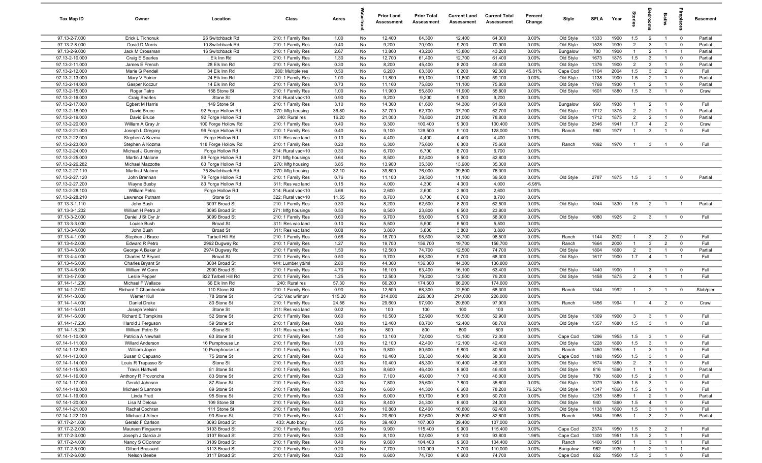| Tax Map ID | Owner | Location | Class | Acres | Waterfront | Prior Land Assessment | Prior Total Assessment | Current Land Assessment | Current Total Assessment | Percent Change | Style | SFLA | Year | Stories | Bedrooms | Baths | Fireplaces | Basement |
|---|---|---|---|---|---|---|---|---|---|---|---|---|---|---|---|---|---|---|
| 97.13-2-7.000 | Erick L Tichonuk | 26 Switchback Rd | 210: 1 Family Res | 1.00 | No | 12,400 | 64,300 | 12,400 | 64,300 | 0.00% | Old Style | 1333 | 1900 | 1.5 | 2 | 1 | 0 | Partial |
| 97.13-2-8.000 | David D Morris | 10 Switchback Rd | 210: 1 Family Res | 0.40 | No | 9,200 | 70,900 | 9,200 | 70,900 | 0.00% | Old Style | 1528 | 1930 | 2 | 3 | 1 | 0 | Partial |
| 97.13-2-9.000 | Jack M Crossman | 16 Switchback Rd | 210: 1 Family Res | 2.67 | No | 13,800 | 43,200 | 13,800 | 43,200 | 0.00% | Bungalow | 700 | 1900 | 1 | 2 | 1 | 1 | Partial |
| 97.13-2-10.000 | Craig E Searles | Elk Inn Rd | 210: 1 Family Res | 1.30 | No | 12,700 | 61,400 | 12,700 | 61,400 | 0.00% | Old Style | 1673 | 1875 | 1.5 | 3 | 1 | 0 | Partial |
| 97.13-2-11.000 | James E French | 28 Elk Inn Rd | 210: 1 Family Res | 0.30 | No | 8,200 | 45,400 | 8,200 | 45,400 | 0.00% | Old Style | 1376 | 1900 | 2 | 3 | 1 | 0 | Partial |
| 97.13-2-12.000 | Marie G Pendell | 34 Elk Inn Rd | 280: Multiple res | 0.50 | No | 6,200 | 63,300 | 6,200 | 92,300 | 45.81% | Cape Cod | 1104 | 2004 | 1.5 | 3 | 2 | 0 | Full |
| 97.13-2-13.000 | Mary V Poirier | 24 Elk Inn Rd | 210: 1 Family Res | 1.00 | No | 11,800 | 59,100 | 11,800 | 59,100 | 0.00% | Old Style | 1138 | 1900 | 1.5 | 2 | 1 | 0 | Partial |
| 97.13-2-14.000 | Gasper Koczur | 14 Elk Inn Rd | 210: 1 Family Res | 0.73 | No | 11,100 | 75,800 | 11,100 | 75,800 | 0.00% | Old Style | 1768 | 1930 | 1 | 2 | 1 | 0 | Partial |
| 97.13-2-15.000 | Roger Tatro | 158 Stone St | 210: 1 Family Res | 1.00 | No | 11,900 | 55,800 | 11,900 | 55,800 | 0.00% | Old Style | 1601 | 1880 | 1.5 | 3 | 1 | 0 | Crawl |
| 97.13-2-16.000 | Craig Searles | Stone St | 314: Rural vac<10 | 0.90 | No | 9,200 | 9,200 | 9,200 | 9,200 | 0.00% | | | | | | | | |
| 97.13-2-17.000 | Egbert M Harris | 149 Stone St | 210: 1 Family Res | 3.10 | No | 14,300 | 61,600 | 14,300 | 61,600 | 0.00% | Bungalow | 960 | 1938 | 1 | 2 | 1 | 0 | Full |
| 97.13-2-18.000 | David Bruce | 92 Forge Hollow Rd | 270: Mfg housing | 36.80 | No | 37,700 | 62,700 | 37,700 | 62,700 | 0.00% | Old Style | 1712 | 1875 | 2 | 2 | 1 | 0 | Partial |
| 97.13-2-19.000 | David Bruce | 92 Forge Hollow Rd | 240: Rural res | 16.20 | No | 21,000 | 78,800 | 21,000 | 78,800 | 0.00% | Old Style | 1712 | 1875 | 2 | 2 | 1 | 0 | Partial |
| 97.13-2-20.000 | William A Gray Jr | 100 Forge Hollow Rd | 210: 1 Family Res | 0.40 | No | 9,300 | 100,400 | 9,300 | 100,400 | 0.00% | Old Style | 2546 | 1941 | 1.7 | 4 | 2 | 0 | Crawl |
| 97.13-2-21.000 | Joseph L Gregory | 96 Forge Hollow Rd | 210: 1 Family Res | 0.40 | No | 9,100 | 126,500 | 9,100 | 128,000 | 1.19% | Ranch | 960 | 1977 | 1 | 3 | 1 | 0 | Full |
| 97.13-2-22.000 | Stephen A Kozma | Forge Hollow Rd | 311: Res vac land | 0.10 | No | 4,400 | 4,400 | 4,400 | 4,400 | 0.00% | | | | | | | | |
| 97.13-2-23.000 | Stephen A Kozma | 118 Forge Hollow Rd | 210: 1 Family Res | 0.20 | No | 6,300 | 75,600 | 6,300 | 75,600 | 0.00% | Ranch | 1092 | 1970 | 1 | 3 | 1 | 0 | Full |
| 97.13-2-24.000 | Michael J Gunning | Forge Hollow Rd | 314: Rural vac<10 | 0.30 | No | 6,700 | 6,700 | 6,700 | 6,700 | 0.00% | | | | | | | | |
| 97.13-2-25.000 | Martin J Malone | 89 Forge Hollow Rd | 271: Mfg housings | 0.64 | No | 8,500 | 82,800 | 8,500 | 82,800 | 0.00% | | | | | | | | |
| 97.13-2-26.282 | Michael Mazzotte | 63 Forge Hollow Rd | 270: Mfg housing | 3.85 | No | 13,900 | 35,300 | 13,900 | 35,300 | 0.00% | | | | | | | | |
| 97.13-2-27.110 | Martin J Malone | 75 Switchback Rd | 270: Mfg housing | 32.10 | No | 39,800 | 76,000 | 39,800 | 76,000 | 0.00% | | | | | | | | |
| 97.13-2-27.120 | John Brennan | 79 Forge Hollow Rd | 210: 1 Family Res | 0.76 | No | 11,100 | 39,500 | 11,100 | 39,500 | 0.00% | Old Style | 2787 | 1875 | 1.5 | 3 | 1 | 0 | Partial |
| 97.13-2-27.200 | Wayne Busby | 83 Forge Hollow Rd | 311: Res vac land | 0.15 | No | 4,000 | 4,300 | 4,000 | 4,000 | -6.98% | | | | | | | | |
| 97.13-2-28.100 | William Petro | Forge Hollow Rd | 314: Rural vac<10 | 3.66 | No | 2,600 | 2,600 | 2,600 | 2,600 | 0.00% | | | | | | | | |
| 97.13-2-28.210 | Lawrence Putnam | Stone St | 322: Rural vac>10 | 11.55 | No | 8,700 | 8,700 | 8,700 | 8,700 | 0.00% | | | | | | | | |
| 97.13-3-1.110 | John Bush | 3097 Broad St | 210: 1 Family Res | 0.30 | No | 8,200 | 62,500 | 8,200 | 62,500 | 0.00% | Old Style | 1044 | 1830 | 1.5 | 2 | 1 | 1 | Partial |
| 97.13-3-1.202 | William H Petro Jr | 3095 Broad St | 271: Mfg housings | 0.50 | No | 8,500 | 23,800 | 8,500 | 23,800 | 0.00% | | | | | | | | |
| 97.13-3-2.000 | Daniel J St Cyr Jr | 3099 Broad St | 210: 1 Family Res | 0.60 | No | 9,700 | 58,000 | 9,700 | 58,000 | 0.00% | Old Style | 1080 | 1925 | 2 | 3 | 1 | 0 | Full |
| 97.13-3-3.000 | Louise Bush | Broad St | 311: Res vac land | 0.10 | No | 5,500 | 5,500 | 5,500 | 5,500 | 0.00% | | | | | | | | |
| 97.13-3-4.000 | John Bush | Broad St | 311: Res vac land | 0.08 | No | 3,800 | 3,800 | 3,800 | 3,800 | 0.00% | | | | | | | | |
| 97.13-4-1.000 | Stephen J Brace | Tarbell Hill Rd | 210: 1 Family Res | 0.66 | No | 18,700 | 98,500 | 18,700 | 98,500 | 0.00% | Ranch | 1144 | 2002 | 1 | 3 | 2 | 0 | Full |
| 97.13-4-2.000 | Edward R Petro | 2962 Dugway Rd | 210: 1 Family Res | 1.27 | No | 19,700 | 156,700 | 19,700 | 156,700 | 0.00% | Ranch | 1664 | 2000 | 1 | 3 | 2 | 0 | Full |
| 97.13-4-3.000 | George A Baker Jr | 2974 Dugway Rd | 210: 1 Family Res | 1.50 | No | 12,500 | 74,700 | 12,500 | 74,700 | 0.00% | Old Style | 1804 | 1860 | 2 | 3 | 1 | 0 | Partial |
| 97.13-4-4.000 | Charles M Bryant | Broad St | 210: 1 Family Res | 0.50 | No | 9,700 | 68,300 | 9,700 | 68,300 | 0.00% | Old Style | 1617 | 1900 | 1.7 | 4 | 1 | 1 | Full |
| 97.13-4-5.000 | Charles Bryant Sr | 3004 Broad St | 444: Lumber yd/ml | 2.80 | No | 44,300 | 136,800 | 44,300 | 136,800 | 0.00% | | | | | | | | |
| 97.13-4-6.000 | William W Conn | 2990 Broad St | 210: 1 Family Res | 4.70 | No | 16,100 | 63,400 | 16,100 | 63,400 | 0.00% | Old Style | 1440 | 1900 | 1 | 3 | 1 | 0 | Full |
| 97.13-4-7.000 | Leslie Pepper | 822 Tarbell Hill Rd | 210: 1 Family Res | 1.25 | No | 12,500 | 79,200 | 12,500 | 79,200 | 0.00% | Old Style | 1458 | 1875 | 2 | 4 | 1 | 1 | Full |
| 97.14-1-1.200 | Michael F Wallace | 56 Elk Inn Rd | 240: Rural res | 57.30 | No | 66,200 | 174,600 | 66,200 | 174,600 | 0.00% | | | | | | | | |
| 97.14-1-2.002 | Richard T Chamberlain | 110 Stone St | 210: 1 Family Res | 0.90 | No | 12,500 | 68,300 | 12,500 | 68,300 | 0.00% | Ranch | 1344 | 1992 | 1 | 2 | 1 | 0 | Slab/pier |
| 97.14-1-3.000 | Werner Kull | 78 Stone St | 312: Vac w/imprv | 115.20 | No | 214,000 | 226,000 | 214,000 | 226,000 | 0.00% | | | | | | | | |
| 97.14-1-4.000 | Daniel Drake | 80 Stone St | 210: 1 Family Res | 24.56 | No | 29,600 | 97,900 | 29,600 | 97,900 | 0.00% | Ranch | 1456 | 1994 | 1 | 4 | 2 | 0 | Crawl |
| 97.14-1-5.001 | Joseph Velsini | Stone St | 311: Res vac land | 0.02 | No | 100 | 100 | 100 | 100 | 0.00% | | | | | | | | |
| 97.14-1-6.000 | Richard E Tompkins | 52 Stone St | 210: 1 Family Res | 0.60 | No | 10,500 | 52,900 | 10,500 | 52,900 | 0.00% | Old Style | 1369 | 1900 | 3 | 3 | 1 | 0 | Full |
| 97.14-1-7.200 | Harold J Ferguson | 59 Stone St | 210: 1 Family Res | 0.90 | No | 12,400 | 68,700 | 12,400 | 68,700 | 0.00% | Old Style | 1357 | 1880 | 1.5 | 3 | 1 | 0 | Full |
| 97.14-1-8.200 | William Petro Sr | Stone St | 311: Res vac land | 1.60 | No | 800 | 800 | 800 | 800 | 0.00% | | | | | | | | |
| 97.14-1-10.000 | Patricia A Newhall | 63 Stone St | 210: 1 Family Res | 1.90 | No | 13,100 | 72,000 | 13,100 | 72,000 | 0.00% | Cape Cod | 1296 | 1955 | 1.5 | 3 | 1 | 0 | Full |
| 97.14-1-11.000 | Willard Anderson | 16 Pumphouse Ln | 210: 1 Family Res | 1.00 | No | 12,100 | 42,400 | 12,100 | 42,400 | 0.00% | Old Style | 1228 | 1860 | 1.5 | 3 | 1 | 0 | Full |
| 97.14-1-12.000 | William Joyce | 10 Pumphouse Ln | 210: 1 Family Res | 0.70 | No | 9,800 | 80,500 | 9,800 | 80,500 | 0.00% | Ranch | 1450 | 1953 | 1 | 3 | 1 | 0 | Full |
| 97.14-1-13.000 | Susan C Capuano | 75 Stone St | 210: 1 Family Res | 0.60 | No | 10,400 | 58,300 | 10,400 | 58,300 | 0.00% | Cape Cod | 1188 | 1950 | 1.5 | 3 | 1 | 0 | Full |
| 97.14-1-14.000 | Louis R Trapasso Sr | Stone St | 210: 1 Family Res | 0.60 | No | 10,400 | 48,300 | 10,400 | 48,300 | 0.00% | Old Style | 1674 | 1860 | 2 | 3 | 1 | 0 | Full |
| 97.14-1-15.000 | Travis Hartwell | 81 Stone St | 210: 1 Family Res | 0.30 | No | 8,600 | 46,400 | 8,600 | 46,400 | 0.00% | Old Style | 816 | 1860 | 1 | 1 | 1 | 0 | Partial |
| 97.14-1-16.000 | Anthony R Provoncha | 83 Stone St | 210: 1 Family Res | 0.20 | No | 7,100 | 46,000 | 7,100 | 46,000 | 0.00% | Old Style | 780 | 1860 | 1.5 | 2 | 1 | 0 | Full |
| 97.14-1-17.000 | Gerald Johnson | 87 Stone St | 210: 1 Family Res | 0.30 | No | 7,800 | 35,600 | 7,800 | 35,600 | 0.00% | Old Style | 1079 | 1860 | 1.5 | 3 | 1 | 0 | Full |
| 97.14-1-18.000 | Michael S Larmore | 89 Stone St | 210: 1 Family Res | 0.22 | No | 6,600 | 44,300 | 6,600 | 78,200 | 76.52% | Old Style | 1347 | 1860 | 1.5 | 2 | 1 | 0 | Full |
| 97.14-1-19.000 | Linda Pratt | 95 Stone St | 210: 1 Family Res | 0.30 | No | 6,000 | 50,700 | 6,000 | 50,700 | 0.00% | Old Style | 1235 | 1889 | 1 | 2 | 1 | 0 | Partial |
| 97.14-1-20.000 | Lisa M Delosa | 109 Stone St | 210: 1 Family Res | 0.40 | No | 8,400 | 24,300 | 8,400 | 24,300 | 0.00% | Old Style | 940 | 1860 | 1.5 | 4 | 1 | 0 | Full |
| 97.14-1-21.000 | Rachel Cochran | 111 Stone St | 210: 1 Family Res | 0.60 | No | 10,800 | 62,400 | 10,800 | 62,400 | 0.00% | Old Style | 1138 | 1860 | 1.5 | 3 | 1 | 0 | Full |
| 97.14-1-22.100 | Michael J Aitner | 90 Stone St | 210: 1 Family Res | 8.41 | No | 20,600 | 82,600 | 20,600 | 82,600 | 0.00% | Ranch | 1584 | 1965 | 1 | 3 | 2 | 0 | Partial |
| 97.17-2-1.000 | Gerald F Carlson | 3093 Broad St | 433: Auto body | 1.05 | No | 39,400 | 107,000 | 39,400 | 107,000 | 0.00% | | | | | | | | |
| 97.17-2-2.000 | Maureen Figuerra | 3103 Broad St | 210: 1 Family Res | 0.60 | No | 9,900 | 115,400 | 9,900 | 115,400 | 0.00% | Cape Cod | 2374 | 1950 | 1.5 | 3 | 2 | 1 | Full |
| 97.17-2-3.000 | Joseph J Garcia Jr | 3107 Broad St | 210: 1 Family Res | 0.30 | No | 8,100 | 92,000 | 8,100 | 93,800 | 1.96% | Cape Cod | 1300 | 1951 | 1.5 | 2 | 1 | 1 | Full |
| 97.17-2-4.000 | Nancy S OConnor | 3109 Broad St | 210: 1 Family Res | 0.40 | No | 9,600 | 104,400 | 9,600 | 104,400 | 0.00% | Ranch | 1460 | 1951 | 1 | 3 | 1 | 1 | Full |
| 97.17-2-5.000 | Gilbert Brassard | 3113 Broad St | 210: 1 Family Res | 0.20 | No | 7,700 | 110,000 | 7,700 | 110,000 | 0.00% | Bungalow | 962 | 1939 | 1 | 2 | 1 | 1 | Full |
| 97.17-2-6.000 | Nelson Beebe | 3117 Broad St | 210: 1 Family Res | 0.20 | No | 6,600 | 74,700 | 6,600 | 74,700 | 0.00% | Cape Cod | 852 | 1950 | 1.5 | 3 | 1 | 0 | Full |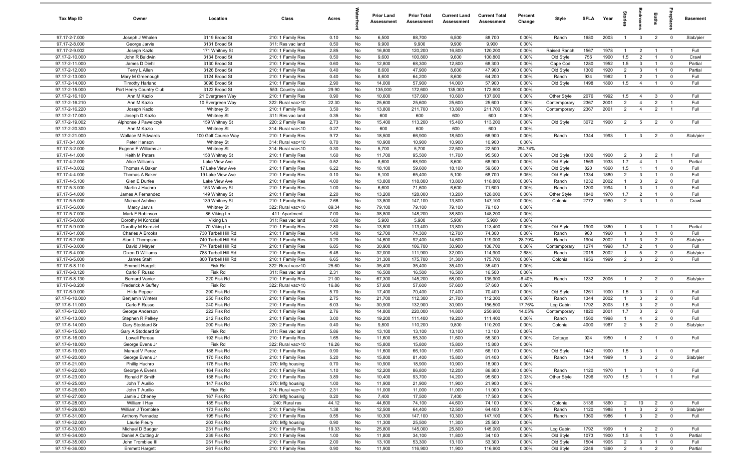| Tax Map ID | Owner | Location | Class | Acres | Waterfront | Prior Land Assessment | Prior Total Assessment | Current Land Assessment | Current Total Assessment | Percent Change | Style | SFLA | Year | Stories | Bedrooms | Baths | Fireplaces | Basement |
|---|---|---|---|---|---|---|---|---|---|---|---|---|---|---|---|---|---|---|
| 97.17-2-7.000 | Joseph J Whalen | 3119 Broad St | 210: 1 Family Res | 0.10 | No | 6,500 | 88,700 | 6,500 | 88,700 | 0.00% | Ranch | 1680 | 2003 | 1 | 3 | 2 | 0 | Slab/pier |
| 97.17-2-8.000 | George Jarvis | 3130 Broad St | 311: Res vac land | 0.50 | No | 9,900 | 9,900 | 9,900 | 9,900 | 0.00% | | | | | | | | |
| 97.17-2-9.002 | Joseph Kazlo | 171 Whitney St | 210: 1 Family Res | 2.85 | No | 16,800 | 120,200 | 16,800 | 120,200 | 0.00% | Raised Ranch | 1567 | 1978 | 1 | 2 | 1 | 1 | Full |
| 97.17-2-10.000 | John R Baldwin | 3134 Broad St | 210: 1 Family Res | 0.50 | No | 9,600 | 100,800 | 9,600 | 100,800 | 0.00% | Old Style | 756 | 1900 | 1.5 | 2 | 1 | 0 | Crawl |
| 97.17-2-11.000 | James D Diehl | 3130 Broad St | 210: 1 Family Res | 0.60 | No | 12,800 | 68,300 | 12,800 | 68,300 | 0.00% | Cape Cod | 1280 | 1952 | 1.5 | 3 | 1 | 0 | Partial |
| 97.17-2-12.000 | Terry L Allen | 3126 Broad St | 210: 1 Family Res | 0.40 | No | 8,600 | 47,900 | 8,600 | 47,900 | 0.00% | Old Style | 1300 | 1920 | 2 | 3 | 1 | 0 | Partial |
| 97.17-2-13.000 | Mary M Greenough | 3124 Broad St | 210: 1 Family Res | 0.40 | No | 8,600 | 64,200 | 8,600 | 64,200 | 0.00% | Ranch | 934 | 1962 | 1 | 2 | 1 | 0 | Full |
| 97.17-2-14.000 | Timothy Harland | 3098 Broad St | 210: 1 Family Res | 2.90 | No | 14,000 | 57,900 | 14,000 | 57,900 | 0.00% | Old Style | 1498 | 1860 | 1.5 | 4 | 1 | 0 | Full |
| 97.17-2-15.000 | Port Henry Country Club | 3122 Broad St | 553: Country club | 29.90 | No | 135,000 | 172,600 | 135,000 | 172,600 | 0.00% | | | | | | | | |
| 97.17-2-16.100 | Ann M Kazlo | 21 Evergreen Way | 210: 1 Family Res | 0.90 | No | 10,600 | 137,600 | 10,600 | 137,600 | 0.00% | Other Style | 2076 | 1992 | 1.5 | 4 | 3 | 0 | Full |
| 97.17-2-16.210 | Ann M Kazlo | 10 Evergreen Way | 322: Rural vac>10 | 22.30 | No | 25,600 | 25,600 | 25,600 | 25,600 | 0.00% | Contemporary | 2367 | 2001 | 2 | 4 | 2 | 1 | Full |
| 97.17-2-16.220 | Joseph Kazlo | Whitney St | 210: 1 Family Res | 3.50 | No | 13,800 | 211,700 | 13,800 | 211,700 | 0.00% | Contemporary | 2367 | 2001 | 2 | 4 | 2 | 1 | Full |
| 97.17-2-17.000 | Joseph D Kazlo | Whitney St | 311: Res vac land | 0.35 | No | 600 | 600 | 600 | 600 | 0.00% | | | | | | | | |
| 97.17-2-19.002 | Alphonse J Pawelczyk | 159 Whitney St | 220: 2 Family Res | 2.73 | No | 15,400 | 113,200 | 15,400 | 113,200 | 0.00% | Old Style | 3072 | 1900 | 2 | 5 | 2 | 0 | Full |
| 97.17-2-20.300 | Ann M Kazlo | Whitney St | 314: Rural vac<10 | 0.27 | No | 600 | 600 | 600 | 600 | 0.00% | | | | | | | | |
| 97.17-2-21.000 | Wallace M Edwards | 100 Golf Course Way | 210: 1 Family Res | 9.72 | No | 18,500 | 66,900 | 18,500 | 66,900 | 0.00% | Ranch | 1344 | 1993 | 1 | 3 | 2 | 0 | Slab/pier |
| 97.17-3-1.000 | Peter Hanson | Whitney St | 314: Rural vac<10 | 0.70 | No | 10,900 | 10,900 | 10,900 | 10,900 | 0.00% | | | | | | | | |
| 97.17-3-2.000 | Eugene F Williams Jr | Whitney St | 314: Rural vac<10 | 0.30 | No | 5,700 | 5,700 | 22,500 | 22,500 | 294.74% | | | | | | | | |
| 97.17-4-1.000 | Keith M Peters | 158 Whitney St | 210: 1 Family Res | 1.60 | No | 11,700 | 95,500 | 11,700 | 95,500 | 0.00% | Old Style | 1300 | 1900 | 2 | 3 | 2 | 1 | Full |
| 97.17-4-2.000 | Alice Williams | Lake View Ave | 210: 1 Family Res | 0.52 | No | 8,600 | 68,900 | 8,600 | 68,900 | 0.00% | Old Style | 1569 | 1933 | 1.7 | 4 | 1 | 1 | Partial |
| 97.17-4-3.002 | Thomas A Baker | 17 Lake View Ave | 210: 1 Family Res | 6.22 | No | 18,100 | 59,600 | 18,100 | 59,600 | 0.00% | Old Style | 820 | 1860 | 1.5 | 1 | 1 | 0 | Full |
| 97.17-4-4.000 | Thomas A Baker | 19 Lake View Ave | 210: 1 Family Res | 0.10 | No | 5,100 | 65,400 | 5,100 | 68,700 | 5.05% | Old Style | 1334 | 1880 | 2 | 3 | 1 | 0 | Full |
| 97.17-4-5.100 | Glen E Durfee | Lake View Ave | 210: 1 Family Res | 4.00 | No | 13,800 | 118,800 | 13,800 | 118,800 | 0.00% | Ranch | 1232 | 2002 | 1 | 3 | 2 | 0 | Full |
| 97.17-5-3.000 | Martin J Huchro | 153 Whitney St | 210: 1 Family Res | 1.00 | No | 6,600 | 71,600 | 6,600 | 71,600 | 0.00% | Ranch | 1200 | 1994 | 1 | 3 | 1 | 0 | Full |
| 97.17-5-4.000 | James A Fernandez | 149 Whitney St | 210: 1 Family Res | 2.20 | No | 13,200 | 128,000 | 13,200 | 128,000 | 0.00% | Other Style | 1840 | 1970 | 1.7 | 2 | 1 | 0 | Full |
| 97.17-5-5.000 | Michael Ashline | 139 Whitney St | 210: 1 Family Res | 2.66 | No | 13,800 | 147,100 | 13,800 | 147,100 | 0.00% | Colonial | 2772 | 1980 | 2 | 3 | 1 | 0 | Crawl |
| 97.17-5-6.000 | Marcy Jarvis | Whitney St | 322: Rural vac>10 | 89.34 | No | 79,100 | 79,100 | 79,100 | 79,100 | 0.00% | | | | | | | | |
| 97.17-5-7.000 | Mark F Robinson | 86 Viking Ln | 411: Apartment | 7.00 | No | 38,800 | 148,200 | 38,800 | 148,200 | 0.00% | | | | | | | | |
| 97.17-5-8.000 | Dorothy M Kordziel | Viking Ln | 311: Res vac land | 1.60 | No | 5,900 | 5,900 | 5,900 | 5,900 | 0.00% | | | | | | | | |
| 97.17-5-9.000 | Dorothy M Kordziel | 70 Viking Ln | 210: 1 Family Res | 2.80 | No | 13,800 | 113,400 | 13,800 | 113,400 | 0.00% | Old Style | 1900 | 1860 | 1 | 3 | 1 | 1 | Partial |
| 97.17-6-1.000 | Charles A Brooks | 730 Tarbell Hill Rd | 210: 1 Family Res | 1.40 | No | 12,700 | 74,300 | 12,700 | 74,300 | 0.00% | Ranch | 960 | 1960 | 1 | 3 | 1 | 0 | Full |
| 97.17-6-2.000 | Alan L Thompson | 740 Tarbell Hill Rd | 210: 1 Family Res | 3.20 | No | 14,600 | 92,400 | 14,600 | 119,000 | 28.79% | Ranch | 1904 | 2002 | 1 | 3 | 2 | 0 | Slab/pier |
| 97.17-6-3.000 | David J Mayer | 774 Tarbell Hill Rd | 210: 1 Family Res | 6.85 | No | 30,900 | 106,700 | 30,900 | 106,700 | 0.00% | Contemporary | 1274 | 1998 | 1.7 | 2 | 1 | 0 | Full |
| 97.17-6-4.000 | Dixon D Williams | 788 Tarbell Hill Rd | 210: 1 Family Res | 6.48 | No | 32,000 | 111,900 | 32,000 | 114,900 | 2.68% | Ranch | 2016 | 2002 | 1 | 5 | 2 | 0 | Slab/pier |
| 97.17-6-5.000 | James Stahl | 800 Tarbell Hill Rd | 210: 1 Family Res | 6.65 | No | 31,300 | 175,700 | 31,300 | 175,700 | 0.00% | Colonial | 1956 | 1999 | 2 | 3 | 2 | 0 | Full |
| 97.17-6-8.110 | Emmett Hargett | Fisk Rd | 322: Rural vac>10 | 25.60 | No | 35,400 | 35,400 | 35,400 | 35,400 | 0.00% | | | | | | | | |
| 97.17-6-8.120 | Carlo F Russo | Fisk Rd | 311: Res vac land | 2.31 | No | 16,500 | 16,500 | 16,500 | 16,500 | 0.00% | | | | | | | | |
| 97.17-6-8.130 | Bernard Vanier | 220 Fisk Rd | 210: 1 Family Res | 21.00 | No | 67,300 | 145,200 | 58,000 | 135,900 | -6.40% | Ranch | 1232 | 2005 | 1 | 2 | 2 | 0 | Slab/pier |
| 97.17-6-8.200 | Frederick A Guffey | Fisk Rd | 322: Rural vac>10 | 16.86 | No | 57,600 | 57,600 | 57,600 | 57,600 | 0.00% | | | | | | | | |
| 97.17-6-9.000 | Hilda Pepper | 290 Fisk Rd | 210: 1 Family Res | 5.70 | No | 17,400 | 70,400 | 17,400 | 70,400 | 0.00% | Old Style | 1261 | 1900 | 1.5 | 3 | 1 | 0 | Full |
| 97.17-6-10.000 | Benjamin Winters | 250 Fisk Rd | 210: 1 Family Res | 2.75 | No | 21,700 | 112,300 | 21,700 | 112,300 | 0.00% | Ranch | 1344 | 2002 | 1 | 3 | 2 | 0 | Full |
| 97.17-6-11.000 | Carlo F Russo | 240 Fisk Rd | 210: 1 Family Res | 6.03 | No | 30,900 | 132,900 | 30,900 | 156,500 | 17.76% | Log Cabin | 1792 | 2003 | 1.5 | 3 | 2 | 0 | Full |
| 97.17-6-12.000 | George Anderson | 222 Fisk Rd | 210: 1 Family Res | 2.76 | No | 14,800 | 220,000 | 14,800 | 250,900 | 14.05% | Contemporary | 1820 | 2001 | 1.7 | 3 | 2 | 0 | Full |
| 97.17-6-13.000 | Stephen R Pelkey | 212 Fisk Rd | 210: 1 Family Res | 3.00 | No | 19,200 | 111,400 | 19,200 | 111,400 | 0.00% | Ranch | 1560 | 1998 | 1 | 4 | 2 | 0 | Full |
| 97.17-6-14.000 | Gary Stoddard Sr | 200 Fisk Rd | 220: 2 Family Res | 0.40 | No | 9,800 | 110,200 | 9,800 | 110,200 | 0.00% | Colonial | 4000 | 1967 | 2 | 5 | 2 | 0 | Slab/pier |
| 97.17-6-15.000 | Gary A Stoddard Sr | Fisk Rd | 311: Res vac land | 5.86 | No | 13,100 | 13,100 | 13,100 | 13,100 | 0.00% | | | | | | | | |
| 97.17-6-16.000 | Lowell Pereau | 192 Fisk Rd | 210: 1 Family Res | 1.65 | No | 11,600 | 55,300 | 11,600 | 55,300 | 0.00% | Cottage | 924 | 1950 | 1 | 2 | 1 | 0 | Full |
| 97.17-6-18.000 | George Evens Jr | Fisk Rd | 322: Rural vac>10 | 16.26 | No | 15,800 | 15,800 | 15,800 | 15,800 | 0.00% | | | | | | | | |
| 97.17-6-19.000 | Manuel V Perez | 188 Fisk Rd | 210: 1 Family Res | 0.90 | No | 11,600 | 66,100 | 11,600 | 66,100 | 0.00% | Old Style | 1442 | 1900 | 1.5 | 3 | 1 | 0 | Full |
| 97.17-6-20.000 | George Evens Jr | 170 Fisk Rd | 210: 1 Family Res | 5.20 | No | 15,800 | 81,400 | 15,800 | 81,400 | 0.00% | Ranch | 1344 | 1999 | 1 | 3 | 2 | 0 | Slab/pier |
| 97.17-6-21.000 | Phillip Huchro | 176 Fisk Rd | 270: Mfg housing | 0.70 | No | 10,900 | 18,900 | 10,900 | 18,900 | 0.00% | | | | | | | | |
| 97.17-6-22.000 | George A Evens | 164 Fisk Rd | 210: 1 Family Res | 1.10 | No | 12,200 | 86,800 | 12,200 | 86,800 | 0.00% | Ranch | 1120 | 1970 | 1 | 3 | 1 | 0 | Full |
| 97.17-6-23.000 | Ronald F Smith | 158 Fisk Rd | 210: 1 Family Res | 3.89 | No | 10,400 | 93,700 | 14,200 | 95,600 | 2.03% | Other Style | 1296 | 1970 | 1.5 | 1 | 1 | 1 | Full |
| 97.17-6-25.000 | John T Aurilio | 147 Fisk Rd | 270: Mfg housing | 1.00 | No | 11,900 | 21,900 | 11,900 | 21,900 | 0.00% | | | | | | | | |
| 97.17-6-26.000 | John T Aurilio | Fisk Rd | 314: Rural vac<10 | 2.31 | No | 11,000 | 11,000 | 11,000 | 11,000 | 0.00% | | | | | | | | |
| 97.17-6-27.000 | Jamie J Cheney | 167 Fisk Rd | 270: Mfg housing | 0.20 | No | 7,400 | 17,500 | 7,400 | 17,500 | 0.00% | | | | | | | | |
| 97.17-6-28.000 | William I Hay | 185 Fisk Rd | 240: Rural res | 44.12 | No | 44,600 | 74,100 | 44,600 | 74,100 | 0.00% | Colonial | 3136 | 1860 | 2 | 10 | 2 | 0 | Full |
| 97.17-6-29.000 | William J Tromblee | 173 Fisk Rd | 210: 1 Family Res | 1.38 | No | 12,500 | 64,400 | 12,500 | 64,400 | 0.00% | Ranch | 1120 | 1988 | 1 | 3 | 2 | 0 | Slab/pier |
| 97.17-6-31.000 | Anthony Fernadez | 195 Fisk Rd | 210: 1 Family Res | 0.55 | No | 10,300 | 147,100 | 10,300 | 147,100 | 0.00% | Ranch | 1360 | 1986 | 1 | 3 | 2 | 0 | Full |
| 97.17-6-32.000 | Laurie Fleury | 203 Fisk Rd | 270: Mfg housing | 0.90 | No | 11,300 | 25,500 | 11,300 | 25,500 | 0.00% | | | | | | | | |
| 97.17-6-33.000 | Michael D Badger | 231 Fisk Rd | 210: 1 Family Res | 19.33 | No | 25,800 | 145,000 | 25,800 | 145,000 | 0.00% | Log Cabin | 1792 | 1999 | 1 | 2 | 2 | 0 | Full |
| 97.17-6-34.000 | Daniel A Cutting Jr | 239 Fisk Rd | 210: 1 Family Res | 1.00 | No | 11,800 | 34,100 | 11,800 | 34,100 | 0.00% | Old Style | 1073 | 1900 | 1.5 | 4 | 1 | 0 | Partial |
| 97.17-6-35.000 | John Tromblee III | 251 Fisk Rd | 210: 1 Family Res | 2.00 | No | 13,100 | 53,300 | 13,100 | 53,300 | 0.00% | Old Style | 1504 | 1905 | 2 | 3 | 1 | 0 | Full |
| 97.17-6-36.000 | Emmett Hargett | 261 Fisk Rd | 210: 1 Family Res | 0.90 | No | 11,900 | 116,900 | 11,900 | 116,900 | 0.00% | Old Style | 2246 | 1860 | 2 | 4 | 2 | 0 | Partial |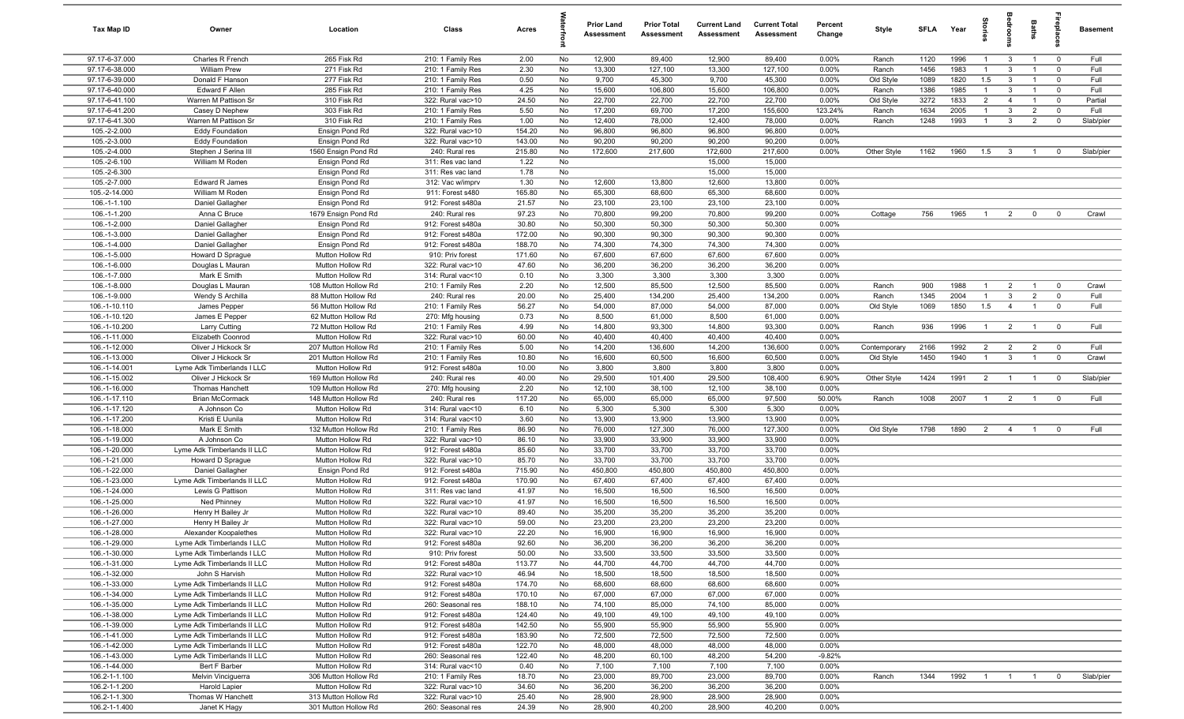| Tax Map ID | Owner | Location | Class | Acres | Waterfront | Prior Land Assessment | Prior Total Assessment | Current Land Assessment | Current Total Assessment | Percent Change | Style | SFLA | Year | Stories | Bedrooms | Baths | Fireplaces | Basement |
|---|---|---|---|---|---|---|---|---|---|---|---|---|---|---|---|---|---|---|
| 97.17-6-37.000 | Charles R French | 265 Fisk Rd | 210: 1 Family Res | 2.00 | No | 12,900 | 89,400 | 12,900 | 89,400 | 0.00% | Ranch | 1120 | 1996 | 1 | 3 | 1 | 0 | Full |
| 97.17-6-38.000 | William Prew | 271 Fisk Rd | 210: 1 Family Res | 2.30 | No | 13,300 | 127,100 | 13,300 | 127,100 | 0.00% | Ranch | 1456 | 1983 | 1 | 3 | 1 | 0 | Full |
| 97.17-6-39.000 | Donald F Hanson | 277 Fisk Rd | 210: 1 Family Res | 0.50 | No | 9,700 | 45,300 | 9,700 | 45,300 | 0.00% | Old Style | 1089 | 1820 | 1.5 | 3 | 1 | 0 | Full |
| 97.17-6-40.000 | Edward F Allen | 285 Fisk Rd | 210: 1 Family Res | 4.25 | No | 15,600 | 106,800 | 15,600 | 106,800 | 0.00% | Ranch | 1386 | 1985 | 1 | 3 | 1 | 0 | Full |
| 97.17-6-41.100 | Warren M Pattison Sr | 310 Fisk Rd | 322: Rural vac>10 | 24.50 | No | 22,700 | 22,700 | 22,700 | 22,700 | 0.00% | Old Style | 3272 | 1833 | 2 | 4 | 1 | 0 | Partial |
| 97.17-6-41.200 | Casey D Nephew | 303 Fisk Rd | 210: 1 Family Res | 5.50 | No | 17,200 | 69,700 | 17,200 | 155,600 | 123.24% | Ranch | 1634 | 2005 | 1 | 3 | 2 | 0 | Full |
| 97.17-6-41.300 | Warren M Pattison Sr | 310 Fisk Rd | 210: 1 Family Res | 1.00 | No | 12,400 | 78,000 | 12,400 | 78,000 | 0.00% | Ranch | 1248 | 1993 | 1 | 3 | 2 | 0 | Slab/pier |
| 105.-2-2.000 | Eddy Foundation | Ensign Pond Rd | 322: Rural vac>10 | 154.20 | No | 96,800 | 96,800 | 96,800 | 96,800 | 0.00% | | | | | | | | |
| 105.-2-3.000 | Eddy Foundation | Ensign Pond Rd | 322: Rural vac>10 | 143.00 | No | 90,200 | 90,200 | 90,200 | 90,200 | 0.00% | | | | | | | | |
| 105.-2-4.000 | Stephen J Serina III | 1560 Ensign Pond Rd | 240: Rural res | 215.80 | No | 172,600 | 217,600 | 172,600 | 217,600 | 0.00% | Other Style | 1162 | 1960 | 1.5 | 3 | 1 | 0 | Slab/pier |
| 105.-2-6.100 | William M Roden | Ensign Pond Rd | 311: Res vac land | 1.22 | No | | | 15,000 | 15,000 | | | | | | | | | |
| 105.-2-6.300 | | Ensign Pond Rd | 311: Res vac land | 1.78 | No | | | 15,000 | 15,000 | | | | | | | | | |
| 105.-2-7.000 | Edward R James | Ensign Pond Rd | 312: Vac w/imprv | 1.30 | No | 12,600 | 13,800 | 12,600 | 13,800 | 0.00% | | | | | | | | |
| 105.-2-14.000 | William M Roden | Ensign Pond Rd | 911: Forest s480 | 165.80 | No | 65,300 | 68,600 | 65,300 | 68,600 | 0.00% | | | | | | | | |
| 106.-1-1.100 | Daniel Gallagher | Ensign Pond Rd | 912: Forest s480a | 21.57 | No | 23,100 | 23,100 | 23,100 | 23,100 | 0.00% | | | | | | | | |
| 106.-1-1.200 | Anna C Bruce | 1679 Ensign Pond Rd | 240: Rural res | 97.23 | No | 70,800 | 99,200 | 70,800 | 99,200 | 0.00% | Cottage | 756 | 1965 | 1 | 2 | 0 | 0 | Crawl |
| 106.-1-2.000 | Daniel Gallagher | Ensign Pond Rd | 912: Forest s480a | 30.80 | No | 50,300 | 50,300 | 50,300 | 50,300 | 0.00% | | | | | | | | |
| 106.-1-3.000 | Daniel Gallagher | Ensign Pond Rd | 912: Forest s480a | 172.00 | No | 90,300 | 90,300 | 90,300 | 90,300 | 0.00% | | | | | | | | |
| 106.-1-4.000 | Daniel Gallagher | Ensign Pond Rd | 912: Forest s480a | 188.70 | No | 74,300 | 74,300 | 74,300 | 74,300 | 0.00% | | | | | | | | |
| 106.-1-5.000 | Howard D Sprague | Mutton Hollow Rd | 910: Priv forest | 171.60 | No | 67,600 | 67,600 | 67,600 | 67,600 | 0.00% | | | | | | | | |
| 106.-1-6.000 | Douglas L Mauran | Mutton Hollow Rd | 322: Rural vac>10 | 47.60 | No | 36,200 | 36,200 | 36,200 | 36,200 | 0.00% | | | | | | | | |
| 106.-1-7.000 | Mark E Smith | Mutton Hollow Rd | 314: Rural vac<10 | 0.10 | No | 3,300 | 3,300 | 3,300 | 3,300 | 0.00% | | | | | | | | |
| 106.-1-8.000 | Douglas L Mauran | 108 Mutton Hollow Rd | 210: 1 Family Res | 2.20 | No | 12,500 | 85,500 | 12,500 | 85,500 | 0.00% | Ranch | 900 | 1988 | 1 | 2 | 1 | 0 | Crawl |
| 106.-1-9.000 | Wendy S Archilla | 88 Mutton Hollow Rd | 240: Rural res | 20.00 | No | 25,400 | 134,200 | 25,400 | 134,200 | 0.00% | Ranch | 1345 | 2004 | 1 | 3 | 2 | 0 | Full |
| 106.-1-10.110 | James Pepper | 56 Mutton Hollow Rd | 210: 1 Family Res | 56.27 | No | 54,000 | 87,000 | 54,000 | 87,000 | 0.00% | Old Style | 1069 | 1850 | 1.5 | 4 | 1 | 0 | Full |
| 106.-1-10.120 | James E Pepper | 62 Mutton Hollow Rd | 270: Mfg housing | 0.73 | No | 8,500 | 61,000 | 8,500 | 61,000 | 0.00% | | | | | | | | |
| 106.-1-10.200 | Larry Cutting | 72 Mutton Hollow Rd | 210: 1 Family Res | 4.99 | No | 14,800 | 93,300 | 14,800 | 93,300 | 0.00% | Ranch | 936 | 1996 | 1 | 2 | 1 | 0 | Full |
| 106.-1-11.000 | Elizabeth Coonrod | Mutton Hollow Rd | 322: Rural vac>10 | 60.00 | No | 40,400 | 40,400 | 40,400 | 40,400 | 0.00% | | | | | | | | |
| 106.-1-12.000 | Oliver J Hickock Sr | 207 Mutton Hollow Rd | 210: 1 Family Res | 5.00 | No | 14,200 | 136,600 | 14,200 | 136,600 | 0.00% | Contemporary | 2166 | 1992 | 2 | 2 | 2 | 0 | Full |
| 106.-1-13.000 | Oliver J Hickock Sr | 201 Mutton Hollow Rd | 210: 1 Family Res | 10.80 | No | 16,600 | 60,500 | 16,600 | 60,500 | 0.00% | Old Style | 1450 | 1940 | 1 | 3 | 1 | 0 | Crawl |
| 106.-1-14.001 | Lyme Adk Timberlands I LLC | Mutton Hollow Rd | 912: Forest s480a | 10.00 | No | 3,800 | 3,800 | 3,800 | 3,800 | 0.00% | | | | | | | | |
| 106.-1-15.002 | Oliver J Hickock Sr | 169 Mutton Hollow Rd | 240: Rural res | 40.00 | No | 29,500 | 101,400 | 29,500 | 108,400 | 6.90% | Other Style | 1424 | 1991 | 2 | 1 | 1 | 0 | Slab/pier |
| 106.-1-16.000 | Thomas Hanchett | 109 Mutton Hollow Rd | 270: Mfg housing | 2.20 | No | 12,100 | 38,100 | 12,100 | 38,100 | 0.00% | | | | | | | | |
| 106.-1-17.110 | Brian McCormack | 148 Mutton Hollow Rd | 240: Rural res | 117.20 | No | 65,000 | 65,000 | 65,000 | 97,500 | 50.00% | Ranch | 1008 | 2007 | 1 | 2 | 1 | 0 | Full |
| 106.-1-17.120 | A Johnson Co | Mutton Hollow Rd | 314: Rural vac<10 | 6.10 | No | 5,300 | 5,300 | 5,300 | 5,300 | 0.00% | | | | | | | | |
| 106.-1-17.200 | Kristi E Uunila | Mutton Hollow Rd | 314: Rural vac<10 | 3.60 | No | 13,900 | 13,900 | 13,900 | 13,900 | 0.00% | | | | | | | | |
| 106.-1-18.000 | Mark E Smith | 132 Mutton Hollow Rd | 210: 1 Family Res | 86.90 | No | 76,000 | 127,300 | 76,000 | 127,300 | 0.00% | Old Style | 1798 | 1890 | 2 | 4 | 1 | 0 | Full |
| 106.-1-19.000 | A Johnson Co | Mutton Hollow Rd | 322: Rural vac>10 | 86.10 | No | 33,900 | 33,900 | 33,900 | 33,900 | 0.00% | | | | | | | | |
| 106.-1-20.000 | Lyme Adk Timberlands II LLC | Mutton Hollow Rd | 912: Forest s480a | 85.60 | No | 33,700 | 33,700 | 33,700 | 33,700 | 0.00% | | | | | | | | |
| 106.-1-21.000 | Howard D Sprague | Mutton Hollow Rd | 322: Rural vac>10 | 85.70 | No | 33,700 | 33,700 | 33,700 | 33,700 | 0.00% | | | | | | | | |
| 106.-1-22.000 | Daniel Gallagher | Ensign Pond Rd | 912: Forest s480a | 715.90 | No | 450,800 | 450,800 | 450,800 | 450,800 | 0.00% | | | | | | | | |
| 106.-1-23.000 | Lyme Adk Timberlands II LLC | Mutton Hollow Rd | 912: Forest s480a | 170.90 | No | 67,400 | 67,400 | 67,400 | 67,400 | 0.00% | | | | | | | | |
| 106.-1-24.000 | Lewis G Pattison | Mutton Hollow Rd | 311: Res vac land | 41.97 | No | 16,500 | 16,500 | 16,500 | 16,500 | 0.00% | | | | | | | | |
| 106.-1-25.000 | Ned Phinney | Mutton Hollow Rd | 322: Rural vac>10 | 41.97 | No | 16,500 | 16,500 | 16,500 | 16,500 | 0.00% | | | | | | | | |
| 106.-1-26.000 | Henry H Bailey Jr | Mutton Hollow Rd | 322: Rural vac>10 | 89.40 | No | 35,200 | 35,200 | 35,200 | 35,200 | 0.00% | | | | | | | | |
| 106.-1-27.000 | Henry H Bailey Jr | Mutton Hollow Rd | 322: Rural vac>10 | 59.00 | No | 23,200 | 23,200 | 23,200 | 23,200 | 0.00% | | | | | | | | |
| 106.-1-28.000 | Alexander Koopalethes | Mutton Hollow Rd | 322: Rural vac>10 | 22.20 | No | 16,900 | 16,900 | 16,900 | 16,900 | 0.00% | | | | | | | | |
| 106.-1-29.000 | Lyme Adk Timberlands I LLC | Mutton Hollow Rd | 912: Forest s480a | 92.60 | No | 36,200 | 36,200 | 36,200 | 36,200 | 0.00% | | | | | | | | |
| 106.-1-30.000 | Lyme Adk Timberlands I LLC | Mutton Hollow Rd | 910: Priv forest | 50.00 | No | 33,500 | 33,500 | 33,500 | 33,500 | 0.00% | | | | | | | | |
| 106.-1-31.000 | Lyme Adk Timberlands II LLC | Mutton Hollow Rd | 912: Forest s480a | 113.77 | No | 44,700 | 44,700 | 44,700 | 44,700 | 0.00% | | | | | | | | |
| 106.-1-32.000 | John S Harvish | Mutton Hollow Rd | 322: Rural vac>10 | 46.94 | No | 18,500 | 18,500 | 18,500 | 18,500 | 0.00% | | | | | | | | |
| 106.-1-33.000 | Lyme Adk Timberlands II LLC | Mutton Hollow Rd | 912: Forest s480a | 174.70 | No | 68,600 | 68,600 | 68,600 | 68,600 | 0.00% | | | | | | | | |
| 106.-1-34.000 | Lyme Adk Timberlands II LLC | Mutton Hollow Rd | 912: Forest s480a | 170.10 | No | 67,000 | 67,000 | 67,000 | 67,000 | 0.00% | | | | | | | | |
| 106.-1-35.000 | Lyme Adk Timberlands II LLC | Mutton Hollow Rd | 260: Seasonal res | 188.10 | No | 74,100 | 85,000 | 74,100 | 85,000 | 0.00% | | | | | | | | |
| 106.-1-38.000 | Lyme Adk Timberlands II LLC | Mutton Hollow Rd | 912: Forest s480a | 124.40 | No | 49,100 | 49,100 | 49,100 | 49,100 | 0.00% | | | | | | | | |
| 106.-1-39.000 | Lyme Adk Timberlands II LLC | Mutton Hollow Rd | 912: Forest s480a | 142.50 | No | 55,900 | 55,900 | 55,900 | 55,900 | 0.00% | | | | | | | | |
| 106.-1-41.000 | Lyme Adk Timberlands II LLC | Mutton Hollow Rd | 912: Forest s480a | 183.90 | No | 72,500 | 72,500 | 72,500 | 72,500 | 0.00% | | | | | | | | |
| 106.-1-42.000 | Lyme Adk Timberlands II LLC | Mutton Hollow Rd | 912: Forest s480a | 122.70 | No | 48,000 | 48,000 | 48,000 | 48,000 | 0.00% | | | | | | | | |
| 106.-1-43.000 | Lyme Adk Timberlands II LLC | Mutton Hollow Rd | 260: Seasonal res | 122.40 | No | 48,200 | 60,100 | 48,200 | 54,200 | -9.82% | | | | | | | | |
| 106.-1-44.000 | Bert F Barber | Mutton Hollow Rd | 314: Rural vac<10 | 0.40 | No | 7,100 | 7,100 | 7,100 | 7,100 | 0.00% | | | | | | | | |
| 106.2-1-1.100 | Melvin Vinciguerra | 306 Mutton Hollow Rd | 210: 1 Family Res | 18.70 | No | 23,000 | 89,700 | 23,000 | 89,700 | 0.00% | Ranch | 1344 | 1992 | 1 | 1 | 1 | 0 | Slab/pier |
| 106.2-1-1.200 | Harold Lapier | Mutton Hollow Rd | 322: Rural vac>10 | 34.60 | No | 36,200 | 36,200 | 36,200 | 36,200 | 0.00% | | | | | | | | |
| 106.2-1-1.300 | Thomas W Hanchett | 313 Mutton Hollow Rd | 322: Rural vac>10 | 25.40 | No | 28,900 | 28,900 | 28,900 | 28,900 | 0.00% | | | | | | | | |
| 106.2-1-1.400 | Janet K Hagy | 301 Mutton Hollow Rd | 260: Seasonal res | 24.39 | No | 28,900 | 40,200 | 28,900 | 40,200 | 0.00% | | | | | | | | |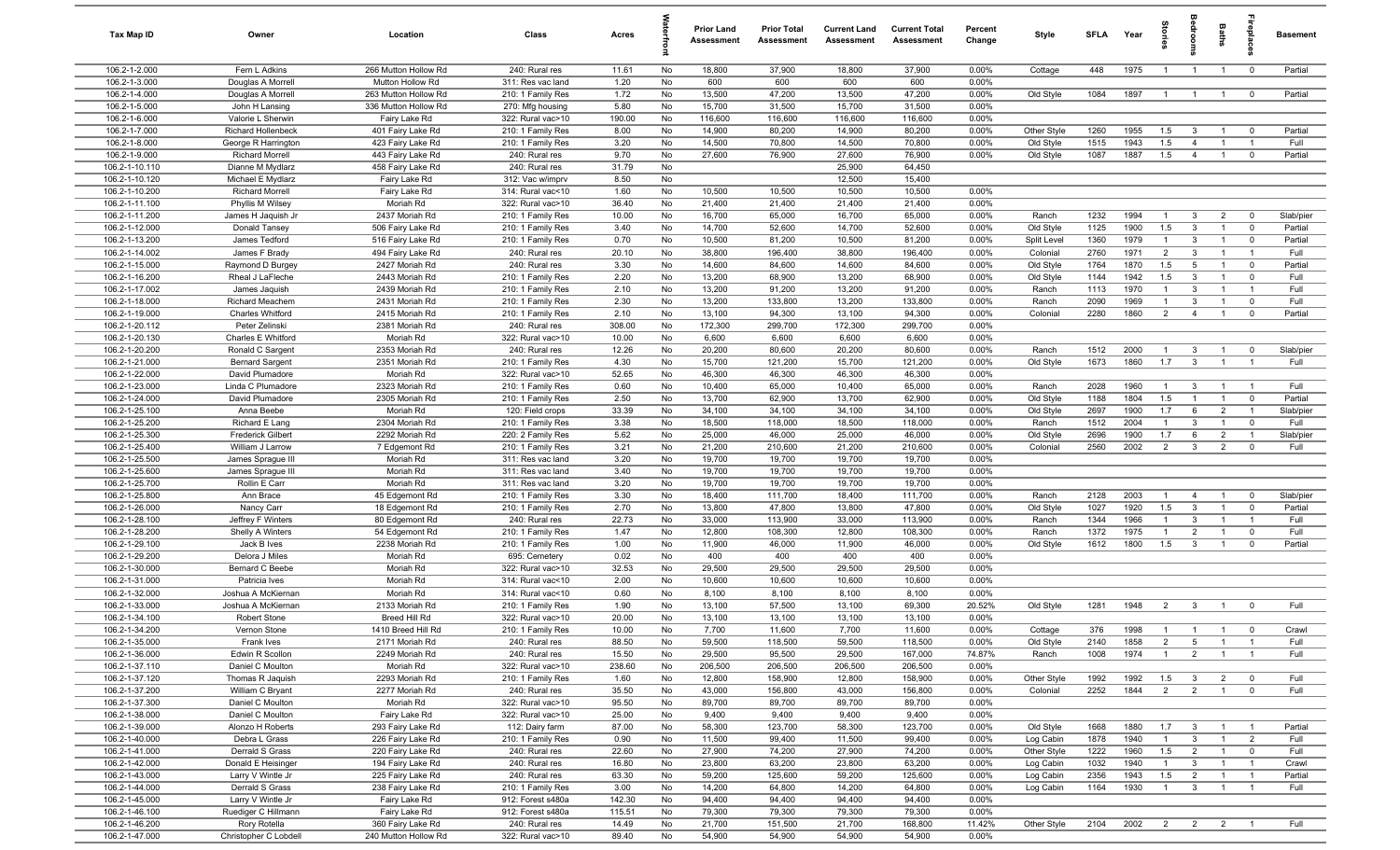| Tax Map ID | Owner | Location | Class | Acres | Waterfront | Prior Land Assessment | Prior Total Assessment | Current Land Assessment | Current Total Assessment | Percent Change | Style | SFLA | Year | Stories | Bedrooms | Baths | Fireplaces | Basement |
|---|---|---|---|---|---|---|---|---|---|---|---|---|---|---|---|---|---|---|
| 106.2-1-2.000 | Fern L Adkins | 266 Mutton Hollow Rd | 240: Rural res | 11.61 | No | 18,800 | 37,900 | 18,800 | 37,900 | 0.00% | Cottage | 448 | 1975 | 1 | 1 | 1 | 0 | Partial |
| 106.2-1-3.000 | Douglas A Morrell | Mutton Hollow Rd | 311: Res vac land | 1.20 | No | 600 | 600 | 600 | 600 | 0.00% | | | | | | | | |
| 106.2-1-4.000 | Douglas A Morrell | 263 Mutton Hollow Rd | 210: 1 Family Res | 1.72 | No | 13,500 | 47,200 | 13,500 | 47,200 | 0.00% | Old Style | 1084 | 1897 | 1 | 1 | 1 | 0 | Partial |
| 106.2-1-5.000 | John H Lansing | 336 Mutton Hollow Rd | 270: Mfg housing | 5.80 | No | 15,700 | 31,500 | 15,700 | 31,500 | 0.00% | | | | | | | | |
| 106.2-1-6.000 | Valorie L Sherwin | Fairy Lake Rd | 322: Rural vac>10 | 190.00 | No | 116,600 | 116,600 | 116,600 | 116,600 | 0.00% | | | | | | | | |
| 106.2-1-7.000 | Richard Hollenbeck | 401 Fairy Lake Rd | 210: 1 Family Res | 8.00 | No | 14,900 | 80,200 | 14,900 | 80,200 | 0.00% | Other Style | 1260 | 1955 | 1.5 | 3 | 1 | 0 | Partial |
| 106.2-1-8.000 | George R Harrington | 423 Fairy Lake Rd | 210: 1 Family Res | 3.20 | No | 14,500 | 70,800 | 14,500 | 70,800 | 0.00% | Old Style | 1515 | 1943 | 1.5 | 4 | 1 | 1 | Full |
| 106.2-1-9.000 | Richard Morrell | 443 Fairy Lake Rd | 240: Rural res | 9.70 | No | 27,600 | 76,900 | 27,600 | 76,900 | 0.00% | Old Style | 1087 | 1887 | 1.5 | 4 | 1 | 0 | Partial |
| 106.2-1-10.110 | Dianne M Mydlarz | 458 Fairy Lake Rd | 240: Rural res | 31.79 | No | | | 25,900 | 64,450 | | | | | | | | | |
| 106.2-1-10.120 | Michael E Mydlarz | Fairy Lake Rd | 312: Vac w/imprv | 8.50 | No | | | 12,500 | 15,400 | | | | | | | | | |
| 106.2-1-10.200 | Richard Morrell | Fairy Lake Rd | 314: Rural vac<10 | 1.60 | No | 10,500 | 10,500 | 10,500 | 10,500 | 0.00% | | | | | | | | |
| 106.2-1-11.100 | Phyllis M Wilsey | Moriah Rd | 322: Rural vac>10 | 36.40 | No | 21,400 | 21,400 | 21,400 | 21,400 | 0.00% | | | | | | | | |
| 106.2-1-11.200 | James H Jaquish Jr | 2437 Moriah Rd | 210: 1 Family Res | 10.00 | No | 16,700 | 65,000 | 16,700 | 65,000 | 0.00% | Ranch | 1232 | 1994 | 1 | 3 | 2 | 0 | Slab/pier |
| 106.2-1-12.000 | Donald Tansey | 506 Fairy Lake Rd | 210: 1 Family Res | 3.40 | No | 14,700 | 52,600 | 14,700 | 52,600 | 0.00% | Old Style | 1125 | 1900 | 1.5 | 3 | 1 | 0 | Partial |
| 106.2-1-13.200 | James Tedford | 516 Fairy Lake Rd | 210: 1 Family Res | 0.70 | No | 10,500 | 81,200 | 10,500 | 81,200 | 0.00% | Split Level | 1360 | 1979 | 1 | 3 | 1 | 0 | Partial |
| 106.2-1-14.002 | James F Brady | 494 Fairy Lake Rd | 240: Rural res | 20.10 | No | 38,800 | 196,400 | 38,800 | 196,400 | 0.00% | Colonial | 2760 | 1971 | 2 | 3 | 1 | 1 | Full |
| 106.2-1-15.000 | Raymond D Burgey | 2427 Moriah Rd | 240: Rural res | 3.30 | No | 14,600 | 84,600 | 14,600 | 84,600 | 0.00% | Old Style | 1764 | 1870 | 1.5 | 5 | 1 | 0 | Partial |
| 106.2-1-16.200 | Rheal J LaFleche | 2443 Moriah Rd | 210: 1 Family Res | 2.20 | No | 13,200 | 68,900 | 13,200 | 68,900 | 0.00% | Old Style | 1144 | 1942 | 1.5 | 3 | 1 | 0 | Full |
| 106.2-1-17.002 | James Jaquish | 2439 Moriah Rd | 210: 1 Family Res | 2.10 | No | 13,200 | 91,200 | 13,200 | 91,200 | 0.00% | Ranch | 1113 | 1970 | 1 | 3 | 1 | 1 | Full |
| 106.2-1-18.000 | Richard Meachem | 2431 Moriah Rd | 210: 1 Family Res | 2.30 | No | 13,200 | 133,800 | 13,200 | 133,800 | 0.00% | Ranch | 2090 | 1969 | 1 | 3 | 1 | 0 | Full |
| 106.2-1-19.000 | Charles Whitford | 2415 Moriah Rd | 210: 1 Family Res | 2.10 | No | 13,100 | 94,300 | 13,100 | 94,300 | 0.00% | Colonial | 2280 | 1860 | 2 | 4 | 1 | 0 | Partial |
| 106.2-1-20.112 | Peter Zelinski | 2381 Moriah Rd | 240: Rural res | 308.00 | No | 172,300 | 299,700 | 172,300 | 299,700 | 0.00% | | | | | | | | |
| 106.2-1-20.130 | Charles E Whitford | Moriah Rd | 322: Rural vac>10 | 10.00 | No | 6,600 | 6,600 | 6,600 | 6,600 | 0.00% | | | | | | | | |
| 106.2-1-20.200 | Ronald C Sargent | 2353 Moriah Rd | 240: Rural res | 12.26 | No | 20,200 | 80,600 | 20,200 | 80,600 | 0.00% | Ranch | 1512 | 2000 | 1 | 3 | 1 | 0 | Slab/pier |
| 106.2-1-21.000 | Bernard Sargent | 2351 Moriah Rd | 210: 1 Family Res | 4.30 | No | 15,700 | 121,200 | 15,700 | 121,200 | 0.00% | Old Style | 1673 | 1860 | 1.7 | 3 | 1 | 1 | Full |
| 106.2-1-22.000 | David Plumadore | Moriah Rd | 322: Rural vac>10 | 52.65 | No | 46,300 | 46,300 | 46,300 | 46,300 | 0.00% | | | | | | | | |
| 106.2-1-23.000 | Linda C Plumadore | 2323 Moriah Rd | 210: 1 Family Res | 0.60 | No | 10,400 | 65,000 | 10,400 | 65,000 | 0.00% | Ranch | 2028 | 1960 | 1 | 3 | 1 | 1 | Full |
| 106.2-1-24.000 | David Plumadore | 2305 Moriah Rd | 210: 1 Family Res | 2.50 | No | 13,700 | 62,900 | 13,700 | 62,900 | 0.00% | Old Style | 1188 | 1804 | 1.5 | 1 | 1 | 0 | Partial |
| 106.2-1-25.100 | Anna Beebe | Moriah Rd | 120: Field crops | 33.39 | No | 34,100 | 34,100 | 34,100 | 34,100 | 0.00% | Old Style | 2697 | 1900 | 1.7 | 6 | 2 | 1 | Slab/pier |
| 106.2-1-25.200 | Richard E Lang | 2304 Moriah Rd | 210: 1 Family Res | 3.38 | No | 18,500 | 118,000 | 18,500 | 118,000 | 0.00% | Ranch | 1512 | 2004 | 1 | 3 | 1 | 0 | Full |
| 106.2-1-25.300 | Frederick Gilbert | 2292 Moriah Rd | 220: 2 Family Res | 5.62 | No | 25,000 | 46,000 | 25,000 | 46,000 | 0.00% | Old Style | 2696 | 1900 | 1.7 | 6 | 2 | 1 | Slab/pier |
| 106.2-1-25.400 | William J Larrow | 7 Edgemont Rd | 210: 1 Family Res | 3.21 | No | 21,200 | 210,600 | 21,200 | 210,600 | 0.00% | Colonial | 2560 | 2002 | 2 | 3 | 2 | 0 | Full |
| 106.2-1-25.500 | James Sprague III | Moriah Rd | 311: Res vac land | 3.20 | No | 19,700 | 19,700 | 19,700 | 19,700 | 0.00% | | | | | | | | |
| 106.2-1-25.600 | James Sprague III | Moriah Rd | 311: Res vac land | 3.40 | No | 19,700 | 19,700 | 19,700 | 19,700 | 0.00% | | | | | | | | |
| 106.2-1-25.700 | Rollin E Carr | Moriah Rd | 311: Res vac land | 3.20 | No | 19,700 | 19,700 | 19,700 | 19,700 | 0.00% | | | | | | | | |
| 106.2-1-25.800 | Ann Brace | 45 Edgemont Rd | 210: 1 Family Res | 3.30 | No | 18,400 | 111,700 | 18,400 | 111,700 | 0.00% | Ranch | 2128 | 2003 | 1 | 4 | 1 | 0 | Slab/pier |
| 106.2-1-26.000 | Nancy Carr | 18 Edgemont Rd | 210: 1 Family Res | 2.70 | No | 13,800 | 47,800 | 13,800 | 47,800 | 0.00% | Old Style | 1027 | 1920 | 1.5 | 3 | 1 | 0 | Partial |
| 106.2-1-28.100 | Jeffrey F Winters | 80 Edgemont Rd | 240: Rural res | 22.73 | No | 33,000 | 113,900 | 33,000 | 113,900 | 0.00% | Ranch | 1344 | 1966 | 1 | 3 | 1 | 1 | Full |
| 106.2-1-28.200 | Shelly A Winters | 54 Edgemont Rd | 210: 1 Family Res | 1.47 | No | 12,800 | 108,300 | 12,800 | 108,300 | 0.00% | Ranch | 1372 | 1975 | 1 | 2 | 1 | 0 | Full |
| 106.2-1-29.100 | Jack B Ives | 2238 Moriah Rd | 210: 1 Family Res | 1.00 | No | 11,900 | 46,000 | 11,900 | 46,000 | 0.00% | Old Style | 1612 | 1800 | 1.5 | 3 | 1 | 0 | Partial |
| 106.2-1-29.200 | Delora J Miles | Moriah Rd | 695: Cemetery | 0.02 | No | 400 | 400 | 400 | 400 | 0.00% | | | | | | | | |
| 106.2-1-30.000 | Bernard C Beebe | Moriah Rd | 322: Rural vac>10 | 32.53 | No | 29,500 | 29,500 | 29,500 | 29,500 | 0.00% | | | | | | | | |
| 106.2-1-31.000 | Patricia Ives | Moriah Rd | 314: Rural vac<10 | 2.00 | No | 10,600 | 10,600 | 10,600 | 10,600 | 0.00% | | | | | | | | |
| 106.2-1-32.000 | Joshua A McKiernan | Moriah Rd | 314: Rural vac<10 | 0.60 | No | 8,100 | 8,100 | 8,100 | 8,100 | 0.00% | | | | | | | | |
| 106.2-1-33.000 | Joshua A McKiernan | 2133 Moriah Rd | 210: 1 Family Res | 1.90 | No | 13,100 | 57,500 | 13,100 | 69,300 | 20.52% | Old Style | 1281 | 1948 | 2 | 3 | 1 | 0 | Full |
| 106.2-1-34.100 | Robert Stone | Breed Hill Rd | 322: Rural vac>10 | 20.00 | No | 13,100 | 13,100 | 13,100 | 13,100 | 0.00% | | | | | | | | |
| 106.2-1-34.200 | Vernon Stone | 1410 Breed Hill Rd | 210: 1 Family Res | 10.00 | No | 7,700 | 11,600 | 7,700 | 11,600 | 0.00% | Cottage | 376 | 1998 | 1 | 1 | 1 | 0 | Crawl |
| 106.2-1-35.000 | Frank Ives | 2171 Moriah Rd | 240: Rural res | 88.50 | No | 59,500 | 118,500 | 59,500 | 118,500 | 0.00% | Old Style | 2140 | 1858 | 2 | 5 | 1 | 1 | Full |
| 106.2-1-36.000 | Edwin R Scollon | 2249 Moriah Rd | 240: Rural res | 15.50 | No | 29,500 | 95,500 | 29,500 | 167,000 | 74.87% | Ranch | 1008 | 1974 | 1 | 2 | 1 | 1 | Full |
| 106.2-1-37.110 | Daniel C Moulton | Moriah Rd | 322: Rural vac>10 | 238.60 | No | 206,500 | 206,500 | 206,500 | 206,500 | 0.00% | | | | | | | | |
| 106.2-1-37.120 | Thomas R Jaquish | 2293 Moriah Rd | 210: 1 Family Res | 1.60 | No | 12,800 | 158,900 | 12,800 | 158,900 | 0.00% | Other Style | 1992 | 1992 | 1.5 | 3 | 2 | 0 | Full |
| 106.2-1-37.200 | William C Bryant | 2277 Moriah Rd | 240: Rural res | 35.50 | No | 43,000 | 156,800 | 43,000 | 156,800 | 0.00% | Colonial | 2252 | 1844 | 2 | 2 | 1 | 0 | Full |
| 106.2-1-37.300 | Daniel C Moulton | Moriah Rd | 322: Rural vac>10 | 95.50 | No | 89,700 | 89,700 | 89,700 | 89,700 | 0.00% | | | | | | | | |
| 106.2-1-38.000 | Daniel C Moulton | Fairy Lake Rd | 322: Rural vac>10 | 25.00 | No | 9,400 | 9,400 | 9,400 | 9,400 | 0.00% | | | | | | | | |
| 106.2-1-39.000 | Alonzo H Roberts | 293 Fairy Lake Rd | 112: Dairy farm | 87.00 | No | 58,300 | 123,700 | 58,300 | 123,700 | 0.00% | Old Style | 1668 | 1880 | 1.7 | 3 | 1 | 1 | Partial |
| 106.2-1-40.000 | Debra L Grass | 226 Fairy Lake Rd | 210: 1 Family Res | 0.90 | No | 11,500 | 99,400 | 11,500 | 99,400 | 0.00% | Log Cabin | 1878 | 1940 | 1 | 3 | 1 | 2 | Full |
| 106.2-1-41.000 | Derrald S Grass | 220 Fairy Lake Rd | 240: Rural res | 22.60 | No | 27,900 | 74,200 | 27,900 | 74,200 | 0.00% | Other Style | 1222 | 1960 | 1.5 | 2 | 1 | 0 | Full |
| 106.2-1-42.000 | Donald E Heisinger | 194 Fairy Lake Rd | 240: Rural res | 16.80 | No | 23,800 | 63,200 | 23,800 | 63,200 | 0.00% | Log Cabin | 1032 | 1940 | 1 | 3 | 1 | 1 | Crawl |
| 106.2-1-43.000 | Larry V Wintle Jr | 225 Fairy Lake Rd | 240: Rural res | 63.30 | No | 59,200 | 125,600 | 59,200 | 125,600 | 0.00% | Log Cabin | 2356 | 1943 | 1.5 | 2 | 1 | 1 | Partial |
| 106.2-1-44.000 | Derrald S Grass | 238 Fairy Lake Rd | 210: 1 Family Res | 3.00 | No | 14,200 | 64,800 | 14,200 | 64,800 | 0.00% | Log Cabin | 1164 | 1930 | 1 | 3 | 1 | 1 | Full |
| 106.2-1-45.000 | Larry V Wintle Jr | Fairy Lake Rd | 912: Forest s480a | 142.30 | No | 94,400 | 94,400 | 94,400 | 94,400 | 0.00% | | | | | | | | |
| 106.2-1-46.100 | Ruediger C Hillmann | Fairy Lake Rd | 912: Forest s480a | 115.51 | No | 79,300 | 79,300 | 79,300 | 79,300 | 0.00% | | | | | | | | |
| 106.2-1-46.200 | Rory Rotella | 360 Fairy Lake Rd | 240: Rural res | 14.49 | No | 21,700 | 151,500 | 21,700 | 168,800 | 11.42% | Other Style | 2104 | 2002 | 2 | 2 | 2 | 1 | Full |
| 106.2-1-47.000 | Christopher C Lobdell | 240 Mutton Hollow Rd | 322: Rural vac>10 | 89.40 | No | 54,900 | 54,900 | 54,900 | 54,900 | 0.00% | | | | | | | | |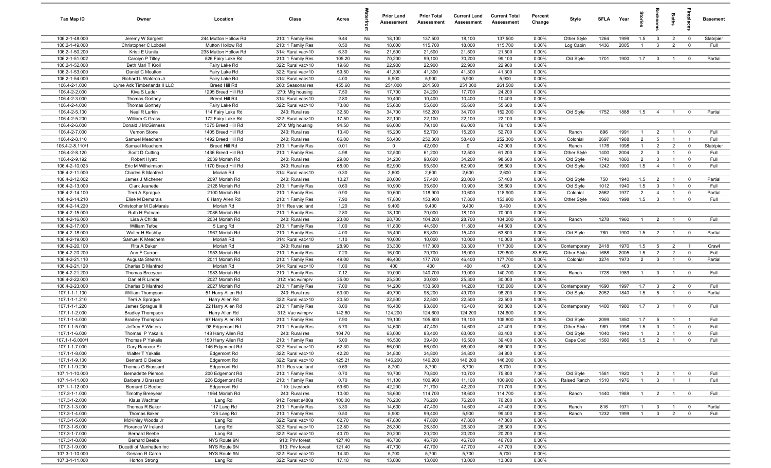| Tax Map ID | Owner | Location | Class | Acres | Waterfront | Prior Land Assessment | Prior Total Assessment | Current Land Assessment | Current Total Assessment | Percent Change | Style | SFLA | Year | Stories | Bedrooms | Baths | Fireplaces | Basement |
|---|---|---|---|---|---|---|---|---|---|---|---|---|---|---|---|---|---|---|
| 106.2-1-48.000 | Jeremy W Sargent | 244 Mutton Hollow Rd | 210: 1 Family Res | 9.44 | No | 18,100 | 137,500 | 18,100 | 137,500 | 0.00% | Other Style | 1264 | 1999 | 1.5 | 3 | 2 | 0 | Slab/pier |
| 106.2-1-49.000 | Christopher C Lobdell | Mutton Hollow Rd | 210: 1 Family Res | 0.50 | No | 18,000 | 115,700 | 18,000 | 115,700 | 0.00% | Log Cabin | 1436 | 2005 | 1 | 3 | 2 | 0 | Full |
| 106.2-1-50.200 | Kristi E Uunila | 238 Mutton Hollow Rd | 314: Rural vac<10 | 6.30 | No | 21,500 | 21,500 | 21,500 | 21,500 | 0.00% | | | | | | | | |
| 106.2-1-51.002 | Carolyn P Tilley | 526 Fairy Lake Rd | 210: 1 Family Res | 105.20 | No | 70,200 | 99,100 | 70,200 | 99,100 | 0.00% | Old Style | 1701 | 1900 | 1.7 | 3 | 1 | 0 | Partial |
| 106.2-1-52.000 | Beth Mari T Kroll | Fairy Lake Rd | 322: Rural vac>10 | 19.60 | No | 22,900 | 22,900 | 22,900 | 22,900 | 0.00% | | | | | | | | |
| 106.2-1-53.000 | Daniel C Moulton | Fairy Lake Rd | 322: Rural vac>10 | 59.50 | No | 41,300 | 41,300 | 41,300 | 41,300 | 0.00% | | | | | | | | |
| 106.2-1-54.000 | Richard L Waldron Jr | Fairy Lake Rd | 314: Rural vac<10 | 4.00 | No | 5,900 | 5,900 | 5,900 | 5,900 | 0.00% | | | | | | | | |
| 106.4-2-1.000 | Lyme Adk Timberlands II LLC | Breed Hill Rd | 260: Seasonal res | 455.60 | No | 251,000 | 261,500 | 251,000 | 261,500 | 0.00% | | | | | | | | |
| 106.4-2-2.000 | Kiva S Lader | 1295 Breed Hill Rd | 270: Mfg housing | 7.50 | No | 17,700 | 24,200 | 17,700 | 24,200 | 0.00% | | | | | | | | |
| 106.4-2-3.000 | Thomas Gorthey | Breed Hill Rd | 314: Rural vac<10 | 2.80 | No | 10,400 | 10,400 | 10,400 | 10,400 | 0.00% | | | | | | | | |
| 106.4-2-4.000 | Thomas Gorthey | Fairy Lake Rd | 322: Rural vac>10 | 73.00 | No | 55,600 | 55,600 | 55,600 | 55,600 | 0.00% | | | | | | | | |
| 106.4-2-5.100 | Neal R Larkin | 114 Fairy Lake Rd | 240: Rural res | 32.50 | No | 34,700 | 152,200 | 34,700 | 152,200 | 0.00% | Old Style | 1752 | 1888 | 1.5 | 4 | 1 | 0 | Partial |
| 106.4-2-5.200 | William C Grass | 172 Fairy Lake Rd | 322: Rural vac>10 | 17.50 | No | 22,100 | 22,100 | 22,100 | 22,100 | 0.00% | | | | | | | | |
| 106.4-2-6.000 | Donald J McGinness | 1375 Breed Hill Rd | 270: Mfg housing | 94.50 | No | 66,000 | 79,100 | 66,000 | 79,100 | 0.00% | | | | | | | | |
| 106.4-2-7.000 | Vernon Stone | 1405 Breed Hill Rd | 240: Rural res | 13.40 | No | 15,200 | 52,700 | 15,200 | 52,700 | 0.00% | Ranch | 896 | 1991 | 1 | 2 | 1 | 0 | Full |
| 106.4-2-8.110 | Samuel Meachem | 1492 Breed Hill Rd | 240: Rural res | 66.00 | No | 58,400 | 252,300 | 58,400 | 252,300 | 0.00% | Colonial | 2697 | 1988 | 2 | 5 | 1 | 1 | Full |
| 106.4-2-8.110/1 | Samuel Meachem | Breed Hill Rd | 210: 1 Family Res | 0.01 | No | 0 | 42,000 | 0 | 42,000 | 0.00% | Ranch | 1176 | 1998 | 1 | 2 | 2 | 0 | Slab/pier |
| 106.4-2-8.120 | Scott D Cutting | 1436 Breed Hill Rd | 210: 1 Family Res | 4.98 | No | 12,500 | 61,200 | 12,500 | 61,200 | 0.00% | Other Style | 1400 | 2004 | 2 | 3 | 1 | 0 | Full |
| 106.4-2-9.192 | Robert Hyatt | 2039 Moriah Rd | 240: Rural res | 29.00 | No | 34,200 | 98,600 | 34,200 | 98,600 | 0.00% | Old Style | 1740 | 1860 | 2 | 3 | 1 | 0 | Full |
| 106.4-2-10.023 | Eric M Wilhelmson | 1170 Breed Hill Rd | 240: Rural res | 68.00 | No | 62,900 | 95,500 | 62,900 | 95,500 | 0.00% | Old Style | 1242 | 1900 | 1.5 | 4 | 1 | 0 | Full |
| 106.4-2-11.000 | Charles B Manfred | Moriah Rd | 314: Rural vac<10 | 0.30 | No | 2,600 | 2,600 | 2,600 | 2,600 | 0.00% | | | | | | | | |
| 106.4-2-12.002 | James J Michener | 2097 Moriah Rd | 240: Rural res | 10.27 | No | 20,000 | 57,400 | 20,000 | 57,400 | 0.00% | Old Style | 750 | 1940 | 1.5 | 2 | 1 | 0 | Partial |
| 106.4-2-13.000 | Clark Jeanette | 2128 Moriah Rd | 210: 1 Family Res | 0.60 | No | 10,900 | 35,600 | 10,900 | 35,600 | 0.00% | Old Style | 1012 | 1940 | 1.5 | 3 | 1 | 0 | Full |
| 106.4-2-14.100 | Terri A Sprague | 2100 Moriah Rd | 210: 1 Family Res | 0.90 | No | 10,600 | 118,900 | 10,600 | 118,900 | 0.00% | Colonial | 2562 | 1977 | 2 | 4 | 1 | 0 | Partial |
| 106.4-2-14.210 | Elise M Demarais | 6 Harry Allen Rd | 210: 1 Family Res | 7.90 | No | 17,800 | 153,900 | 17,800 | 153,900 | 0.00% | Other Style | 1960 | 1998 | 1.5 | 3 | 1 | 0 | Full |
| 106.4-2-14.220 | Christopher M DeMarais | Moriah Rd | 311: Res vac land | 1.20 | No | 9,400 | 9,400 | 9,400 | 9,400 | 0.00% | | | | | | | | |
| 106.4-2-15.000 | Ruth H Putnam | 2086 Moriah Rd | 210: 1 Family Res | 2.80 | No | 18,100 | 70,000 | 18,100 | 70,000 | 0.00% | | | | | | | | |
| 106.4-2-16.000 | Lisa A Childs | 2034 Moriah Rd | 240: Rural res | 23.00 | No | 28,700 | 104,200 | 28,700 | 104,200 | 0.00% | Ranch | 1278 | 1960 | 1 | 2 | 1 | 0 | Full |
| 106.4-2-17.000 | William Tefoe | 5 Lang Rd | 210: 1 Family Res | 1.00 | No | 11,800 | 44,500 | 11,800 | 44,500 | 0.00% | | | | | | | | |
| 106.4-2-18.000 | Walter H Rushby | 1967 Moriah Rd | 210: 1 Family Res | 4.00 | No | 15,400 | 63,800 | 15,400 | 63,800 | 0.00% | Old Style | 780 | 1900 | 1.5 | 2 | 1 | 0 | Partial |
| 106.4-2-19.000 | Samuel K Meachem | Moriah Rd | 314: Rural vac<10 | 1.10 | No | 10,000 | 10,000 | 10,000 | 10,000 | 0.00% | | | | | | | | |
| 106.4-2-20.100 | Rita A Baker | Moriah Rd | 240: Rural res | 28.90 | No | 33,300 | 117,300 | 33,300 | 117,300 | 0.00% | Contemporary | 2418 | 1970 | 1.5 | 5 | 2 | 1 | Crawl |
| 106.4-2-20.200 | Ann F Curran | 1953 Moriah Rd | 210: 1 Family Res | 7.20 | No | 16,000 | 70,700 | 16,000 | 129,800 | 83.59% | Other Style | 1688 | 2005 | 1.5 | 2 | 2 | 0 | Full |
| 106.4-2-21.110 | Augusta Stearns | 2011 Moriah Rd | 210: 1 Family Res | 49.00 | No | 46,400 | 177,700 | 46,400 | 177,700 | 0.00% | Colonial | 3274 | 1973 | 2 | 3 | 1 | 0 | Partial |
| 106.4-2-21.120 | Charles B Manfred | Moriah Rd | 314: Rural vac<10 | 1.00 | No | 400 | 400 | 400 | 400 | 0.00% | | | | | | | | |
| 106.4-2-21.200 | Thomas Breeyear | 1983 Moriah Rd | 210: 1 Family Res | 7.12 | No | 19,000 | 140,700 | 19,000 | 140,700 | 0.00% | Ranch | 1728 | 1989 | 1 | 3 | 1 | 0 | Full |
| 106.4-2-22.000 | Daniel R Linder | 2027 Moriah Rd | 312: Vac w/imprv | 35.00 | No | 25,300 | 30,000 | 25,300 | 30,000 | 0.00% | | | | | | | | |
| 106.4-2-23.000 | Charles B Manfred | 2027 Moriah Rd | 210: 1 Family Res | 7.00 | No | 14,200 | 133,600 | 14,200 | 133,600 | 0.00% | Contemporary | 1690 | 1997 | 1.7 | 3 | 2 | 0 | Full |
| 107.1-1-1.100 | William Thompson | 51 Harry Allen Rd | 240: Rural res | 53.00 | No | 49,700 | 98,200 | 49,700 | 98,200 | 0.00% | Old Style | 2052 | 1840 | 1.5 | 5 | 1 | 0 | Partial |
| 107.1-1-1.210 | Terri A Sprague | Harry Allen Rd | 322: Rural vac>10 | 20.50 | No | 22,500 | 22,500 | 22,500 | 22,500 | 0.00% | | | | | | | | |
| 107.1-1-1.220 | James Sprague III | 22 Harry Allen Rd | 210: 1 Family Res | 8.00 | No | 16,400 | 93,800 | 16,400 | 93,800 | 0.00% | Contemporary | 1400 | 1980 | 1.7 | 3 | 1 | 0 | Full |
| 107.1-1-2.000 | Bradley Thompson | Harry Allen Rd | 312: Vac w/imprv | 142.60 | No | 124,200 | 124,600 | 124,200 | 124,600 | 0.00% | | | | | | | | |
| 107.1-1-4.000 | Bradley Thompson | 67 Harry Allen Rd | 210: 1 Family Res | 7.90 | No | 19,100 | 105,800 | 19,100 | 105,800 | 0.00% | Old Style | 2099 | 1850 | 1.7 | 5 | 1 | 1 | Full |
| 107.1-1-5.000 | Jeffrey F Winters | 98 Edgemont Rd | 210: 1 Family Res | 5.70 | No | 14,600 | 47,400 | 14,600 | 47,400 | 0.00% | Other Style | 989 | 1998 | 1.5 | 3 | 1 | 0 | Full |
| 107.1-1-6.000 | Thomas P Yakalis | 148 Harry Allen Rd | 240: Rural res | 104.70 | No | 63,000 | 83,400 | 63,000 | 83,400 | 0.00% | Old Style | 1040 | 1940 | 1 | 3 | 1 | 0 | Full |
| 107.1-1-6.000/1 | Thomas P Yakalis | 150 Harry Allen Rd | 210: 1 Family Res | 5.00 | No | 16,500 | 39,400 | 16,500 | 39,400 | 0.00% | Cape Cod | 1560 | 1986 | 1.5 | 2 | 1 | 0 | Full |
| 107.1-1-7.000 | Gary Rancour Sr | 146 Edgemont Rd | 322: Rural vac>10 | 62.30 | No | 56,000 | 56,000 | 56,000 | 56,000 | 0.00% | | | | | | | | |
| 107.1-1-8.000 | Walter T Yakalis | Edgemont Rd | 322: Rural vac>10 | 42.20 | No | 34,800 | 34,800 | 34,800 | 34,800 | 0.00% | | | | | | | | |
| 107.1-1-9.100 | Bernard C Beebe | Edgemont Rd | 322: Rural vac>10 | 125.21 | No | 146,200 | 146,200 | 146,200 | 146,200 | 0.00% | | | | | | | | |
| 107.1-1-9.200 | Thomas G Brassard | Edgemont Rd | 311: Res vac land | 0.69 | No | 8,700 | 8,700 | 8,700 | 8,700 | 0.00% | | | | | | | | |
| 107.1-1-10.000 | Bernadette Pierson | 200 Edgemont Rd | 210: 1 Family Res | 0.70 | No | 10,700 | 70,800 | 10,700 | 75,800 | 7.06% | Old Style | 1581 | 1920 | 1 | 2 | 1 | 0 | Full |
| 107.1-1-11.000 | Barbara J Brassard | 226 Edgemont Rd | 210: 1 Family Res | 0.70 | No | 11,100 | 100,900 | 11,100 | 100,900 | 0.00% | Raised Ranch | 1510 | 1976 | 1 | 3 | 1 | 1 | Full |
| 107.1-1-12.000 | Bernard C Beebe | Edgemont Rd | 110: Livestock | 59.60 | No | 42,200 | 71,700 | 42,200 | 71,700 | 0.00% | | | | | | | | |
| 107.3-1-1.000 | Timothy Breeyear | 1964 Moriah Rd | 240: Rural res | 10.00 | No | 18,600 | 114,700 | 18,600 | 114,700 | 0.00% | Ranch | 1440 | 1989 | 1 | 2 | 1 | 0 | Full |
| 107.3-1-2.000 | Klaus Wachter | Lang Rd | 912: Forest s480a | 100.00 | No | 76,200 | 76,200 | 76,200 | 76,200 | 0.00% | | | | | | | | |
| 107.3-1-3.000 | Thomas R Baker | 117 Lang Rd | 210: 1 Family Res | 3.30 | No | 14,600 | 47,400 | 14,600 | 47,400 | 0.00% | Ranch | 816 | 1971 | 1 | 3 | 1 | 0 | Partial |
| 107.3-1-4.000 | Thomas Baker | 125 Lang Rd | 210: 1 Family Res | 0.50 | No | 5,900 | 99,400 | 5,900 | 99,400 | 0.00% | Ranch | 1232 | 1999 | 1 | 3 | 2 | 0 | Full |
| 107.3-1-5.000 | McKinley Woods Jr | Lang Rd | 322: Rural vac>10 | 62.70 | No | 47,800 | 47,800 | 47,800 | 47,800 | 0.00% | | | | | | | | |
| 107.3-1-6.000 | Florence W Ireland | Lang Rd | 322: Rural vac>10 | 22.80 | No | 26,300 | 26,300 | 26,300 | 26,300 | 0.00% | | | | | | | | |
| 107.3-1-7.000 | Bernard Beebe | Lang Rd | 322: Rural vac>10 | 40.70 | No | 20,200 | 20,200 | 20,200 | 20,200 | 0.00% | | | | | | | | |
| 107.3-1-8.000 | Bernard Beebe | NYS Route 9N | 910: Priv forest | 127.40 | No | 46,700 | 46,700 | 46,700 | 46,700 | 0.00% | | | | | | | | |
| 107.3-1-9.000 | Ducatti of Manhatten Inc | NYS Route 9N | 910: Priv forest | 121.40 | No | 47,700 | 47,700 | 47,700 | 47,700 | 0.00% | | | | | | | | |
| 107.3-1-10.000 | Geriann R Caron | NYS Route 9N | 322: Rural vac>10 | 14.30 | No | 5,700 | 5,700 | 5,700 | 5,700 | 0.00% | | | | | | | | |
| 107.3-1-11.000 | Horton Strong | Lang Rd | 322: Rural vac>10 | 17.10 | No | 13,000 | 13,000 | 13,000 | 13,000 | 0.00% | | | | | | | | |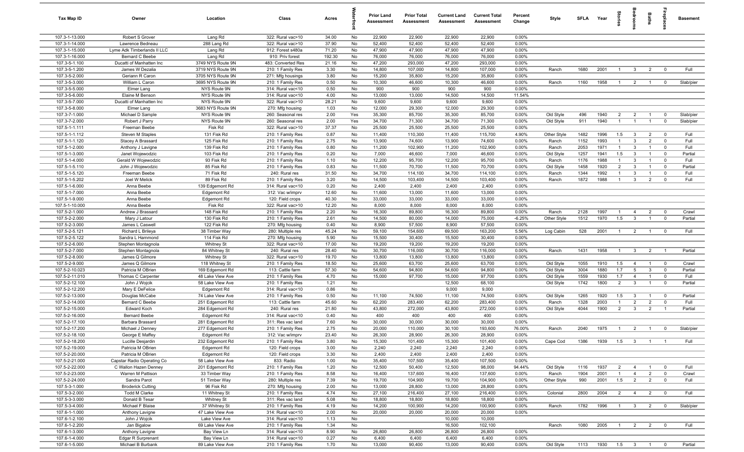| Tax Map ID | Owner | Location | Class | Acres | Waterfront | Prior Land Assessment | Prior Total Assessment | Current Land Assessment | Current Total Assessment | Percent Change | Style | SFLA | Year | Stories | Bedrooms | Baths | Fireplaces | Basement |
|---|---|---|---|---|---|---|---|---|---|---|---|---|---|---|---|---|---|---|
| 107.3-1-13.000 | Robert S Grover | Lang Rd | 322: Rural vac>10 | 34.00 | No | 22,900 | 22,900 | 22,900 | 22,900 | 0.00% | | | | | | | | |
| 107.3-1-14.000 | Lawrence Bedneau | 288 Lang Rd | 322: Rural vac>10 | 37.90 | No | 52,400 | 52,400 | 52,400 | 52,400 | 0.00% | | | | | | | | |
| 107.3-1-15.000 | Lyme Adk Timberlands II LLC | Lang Rd | 912: Forest s480a | 71.20 | No | 47,900 | 47,900 | 47,900 | 47,900 | 0.00% | | | | | | | | |
| 107.3-1-16.000 | Bernard C Beebe | Lang Rd | 910: Priv forest | 192.30 | No | 76,000 | 76,000 | 76,000 | 76,000 | 0.00% | | | | | | | | |
| 107.3-5-1.100 | Ducatti of Manhatten Inc | 3749 NYS Route 9N | 483: Converted Res | 21.16 | No | 47,200 | 293,000 | 47,200 | 293,000 | 0.00% | | | | | | | | |
| 107.3-5-1.200 | James W Dezalia | 3719 NYS Route 9N | 210: 1 Family Res | 3.30 | No | 14,800 | 107,000 | 14,800 | 107,000 | 0.00% | Ranch | 1680 | 2001 | 1 | 3 | 2 | 0 | Full |
| 107.3-5-2.000 | Geriann R Caron | 3705 NYS Route 9N | 271: Mfg housings | 3.80 | No | 15,200 | 35,800 | 15,200 | 35,800 | 0.00% | | | | | | | | |
| 107.3-5-3.000 | William L Caron | 3695 NYS Route 9N | 210: 1 Family Res | 0.50 | No | 10,300 | 46,600 | 10,300 | 46,600 | 0.00% | Ranch | 1160 | 1958 | 1 | 2 | 1 | 0 | Slab/pier |
| 107.3-5-5.000 | Elmer Lang | NYS Route 9N | 314: Rural vac<10 | 0.50 | No | 900 | 900 | 900 | 900 | 0.00% | | | | | | | | |
| 107.3-5-6.000 | Elaine M Benson | NYS Route 9N | 314: Rural vac<10 | 4.00 | No | 13,000 | 13,000 | 14,500 | 14,500 | 11.54% | | | | | | | | |
| 107.3-5-7.000 | Ducatti of Manhatten Inc | NYS Route 9N | 322: Rural vac>10 | 28.21 | No | 9,600 | 9,600 | 9,600 | 9,600 | 0.00% | | | | | | | | |
| 107.3-5-8.000 | Elmer Lang | 3683 NYS Route 9N | 270: Mfg housing | 1.03 | No | 12,000 | 29,300 | 12,000 | 29,300 | 0.00% | | | | | | | | |
| 107.3-7-1.000 | Michael D Sample | NYS Route 9N | 260: Seasonal res | 2.00 | Yes | 35,300 | 85,700 | 35,300 | 85,700 | 0.00% | Old Style | 496 | 1940 | 2 | 2 | 1 | 0 | Slab/pier |
| 107.3-7-2.000 | Robert J Parry | NYS Route 9N | 260: Seasonal res | 2.00 | Yes | 34,700 | 71,300 | 34,700 | 71,300 | 0.00% | Old Style | 911 | 1940 | 1 | 1 | 1 | 0 | Slab/pier |
| 107.5-1-1.111 | Freeman Beebe | Fisk Rd | 322: Rural vac>10 | 37.37 | No | 25,500 | 25,500 | 25,500 | 25,500 | 0.00% | | | | | | | | |
| 107.5-1-1.112 | Steven M Staples | 131 Fisk Rd | 210: 1 Family Res | 0.87 | No | 11,400 | 110,300 | 11,400 | 115,700 | 4.90% | Other Style | 1482 | 1996 | 1.5 | 3 | 2 | 0 | Full |
| 107.5-1-1.120 | Stacey A Brassard | 125 Fisk Rd | 210: 1 Family Res | 2.75 | No | 13,900 | 74,600 | 13,900 | 74,600 | 0.00% | Ranch | 1152 | 1993 | 1 | 3 | 2 | 0 | Full |
| 107.5-1-2.000 | Anthony J Lavigne | 139 Fisk Rd | 210: 1 Family Res | 0.80 | No | 11,200 | 102,900 | 11,200 | 102,900 | 0.00% | Ranch | 2053 | 1971 | 1 | 3 | 1 | 0 | Full |
| 107.5-1-3.000 | Janet Wojewodzic | 103 Fisk Rd | 210: 1 Family Res | 0.20 | No | 7,000 | 46,600 | 7,000 | 46,600 | 0.00% | Old Style | 1257 | 1941 | 1.5 | 3 | 1 | 0 | Partial |
| 107.5-1-4.000 | Gerald W Wojewodzic | 93 Fisk Rd | 210: 1 Family Res | 1.10 | No | 12,200 | 95,700 | 12,200 | 95,700 | 0.00% | Ranch | 1176 | 1988 | 1 | 3 | 1 | 0 | Full |
| 107.5-1-5.110 | John J Wojewodzic | 85 Fisk Rd | 210: 1 Family Res | 0.83 | No | 11,500 | 70,700 | 11,500 | 70,700 | 0.00% | Old Style | 1458 | 1920 | 2 | 3 | 1 | 0 | Partial |
| 107.5-1-5.120 | Freeman Beebe | 71 Fisk Rd | 240: Rural res | 31.50 | No | 34,700 | 114,100 | 34,700 | 114,100 | 0.00% | Ranch | 1344 | 1992 | 1 | 3 | 1 | 0 | Full |
| 107.5-1-5.202 | Joel W Melick | 89 Fisk Rd | 210: 1 Family Res | 3.20 | No | 14,500 | 103,400 | 14,500 | 103,400 | 0.00% | Ranch | 1872 | 1988 | 1 | 3 | 2 | 0 | Full |
| 107.5-1-6.000 | Anna Beebe | 139 Edgemont Rd | 314: Rural vac<10 | 0.20 | No | 2,400 | 2,400 | 2,400 | 2,400 | 0.00% | | | | | | | | |
| 107.5-1-7.000 | Anna Beebe | Edgemont Rd | 312: Vac w/imprv | 12.60 | No | 11,600 | 13,000 | 11,600 | 13,000 | 0.00% | | | | | | | | |
| 107.5-1-9.000 | Anna Beebe | Edgemont Rd | 120: Field crops | 40.30 | No | 33,000 | 33,000 | 33,000 | 33,000 | 0.00% | | | | | | | | |
| 107.5-1-10.000 | Anna Beebe | Fisk Rd | 322: Rural vac>10 | 12.20 | No | 8,000 | 8,000 | 8,000 | 8,000 | 0.00% | | | | | | | | |
| 107.5-2-1.000 | Andrew J Brassard | 148 Fisk Rd | 210: 1 Family Res | 2.20 | No | 16,300 | 89,800 | 16,300 | 89,800 | 0.00% | Ranch | 2128 | 1997 | 1 | 4 | 2 | 0 | Crawl |
| 107.5-2-2.000 | Mary J Latour | 130 Fisk Rd | 210: 1 Family Res | 2.61 | No | 14,500 | 80,000 | 14,000 | 75,000 | -6.25% | Other Style | 1512 | 1970 | 1.5 | 3 | 1 | 0 | Partial |
| 107.5-2-3.000 | James L Caswell | 122 Fisk Rd | 270: Mfg housing | 0.40 | No | 8,900 | 57,500 | 8,900 | 57,500 | 0.00% | | | | | | | | |
| 107.5-2-5.121 | Richard L Brileya | 38 Timber Way | 280: Multiple res | 45.24 | No | 59,100 | 154,600 | 69,500 | 163,200 | 5.56% | Log Cabin | 528 | 2001 | 1 | 2 | 1 | 0 | Full |
| 107.5-2-5.122 | Sandra L Hammond | 114 Fisk Rd | 270: Mfg housing | 5.90 | No | 15,500 | 30,400 | 15,500 | 30,400 | 0.00% | | | | | | | | |
| 107.5-2-6.000 | Stephen Montagnola | Whitney St | 322: Rural vac>10 | 17.00 | No | 19,200 | 19,200 | 19,200 | 19,200 | 0.00% | | | | | | | | |
| 107.5-2-7.000 | Stephen Montagnola | 84 Whitney St | 240: Rural res | 28.40 | No | 30,700 | 116,000 | 30,700 | 116,000 | 0.00% | Ranch | 1431 | 1958 | 1 | 3 | 2 | 1 | Partial |
| 107.5-2-8.000 | James Q Gilmore | Whitney St | 322: Rural vac>10 | 19.70 | No | 13,800 | 13,800 | 13,800 | 13,800 | 0.00% | | | | | | | | |
| 107.5-2-9.000 | James Q Gilmore | 118 Whitney St | 210: 1 Family Res | 18.50 | No | 25,600 | 63,700 | 25,600 | 63,700 | 0.00% | Old Style | 1055 | 1910 | 1.5 | 4 | 1 | 0 | Crawl |
| 107.5-2-10.023 | Patricia M OBrien | 169 Edgemont Rd | 113: Cattle farm | 57.30 | No | 54,600 | 94,800 | 54,600 | 94,800 | 0.00% | Old Style | 3004 | 1880 | 1.7 | 5 | 3 | 0 | Partial |
| 107.5-2-11.010 | Thomas C Carpenter | 48 Lake View Ave | 210: 1 Family Res | 4.70 | No | 15,000 | 97,700 | 15,000 | 97,700 | 0.00% | Old Style | 1559 | 1930 | 1.7 | 4 | 1 | 0 | Full |
| 107.5-2-12.100 | John J Wojcik | 58 Lake View Ave | 210: 1 Family Res | 1.21 | No | | | 12,500 | 68,100 | | Old Style | 1742 | 1800 | 2 | 3 | 1 | 0 | Partial |
| 107.5-2-12.200 | Mary E DeFelice | Edgemont Rd | 314: Rural vac<10 | 0.86 | No | | | 9,000 | 9,000 | | | | | | | | | |
| 107.5-2-13.000 | Douglas McCabe | 74 Lake View Ave | 210: 1 Family Res | 0.50 | No | 11,100 | 74,500 | 11,100 | 74,500 | 0.00% | Old Style | 1265 | 1920 | 1.5 | 3 | 1 | 0 | Partial |
| 107.5-2-14.000 | Bernard C Beebe | 251 Edgemont Rd | 113: Cattle farm | 45.60 | No | 62,200 | 283,400 | 62,200 | 283,400 | 0.00% | Ranch | 1328 | 2003 | 1 | 2 | 2 | 0 | Full |
| 107.5-2-15.000 | Edward Koch | 284 Edgemont Rd | 240: Rural res | 21.80 | No | 43,800 | 272,000 | 43,800 | 272,000 | 0.00% | Old Style | 4044 | 1900 | 2 | 3 | 2 | 1 | Partial |
| 107.5-2-16.000 | Bernard Beebe | Edgemont Rd | 314: Rural vac<10 | 0.40 | No | 400 | 400 | 400 | 400 | 0.00% | | | | | | | | |
| 107.5-2-17.100 | Barbara Brassard | 281 Edgemont Rd | 311: Res vac land | 7.60 | No | 30,000 | 30,000 | 30,000 | 30,000 | 0.00% | | | | | | | | |
| 107.5-2-17.200 | Michael J Denney | 277 Edgemont Rd | 210: 1 Family Res | 2.75 | No | 20,000 | 110,000 | 30,100 | 193,600 | 76.00% | Ranch | 2040 | 1975 | 1 | 2 | 1 | 0 | Slab/pier |
| 107.5-2-18.100 | George E Maffey | Edgemont Rd | 312: Vac w/imprv | 23.40 | No | 26,300 | 28,900 | 26,300 | 28,900 | 0.00% | | | | | | | | |
| 107.5-2-18.200 | Lucille Desjardin | 232 Edgemont Rd | 210: 1 Family Res | 3.80 | No | 15,300 | 101,400 | 15,300 | 101,400 | 0.00% | Cape Cod | 1386 | 1939 | 1.5 | 3 | 1 | 1 | Full |
| 107.5-2-19.000 | Patricia M OBrien | Edgemont Rd | 120: Field crops | 3.00 | No | 2,240 | 2,240 | 2,240 | 2,240 | 0.00% | | | | | | | | |
| 107.5-2-20.000 | Patricia M OBrien | Edgemont Rd | 120: Field crops | 3.30 | No | 2,400 | 2,400 | 2,400 | 2,400 | 0.00% | | | | | | | | |
| 107.5-2-21.000 | Capstar Radio Operating Co | 58 Lake View Ave | 833: Radio | 1.00 | No | 35,400 | 107,500 | 35,400 | 107,500 | 0.00% | | | | | | | | |
| 107.5-2-22.000 | C Wallon Hazen Denney | 201 Edgemont Rd | 210: 1 Family Res | 1.20 | No | 12,500 | 50,400 | 12,500 | 98,000 | 94.44% | Old Style | 1116 | 1937 | 2 | 4 | 1 | 0 | Full |
| 107.5-2-23.000 | Warren M Pattison | 33 Timber Way | 210: 1 Family Res | 8.58 | No | 16,400 | 137,600 | 16,400 | 137,600 | 0.00% | Ranch | 1904 | 2001 | 1 | 4 | 2 | 0 | Crawl |
| 107.5-2-24.000 | Sandra Parot | 51 Timber Way | 280: Multiple res | 7.39 | No | 19,700 | 104,900 | 19,700 | 104,900 | 0.00% | Other Style | 990 | 2001 | 1.5 | 2 | 2 | 0 | Full |
| 107.5-3-1.000 | Broderick Cutting | 96 Fisk Rd | 270: Mfg housing | 2.00 | No | 13,000 | 28,800 | 13,000 | 28,800 | 0.00% | | | | | | | | |
| 107.5-3-2.000 | Todd M Clarke | 11 Whitney St | 210: 1 Family Res | 4.74 | No | 27,100 | 216,400 | 27,100 | 216,400 | 0.00% | Colonial | 2800 | 2004 | 2 | 4 | 2 | 0 | Full |
| 107.5-3-3.000 | Donald B Tesar | Whitney St | 311: Res vac land | 5.08 | No | 18,800 | 18,800 | 18,800 | 18,800 | 0.00% | | | | | | | | |
| 107.5-3-4.000 | Michael F Blaise | 37 Whitney St | 210: 1 Family Res | 4.19 | No | 14,200 | 100,900 | 14,200 | 100,900 | 0.00% | Ranch | 1782 | 1996 | 1 | 3 | 2 | 0 | Slab/pier |
| 107.6-1-1.000 | Anthony Lavigne | 47 Lake View Ave | 314: Rural vac<10 | 2.00 | No | 20,000 | 20,000 | 20,000 | 20,000 | 0.00% | | | | | | | | |
| 107.6-1-2.100 | John J Wojcik | Lake View Ave | 314: Rural vac<10 | 1.13 | No | | | 10,000 | 10,000 | | | | | | | | | |
| 107.6-1-2.200 | Jan Bigalow | 69 Lake View Ave | 210: 1 Family Res | 1.34 | No | | | 16,500 | 102,100 | | Ranch | 1080 | 2005 | 1 | 2 | 2 | 0 | Full |
| 107.6-1-3.000 | Anthony Lavigne | Bay View Ln | 314: Rural vac<10 | 8.90 | No | 26,800 | 26,800 | 26,800 | 26,800 | 0.00% | | | | | | | | |
| 107.6-1-4.000 | Edgar R Surprenant | Bay View Ln | 314: Rural vac<10 | 0.27 | No | 6,400 | 6,400 | 6,400 | 6,400 | 0.00% | | | | | | | | |
| 107.6-1-5.000 | Michael B Burbank | 89 Lake View Ave | 210: 1 Family Res | 1.70 | No | 13,000 | 90,400 | 13,000 | 90,400 | 0.00% | Old Style | 1113 | 1930 | 1.5 | 3 | 1 | 0 | Partial |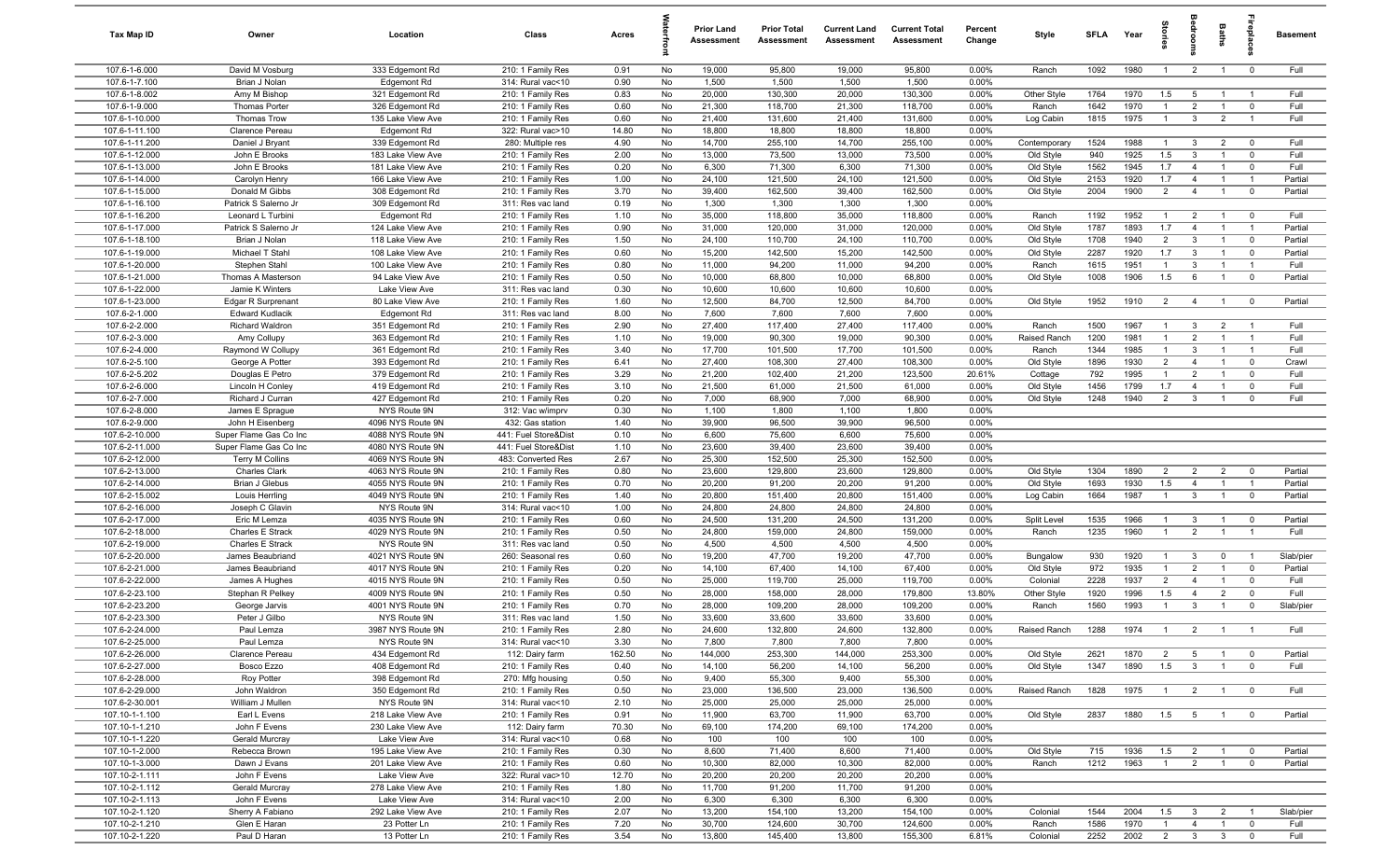| Tax Map ID | Owner | Location | Class | Acres | Waterfront | Prior Land Assessment | Prior Total Assessment | Current Land Assessment | Current Total Assessment | Percent Change | Style | SFLA | Year | Stories | Bedrooms | Baths | Fireplaces | Basement |
|---|---|---|---|---|---|---|---|---|---|---|---|---|---|---|---|---|---|---|
| 107.6-1-6.000 | David M Vosburg | 333 Edgemont Rd | 210: 1 Family Res | 0.91 | No | 19,000 | 95,800 | 19,000 | 95,800 | 0.00% | Ranch | 1092 | 1980 | 1 | 2 | 1 | 0 | Full |
| 107.6-1-7.100 | Brian J Nolan | Edgemont Rd | 314: Rural vac<10 | 0.90 | No | 1,500 | 1,500 | 1,500 | 1,500 | 0.00% | | | | | | | | |
| 107.6-1-8.002 | Amy M Bishop | 321 Edgemont Rd | 210: 1 Family Res | 0.83 | No | 20,000 | 130,300 | 20,000 | 130,300 | 0.00% | Other Style | 1764 | 1970 | 1.5 | 5 | 1 | 1 | Full |
| 107.6-1-9.000 | Thomas Porter | 326 Edgemont Rd | 210: 1 Family Res | 0.60 | No | 21,300 | 118,700 | 21,300 | 118,700 | 0.00% | Ranch | 1642 | 1970 | 1 | 2 | 1 | 0 | Full |
| 107.6-1-10.000 | Thomas Trow | 135 Lake View Ave | 210: 1 Family Res | 0.60 | No | 21,400 | 131,600 | 21,400 | 131,600 | 0.00% | Log Cabin | 1815 | 1975 | 1 | 3 | 2 | 1 | Full |
| 107.6-1-11.100 | Clarence Pereau | Edgemont Rd | 322: Rural vac>10 | 14.80 | No | 18,800 | 18,800 | 18,800 | 18,800 | 0.00% | | | | | | | | |
| 107.6-1-11.200 | Daniel J Bryant | 339 Edgemont Rd | 280: Multiple res | 4.90 | No | 14,700 | 255,100 | 14,700 | 255,100 | 0.00% | Contemporary | 1524 | 1988 | 1 | 3 | 2 | 0 | Full |
| 107.6-1-12.000 | John E Brooks | 183 Lake View Ave | 210: 1 Family Res | 2.00 | No | 13,000 | 73,500 | 13,000 | 73,500 | 0.00% | Old Style | 940 | 1925 | 1.5 | 3 | 1 | 0 | Full |
| 107.6-1-13.000 | John E Brooks | 181 Lake View Ave | 210: 1 Family Res | 0.20 | No | 6,300 | 71,300 | 6,300 | 71,300 | 0.00% | Old Style | 1562 | 1945 | 1.7 | 4 | 1 | 0 | Full |
| 107.6-1-14.000 | Carolyn Henry | 166 Lake View Ave | 210: 1 Family Res | 1.00 | No | 24,100 | 121,500 | 24,100 | 121,500 | 0.00% | Old Style | 2153 | 1920 | 1.7 | 4 | 1 | 1 | Partial |
| 107.6-1-15.000 | Donald M Gibbs | 308 Edgemont Rd | 210: 1 Family Res | 3.70 | No | 39,400 | 162,500 | 39,400 | 162,500 | 0.00% | Old Style | 2004 | 1900 | 2 | 4 | 1 | 0 | Partial |
| 107.6-1-16.100 | Patrick S Salerno Jr | 309 Edgemont Rd | 311: Res vac land | 0.19 | No | 1,300 | 1,300 | 1,300 | 1,300 | 0.00% | | | | | | | | |
| 107.6-1-16.200 | Leonard L Turbini | Edgemont Rd | 210: 1 Family Res | 1.10 | No | 35,000 | 118,800 | 35,000 | 118,800 | 0.00% | Ranch | 1192 | 1952 | 1 | 2 | 1 | 0 | Full |
| 107.6-1-17.000 | Patrick S Salerno Jr | 124 Lake View Ave | 210: 1 Family Res | 0.90 | No | 31,000 | 120,000 | 31,000 | 120,000 | 0.00% | Old Style | 1787 | 1893 | 1.7 | 4 | 1 | 1 | Partial |
| 107.6-1-18.100 | Brian J Nolan | 118 Lake View Ave | 210: 1 Family Res | 1.50 | No | 24,100 | 110,700 | 24,100 | 110,700 | 0.00% | Old Style | 1708 | 1940 | 2 | 3 | 1 | 0 | Partial |
| 107.6-1-19.000 | Michael T Stahl | 108 Lake View Ave | 210: 1 Family Res | 0.60 | No | 15,200 | 142,500 | 15,200 | 142,500 | 0.00% | Old Style | 2287 | 1920 | 1.7 | 3 | 1 | 0 | Partial |
| 107.6-1-20.000 | Stephen Stahl | 100 Lake View Ave | 210: 1 Family Res | 0.80 | No | 11,000 | 94,200 | 11,000 | 94,200 | 0.00% | Ranch | 1615 | 1951 | 1 | 3 | 1 | 1 | Full |
| 107.6-1-21.000 | Thomas A Masterson | 94 Lake View Ave | 210: 1 Family Res | 0.50 | No | 10,000 | 68,800 | 10,000 | 68,800 | 0.00% | Old Style | 1008 | 1906 | 1.5 | 6 | 1 | 0 | Partial |
| 107.6-1-22.000 | Jamie K Winters | Lake View Ave | 311: Res vac land | 0.30 | No | 10,600 | 10,600 | 10,600 | 10,600 | 0.00% | | | | | | | | |
| 107.6-1-23.000 | Edgar R Surprenant | 80 Lake View Ave | 210: 1 Family Res | 1.60 | No | 12,500 | 84,700 | 12,500 | 84,700 | 0.00% | Old Style | 1952 | 1910 | 2 | 4 | 1 | 0 | Partial |
| 107.6-2-1.000 | Edward Kudlacik | Edgemont Rd | 311: Res vac land | 8.00 | No | 7,600 | 7,600 | 7,600 | 7,600 | 0.00% | | | | | | | | |
| 107.6-2-2.000 | Richard Waldron | 351 Edgemont Rd | 210: 1 Family Res | 2.90 | No | 27,400 | 117,400 | 27,400 | 117,400 | 0.00% | Ranch | 1500 | 1967 | 1 | 3 | 2 | 1 | Full |
| 107.6-2-3.000 | Amy Collupy | 363 Edgemont Rd | 210: 1 Family Res | 1.10 | No | 19,000 | 90,300 | 19,000 | 90,300 | 0.00% | Raised Ranch | 1200 | 1981 | 1 | 2 | 1 | 1 | Full |
| 107.6-2-4.000 | Raymond W Collupy | 361 Edgemont Rd | 210: 1 Family Res | 3.40 | No | 17,700 | 101,500 | 17,700 | 101,500 | 0.00% | Ranch | 1344 | 1985 | 1 | 3 | 1 | 1 | Full |
| 107.6-2-5.100 | George A Potter | 393 Edgemont Rd | 210: 1 Family Res | 6.41 | No | 27,400 | 108,300 | 27,400 | 108,300 | 0.00% | Old Style | 1896 | 1930 | 2 | 4 | 1 | 0 | Crawl |
| 107.6-2-5.202 | Douglas E Petro | 379 Edgemont Rd | 210: 1 Family Res | 3.29 | No | 21,200 | 102,400 | 21,200 | 123,500 | 20.61% | Cottage | 792 | 1995 | 1 | 2 | 1 | 0 | Full |
| 107.6-2-6.000 | Lincoln H Conley | 419 Edgemont Rd | 210: 1 Family Res | 3.10 | No | 21,500 | 61,000 | 21,500 | 61,000 | 0.00% | Old Style | 1456 | 1799 | 1.7 | 4 | 1 | 0 | Full |
| 107.6-2-7.000 | Richard J Curran | 427 Edgemont Rd | 210: 1 Family Res | 0.20 | No | 7,000 | 68,900 | 7,000 | 68,900 | 0.00% | Old Style | 1248 | 1940 | 2 | 3 | 1 | 0 | Full |
| 107.6-2-8.000 | James E Sprague | NYS Route 9N | 312: Vac w/imprv | 0.30 | No | 1,100 | 1,800 | 1,100 | 1,800 | 0.00% | | | | | | | | |
| 107.6-2-9.000 | John H Eisenberg | 4096 NYS Route 9N | 432: Gas station | 1.40 | No | 39,900 | 96,500 | 39,900 | 96,500 | 0.00% | | | | | | | | |
| 107.6-2-10.000 | Super Flame Gas Co Inc | 4088 NYS Route 9N | 441: Fuel Store&Dist | 0.10 | No | 6,600 | 75,600 | 6,600 | 75,600 | 0.00% | | | | | | | | |
| 107.6-2-11.000 | Super Flame Gas Co Inc | 4080 NYS Route 9N | 441: Fuel Store&Dist | 1.10 | No | 23,600 | 39,400 | 23,600 | 39,400 | 0.00% | | | | | | | | |
| 107.6-2-12.000 | Terry M Collins | 4069 NYS Route 9N | 483: Converted Res | 2.67 | No | 25,300 | 152,500 | 25,300 | 152,500 | 0.00% | | | | | | | | |
| 107.6-2-13.000 | Charles Clark | 4063 NYS Route 9N | 210: 1 Family Res | 0.80 | No | 23,600 | 129,800 | 23,600 | 129,800 | 0.00% | Old Style | 1304 | 1890 | 2 | 2 | 2 | 0 | Partial |
| 107.6-2-14.000 | Brian J Glebus | 4055 NYS Route 9N | 210: 1 Family Res | 0.70 | No | 20,200 | 91,200 | 20,200 | 91,200 | 0.00% | Old Style | 1693 | 1930 | 1.5 | 4 | 1 | 1 | Partial |
| 107.6-2-15.002 | Louis Herrling | 4049 NYS Route 9N | 210: 1 Family Res | 1.40 | No | 20,800 | 151,400 | 20,800 | 151,400 | 0.00% | Log Cabin | 1664 | 1987 | 1 | 3 | 1 | 0 | Partial |
| 107.6-2-16.000 | Joseph C Glavin | NYS Route 9N | 314: Rural vac<10 | 1.00 | No | 24,800 | 24,800 | 24,800 | 24,800 | 0.00% | | | | | | | | |
| 107.6-2-17.000 | Eric M Lemza | 4035 NYS Route 9N | 210: 1 Family Res | 0.60 | No | 24,500 | 131,200 | 24,500 | 131,200 | 0.00% | Split Level | 1535 | 1966 | 1 | 3 | 1 | 0 | Partial |
| 107.6-2-18.000 | Charles E Strack | 4029 NYS Route 9N | 210: 1 Family Res | 0.50 | No | 24,800 | 159,000 | 24,800 | 159,000 | 0.00% | Ranch | 1235 | 1960 | 1 | 2 | 1 | 1 | Full |
| 107.6-2-19.000 | Charles E Strack | NYS Route 9N | 311: Res vac land | 0.50 | No | 4,500 | 4,500 | 4,500 | 4,500 | 0.00% | | | | | | | | |
| 107.6-2-20.000 | James Beaubriand | 4021 NYS Route 9N | 260: Seasonal res | 0.60 | No | 19,200 | 47,700 | 19,200 | 47,700 | 0.00% | Bungalow | 930 | 1920 | 1 | 3 | 0 | 1 | Slab/pier |
| 107.6-2-21.000 | James Beaubriand | 4017 NYS Route 9N | 210: 1 Family Res | 0.20 | No | 14,100 | 67,400 | 14,100 | 67,400 | 0.00% | Old Style | 972 | 1935 | 1 | 2 | 1 | 0 | Partial |
| 107.6-2-22.000 | James A Hughes | 4015 NYS Route 9N | 210: 1 Family Res | 0.50 | No | 25,000 | 119,700 | 25,000 | 119,700 | 0.00% | Colonial | 2228 | 1937 | 2 | 4 | 1 | 0 | Full |
| 107.6-2-23.100 | Stephan R Pelkey | 4009 NYS Route 9N | 210: 1 Family Res | 0.50 | No | 28,000 | 158,000 | 28,000 | 179,800 | 13.80% | Other Style | 1920 | 1996 | 1.5 | 4 | 2 | 0 | Full |
| 107.6-2-23.200 | George Jarvis | 4001 NYS Route 9N | 210: 1 Family Res | 0.70 | No | 28,000 | 109,200 | 28,000 | 109,200 | 0.00% | Ranch | 1560 | 1993 | 1 | 3 | 1 | 0 | Slab/pier |
| 107.6-2-23.300 | Peter J Gilbo | NYS Route 9N | 311: Res vac land | 1.50 | No | 33,600 | 33,600 | 33,600 | 33,600 | 0.00% | | | | | | | | |
| 107.6-2-24.000 | Paul Lemza | 3987 NYS Route 9N | 210: 1 Family Res | 2.80 | No | 24,600 | 132,800 | 24,600 | 132,800 | 0.00% | Raised Ranch | 1288 | 1974 | 1 | 2 | 1 | 1 | Full |
| 107.6-2-25.000 | Paul Lemza | NYS Route 9N | 314: Rural vac<10 | 3.30 | No | 7,800 | 7,800 | 7,800 | 7,800 | 0.00% | | | | | | | | |
| 107.6-2-26.000 | Clarence Pereau | 434 Edgemont Rd | 112: Dairy farm | 162.50 | No | 144,000 | 253,300 | 144,000 | 253,300 | 0.00% | Old Style | 2621 | 1870 | 2 | 5 | 1 | 0 | Partial |
| 107.6-2-27.000 | Bosco Ezzo | 408 Edgemont Rd | 210: 1 Family Res | 0.40 | No | 14,100 | 56,200 | 14,100 | 56,200 | 0.00% | Old Style | 1347 | 1890 | 1.5 | 3 | 1 | 0 | Full |
| 107.6-2-28.000 | Roy Potter | 398 Edgemont Rd | 270: Mfg housing | 0.50 | No | 9,400 | 55,300 | 9,400 | 55,300 | 0.00% | | | | | | | | |
| 107.6-2-29.000 | John Waldron | 350 Edgemont Rd | 210: 1 Family Res | 0.50 | No | 23,000 | 136,500 | 23,000 | 136,500 | 0.00% | Raised Ranch | 1828 | 1975 | 1 | 2 | 1 | 0 | Full |
| 107.6-2-30.001 | William J Mullen | NYS Route 9N | 314: Rural vac<10 | 2.10 | No | 25,000 | 25,000 | 25,000 | 25,000 | 0.00% | | | | | | | | |
| 107.10-1-1.100 | Earl L Evens | 218 Lake View Ave | 210: 1 Family Res | 0.91 | No | 11,900 | 63,700 | 11,900 | 63,700 | 0.00% | Old Style | 2837 | 1880 | 1.5 | 5 | 1 | 0 | Partial |
| 107.10-1-1.210 | John F Evens | 230 Lake View Ave | 112: Dairy farm | 70.30 | No | 69,100 | 174,200 | 69,100 | 174,200 | 0.00% | | | | | | | | |
| 107.10-1-1.220 | Gerald Murcray | Lake View Ave | 314: Rural vac<10 | 0.68 | No | 100 | 100 | 100 | 100 | 0.00% | | | | | | | | |
| 107.10-1-2.000 | Rebecca Brown | 195 Lake View Ave | 210: 1 Family Res | 0.30 | No | 8,600 | 71,400 | 8,600 | 71,400 | 0.00% | Old Style | 715 | 1936 | 1.5 | 2 | 1 | 0 | Partial |
| 107.10-1-3.000 | Dawn J Evans | 201 Lake View Ave | 210: 1 Family Res | 0.60 | No | 10,300 | 82,000 | 10,300 | 82,000 | 0.00% | Ranch | 1212 | 1963 | 1 | 2 | 1 | 0 | Partial |
| 107.10-2-1.111 | John F Evens | Lake View Ave | 322: Rural vac>10 | 12.70 | No | 20,200 | 20,200 | 20,200 | 20,200 | 0.00% | | | | | | | | |
| 107.10-2-1.112 | Gerald Murcray | 278 Lake View Ave | 210: 1 Family Res | 1.80 | No | 11,700 | 91,200 | 11,700 | 91,200 | 0.00% | | | | | | | | |
| 107.10-2-1.113 | John F Evens | Lake View Ave | 314: Rural vac<10 | 2.00 | No | 6,300 | 6,300 | 6,300 | 6,300 | 0.00% | | | | | | | | |
| 107.10-2-1.120 | Sherry A Fabiano | 292 Lake View Ave | 210: 1 Family Res | 2.07 | No | 13,200 | 154,100 | 13,200 | 154,100 | 0.00% | Colonial | 1544 | 2004 | 1.5 | 3 | 2 | 1 | Slab/pier |
| 107.10-2-1.210 | Glen E Haran | 23 Potter Ln | 210: 1 Family Res | 7.20 | No | 30,700 | 124,600 | 30,700 | 124,600 | 0.00% | Ranch | 1586 | 1970 | 1 | 4 | 1 | 0 | Full |
| 107.10-2-1.220 | Paul D Haran | 13 Potter Ln | 210: 1 Family Res | 3.54 | No | 13,800 | 145,400 | 13,800 | 155,300 | 6.81% | Colonial | 2252 | 2002 | 2 | 3 | 3 | 0 | Full |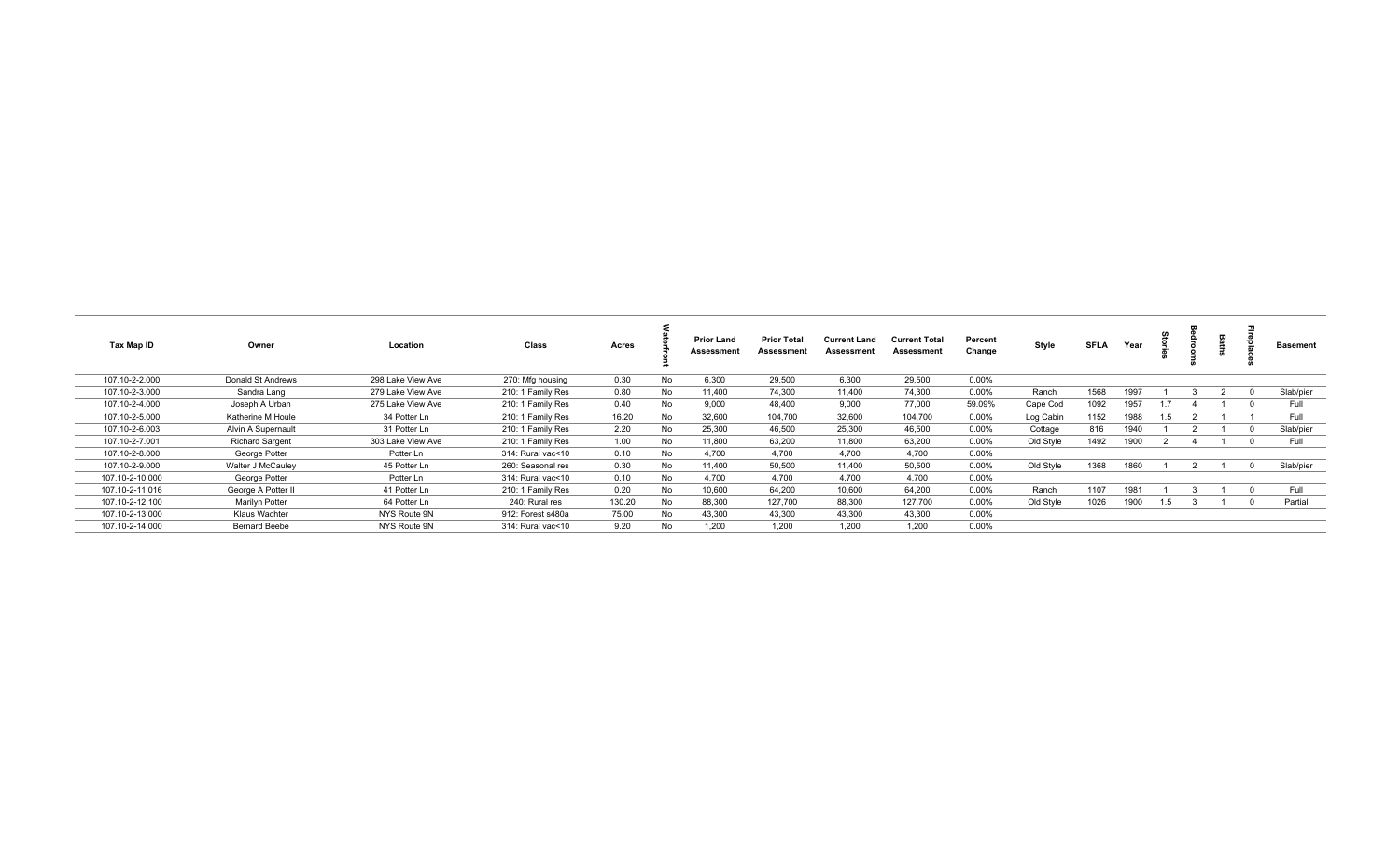| Tax Map ID | Owner | Location | Class | Acres | Waterfront | Prior Land Assessment | Prior Total Assessment | Current Land Assessment | Current Total Assessment | Percent Change | Style | SFLA | Year | Stories | Bedrooms | Baths | Fireplaces | Basement |
|---|---|---|---|---|---|---|---|---|---|---|---|---|---|---|---|---|---|---|
| 107.10-2-2.000 | Donald St Andrews | 298 Lake View Ave | 270: Mfg housing | 0.30 | No | 6,300 | 29,500 | 6,300 | 29,500 | 0.00% | | | | | | | | |
| 107.10-2-3.000 | Sandra Lang | 279 Lake View Ave | 210: 1 Family Res | 0.80 | No | 11,400 | 74,300 | 11,400 | 74,300 | 0.00% | Ranch | 1568 | 1997 | 1 | 3 | 2 | 0 | Slab/pier |
| 107.10-2-4.000 | Joseph A Urban | 275 Lake View Ave | 210: 1 Family Res | 0.40 | No | 9,000 | 48,400 | 9,000 | 77,000 | 59.09% | Cape Cod | 1092 | 1957 | 1.7 | 4 | 1 | 0 | Full |
| 107.10-2-5.000 | Katherine M Houle | 34 Potter Ln | 210: 1 Family Res | 16.20 | No | 32,600 | 104,700 | 32,600 | 104,700 | 0.00% | Log Cabin | 1152 | 1988 | 1.5 | 2 | 1 | 1 | Full |
| 107.10-2-6.003 | Alvin A Supernault | 31 Potter Ln | 210: 1 Family Res | 2.20 | No | 25,300 | 46,500 | 25,300 | 46,500 | 0.00% | Cottage | 816 | 1940 | 1 | 2 | 1 | 0 | Slab/pier |
| 107.10-2-7.001 | Richard Sargent | 303 Lake View Ave | 210: 1 Family Res | 1.00 | No | 11,800 | 63,200 | 11,800 | 63,200 | 0.00% | Old Style | 1492 | 1900 | 2 | 4 | 1 | 0 | Full |
| 107.10-2-8.000 | George Potter | Potter Ln | 314: Rural vac<10 | 0.10 | No | 4,700 | 4,700 | 4,700 | 4,700 | 0.00% | | | | | | | | |
| 107.10-2-9.000 | Walter J McCauley | 45 Potter Ln | 260: Seasonal res | 0.30 | No | 11,400 | 50,500 | 11,400 | 50,500 | 0.00% | Old Style | 1368 | 1860 | 1 | 2 | 1 | 0 | Slab/pier |
| 107.10-2-10.000 | George Potter | Potter Ln | 314: Rural vac<10 | 0.10 | No | 4,700 | 4,700 | 4,700 | 4,700 | 0.00% | | | | | | | | |
| 107.10-2-11.016 | George A Potter II | 41 Potter Ln | 210: 1 Family Res | 0.20 | No | 10,600 | 64,200 | 10,600 | 64,200 | 0.00% | Ranch | 1107 | 1981 | 1 | 3 | 1 | 0 | Full |
| 107.10-2-12.100 | Marilyn Potter | 64 Potter Ln | 240: Rural res | 130.20 | No | 88,300 | 127,700 | 88,300 | 127,700 | 0.00% | Old Style | 1026 | 1900 | 1.5 | 3 | 1 | 0 | Partial |
| 107.10-2-13.000 | Klaus Wachter | NYS Route 9N | 912: Forest s480a | 75.00 | No | 43,300 | 43,300 | 43,300 | 43,300 | 0.00% | | | | | | | | |
| 107.10-2-14.000 | Bernard Beebe | NYS Route 9N | 314: Rural vac<10 | 9.20 | No | 1,200 | 1,200 | 1,200 | 1,200 | 0.00% | | | | | | | | |